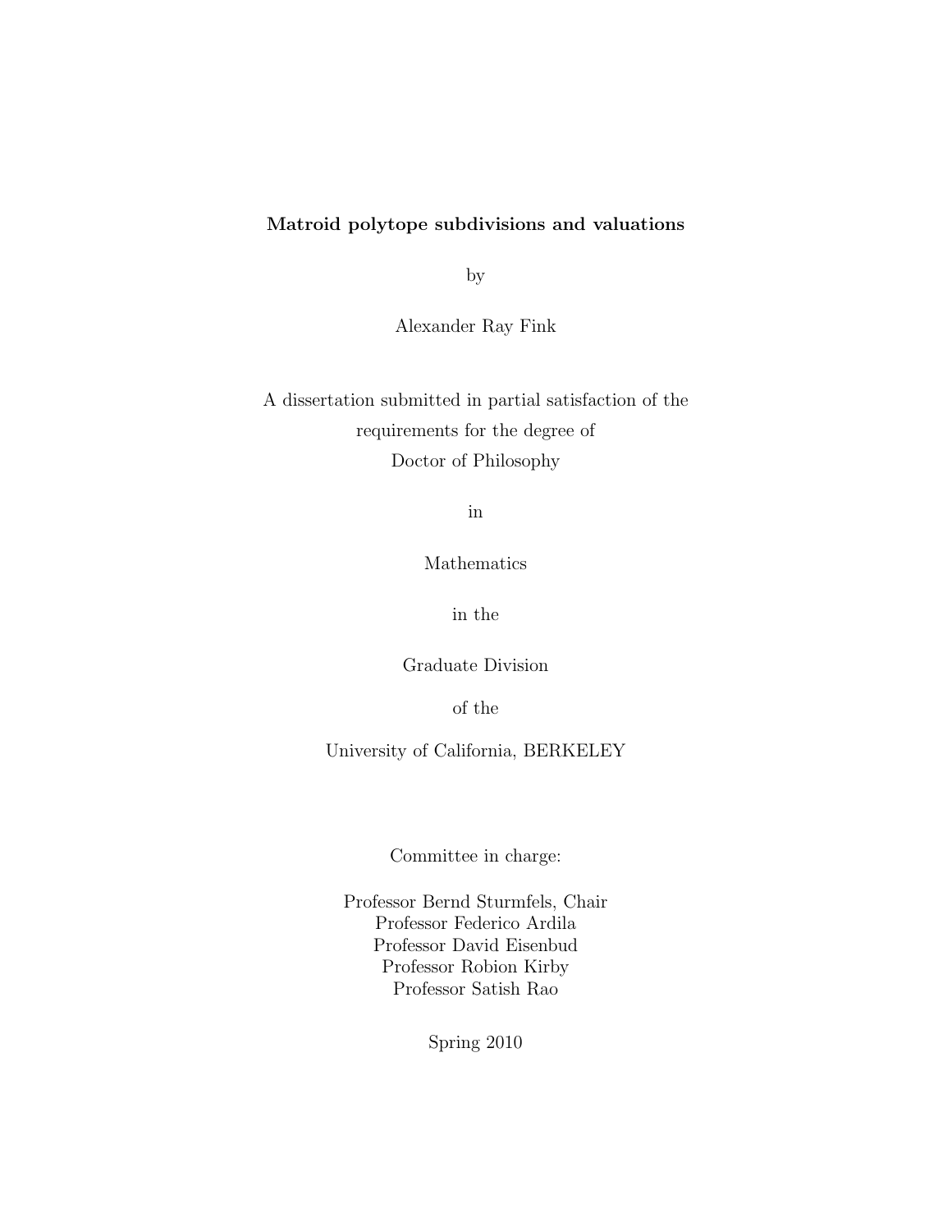**Matroid polytope subdivisions and valuations**

by

Alexander Ray Fink

A dissertation submitted in partial satisfaction of the
requirements for the degree of
Doctor of Philosophy

in

Mathematics

in the

Graduate Division

of the

University of California, BERKELEY

Committee in charge:

Professor Bernd Sturmfels, Chair
Professor Federico Ardila
Professor David Eisenbud
Professor Robion Kirby
Professor Satish Rao

Spring 2010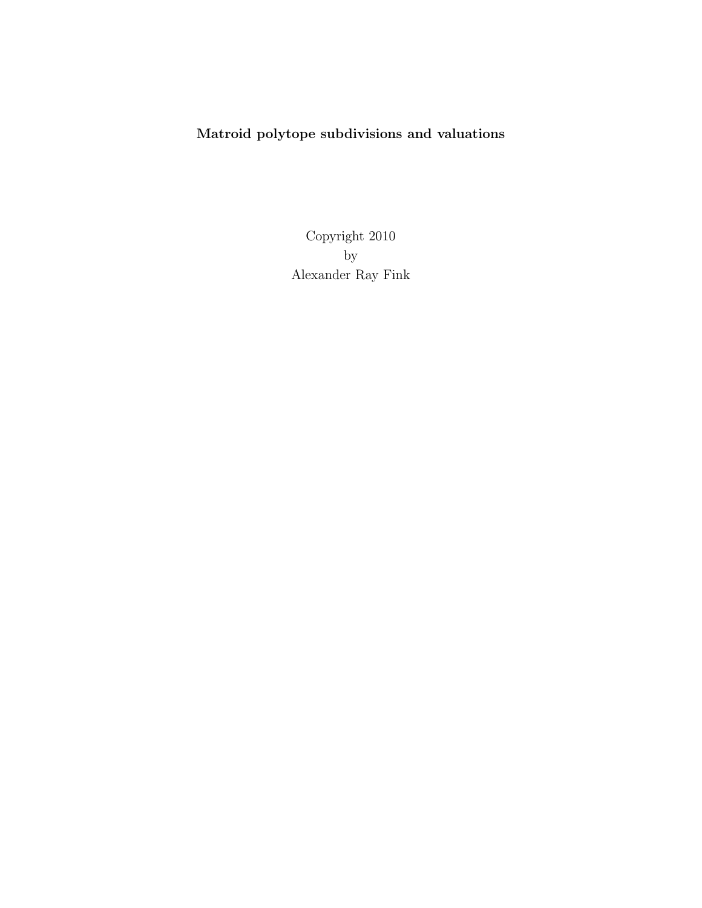**Matroid polytope subdivisions and valuations**

Copyright 2010
by
Alexander Ray Fink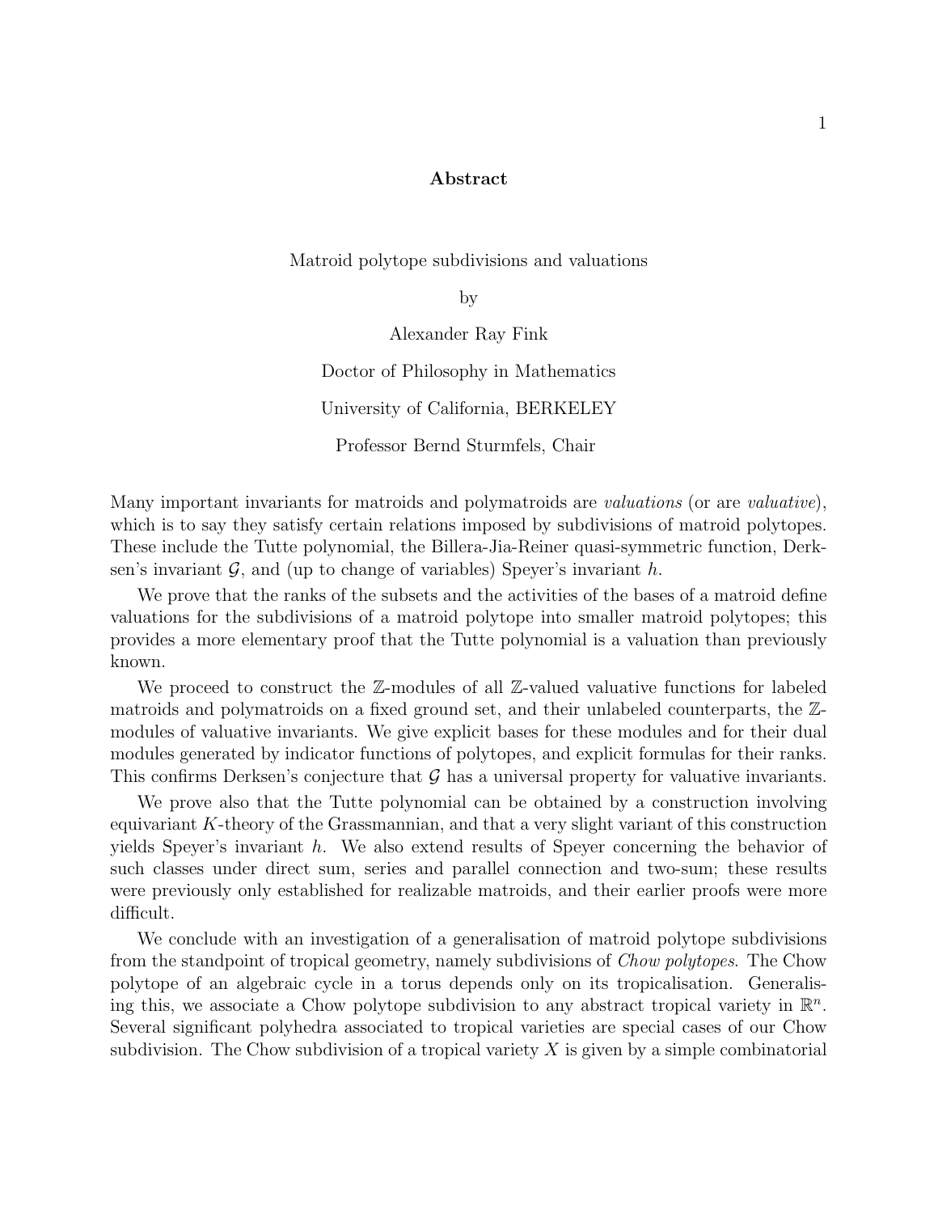# Abstract

Matroid polytope subdivisions and valuations

by

Alexander Ray Fink

Doctor of Philosophy in Mathematics

University of California, BERKELEY

Professor Bernd Sturmfels, Chair

Many important invariants for matroids and polymatroids are *valuations* (or are *valuative*), which is to say they satisfy certain relations imposed by subdivisions of matroid polytopes. These include the Tutte polynomial, the Billera-Jia-Reiner quasi-symmetric function, Derksen's invariant $\mathcal{G}$, and (up to change of variables) Speyer's invariant $h$.

We prove that the ranks of the subsets and the activities of the bases of a matroid define valuations for the subdivisions of a matroid polytope into smaller matroid polytopes; this provides a more elementary proof that the Tutte polynomial is a valuation than previously known.

We proceed to construct the $\mathbb{Z}$-modules of all $\mathbb{Z}$-valued valuative functions for labeled matroids and polymatroids on a fixed ground set, and their unlabeled counterparts, the $\mathbb{Z}$-modules of valuative invariants. We give explicit bases for these modules and for their dual modules generated by indicator functions of polytopes, and explicit formulas for their ranks. This confirms Derksen's conjecture that $\mathcal{G}$ has a universal property for valuative invariants.

We prove also that the Tutte polynomial can be obtained by a construction involving equivariant $K$-theory of the Grassmannian, and that a very slight variant of this construction yields Speyer's invariant $h$. We also extend results of Speyer concerning the behavior of such classes under direct sum, series and parallel connection and two-sum; these results were previously only established for realizable matroids, and their earlier proofs were more difficult.

We conclude with an investigation of a generalisation of matroid polytope subdivisions from the standpoint of tropical geometry, namely subdivisions of *Chow polytopes*. The Chow polytope of an algebraic cycle in a torus depends only on its tropicalisation. Generalising this, we associate a Chow polytope subdivision to any abstract tropical variety in $\mathbb{R}^n$. Several significant polyhedra associated to tropical varieties are special cases of our Chow subdivision. The Chow subdivision of a tropical variety $X$ is given by a simple combinatorial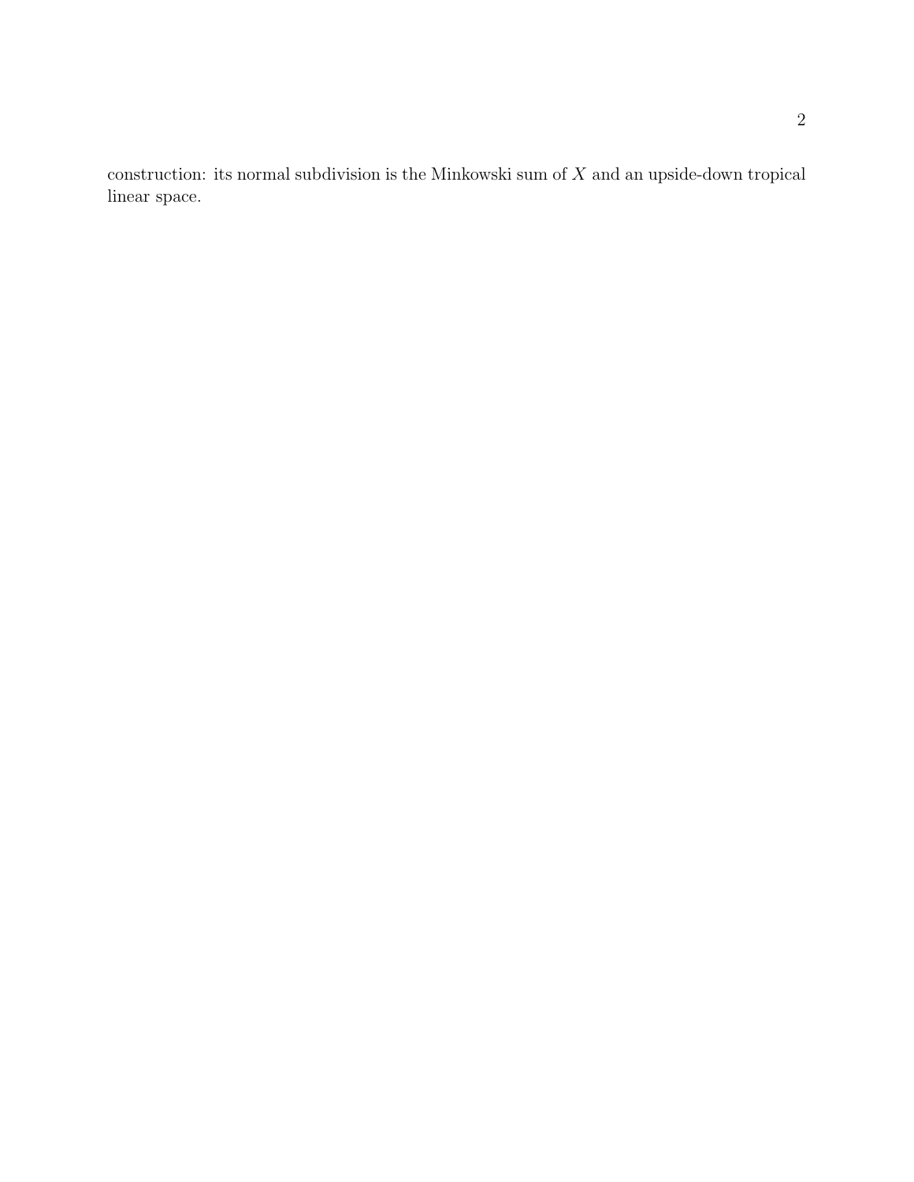construction: its normal subdivision is the Minkowski sum of $X$ and an upside-down tropical linear space.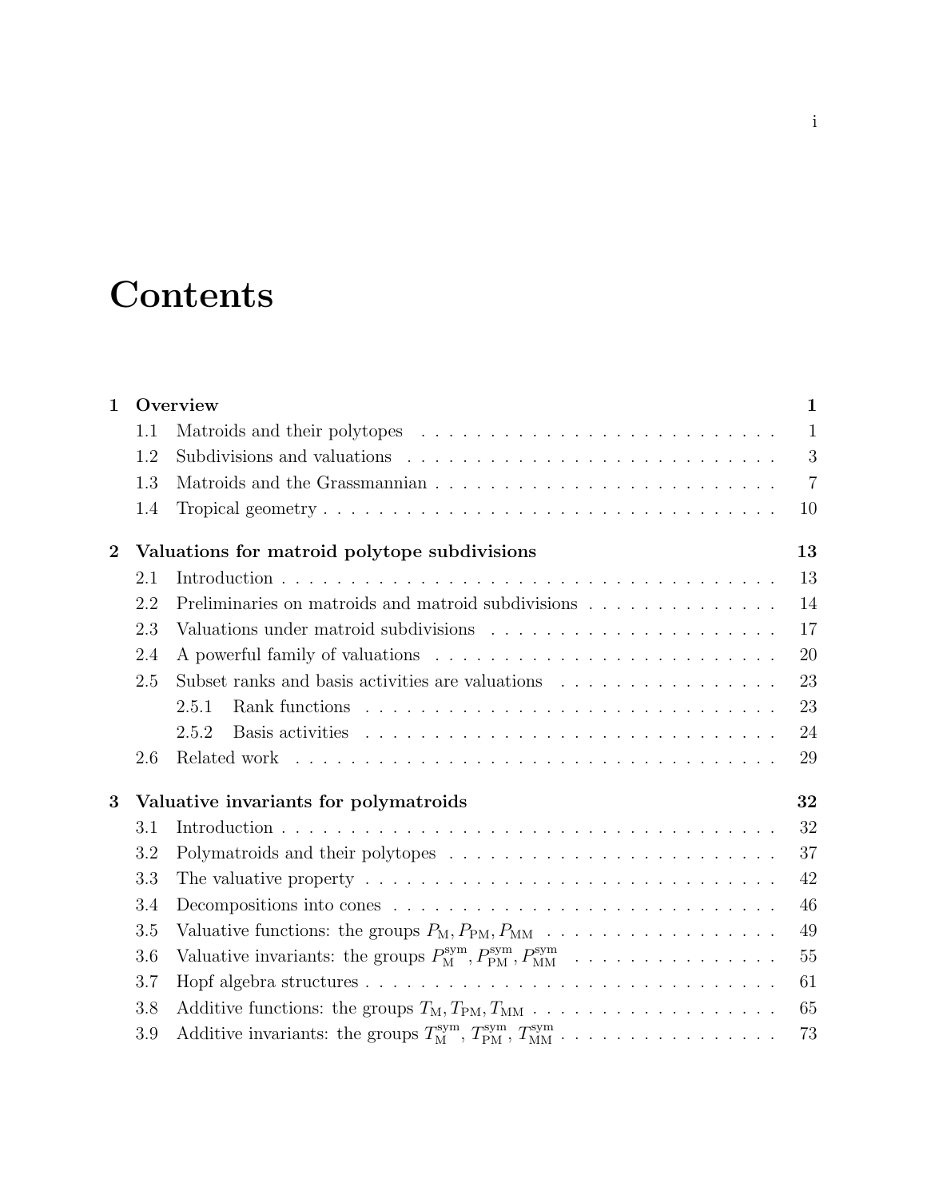# Contents

**1 Overview** **1**

- 1.1 Matroids and their polytopes . . . . . . . . . . . . . . . . . . . . . . . . . . 1
- 1.2 Subdivisions and valuations . . . . . . . . . . . . . . . . . . . . . . . . . . 3
- 1.3 Matroids and the Grassmannian . . . . . . . . . . . . . . . . . . . . . . . . 7
- 1.4 Tropical geometry . . . . . . . . . . . . . . . . . . . . . . . . . . . . . . . 10

**2 Valuations for matroid polytope subdivisions** **13**

- 2.1 Introduction . . . . . . . . . . . . . . . . . . . . . . . . . . . . . . . . . . 13
- 2.2 Preliminaries on matroids and matroid subdivisions . . . . . . . . . . . . . 14
- 2.3 Valuations under matroid subdivisions . . . . . . . . . . . . . . . . . . . . 17
- 2.4 A powerful family of valuations . . . . . . . . . . . . . . . . . . . . . . . . 20
- 2.5 Subset ranks and basis activities are valuations . . . . . . . . . . . . . . . 23
  - 2.5.1 Rank functions . . . . . . . . . . . . . . . . . . . . . . . . . . . . . 23
  - 2.5.2 Basis activities . . . . . . . . . . . . . . . . . . . . . . . . . . . . . 24
- 2.6 Related work . . . . . . . . . . . . . . . . . . . . . . . . . . . . . . . . . . 29

**3 Valuative invariants for polymatroids** **32**

- 3.1 Introduction . . . . . . . . . . . . . . . . . . . . . . . . . . . . . . . . . . 32
- 3.2 Polymatroids and their polytopes . . . . . . . . . . . . . . . . . . . . . . . 37
- 3.3 The valuative property . . . . . . . . . . . . . . . . . . . . . . . . . . . . . 42
- 3.4 Decompositions into cones . . . . . . . . . . . . . . . . . . . . . . . . . . . 46
- 3.5 Valuative functions: the groups $P_{\mathrm{M}}, P_{\mathrm{PM}}, P_{\mathrm{MM}}$ . . . . . . . . . . . . . . . . . 49
- 3.6 Valuative invariants: the groups $P_{\mathrm{M}}^{\mathrm{sym}}, P_{\mathrm{PM}}^{\mathrm{sym}}, P_{\mathrm{MM}}^{\mathrm{sym}}$ . . . . . . . . . . . . . . . 55
- 3.7 Hopf algebra structures . . . . . . . . . . . . . . . . . . . . . . . . . . . . . 61
- 3.8 Additive functions: the groups $T_{\mathrm{M}}, T_{\mathrm{PM}}, T_{\mathrm{MM}}$ . . . . . . . . . . . . . . . . . . 65
- 3.9 Additive invariants: the groups $T_{\mathrm{M}}^{\mathrm{sym}}, T_{\mathrm{PM}}^{\mathrm{sym}}, T_{\mathrm{MM}}^{\mathrm{sym}}$ . . . . . . . . . . . . . . . . 73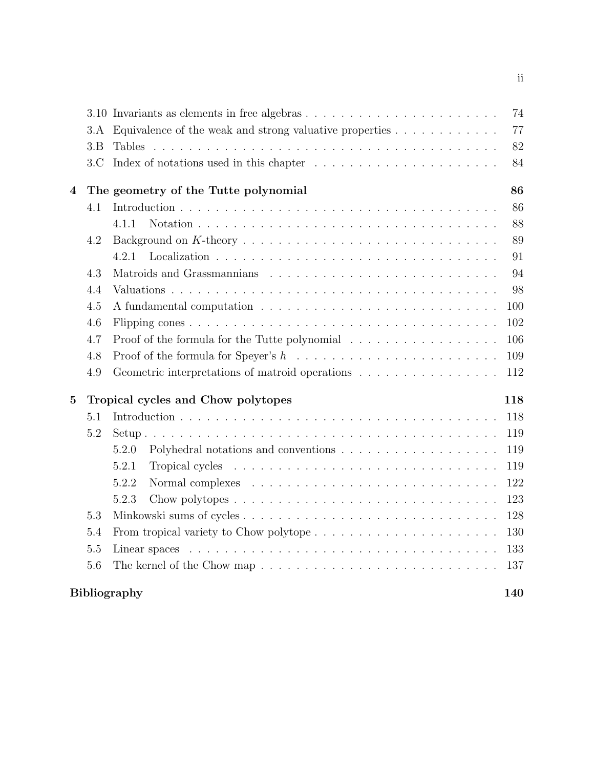3.10 Invariants as elements in free algebras . . . . . . . . . . 74
3.A Equivalence of the weak and strong valuative properties . . . . . . . . . . 77
3.B Tables . . . . . . . . . . 82
3.C Index of notations used in this chapter . . . . . . . . . . 84

**4 The geometry of the Tutte polynomial** **86**

4.1 Introduction . . . . . . . . . . 86
  4.1.1 Notation . . . . . . . . . . 88
4.2 Background on $K$-theory . . . . . . . . . . 89
  4.2.1 Localization . . . . . . . . . . 91
4.3 Matroids and Grassmannians . . . . . . . . . . 94
4.4 Valuations . . . . . . . . . . 98
4.5 A fundamental computation . . . . . . . . . . 100
4.6 Flipping cones . . . . . . . . . . 102
4.7 Proof of the formula for the Tutte polynomial . . . . . . . . . . 106
4.8 Proof of the formula for Speyer's $h$ . . . . . . . . . . 109
4.9 Geometric interpretations of matroid operations . . . . . . . . . . 112

**5 Tropical cycles and Chow polytopes** **118**

5.1 Introduction . . . . . . . . . . 118
5.2 Setup . . . . . . . . . . 119
  5.2.0 Polyhedral notations and conventions . . . . . . . . . . 119
  5.2.1 Tropical cycles . . . . . . . . . . 119
  5.2.2 Normal complexes . . . . . . . . . . 122
  5.2.3 Chow polytopes . . . . . . . . . . 123
5.3 Minkowski sums of cycles . . . . . . . . . . 128
5.4 From tropical variety to Chow polytope . . . . . . . . . . 130
5.5 Linear spaces . . . . . . . . . . 133
5.6 The kernel of the Chow map . . . . . . . . . . 137

**Bibliography** **140**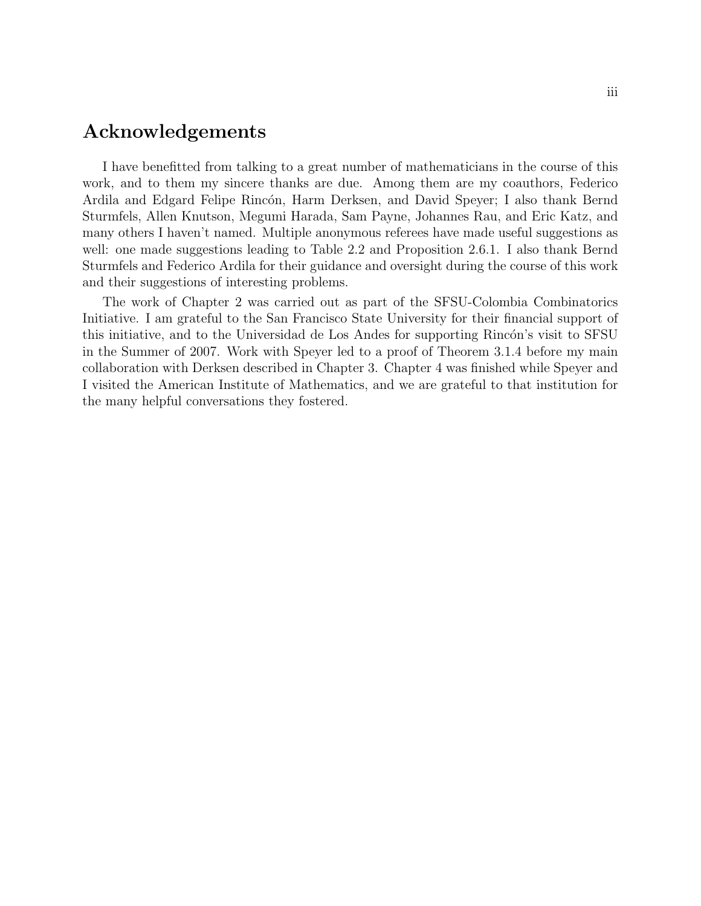# Acknowledgements

I have benefitted from talking to a great number of mathematicians in the course of this work, and to them my sincere thanks are due. Among them are my coauthors, Federico Ardila and Edgard Felipe Rincón, Harm Derksen, and David Speyer; I also thank Bernd Sturmfels, Allen Knutson, Megumi Harada, Sam Payne, Johannes Rau, and Eric Katz, and many others I haven't named. Multiple anonymous referees have made useful suggestions as well: one made suggestions leading to Table 2.2 and Proposition 2.6.1. I also thank Bernd Sturmfels and Federico Ardila for their guidance and oversight during the course of this work and their suggestions of interesting problems.

The work of Chapter 2 was carried out as part of the SFSU-Colombia Combinatorics Initiative. I am grateful to the San Francisco State University for their financial support of this initiative, and to the Universidad de Los Andes for supporting Rincón's visit to SFSU in the Summer of 2007. Work with Speyer led to a proof of Theorem 3.1.4 before my main collaboration with Derksen described in Chapter 3. Chapter 4 was finished while Speyer and I visited the American Institute of Mathematics, and we are grateful to that institution for the many helpful conversations they fostered.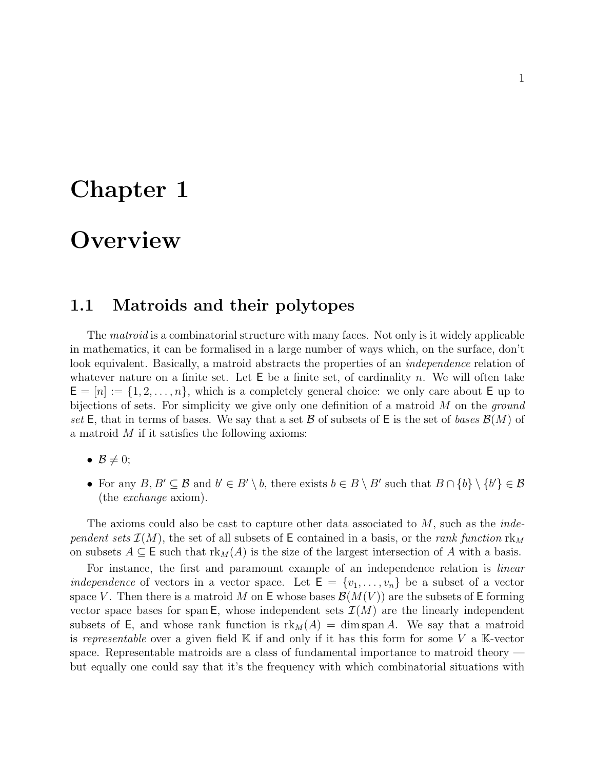# Chapter 1

# Overview

## 1.1 Matroids and their polytopes

The *matroid* is a combinatorial structure with many faces. Not only is it widely applicable in mathematics, it can be formalised in a large number of ways which, on the surface, don't look equivalent. Basically, a matroid abstracts the properties of an *independence* relation of whatever nature on a finite set. Let $\mathsf{E}$ be a finite set, of cardinality $n$. We will often take $\mathsf{E} = [n] := \{1, 2, \ldots, n\}$, which is a completely general choice: we only care about $\mathsf{E}$ up to bijections of sets. For simplicity we give only one definition of a matroid $M$ on the *ground set* $\mathsf{E}$, that in terms of bases. We say that a set $\mathcal{B}$ of subsets of $\mathsf{E}$ is the set of *bases* $\mathcal{B}(M)$ of a matroid $M$ if it satisfies the following axioms:

- $\mathcal{B} \neq 0$;
- For any $B, B' \subseteq \mathcal{B}$ and $b' \in B' \setminus b$, there exists $b \in B \setminus B'$ such that $B \cap \{b\} \setminus \{b'\} \in \mathcal{B}$ (the *exchange* axiom).

The axioms could also be cast to capture other data associated to $M$, such as the *independent sets* $\mathcal{I}(M)$, the set of all subsets of $\mathsf{E}$ contained in a basis, or the *rank function* $\mathrm{rk}_M$ on subsets $A \subseteq \mathsf{E}$ such that $\mathrm{rk}_M(A)$ is the size of the largest intersection of $A$ with a basis.

For instance, the first and paramount example of an independence relation is *linear independence* of vectors in a vector space. Let $\mathsf{E} = \{v_1, \ldots, v_n\}$ be a subset of a vector space $V$. Then there is a matroid $M$ on $\mathsf{E}$ whose bases $\mathcal{B}(M(V))$ are the subsets of $\mathsf{E}$ forming vector space bases for $\operatorname{span} \mathsf{E}$, whose independent sets $\mathcal{I}(M)$ are the linearly independent subsets of $\mathsf{E}$, and whose rank function is $\mathrm{rk}_M(A) = \dim \operatorname{span} A$. We say that a matroid is *representable* over a given field $\mathbb{K}$ if and only if it has this form for some $V$ a $\mathbb{K}$-vector space. Representable matroids are a class of fundamental importance to matroid theory — but equally one could say that it's the frequency with which combinatorial situations with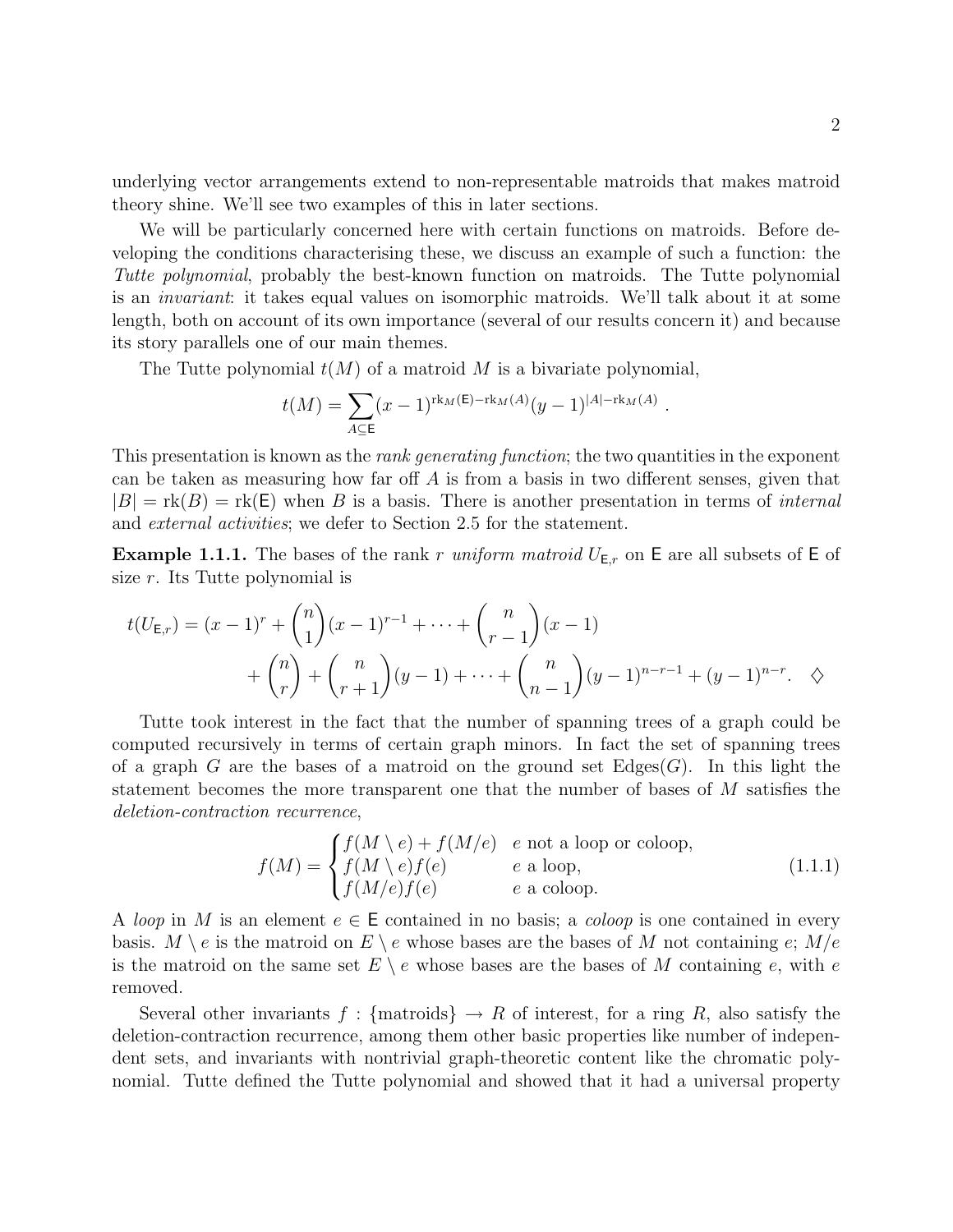underlying vector arrangements extend to non-representable matroids that makes matroid theory shine. We'll see two examples of this in later sections.

We will be particularly concerned here with certain functions on matroids. Before developing the conditions characterising these, we discuss an example of such a function: the *Tutte polynomial*, probably the best-known function on matroids. The Tutte polynomial is an *invariant*: it takes equal values on isomorphic matroids. We'll talk about it at some length, both on account of its own importance (several of our results concern it) and because its story parallels one of our main themes.

The Tutte polynomial $t(M)$ of a matroid $M$ is a bivariate polynomial,

$$t(M) = \sum_{A \subseteq \mathsf{E}} (x-1)^{\mathrm{rk}_M(\mathsf{E}) - \mathrm{rk}_M(A)} (y-1)^{|A| - \mathrm{rk}_M(A)} .$$

This presentation is known as the *rank generating function*; the two quantities in the exponent can be taken as measuring how far off $A$ is from a basis in two different senses, given that $|B| = \mathrm{rk}(B) = \mathrm{rk}(\mathsf{E})$ when $B$ is a basis. There is another presentation in terms of *internal* and *external activities*; we defer to Section 2.5 for the statement.

**Example 1.1.1.** The bases of the rank $r$ *uniform matroid* $U_{\mathsf{E},r}$ on $\mathsf{E}$ are all subsets of $\mathsf{E}$ of size $r$. Its Tutte polynomial is

$$\begin{aligned} t(U_{\mathsf{E},r}) = (x-1)^r + \binom{n}{1}(x-1)^{r-1} + \cdots + \binom{n}{r-1}(x-1) \\ + \binom{n}{r} + \binom{n}{r+1}(y-1) + \cdots + \binom{n}{n-1}(y-1)^{n-r-1} + (y-1)^{n-r}. \quad \diamondsuit \end{aligned}$$

Tutte took interest in the fact that the number of spanning trees of a graph could be computed recursively in terms of certain graph minors. In fact the set of spanning trees of a graph $G$ are the bases of a matroid on the ground set $\mathrm{Edges}(G)$. In this light the statement becomes the more transparent one that the number of bases of $M$ satisfies the *deletion-contraction recurrence*,

$$f(M) = \begin{cases} f(M \setminus e) + f(M/e) & e \text{ not a loop or coloop,} \\ f(M \setminus e) f(e) & e \text{ a loop,} \\ f(M/e) f(e) & e \text{ a coloop.} \end{cases} \tag{1.1.1}$$

A *loop* in $M$ is an element $e \in \mathsf{E}$ contained in no basis; a *coloop* is one contained in every basis. $M \setminus e$ is the matroid on $E \setminus e$ whose bases are the bases of $M$ not containing $e$; $M/e$ is the matroid on the same set $E \setminus e$ whose bases are the bases of $M$ containing $e$, with $e$ removed.

Several other invariants $f : \{\text{matroids}\} \to R$ of interest, for a ring $R$, also satisfy the deletion-contraction recurrence, among them other basic properties like number of independent sets, and invariants with nontrivial graph-theoretic content like the chromatic polynomial. Tutte defined the Tutte polynomial and showed that it had a universal property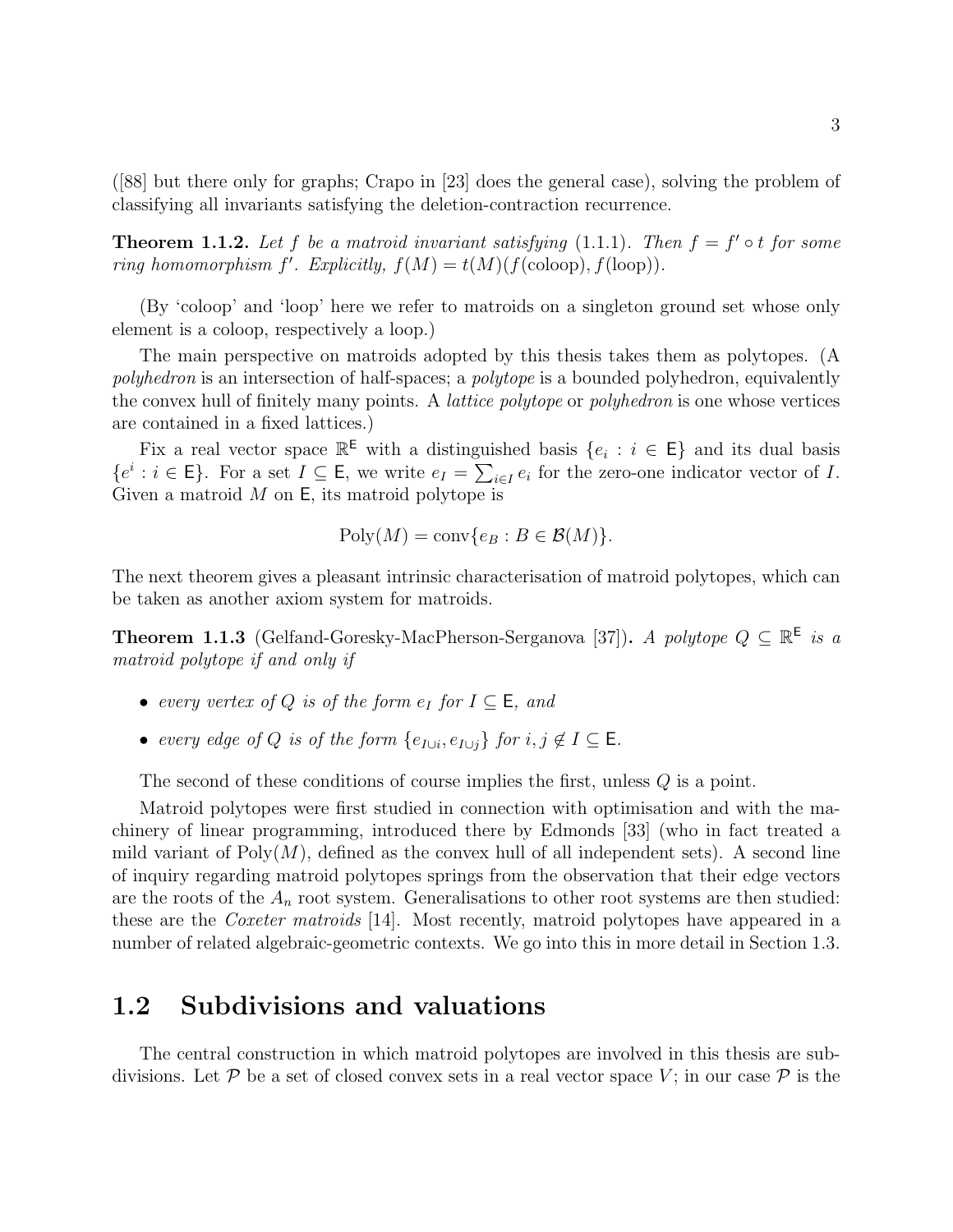([88] but there only for graphs; Crapo in [23] does the general case), solving the problem of classifying all invariants satisfying the deletion-contraction recurrence.

**Theorem 1.1.2.** *Let $f$ be a matroid invariant satisfying* (1.1.1)*. Then $f = f' \circ t$ for some ring homomorphism $f'$. Explicitly, $f(M) = t(M)(f(\text{coloop}), f(\text{loop}))$.*

(By 'coloop' and 'loop' here we refer to matroids on a singleton ground set whose only element is a coloop, respectively a loop.)

The main perspective on matroids adopted by this thesis takes them as polytopes. (A *polyhedron* is an intersection of half-spaces; a *polytope* is a bounded polyhedron, equivalently the convex hull of finitely many points. A *lattice polytope* or *polyhedron* is one whose vertices are contained in a fixed lattices.)

Fix a real vector space $\mathbb{R}^{\mathsf{E}}$ with a distinguished basis $\{e_i : i \in \mathsf{E}\}$ and its dual basis $\{e^i : i \in \mathsf{E}\}$. For a set $I \subseteq \mathsf{E}$, we write $e_I = \sum_{i \in I} e_i$ for the zero-one indicator vector of $I$. Given a matroid $M$ on $\mathsf{E}$, its matroid polytope is

$$\text{Poly}(M) = \text{conv}\{e_B : B \in \mathcal{B}(M)\}.$$

The next theorem gives a pleasant intrinsic characterisation of matroid polytopes, which can be taken as another axiom system for matroids.

**Theorem 1.1.3** (Gelfand-Goresky-MacPherson-Serganova [37])**.** *A polytope $Q \subseteq \mathbb{R}^{\mathsf{E}}$ is a matroid polytope if and only if*

- *every vertex of $Q$ is of the form $e_I$ for $I \subseteq \mathsf{E}$, and*
- *every edge of $Q$ is of the form $\{e_{I \cup i}, e_{I \cup j}\}$ for $i, j \notin I \subseteq \mathsf{E}$.*

The second of these conditions of course implies the first, unless $Q$ is a point.

Matroid polytopes were first studied in connection with optimisation and with the machinery of linear programming, introduced there by Edmonds [33] (who in fact treated a mild variant of $\text{Poly}(M)$, defined as the convex hull of all independent sets). A second line of inquiry regarding matroid polytopes springs from the observation that their edge vectors are the roots of the $A_n$ root system. Generalisations to other root systems are then studied: these are the *Coxeter matroids* [14]. Most recently, matroid polytopes have appeared in a number of related algebraic-geometric contexts. We go into this in more detail in Section 1.3.

## 1.2 Subdivisions and valuations

The central construction in which matroid polytopes are involved in this thesis are subdivisions. Let $\mathcal{P}$ be a set of closed convex sets in a real vector space $V$; in our case $\mathcal{P}$ is the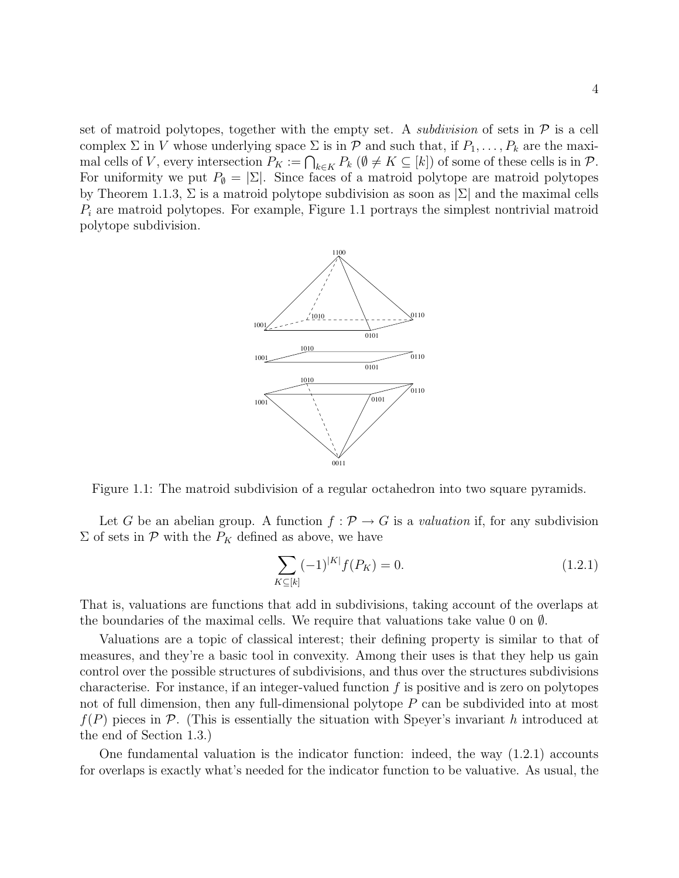set of matroid polytopes, together with the empty set. A *subdivision* of sets in $\mathcal{P}$ is a cell complex $\Sigma$ in $V$ whose underlying space $\Sigma$ is in $\mathcal{P}$ and such that, if $P_1, \ldots, P_k$ are the maximal cells of $V$, every intersection $P_K := \bigcap_{k \in K} P_k$ ($\emptyset \neq K \subseteq [k]$) of some of these cells is in $\mathcal{P}$. For uniformity we put $P_\emptyset = |\Sigma|$. Since faces of a matroid polytope are matroid polytopes by Theorem 1.1.3, $\Sigma$ is a matroid polytope subdivision as soon as $|\Sigma|$ and the maximal cells $P_i$ are matroid polytopes. For example, Figure 1.1 portrays the simplest nontrivial matroid polytope subdivision.

Figure 1.1: The matroid subdivision of a regular octahedron into two square pyramids.

Let $G$ be an abelian group. A function $f : \mathcal{P} \to G$ is a *valuation* if, for any subdivision $\Sigma$ of sets in $\mathcal{P}$ with the $P_K$ defined as above, we have

$$\sum_{K \subseteq [k]} (-1)^{|K|} f(P_K) = 0. \tag{1.2.1}$$

That is, valuations are functions that add in subdivisions, taking account of the overlaps at the boundaries of the maximal cells. We require that valuations take value 0 on $\emptyset$.

Valuations are a topic of classical interest; their defining property is similar to that of measures, and they're a basic tool in convexity. Among their uses is that they help us gain control over the possible structures of subdivisions, and thus over the structures subdivisions characterise. For instance, if an integer-valued function $f$ is positive and is zero on polytopes not of full dimension, then any full-dimensional polytope $P$ can be subdivided into at most $f(P)$ pieces in $\mathcal{P}$. (This is essentially the situation with Speyer's invariant $h$ introduced at the end of Section 1.3.)

One fundamental valuation is the indicator function: indeed, the way (1.2.1) accounts for overlaps is exactly what's needed for the indicator function to be valuative. As usual, the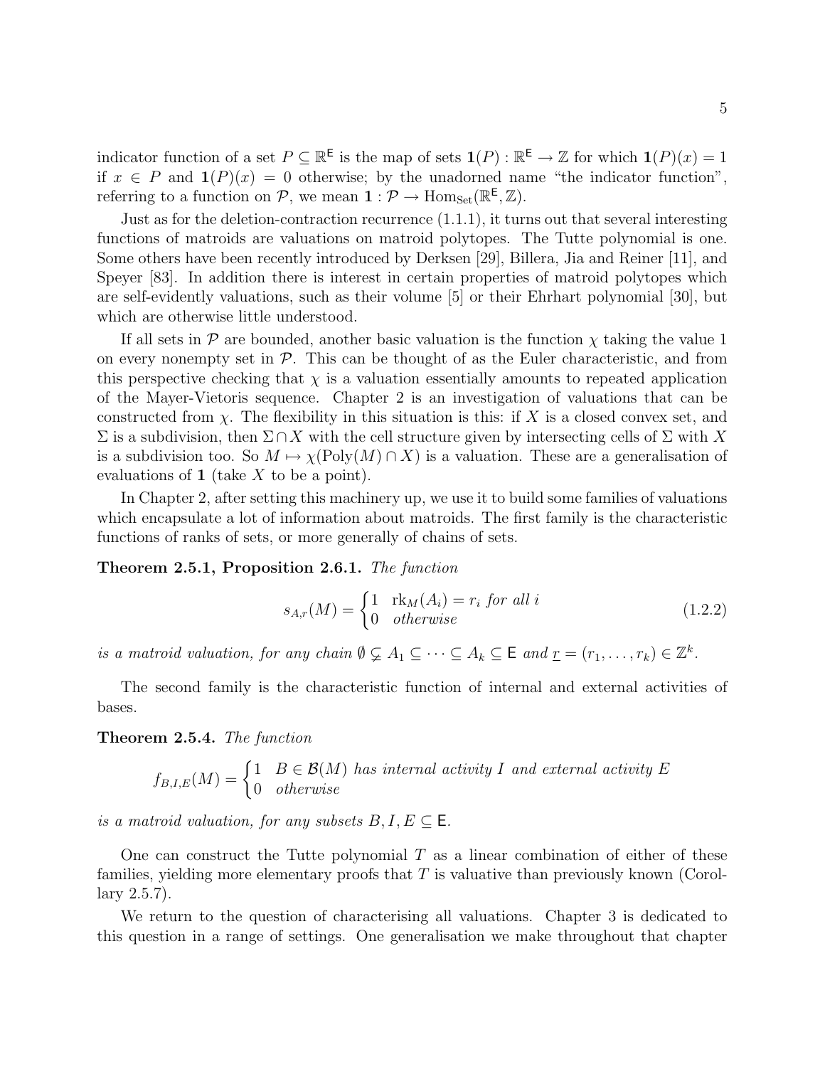indicator function of a set $P \subseteq \mathbb{R}^{\mathsf{E}}$ is the map of sets $\mathbf{1}(P) : \mathbb{R}^{\mathsf{E}} \to \mathbb{Z}$ for which $\mathbf{1}(P)(x) = 1$ if $x \in P$ and $\mathbf{1}(P)(x) = 0$ otherwise; by the unadorned name "the indicator function", referring to a function on $\mathcal{P}$, we mean $\mathbf{1} : \mathcal{P} \to \mathrm{Hom}_{\mathrm{Set}}(\mathbb{R}^{\mathsf{E}}, \mathbb{Z})$.

Just as for the deletion-contraction recurrence (1.1.1), it turns out that several interesting functions of matroids are valuations on matroid polytopes. The Tutte polynomial is one. Some others have been recently introduced by Derksen [29], Billera, Jia and Reiner [11], and Speyer [83]. In addition there is interest in certain properties of matroid polytopes which are self-evidently valuations, such as their volume [5] or their Ehrhart polynomial [30], but which are otherwise little understood.

If all sets in $\mathcal{P}$ are bounded, another basic valuation is the function $\chi$ taking the value 1 on every nonempty set in $\mathcal{P}$. This can be thought of as the Euler characteristic, and from this perspective checking that $\chi$ is a valuation essentially amounts to repeated application of the Mayer-Vietoris sequence. Chapter 2 is an investigation of valuations that can be constructed from $\chi$. The flexibility in this situation is this: if $X$ is a closed convex set, and $\Sigma$ is a subdivision, then $\Sigma \cap X$ with the cell structure given by intersecting cells of $\Sigma$ with $X$ is a subdivision too. So $M \mapsto \chi(\mathrm{Poly}(M) \cap X)$ is a valuation. These are a generalisation of evaluations of $\mathbf{1}$ (take $X$ to be a point).

In Chapter 2, after setting this machinery up, we use it to build some families of valuations which encapsulate a lot of information about matroids. The first family is the characteristic functions of ranks of sets, or more generally of chains of sets.

**Theorem 2.5.1, Proposition 2.6.1.** *The function*

$$s_{A,r}(M) = \begin{cases} 1 & \mathrm{rk}_M(A_i) = r_i \text{ for all } i \\ 0 & \text{otherwise} \end{cases} \tag{1.2.2}$$

*is a matroid valuation, for any chain $\emptyset \subsetneq A_1 \subseteq \cdots \subseteq A_k \subseteq \mathsf{E}$ and $\underline{r} = (r_1, \ldots, r_k) \in \mathbb{Z}^k$.*

The second family is the characteristic function of internal and external activities of bases.

**Theorem 2.5.4.** *The function*

$$f_{B,I,E}(M) = \begin{cases} 1 & B \in \mathcal{B}(M) \text{ has internal activity } I \text{ and external activity } E \\ 0 & \text{otherwise} \end{cases}$$

*is a matroid valuation, for any subsets $B, I, E \subseteq \mathsf{E}$.*

One can construct the Tutte polynomial $T$ as a linear combination of either of these families, yielding more elementary proofs that $T$ is valuative than previously known (Corollary 2.5.7).

We return to the question of characterising all valuations. Chapter 3 is dedicated to this question in a range of settings. One generalisation we make throughout that chapter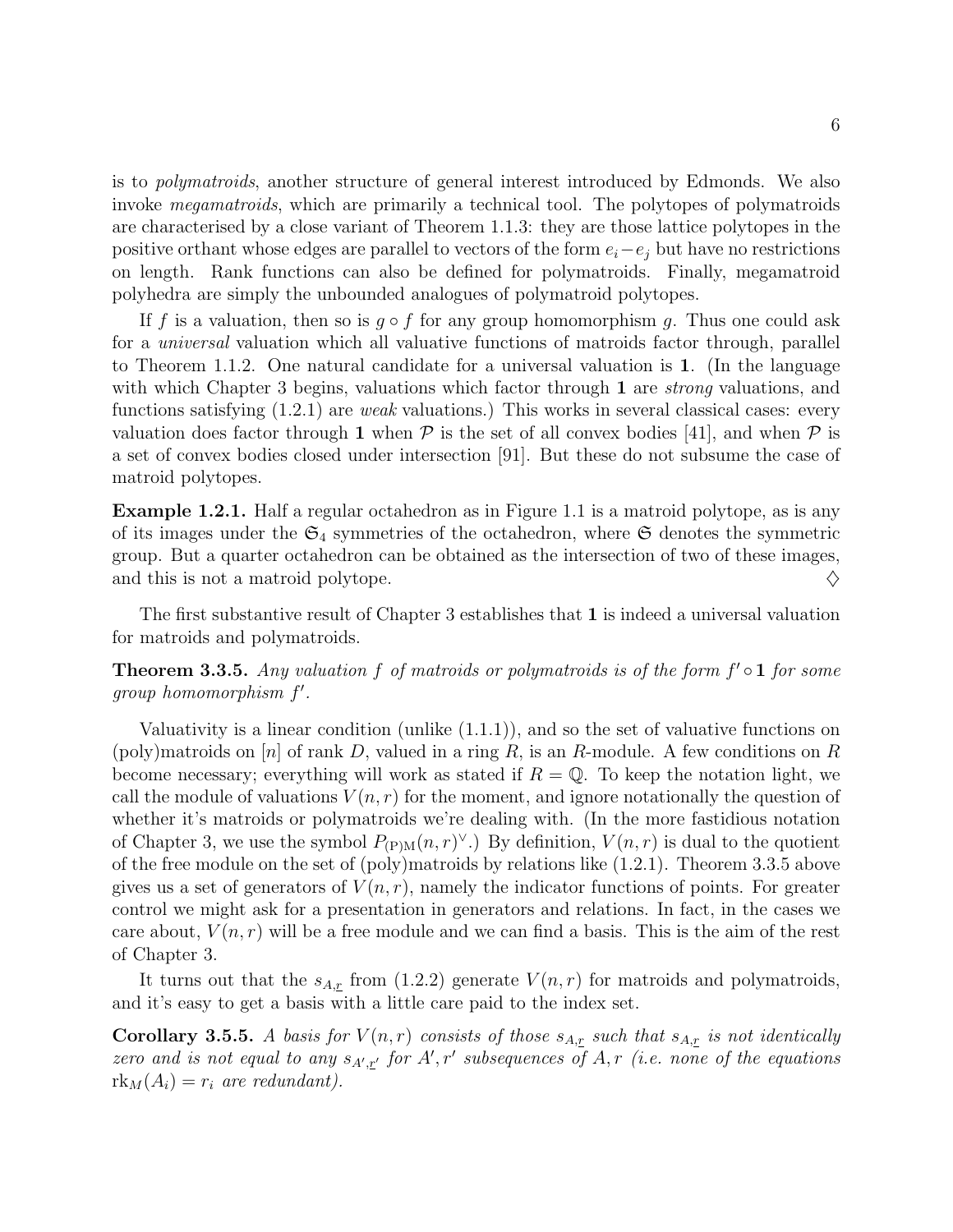is to *polymatroids*, another structure of general interest introduced by Edmonds. We also invoke *megamatroids*, which are primarily a technical tool. The polytopes of polymatroids are characterised by a close variant of Theorem 1.1.3: they are those lattice polytopes in the positive orthant whose edges are parallel to vectors of the form $e_i - e_j$ but have no restrictions on length. Rank functions can also be defined for polymatroids. Finally, megamatroid polyhedra are simply the unbounded analogues of polymatroid polytopes.

If $f$ is a valuation, then so is $g \circ f$ for any group homomorphism $g$. Thus one could ask for a *universal* valuation which all valuative functions of matroids factor through, parallel to Theorem 1.1.2. One natural candidate for a universal valuation is $\mathbf{1}$. (In the language with which Chapter 3 begins, valuations which factor through $\mathbf{1}$ are *strong* valuations, and functions satisfying (1.2.1) are *weak* valuations.) This works in several classical cases: every valuation does factor through $\mathbf{1}$ when $\mathcal{P}$ is the set of all convex bodies [41], and when $\mathcal{P}$ is a set of convex bodies closed under intersection [91]. But these do not subsume the case of matroid polytopes.

**Example 1.2.1.** Half a regular octahedron as in Figure 1.1 is a matroid polytope, as is any of its images under the $\mathfrak{S}_4$ symmetries of the octahedron, where $\mathfrak{S}$ denotes the symmetric group. But a quarter octahedron can be obtained as the intersection of two of these images, and this is not a matroid polytope. $\diamondsuit$

The first substantive result of Chapter 3 establishes that $\mathbf{1}$ is indeed a universal valuation for matroids and polymatroids.

**Theorem 3.3.5.** *Any valuation $f$ of matroids or polymatroids is of the form $f' \circ \mathbf{1}$ for some group homomorphism $f'$.*

Valuativity is a linear condition (unlike (1.1.1)), and so the set of valuative functions on (poly)matroids on $[n]$ of rank $D$, valued in a ring $R$, is an $R$-module. A few conditions on $R$ become necessary; everything will work as stated if $R = \mathbb{Q}$. To keep the notation light, we call the module of valuations $V(n, r)$ for the moment, and ignore notationally the question of whether it's matroids or polymatroids we're dealing with. (In the more fastidious notation of Chapter 3, we use the symbol $P_{(\mathrm{P})\mathrm{M}}(n, r)^\vee$.) By definition, $V(n, r)$ is dual to the quotient of the free module on the set of (poly)matroids by relations like (1.2.1). Theorem 3.3.5 above gives us a set of generators of $V(n, r)$, namely the indicator functions of points. For greater control we might ask for a presentation in generators and relations. In fact, in the cases we care about, $V(n, r)$ will be a free module and we can find a basis. This is the aim of the rest of Chapter 3.

It turns out that the $s_{A,\underline{r}}$ from (1.2.2) generate $V(n, r)$ for matroids and polymatroids, and it's easy to get a basis with a little care paid to the index set.

**Corollary 3.5.5.** *A basis for $V(n, r)$ consists of those $s_{A,\underline{r}}$ such that $s_{A,\underline{r}}$ is not identically zero and is not equal to any $s_{A',\underline{r}'}$ for $A', r'$ subsequences of $A, r$ (i.e. none of the equations $\mathrm{rk}_M(A_i) = r_i$ are redundant).*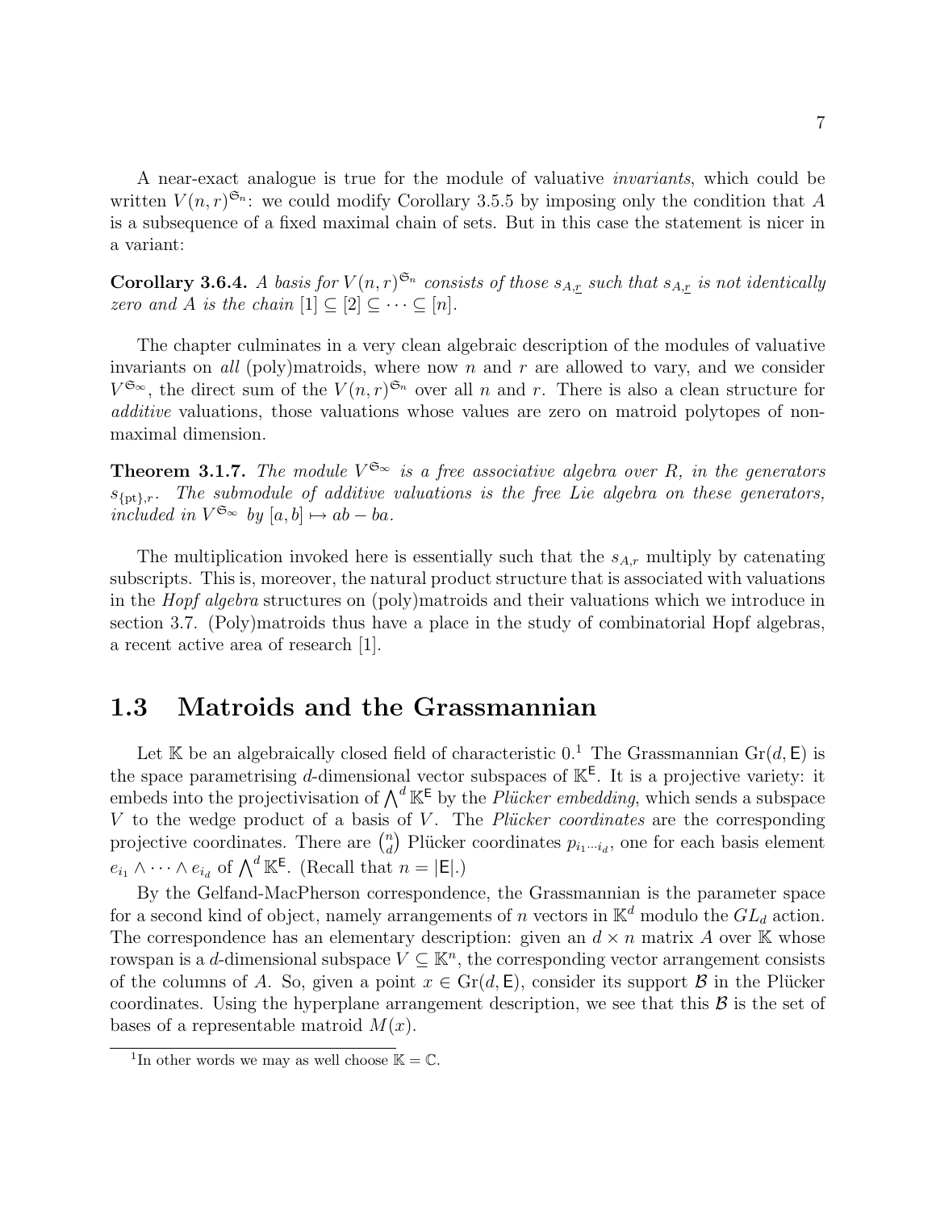A near-exact analogue is true for the module of valuative *invariants*, which could be written $V(n, r)^{\mathfrak{S}_n}$: we could modify Corollary 3.5.5 by imposing only the condition that $A$ is a subsequence of a fixed maximal chain of sets. But in this case the statement is nicer in a variant:

**Corollary 3.6.4.** *A basis for $V(n, r)^{\mathfrak{S}_n}$ consists of those $s_{A,\underline{r}}$ such that $s_{A,\underline{r}}$ is not identically zero and $A$ is the chain $[1] \subseteq [2] \subseteq \cdots \subseteq [n]$.*

The chapter culminates in a very clean algebraic description of the modules of valuative invariants on *all* (poly)matroids, where now $n$ and $r$ are allowed to vary, and we consider $V^{\mathfrak{S}_\infty}$, the direct sum of the $V(n, r)^{\mathfrak{S}_n}$ over all $n$ and $r$. There is also a clean structure for *additive* valuations, those valuations whose values are zero on matroid polytopes of non-maximal dimension.

**Theorem 3.1.7.** *The module $V^{\mathfrak{S}_\infty}$ is a free associative algebra over $R$, in the generators $s_{\{\mathrm{pt}\},r}$. The submodule of additive valuations is the free Lie algebra on these generators, included in $V^{\mathfrak{S}_\infty}$ by $[a, b] \mapsto ab - ba$.*

The multiplication invoked here is essentially such that the $s_{A,r}$ multiply by catenating subscripts. This is, moreover, the natural product structure that is associated with valuations in the *Hopf algebra* structures on (poly)matroids and their valuations which we introduce in section 3.7. (Poly)matroids thus have a place in the study of combinatorial Hopf algebras, a recent active area of research [1].

## 1.3 Matroids and the Grassmannian

Let $\mathbb{K}$ be an algebraically closed field of characteristic 0.[1] The Grassmannian $\mathrm{Gr}(d, \mathsf{E})$ is the space parametrising $d$-dimensional vector subspaces of $\mathbb{K}^{\mathsf{E}}$. It is a projective variety: it embeds into the projectivisation of $\bigwedge^d \mathbb{K}^{\mathsf{E}}$ by the *Plücker embedding*, which sends a subspace $V$ to the wedge product of a basis of $V$. The *Plücker coordinates* are the corresponding projective coordinates. There are $\binom{n}{d}$ Plücker coordinates $p_{i_1 \cdots i_d}$, one for each basis element $e_{i_1} \wedge \cdots \wedge e_{i_d}$ of $\bigwedge^d \mathbb{K}^{\mathsf{E}}$. (Recall that $n = |\mathsf{E}|$.)

By the Gelfand-MacPherson correspondence, the Grassmannian is the parameter space for a second kind of object, namely arrangements of $n$ vectors in $\mathbb{K}^d$ modulo the $GL_d$ action. The correspondence has an elementary description: given an $d \times n$ matrix $A$ over $\mathbb{K}$ whose rowspan is a $d$-dimensional subspace $V \subseteq \mathbb{K}^n$, the corresponding vector arrangement consists of the columns of $A$. So, given a point $x \in \mathrm{Gr}(d, \mathsf{E})$, consider its support $\mathcal{B}$ in the Plücker coordinates. Using the hyperplane arrangement description, we see that this $\mathcal{B}$ is the set of bases of a representable matroid $M(x)$.

[1] In other words we may as well choose $\mathbb{K} = \mathbb{C}$.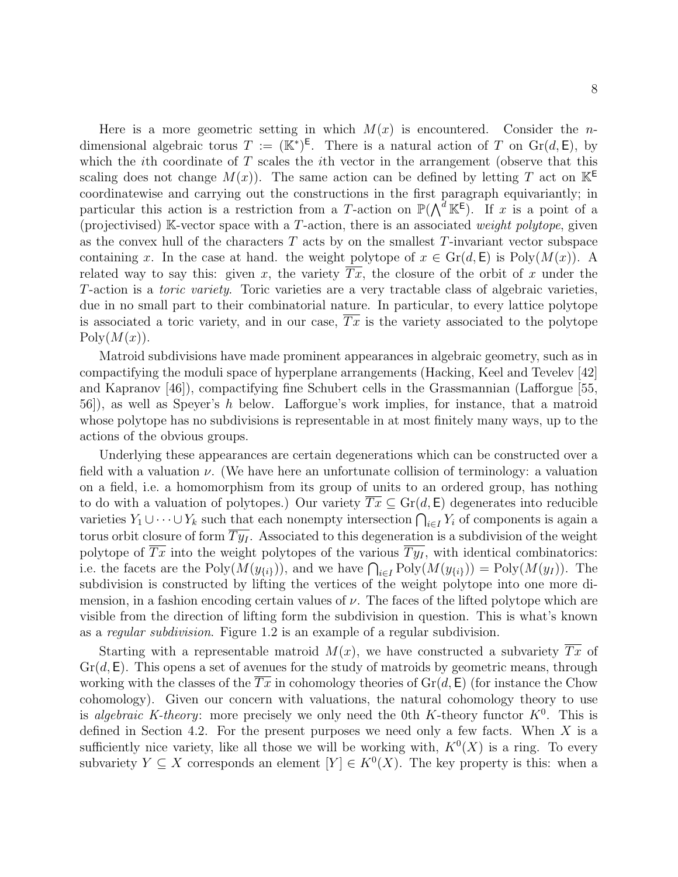Here is a more geometric setting in which $M(x)$ is encountered. Consider the $n$-dimensional algebraic torus $T := (\mathbb{K}^*)^{\mathsf{E}}$. There is a natural action of $T$ on $\mathrm{Gr}(d, \mathsf{E})$, by which the $i$th coordinate of $T$ scales the $i$th vector in the arrangement (observe that this scaling does not change $M(x)$). The same action can be defined by letting $T$ act on $\mathbb{K}^{\mathsf{E}}$ coordinatewise and carrying out the constructions in the first paragraph equivariantly; in particular this action is a restriction from a $T$-action on $\mathbb{P}(\bigwedge^d \mathbb{K}^{\mathsf{E}})$. If $x$ is a point of a (projectivised) $\mathbb{K}$-vector space with a $T$-action, there is an associated *weight polytope*, given as the convex hull of the characters $T$ acts by on the smallest $T$-invariant vector subspace containing $x$. In the case at hand. the weight polytope of $x \in \mathrm{Gr}(d, \mathsf{E})$ is $\mathrm{Poly}(M(x))$. A related way to say this: given $x$, the variety $\overline{Tx}$, the closure of the orbit of $x$ under the $T$-action is a *toric variety*. Toric varieties are a very tractable class of algebraic varieties, due in no small part to their combinatorial nature. In particular, to every lattice polytope is associated a toric variety, and in our case, $\overline{Tx}$ is the variety associated to the polytope $\mathrm{Poly}(M(x))$.

Matroid subdivisions have made prominent appearances in algebraic geometry, such as in compactifying the moduli space of hyperplane arrangements (Hacking, Keel and Tevelev [42] and Kapranov [46]), compactifying fine Schubert cells in the Grassmannian (Lafforgue [55, 56]), as well as Speyer's $h$ below. Lafforgue's work implies, for instance, that a matroid whose polytope has no subdivisions is representable in at most finitely many ways, up to the actions of the obvious groups.

Underlying these appearances are certain degenerations which can be constructed over a field with a valuation $\nu$. (We have here an unfortunate collision of terminology: a valuation on a field, i.e. a homomorphism from its group of units to an ordered group, has nothing to do with a valuation of polytopes.) Our variety $\overline{Tx} \subseteq \mathrm{Gr}(d, \mathsf{E})$ degenerates into reducible varieties $Y_1 \cup \cdots \cup Y_k$ such that each nonempty intersection $\bigcap_{i \in I} Y_i$ of components is again a torus orbit closure of form $\overline{Ty_I}$. Associated to this degeneration is a subdivision of the weight polytope of $\overline{Tx}$ into the weight polytopes of the various $\overline{Ty_I}$, with identical combinatorics: i.e. the facets are the $\mathrm{Poly}(M(y_{\{i\}}))$, and we have $\bigcap_{i \in I} \mathrm{Poly}(M(y_{\{i\}})) = \mathrm{Poly}(M(y_I))$. The subdivision is constructed by lifting the vertices of the weight polytope into one more dimension, in a fashion encoding certain values of $\nu$. The faces of the lifted polytope which are visible from the direction of lifting form the subdivision in question. This is what's known as a *regular subdivision*. Figure 1.2 is an example of a regular subdivision.

Starting with a representable matroid $M(x)$, we have constructed a subvariety $\overline{Tx}$ of $\mathrm{Gr}(d, \mathsf{E})$. This opens a set of avenues for the study of matroids by geometric means, through working with the classes of the $\overline{Tx}$ in cohomology theories of $\mathrm{Gr}(d, \mathsf{E})$ (for instance the Chow cohomology). Given our concern with valuations, the natural cohomology theory to use is *algebraic K-theory*: more precisely we only need the 0th $K$-theory functor $K^0$. This is defined in Section 4.2. For the present purposes we need only a few facts. When $X$ is a sufficiently nice variety, like all those we will be working with, $K^0(X)$ is a ring. To every subvariety $Y \subseteq X$ corresponds an element $[Y] \in K^0(X)$. The key property is this: when a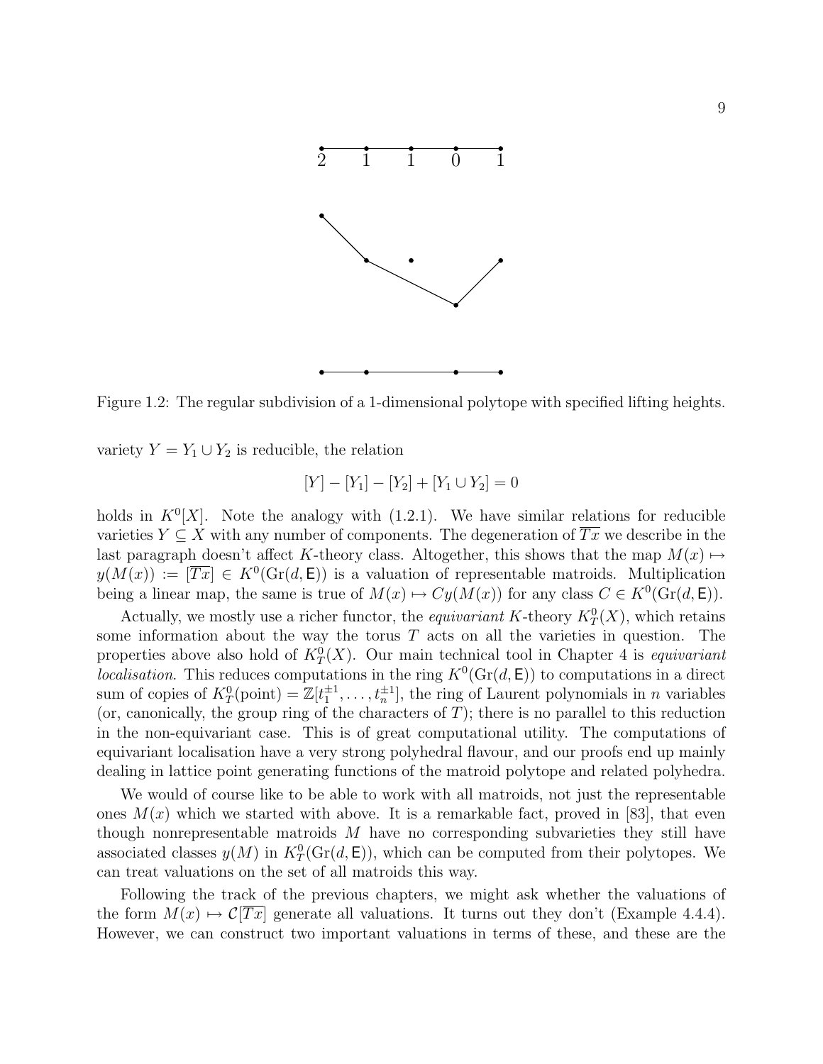Figure 1.2: The regular subdivision of a 1-dimensional polytope with specified lifting heights.

variety $Y = Y_1 \cup Y_2$ is reducible, the relation

$$[Y] - [Y_1] - [Y_2] + [Y_1 \cup Y_2] = 0$$

holds in $K^0[X]$. Note the analogy with (1.2.1). We have similar relations for reducible varieties $Y \subseteq X$ with any number of components. The degeneration of $\overline{Tx}$ we describe in the last paragraph doesn't affect $K$-theory class. Altogether, this shows that the map $M(x) \mapsto y(M(x)) := [\overline{Tx}] \in K^0(\mathrm{Gr}(d, \mathsf{E}))$ is a valuation of representable matroids. Multiplication being a linear map, the same is true of $M(x) \mapsto Cy(M(x))$ for any class $C \in K^0(\mathrm{Gr}(d, \mathsf{E}))$.

Actually, we mostly use a richer functor, the *equivariant* $K$-theory $K^0_T(X)$, which retains some information about the way the torus $T$ acts on all the varieties in question. The properties above also hold of $K^0_T(X)$. Our main technical tool in Chapter 4 is *equivariant localisation*. This reduces computations in the ring $K^0(\mathrm{Gr}(d, \mathsf{E}))$ to computations in a direct sum of copies of $K^0_T(\text{point}) = \mathbb{Z}[t_1^{\pm 1}, \ldots, t_n^{\pm 1}]$, the ring of Laurent polynomials in $n$ variables (or, canonically, the group ring of the characters of $T$); there is no parallel to this reduction in the non-equivariant case. This is of great computational utility. The computations of equivariant localisation have a very strong polyhedral flavour, and our proofs end up mainly dealing in lattice point generating functions of the matroid polytope and related polyhedra.

We would of course like to be able to work with all matroids, not just the representable ones $M(x)$ which we started with above. It is a remarkable fact, proved in [83], that even though nonrepresentable matroids $M$ have no corresponding subvarieties they still have associated classes $y(M)$ in $K^0_T(\mathrm{Gr}(d, \mathsf{E}))$, which can be computed from their polytopes. We can treat valuations on the set of all matroids this way.

Following the track of the previous chapters, we might ask whether the valuations of the form $M(x) \mapsto \mathcal{C}[\overline{Tx}]$ generate all valuations. It turns out they don't (Example 4.4.4). However, we can construct two important valuations in terms of these, and these are the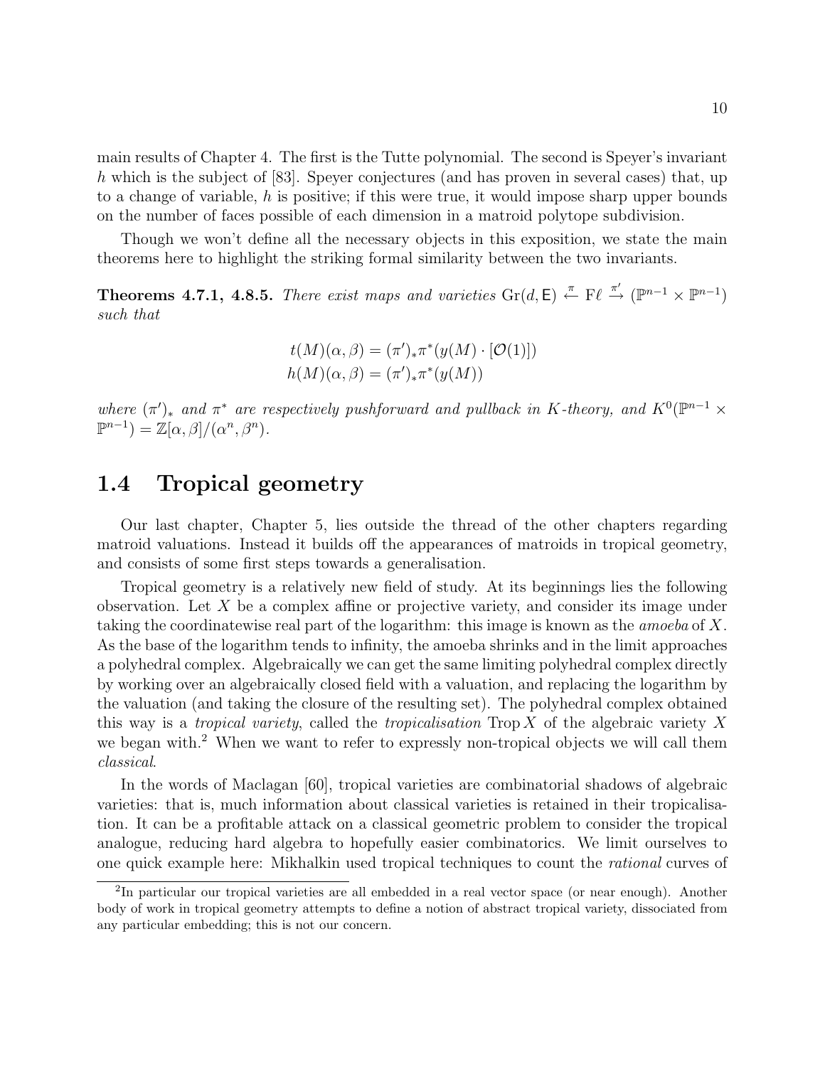main results of Chapter 4. The first is the Tutte polynomial. The second is Speyer's invariant $h$ which is the subject of [83]. Speyer conjectures (and has proven in several cases) that, up to a change of variable, $h$ is positive; if this were true, it would impose sharp upper bounds on the number of faces possible of each dimension in a matroid polytope subdivision.

Though we won't define all the necessary objects in this exposition, we state the main theorems here to highlight the striking formal similarity between the two invariants.

**Theorems 4.7.1, 4.8.5.** *There exist maps and varieties* $\mathrm{Gr}(d, \mathsf{E}) \xleftarrow{\pi} \mathrm{F}\ell \xrightarrow{\pi'} (\mathbb{P}^{n-1} \times \mathbb{P}^{n-1})$ *such that*

$$t(M)(\alpha, \beta) = (\pi')_* \pi^*(y(M) \cdot [\mathcal{O}(1)])$$
$$h(M)(\alpha, \beta) = (\pi')_* \pi^*(y(M))$$

*where* $(\pi')_*$ *and* $\pi^*$ *are respectively pushforward and pullback in* $K$*-theory, and* $K^0(\mathbb{P}^{n-1} \times \mathbb{P}^{n-1}) = \mathbb{Z}[\alpha, \beta]/(\alpha^n, \beta^n)$.

## 1.4 Tropical geometry

Our last chapter, Chapter 5, lies outside the thread of the other chapters regarding matroid valuations. Instead it builds off the appearances of matroids in tropical geometry, and consists of some first steps towards a generalisation.

Tropical geometry is a relatively new field of study. At its beginnings lies the following observation. Let $X$ be a complex affine or projective variety, and consider its image under taking the coordinatewise real part of the logarithm: this image is known as the *amoeba* of $X$. As the base of the logarithm tends to infinity, the amoeba shrinks and in the limit approaches a polyhedral complex. Algebraically we can get the same limiting polyhedral complex directly by working over an algebraically closed field with a valuation, and replacing the logarithm by the valuation (and taking the closure of the resulting set). The polyhedral complex obtained this way is a *tropical variety*, called the *tropicalisation* $\mathrm{Trop}\, X$ of the algebraic variety $X$ we began with.[2] When we want to refer to expressly non-tropical objects we will call them *classical*.

In the words of Maclagan [60], tropical varieties are combinatorial shadows of algebraic varieties: that is, much information about classical varieties is retained in their tropicalisation. It can be a profitable attack on a classical geometric problem to consider the tropical analogue, reducing hard algebra to hopefully easier combinatorics. We limit ourselves to one quick example here: Mikhalkin used tropical techniques to count the *rational* curves of

[2] In particular our tropical varieties are all embedded in a real vector space (or near enough). Another body of work in tropical geometry attempts to define a notion of abstract tropical variety, dissociated from any particular embedding; this is not our concern.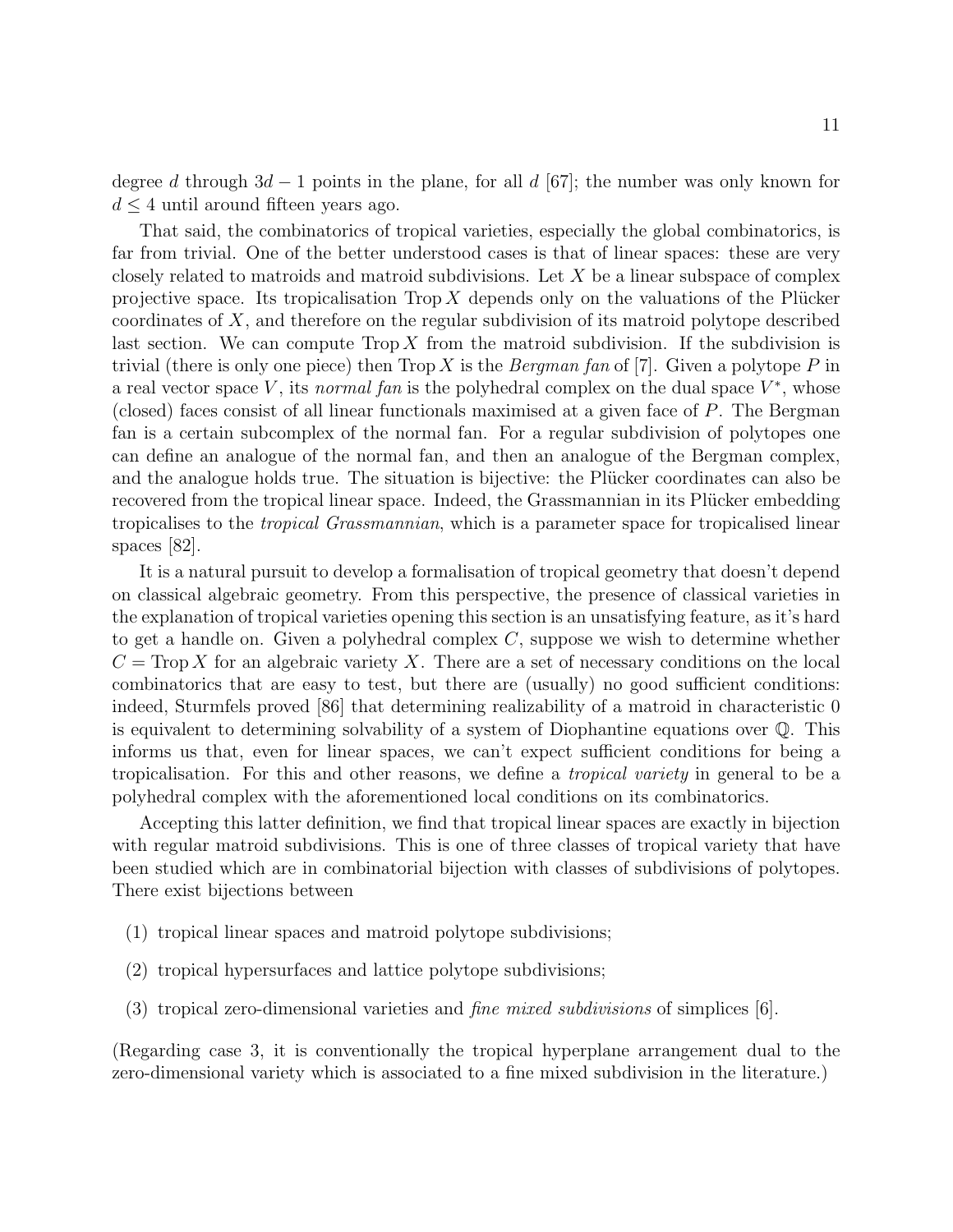degree $d$ through $3d-1$ points in the plane, for all $d$ [67]; the number was only known for $d \leq 4$ until around fifteen years ago.

That said, the combinatorics of tropical varieties, especially the global combinatorics, is far from trivial. One of the better understood cases is that of linear spaces: these are very closely related to matroids and matroid subdivisions. Let $X$ be a linear subspace of complex projective space. Its tropicalisation $\operatorname{Trop} X$ depends only on the valuations of the Plücker coordinates of $X$, and therefore on the regular subdivision of its matroid polytope described last section. We can compute $\operatorname{Trop} X$ from the matroid subdivision. If the subdivision is trivial (there is only one piece) then $\operatorname{Trop} X$ is the *Bergman fan* of [7]. Given a polytope $P$ in a real vector space $V$, its *normal fan* is the polyhedral complex on the dual space $V^*$, whose (closed) faces consist of all linear functionals maximised at a given face of $P$. The Bergman fan is a certain subcomplex of the normal fan. For a regular subdivision of polytopes one can define an analogue of the normal fan, and then an analogue of the Bergman complex, and the analogue holds true. The situation is bijective: the Plücker coordinates can also be recovered from the tropical linear space. Indeed, the Grassmannian in its Plücker embedding tropicalises to the *tropical Grassmannian*, which is a parameter space for tropicalised linear spaces [82].

It is a natural pursuit to develop a formalisation of tropical geometry that doesn't depend on classical algebraic geometry. From this perspective, the presence of classical varieties in the explanation of tropical varieties opening this section is an unsatisfying feature, as it's hard to get a handle on. Given a polyhedral complex $C$, suppose we wish to determine whether $C = \operatorname{Trop} X$ for an algebraic variety $X$. There are a set of necessary conditions on the local combinatorics that are easy to test, but there are (usually) no good sufficient conditions: indeed, Sturmfels proved [86] that determining realizability of a matroid in characteristic 0 is equivalent to determining solvability of a system of Diophantine equations over $\mathbb{Q}$. This informs us that, even for linear spaces, we can't expect sufficient conditions for being a tropicalisation. For this and other reasons, we define a *tropical variety* in general to be a polyhedral complex with the aforementioned local conditions on its combinatorics.

Accepting this latter definition, we find that tropical linear spaces are exactly in bijection with regular matroid subdivisions. This is one of three classes of tropical variety that have been studied which are in combinatorial bijection with classes of subdivisions of polytopes. There exist bijections between

(1) tropical linear spaces and matroid polytope subdivisions;

(2) tropical hypersurfaces and lattice polytope subdivisions;

(3) tropical zero-dimensional varieties and *fine mixed subdivisions* of simplices [6].

(Regarding case 3, it is conventionally the tropical hyperplane arrangement dual to the zero-dimensional variety which is associated to a fine mixed subdivision in the literature.)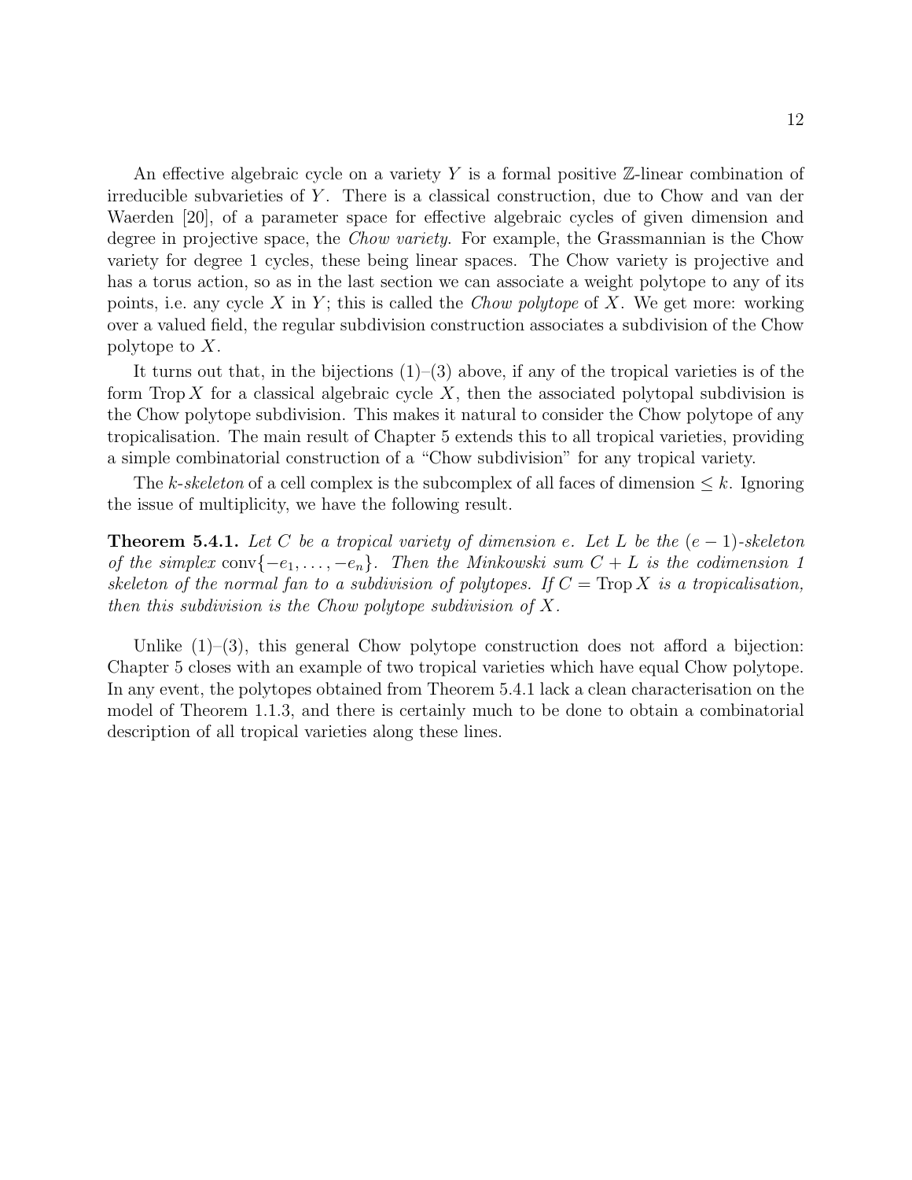An effective algebraic cycle on a variety $Y$ is a formal positive $\mathbb{Z}$-linear combination of irreducible subvarieties of $Y$. There is a classical construction, due to Chow and van der Waerden [20], of a parameter space for effective algebraic cycles of given dimension and degree in projective space, the *Chow variety*. For example, the Grassmannian is the Chow variety for degree 1 cycles, these being linear spaces. The Chow variety is projective and has a torus action, so as in the last section we can associate a weight polytope to any of its points, i.e. any cycle $X$ in $Y$; this is called the *Chow polytope* of $X$. We get more: working over a valued field, the regular subdivision construction associates a subdivision of the Chow polytope to $X$.

It turns out that, in the bijections (1)–(3) above, if any of the tropical varieties is of the form $\operatorname{Trop} X$ for a classical algebraic cycle $X$, then the associated polytopal subdivision is the Chow polytope subdivision. This makes it natural to consider the Chow polytope of any tropicalisation. The main result of Chapter 5 extends this to all tropical varieties, providing a simple combinatorial construction of a "Chow subdivision" for any tropical variety.

The *k-skeleton* of a cell complex is the subcomplex of all faces of dimension $\leq k$. Ignoring the issue of multiplicity, we have the following result.

**Theorem 5.4.1.** *Let $C$ be a tropical variety of dimension $e$. Let $L$ be the $(e-1)$-skeleton of the simplex $\operatorname{conv}\{-e_1, \ldots, -e_n\}$. Then the Minkowski sum $C + L$ is the codimension 1 skeleton of the normal fan to a subdivision of polytopes. If $C = \operatorname{Trop} X$ is a tropicalisation, then this subdivision is the Chow polytope subdivision of $X$.*

Unlike (1)–(3), this general Chow polytope construction does not afford a bijection: Chapter 5 closes with an example of two tropical varieties which have equal Chow polytope. In any event, the polytopes obtained from Theorem 5.4.1 lack a clean characterisation on the model of Theorem 1.1.3, and there is certainly much to be done to obtain a combinatorial description of all tropical varieties along these lines.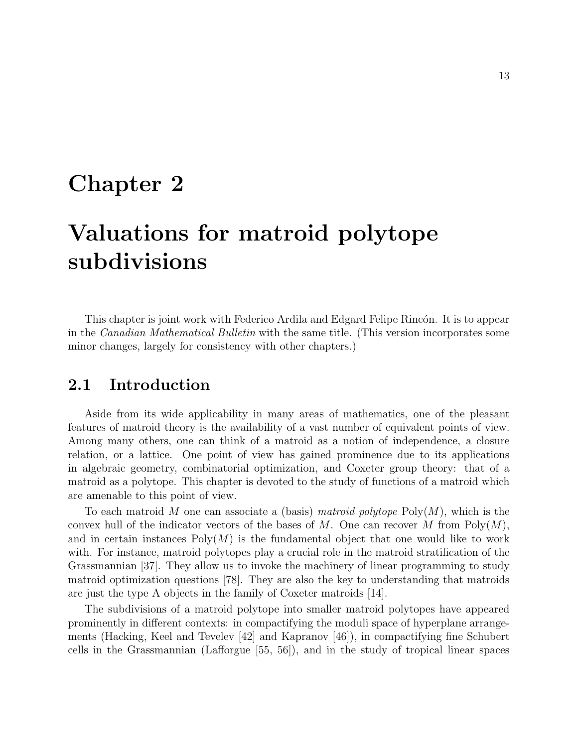# Chapter 2

# Valuations for matroid polytope subdivisions

This chapter is joint work with Federico Ardila and Edgard Felipe Rincón. It is to appear in the *Canadian Mathematical Bulletin* with the same title. (This version incorporates some minor changes, largely for consistency with other chapters.)

## 2.1 Introduction

Aside from its wide applicability in many areas of mathematics, one of the pleasant features of matroid theory is the availability of a vast number of equivalent points of view. Among many others, one can think of a matroid as a notion of independence, a closure relation, or a lattice. One point of view has gained prominence due to its applications in algebraic geometry, combinatorial optimization, and Coxeter group theory: that of a matroid as a polytope. This chapter is devoted to the study of functions of a matroid which are amenable to this point of view.

To each matroid $M$ one can associate a (basis) *matroid polytope* $\mathrm{Poly}(M)$, which is the convex hull of the indicator vectors of the bases of $M$. One can recover $M$ from $\mathrm{Poly}(M)$, and in certain instances $\mathrm{Poly}(M)$ is the fundamental object that one would like to work with. For instance, matroid polytopes play a crucial role in the matroid stratification of the Grassmannian [37]. They allow us to invoke the machinery of linear programming to study matroid optimization questions [78]. They are also the key to understanding that matroids are just the type A objects in the family of Coxeter matroids [14].

The subdivisions of a matroid polytope into smaller matroid polytopes have appeared prominently in different contexts: in compactifying the moduli space of hyperplane arrangements (Hacking, Keel and Tevelev [42] and Kapranov [46]), in compactifying fine Schubert cells in the Grassmannian (Lafforgue [55, 56]), and in the study of tropical linear spaces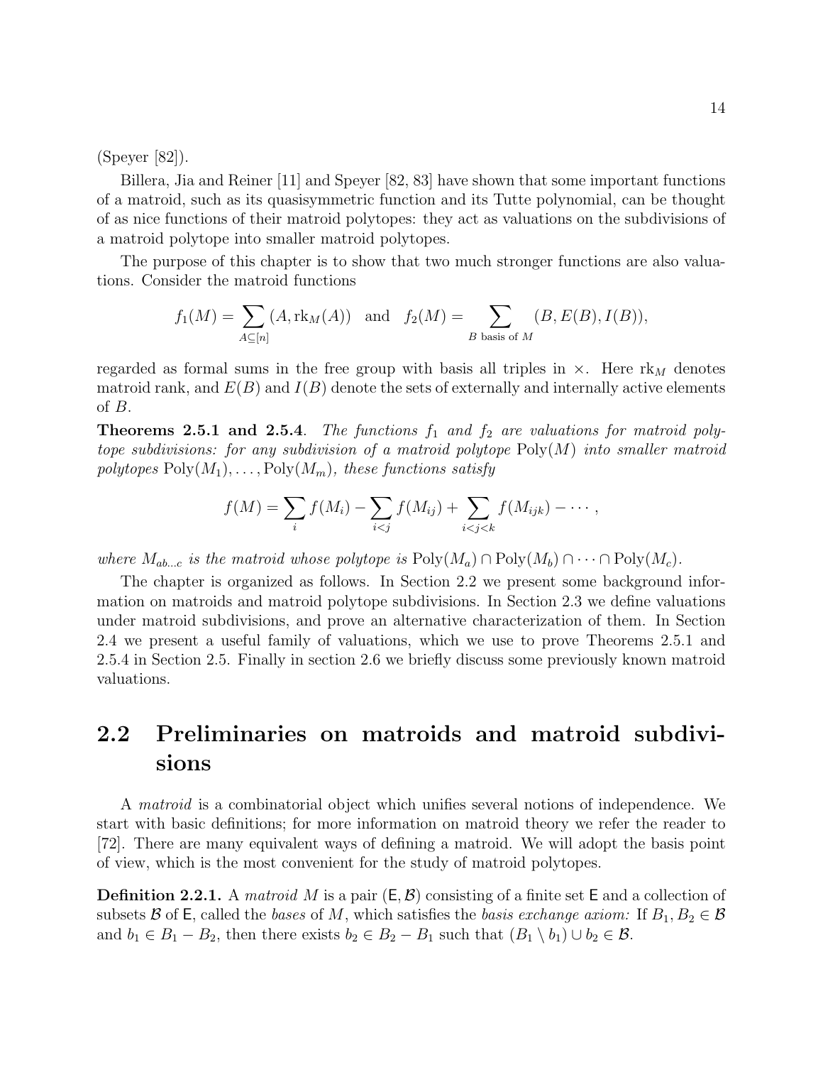(Speyer [82]).

Billera, Jia and Reiner [11] and Speyer [82, 83] have shown that some important functions of a matroid, such as its quasisymmetric function and its Tutte polynomial, can be thought of as nice functions of their matroid polytopes: they act as valuations on the subdivisions of a matroid polytope into smaller matroid polytopes.

The purpose of this chapter is to show that two much stronger functions are also valuations. Consider the matroid functions

$$f_1(M) = \sum_{A \subseteq [n]} (A, \mathrm{rk}_M(A)) \quad \text{and} \quad f_2(M) = \sum_{B \text{ basis of } M} (B, E(B), I(B)),$$

regarded as formal sums in the free group with basis all triples in $\times$. Here $\mathrm{rk}_M$ denotes matroid rank, and $E(B)$ and $I(B)$ denote the sets of externally and internally active elements of $B$.

**Theorems 2.5.1 and 2.5.4**. *The functions $f_1$ and $f_2$ are valuations for matroid polytope subdivisions: for any subdivision of a matroid polytope $\mathrm{Poly}(M)$ into smaller matroid polytopes $\mathrm{Poly}(M_1), \ldots, \mathrm{Poly}(M_m)$, these functions satisfy*

$$f(M) = \sum_i f(M_i) - \sum_{i<j} f(M_{ij}) + \sum_{i<j<k} f(M_{ijk}) - \cdots,$$

*where $M_{ab\ldots c}$ is the matroid whose polytope is $\mathrm{Poly}(M_a) \cap \mathrm{Poly}(M_b) \cap \cdots \cap \mathrm{Poly}(M_c)$.*

The chapter is organized as follows. In Section 2.2 we present some background information on matroids and matroid polytope subdivisions. In Section 2.3 we define valuations under matroid subdivisions, and prove an alternative characterization of them. In Section 2.4 we present a useful family of valuations, which we use to prove Theorems 2.5.1 and 2.5.4 in Section 2.5. Finally in section 2.6 we briefly discuss some previously known matroid valuations.

## 2.2 Preliminaries on matroids and matroid subdivisions

A *matroid* is a combinatorial object which unifies several notions of independence. We start with basic definitions; for more information on matroid theory we refer the reader to [72]. There are many equivalent ways of defining a matroid. We will adopt the basis point of view, which is the most convenient for the study of matroid polytopes.

**Definition 2.2.1.** A *matroid* $M$ is a pair $(\mathsf{E}, \mathcal{B})$ consisting of a finite set $\mathsf{E}$ and a collection of subsets $\mathcal{B}$ of $\mathsf{E}$, called the *bases* of $M$, which satisfies the *basis exchange axiom:* If $B_1, B_2 \in \mathcal{B}$ and $b_1 \in B_1 - B_2$, then there exists $b_2 \in B_2 - B_1$ such that $(B_1 \setminus b_1) \cup b_2 \in \mathcal{B}$.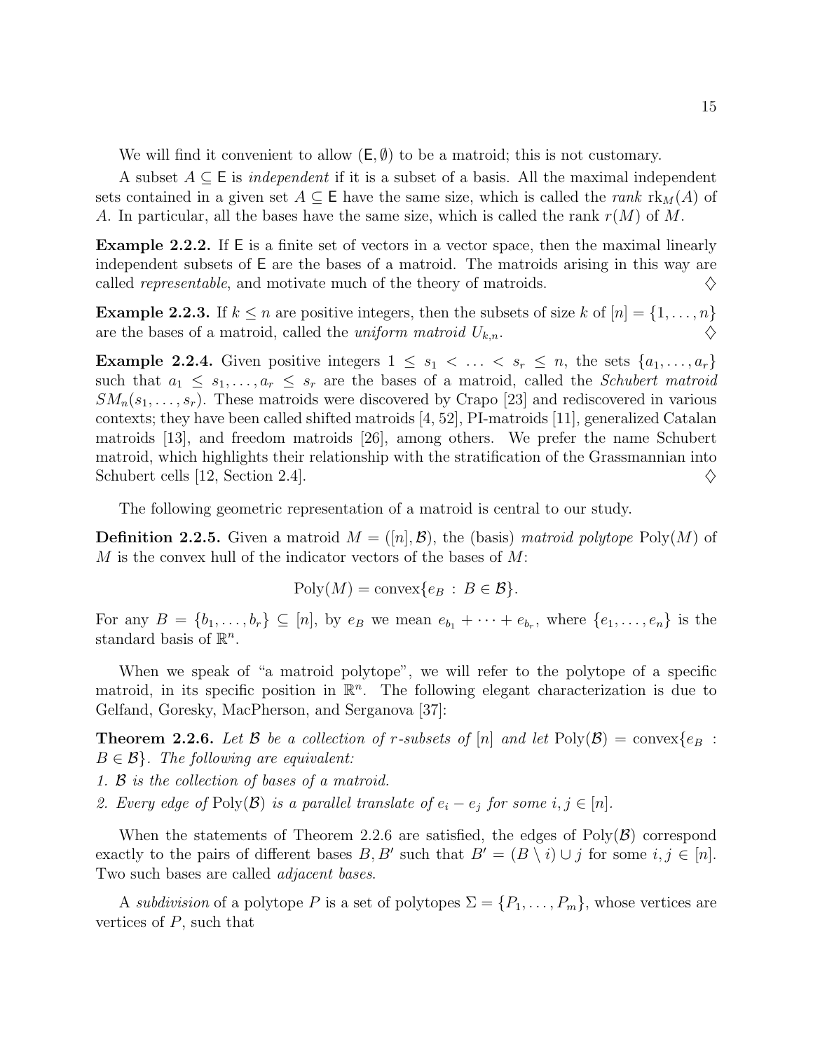We will find it convenient to allow $(\mathsf{E}, \emptyset)$ to be a matroid; this is not customary.

A subset $A \subseteq \mathsf{E}$ is *independent* if it is a subset of a basis. All the maximal independent sets contained in a given set $A \subseteq \mathsf{E}$ have the same size, which is called the *rank* $\mathrm{rk}_M(A)$ of $A$. In particular, all the bases have the same size, which is called the rank $r(M)$ of $M$.

**Example 2.2.2.** If $\mathsf{E}$ is a finite set of vectors in a vector space, then the maximal linearly independent subsets of $\mathsf{E}$ are the bases of a matroid. The matroids arising in this way are called *representable*, and motivate much of the theory of matroids. $\diamondsuit$

**Example 2.2.3.** If $k \leq n$ are positive integers, then the subsets of size $k$ of $[n] = \{1, \ldots, n\}$ are the bases of a matroid, called the *uniform matroid* $U_{k,n}$. $\diamondsuit$

**Example 2.2.4.** Given positive integers $1 \leq s_1 < \ldots < s_r \leq n$, the sets $\{a_1, \ldots, a_r\}$ such that $a_1 \leq s_1, \ldots, a_r \leq s_r$ are the bases of a matroid, called the *Schubert matroid* $SM_n(s_1, \ldots, s_r)$. These matroids were discovered by Crapo [23] and rediscovered in various contexts; they have been called shifted matroids [4, 52], PI-matroids [11], generalized Catalan matroids [13], and freedom matroids [26], among others. We prefer the name Schubert matroid, which highlights their relationship with the stratification of the Grassmannian into Schubert cells [12, Section 2.4]. $\diamondsuit$

The following geometric representation of a matroid is central to our study.

**Definition 2.2.5.** Given a matroid $M = ([n], \mathcal{B})$, the (basis) *matroid polytope* $\mathrm{Poly}(M)$ of $M$ is the convex hull of the indicator vectors of the bases of $M$:

$$\mathrm{Poly}(M) = \mathrm{convex}\{e_B \,:\, B \in \mathcal{B}\}.$$

For any $B = \{b_1, \ldots, b_r\} \subseteq [n]$, by $e_B$ we mean $e_{b_1} + \cdots + e_{b_r}$, where $\{e_1, \ldots, e_n\}$ is the standard basis of $\mathbb{R}^n$.

When we speak of "a matroid polytope", we will refer to the polytope of a specific matroid, in its specific position in $\mathbb{R}^n$. The following elegant characterization is due to Gelfand, Goresky, MacPherson, and Serganova [37]:

**Theorem 2.2.6.** *Let $\mathcal{B}$ be a collection of $r$-subsets of $[n]$ and let $\mathrm{Poly}(\mathcal{B}) = \mathrm{convex}\{e_B : B \in \mathcal{B}\}$. The following are equivalent:*

*1. $\mathcal{B}$ is the collection of bases of a matroid.*

*2. Every edge of $\mathrm{Poly}(\mathcal{B})$ is a parallel translate of $e_i - e_j$ for some $i, j \in [n]$.*

When the statements of Theorem 2.2.6 are satisfied, the edges of $\mathrm{Poly}(\mathcal{B})$ correspond exactly to the pairs of different bases $B, B'$ such that $B' = (B \setminus i) \cup j$ for some $i, j \in [n]$. Two such bases are called *adjacent bases*.

A *subdivision* of a polytope $P$ is a set of polytopes $\Sigma = \{P_1, \ldots, P_m\}$, whose vertices are vertices of $P$, such that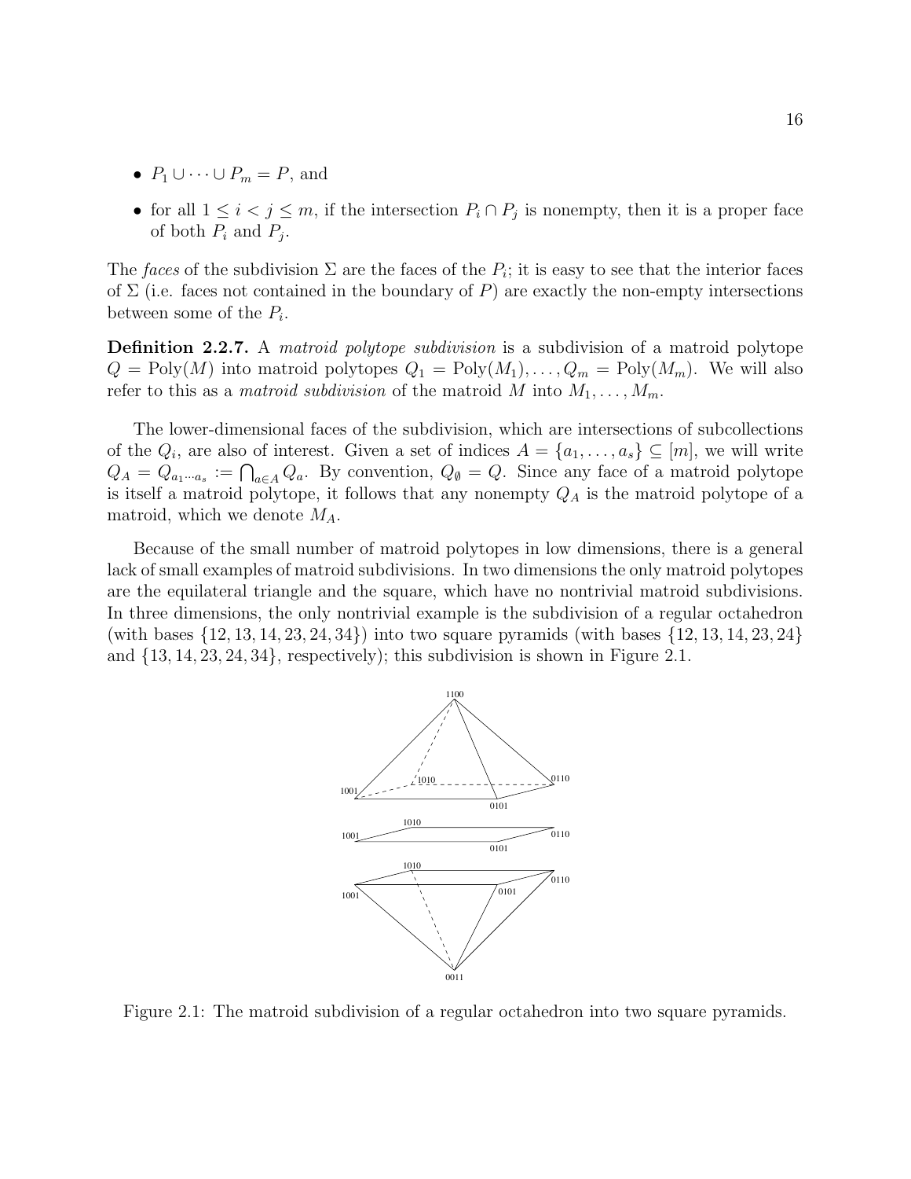- $P_1 \cup \cdots \cup P_m = P$, and
- for all $1 \leq i < j \leq m$, if the intersection $P_i \cap P_j$ is nonempty, then it is a proper face of both $P_i$ and $P_j$.

The *faces* of the subdivision $\Sigma$ are the faces of the $P_i$; it is easy to see that the interior faces of $\Sigma$ (i.e. faces not contained in the boundary of $P$) are exactly the non-empty intersections between some of the $P_i$.

**Definition 2.2.7.** A *matroid polytope subdivision* is a subdivision of a matroid polytope $Q = \mathrm{Poly}(M)$ into matroid polytopes $Q_1 = \mathrm{Poly}(M_1), \ldots, Q_m = \mathrm{Poly}(M_m)$. We will also refer to this as a *matroid subdivision* of the matroid $M$ into $M_1, \ldots, M_m$.

The lower-dimensional faces of the subdivision, which are intersections of subcollections of the $Q_i$, are also of interest. Given a set of indices $A = \{a_1, \ldots, a_s\} \subseteq [m]$, we will write $Q_A = Q_{a_1 \cdots a_s} := \bigcap_{a \in A} Q_a$. By convention, $Q_\emptyset = Q$. Since any face of a matroid polytope is itself a matroid polytope, it follows that any nonempty $Q_A$ is the matroid polytope of a matroid, which we denote $M_A$.

Because of the small number of matroid polytopes in low dimensions, there is a general lack of small examples of matroid subdivisions. In two dimensions the only matroid polytopes are the equilateral triangle and the square, which have no nontrivial matroid subdivisions. In three dimensions, the only nontrivial example is the subdivision of a regular octahedron (with bases $\{12, 13, 14, 23, 24, 34\}$) into two square pyramids (with bases $\{12, 13, 14, 23, 24\}$ and $\{13, 14, 23, 24, 34\}$, respectively); this subdivision is shown in Figure 2.1.

Figure 2.1: The matroid subdivision of a regular octahedron into two square pyramids.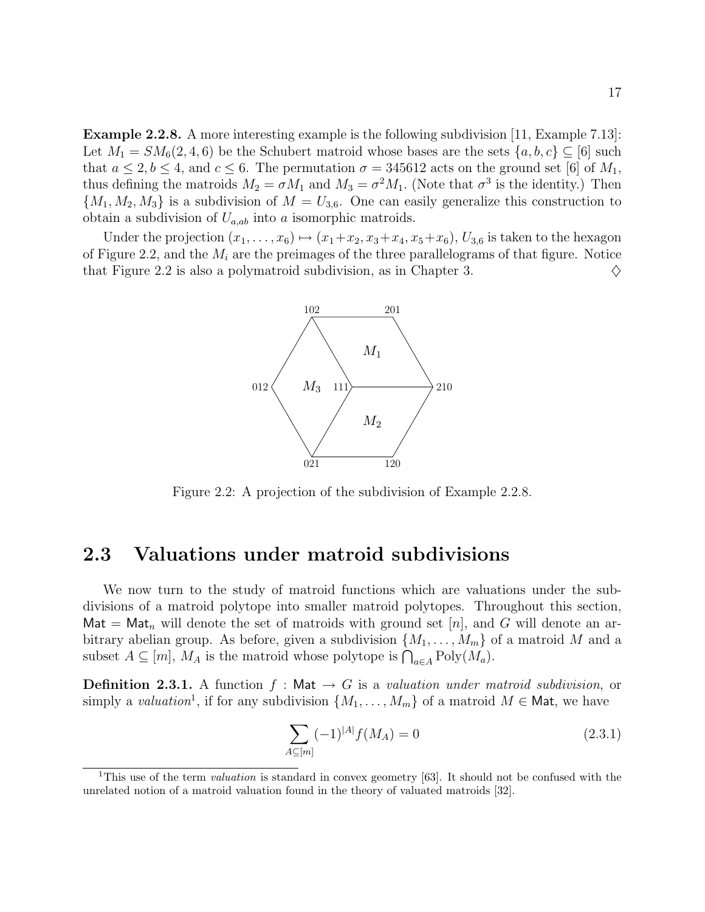**Example 2.2.8.** A more interesting example is the following subdivision [11, Example 7.13]: Let $M_1 = SM_6(2, 4, 6)$ be the Schubert matroid whose bases are the sets $\{a, b, c\} \subseteq [6]$ such that $a \leq 2, b \leq 4$, and $c \leq 6$. The permutation $\sigma = 345612$ acts on the ground set [6] of $M_1$, thus defining the matroids $M_2 = \sigma M_1$ and $M_3 = \sigma^2 M_1$. (Note that $\sigma^3$ is the identity.) Then $\{M_1, M_2, M_3\}$ is a subdivision of $M = U_{3,6}$. One can easily generalize this construction to obtain a subdivision of $U_{a,ab}$ into $a$ isomorphic matroids.

Under the projection $(x_1, \ldots, x_6) \mapsto (x_1+x_2, x_3+x_4, x_5+x_6)$, $U_{3,6}$ is taken to the hexagon of Figure 2.2, and the $M_i$ are the preimages of the three parallelograms of that figure. Notice that Figure 2.2 is also a polymatroid subdivision, as in Chapter 3. ♢

Figure 2.2: A projection of the subdivision of Example 2.2.8.

## 2.3 Valuations under matroid subdivisions

We now turn to the study of matroid functions which are valuations under the subdivisions of a matroid polytope into smaller matroid polytopes. Throughout this section, $\mathsf{Mat} = \mathsf{Mat}_n$ will denote the set of matroids with ground set $[n]$, and $G$ will denote an arbitrary abelian group. As before, given a subdivision $\{M_1, \ldots, M_m\}$ of a matroid $M$ and a subset $A \subseteq [m]$, $M_A$ is the matroid whose polytope is $\bigcap_{a\in A} \mathrm{Poly}(M_a)$.

**Definition 2.3.1.** A function $f : \mathsf{Mat} \to G$ is a *valuation under matroid subdivision*, or simply a *valuation*[1], if for any subdivision $\{M_1, \ldots, M_m\}$ of a matroid $M \in \mathsf{Mat}$, we have

$$\sum_{A\subseteq[m]} (-1)^{|A|} f(M_A) = 0 \tag{2.3.1}$$

[1]This use of the term *valuation* is standard in convex geometry [63]. It should not be confused with the unrelated notion of a matroid valuation found in the theory of valuated matroids [32].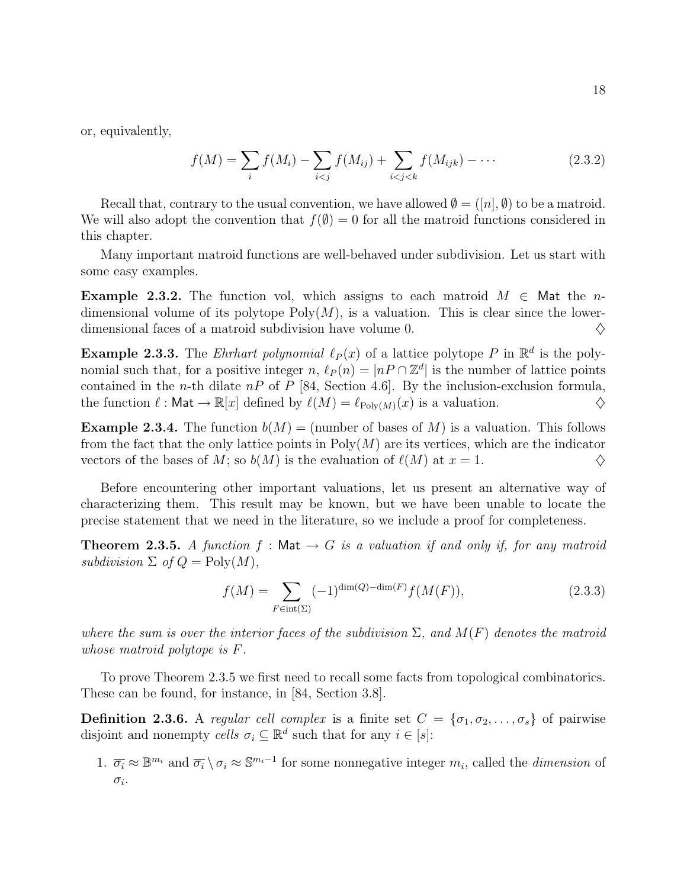or, equivalently,

$$f(M) = \sum_i f(M_i) - \sum_{i<j} f(M_{ij}) + \sum_{i<j<k} f(M_{ijk}) - \cdots \tag{2.3.2}$$

Recall that, contrary to the usual convention, we have allowed $\emptyset = ([n], \emptyset)$ to be a matroid. We will also adopt the convention that $f(\emptyset) = 0$ for all the matroid functions considered in this chapter.

Many important matroid functions are well-behaved under subdivision. Let us start with some easy examples.

**Example 2.3.2.** The function vol, which assigns to each matroid $M \in \mathsf{Mat}$ the $n$-dimensional volume of its polytope $\text{Poly}(M)$, is a valuation. This is clear since the lower-dimensional faces of a matroid subdivision have volume 0. $\diamondsuit$

**Example 2.3.3.** The *Ehrhart polynomial* $\ell_P(x)$ of a lattice polytope $P$ in $\mathbb{R}^d$ is the polynomial such that, for a positive integer $n$, $\ell_P(n) = |nP \cap \mathbb{Z}^d|$ is the number of lattice points contained in the $n$-th dilate $nP$ of $P$ [84, Section 4.6]. By the inclusion-exclusion formula, the function $\ell : \mathsf{Mat} \to \mathbb{R}[x]$ defined by $\ell(M) = \ell_{\text{Poly}(M)}(x)$ is a valuation. $\diamondsuit$

**Example 2.3.4.** The function $b(M) =$ (number of bases of $M$) is a valuation. This follows from the fact that the only lattice points in $\text{Poly}(M)$ are its vertices, which are the indicator vectors of the bases of $M$; so $b(M)$ is the evaluation of $\ell(M)$ at $x = 1$. $\diamondsuit$

Before encountering other important valuations, let us present an alternative way of characterizing them. This result may be known, but we have been unable to locate the precise statement that we need in the literature, so we include a proof for completeness.

**Theorem 2.3.5.** *A function $f : \mathsf{Mat} \to G$ is a valuation if and only if, for any matroid subdivision $\Sigma$ of $Q = \text{Poly}(M)$,*

$$f(M) = \sum_{F \in \text{int}(\Sigma)} (-1)^{\dim(Q) - \dim(F)} f(M(F)), \tag{2.3.3}$$

*where the sum is over the interior faces of the subdivision $\Sigma$, and $M(F)$ denotes the matroid whose matroid polytope is $F$.*

To prove Theorem 2.3.5 we first need to recall some facts from topological combinatorics. These can be found, for instance, in [84, Section 3.8].

**Definition 2.3.6.** A *regular cell complex* is a finite set $C = \{\sigma_1, \sigma_2, \ldots, \sigma_s\}$ of pairwise disjoint and nonempty *cells* $\sigma_i \subseteq \mathbb{R}^d$ such that for any $i \in [s]$:

1. $\overline{\sigma_i} \approx \mathbb{B}^{m_i}$ and $\overline{\sigma_i} \setminus \sigma_i \approx \mathbb{S}^{m_i - 1}$ for some nonnegative integer $m_i$, called the *dimension* of $\sigma_i$.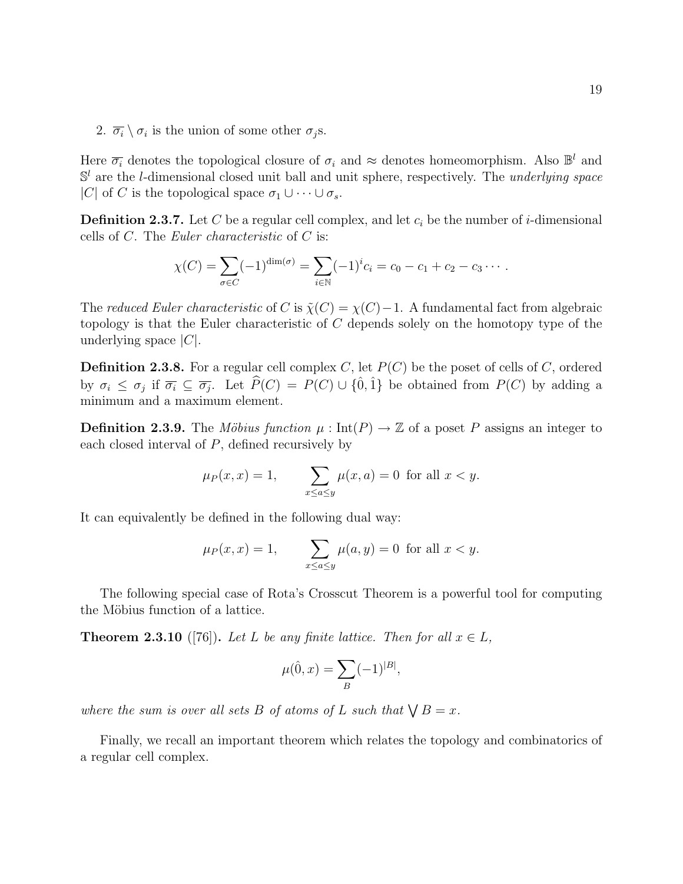2. $\overline{\sigma_i} \setminus \sigma_i$ is the union of some other $\sigma_j$s.

Here $\overline{\sigma_i}$ denotes the topological closure of $\sigma_i$ and $\approx$ denotes homeomorphism. Also $\mathbb{B}^l$ and $\mathbb{S}^l$ are the $l$-dimensional closed unit ball and unit sphere, respectively. The *underlying space* $|C|$ of $C$ is the topological space $\sigma_1 \cup \cdots \cup \sigma_s$.

**Definition 2.3.7.** Let $C$ be a regular cell complex, and let $c_i$ be the number of $i$-dimensional cells of $C$. The *Euler characteristic* of $C$ is:

$$\chi(C) = \sum_{\sigma \in C} (-1)^{\dim(\sigma)} = \sum_{i \in \mathbb{N}} (-1)^i c_i = c_0 - c_1 + c_2 - c_3 \cdots .$$

The *reduced Euler characteristic* of $C$ is $\tilde{\chi}(C) = \chi(C) - 1$. A fundamental fact from algebraic topology is that the Euler characteristic of $C$ depends solely on the homotopy type of the underlying space $|C|$.

**Definition 2.3.8.** For a regular cell complex $C$, let $P(C)$ be the poset of cells of $C$, ordered by $\sigma_i \leq \sigma_j$ if $\overline{\sigma_i} \subseteq \overline{\sigma_j}$. Let $\widehat{P}(C) = P(C) \cup \{\hat{0}, \hat{1}\}$ be obtained from $P(C)$ by adding a minimum and a maximum element.

**Definition 2.3.9.** The *Möbius function* $\mu : \text{Int}(P) \to \mathbb{Z}$ of a poset $P$ assigns an integer to each closed interval of $P$, defined recursively by

$$\mu_P(x, x) = 1, \qquad \sum_{x \leq a \leq y} \mu(x, a) = 0 \text{ for all } x < y.$$

It can equivalently be defined in the following dual way:

$$\mu_P(x, x) = 1, \qquad \sum_{x \leq a \leq y} \mu(a, y) = 0 \text{ for all } x < y.$$

The following special case of Rota's Crosscut Theorem is a powerful tool for computing the Möbius function of a lattice.

**Theorem 2.3.10** ([76])**.** *Let $L$ be any finite lattice. Then for all $x \in L$,*

$$\mu(\hat{0}, x) = \sum_{B} (-1)^{|B|},$$

*where the sum is over all sets $B$ of atoms of $L$ such that $\bigvee B = x$.*

Finally, we recall an important theorem which relates the topology and combinatorics of a regular cell complex.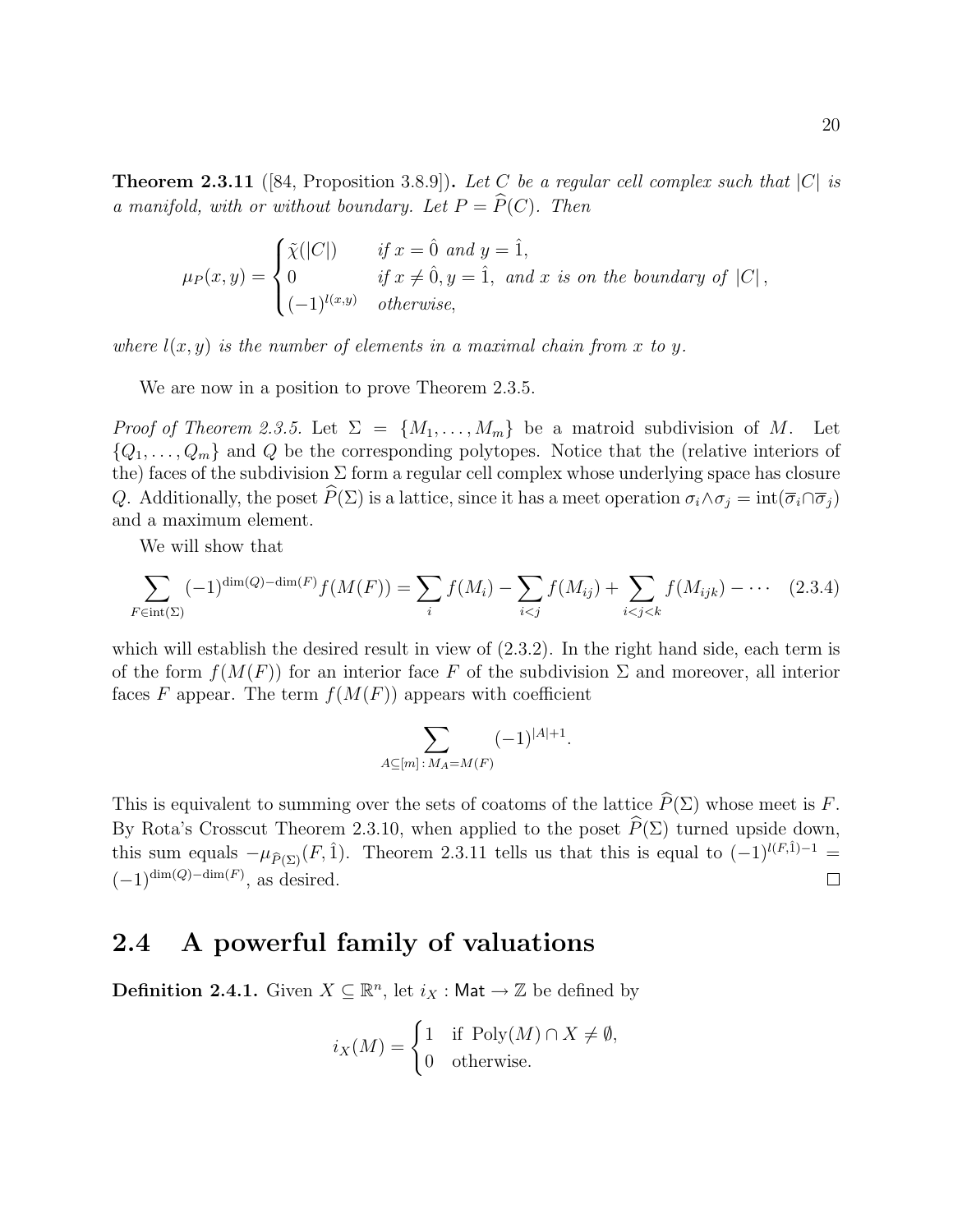**Theorem 2.3.11** ([84, Proposition 3.8.9]). *Let $C$ be a regular cell complex such that $|C|$ is a manifold, with or without boundary. Let $P = \widehat{P}(C)$. Then*

$$\mu_P(x, y) = \begin{cases} \widetilde{\chi}(|C|) & \text{if } x = \hat{0} \text{ and } y = \hat{1}, \\ 0 & \text{if } x \neq \hat{0}, y = \hat{1}, \text{ and } x \text{ is on the boundary of } |C|, \\ (-1)^{l(x,y)} & \text{otherwise,} \end{cases}$$

*where $l(x, y)$ is the number of elements in a maximal chain from $x$ to $y$.*

We are now in a position to prove Theorem 2.3.5.

*Proof of Theorem 2.3.5.* Let $\Sigma = \{M_1, \ldots, M_m\}$ be a matroid subdivision of $M$. Let $\{Q_1, \ldots, Q_m\}$ and $Q$ be the corresponding polytopes. Notice that the (relative interiors of the) faces of the subdivision $\Sigma$ form a regular cell complex whose underlying space has closure $Q$. Additionally, the poset $\widehat{P}(\Sigma)$ is a lattice, since it has a meet operation $\sigma_i \wedge \sigma_j = \text{int}(\overline{\sigma}_i \cap \overline{\sigma}_j)$ and a maximum element.

We will show that

$$\sum_{F \in \text{int}(\Sigma)} (-1)^{\dim(Q) - \dim(F)} f(M(F)) = \sum_i f(M_i) - \sum_{i<j} f(M_{ij}) + \sum_{i<j<k} f(M_{ijk}) - \cdots \quad (2.3.4)$$

which will establish the desired result in view of (2.3.2). In the right hand side, each term is of the form $f(M(F))$ for an interior face $F$ of the subdivision $\Sigma$ and moreover, all interior faces $F$ appear. The term $f(M(F))$ appears with coefficient

$$\sum_{A \subseteq [m] \,:\, M_A = M(F)} (-1)^{|A|+1}.$$

This is equivalent to summing over the sets of coatoms of the lattice $\widehat{P}(\Sigma)$ whose meet is $F$. By Rota's Crosscut Theorem 2.3.10, when applied to the poset $\widehat{P}(\Sigma)$ turned upside down, this sum equals $-\mu_{\widehat{P}(\Sigma)}(F, \hat{1})$. Theorem 2.3.11 tells us that this is equal to $(-1)^{l(F,\hat{1})-1} = (-1)^{\dim(Q)-\dim(F)}$, as desired. □

## 2.4 A powerful family of valuations

**Definition 2.4.1.** Given $X \subseteq \mathbb{R}^n$, let $i_X : \mathsf{Mat} \to \mathbb{Z}$ be defined by

$$i_X(M) = \begin{cases} 1 & \text{if } \text{Poly}(M) \cap X \neq \emptyset, \\ 0 & \text{otherwise.} \end{cases}$$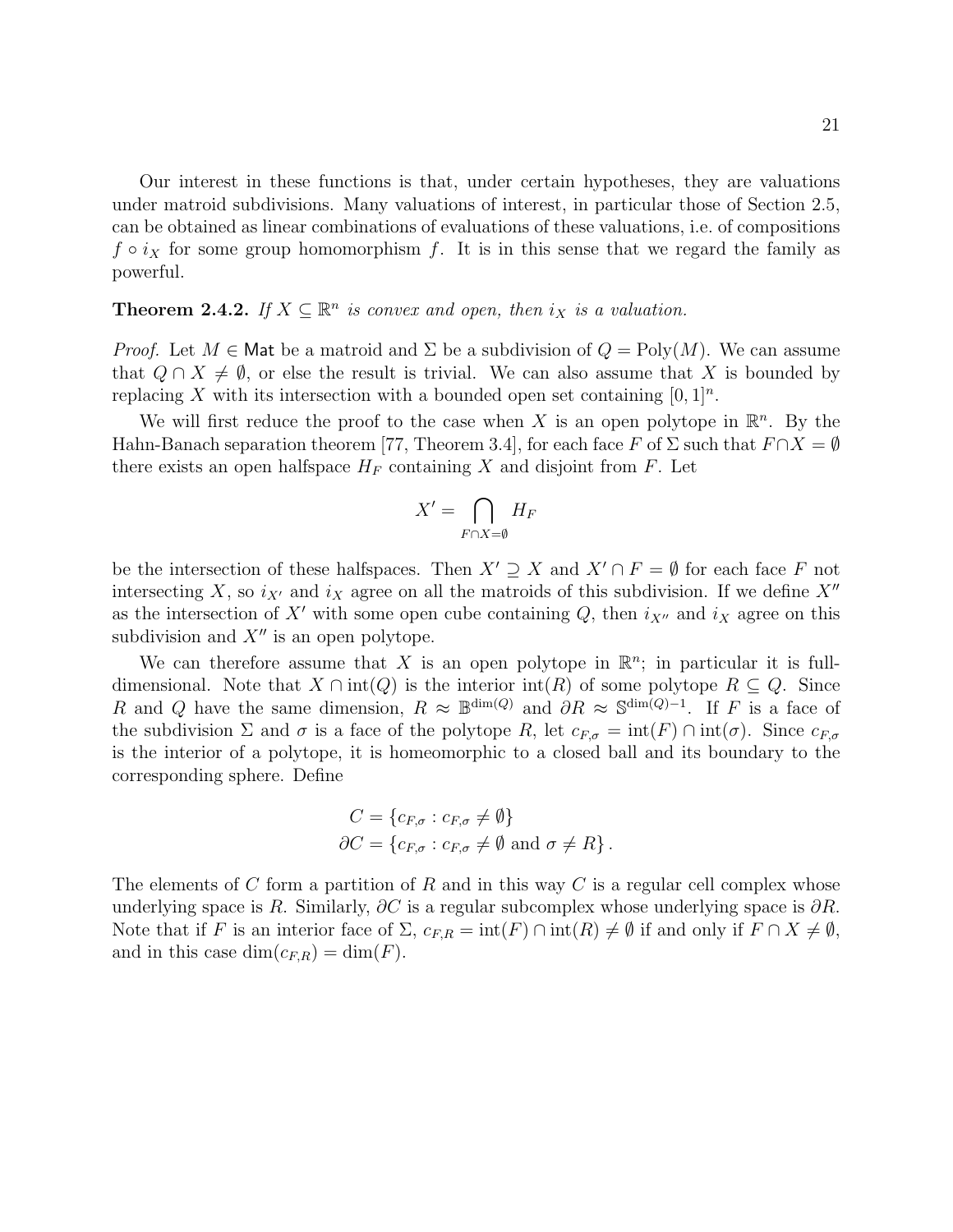Our interest in these functions is that, under certain hypotheses, they are valuations under matroid subdivisions. Many valuations of interest, in particular those of Section 2.5, can be obtained as linear combinations of evaluations of these valuations, i.e. of compositions $f \circ i_X$ for some group homomorphism $f$. It is in this sense that we regard the family as powerful.

**Theorem 2.4.2.** *If $X \subseteq \mathbb{R}^n$ is convex and open, then $i_X$ is a valuation.*

*Proof.* Let $M \in \mathsf{Mat}$ be a matroid and $\Sigma$ be a subdivision of $Q = \mathrm{Poly}(M)$. We can assume that $Q \cap X \neq \emptyset$, or else the result is trivial. We can also assume that $X$ is bounded by replacing $X$ with its intersection with a bounded open set containing $[0,1]^n$.

We will first reduce the proof to the case when $X$ is an open polytope in $\mathbb{R}^n$. By the Hahn-Banach separation theorem [77, Theorem 3.4], for each face $F$ of $\Sigma$ such that $F \cap X = \emptyset$ there exists an open halfspace $H_F$ containing $X$ and disjoint from $F$. Let

$$X' = \bigcap_{F \cap X = \emptyset} H_F$$

be the intersection of these halfspaces. Then $X' \supseteq X$ and $X' \cap F = \emptyset$ for each face $F$ not intersecting $X$, so $i_{X'}$ and $i_X$ agree on all the matroids of this subdivision. If we define $X''$ as the intersection of $X'$ with some open cube containing $Q$, then $i_{X''}$ and $i_X$ agree on this subdivision and $X''$ is an open polytope.

We can therefore assume that $X$ is an open polytope in $\mathbb{R}^n$; in particular it is full-dimensional. Note that $X \cap \mathrm{int}(Q)$ is the interior $\mathrm{int}(R)$ of some polytope $R \subseteq Q$. Since $R$ and $Q$ have the same dimension, $R \approx \mathbb{B}^{\dim(Q)}$ and $\partial R \approx \mathbb{S}^{\dim(Q)-1}$. If $F$ is a face of the subdivision $\Sigma$ and $\sigma$ is a face of the polytope $R$, let $c_{F,\sigma} = \mathrm{int}(F) \cap \mathrm{int}(\sigma)$. Since $c_{F,\sigma}$ is the interior of a polytope, it is homeomorphic to a closed ball and its boundary to the corresponding sphere. Define

$$\begin{aligned} C &= \{c_{F,\sigma} : c_{F,\sigma} \neq \emptyset\} \\ \partial C &= \{c_{F,\sigma} : c_{F,\sigma} \neq \emptyset \text{ and } \sigma \neq R\}. \end{aligned}$$

The elements of $C$ form a partition of $R$ and in this way $C$ is a regular cell complex whose underlying space is $R$. Similarly, $\partial C$ is a regular subcomplex whose underlying space is $\partial R$. Note that if $F$ is an interior face of $\Sigma$, $c_{F,R} = \mathrm{int}(F) \cap \mathrm{int}(R) \neq \emptyset$ if and only if $F \cap X \neq \emptyset$, and in this case $\dim(c_{F,R}) = \dim(F)$.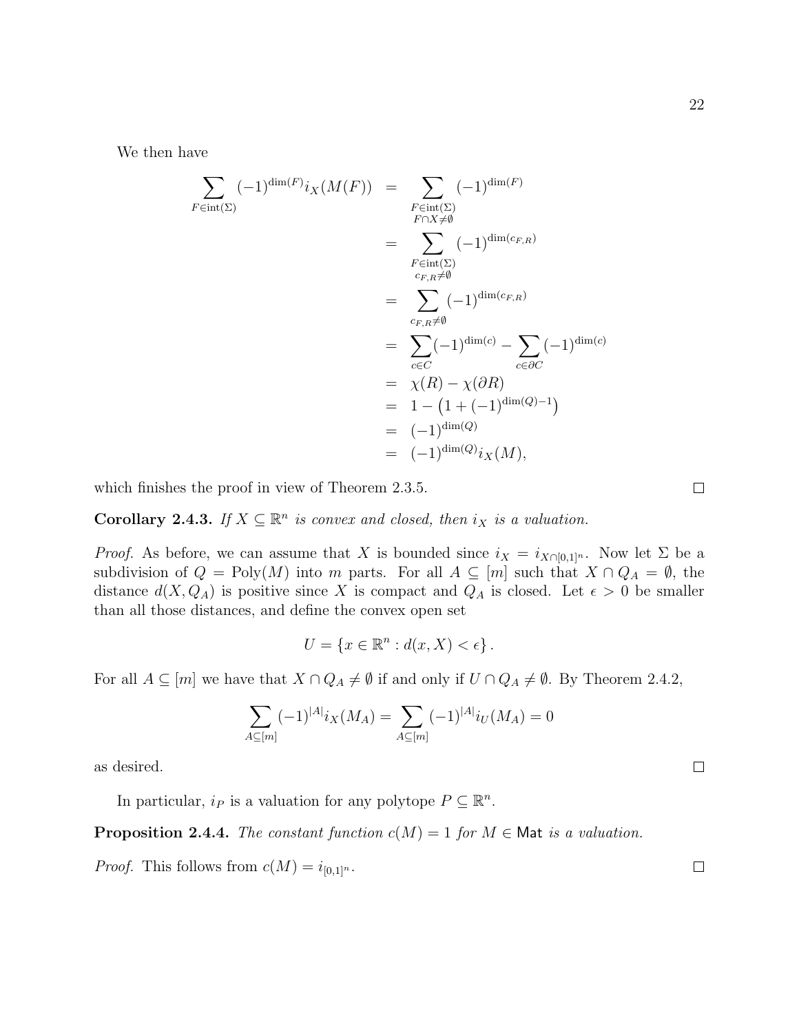We then have

$$
\begin{aligned}
\sum_{F \in \operatorname{int}(\Sigma)} (-1)^{\dim(F)} i_X(M(F)) &= \sum_{\substack{F \in \operatorname{int}(\Sigma) \\ F \cap X \neq \emptyset}} (-1)^{\dim(F)} \\
&= \sum_{\substack{F \in \operatorname{int}(\Sigma) \\ c_{F,R} \neq \emptyset}} (-1)^{\dim(c_{F,R})} \\
&= \sum_{c_{F,R} \neq \emptyset} (-1)^{\dim(c_{F,R})} \\
&= \sum_{c \in C} (-1)^{\dim(c)} - \sum_{c \in \partial C} (-1)^{\dim(c)} \\
&= \chi(R) - \chi(\partial R) \\
&= 1 - \left(1 + (-1)^{\dim(Q)-1}\right) \\
&= (-1)^{\dim(Q)} \\
&= (-1)^{\dim(Q)} i_X(M),
\end{aligned}
$$

which finishes the proof in view of Theorem 2.3.5. □

**Corollary 2.4.3.** *If $X \subseteq \mathbb{R}^n$ is convex and closed, then $i_X$ is a valuation.*

*Proof.* As before, we can assume that $X$ is bounded since $i_X = i_{X \cap [0,1]^n}$. Now let $\Sigma$ be a subdivision of $Q = \operatorname{Poly}(M)$ into $m$ parts. For all $A \subseteq [m]$ such that $X \cap Q_A = \emptyset$, the distance $d(X, Q_A)$ is positive since $X$ is compact and $Q_A$ is closed. Let $\epsilon > 0$ be smaller than all those distances, and define the convex open set

$$U = \{x \in \mathbb{R}^n : d(x, X) < \epsilon\}.$$

For all $A \subseteq [m]$ we have that $X \cap Q_A \neq \emptyset$ if and only if $U \cap Q_A \neq \emptyset$. By Theorem 2.4.2,

$$\sum_{A \subseteq [m]} (-1)^{|A|} i_X(M_A) = \sum_{A \subseteq [m]} (-1)^{|A|} i_U(M_A) = 0$$

as desired. □

In particular, $i_P$ is a valuation for any polytope $P \subseteq \mathbb{R}^n$.

**Proposition 2.4.4.** *The constant function $c(M) = 1$ for $M \in \mathsf{Mat}$ is a valuation.*

*Proof.* This follows from $c(M) = i_{[0,1]^n}$. □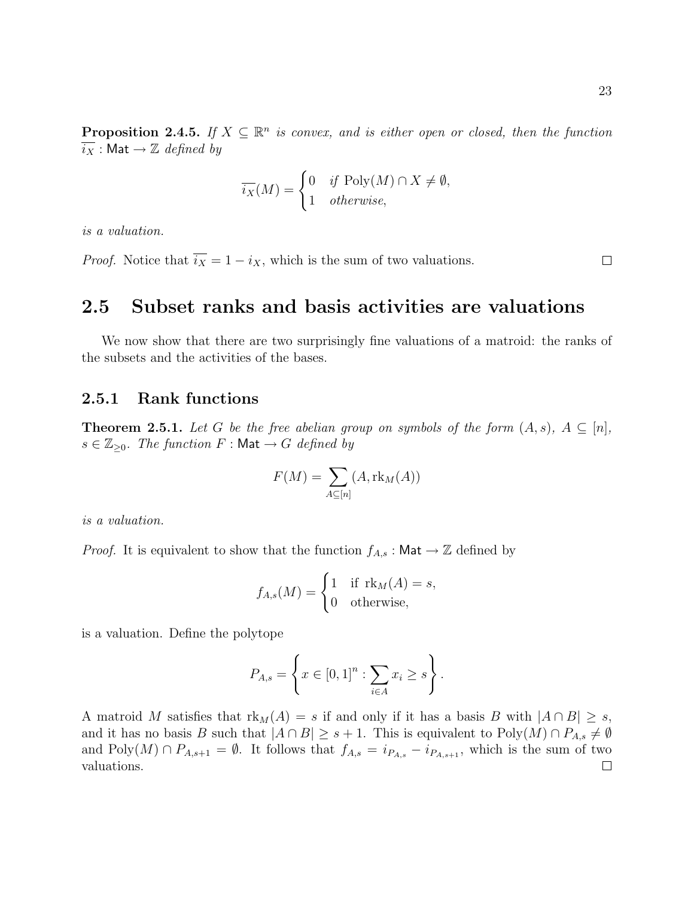**Proposition 2.4.5.** *If $X \subseteq \mathbb{R}^n$ is convex, and is either open or closed, then the function $\overline{i_X} : \mathsf{Mat} \to \mathbb{Z}$ defined by*

$$\overline{i_X}(M) = \begin{cases} 0 & \text{if } \operatorname{Poly}(M) \cap X \neq \emptyset, \\ 1 & \text{otherwise}, \end{cases}$$

*is a valuation.*

*Proof.* Notice that $\overline{i_X} = 1 - i_X$, which is the sum of two valuations. $\square$

## 2.5 Subset ranks and basis activities are valuations

We now show that there are two surprisingly fine valuations of a matroid: the ranks of the subsets and the activities of the bases.

### 2.5.1 Rank functions

**Theorem 2.5.1.** *Let $G$ be the free abelian group on symbols of the form $(A, s)$, $A \subseteq [n]$, $s \in \mathbb{Z}_{\geq 0}$. The function $F : \mathsf{Mat} \to G$ defined by*

$$F(M) = \sum_{A \subseteq [n]} (A, \operatorname{rk}_M(A))$$

*is a valuation.*

*Proof.* It is equivalent to show that the function $f_{A,s} : \mathsf{Mat} \to \mathbb{Z}$ defined by

$$f_{A,s}(M) = \begin{cases} 1 & \text{if } \operatorname{rk}_M(A) = s, \\ 0 & \text{otherwise}, \end{cases}$$

is a valuation. Define the polytope

$$P_{A,s} = \left\{ x \in [0,1]^n : \sum_{i \in A} x_i \geq s \right\}.$$

A matroid $M$ satisfies that $\operatorname{rk}_M(A) = s$ if and only if it has a basis $B$ with $|A \cap B| \geq s$, and it has no basis $B$ such that $|A \cap B| \geq s + 1$. This is equivalent to $\operatorname{Poly}(M) \cap P_{A,s} \neq \emptyset$ and $\operatorname{Poly}(M) \cap P_{A,s+1} = \emptyset$. It follows that $f_{A,s} = i_{P_{A,s}} - i_{P_{A,s+1}}$, which is the sum of two valuations. $\square$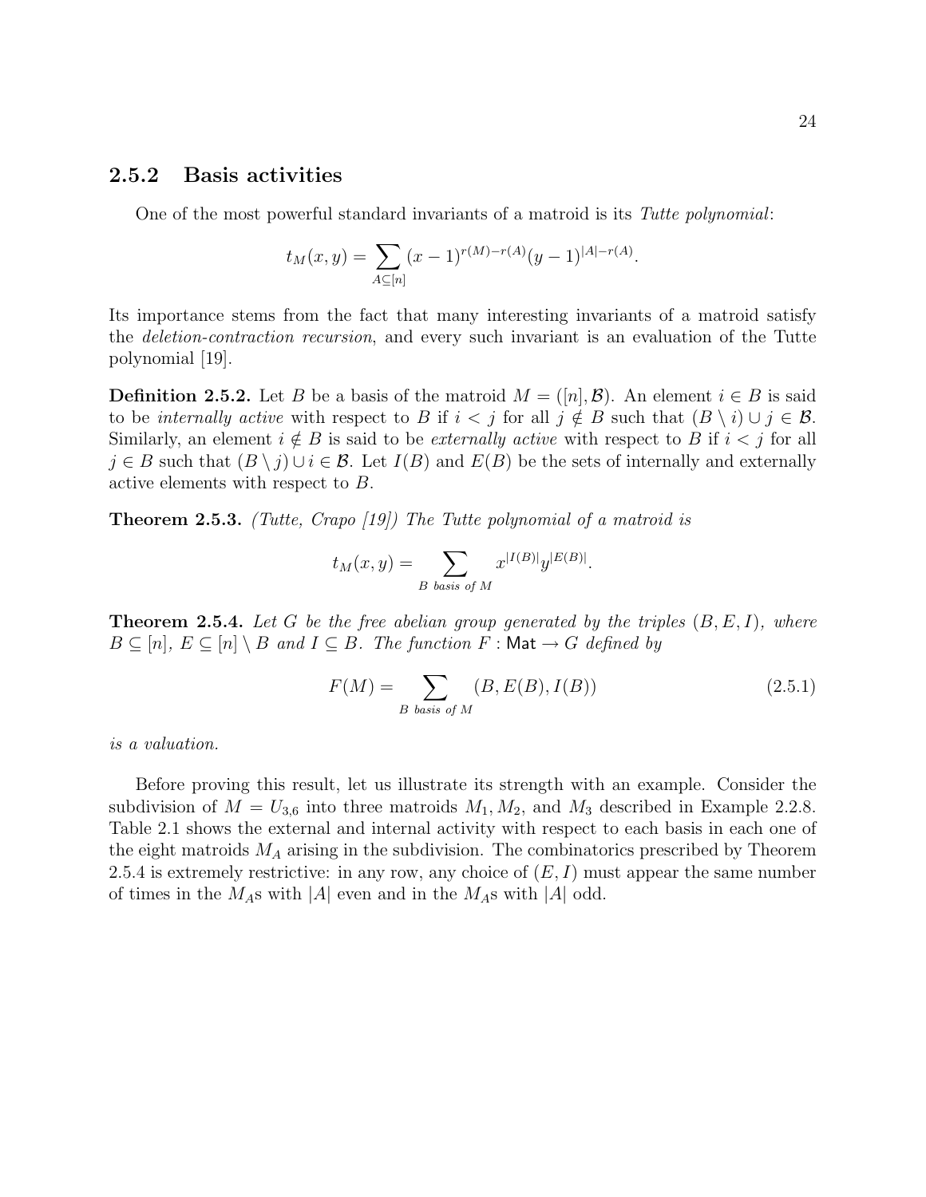### 2.5.2 Basis activities

One of the most powerful standard invariants of a matroid is its *Tutte polynomial*:

$$t_M(x, y) = \sum_{A \subseteq [n]} (x-1)^{r(M)-r(A)}(y-1)^{|A|-r(A)}.$$

Its importance stems from the fact that many interesting invariants of a matroid satisfy the *deletion-contraction recursion*, and every such invariant is an evaluation of the Tutte polynomial [19].

**Definition 2.5.2.** Let $B$ be a basis of the matroid $M = ([n], \mathcal{B})$. An element $i \in B$ is said to be *internally active* with respect to $B$ if $i < j$ for all $j \notin B$ such that $(B \setminus i) \cup j \in \mathcal{B}$. Similarly, an element $i \notin B$ is said to be *externally active* with respect to $B$ if $i < j$ for all $j \in B$ such that $(B \setminus j) \cup i \in \mathcal{B}$. Let $I(B)$ and $E(B)$ be the sets of internally and externally active elements with respect to $B$.

**Theorem 2.5.3.** *(Tutte, Crapo [19]) The Tutte polynomial of a matroid is*

$$t_M(x, y) = \sum_{B \text{ basis of } M} x^{|I(B)|} y^{|E(B)|}.$$

**Theorem 2.5.4.** *Let $G$ be the free abelian group generated by the triples $(B, E, I)$, where $B \subseteq [n]$, $E \subseteq [n] \setminus B$ and $I \subseteq B$. The function $F : \mathsf{Mat} \to G$ defined by*

$$F(M) = \sum_{B \text{ basis of } M} (B, E(B), I(B)) \tag{2.5.1}$$

*is a valuation.*

Before proving this result, let us illustrate its strength with an example. Consider the subdivision of $M = U_{3,6}$ into three matroids $M_1, M_2$, and $M_3$ described in Example 2.2.8. Table 2.1 shows the external and internal activity with respect to each basis in each one of the eight matroids $M_A$ arising in the subdivision. The combinatorics prescribed by Theorem 2.5.4 is extremely restrictive: in any row, any choice of $(E, I)$ must appear the same number of times in the $M_A$s with $|A|$ even and in the $M_A$s with $|A|$ odd.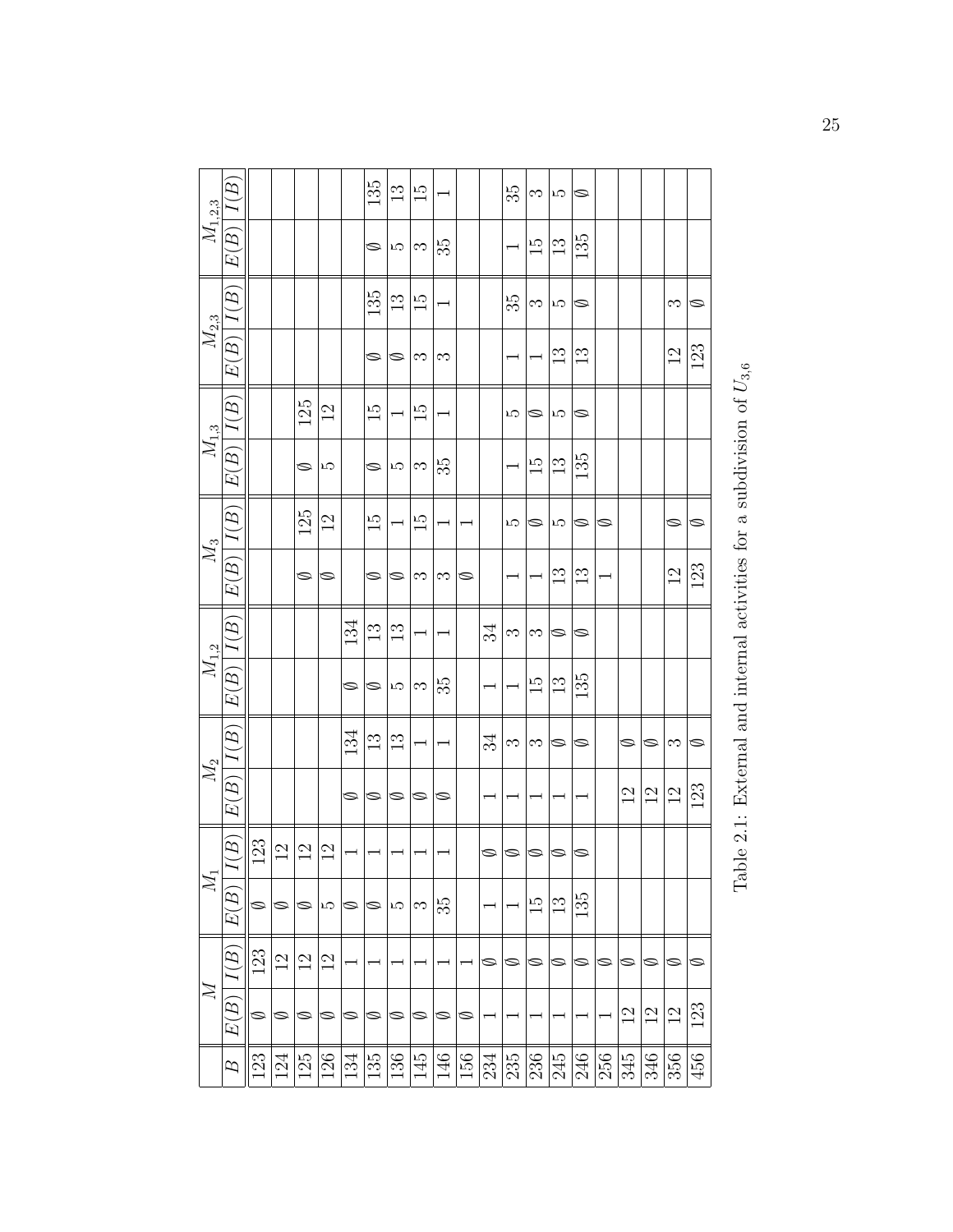| | $M$ | | $M_1$ | | $M_2$ | | $M_{1,2}$ | | $M_3$ | | $M_{1,3}$ | | $M_{2,3}$ | | $M_{1,2,3}$ | |
|---|---|---|---|---|---|---|---|---|---|---|---|---|---|---|---|---|
| $B$ | $E(B)$ | $I(B)$ | $E(B)$ | $I(B)$ | $E(B)$ | $I(B)$ | $E(B)$ | $I(B)$ | $E(B)$ | $I(B)$ | $E(B)$ | $I(B)$ | $E(B)$ | $I(B)$ | $E(B)$ | $I(B)$ |
| 123 | ∅ | 123 | ∅ | 123 | | | | | | | | | | | | |
| 124 | ∅ | 12 | ∅ | 12 | | | | | | | | | | | | |
| 125 | ∅ | 12 | ∅ | 12 | | | | | ∅ | 125 | ∅ | 125 | | | | |
| 126 | ∅ | 12 | 5 | 12 | | | | | ∅ | 12 | 5 | 12 | | | | |
| 134 | ∅ | 1 | ∅ | 1 | ∅ | 134 | ∅ | 134 | | | | | | | | |
| 135 | ∅ | 1 | ∅ | 1 | ∅ | 13 | ∅ | 13 | ∅ | 15 | ∅ | 15 | ∅ | 135 | ∅ | 135 |
| 136 | ∅ | 1 | 5 | 1 | ∅ | 13 | 5 | 13 | ∅ | 1 | 5 | 1 | ∅ | 13 | 5 | 13 |
| 145 | ∅ | 1 | 3 | 1 | ∅ | 1 | 3 | 1 | 3 | 15 | 3 | 15 | 3 | 15 | 3 | 15 |
| 146 | ∅ | 1 | 35 | 1 | ∅ | 1 | 35 | 1 | 3 | 1 | 35 | 1 | 3 | 1 | 35 | 1 |
| 156 | ∅ | 1 | | | | | | | ∅ | 1 | | | | | | |
| 234 | 1 | ∅ | 1 | ∅ | 1 | 34 | 1 | 34 | | | | | | | | |
| 235 | 1 | ∅ | 1 | ∅ | 1 | 3 | 1 | 3 | 1 | 5 | 1 | 5 | 1 | 35 | 1 | 35 |
| 236 | 1 | ∅ | 15 | ∅ | 1 | 3 | 15 | 3 | 1 | ∅ | 15 | ∅ | 1 | 3 | 15 | 3 |
| 245 | 1 | ∅ | 13 | ∅ | 1 | ∅ | 13 | ∅ | 13 | 5 | 13 | 5 | 13 | 5 | 13 | 5 |
| 246 | 1 | ∅ | 135 | ∅ | 1 | ∅ | 135 | ∅ | 13 | ∅ | 135 | ∅ | 13 | ∅ | 135 | ∅ |
| 256 | 1 | ∅ | | | | | | | 1 | ∅ | | | | | | |
| 345 | 12 | ∅ | | | 12 | ∅ | | | | | | | | | | |
| 346 | 12 | ∅ | | | 12 | ∅ | | | | | | | | | | |
| 356 | 12 | ∅ | | | 12 | 3 | | | 12 | ∅ | | | 12 | 3 | | |
| 456 | 123 | ∅ | | | 123 | ∅ | | | 123 | ∅ | | | 123 | ∅ | | |

Table 2.1: External and internal activities for a subdivision of $U_{3,6}$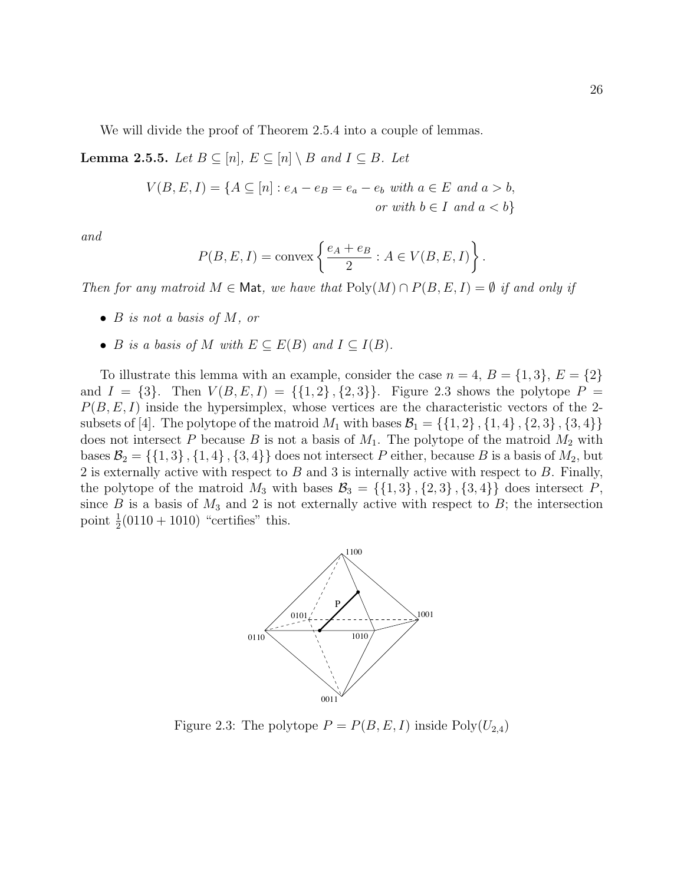We will divide the proof of Theorem 2.5.4 into a couple of lemmas.

**Lemma 2.5.5.** *Let $B \subseteq [n]$, $E \subseteq [n] \setminus B$ and $I \subseteq B$. Let*

$$V(B,E,I) = \{A \subseteq [n] : e_A - e_B = e_a - e_b \text{ with } a \in E \text{ and } a > b, \\ \text{or with } b \in I \text{ and } a < b\}$$

*and*

$$P(B,E,I) = \text{convex}\left\{ \frac{e_A + e_B}{2} : A \in V(B,E,I) \right\}.$$

*Then for any matroid $M \in \mathsf{Mat}$, we have that $\text{Poly}(M) \cap P(B,E,I) = \emptyset$ if and only if*

- *$B$ is not a basis of $M$, or*
- *$B$ is a basis of $M$ with $E \subseteq E(B)$ and $I \subseteq I(B)$.*

To illustrate this lemma with an example, consider the case $n = 4$, $B = \{1,3\}$, $E = \{2\}$ and $I = \{3\}$. Then $V(B,E,I) = \{\{1,2\},\{2,3\}\}$. Figure 2.3 shows the polytope $P = P(B,E,I)$ inside the hypersimplex, whose vertices are the characteristic vectors of the 2-subsets of $[4]$. The polytope of the matroid $M_1$ with bases $\mathcal{B}_1 = \{\{1,2\},\{1,4\},\{2,3\},\{3,4\}\}$ does not intersect $P$ because $B$ is not a basis of $M_1$. The polytope of the matroid $M_2$ with bases $\mathcal{B}_2 = \{\{1,3\},\{1,4\},\{3,4\}\}$ does not intersect $P$ either, because $B$ is a basis of $M_2$, but 2 is externally active with respect to $B$ and 3 is internally active with respect to $B$. Finally, the polytope of the matroid $M_3$ with bases $\mathcal{B}_3 = \{\{1,3\},\{2,3\},\{3,4\}\}$ does intersect $P$, since $B$ is a basis of $M_3$ and 2 is not externally active with respect to $B$; the intersection point $\frac{1}{2}(0110 + 1010)$ "certifies" this.

Figure 2.3: The polytope $P = P(B,E,I)$ inside $\text{Poly}(U_{2,4})$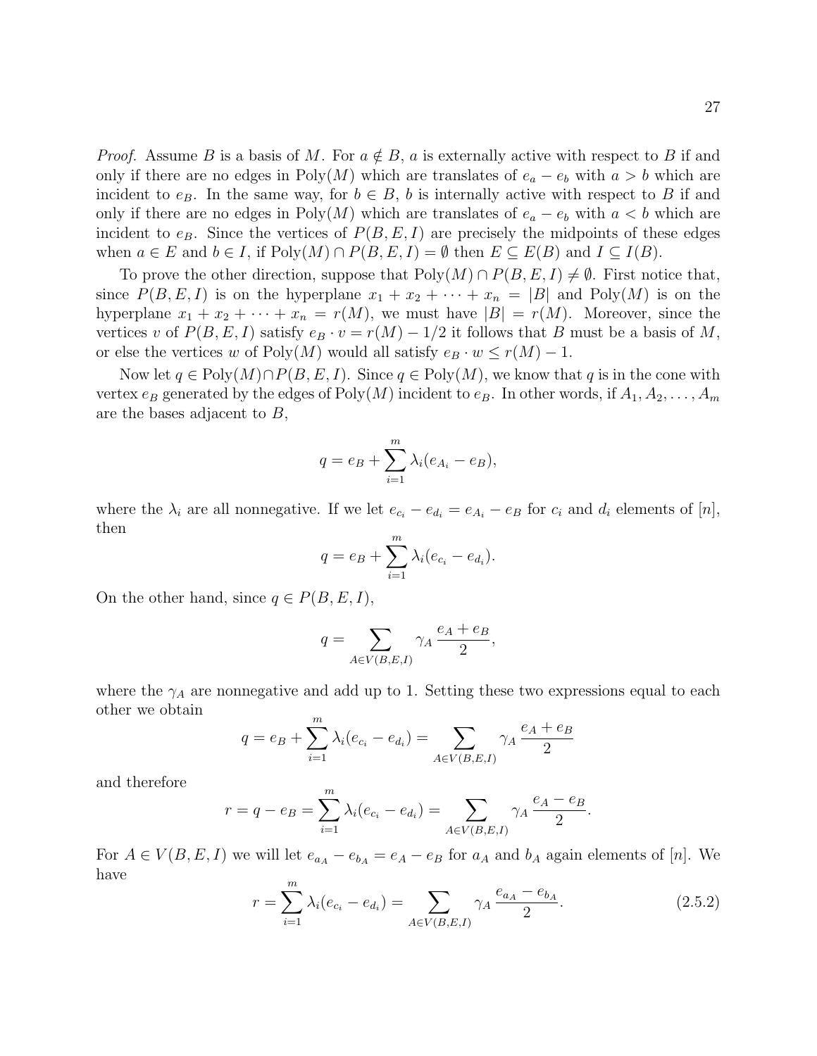*Proof.* Assume $B$ is a basis of $M$. For $a \notin B$, $a$ is externally active with respect to $B$ if and only if there are no edges in $\text{Poly}(M)$ which are translates of $e_a - e_b$ with $a > b$ which are incident to $e_B$. In the same way, for $b \in B$, $b$ is internally active with respect to $B$ if and only if there are no edges in $\text{Poly}(M)$ which are translates of $e_a - e_b$ with $a < b$ which are incident to $e_B$. Since the vertices of $P(B, E, I)$ are precisely the midpoints of these edges when $a \in E$ and $b \in I$, if $\text{Poly}(M) \cap P(B, E, I) = \emptyset$ then $E \subseteq E(B)$ and $I \subseteq I(B)$.

To prove the other direction, suppose that $\text{Poly}(M) \cap P(B, E, I) \neq \emptyset$. First notice that, since $P(B, E, I)$ is on the hyperplane $x_1 + x_2 + \cdots + x_n = |B|$ and $\text{Poly}(M)$ is on the hyperplane $x_1 + x_2 + \cdots + x_n = r(M)$, we must have $|B| = r(M)$. Moreover, since the vertices $v$ of $P(B, E, I)$ satisfy $e_B \cdot v = r(M) - 1/2$ it follows that $B$ must be a basis of $M$, or else the vertices $w$ of $\text{Poly}(M)$ would all satisfy $e_B \cdot w \leq r(M) - 1$.

Now let $q \in \text{Poly}(M) \cap P(B, E, I)$. Since $q \in \text{Poly}(M)$, we know that $q$ is in the cone with vertex $e_B$ generated by the edges of $\text{Poly}(M)$ incident to $e_B$. In other words, if $A_1, A_2, \ldots, A_m$ are the bases adjacent to $B$,

$$q = e_B + \sum_{i=1}^{m} \lambda_i (e_{A_i} - e_B),$$

where the $\lambda_i$ are all nonnegative. If we let $e_{c_i} - e_{d_i} = e_{A_i} - e_B$ for $c_i$ and $d_i$ elements of $[n]$, then

$$q = e_B + \sum_{i=1}^{m} \lambda_i (e_{c_i} - e_{d_i}).$$

On the other hand, since $q \in P(B, E, I)$,

$$q = \sum_{A \in V(B,E,I)} \gamma_A \, \frac{e_A + e_B}{2},$$

where the $\gamma_A$ are nonnegative and add up to 1. Setting these two expressions equal to each other we obtain

$$q = e_B + \sum_{i=1}^{m} \lambda_i (e_{c_i} - e_{d_i}) = \sum_{A \in V(B,E,I)} \gamma_A \, \frac{e_A + e_B}{2}$$

and therefore

$$r = q - e_B = \sum_{i=1}^{m} \lambda_i (e_{c_i} - e_{d_i}) = \sum_{A \in V(B,E,I)} \gamma_A \, \frac{e_A - e_B}{2}.$$

For $A \in V(B, E, I)$ we will let $e_{a_A} - e_{b_A} = e_A - e_B$ for $a_A$ and $b_A$ again elements of $[n]$. We have

$$r = \sum_{i=1}^{m} \lambda_i (e_{c_i} - e_{d_i}) = \sum_{A \in V(B,E,I)} \gamma_A \, \frac{e_{a_A} - e_{b_A}}{2}. \tag{2.5.2}$$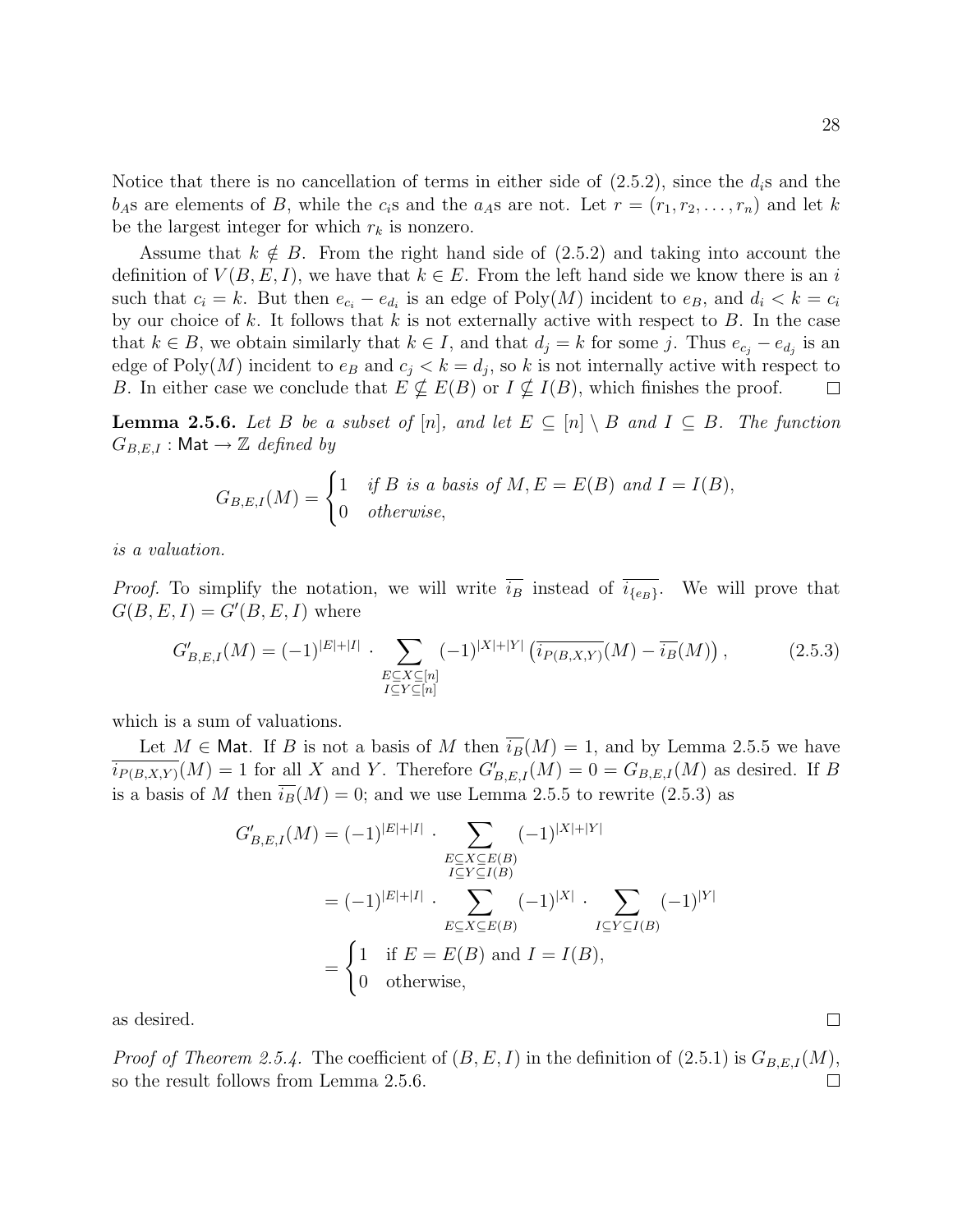Notice that there is no cancellation of terms in either side of (2.5.2), since the $d_i$s and the $b_A$s are elements of $B$, while the $c_i$s and the $a_A$s are not. Let $r = (r_1, r_2, \ldots, r_n)$ and let $k$ be the largest integer for which $r_k$ is nonzero.

Assume that $k \notin B$. From the right hand side of (2.5.2) and taking into account the definition of $V(B, E, I)$, we have that $k \in E$. From the left hand side we know there is an $i$ such that $c_i = k$. But then $e_{c_i} - e_{d_i}$ is an edge of $\text{Poly}(M)$ incident to $e_B$, and $d_i < k = c_i$ by our choice of $k$. It follows that $k$ is not externally active with respect to $B$. In the case that $k \in B$, we obtain similarly that $k \in I$, and that $d_j = k$ for some $j$. Thus $e_{c_j} - e_{d_j}$ is an edge of $\text{Poly}(M)$ incident to $e_B$ and $c_j < k = d_j$, so $k$ is not internally active with respect to $B$. In either case we conclude that $E \not\subseteq E(B)$ or $I \not\subseteq I(B)$, which finishes the proof. $\square$

**Lemma 2.5.6.** *Let $B$ be a subset of $[n]$, and let $E \subseteq [n] \setminus B$ and $I \subseteq B$. The function $G_{B,E,I} : \mathsf{Mat} \to \mathbb{Z}$ defined by*

$$G_{B,E,I}(M) = \begin{cases} 1 & \text{if } B \text{ is a basis of } M, E = E(B) \text{ and } I = I(B), \\ 0 & \text{otherwise,} \end{cases}$$

*is a valuation.*

*Proof.* To simplify the notation, we will write $\overline{i_B}$ instead of $\overline{i_{\{e_B\}}}$. We will prove that $G(B, E, I) = G'(B, E, I)$ where

$$G'_{B,E,I}(M) = (-1)^{|E|+|I|} \cdot \sum_{\substack{E \subseteq X \subseteq [n] \\ I \subseteq Y \subseteq [n]}} (-1)^{|X|+|Y|} \left( \overline{i_{P(B,X,Y)}}(M) - \overline{i_B}(M) \right), \tag{2.5.3}$$

which is a sum of valuations.

Let $M \in \mathsf{Mat}$. If $B$ is not a basis of $M$ then $\overline{i_B}(M) = 1$, and by Lemma 2.5.5 we have $\overline{i_{P(B,X,Y)}}(M) = 1$ for all $X$ and $Y$. Therefore $G'_{B,E,I}(M) = 0 = G_{B,E,I}(M)$ as desired. If $B$ is a basis of $M$ then $\overline{i_B}(M) = 0$; and we use Lemma 2.5.5 to rewrite (2.5.3) as

$$\begin{aligned} G'_{B,E,I}(M) &= (-1)^{|E|+|I|} \cdot \sum_{\substack{E \subseteq X \subseteq E(B) \\ I \subseteq Y \subseteq I(B)}} (-1)^{|X|+|Y|} \\ &= (-1)^{|E|+|I|} \cdot \sum_{E \subseteq X \subseteq E(B)} (-1)^{|X|} \cdot \sum_{I \subseteq Y \subseteq I(B)} (-1)^{|Y|} \\ &= \begin{cases} 1 & \text{if } E = E(B) \text{ and } I = I(B), \\ 0 & \text{otherwise,} \end{cases} \end{aligned}$$

as desired. $\square$

*Proof of Theorem 2.5.4.* The coefficient of $(B, E, I)$ in the definition of (2.5.1) is $G_{B,E,I}(M)$, so the result follows from Lemma 2.5.6. $\square$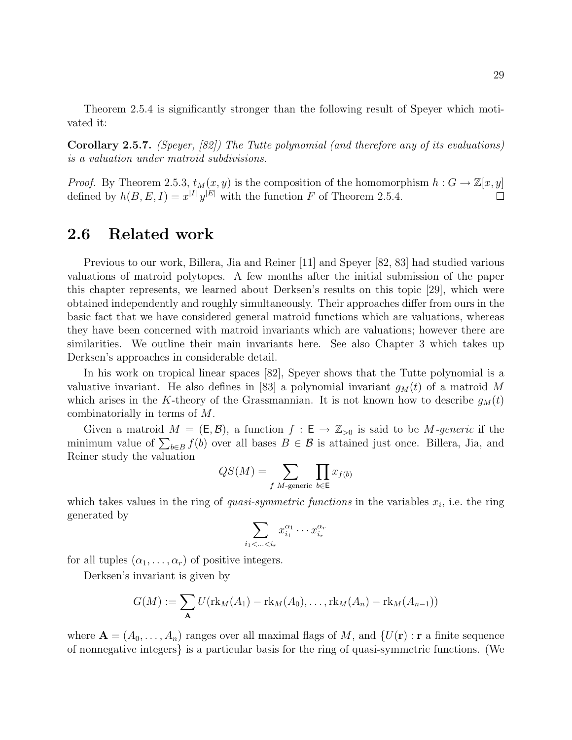Theorem 2.5.4 is significantly stronger than the following result of Speyer which motivated it:

**Corollary 2.5.7.** *(Speyer, [82]) The Tutte polynomial (and therefore any of its evaluations) is a valuation under matroid subdivisions.*

*Proof.* By Theorem 2.5.3, $t_M(x, y)$ is the composition of the homomorphism $h : G \to \mathbb{Z}[x, y]$ defined by $h(B, E, I) = x^{|I|}\, y^{|E|}$ with the function $F$ of Theorem 2.5.4. $\square$

## 2.6 Related work

Previous to our work, Billera, Jia and Reiner [11] and Speyer [82, 83] had studied various valuations of matroid polytopes. A few months after the initial submission of the paper this chapter represents, we learned about Derksen's results on this topic [29], which were obtained independently and roughly simultaneously. Their approaches differ from ours in the basic fact that we have considered general matroid functions which are valuations, whereas they have been concerned with matroid invariants which are valuations; however there are similarities. We outline their main invariants here. See also Chapter 3 which takes up Derksen's approaches in considerable detail.

In his work on tropical linear spaces [82], Speyer shows that the Tutte polynomial is a valuative invariant. He also defines in [83] a polynomial invariant $g_M(t)$ of a matroid $M$ which arises in the $K$-theory of the Grassmannian. It is not known how to describe $g_M(t)$ combinatorially in terms of $M$.

Given a matroid $M = (\mathsf{E}, \mathcal{B})$, a function $f : \mathsf{E} \to \mathbb{Z}_{>0}$ is said to be *$M$-generic* if the minimum value of $\sum_{b \in B} f(b)$ over all bases $B \in \mathcal{B}$ is attained just once. Billera, Jia, and Reiner study the valuation

$$QS(M) = \sum_{f\ M\text{-generic}} \prod_{b \in \mathsf{E}} x_{f(b)}$$

which takes values in the ring of *quasi-symmetric functions* in the variables $x_i$, i.e. the ring generated by

$$\sum_{i_1 < \ldots < i_r} x_{i_1}^{\alpha_1} \cdots x_{i_r}^{\alpha_r}$$

for all tuples $(\alpha_1, \ldots, \alpha_r)$ of positive integers.

Derksen's invariant is given by

$$G(M) := \sum_{\mathbf{A}} U(\mathrm{rk}_M(A_1) - \mathrm{rk}_M(A_0), \ldots, \mathrm{rk}_M(A_n) - \mathrm{rk}_M(A_{n-1}))$$

where $\mathbf{A} = (A_0, \ldots, A_n)$ ranges over all maximal flags of $M$, and $\{U(\mathbf{r}) : \mathbf{r}$ a finite sequence of nonnegative integers$\}$ is a particular basis for the ring of quasi-symmetric functions. (We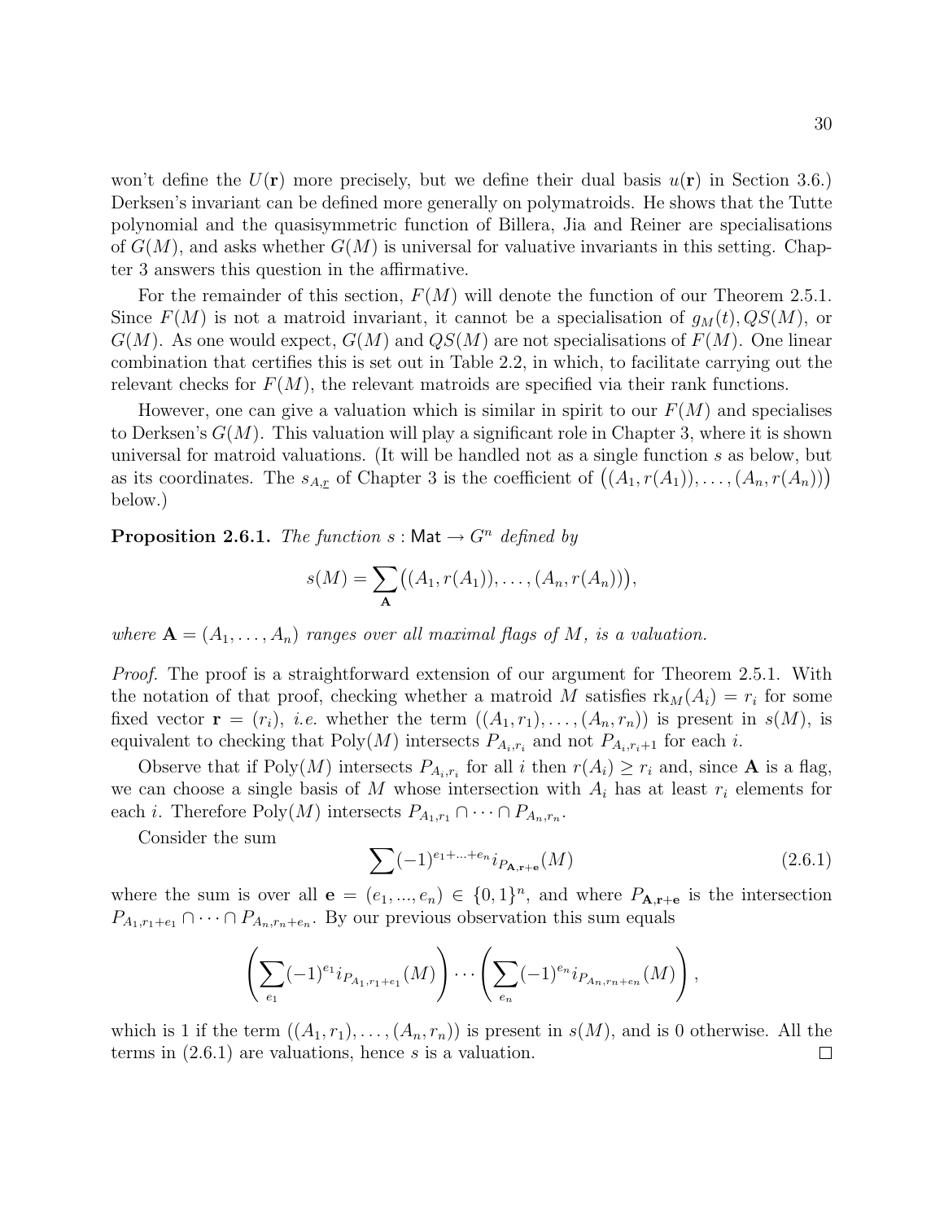won't define the $U(\mathbf{r})$ more precisely, but we define their dual basis $u(\mathbf{r})$ in Section 3.6.) Derksen's invariant can be defined more generally on polymatroids. He shows that the Tutte polynomial and the quasisymmetric function of Billera, Jia and Reiner are specialisations of $G(M)$, and asks whether $G(M)$ is universal for valuative invariants in this setting. Chapter 3 answers this question in the affirmative.

For the remainder of this section, $F(M)$ will denote the function of our Theorem 2.5.1. Since $F(M)$ is not a matroid invariant, it cannot be a specialisation of $g_M(t), QS(M)$, or $G(M)$. As one would expect, $G(M)$ and $QS(M)$ are not specialisations of $F(M)$. One linear combination that certifies this is set out in Table 2.2, in which, to facilitate carrying out the relevant checks for $F(M)$, the relevant matroids are specified via their rank functions.

However, one can give a valuation which is similar in spirit to our $F(M)$ and specialises to Derksen's $G(M)$. This valuation will play a significant role in Chapter 3, where it is shown universal for matroid valuations. (It will be handled not as a single function $s$ as below, but as its coordinates. The $s_{A,\underline{r}}$ of Chapter 3 is the coefficient of $\big((A_1, r(A_1)), \ldots, (A_n, r(A_n))\big)$ below.)

**Proposition 2.6.1.** *The function* $s : \mathsf{Mat} \to G^n$ *defined by*

$$s(M) = \sum_{\mathbf{A}} \big((A_1, r(A_1)), \ldots, (A_n, r(A_n))\big),$$

*where* $\mathbf{A} = (A_1, \ldots, A_n)$ *ranges over all maximal flags of* $M$*, is a valuation.*

*Proof.* The proof is a straightforward extension of our argument for Theorem 2.5.1. With the notation of that proof, checking whether a matroid $M$ satisfies $\mathrm{rk}_M(A_i) = r_i$ for some fixed vector $\mathbf{r} = (r_i)$, *i.e.* whether the term $((A_1, r_1), \ldots, (A_n, r_n))$ is present in $s(M)$, is equivalent to checking that $\mathrm{Poly}(M)$ intersects $P_{A_i,r_i}$ and not $P_{A_i,r_i+1}$ for each $i$.

Observe that if $\mathrm{Poly}(M)$ intersects $P_{A_i,r_i}$ for all $i$ then $r(A_i) \geq r_i$ and, since $\mathbf{A}$ is a flag, we can choose a single basis of $M$ whose intersection with $A_i$ has at least $r_i$ elements for each $i$. Therefore $\mathrm{Poly}(M)$ intersects $P_{A_1,r_1} \cap \cdots \cap P_{A_n,r_n}$.

Consider the sum

$$\sum (-1)^{e_1+\ldots+e_n} i_{P_{\mathbf{A},\mathbf{r}+\mathbf{e}}}(M) \tag{2.6.1}$$

where the sum is over all $\mathbf{e} = (e_1, ..., e_n) \in \{0,1\}^n$, and where $P_{\mathbf{A},\mathbf{r}+\mathbf{e}}$ is the intersection $P_{A_1,r_1+e_1} \cap \cdots \cap P_{A_n,r_n+e_n}$. By our previous observation this sum equals

$$\left(\sum_{e_1} (-1)^{e_1} i_{P_{A_1,r_1+e_1}}(M)\right) \cdots \left(\sum_{e_n} (-1)^{e_n} i_{P_{A_n,rn+en}}(M)\right),$$

which is 1 if the term $((A_1, r_1), \ldots, (A_n, r_n))$ is present in $s(M)$, and is 0 otherwise. All the terms in (2.6.1) are valuations, hence $s$ is a valuation. $\square$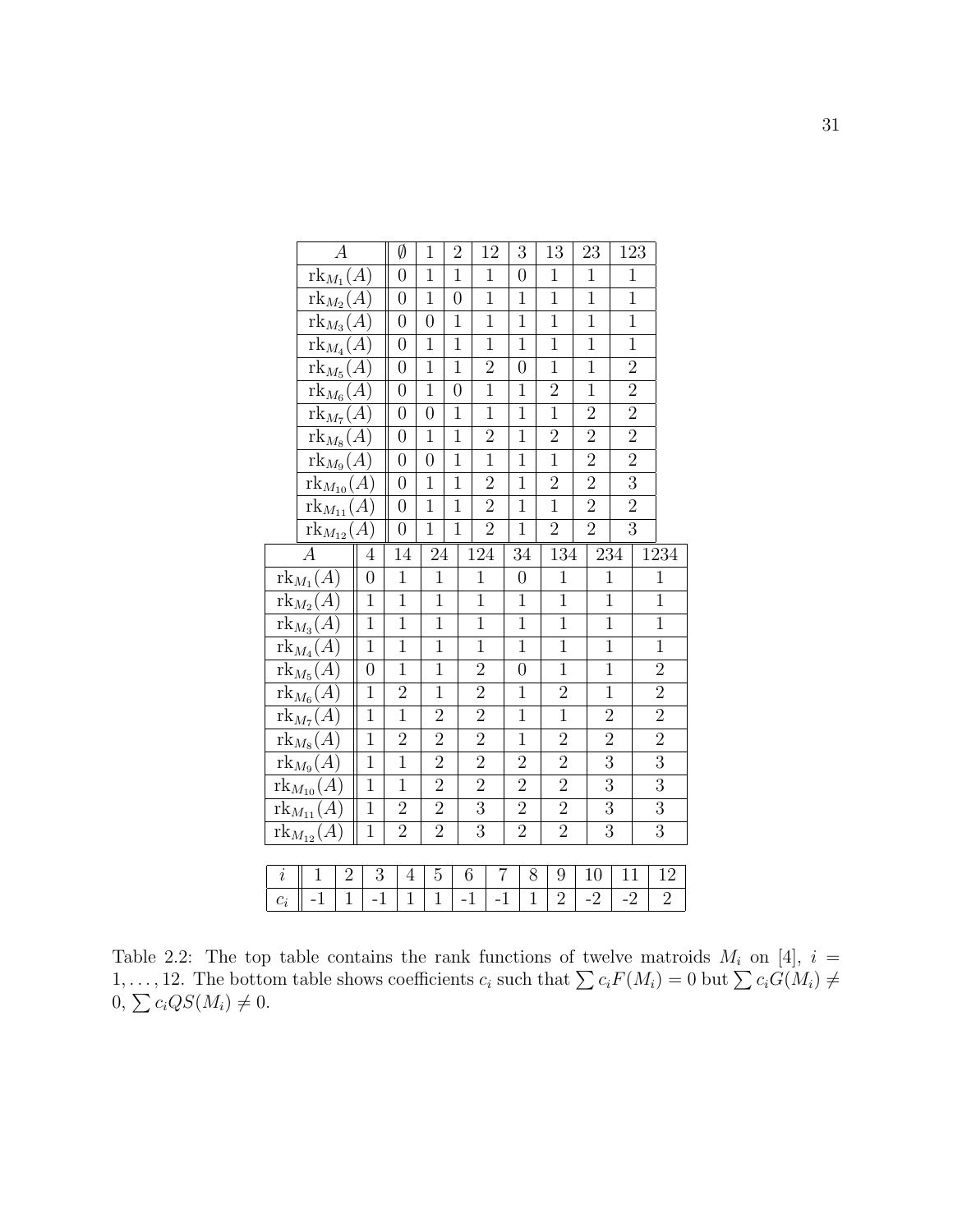| $A$ | $\emptyset$ | 1 | 2 | 12 | 3 | 13 | 23 | 123 |
|---|---|---|---|---|---|---|---|---|
| $\mathrm{rk}_{M_1}(A)$ | 0 | 1 | 1 | 1 | 0 | 1 | 1 | 1 |
| $\mathrm{rk}_{M_2}(A)$ | 0 | 1 | 0 | 1 | 1 | 1 | 1 | 1 |
| $\mathrm{rk}_{M_3}(A)$ | 0 | 0 | 1 | 1 | 1 | 1 | 1 | 1 |
| $\mathrm{rk}_{M_4}(A)$ | 0 | 1 | 1 | 1 | 1 | 1 | 1 | 1 |
| $\mathrm{rk}_{M_5}(A)$ | 0 | 1 | 1 | 2 | 0 | 1 | 1 | 2 |
| $\mathrm{rk}_{M_6}(A)$ | 0 | 1 | 0 | 1 | 1 | 2 | 1 | 2 |
| $\mathrm{rk}_{M_7}(A)$ | 0 | 0 | 1 | 1 | 1 | 1 | 2 | 2 |
| $\mathrm{rk}_{M_8}(A)$ | 0 | 1 | 1 | 2 | 1 | 2 | 2 | 2 |
| $\mathrm{rk}_{M_9}(A)$ | 0 | 0 | 1 | 1 | 1 | 1 | 2 | 2 |
| $\mathrm{rk}_{M_{10}}(A)$ | 0 | 1 | 1 | 2 | 1 | 2 | 2 | 3 |
| $\mathrm{rk}_{M_{11}}(A)$ | 0 | 1 | 1 | 2 | 1 | 1 | 2 | 2 |
| $\mathrm{rk}_{M_{12}}(A)$ | 0 | 1 | 1 | 2 | 1 | 2 | 2 | 3 |

| $A$ | 4 | 14 | 24 | 124 | 34 | 134 | 234 | 1234 |
|---|---|---|---|---|---|---|---|---|
| $\mathrm{rk}_{M_1}(A)$ | 0 | 1 | 1 | 1 | 0 | 1 | 1 | 1 |
| $\mathrm{rk}_{M_2}(A)$ | 1 | 1 | 1 | 1 | 1 | 1 | 1 | 1 |
| $\mathrm{rk}_{M_3}(A)$ | 1 | 1 | 1 | 1 | 1 | 1 | 1 | 1 |
| $\mathrm{rk}_{M_4}(A)$ | 1 | 1 | 1 | 1 | 1 | 1 | 1 | 1 |
| $\mathrm{rk}_{M_5}(A)$ | 0 | 1 | 1 | 2 | 0 | 1 | 1 | 2 |
| $\mathrm{rk}_{M_6}(A)$ | 1 | 2 | 1 | 2 | 1 | 2 | 1 | 2 |
| $\mathrm{rk}_{M_7}(A)$ | 1 | 1 | 2 | 2 | 1 | 1 | 2 | 2 |
| $\mathrm{rk}_{M_8}(A)$ | 1 | 2 | 2 | 2 | 1 | 2 | 2 | 2 |
| $\mathrm{rk}_{M_9}(A)$ | 1 | 1 | 2 | 2 | 2 | 2 | 3 | 3 |
| $\mathrm{rk}_{M_{10}}(A)$ | 1 | 1 | 2 | 2 | 2 | 2 | 3 | 3 |
| $\mathrm{rk}_{M_{11}}(A)$ | 1 | 2 | 2 | 3 | 2 | 2 | 3 | 3 |
| $\mathrm{rk}_{M_{12}}(A)$ | 1 | 2 | 2 | 3 | 2 | 2 | 3 | 3 |

| $i$ | 1 | 2 | 3 | 4 | 5 | 6 | 7 | 8 | 9 | 10 | 11 | 12 |
|---|---|---|---|---|---|---|---|---|---|---|---|---|
| $c_i$ | -1 | 1 | -1 | 1 | 1 | -1 | -1 | 1 | 2 | -2 | -2 | 2 |

Table 2.2: The top table contains the rank functions of twelve matroids $M_i$ on $[4]$, $i = 1, \ldots, 12$. The bottom table shows coefficients $c_i$ such that $\sum c_i F(M_i) = 0$ but $\sum c_i G(M_i) \neq 0$, $\sum c_i QS(M_i) \neq 0$.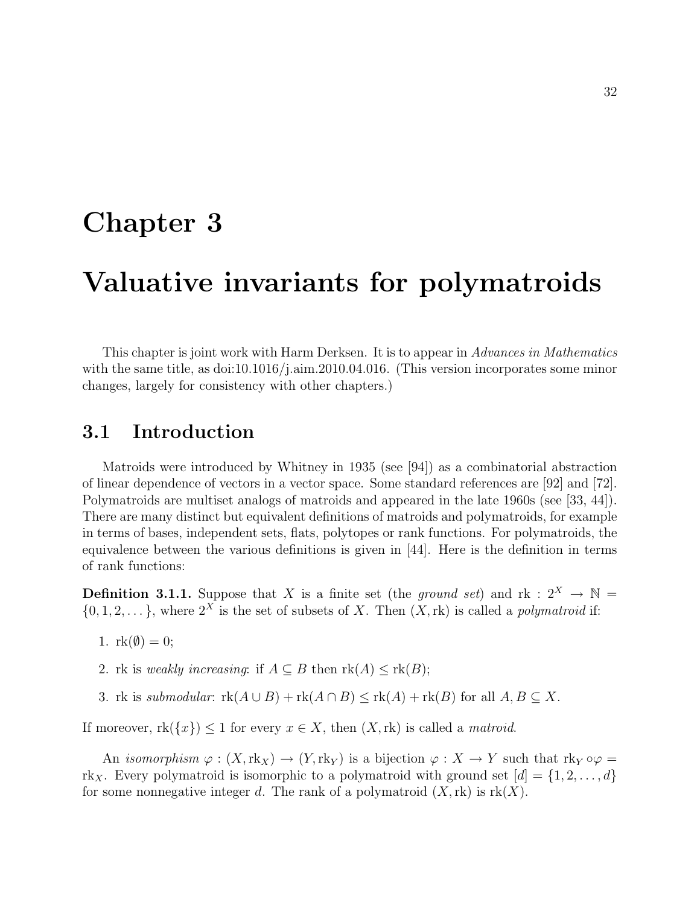# Chapter 3

# Valuative invariants for polymatroids

This chapter is joint work with Harm Derksen. It is to appear in *Advances in Mathematics* with the same title, as doi:10.1016/j.aim.2010.04.016. (This version incorporates some minor changes, largely for consistency with other chapters.)

## 3.1 Introduction

Matroids were introduced by Whitney in 1935 (see [94]) as a combinatorial abstraction of linear dependence of vectors in a vector space. Some standard references are [92] and [72]. Polymatroids are multiset analogs of matroids and appeared in the late 1960s (see [33, 44]). There are many distinct but equivalent definitions of matroids and polymatroids, for example in terms of bases, independent sets, flats, polytopes or rank functions. For polymatroids, the equivalence between the various definitions is given in [44]. Here is the definition in terms of rank functions:

**Definition 3.1.1.** Suppose that $X$ is a finite set (the *ground set*) and $\mathrm{rk} : 2^X \to \mathbb{N} = \{0, 1, 2, \dots\}$, where $2^X$ is the set of subsets of $X$. Then $(X, \mathrm{rk})$ is called a *polymatroid* if:

1. $\mathrm{rk}(\emptyset) = 0$;
2. rk is *weakly increasing*: if $A \subseteq B$ then $\mathrm{rk}(A) \leq \mathrm{rk}(B)$;
3. rk is *submodular*: $\mathrm{rk}(A \cup B) + \mathrm{rk}(A \cap B) \leq \mathrm{rk}(A) + \mathrm{rk}(B)$ for all $A, B \subseteq X$.

If moreover, $\mathrm{rk}(\{x\}) \leq 1$ for every $x \in X$, then $(X, \mathrm{rk})$ is called a *matroid*.

An *isomorphism* $\varphi : (X, \mathrm{rk}_X) \to (Y, \mathrm{rk}_Y)$ is a bijection $\varphi : X \to Y$ such that $\mathrm{rk}_Y \circ \varphi = \mathrm{rk}_X$. Every polymatroid is isomorphic to a polymatroid with ground set $[d] = \{1, 2, \dots, d\}$ for some nonnegative integer $d$. The rank of a polymatroid $(X, \mathrm{rk})$ is $\mathrm{rk}(X)$.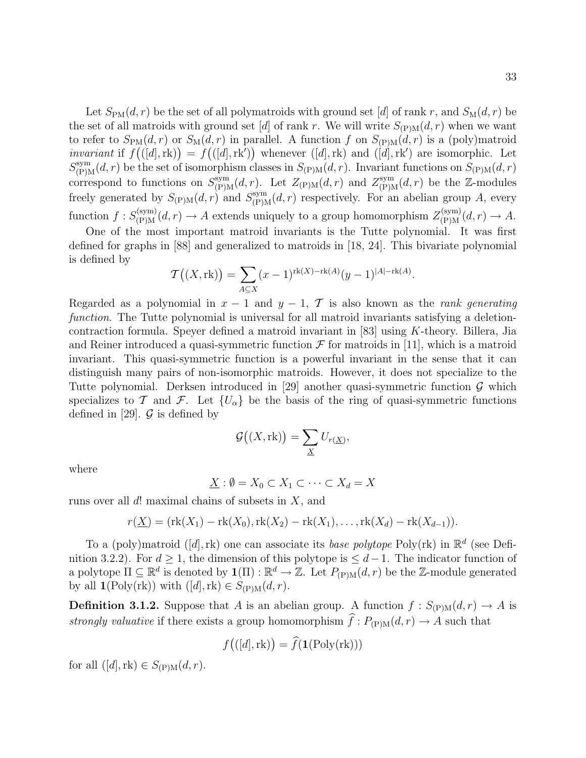Let $S_{\rm PM}(d,r)$ be the set of all polymatroids with ground set $[d]$ of rank $r$, and $S_{\rm M}(d,r)$ be the set of all matroids with ground set $[d]$ of rank $r$. We will write $S_{\rm (P)M}(d,r)$ when we want to refer to $S_{\rm PM}(d,r)$ or $S_{\rm M}(d,r)$ in parallel. A function $f$ on $S_{\rm (P)M}(d,r)$ is a (poly)matroid *invariant* if $f\big(([d],\mathrm{rk})\big) = f\big(([d],\mathrm{rk}')\big)$ whenever $([d],\mathrm{rk})$ and $([d],\mathrm{rk}')$ are isomorphic. Let $S^{\rm sym}_{\rm (P)M}(d,r)$ be the set of isomorphism classes in $S_{\rm (P)M}(d,r)$. Invariant functions on $S_{\rm (P)M}(d,r)$ correspond to functions on $S^{\rm sym}_{\rm (P)M}(d,r)$. Let $Z_{\rm (P)M}(d,r)$ and $Z^{\rm sym}_{\rm (P)M}(d,r)$ be the $\mathbb{Z}$-modules freely generated by $S_{\rm (P)M}(d,r)$ and $S^{\rm sym}_{\rm (P)M}(d,r)$ respectively. For an abelian group $A$, every function $f : S^{\rm (sym)}_{\rm (P)M}(d,r) \to A$ extends uniquely to a group homomorphism $Z^{\rm (sym)}_{\rm (P)M}(d,r) \to A$.

One of the most important matroid invariants is the Tutte polynomial. It was first defined for graphs in [88] and generalized to matroids in [18, 24]. This bivariate polynomial is defined by

$$\mathcal{T}\big((X,\mathrm{rk})\big) = \sum_{A\subseteq X} (x-1)^{\mathrm{rk}(X)-\mathrm{rk}(A)}(y-1)^{|A|-\mathrm{rk}(A)}.$$

Regarded as a polynomial in $x-1$ and $y-1$, $\mathcal{T}$ is also known as the *rank generating function*. The Tutte polynomial is universal for all matroid invariants satisfying a deletion-contraction formula. Speyer defined a matroid invariant in [83] using $K$-theory. Billera, Jia and Reiner introduced a quasi-symmetric function $\mathcal{F}$ for matroids in [11], which is a matroid invariant. This quasi-symmetric function is a powerful invariant in the sense that it can distinguish many pairs of non-isomorphic matroids. However, it does not specialize to the Tutte polynomial. Derksen introduced in [29] another quasi-symmetric function $\mathcal{G}$ which specializes to $\mathcal{T}$ and $\mathcal{F}$. Let $\{U_\alpha\}$ be the basis of the ring of quasi-symmetric functions defined in [29]. $\mathcal{G}$ is defined by

$$\mathcal{G}\big((X,\mathrm{rk})\big) = \sum_{\underline{X}} U_{r(\underline{X})},$$

where

$$\underline{X} : \emptyset = X_0 \subset X_1 \subset \cdots \subset X_d = X$$

runs over all $d!$ maximal chains of subsets in $X$, and

$$r(\underline{X}) = (\mathrm{rk}(X_1)-\mathrm{rk}(X_0), \mathrm{rk}(X_2)-\mathrm{rk}(X_1), \ldots, \mathrm{rk}(X_d)-\mathrm{rk}(X_{d-1})).$$

To a (poly)matroid $([d],\mathrm{rk})$ one can associate its *base polytope* $\mathrm{Poly}(\mathrm{rk})$ in $\mathbb{R}^d$ (see Definition 3.2.2). For $d \geq 1$, the dimension of this polytope is $\leq d-1$. The indicator function of a polytope $\Pi \subseteq \mathbb{R}^d$ is denoted by $\mathbf{1}(\Pi) : \mathbb{R}^d \to \mathbb{Z}$. Let $P_{\rm (P)M}(d,r)$ be the $\mathbb{Z}$-module generated by all $\mathbf{1}(\mathrm{Poly}(\mathrm{rk}))$ with $([d],\mathrm{rk}) \in S_{\rm (P)M}(d,r)$.

**Definition 3.1.2.** Suppose that $A$ is an abelian group. A function $f : S_{\rm (P)M}(d,r) \to A$ is *strongly valuative* if there exists a group homomorphism $\widehat{f} : P_{\rm (P)M}(d,r) \to A$ such that

$$f\big(([d],\mathrm{rk})\big) = \widehat{f}(\mathbf{1}(\mathrm{Poly}(\mathrm{rk})))$$

for all $([d],\mathrm{rk}) \in S_{\rm (P)M}(d,r)$.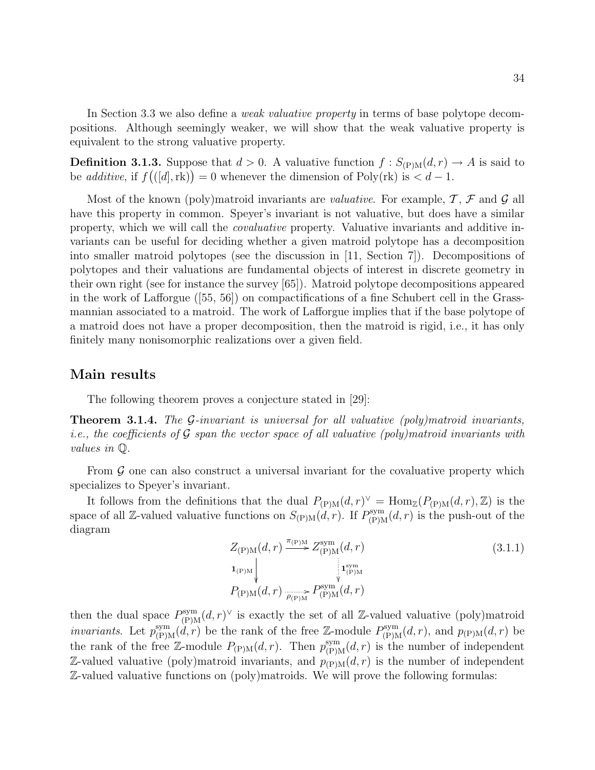In Section 3.3 we also define a *weak valuative property* in terms of base polytope decompositions. Although seemingly weaker, we will show that the weak valuative property is equivalent to the strong valuative property.

**Definition 3.1.3.** Suppose that $d > 0$. A valuative function $f : S_{\mathrm{(P)M}}(d,r) \to A$ is said to be *additive*, if $f\big(([d], \mathrm{rk})\big) = 0$ whenever the dimension of $\mathrm{Poly}(\mathrm{rk})$ is $< d-1$.

Most of the known (poly)matroid invariants are *valuative*. For example, $\mathcal{T}$, $\mathcal{F}$ and $\mathcal{G}$ all have this property in common. Speyer's invariant is not valuative, but does have a similar property, which we will call the *covaluative* property. Valuative invariants and additive invariants can be useful for deciding whether a given matroid polytope has a decomposition into smaller matroid polytopes (see the discussion in [11, Section 7]). Decompositions of polytopes and their valuations are fundamental objects of interest in discrete geometry in their own right (see for instance the survey [65]). Matroid polytope decompositions appeared in the work of Lafforgue ([55, 56]) on compactifications of a fine Schubert cell in the Grassmannian associated to a matroid. The work of Lafforgue implies that if the base polytope of a matroid does not have a proper decomposition, then the matroid is rigid, i.e., it has only finitely many nonisomorphic realizations over a given field.

## Main results

The following theorem proves a conjecture stated in [29]:

**Theorem 3.1.4.** *The $\mathcal{G}$-invariant is universal for all valuative (poly)matroid invariants, i.e., the coefficients of $\mathcal{G}$ span the vector space of all valuative (poly)matroid invariants with values in $\mathbb{Q}$.*

From $\mathcal{G}$ one can also construct a universal invariant for the covaluative property which specializes to Speyer's invariant.

It follows from the definitions that the dual $P_{\mathrm{(P)M}}(d,r)^\vee = \mathrm{Hom}_{\mathbb{Z}}(P_{\mathrm{(P)M}}(d,r), \mathbb{Z})$ is the space of all $\mathbb{Z}$-valued valuative functions on $S_{\mathrm{(P)M}}(d,r)$. If $P^{\mathrm{sym}}_{\mathrm{(P)M}}(d,r)$ is the push-out of the diagram

$$\begin{array}{ccc} Z_{\mathrm{(P)M}}(d,r) & \xrightarrow{\pi_{\mathrm{(P)M}}} & Z^{\mathrm{sym}}_{\mathrm{(P)M}}(d,r) \\ \big\downarrow {\scriptstyle \mathbf{1}_{\mathrm{(P)M}}} & & \big\downarrow {\scriptstyle \mathbf{1}^{\mathrm{sym}}_{\mathrm{(P)M}}} \\ P_{\mathrm{(P)M}}(d,r) & \xrightarrow[\rho_{\mathrm{(P)M}}]{} & P^{\mathrm{sym}}_{\mathrm{(P)M}}(d,r) \end{array} \tag{3.1.1}$$

then the dual space $P^{\mathrm{sym}}_{\mathrm{(P)M}}(d,r)^\vee$ is exactly the set of all $\mathbb{Z}$-valued valuative (poly)matroid *invariants*. Let $p^{\mathrm{sym}}_{\mathrm{(P)M}}(d,r)$ be the rank of the free $\mathbb{Z}$-module $P^{\mathrm{sym}}_{\mathrm{(P)M}}(d,r)$, and $p_{\mathrm{(P)M}}(d,r)$ be the rank of the free $\mathbb{Z}$-module $P_{\mathrm{(P)M}}(d,r)$. Then $p^{\mathrm{sym}}_{\mathrm{(P)M}}(d,r)$ is the number of independent $\mathbb{Z}$-valued valuative (poly)matroid invariants, and $p_{\mathrm{(P)M}}(d,r)$ is the number of independent $\mathbb{Z}$-valued valuative functions on (poly)matroids. We will prove the following formulas: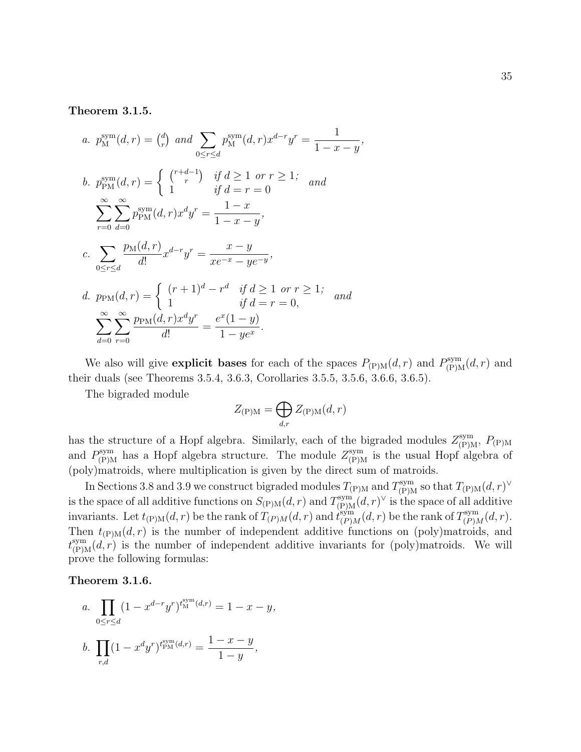**Theorem 3.1.5.**

*a.* $p^{\mathrm{sym}}_{\mathrm{M}}(d,r) = \binom{d}{r}$ *and* $\displaystyle\sum_{0\leq r\leq d} p^{\mathrm{sym}}_{\mathrm{M}}(d,r)x^{d-r}y^r = \frac{1}{1-x-y}$,

*b.* $p^{\mathrm{sym}}_{\mathrm{PM}}(d,r) = \begin{cases} \binom{r+d-1}{r} & \text{if } d \geq 1 \text{ or } r \geq 1; \\ 1 & \text{if } d = r = 0 \end{cases}$ *and*

$$\sum_{r=0}^{\infty}\sum_{d=0}^{\infty} p^{\mathrm{sym}}_{\mathrm{PM}}(d,r)x^d y^r = \frac{1-x}{1-x-y},$$

*c.* $\displaystyle\sum_{0\leq r\leq d} \frac{p_{\mathrm{M}}(d,r)}{d!}x^{d-r}y^r = \frac{x-y}{xe^{-x}-ye^{-y}}$,

*d.* $p_{\mathrm{PM}}(d,r) = \begin{cases} (r+1)^d - r^d & \text{if } d \geq 1 \text{ or } r \geq 1; \\ 1 & \text{if } d = r = 0, \end{cases}$ *and*

$$\sum_{d=0}^{\infty}\sum_{r=0}^{\infty} \frac{p_{\mathrm{PM}}(d,r)x^d y^r}{d!} = \frac{e^x(1-y)}{1-ye^x}.$$

We also will give **explicit bases** for each of the spaces $P_{\mathrm{(P)M}}(d,r)$ and $P^{\mathrm{sym}}_{\mathrm{(P)M}}(d,r)$ and their duals (see Theorems 3.5.4, 3.6.3, Corollaries 3.5.5, 3.5.6, 3.6.6, 3.6.5).

The bigraded module

$$Z_{\mathrm{(P)M}} = \bigoplus_{d,r} Z_{\mathrm{(P)M}}(d,r)$$

has the structure of a Hopf algebra. Similarly, each of the bigraded modules $Z^{\mathrm{sym}}_{\mathrm{(P)M}}$, $P_{\mathrm{(P)M}}$ and $P^{\mathrm{sym}}_{\mathrm{(P)M}}$ has a Hopf algebra structure. The module $Z^{\mathrm{sym}}_{\mathrm{(P)M}}$ is the usual Hopf algebra of (poly)matroids, where multiplication is given by the direct sum of matroids.

In Sections 3.8 and 3.9 we construct bigraded modules $T_{\mathrm{(P)M}}$ and $T^{\mathrm{sym}}_{\mathrm{(P)M}}$ so that $T_{\mathrm{(P)M}}(d,r)^\vee$ is the space of all additive functions on $S_{\mathrm{(P)M}}(d,r)$ and $T^{\mathrm{sym}}_{\mathrm{(P)M}}(d,r)^\vee$ is the space of all additive invariants. Let $t_{\mathrm{(P)M}}(d,r)$ be the rank of $T_{(P)M}(d,r)$ and $t^{\mathrm{sym}}_{(P)M}(d,r)$ be the rank of $T^{\mathrm{sym}}_{(P)M}(d,r)$. Then $t_{\mathrm{(P)M}}(d,r)$ is the number of independent additive functions on (poly)matroids, and $t^{\mathrm{sym}}_{\mathrm{(P)M}}(d,r)$ is the number of independent additive invariants for (poly)matroids. We will prove the following formulas:

**Theorem 3.1.6.**

*a.* $\displaystyle\prod_{0\leq r\leq d}(1-x^{d-r}y^r)^{t^{\mathrm{sym}}_{\mathrm{M}}(d,r)} = 1-x-y$,

*b.* $\displaystyle\prod_{r,d}(1-x^d y^r)^{t^{\mathrm{sym}}_{\mathrm{PM}}(d,r)} = \frac{1-x-y}{1-y}$,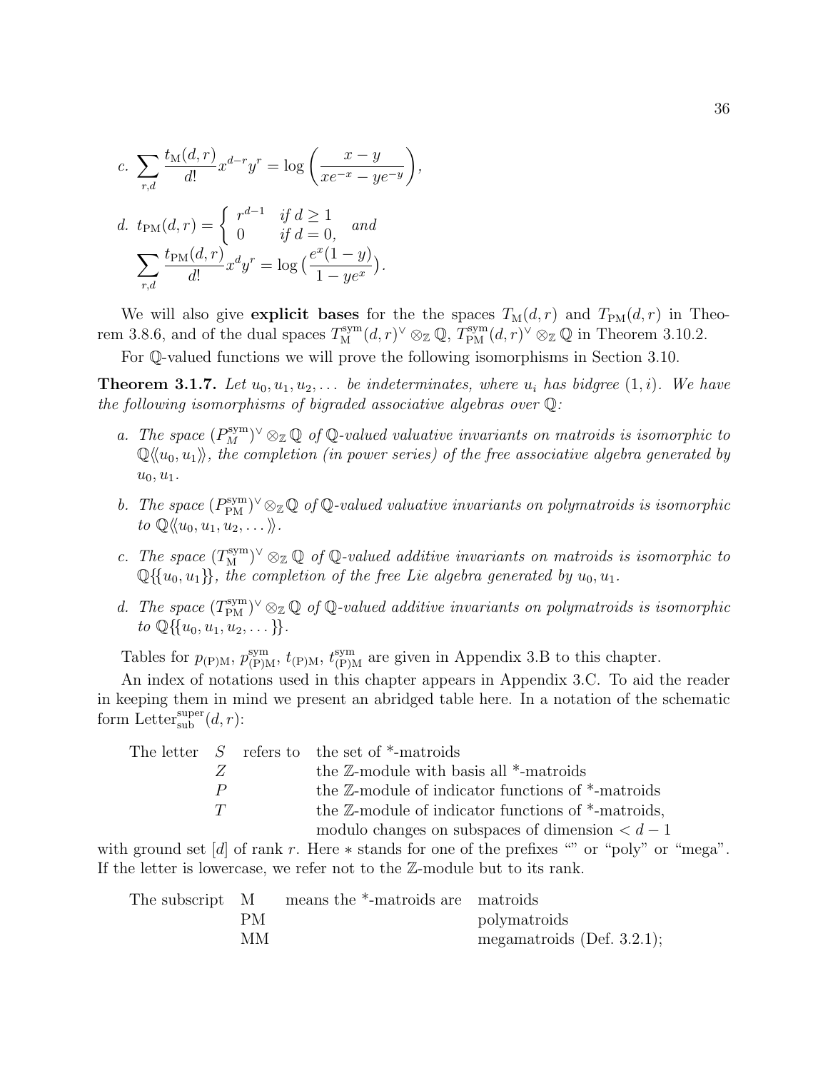c. $\displaystyle\sum_{r,d} \frac{t_{\mathrm{M}}(d,r)}{d!} x^{d-r} y^r = \log\left(\frac{x-y}{xe^{-x} - ye^{-y}}\right)$,

d. $t_{\mathrm{PM}}(d,r) = \begin{cases} r^{d-1} & \text{if } d \geq 1 \\ 0 & \text{if } d = 0, \end{cases}$ *and*

$$\sum_{r,d} \frac{t_{\mathrm{PM}}(d,r)}{d!} x^d y^r = \log\left(\frac{e^x(1-y)}{1-ye^x}\right).$$

We will also give **explicit bases** for the the spaces $T_{\mathrm{M}}(d,r)$ and $T_{\mathrm{PM}}(d,r)$ in Theorem 3.8.6, and of the dual spaces $T_{\mathrm{M}}^{\mathrm{sym}}(d,r)^\vee \otimes_{\mathbb{Z}} \mathbb{Q}$, $T_{\mathrm{PM}}^{\mathrm{sym}}(d,r)^\vee \otimes_{\mathbb{Z}} \mathbb{Q}$ in Theorem 3.10.2.

For $\mathbb{Q}$-valued functions we will prove the following isomorphisms in Section 3.10.

**Theorem 3.1.7.** *Let $u_0, u_1, u_2, \dots$ be indeterminates, where $u_i$ has bidgree $(1,i)$. We have the following isomorphisms of bigraded associative algebras over $\mathbb{Q}$:*

a. *The space $(P_M^{\mathrm{sym}})^\vee \otimes_{\mathbb{Z}} \mathbb{Q}$ of $\mathbb{Q}$-valued valuative invariants on matroids is isomorphic to $\mathbb{Q}\langle\langle u_0, u_1\rangle\rangle$, the completion (in power series) of the free associative algebra generated by $u_0, u_1$.*

b. *The space $(P_{\mathrm{PM}}^{\mathrm{sym}})^\vee \otimes_{\mathbb{Z}} \mathbb{Q}$ of $\mathbb{Q}$-valued valuative invariants on polymatroids is isomorphic to $\mathbb{Q}\langle\langle u_0, u_1, u_2, \dots\rangle\rangle$.*

c. *The space $(T_{\mathrm{M}}^{\mathrm{sym}})^\vee \otimes_{\mathbb{Z}} \mathbb{Q}$ of $\mathbb{Q}$-valued additive invariants on matroids is isomorphic to $\mathbb{Q}\{\{u_0, u_1\}\}$, the completion of the free Lie algebra generated by $u_0, u_1$.*

d. *The space $(T_{\mathrm{PM}}^{\mathrm{sym}})^\vee \otimes_{\mathbb{Z}} \mathbb{Q}$ of $\mathbb{Q}$-valued additive invariants on polymatroids is isomorphic to $\mathbb{Q}\{\{u_0, u_1, u_2, \dots\}\}$.*

Tables for $p_{(\mathrm{P})\mathrm{M}}$, $p_{(\mathrm{P})\mathrm{M}}^{\mathrm{sym}}$, $t_{(\mathrm{P})\mathrm{M}}$, $t_{(\mathrm{P})\mathrm{M}}^{\mathrm{sym}}$ are given in Appendix 3.B to this chapter.

An index of notations used in this chapter appears in Appendix 3.C. To aid the reader in keeping them in mind we present an abridged table here. In a notation of the schematic form $\mathrm{Letter}_{\mathrm{sub}}^{\mathrm{super}}(d,r)$:

| The letter | refers to | |
|---|---|---|
| $S$ | | the set of *-matroids |
| $Z$ | | the $\mathbb{Z}$-module with basis all *-matroids |
| $P$ | | the $\mathbb{Z}$-module of indicator functions of *-matroids |
| $T$ | | the $\mathbb{Z}$-module of indicator functions of *-matroids, modulo changes on subspaces of dimension $< d-1$ |

with ground set $[d]$ of rank $r$. Here $*$ stands for one of the prefixes "" or "poly" or "mega". If the letter is lowercase, we refer not to the $\mathbb{Z}$-module but to its rank.

| The subscript | means the *-matroids are | |
|---|---|---|
| M | | matroids |
| PM | | polymatroids |
| MM | | megamatroids (Def. 3.2.1); |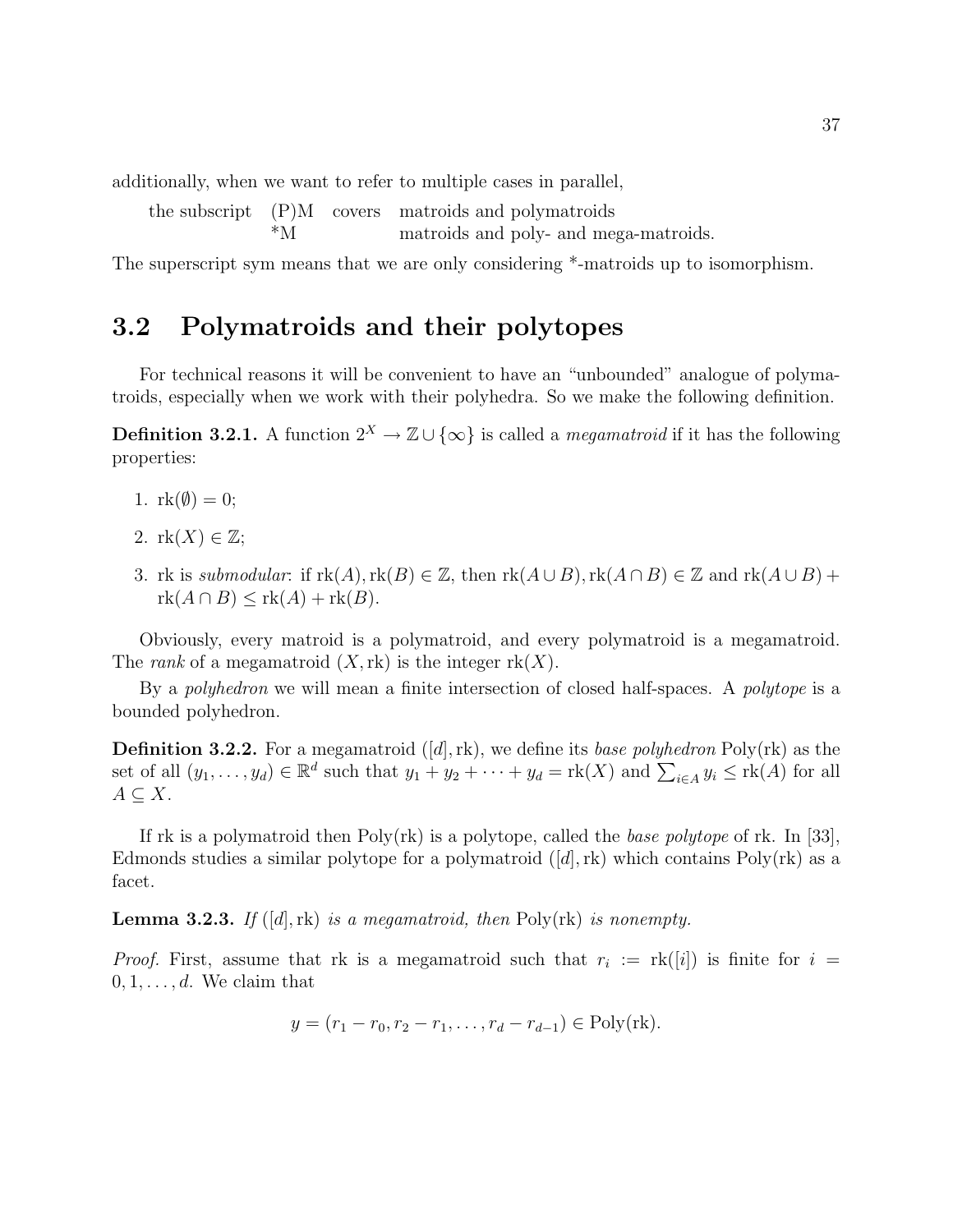additionally, when we want to refer to multiple cases in parallel,

| the subscript | (P)M | covers | matroids and polymatroids |
| --- | --- | --- | --- |
| | *M | | matroids and poly- and mega-matroids. |

The superscript sym means that we are only considering *-matroids up to isomorphism.

## 3.2 Polymatroids and their polytopes

For technical reasons it will be convenient to have an "unbounded" analogue of polymatroids, especially when we work with their polyhedra. So we make the following definition.

**Definition 3.2.1.** A function $2^X \to \mathbb{Z} \cup \{\infty\}$ is called a *megamatroid* if it has the following properties:

1. $\mathrm{rk}(\emptyset) = 0$;
2. $\mathrm{rk}(X) \in \mathbb{Z}$;
3. rk is *submodular*: if $\mathrm{rk}(A), \mathrm{rk}(B) \in \mathbb{Z}$, then $\mathrm{rk}(A \cup B), \mathrm{rk}(A \cap B) \in \mathbb{Z}$ and $\mathrm{rk}(A \cup B) + \mathrm{rk}(A \cap B) \leq \mathrm{rk}(A) + \mathrm{rk}(B)$.

Obviously, every matroid is a polymatroid, and every polymatroid is a megamatroid. The *rank* of a megamatroid $(X, \mathrm{rk})$ is the integer $\mathrm{rk}(X)$.

By a *polyhedron* we will mean a finite intersection of closed half-spaces. A *polytope* is a bounded polyhedron.

**Definition 3.2.2.** For a megamatroid $([d], \mathrm{rk})$, we define its *base polyhedron* $\mathrm{Poly}(\mathrm{rk})$ as the set of all $(y_1, \ldots, y_d) \in \mathbb{R}^d$ such that $y_1 + y_2 + \cdots + y_d = \mathrm{rk}(X)$ and $\sum_{i \in A} y_i \leq \mathrm{rk}(A)$ for all $A \subseteq X$.

If rk is a polymatroid then $\mathrm{Poly}(\mathrm{rk})$ is a polytope, called the *base polytope* of rk. In [33], Edmonds studies a similar polytope for a polymatroid $([d], \mathrm{rk})$ which contains $\mathrm{Poly}(\mathrm{rk})$ as a facet.

**Lemma 3.2.3.** *If* $([d], \mathrm{rk})$ *is a megamatroid, then* $\mathrm{Poly}(\mathrm{rk})$ *is nonempty.*

*Proof.* First, assume that rk is a megamatroid such that $r_i := \mathrm{rk}([i])$ is finite for $i = 0, 1, \ldots, d$. We claim that

$$y = (r_1 - r_0, r_2 - r_1, \ldots, r_d - r_{d-1}) \in \mathrm{Poly}(\mathrm{rk}).$$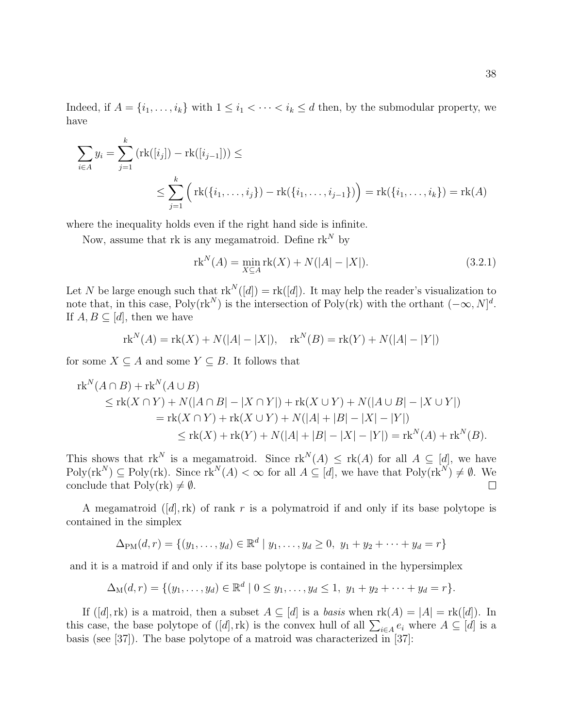Indeed, if $A = \{i_1, \dots, i_k\}$ with $1 \leq i_1 < \cdots < i_k \leq d$ then, by the submodular property, we have

$$\sum_{i \in A} y_i = \sum_{j=1}^{k} \left(\mathrm{rk}([i_j]) - \mathrm{rk}([i_{j-1}])\right) \leq$$

$$\leq \sum_{j=1}^{k} \Big( \mathrm{rk}(\{i_1, \dots, i_j\}) - \mathrm{rk}(\{i_1, \dots, i_{j-1}\}) \Big) = \mathrm{rk}(\{i_1, \dots, i_k\}) = \mathrm{rk}(A)$$

where the inequality holds even if the right hand side is infinite.

Now, assume that rk is any megamatroid. Define $\mathrm{rk}^N$ by

$$\mathrm{rk}^N(A) = \min_{X \subseteq A} \mathrm{rk}(X) + N(|A| - |X|). \tag{3.2.1}$$

Let $N$ be large enough such that $\mathrm{rk}^N([d]) = \mathrm{rk}([d])$. It may help the reader's visualization to note that, in this case, $\mathrm{Poly}(\mathrm{rk}^N)$ is the intersection of $\mathrm{Poly}(\mathrm{rk})$ with the orthant $(-\infty, N]^d$. If $A, B \subseteq [d]$, then we have

$$\mathrm{rk}^N(A) = \mathrm{rk}(X) + N(|A| - |X|), \quad \mathrm{rk}^N(B) = \mathrm{rk}(Y) + N(|A| - |Y|)$$

for some $X \subseteq A$ and some $Y \subseteq B$. It follows that

$$\begin{aligned}
&\mathrm{rk}^N(A \cap B) + \mathrm{rk}^N(A \cup B) \\
&\quad \leq \mathrm{rk}(X \cap Y) + N(|A \cap B| - |X \cap Y|) + \mathrm{rk}(X \cup Y) + N(|A \cup B| - |X \cup Y|) \\
&\qquad = \mathrm{rk}(X \cap Y) + \mathrm{rk}(X \cup Y) + N(|A| + |B| - |X| - |Y|) \\
&\qquad\quad \leq \mathrm{rk}(X) + \mathrm{rk}(Y) + N(|A| + |B| - |X| - |Y|) = \mathrm{rk}^N(A) + \mathrm{rk}^N(B).
\end{aligned}$$

This shows that $\mathrm{rk}^N$ is a megamatroid. Since $\mathrm{rk}^N(A) \leq \mathrm{rk}(A)$ for all $A \subseteq [d]$, we have $\mathrm{Poly}(\mathrm{rk}^N) \subseteq \mathrm{Poly}(\mathrm{rk})$. Since $\mathrm{rk}^N(A) < \infty$ for all $A \subseteq [d]$, we have that $\mathrm{Poly}(\mathrm{rk}^N) \neq \emptyset$. We conclude that $\mathrm{Poly}(\mathrm{rk}) \neq \emptyset$. □

A megamatroid $([d], \mathrm{rk})$ of rank $r$ is a polymatroid if and only if its base polytope is contained in the simplex

$$\Delta_{\mathrm{PM}}(d, r) = \{(y_1, \dots, y_d) \in \mathbb{R}^d \mid y_1, \dots, y_d \geq 0,\ y_1 + y_2 + \cdots + y_d = r\}$$

and it is a matroid if and only if its base polytope is contained in the hypersimplex

$$\Delta_{\mathrm{M}}(d, r) = \{(y_1, \dots, y_d) \in \mathbb{R}^d \mid 0 \leq y_1, \dots, y_d \leq 1,\ y_1 + y_2 + \cdots + y_d = r\}.$$

If $([d], \mathrm{rk})$ is a matroid, then a subset $A \subseteq [d]$ is a *basis* when $\mathrm{rk}(A) = |A| = \mathrm{rk}([d])$. In this case, the base polytope of $([d], \mathrm{rk})$ is the convex hull of all $\sum_{i \in A} e_i$ where $A \subseteq [d]$ is a basis (see [37]). The base polytope of a matroid was characterized in [37]: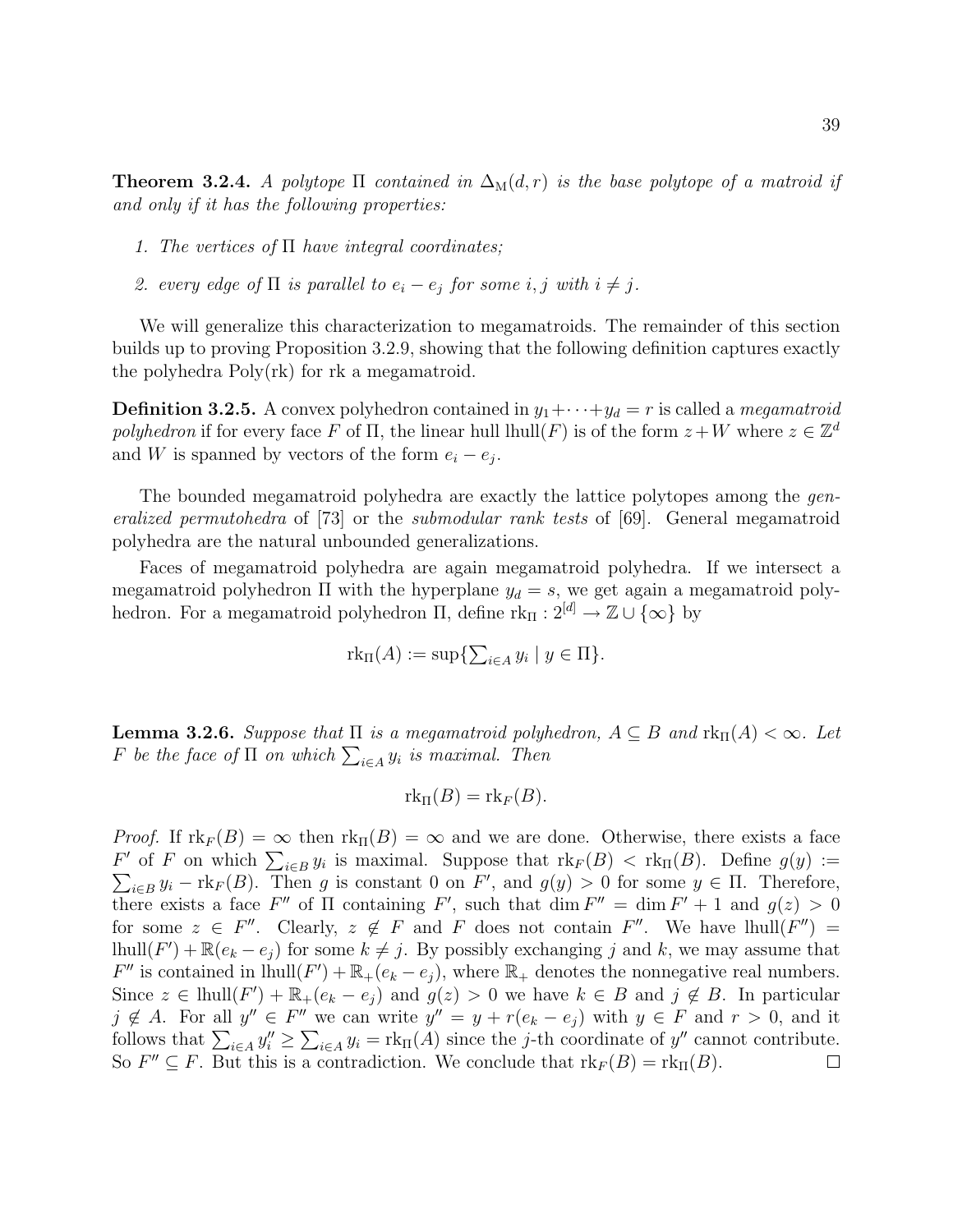**Theorem 3.2.4.** *A polytope* $\Pi$ *contained in* $\Delta_{\mathrm{M}}(d, r)$ *is the base polytope of a matroid if and only if it has the following properties:*

1. *The vertices of* $\Pi$ *have integral coordinates;*
2. *every edge of* $\Pi$ *is parallel to* $e_i - e_j$ *for some* $i, j$ *with* $i \neq j$.

We will generalize this characterization to megamatroids. The remainder of this section builds up to proving Proposition 3.2.9, showing that the following definition captures exactly the polyhedra Poly(rk) for rk a megamatroid.

**Definition 3.2.5.** A convex polyhedron contained in $y_1 + \cdots + y_d = r$ is called a *megamatroid polyhedron* if for every face $F$ of $\Pi$, the linear hull lhull$(F)$ is of the form $z + W$ where $z \in \mathbb{Z}^d$ and $W$ is spanned by vectors of the form $e_i - e_j$.

The bounded megamatroid polyhedra are exactly the lattice polytopes among the *generalized permutohedra* of [73] or the *submodular rank tests* of [69]. General megamatroid polyhedra are the natural unbounded generalizations.

Faces of megamatroid polyhedra are again megamatroid polyhedra. If we intersect a megamatroid polyhedron $\Pi$ with the hyperplane $y_d = s$, we get again a megamatroid polyhedron. For a megamatroid polyhedron $\Pi$, define $\mathrm{rk}_\Pi : 2^{[d]} \to \mathbb{Z} \cup \{\infty\}$ by

$$\mathrm{rk}_\Pi(A) := \sup\{\textstyle\sum_{i \in A} y_i \mid y \in \Pi\}.$$

**Lemma 3.2.6.** *Suppose that* $\Pi$ *is a megamatroid polyhedron,* $A \subseteq B$ *and* $\mathrm{rk}_\Pi(A) < \infty$. *Let* $F$ *be the face of* $\Pi$ *on which* $\sum_{i \in A} y_i$ *is maximal. Then*

$$\mathrm{rk}_\Pi(B) = \mathrm{rk}_F(B).$$

*Proof.* If $\mathrm{rk}_F(B) = \infty$ then $\mathrm{rk}_\Pi(B) = \infty$ and we are done. Otherwise, there exists a face $F'$ of $F$ on which $\sum_{i \in B} y_i$ is maximal. Suppose that $\mathrm{rk}_F(B) < \mathrm{rk}_\Pi(B)$. Define $g(y) := \sum_{i \in B} y_i - \mathrm{rk}_F(B)$. Then $g$ is constant 0 on $F'$, and $g(y) > 0$ for some $y \in \Pi$. Therefore, there exists a face $F''$ of $\Pi$ containing $F'$, such that $\dim F'' = \dim F' + 1$ and $g(z) > 0$ for some $z \in F''$. Clearly, $z \notin F$ and $F$ does not contain $F''$. We have lhull$(F'') =$ lhull$(F') + \mathbb{R}(e_k - e_j)$ for some $k \neq j$. By possibly exchanging $j$ and $k$, we may assume that $F''$ is contained in lhull$(F') + \mathbb{R}_+(e_k - e_j)$, where $\mathbb{R}_+$ denotes the nonnegative real numbers. Since $z \in$ lhull$(F') + \mathbb{R}_+(e_k - e_j)$ and $g(z) > 0$ we have $k \in B$ and $j \notin B$. In particular $j \notin A$. For all $y'' \in F''$ we can write $y'' = y + r(e_k - e_j)$ with $y \in F$ and $r > 0$, and it follows that $\sum_{i \in A} y''_i \geq \sum_{i \in A} y_i = \mathrm{rk}_\Pi(A)$ since the $j$-th coordinate of $y''$ cannot contribute. So $F'' \subseteq F$. But this is a contradiction. We conclude that $\mathrm{rk}_F(B) = \mathrm{rk}_\Pi(B)$. $\square$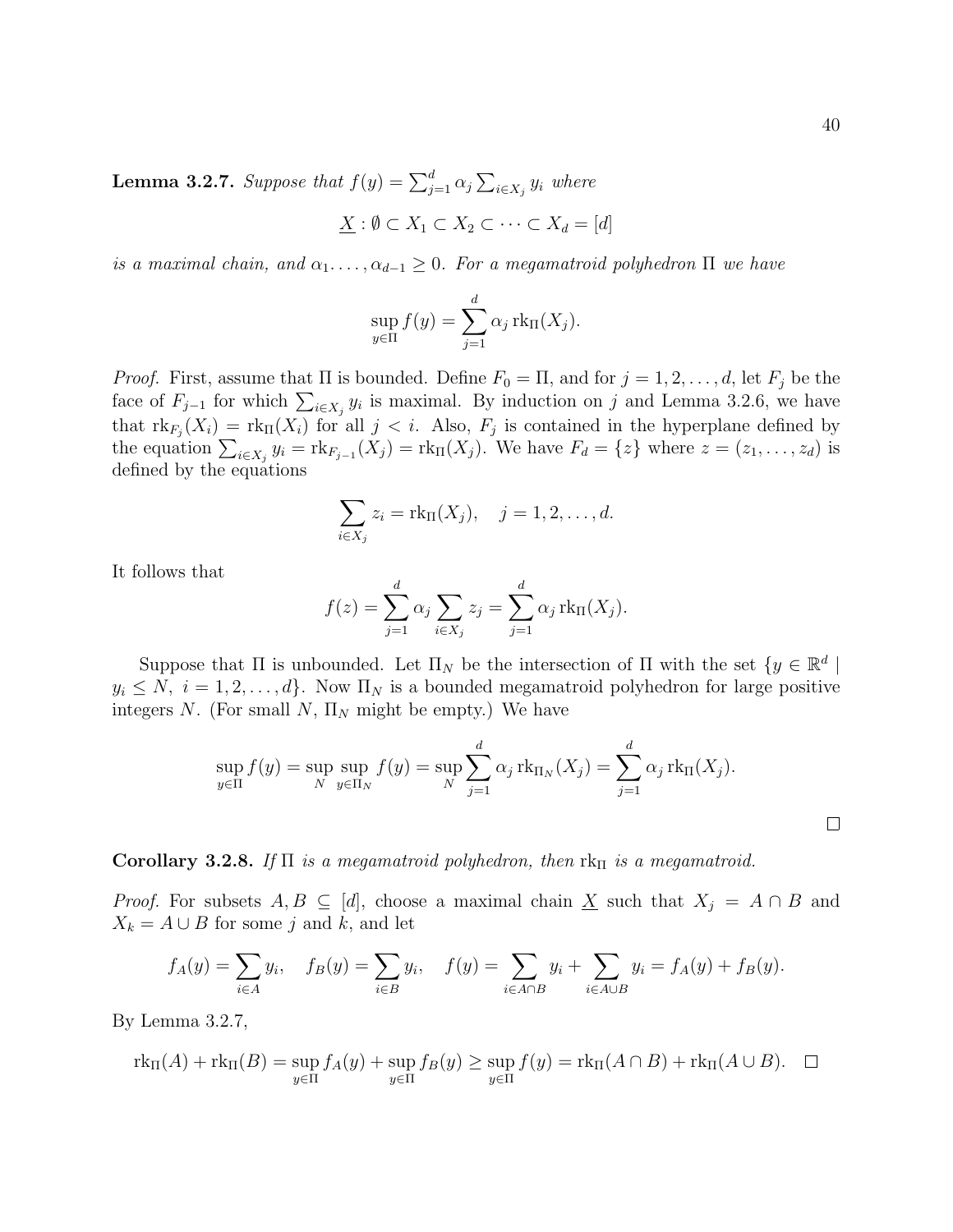**Lemma 3.2.7.** *Suppose that $f(y) = \sum_{j=1}^{d} \alpha_j \sum_{i \in X_j} y_i$ where*

$$\underline{X} : \emptyset \subset X_1 \subset X_2 \subset \cdots \subset X_d = [d]$$

*is a maximal chain, and $\alpha_1 \ldots, \alpha_{d-1} \geq 0$. For a megamatroid polyhedron $\Pi$ we have*

$$\sup_{y \in \Pi} f(y) = \sum_{j=1}^{d} \alpha_j \operatorname{rk}_{\Pi}(X_j).$$

*Proof.* First, assume that $\Pi$ is bounded. Define $F_0 = \Pi$, and for $j = 1, 2, \ldots, d$, let $F_j$ be the face of $F_{j-1}$ for which $\sum_{i \in X_j} y_i$ is maximal. By induction on $j$ and Lemma 3.2.6, we have that $\operatorname{rk}_{F_j}(X_i) = \operatorname{rk}_{\Pi}(X_i)$ for all $j < i$. Also, $F_j$ is contained in the hyperplane defined by the equation $\sum_{i \in X_j} y_i = \operatorname{rk}_{F_{j-1}}(X_j) = \operatorname{rk}_{\Pi}(X_j)$. We have $F_d = \{z\}$ where $z = (z_1, \ldots, z_d)$ is defined by the equations

$$\sum_{i \in X_j} z_i = \operatorname{rk}_{\Pi}(X_j), \quad j = 1, 2, \ldots, d.$$

It follows that

$$f(z) = \sum_{j=1}^{d} \alpha_j \sum_{i \in X_j} z_j = \sum_{j=1}^{d} \alpha_j \operatorname{rk}_{\Pi}(X_j).$$

Suppose that $\Pi$ is unbounded. Let $\Pi_N$ be the intersection of $\Pi$ with the set $\{y \in \mathbb{R}^d \mid y_i \leq N,\ i = 1, 2, \ldots, d\}$. Now $\Pi_N$ is a bounded megamatroid polyhedron for large positive integers $N$. (For small $N$, $\Pi_N$ might be empty.) We have

$$\sup_{y \in \Pi} f(y) = \sup_{N} \sup_{y \in \Pi_N} f(y) = \sup_{N} \sum_{j=1}^{d} \alpha_j \operatorname{rk}_{\Pi_N}(X_j) = \sum_{j=1}^{d} \alpha_j \operatorname{rk}_{\Pi}(X_j).$$

□

**Corollary 3.2.8.** *If $\Pi$ is a megamatroid polyhedron, then $\operatorname{rk}_{\Pi}$ is a megamatroid.*

*Proof.* For subsets $A, B \subseteq [d]$, choose a maximal chain $\underline{X}$ such that $X_j = A \cap B$ and $X_k = A \cup B$ for some $j$ and $k$, and let

$$f_A(y) = \sum_{i \in A} y_i, \quad f_B(y) = \sum_{i \in B} y_i, \quad f(y) = \sum_{i \in A \cap B} y_i + \sum_{i \in A \cup B} y_i = f_A(y) + f_B(y).$$

By Lemma 3.2.7,

$$\operatorname{rk}_{\Pi}(A) + \operatorname{rk}_{\Pi}(B) = \sup_{y \in \Pi} f_A(y) + \sup_{y \in \Pi} f_B(y) \geq \sup_{y \in \Pi} f(y) = \operatorname{rk}_{\Pi}(A \cap B) + \operatorname{rk}_{\Pi}(A \cup B). \quad \square$$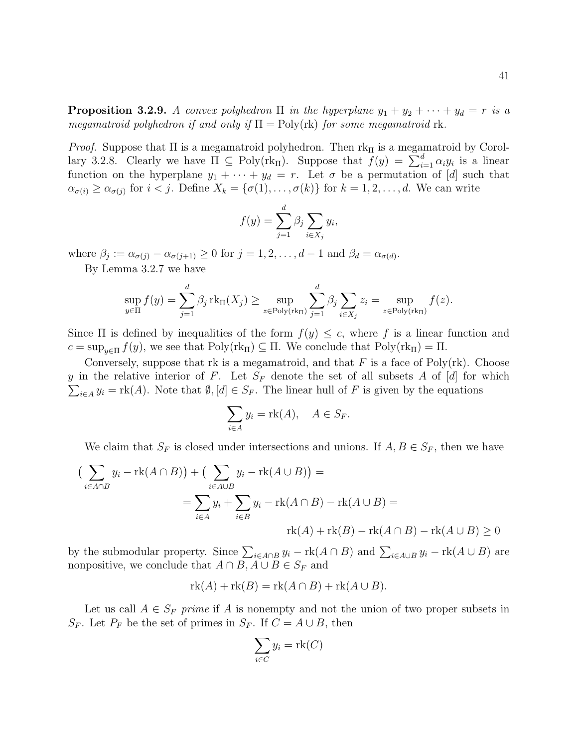**Proposition 3.2.9.** *A convex polyhedron* $\Pi$ *in the hyperplane* $y_1 + y_2 + \cdots + y_d = r$ *is a megamatroid polyhedron if and only if* $\Pi = \mathrm{Poly}(\mathrm{rk})$ *for some megamatroid* $\mathrm{rk}$.

*Proof.* Suppose that $\Pi$ is a megamatroid polyhedron. Then $\mathrm{rk}_\Pi$ is a megamatroid by Corollary 3.2.8. Clearly we have $\Pi \subseteq \mathrm{Poly}(\mathrm{rk}_\Pi)$. Suppose that $f(y) = \sum_{i=1}^d \alpha_i y_i$ is a linear function on the hyperplane $y_1 + \cdots + y_d = r$. Let $\sigma$ be a permutation of $[d]$ such that $\alpha_{\sigma(i)} \geq \alpha_{\sigma(j)}$ for $i < j$. Define $X_k = \{\sigma(1), \ldots, \sigma(k)\}$ for $k = 1, 2, \ldots, d$. We can write

$$f(y) = \sum_{j=1}^{d} \beta_j \sum_{i \in X_j} y_i,$$

where $\beta_j := \alpha_{\sigma(j)} - \alpha_{\sigma(j+1)} \geq 0$ for $j = 1, 2, \ldots, d-1$ and $\beta_d = \alpha_{\sigma(d)}$.

By Lemma 3.2.7 we have

$$\sup_{y \in \Pi} f(y) = \sum_{j=1}^{d} \beta_j \, \mathrm{rk}_\Pi(X_j) \geq \sup_{z \in \mathrm{Poly}(\mathrm{rk}_\Pi)} \sum_{j=1}^{d} \beta_j \sum_{i \in X_j} z_i = \sup_{z \in \mathrm{Poly}(\mathrm{rk}_\Pi)} f(z).$$

Since $\Pi$ is defined by inequalities of the form $f(y) \leq c$, where $f$ is a linear function and $c = \sup_{y \in \Pi} f(y)$, we see that $\mathrm{Poly}(\mathrm{rk}_\Pi) \subseteq \Pi$. We conclude that $\mathrm{Poly}(\mathrm{rk}_\Pi) = \Pi$.

Conversely, suppose that $\mathrm{rk}$ is a megamatroid, and that $F$ is a face of $\mathrm{Poly}(\mathrm{rk})$. Choose $y$ in the relative interior of $F$. Let $S_F$ denote the set of all subsets $A$ of $[d]$ for which $\sum_{i \in A} y_i = \mathrm{rk}(A)$. Note that $\emptyset, [d] \in S_F$. The linear hull of $F$ is given by the equations

$$\sum_{i \in A} y_i = \mathrm{rk}(A), \quad A \in S_F.$$

We claim that $S_F$ is closed under intersections and unions. If $A, B \in S_F$, then we have

$$\begin{aligned}
\Big( \sum_{i \in A \cap B} y_i - \mathrm{rk}(A \cap B) \Big) + \Big( \sum_{i \in A \cup B} y_i - \mathrm{rk}(A \cup B) \Big) &= \\
= \sum_{i \in A} y_i + \sum_{i \in B} y_i - \mathrm{rk}(A \cap B) - \mathrm{rk}(A \cup B) &= \\
\mathrm{rk}(A) + \mathrm{rk}(B) - \mathrm{rk}(A \cap B) - \mathrm{rk}(A \cup B) &\geq 0
\end{aligned}$$

by the submodular property. Since $\sum_{i \in A \cap B} y_i - \mathrm{rk}(A \cap B)$ and $\sum_{i \in A \cup B} y_i - \mathrm{rk}(A \cup B)$ are nonpositive, we conclude that $A \cap B, A \cup B \in S_F$ and

$$\mathrm{rk}(A) + \mathrm{rk}(B) = \mathrm{rk}(A \cap B) + \mathrm{rk}(A \cup B).$$

Let us call $A \in S_F$ *prime* if $A$ is nonempty and not the union of two proper subsets in $S_F$. Let $P_F$ be the set of primes in $S_F$. If $C = A \cup B$, then

$$\sum_{i \in C} y_i = \mathrm{rk}(C)$$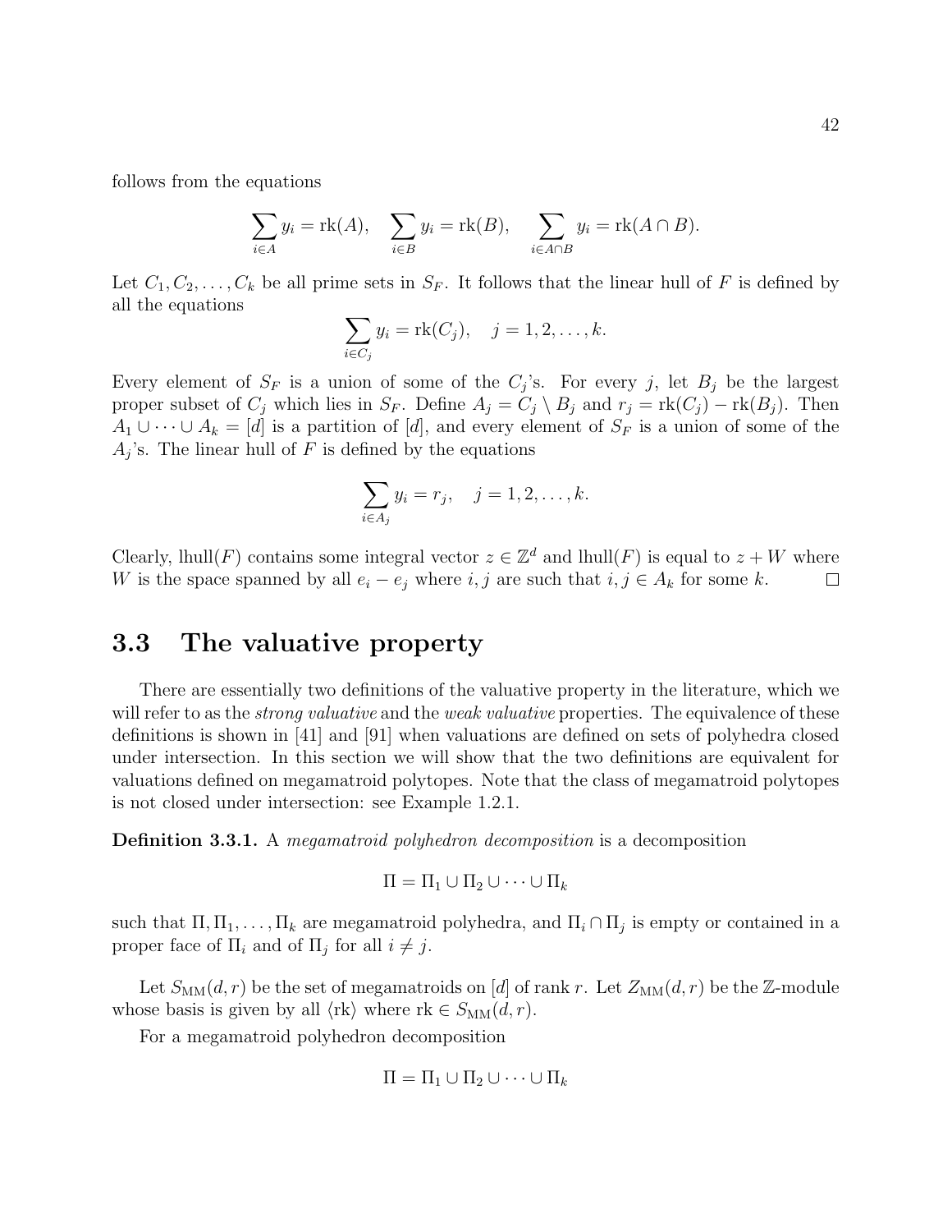follows from the equations

$$\sum_{i \in A} y_i = \mathrm{rk}(A), \quad \sum_{i \in B} y_i = \mathrm{rk}(B), \quad \sum_{i \in A \cap B} y_i = \mathrm{rk}(A \cap B).$$

Let $C_1, C_2, \ldots, C_k$ be all prime sets in $S_F$. It follows that the linear hull of $F$ is defined by all the equations

$$\sum_{i \in C_j} y_i = \mathrm{rk}(C_j), \quad j = 1, 2, \ldots, k.$$

Every element of $S_F$ is a union of some of the $C_j$'s. For every $j$, let $B_j$ be the largest proper subset of $C_j$ which lies in $S_F$. Define $A_j = C_j \setminus B_j$ and $r_j = \mathrm{rk}(C_j) - \mathrm{rk}(B_j)$. Then $A_1 \cup \cdots \cup A_k = [d]$ is a partition of $[d]$, and every element of $S_F$ is a union of some of the $A_j$'s. The linear hull of $F$ is defined by the equations

$$\sum_{i \in A_j} y_i = r_j, \quad j = 1, 2, \ldots, k.$$

Clearly, $\mathrm{lhull}(F)$ contains some integral vector $z \in \mathbb{Z}^d$ and $\mathrm{lhull}(F)$ is equal to $z + W$ where $W$ is the space spanned by all $e_i - e_j$ where $i, j$ are such that $i, j \in A_k$ for some $k$. □

## 3.3 The valuative property

There are essentially two definitions of the valuative property in the literature, which we will refer to as the *strong valuative* and the *weak valuative* properties. The equivalence of these definitions is shown in [41] and [91] when valuations are defined on sets of polyhedra closed under intersection. In this section we will show that the two definitions are equivalent for valuations defined on megamatroid polytopes. Note that the class of megamatroid polytopes is not closed under intersection: see Example 1.2.1.

**Definition 3.3.1.** A *megamatroid polyhedron decomposition* is a decomposition

$$\Pi = \Pi_1 \cup \Pi_2 \cup \cdots \cup \Pi_k$$

such that $\Pi, \Pi_1, \ldots, \Pi_k$ are megamatroid polyhedra, and $\Pi_i \cap \Pi_j$ is empty or contained in a proper face of $\Pi_i$ and of $\Pi_j$ for all $i \neq j$.

Let $S_{\mathrm{MM}}(d, r)$ be the set of megamatroids on $[d]$ of rank $r$. Let $Z_{\mathrm{MM}}(d, r)$ be the $\mathbb{Z}$-module whose basis is given by all $\langle \mathrm{rk} \rangle$ where $\mathrm{rk} \in S_{\mathrm{MM}}(d, r)$.

For a megamatroid polyhedron decomposition

$$\Pi = \Pi_1 \cup \Pi_2 \cup \cdots \cup \Pi_k$$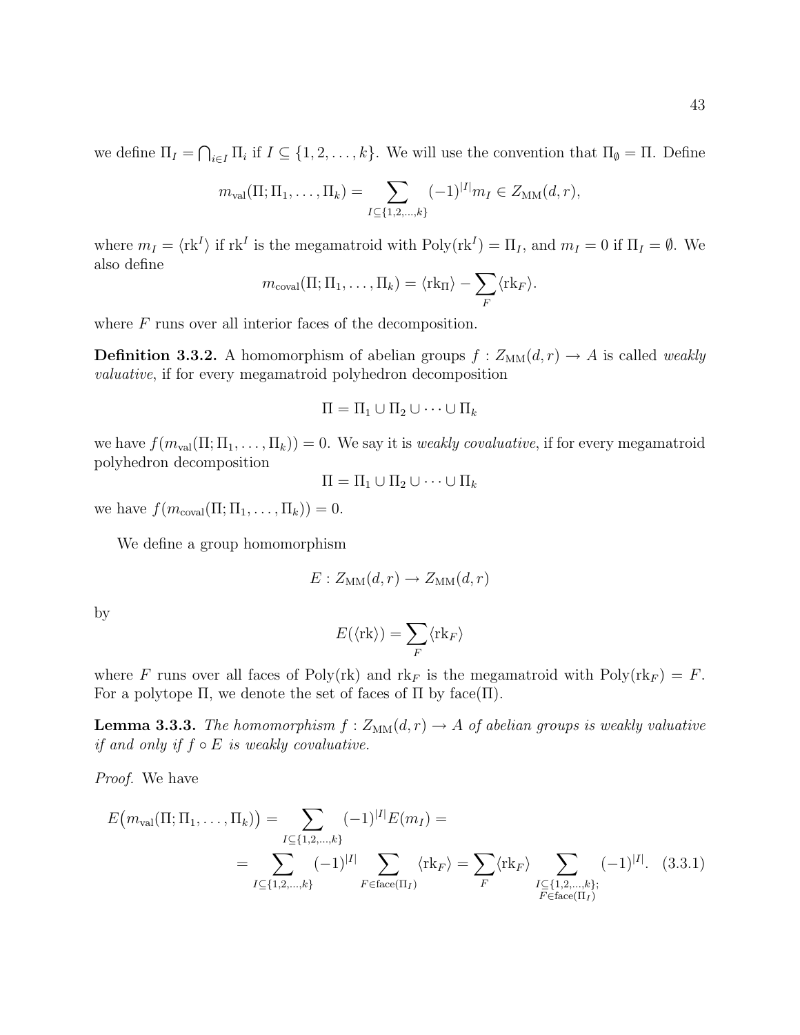we define $\Pi_I = \bigcap_{i \in I} \Pi_i$ if $I \subseteq \{1, 2, \dots, k\}$. We will use the convention that $\Pi_\emptyset = \Pi$. Define

$$m_{\mathrm{val}}(\Pi; \Pi_1, \dots, \Pi_k) = \sum_{I \subseteq \{1,2,\dots,k\}} (-1)^{|I|} m_I \in Z_{\mathrm{MM}}(d, r),$$

where $m_I = \langle \mathrm{rk}^I \rangle$ if $\mathrm{rk}^I$ is the megamatroid with $\mathrm{Poly}(\mathrm{rk}^I) = \Pi_I$, and $m_I = 0$ if $\Pi_I = \emptyset$. We also define

$$m_{\mathrm{coval}}(\Pi; \Pi_1, \dots, \Pi_k) = \langle \mathrm{rk}_\Pi \rangle - \sum_F \langle \mathrm{rk}_F \rangle.$$

where $F$ runs over all interior faces of the decomposition.

**Definition 3.3.2.** A homomorphism of abelian groups $f : Z_{\mathrm{MM}}(d, r) \to A$ is called *weakly valuative*, if for every megamatroid polyhedron decomposition

$$\Pi = \Pi_1 \cup \Pi_2 \cup \dots \cup \Pi_k$$

we have $f(m_{\mathrm{val}}(\Pi; \Pi_1, \dots, \Pi_k)) = 0$. We say it is *weakly covaluative*, if for every megamatroid polyhedron decomposition

$$\Pi = \Pi_1 \cup \Pi_2 \cup \dots \cup \Pi_k$$

we have $f(m_{\mathrm{coval}}(\Pi; \Pi_1, \dots, \Pi_k)) = 0$.

We define a group homomorphism

$$E : Z_{\mathrm{MM}}(d, r) \to Z_{\mathrm{MM}}(d, r)$$

by

$$E(\langle \mathrm{rk} \rangle) = \sum_F \langle \mathrm{rk}_F \rangle$$

where $F$ runs over all faces of $\mathrm{Poly}(\mathrm{rk})$ and $\mathrm{rk}_F$ is the megamatroid with $\mathrm{Poly}(\mathrm{rk}_F) = F$. For a polytope $\Pi$, we denote the set of faces of $\Pi$ by $\mathrm{face}(\Pi)$.

**Lemma 3.3.3.** *The homomorphism $f : Z_{\mathrm{MM}}(d, r) \to A$ of abelian groups is weakly valuative if and only if $f \circ E$ is weakly covaluative.*

*Proof.* We have

$$E\big(m_{\mathrm{val}}(\Pi; \Pi_1, \dots, \Pi_k)\big) = \sum_{I \subseteq \{1,2,\dots,k\}} (-1)^{|I|} E(m_I) =$$
$$= \sum_{I \subseteq \{1,2,\dots,k\}} (-1)^{|I|} \sum_{F \in \mathrm{face}(\Pi_I)} \langle \mathrm{rk}_F \rangle = \sum_F \langle \mathrm{rk}_F \rangle \sum_{\substack{I \subseteq \{1,2,\dots,k\}; \\ F \in \mathrm{face}(\Pi_I)}} (-1)^{|I|}. \quad (3.3.1)$$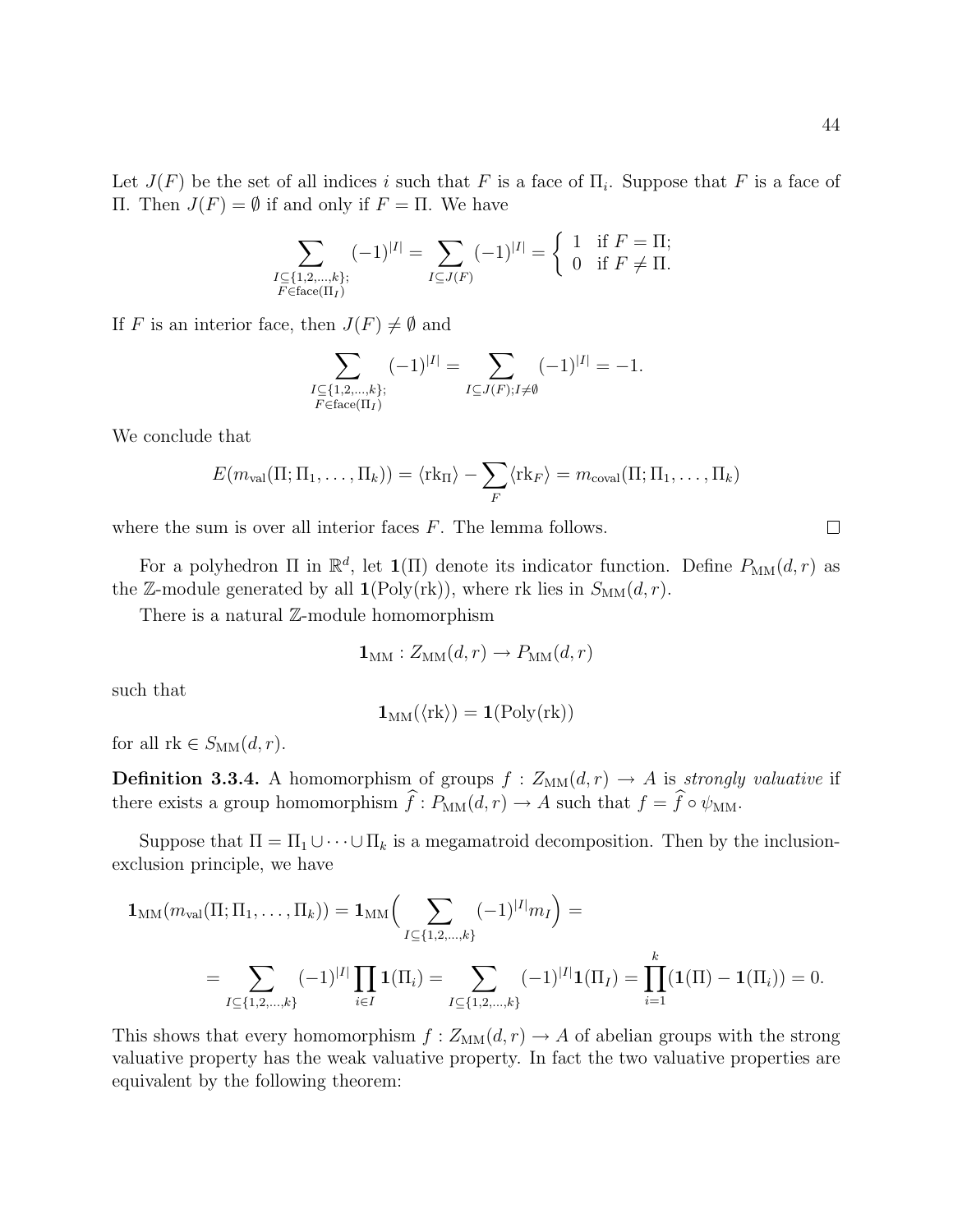Let $J(F)$ be the set of all indices $i$ such that $F$ is a face of $\Pi_i$. Suppose that $F$ is a face of $\Pi$. Then $J(F) = \emptyset$ if and only if $F = \Pi$. We have

$$\sum_{\substack{I\subseteq\{1,2,\dots,k\};\\ F\in\mathrm{face}(\Pi_I)}} (-1)^{|I|} = \sum_{I\subseteq J(F)} (-1)^{|I|} = \begin{cases} 1 & \text{if } F = \Pi; \\ 0 & \text{if } F \neq \Pi. \end{cases}$$

If $F$ is an interior face, then $J(F) \neq \emptyset$ and

$$\sum_{\substack{I\subseteq\{1,2,\dots,k\};\\ F\in\mathrm{face}(\Pi_I)}} (-1)^{|I|} = \sum_{I\subseteq J(F); I\neq\emptyset} (-1)^{|I|} = -1.$$

We conclude that

$$E(m_{\mathrm{val}}(\Pi;\Pi_1,\dots,\Pi_k)) = \langle \mathrm{rk}_\Pi\rangle - \sum_F \langle \mathrm{rk}_F\rangle = m_{\mathrm{coval}}(\Pi;\Pi_1,\dots,\Pi_k)$$

where the sum is over all interior faces $F$. The lemma follows. □

For a polyhedron $\Pi$ in $\mathbb{R}^d$, let $\mathbf{1}(\Pi)$ denote its indicator function. Define $P_{\mathrm{MM}}(d,r)$ as the $\mathbb{Z}$-module generated by all $\mathbf{1}(\mathrm{Poly}(\mathrm{rk}))$, where rk lies in $S_{\mathrm{MM}}(d,r)$.

There is a natural $\mathbb{Z}$-module homomorphism

$$\mathbf{1}_{\mathrm{MM}} : Z_{\mathrm{MM}}(d,r) \to P_{\mathrm{MM}}(d,r)$$

such that

$$\mathbf{1}_{\mathrm{MM}}(\langle \mathrm{rk}\rangle) = \mathbf{1}(\mathrm{Poly}(\mathrm{rk}))$$

for all $\mathrm{rk} \in S_{\mathrm{MM}}(d,r)$.

**Definition 3.3.4.** A homomorphism of groups $f : Z_{\mathrm{MM}}(d,r) \to A$ is *strongly valuative* if there exists a group homomorphism $\widehat{f} : P_{\mathrm{MM}}(d,r) \to A$ such that $f = \widehat{f} \circ \psi_{\mathrm{MM}}$.

Suppose that $\Pi = \Pi_1 \cup \cdots \cup \Pi_k$ is a megamatroid decomposition. Then by the inclusion-exclusion principle, we have

$$\mathbf{1}_{\mathrm{MM}}(m_{\mathrm{val}}(\Pi;\Pi_1,\dots,\Pi_k)) = \mathbf{1}_{\mathrm{MM}}\Big(\sum_{I\subseteq\{1,2,\dots,k\}} (-1)^{|I|} m_I\Big) =$$

$$= \sum_{I\subseteq\{1,2,\dots,k\}} (-1)^{|I|} \prod_{i\in I} \mathbf{1}(\Pi_i) = \sum_{I\subseteq\{1,2,\dots,k\}} (-1)^{|I|}\mathbf{1}(\Pi_I) = \prod_{i=1}^{k} (\mathbf{1}(\Pi) - \mathbf{1}(\Pi_i)) = 0.$$

This shows that every homomorphism $f : Z_{\mathrm{MM}}(d,r) \to A$ of abelian groups with the strong valuative property has the weak valuative property. In fact the two valuative properties are equivalent by the following theorem: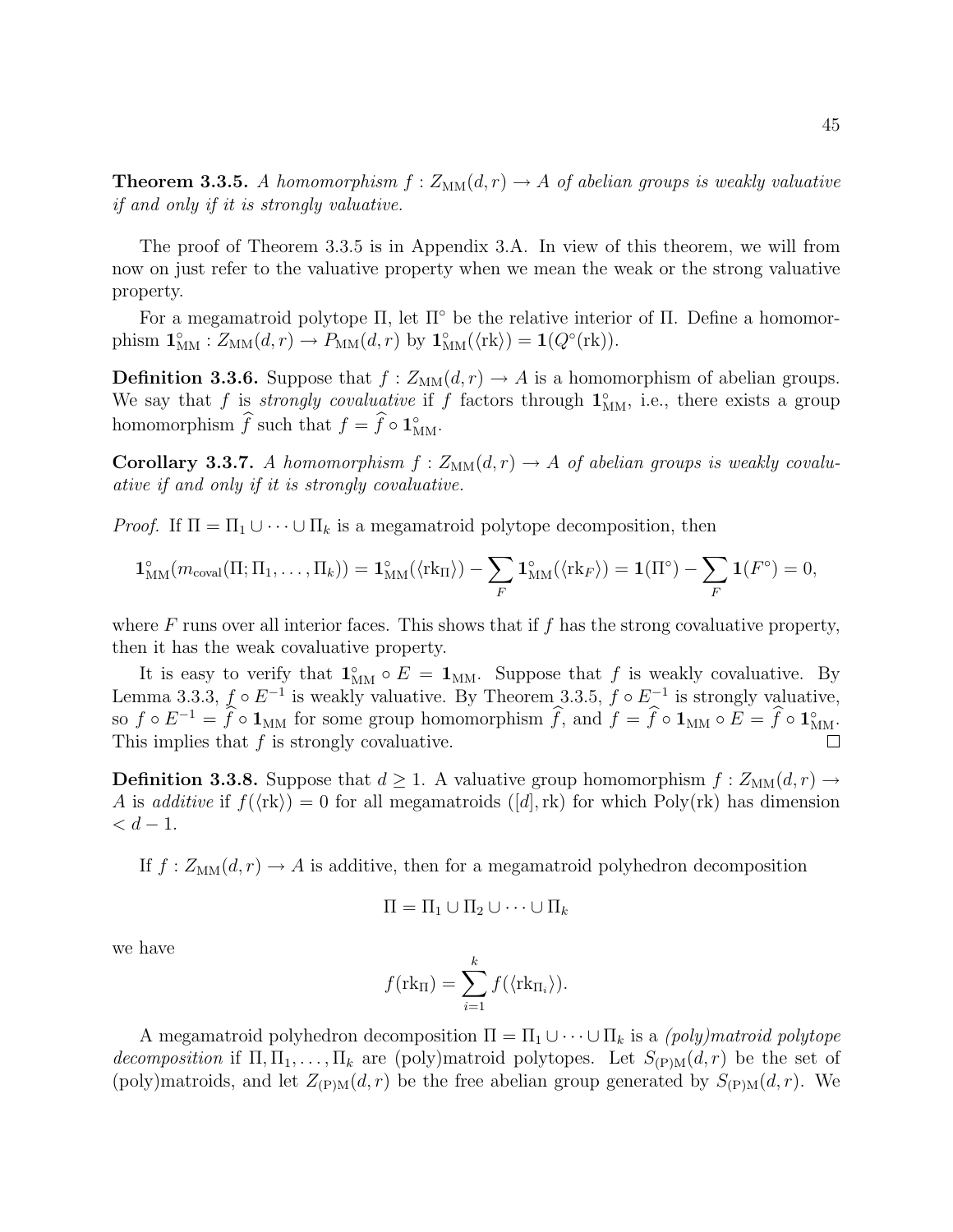**Theorem 3.3.5.** *A homomorphism $f : Z_{\mathrm{MM}}(d,r) \to A$ of abelian groups is weakly valuative if and only if it is strongly valuative.*

The proof of Theorem 3.3.5 is in Appendix 3.A. In view of this theorem, we will from now on just refer to the valuative property when we mean the weak or the strong valuative property.

For a megamatroid polytope $\Pi$, let $\Pi^\circ$ be the relative interior of $\Pi$. Define a homomorphism $\mathbf{1}^\circ_{\mathrm{MM}} : Z_{\mathrm{MM}}(d,r) \to P_{\mathrm{MM}}(d,r)$ by $\mathbf{1}^\circ_{\mathrm{MM}}(\langle \mathrm{rk} \rangle) = \mathbf{1}(Q^\circ(\mathrm{rk}))$.

**Definition 3.3.6.** Suppose that $f : Z_{\mathrm{MM}}(d,r) \to A$ is a homomorphism of abelian groups. We say that $f$ is *strongly covaluative* if $f$ factors through $\mathbf{1}^\circ_{\mathrm{MM}}$, i.e., there exists a group homomorphism $\widehat{f}$ such that $f = \widehat{f} \circ \mathbf{1}^\circ_{\mathrm{MM}}$.

**Corollary 3.3.7.** *A homomorphism $f : Z_{\mathrm{MM}}(d,r) \to A$ of abelian groups is weakly covaluative if and only if it is strongly covaluative.*

*Proof.* If $\Pi = \Pi_1 \cup \cdots \cup \Pi_k$ is a megamatroid polytope decomposition, then

$$\mathbf{1}^\circ_{\mathrm{MM}}(m_{\mathrm{coval}}(\Pi; \Pi_1, \ldots, \Pi_k)) = \mathbf{1}^\circ_{\mathrm{MM}}(\langle \mathrm{rk}_\Pi \rangle) - \sum_F \mathbf{1}^\circ_{\mathrm{MM}}(\langle \mathrm{rk}_F \rangle) = \mathbf{1}(\Pi^\circ) - \sum_F \mathbf{1}(F^\circ) = 0,$$

where $F$ runs over all interior faces. This shows that if $f$ has the strong covaluative property, then it has the weak covaluative property.

It is easy to verify that $\mathbf{1}^\circ_{\mathrm{MM}} \circ E = \mathbf{1}_{\mathrm{MM}}$. Suppose that $f$ is weakly covaluative. By Lemma 3.3.3, $f \circ E^{-1}$ is weakly valuative. By Theorem 3.3.5, $f \circ E^{-1}$ is strongly valuative, so $f \circ E^{-1} = \widehat{f} \circ \mathbf{1}_{\mathrm{MM}}$ for some group homomorphism $\widehat{f}$, and $f = \widehat{f} \circ \mathbf{1}_{\mathrm{MM}} \circ E = \widehat{f} \circ \mathbf{1}^\circ_{\mathrm{MM}}$. This implies that $f$ is strongly covaluative. $\square$

**Definition 3.3.8.** Suppose that $d \geq 1$. A valuative group homomorphism $f : Z_{\mathrm{MM}}(d,r) \to A$ is *additive* if $f(\langle \mathrm{rk} \rangle) = 0$ for all megamatroids $([d], \mathrm{rk})$ for which $\mathrm{Poly}(\mathrm{rk})$ has dimension $< d-1$.

If $f : Z_{\mathrm{MM}}(d,r) \to A$ is additive, then for a megamatroid polyhedron decomposition

$$\Pi = \Pi_1 \cup \Pi_2 \cup \cdots \cup \Pi_k$$

we have

$$f(\mathrm{rk}_\Pi) = \sum_{i=1}^{k} f(\langle \mathrm{rk}_{\Pi_i} \rangle).$$

A megamatroid polyhedron decomposition $\Pi = \Pi_1 \cup \cdots \cup \Pi_k$ is a *(poly)matroid polytope decomposition* if $\Pi, \Pi_1, \ldots, \Pi_k$ are (poly)matroid polytopes. Let $S_{\mathrm{(P)M}}(d,r)$ be the set of (poly)matroids, and let $Z_{\mathrm{(P)M}}(d,r)$ be the free abelian group generated by $S_{\mathrm{(P)M}}(d,r)$. We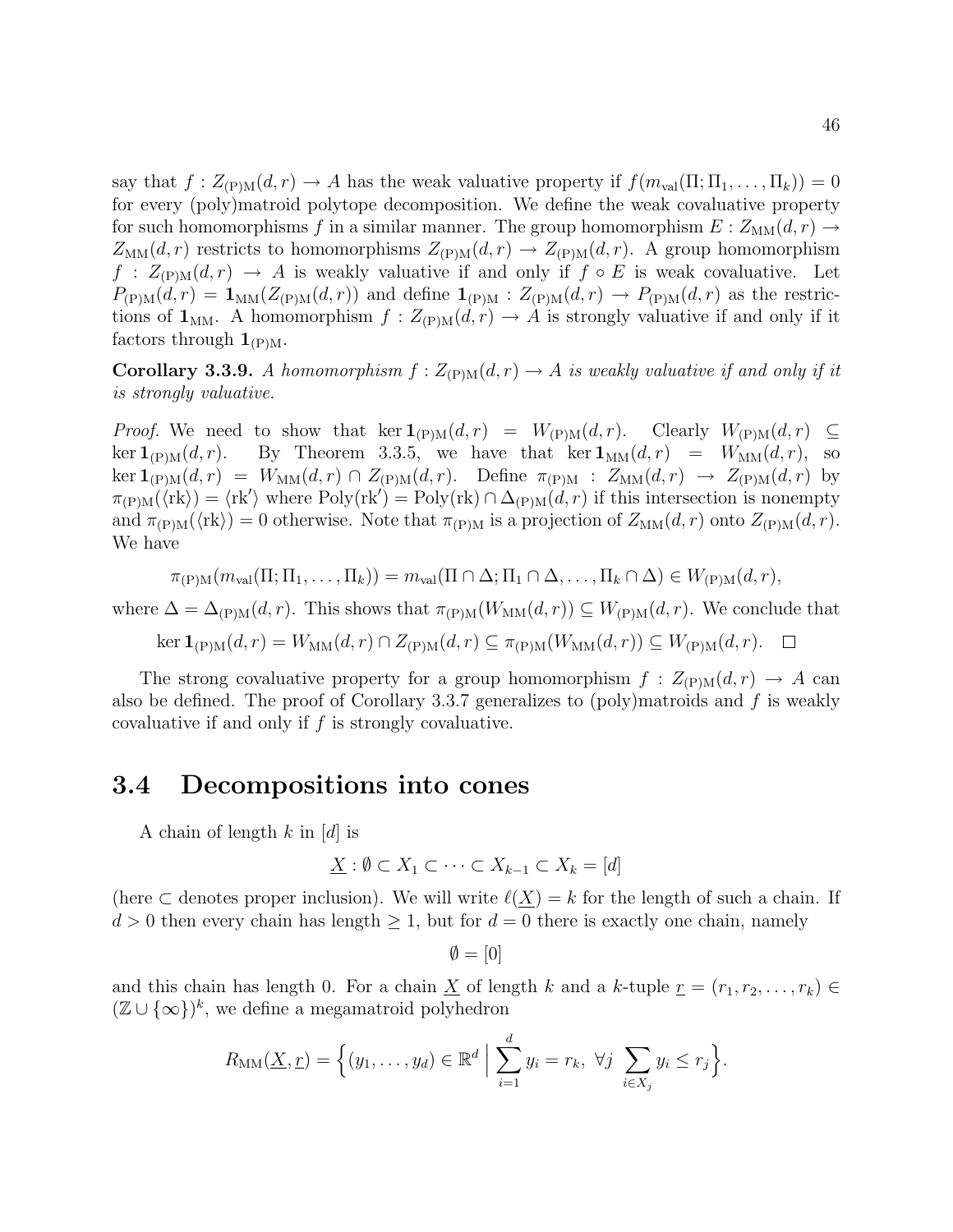say that $f : Z_{(\mathrm{P})\mathrm{M}}(d, r) \to A$ has the weak valuative property if $f(m_{\mathrm{val}}(\Pi; \Pi_1, \dots, \Pi_k)) = 0$ for every (poly)matroid polytope decomposition. We define the weak covaluative property for such homomorphisms $f$ in a similar manner. The group homomorphism $E : Z_{\mathrm{MM}}(d, r) \to Z_{\mathrm{MM}}(d, r)$ restricts to homomorphisms $Z_{(\mathrm{P})\mathrm{M}}(d, r) \to Z_{(\mathrm{P})\mathrm{M}}(d, r)$. A group homomorphism $f : Z_{(\mathrm{P})\mathrm{M}}(d, r) \to A$ is weakly valuative if and only if $f \circ E$ is weak covaluative. Let $P_{(\mathrm{P})\mathrm{M}}(d, r) = \mathbf{1}_{\mathrm{MM}}(Z_{(\mathrm{P})\mathrm{M}}(d, r))$ and define $\mathbf{1}_{(\mathrm{P})\mathrm{M}} : Z_{(\mathrm{P})\mathrm{M}}(d, r) \to P_{(\mathrm{P})\mathrm{M}}(d, r)$ as the restrictions of $\mathbf{1}_{\mathrm{MM}}$. A homomorphism $f : Z_{(\mathrm{P})\mathrm{M}}(d, r) \to A$ is strongly valuative if and only if it factors through $\mathbf{1}_{(\mathrm{P})\mathrm{M}}$.

**Corollary 3.3.9.** *A homomorphism $f : Z_{(\mathrm{P})\mathrm{M}}(d, r) \to A$ is weakly valuative if and only if it is strongly valuative.*

*Proof.* We need to show that $\ker \mathbf{1}_{(\mathrm{P})\mathrm{M}}(d, r) = W_{(\mathrm{P})\mathrm{M}}(d, r)$. Clearly $W_{(\mathrm{P})\mathrm{M}}(d, r) \subseteq \ker \mathbf{1}_{(\mathrm{P})\mathrm{M}}(d, r)$. By Theorem 3.3.5, we have that $\ker \mathbf{1}_{\mathrm{MM}}(d, r) = W_{\mathrm{MM}}(d, r)$, so $\ker \mathbf{1}_{(\mathrm{P})\mathrm{M}}(d, r) = W_{\mathrm{MM}}(d, r) \cap Z_{(\mathrm{P})\mathrm{M}}(d, r)$. Define $\pi_{(\mathrm{P})\mathrm{M}} : Z_{\mathrm{MM}}(d, r) \to Z_{(\mathrm{P})\mathrm{M}}(d, r)$ by $\pi_{(\mathrm{P})\mathrm{M}}(\langle \mathrm{rk} \rangle) = \langle \mathrm{rk}' \rangle$ where $\mathrm{Poly}(\mathrm{rk}') = \mathrm{Poly}(\mathrm{rk}) \cap \Delta_{(\mathrm{P})\mathrm{M}}(d, r)$ if this intersection is nonempty and $\pi_{(\mathrm{P})\mathrm{M}}(\langle \mathrm{rk} \rangle) = 0$ otherwise. Note that $\pi_{(\mathrm{P})\mathrm{M}}$ is a projection of $Z_{\mathrm{MM}}(d, r)$ onto $Z_{(\mathrm{P})\mathrm{M}}(d, r)$. We have

$$\pi_{(\mathrm{P})\mathrm{M}}(m_{\mathrm{val}}(\Pi; \Pi_1, \dots, \Pi_k)) = m_{\mathrm{val}}(\Pi \cap \Delta; \Pi_1 \cap \Delta, \dots, \Pi_k \cap \Delta) \in W_{(\mathrm{P})\mathrm{M}}(d, r),$$

where $\Delta = \Delta_{(\mathrm{P})\mathrm{M}}(d, r)$. This shows that $\pi_{(\mathrm{P})\mathrm{M}}(W_{\mathrm{MM}}(d, r)) \subseteq W_{(\mathrm{P})\mathrm{M}}(d, r)$. We conclude that

$$\ker \mathbf{1}_{(\mathrm{P})\mathrm{M}}(d, r) = W_{\mathrm{MM}}(d, r) \cap Z_{(\mathrm{P})\mathrm{M}}(d, r) \subseteq \pi_{(\mathrm{P})\mathrm{M}}(W_{\mathrm{MM}}(d, r)) \subseteq W_{(\mathrm{P})\mathrm{M}}(d, r). \quad \square$$

The strong covaluative property for a group homomorphism $f : Z_{(\mathrm{P})\mathrm{M}}(d, r) \to A$ can also be defined. The proof of Corollary 3.3.7 generalizes to (poly)matroids and $f$ is weakly covaluative if and only if $f$ is strongly covaluative.

## 3.4 Decompositions into cones

A chain of length $k$ in $[d]$ is

$$\underline{X} : \emptyset \subset X_1 \subset \cdots \subset X_{k-1} \subset X_k = [d]$$

(here $\subset$ denotes proper inclusion). We will write $\ell(\underline{X}) = k$ for the length of such a chain. If $d > 0$ then every chain has length $\geq 1$, but for $d = 0$ there is exactly one chain, namely

$$\emptyset = [0]$$

and this chain has length 0. For a chain $\underline{X}$ of length $k$ and a $k$-tuple $\underline{r} = (r_1, r_2, \dots, r_k) \in (\mathbb{Z} \cup \{\infty\})^k$, we define a megamatroid polyhedron

$$R_{\mathrm{MM}}(\underline{X}, \underline{r}) = \Big\{ (y_1, \dots, y_d) \in \mathbb{R}^d \;\Big|\; \sum_{i=1}^{d} y_i = r_k, \; \forall j \; \sum_{i \in X_j} y_i \leq r_j \Big\}.$$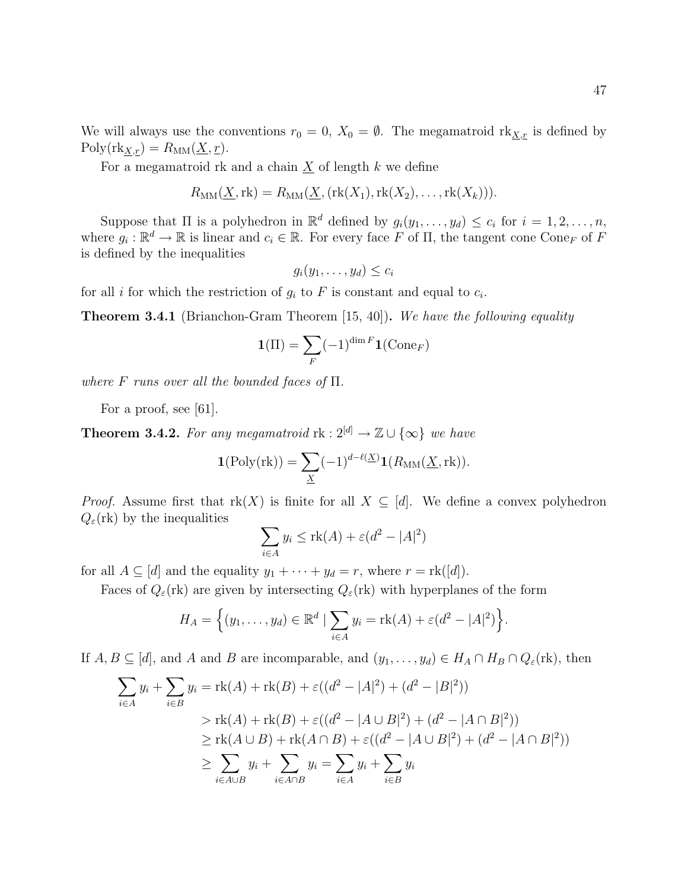We will always use the conventions $r_0 = 0$, $X_0 = \emptyset$. The megamatroid $\mathrm{rk}_{\underline{X},\underline{r}}$ is defined by $\mathrm{Poly}(\mathrm{rk}_{\underline{X},\underline{r}}) = R_{\mathrm{MM}}(\underline{X}, \underline{r})$.

For a megamatroid rk and a chain $\underline{X}$ of length $k$ we define

$$R_{\mathrm{MM}}(\underline{X}, \mathrm{rk}) = R_{\mathrm{MM}}(\underline{X}, (\mathrm{rk}(X_1), \mathrm{rk}(X_2), \ldots, \mathrm{rk}(X_k))).$$

Suppose that $\Pi$ is a polyhedron in $\mathbb{R}^d$ defined by $g_i(y_1, \ldots, y_d) \leq c_i$ for $i = 1, 2, \ldots, n$, where $g_i : \mathbb{R}^d \to \mathbb{R}$ is linear and $c_i \in \mathbb{R}$. For every face $F$ of $\Pi$, the tangent cone $\mathrm{Cone}_F$ of $F$ is defined by the inequalities

$$g_i(y_1, \ldots, y_d) \leq c_i$$

for all $i$ for which the restriction of $g_i$ to $F$ is constant and equal to $c_i$.

**Theorem 3.4.1** (Brianchon-Gram Theorem [15, 40])**.** *We have the following equality*

$$\mathbf{1}(\Pi) = \sum_F (-1)^{\dim F} \mathbf{1}(\mathrm{Cone}_F)$$

*where $F$ runs over all the bounded faces of $\Pi$.*

For a proof, see [61].

**Theorem 3.4.2.** *For any megamatroid* $\mathrm{rk} : 2^{[d]} \to \mathbb{Z} \cup \{\infty\}$ *we have*

$$\mathbf{1}(\mathrm{Poly}(\mathrm{rk})) = \sum_{\underline{X}} (-1)^{d-\ell(\underline{X})} \mathbf{1}(R_{\mathrm{MM}}(\underline{X}, \mathrm{rk})).$$

*Proof.* Assume first that $\mathrm{rk}(X)$ is finite for all $X \subseteq [d]$. We define a convex polyhedron $Q_\varepsilon(\mathrm{rk})$ by the inequalities

$$\sum_{i \in A} y_i \leq \mathrm{rk}(A) + \varepsilon(d^2 - |A|^2)$$

for all $A \subseteq [d]$ and the equality $y_1 + \cdots + y_d = r$, where $r = \mathrm{rk}([d])$.

Faces of $Q_\varepsilon(\mathrm{rk})$ are given by intersecting $Q_\varepsilon(\mathrm{rk})$ with hyperplanes of the form

$$H_A = \Big\{(y_1, \ldots, y_d) \in \mathbb{R}^d \mid \sum_{i \in A} y_i = \mathrm{rk}(A) + \varepsilon(d^2 - |A|^2)\Big\}.$$

If $A, B \subseteq [d]$, and $A$ and $B$ are incomparable, and $(y_1, \ldots, y_d) \in H_A \cap H_B \cap Q_\varepsilon(\mathrm{rk})$, then

$$\begin{aligned}
\sum_{i \in A} y_i + \sum_{i \in B} y_i &= \mathrm{rk}(A) + \mathrm{rk}(B) + \varepsilon((d^2 - |A|^2) + (d^2 - |B|^2)) \\
&> \mathrm{rk}(A) + \mathrm{rk}(B) + \varepsilon((d^2 - |A \cup B|^2) + (d^2 - |A \cap B|^2)) \\
&\geq \mathrm{rk}(A \cup B) + \mathrm{rk}(A \cap B) + \varepsilon((d^2 - |A \cup B|^2) + (d^2 - |A \cap B|^2)) \\
&\geq \sum_{i \in A \cup B} y_i + \sum_{i \in A \cap B} y_i = \sum_{i \in A} y_i + \sum_{i \in B} y_i
\end{aligned}$$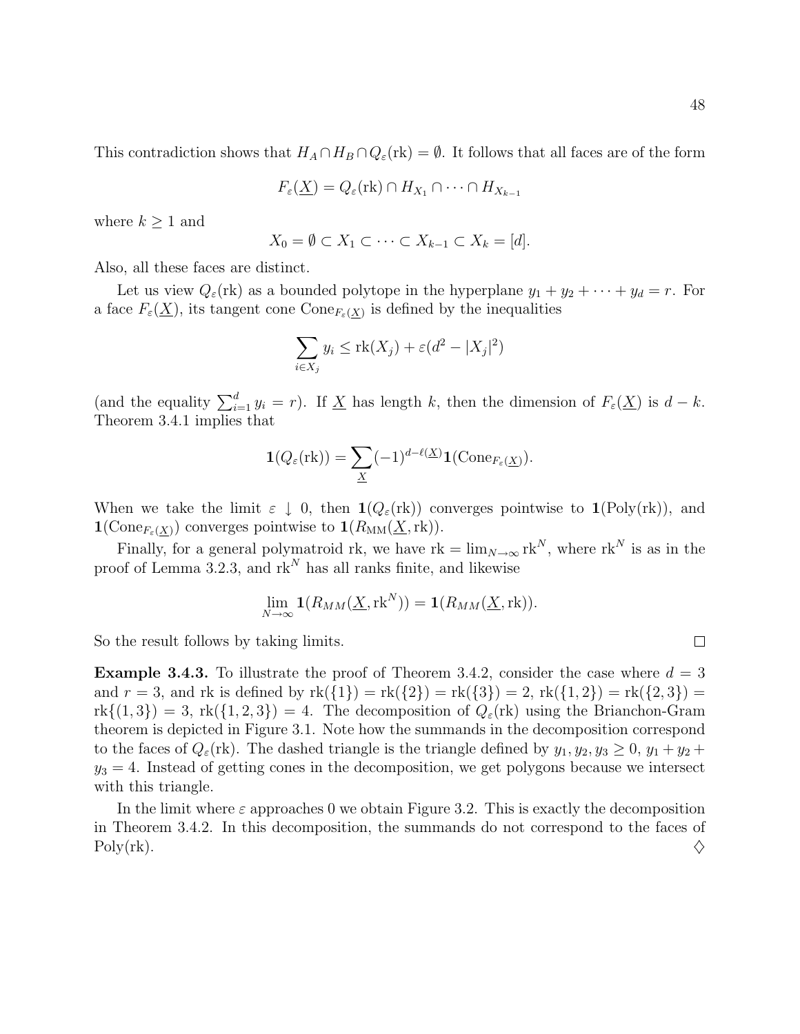This contradiction shows that $H_A \cap H_B \cap Q_\varepsilon(\mathrm{rk}) = \emptyset$. It follows that all faces are of the form

$$F_\varepsilon(\underline{X}) = Q_\varepsilon(\mathrm{rk}) \cap H_{X_1} \cap \cdots \cap H_{X_{k-1}}$$

where $k \geq 1$ and

$$X_0 = \emptyset \subset X_1 \subset \cdots \subset X_{k-1} \subset X_k = [d].$$

Also, all these faces are distinct.

Let us view $Q_\varepsilon(\mathrm{rk})$ as a bounded polytope in the hyperplane $y_1 + y_2 + \cdots + y_d = r$. For a face $F_\varepsilon(\underline{X})$, its tangent cone $\mathrm{Cone}_{F_\varepsilon(\underline{X})}$ is defined by the inequalities

$$\sum_{i \in X_j} y_i \leq \mathrm{rk}(X_j) + \varepsilon(d^2 - |X_j|^2)$$

(and the equality $\sum_{i=1}^d y_i = r$). If $\underline{X}$ has length $k$, then the dimension of $F_\varepsilon(\underline{X})$ is $d - k$. Theorem 3.4.1 implies that

$$\mathbf{1}(Q_\varepsilon(\mathrm{rk})) = \sum_{\underline{X}} (-1)^{d-\ell(\underline{X})} \mathbf{1}(\mathrm{Cone}_{F_\varepsilon(\underline{X})}).$$

When we take the limit $\varepsilon \downarrow 0$, then $\mathbf{1}(Q_\varepsilon(\mathrm{rk}))$ converges pointwise to $\mathbf{1}(\mathrm{Poly}(\mathrm{rk}))$, and $\mathbf{1}(\mathrm{Cone}_{F_\varepsilon(\underline{X})})$ converges pointwise to $\mathbf{1}(R_{\mathrm{MM}}(\underline{X}, \mathrm{rk}))$.

Finally, for a general polymatroid rk, we have $\mathrm{rk} = \lim_{N \to \infty} \mathrm{rk}^N$, where $\mathrm{rk}^N$ is as in the proof of Lemma 3.2.3, and $\mathrm{rk}^N$ has all ranks finite, and likewise

$$\lim_{N \to \infty} \mathbf{1}(R_{MM}(\underline{X}, \mathrm{rk}^N)) = \mathbf{1}(R_{MM}(\underline{X}, \mathrm{rk})).$$

So the result follows by taking limits. □

**Example 3.4.3.** To illustrate the proof of Theorem 3.4.2, consider the case where $d = 3$ and $r = 3$, and rk is defined by $\mathrm{rk}(\{1\}) = \mathrm{rk}(\{2\}) = \mathrm{rk}(\{3\}) = 2$, $\mathrm{rk}(\{1,2\}) = \mathrm{rk}(\{2,3\}) = \mathrm{rk}\{(1,3\}) = 3$, $\mathrm{rk}(\{1,2,3\}) = 4$. The decomposition of $Q_\varepsilon(\mathrm{rk})$ using the Brianchon-Gram theorem is depicted in Figure 3.1. Note how the summands in the decomposition correspond to the faces of $Q_\varepsilon(\mathrm{rk})$. The dashed triangle is the triangle defined by $y_1, y_2, y_3 \geq 0$, $y_1 + y_2 + y_3 = 4$. Instead of getting cones in the decomposition, we get polygons because we intersect with this triangle.

In the limit where $\varepsilon$ approaches 0 we obtain Figure 3.2. This is exactly the decomposition in Theorem 3.4.2. In this decomposition, the summands do not correspond to the faces of Poly(rk). ♢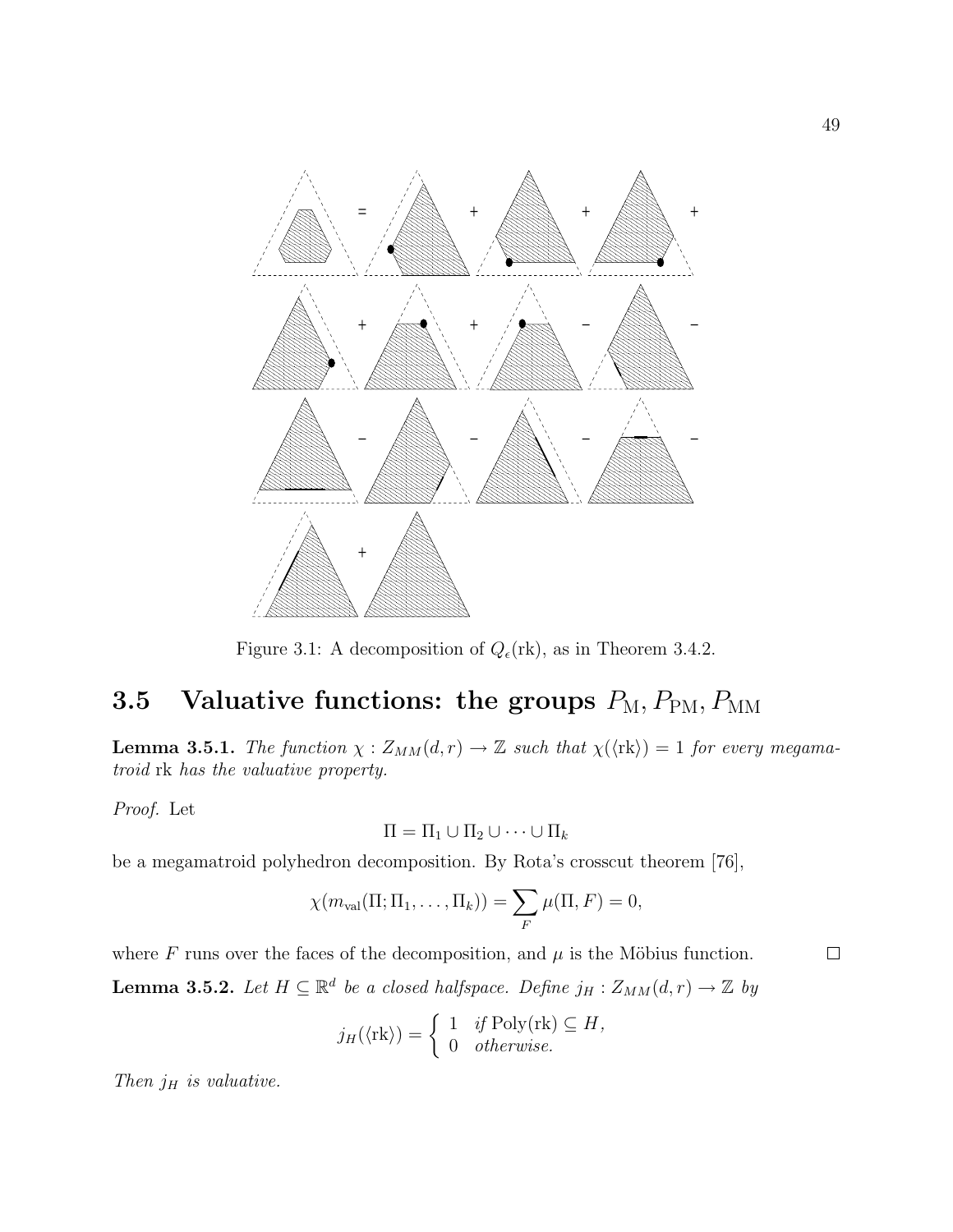Figure 3.1: A decomposition of $Q_\epsilon(\mathrm{rk})$, as in Theorem 3.4.2.

## 3.5 Valuative functions: the groups $P_{\mathrm{M}}, P_{\mathrm{PM}}, P_{\mathrm{MM}}$

**Lemma 3.5.1.** *The function $\chi : Z_{MM}(d, r) \to \mathbb{Z}$ such that $\chi(\langle \mathrm{rk} \rangle) = 1$ for every megamatroid* rk *has the valuative property.*

*Proof.* Let

$$\Pi = \Pi_1 \cup \Pi_2 \cup \cdots \cup \Pi_k$$

be a megamatroid polyhedron decomposition. By Rota's crosscut theorem [76],

$$\chi(m_{\mathrm{val}}(\Pi; \Pi_1, \ldots, \Pi_k)) = \sum_F \mu(\Pi, F) = 0,$$

where $F$ runs over the faces of the decomposition, and $\mu$ is the Möbius function. □

**Lemma 3.5.2.** *Let $H \subseteq \mathbb{R}^d$ be a closed halfspace. Define $j_H : Z_{MM}(d, r) \to \mathbb{Z}$ by*

$$j_H(\langle \mathrm{rk} \rangle) = \begin{cases} 1 & \text{if } \mathrm{Poly}(\mathrm{rk}) \subseteq H, \\ 0 & \text{otherwise.} \end{cases}$$

*Then $j_H$ is valuative.*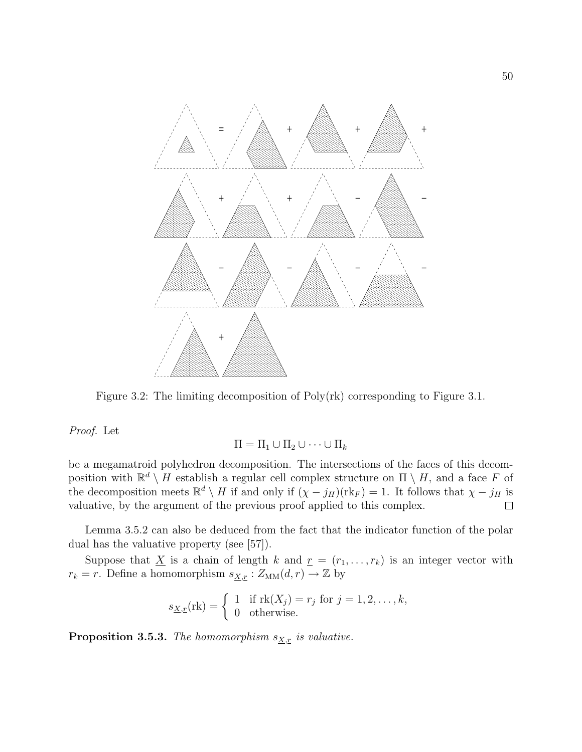Figure 3.2: The limiting decomposition of Poly(rk) corresponding to Figure 3.1.

*Proof.* Let

$$\Pi = \Pi_1 \cup \Pi_2 \cup \cdots \cup \Pi_k$$

be a megamatroid polyhedron decomposition. The intersections of the faces of this decomposition with $\mathbb{R}^d \setminus H$ establish a regular cell complex structure on $\Pi \setminus H$, and a face $F$ of the decomposition meets $\mathbb{R}^d \setminus H$ if and only if $(\chi - j_H)(\mathrm{rk}_F) = 1$. It follows that $\chi - j_H$ is valuative, by the argument of the previous proof applied to this complex. $\square$

Lemma 3.5.2 can also be deduced from the fact that the indicator function of the polar dual has the valuative property (see [57]).

Suppose that $\underline{X}$ is a chain of length $k$ and $\underline{r} = (r_1, \ldots, r_k)$ is an integer vector with $r_k = r$. Define a homomorphism $s_{\underline{X},\underline{r}} : Z_{\mathrm{MM}}(d, r) \to \mathbb{Z}$ by

$$s_{\underline{X},\underline{r}}(\mathrm{rk}) = \begin{cases} 1 & \text{if } \mathrm{rk}(X_j) = r_j \text{ for } j = 1, 2, \ldots, k, \\ 0 & \text{otherwise.} \end{cases}$$

**Proposition 3.5.3.** *The homomorphism $s_{\underline{X},\underline{r}}$ is valuative.*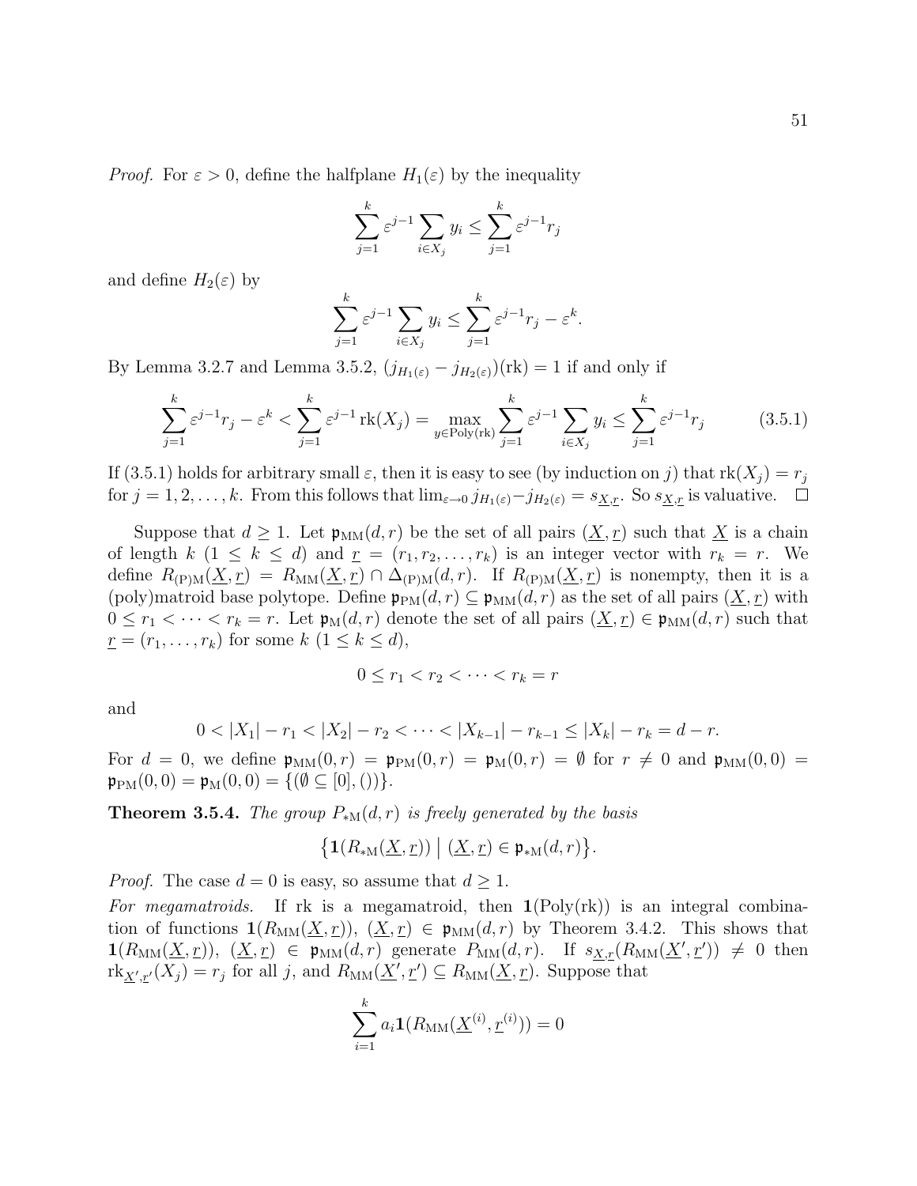*Proof.* For $\varepsilon > 0$, define the halfplane $H_1(\varepsilon)$ by the inequality

$$\sum_{j=1}^{k} \varepsilon^{j-1} \sum_{i \in X_j} y_i \leq \sum_{j=1}^{k} \varepsilon^{j-1} r_j$$

and define $H_2(\varepsilon)$ by

$$\sum_{j=1}^{k} \varepsilon^{j-1} \sum_{i \in X_j} y_i \leq \sum_{j=1}^{k} \varepsilon^{j-1} r_j - \varepsilon^k.$$

By Lemma 3.2.7 and Lemma 3.5.2, $(j_{H_1(\varepsilon)} - j_{H_2(\varepsilon)})(\mathrm{rk}) = 1$ if and only if

$$\sum_{j=1}^{k} \varepsilon^{j-1} r_j - \varepsilon^k < \sum_{j=1}^{k} \varepsilon^{j-1} \mathrm{rk}(X_j) = \max_{y \in \mathrm{Poly}(\mathrm{rk})} \sum_{j=1}^{k} \varepsilon^{j-1} \sum_{i \in X_j} y_i \leq \sum_{j=1}^{k} \varepsilon^{j-1} r_j \tag{3.5.1}$$

If (3.5.1) holds for arbitrary small $\varepsilon$, then it is easy to see (by induction on $j$) that $\mathrm{rk}(X_j) = r_j$ for $j = 1, 2, \ldots, k$. From this follows that $\lim_{\varepsilon \to 0} j_{H_1(\varepsilon)} - j_{H_2(\varepsilon)} = s_{\underline{X}, \underline{r}}$. So $s_{\underline{X}, \underline{r}}$ is valuative. $\square$

Suppose that $d \geq 1$. Let $\mathfrak{p}_{\mathrm{MM}}(d, r)$ be the set of all pairs $(\underline{X}, \underline{r})$ such that $\underline{X}$ is a chain of length $k$ $(1 \leq k \leq d)$ and $\underline{r} = (r_1, r_2, \ldots, r_k)$ is an integer vector with $r_k = r$. We define $R_{\mathrm{(P)M}}(\underline{X}, \underline{r}) = R_{\mathrm{MM}}(\underline{X}, \underline{r}) \cap \Delta_{\mathrm{(P)M}}(d, r)$. If $R_{\mathrm{(P)M}}(\underline{X}, \underline{r})$ is nonempty, then it is a (poly)matroid base polytope. Define $\mathfrak{p}_{\mathrm{PM}}(d, r) \subseteq \mathfrak{p}_{\mathrm{MM}}(d, r)$ as the set of all pairs $(\underline{X}, \underline{r})$ with $0 \leq r_1 < \cdots < r_k = r$. Let $\mathfrak{p}_{\mathrm{M}}(d, r)$ denote the set of all pairs $(\underline{X}, \underline{r}) \in \mathfrak{p}_{\mathrm{MM}}(d, r)$ such that $\underline{r} = (r_1, \ldots, r_k)$ for some $k$ $(1 \leq k \leq d)$,

$$0 \leq r_1 < r_2 < \cdots < r_k = r$$

and

$$0 < |X_1| - r_1 < |X_2| - r_2 < \cdots < |X_{k-1}| - r_{k-1} \leq |X_k| - r_k = d - r.$$

For $d = 0$, we define $\mathfrak{p}_{\mathrm{MM}}(0, r) = \mathfrak{p}_{\mathrm{PM}}(0, r) = \mathfrak{p}_{\mathrm{M}}(0, r) = \emptyset$ for $r \neq 0$ and $\mathfrak{p}_{\mathrm{MM}}(0, 0) = \mathfrak{p}_{\mathrm{PM}}(0, 0) = \mathfrak{p}_{\mathrm{M}}(0, 0) = \{(\emptyset \subseteq [0], ())\}$.

**Theorem 3.5.4.** *The group $P_{*\mathrm{M}}(d, r)$ is freely generated by the basis*

$$\big\{ \mathbf{1}(R_{*\mathrm{M}}(\underline{X}, \underline{r})) \;\big|\; (\underline{X}, \underline{r}) \in \mathfrak{p}_{*\mathrm{M}}(d, r) \big\}.$$

*Proof.* The case $d = 0$ is easy, so assume that $d \geq 1$.

*For megamatroids.* If rk is a megamatroid, then $\mathbf{1}(\mathrm{Poly}(\mathrm{rk}))$ is an integral combination of functions $\mathbf{1}(R_{\mathrm{MM}}(\underline{X}, \underline{r}))$, $(\underline{X}, \underline{r}) \in \mathfrak{p}_{\mathrm{MM}}(d, r)$ by Theorem 3.4.2. This shows that $\mathbf{1}(R_{\mathrm{MM}}(\underline{X}, \underline{r}))$, $(\underline{X}, \underline{r}) \in \mathfrak{p}_{\mathrm{MM}}(d, r)$ generate $P_{\mathrm{MM}}(d, r)$. If $s_{\underline{X}, \underline{r}}(R_{\mathrm{MM}}(\underline{X}', \underline{r}')) \neq 0$ then $\mathrm{rk}_{\underline{X}', \underline{r}'}(X_j) = r_j$ for all $j$, and $R_{\mathrm{MM}}(\underline{X}', \underline{r}') \subseteq R_{\mathrm{MM}}(\underline{X}, \underline{r})$. Suppose that

$$\sum_{i=1}^{k} a_i \mathbf{1}(R_{\mathrm{MM}}(\underline{X}^{(i)}, \underline{r}^{(i)})) = 0$$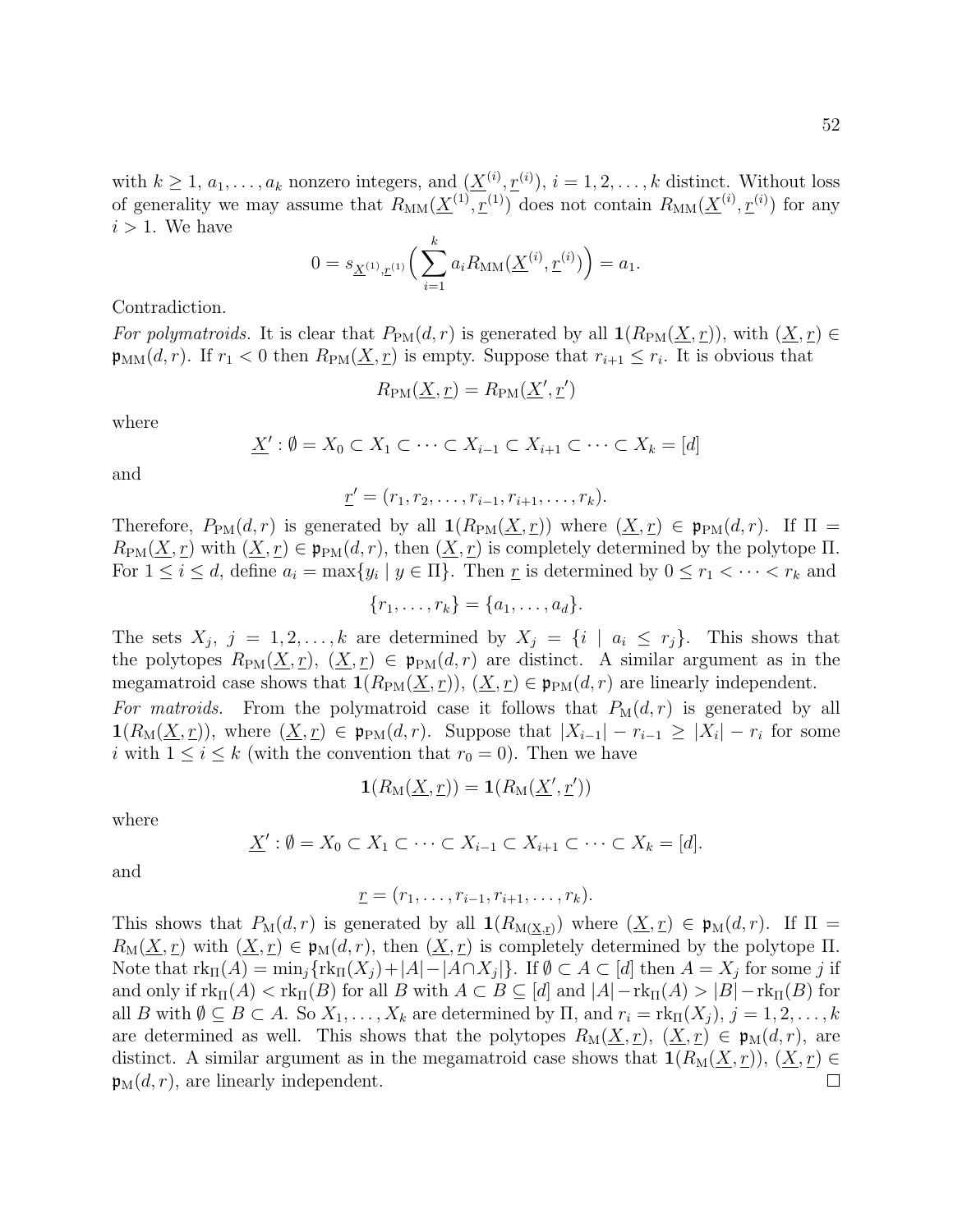with $k \geq 1$, $a_1, \dots, a_k$ nonzero integers, and $(\underline{X}^{(i)}, \underline{r}^{(i)})$, $i = 1, 2, \dots, k$ distinct. Without loss of generality we may assume that $R_{\rm MM}(\underline{X}^{(1)}, \underline{r}^{(1)})$ does not contain $R_{\rm MM}(\underline{X}^{(i)}, \underline{r}^{(i)})$ for any $i > 1$. We have

$$0 = s_{\underline{X}^{(1)}, \underline{r}^{(1)}}\Big(\sum_{i=1}^{k} a_i R_{\rm MM}(\underline{X}^{(i)}, \underline{r}^{(i)})\Big) = a_1.$$

Contradiction.

*For polymatroids.* It is clear that $P_{\rm PM}(d,r)$ is generated by all $\mathbf{1}(R_{\rm PM}(\underline{X}, \underline{r}))$, with $(\underline{X}, \underline{r}) \in \mathfrak{p}_{\rm MM}(d,r)$. If $r_1 < 0$ then $R_{\rm PM}(\underline{X}, \underline{r})$ is empty. Suppose that $r_{i+1} \leq r_i$. It is obvious that

$$R_{\rm PM}(\underline{X}, \underline{r}) = R_{\rm PM}(\underline{X}', \underline{r}')$$

where

$$\underline{X}' : \emptyset = X_0 \subset X_1 \subset \cdots \subset X_{i-1} \subset X_{i+1} \subset \cdots \subset X_k = [d]$$

and

$$\underline{r}' = (r_1, r_2, \dots, r_{i-1}, r_{i+1}, \dots, r_k).$$

Therefore, $P_{\rm PM}(d,r)$ is generated by all $\mathbf{1}(R_{\rm PM}(\underline{X}, \underline{r}))$ where $(\underline{X}, \underline{r}) \in \mathfrak{p}_{\rm PM}(d,r)$. If $\Pi = R_{\rm PM}(\underline{X}, \underline{r})$ with $(\underline{X}, \underline{r}) \in \mathfrak{p}_{\rm PM}(d,r)$, then $(\underline{X}, \underline{r})$ is completely determined by the polytope $\Pi$. For $1 \leq i \leq d$, define $a_i = \max\{y_i \mid y \in \Pi\}$. Then $\underline{r}$ is determined by $0 \leq r_1 < \cdots < r_k$ and

$$\{r_1, \dots, r_k\} = \{a_1, \dots, a_d\}.$$

The sets $X_j$, $j = 1, 2, \dots, k$ are determined by $X_j = \{i \mid a_i \leq r_j\}$. This shows that the polytopes $R_{\rm PM}(\underline{X}, \underline{r})$, $(\underline{X}, \underline{r}) \in \mathfrak{p}_{\rm PM}(d,r)$ are distinct. A similar argument as in the megamatroid case shows that $\mathbf{1}(R_{\rm PM}(\underline{X}, \underline{r}))$, $(\underline{X}, \underline{r}) \in \mathfrak{p}_{\rm PM}(d,r)$ are linearly independent.

*For matroids.* From the polymatroid case it follows that $P_{\rm M}(d,r)$ is generated by all $\mathbf{1}(R_{\rm M}(\underline{X}, \underline{r}))$, where $(\underline{X}, \underline{r}) \in \mathfrak{p}_{\rm PM}(d,r)$. Suppose that $|X_{i-1}| - r_{i-1} \geq |X_i| - r_i$ for some $i$ with $1 \leq i \leq k$ (with the convention that $r_0 = 0$). Then we have

$$\mathbf{1}(R_{\rm M}(\underline{X}, \underline{r})) = \mathbf{1}(R_{\rm M}(\underline{X}', \underline{r}'))$$

where

$$\underline{X}' : \emptyset = X_0 \subset X_1 \subset \cdots \subset X_{i-1} \subset X_{i+1} \subset \cdots \subset X_k = [d].$$

and

$$\underline{r} = (r_1, \dots, r_{i-1}, r_{i+1}, \dots, r_k).$$

This shows that $P_{\rm M}(d,r)$ is generated by all $\mathbf{1}(R_{\rm M(\underline{X},\underline{r})})$ where $(\underline{X}, \underline{r}) \in \mathfrak{p}_{\rm M}(d,r)$. If $\Pi = R_{\rm M}(\underline{X}, \underline{r})$ with $(\underline{X}, \underline{r}) \in \mathfrak{p}_{\rm M}(d,r)$, then $(\underline{X}, \underline{r})$ is completely determined by the polytope $\Pi$. Note that $\mathrm{rk}_\Pi(A) = \min_j\{\mathrm{rk}_\Pi(X_j) + |A| - |A \cap X_j|\}$. If $\emptyset \subset A \subset [d]$ then $A = X_j$ for some $j$ if and only if $\mathrm{rk}_\Pi(A) < \mathrm{rk}_\Pi(B)$ for all $B$ with $A \subset B \subseteq [d]$ and $|A| - \mathrm{rk}_\Pi(A) > |B| - \mathrm{rk}_\Pi(B)$ for all $B$ with $\emptyset \subseteq B \subset A$. So $X_1, \dots, X_k$ are determined by $\Pi$, and $r_i = \mathrm{rk}_\Pi(X_j)$, $j = 1, 2, \dots, k$ are determined as well. This shows that the polytopes $R_{\rm M}(\underline{X}, \underline{r})$, $(\underline{X}, \underline{r}) \in \mathfrak{p}_{\rm M}(d,r)$, are distinct. A similar argument as in the megamatroid case shows that $\mathbf{1}(R_{\rm M}(\underline{X}, \underline{r}))$, $(\underline{X}, \underline{r}) \in \mathfrak{p}_{\rm M}(d,r)$, are linearly independent. $\square$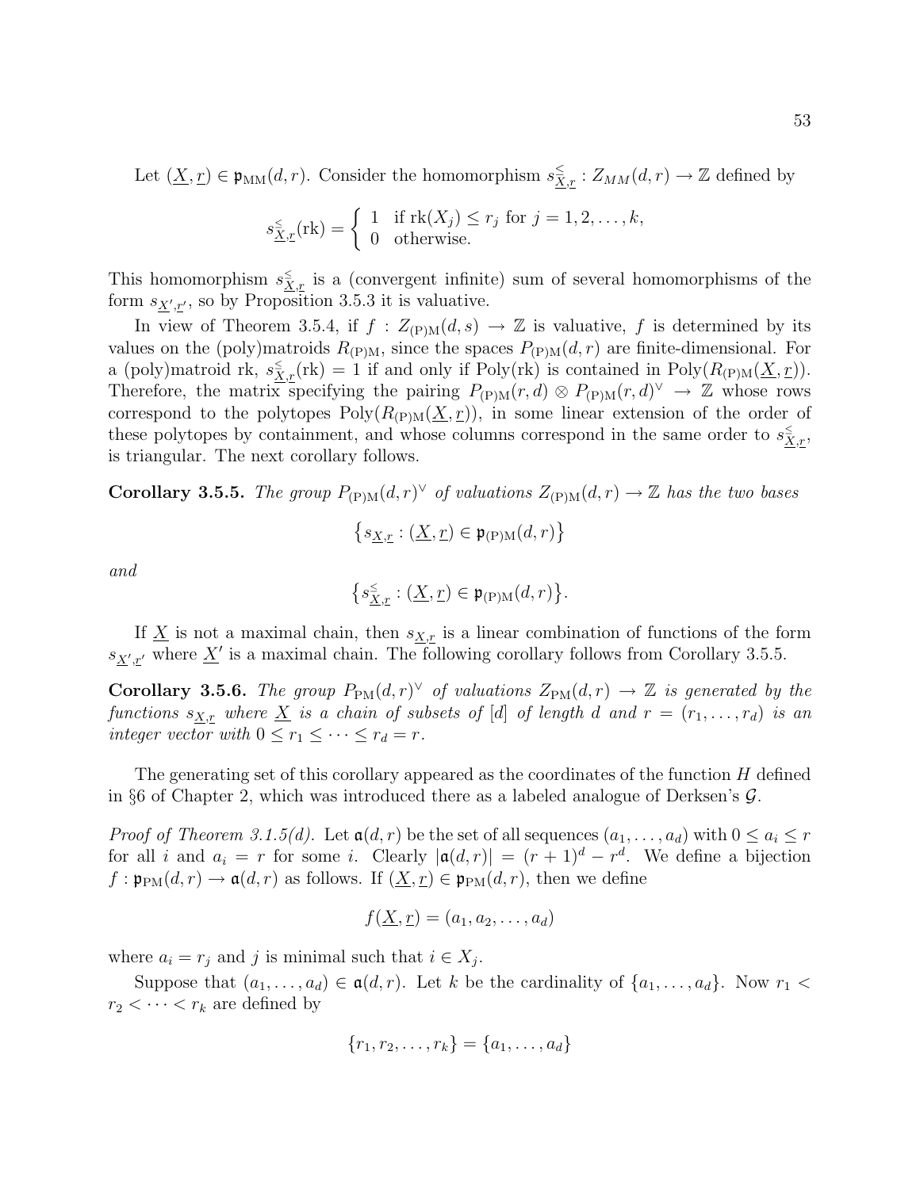Let $(\underline{X}, \underline{r}) \in \mathfrak{p}_{\mathrm{MM}}(d, r)$. Consider the homomorphism $s^{\leq}_{\underline{X},\underline{r}} : Z_{MM}(d, r) \to \mathbb{Z}$ defined by

$$s^{\leq}_{\underline{X},\underline{r}}(\mathrm{rk}) = \begin{cases} 1 & \text{if } \mathrm{rk}(X_j) \leq r_j \text{ for } j = 1, 2, \ldots, k, \\ 0 & \text{otherwise.} \end{cases}$$

This homomorphism $s^{\leq}_{\underline{X},\underline{r}}$ is a (convergent infinite) sum of several homomorphisms of the form $s_{\underline{X}',\underline{r}'}$, so by Proposition 3.5.3 it is valuative.

In view of Theorem 3.5.4, if $f : Z_{(\mathrm{P})\mathrm{M}}(d, s) \to \mathbb{Z}$ is valuative, $f$ is determined by its values on the (poly)matroids $R_{(\mathrm{P})\mathrm{M}}$, since the spaces $P_{(\mathrm{P})\mathrm{M}}(d, r)$ are finite-dimensional. For a (poly)matroid rk, $s^{\leq}_{\underline{X},\underline{r}}(\mathrm{rk}) = 1$ if and only if $\mathrm{Poly}(\mathrm{rk})$ is contained in $\mathrm{Poly}(R_{(\mathrm{P})\mathrm{M}}(\underline{X}, \underline{r}))$. Therefore, the matrix specifying the pairing $P_{(\mathrm{P})\mathrm{M}}(r, d) \otimes P_{(\mathrm{P})\mathrm{M}}(r, d)^{\vee} \to \mathbb{Z}$ whose rows correspond to the polytopes $\mathrm{Poly}(R_{(\mathrm{P})\mathrm{M}}(\underline{X}, \underline{r}))$, in some linear extension of the order of these polytopes by containment, and whose columns correspond in the same order to $s^{\leq}_{\underline{X},\underline{r}}$, is triangular. The next corollary follows.

**Corollary 3.5.5.** *The group $P_{(\mathrm{P})\mathrm{M}}(d, r)^{\vee}$ of valuations $Z_{(\mathrm{P})\mathrm{M}}(d, r) \to \mathbb{Z}$ has the two bases*

$$\left\{ s_{\underline{X},\underline{r}} : (\underline{X}, \underline{r}) \in \mathfrak{p}_{(\mathrm{P})\mathrm{M}}(d, r) \right\}$$

*and*

$$\left\{ s^{\leq}_{\underline{X},\underline{r}} : (\underline{X}, \underline{r}) \in \mathfrak{p}_{(\mathrm{P})\mathrm{M}}(d, r) \right\}.$$

If $\underline{X}$ is not a maximal chain, then $s_{\underline{X},\underline{r}}$ is a linear combination of functions of the form $s_{\underline{X}',\underline{r}'}$ where $\underline{X}'$ is a maximal chain. The following corollary follows from Corollary 3.5.5.

**Corollary 3.5.6.** *The group $P_{\mathrm{PM}}(d, r)^{\vee}$ of valuations $Z_{\mathrm{PM}}(d, r) \to \mathbb{Z}$ is generated by the functions $s_{\underline{X},\underline{r}}$ where $\underline{X}$ is a chain of subsets of $[d]$ of length $d$ and $r = (r_1, \ldots, r_d)$ is an integer vector with $0 \leq r_1 \leq \cdots \leq r_d = r$.*

The generating set of this corollary appeared as the coordinates of the function $H$ defined in §6 of Chapter 2, which was introduced there as a labeled analogue of Derksen's $\mathcal{G}$.

*Proof of Theorem 3.1.5(d).* Let $\mathfrak{a}(d, r)$ be the set of all sequences $(a_1, \ldots, a_d)$ with $0 \leq a_i \leq r$ for all $i$ and $a_i = r$ for some $i$. Clearly $|\mathfrak{a}(d, r)| = (r + 1)^d - r^d$. We define a bijection $f : \mathfrak{p}_{\mathrm{PM}}(d, r) \to \mathfrak{a}(d, r)$ as follows. If $(\underline{X}, \underline{r}) \in \mathfrak{p}_{\mathrm{PM}}(d, r)$, then we define

$$f(\underline{X}, \underline{r}) = (a_1, a_2, \ldots, a_d)$$

where $a_i = r_j$ and $j$ is minimal such that $i \in X_j$.

Suppose that $(a_1, \ldots, a_d) \in \mathfrak{a}(d, r)$. Let $k$ be the cardinality of $\{a_1, \ldots, a_d\}$. Now $r_1 < r_2 < \cdots < r_k$ are defined by

$$\{r_1, r_2, \ldots, r_k\} = \{a_1, \ldots, a_d\}$$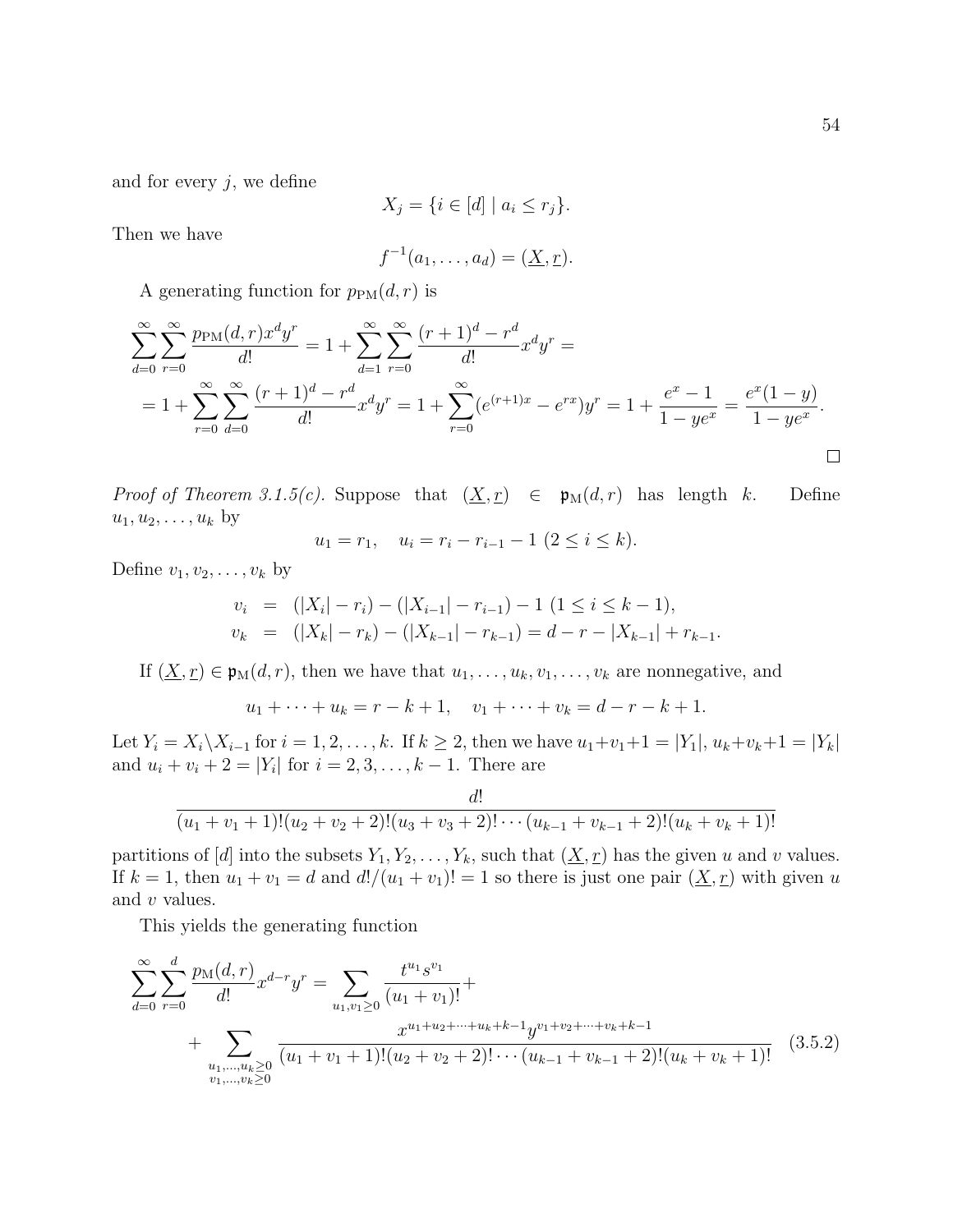and for every $j$, we define

$$X_j = \{i \in [d] \mid a_i \leq r_j\}.$$

Then we have

$$f^{-1}(a_1, \ldots, a_d) = (\underline{X}, \underline{r}).$$

A generating function for $p_{\mathrm{PM}}(d, r)$ is

$$\sum_{d=0}^{\infty} \sum_{r=0}^{\infty} \frac{p_{\mathrm{PM}}(d,r) x^d y^r}{d!} = 1 + \sum_{d=1}^{\infty} \sum_{r=0}^{\infty} \frac{(r+1)^d - r^d}{d!} x^d y^r =$$

$$= 1 + \sum_{r=0}^{\infty} \sum_{d=0}^{\infty} \frac{(r+1)^d - r^d}{d!} x^d y^r = 1 + \sum_{r=0}^{\infty} (e^{(r+1)x} - e^{rx}) y^r = 1 + \frac{e^x - 1}{1 - ye^x} = \frac{e^x(1-y)}{1 - ye^x}.$$

□

*Proof of Theorem 3.1.5(c).* Suppose that $(\underline{X}, \underline{r}) \in \mathfrak{p}_{\mathrm{M}}(d, r)$ has length $k$. Define $u_1, u_2, \ldots, u_k$ by

$$u_1 = r_1, \quad u_i = r_i - r_{i-1} - 1 \ (2 \leq i \leq k).$$

Define $v_1, v_2, \ldots, v_k$ by

$$\begin{aligned} v_i &= (|X_i| - r_i) - (|X_{i-1}| - r_{i-1}) - 1 \ (1 \leq i \leq k-1), \\ v_k &= (|X_k| - r_k) - (|X_{k-1}| - r_{k-1}) = d - r - |X_{k-1}| + r_{k-1}. \end{aligned}$$

If $(\underline{X}, \underline{r}) \in \mathfrak{p}_{\mathrm{M}}(d, r)$, then we have that $u_1, \ldots, u_k, v_1, \ldots, v_k$ are nonnegative, and

$$u_1 + \cdots + u_k = r - k + 1, \quad v_1 + \cdots + v_k = d - r - k + 1.$$

Let $Y_i = X_i \setminus X_{i-1}$ for $i = 1, 2, \ldots, k$. If $k \geq 2$, then we have $u_1 + v_1 + 1 = |Y_1|$, $u_k + v_k + 1 = |Y_k|$ and $u_i + v_i + 2 = |Y_i|$ for $i = 2, 3, \ldots, k-1$. There are

$$\frac{d!}{(u_1 + v_1 + 1)!(u_2 + v_2 + 2)!(u_3 + v_3 + 2)! \cdots (u_{k-1} + v_{k-1} + 2)!(u_k + v_k + 1)!}$$

partitions of $[d]$ into the subsets $Y_1, Y_2, \ldots, Y_k$, such that $(\underline{X}, \underline{r})$ has the given $u$ and $v$ values. If $k = 1$, then $u_1 + v_1 = d$ and $d!/(u_1 + v_1)! = 1$ so there is just one pair $(\underline{X}, \underline{r})$ with given $u$ and $v$ values.

This yields the generating function

$$\sum_{d=0}^{\infty} \sum_{r=0}^{d} \frac{p_{\mathrm{M}}(d,r)}{d!} x^{d-r} y^r = \sum_{u_1, v_1 \geq 0} \frac{t^{u_1} s^{v_1}}{(u_1 + v_1)!} +$$

$$+ \sum_{\substack{u_1, \ldots, u_k \geq 0 \\ v_1, \ldots, v_k \geq 0}} \frac{x^{u_1 + u_2 + \cdots + u_k + k - 1} y^{v_1 + v_2 + \cdots + v_k + k - 1}}{(u_1 + v_1 + 1)!(u_2 + v_2 + 2)! \cdots (u_{k-1} + v_{k-1} + 2)!(u_k + v_k + 1)!} \tag{3.5.2}$$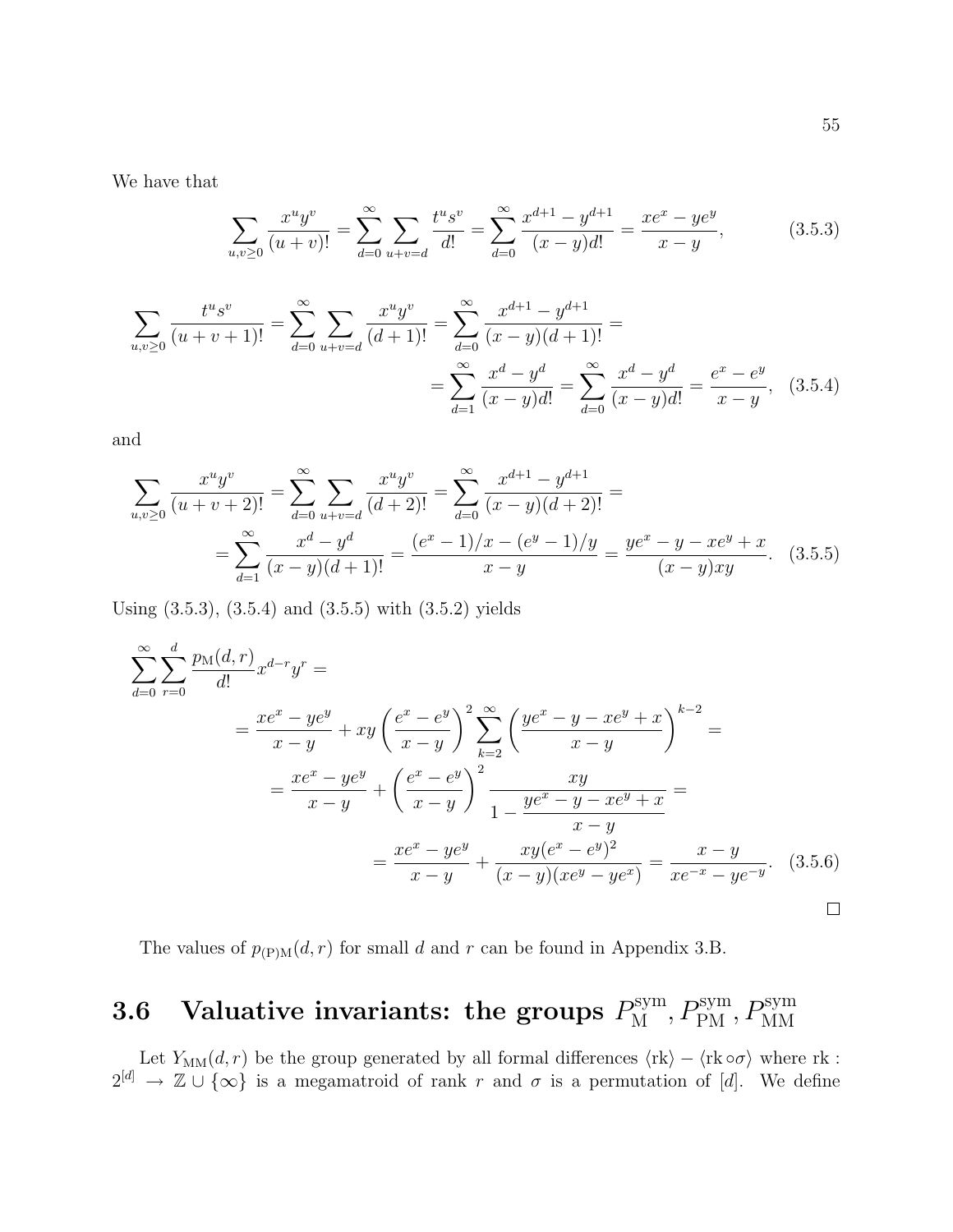We have that

$$\sum_{u,v\geq 0} \frac{x^u y^v}{(u+v)!} = \sum_{d=0}^{\infty} \sum_{u+v=d} \frac{t^u s^v}{d!} = \sum_{d=0}^{\infty} \frac{x^{d+1} - y^{d+1}}{(x-y)d!} = \frac{xe^x - ye^y}{x-y}, \tag{3.5.3}$$

$$\begin{aligned}\sum_{u,v\geq 0} \frac{t^u s^v}{(u+v+1)!} = \sum_{d=0}^{\infty} \sum_{u+v=d} \frac{x^u y^v}{(d+1)!} = \sum_{d=0}^{\infty} \frac{x^{d+1} - y^{d+1}}{(x-y)(d+1)!} = \\ = \sum_{d=1}^{\infty} \frac{x^d - y^d}{(x-y)d!} = \sum_{d=0}^{\infty} \frac{x^d - y^d}{(x-y)d!} = \frac{e^x - e^y}{x-y}, \end{aligned} \tag{3.5.4}$$

and

$$\begin{aligned}\sum_{u,v\geq 0} \frac{x^u y^v}{(u+v+2)!} = \sum_{d=0}^{\infty} \sum_{u+v=d} \frac{x^u y^v}{(d+2)!} = \sum_{d=0}^{\infty} \frac{x^{d+1} - y^{d+1}}{(x-y)(d+2)!} = \\ = \sum_{d=1}^{\infty} \frac{x^d - y^d}{(x-y)(d+1)!} = \frac{(e^x - 1)/x - (e^y - 1)/y}{x-y} = \frac{ye^x - y - xe^y + x}{(x-y)xy}. \end{aligned} \tag{3.5.5}$$

Using (3.5.3), (3.5.4) and (3.5.5) with (3.5.2) yields

$$\begin{aligned}\sum_{d=0}^{\infty} \sum_{r=0}^{d} \frac{p_{\mathrm{M}}(d,r)}{d!} x^{d-r} y^r = \\ = \frac{xe^x - ye^y}{x-y} + xy \left( \frac{e^x - e^y}{x-y} \right)^2 \sum_{k=2}^{\infty} \left( \frac{ye^x - y - xe^y + x}{x-y} \right)^{k-2} = \\ = \frac{xe^x - ye^y}{x-y} + \left( \frac{e^x - e^y}{x-y} \right)^2 \frac{xy}{1 - \dfrac{ye^x - y - xe^y + x}{x-y}} = \\ = \frac{xe^x - ye^y}{x-y} + \frac{xy(e^x - e^y)^2}{(x-y)(xe^y - ye^x)} = \frac{x-y}{xe^{-x} - ye^{-y}}. \end{aligned} \tag{3.5.6}$$

□

The values of $p_{(\mathrm{P})\mathrm{M}}(d,r)$ for small $d$ and $r$ can be found in Appendix 3.B.

## 3.6 Valuative invariants: the groups $P_{\mathrm{M}}^{\mathrm{sym}}, P_{\mathrm{PM}}^{\mathrm{sym}}, P_{\mathrm{MM}}^{\mathrm{sym}}$

Let $Y_{\mathrm{MM}}(d,r)$ be the group generated by all formal differences $\langle \mathrm{rk} \rangle - \langle \mathrm{rk} \circ \sigma \rangle$ where $\mathrm{rk} : 2^{[d]} \to \mathbb{Z} \cup \{\infty\}$ is a megamatroid of rank $r$ and $\sigma$ is a permutation of $[d]$. We define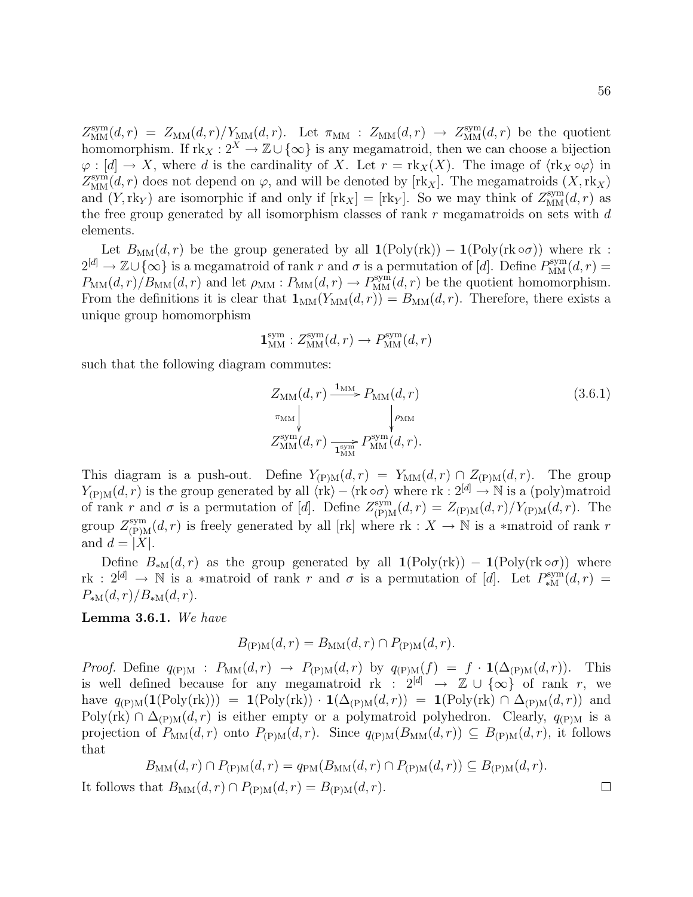$Z^{\rm sym}_{\rm MM}(d,r) = Z_{\rm MM}(d,r)/Y_{\rm MM}(d,r)$. Let $\pi_{\rm MM} : Z_{\rm MM}(d,r) \to Z^{\rm sym}_{\rm MM}(d,r)$ be the quotient homomorphism. If $\mathrm{rk}_X : 2^X \to \mathbb{Z} \cup \{\infty\}$ is any megamatroid, then we can choose a bijection $\varphi : [d] \to X$, where $d$ is the cardinality of $X$. Let $r = \mathrm{rk}_X(X)$. The image of $\langle \mathrm{rk}_X \circ \varphi \rangle$ in $Z^{\rm sym}_{\rm MM}(d,r)$ does not depend on $\varphi$, and will be denoted by $[\mathrm{rk}_X]$. The megamatroids $(X, \mathrm{rk}_X)$ and $(Y, \mathrm{rk}_Y)$ are isomorphic if and only if $[\mathrm{rk}_X] = [\mathrm{rk}_Y]$. So we may think of $Z^{\rm sym}_{\rm MM}(d,r)$ as the free group generated by all isomorphism classes of rank $r$ megamatroids on sets with $d$ elements.

Let $B_{\rm MM}(d,r)$ be the group generated by all $\mathbf{1}(\mathrm{Poly}(\mathrm{rk})) - \mathbf{1}(\mathrm{Poly}(\mathrm{rk} \circ \sigma))$ where $\mathrm{rk} : 2^{[d]} \to \mathbb{Z} \cup \{\infty\}$ is a megamatroid of rank $r$ and $\sigma$ is a permutation of $[d]$. Define $P^{\rm sym}_{\rm MM}(d,r) = P_{\rm MM}(d,r)/B_{\rm MM}(d,r)$ and let $\rho_{\rm MM} : P_{\rm MM}(d,r) \to P^{\rm sym}_{\rm MM}(d,r)$ be the quotient homomorphism. From the definitions it is clear that $\mathbf{1}_{\rm MM}(Y_{\rm MM}(d,r)) = B_{\rm MM}(d,r)$. Therefore, there exists a unique group homomorphism

$$\mathbf{1}^{\rm sym}_{\rm MM} : Z^{\rm sym}_{\rm MM}(d,r) \to P^{\rm sym}_{\rm MM}(d,r)$$

such that the following diagram commutes:

$$\begin{array}{ccc} Z_{\rm MM}(d,r) & \xrightarrow{\mathbf{1}_{\rm MM}} & P_{\rm MM}(d,r) \\ \downarrow{\scriptstyle \pi_{\rm MM}} & & \downarrow{\scriptstyle \rho_{\rm MM}} \\ Z^{\rm sym}_{\rm MM}(d,r) & \xrightarrow[\mathbf{1}^{\rm sym}_{\rm MM}]{} & P^{\rm sym}_{\rm MM}(d,r). \end{array} \tag{3.6.1}$$

This diagram is a push-out. Define $Y_{\rm (P)M}(d,r) = Y_{\rm MM}(d,r) \cap Z_{\rm (P)M}(d,r)$. The group $Y_{\rm (P)M}(d,r)$ is the group generated by all $\langle \mathrm{rk} \rangle - \langle \mathrm{rk} \circ \sigma \rangle$ where $\mathrm{rk} : 2^{[d]} \to \mathbb{N}$ is a (poly)matroid of rank $r$ and $\sigma$ is a permutation of $[d]$. Define $Z^{\rm sym}_{\rm (P)M}(d,r) = Z_{\rm (P)M}(d,r)/Y_{\rm (P)M}(d,r)$. The group $Z^{\rm sym}_{\rm (P)M}(d,r)$ is freely generated by all $[\mathrm{rk}]$ where $\mathrm{rk} : X \to \mathbb{N}$ is a $*$matroid of rank $r$ and $d = |X|$.

Define $B_{*\rm M}(d,r)$ as the group generated by all $\mathbf{1}(\mathrm{Poly}(\mathrm{rk})) - \mathbf{1}(\mathrm{Poly}(\mathrm{rk} \circ \sigma))$ where $\mathrm{rk} : 2^{[d]} \to \mathbb{N}$ is a $*$matroid of rank $r$ and $\sigma$ is a permutation of $[d]$. Let $P^{\rm sym}_{*\rm M}(d,r) = P_{*\rm M}(d,r)/B_{*\rm M}(d,r)$.

**Lemma 3.6.1.** *We have*

$$B_{\rm (P)M}(d,r) = B_{\rm MM}(d,r) \cap P_{\rm (P)M}(d,r).$$

*Proof.* Define $q_{\rm (P)M} : P_{\rm MM}(d,r) \to P_{\rm (P)M}(d,r)$ by $q_{\rm (P)M}(f) = f \cdot \mathbf{1}(\Delta_{\rm (P)M}(d,r))$. This is well defined because for any megamatroid $\mathrm{rk} : 2^{[d]} \to \mathbb{Z} \cup \{\infty\}$ of rank $r$, we have $q_{\rm (P)M}(\mathbf{1}(\mathrm{Poly}(\mathrm{rk}))) = \mathbf{1}(\mathrm{Poly}(\mathrm{rk})) \cdot \mathbf{1}(\Delta_{\rm (P)M}(d,r)) = \mathbf{1}(\mathrm{Poly}(\mathrm{rk}) \cap \Delta_{\rm (P)M}(d,r))$ and $\mathrm{Poly}(\mathrm{rk}) \cap \Delta_{\rm (P)M}(d,r)$ is either empty or a polymatroid polyhedron. Clearly, $q_{\rm (P)M}$ is a projection of $P_{\rm MM}(d,r)$ onto $P_{\rm (P)M}(d,r)$. Since $q_{\rm (P)M}(B_{\rm MM}(d,r)) \subseteq B_{\rm (P)M}(d,r)$, it follows that

$$B_{\rm MM}(d,r) \cap P_{\rm (P)M}(d,r) = q_{\rm PM}(B_{\rm MM}(d,r) \cap P_{\rm (P)M}(d,r)) \subseteq B_{\rm (P)M}(d,r).$$

It follows that $B_{\rm MM}(d,r) \cap P_{\rm (P)M}(d,r) = B_{\rm (P)M}(d,r)$. $\square$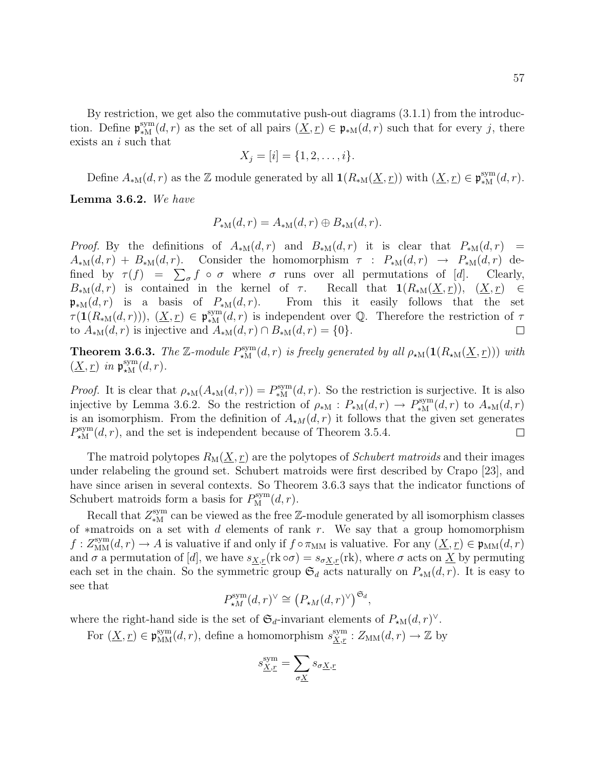By restriction, we get also the commutative push-out diagrams (3.1.1) from the introduction. Define $\mathfrak{p}^{\mathrm{sym}}_{*\mathrm{M}}(d,r)$ as the set of all pairs $(\underline{X},\underline{r}) \in \mathfrak{p}_{*\mathrm{M}}(d,r)$ such that for every $j$, there exists an $i$ such that

$$X_j = [i] = \{1, 2, \ldots, i\}.$$

Define $A_{*\mathrm{M}}(d,r)$ as the $\mathbb{Z}$ module generated by all $\mathbf{1}(R_{*\mathrm{M}}(\underline{X},\underline{r}))$ with $(\underline{X},\underline{r}) \in \mathfrak{p}^{\mathrm{sym}}_{*\mathrm{M}}(d,r)$.

**Lemma 3.6.2.** *We have*

$$P_{*\mathrm{M}}(d,r) = A_{*\mathrm{M}}(d,r) \oplus B_{*\mathrm{M}}(d,r).$$

*Proof.* By the definitions of $A_{*\mathrm{M}}(d,r)$ and $B_{*\mathrm{M}}(d,r)$ it is clear that $P_{*\mathrm{M}}(d,r) = A_{*\mathrm{M}}(d,r) + B_{*\mathrm{M}}(d,r)$. Consider the homomorphism $\tau : P_{*\mathrm{M}}(d,r) \to P_{*\mathrm{M}}(d,r)$ defined by $\tau(f) = \sum_\sigma f \circ \sigma$ where $\sigma$ runs over all permutations of $[d]$. Clearly, $B_{*\mathrm{M}}(d,r)$ is contained in the kernel of $\tau$. Recall that $\mathbf{1}(R_{*\mathrm{M}}(\underline{X},\underline{r}))$, $(\underline{X},\underline{r}) \in \mathfrak{p}_{*\mathrm{M}}(d,r)$ is a basis of $P_{*\mathrm{M}}(d,r)$. From this it easily follows that the set $\tau(\mathbf{1}(R_{*\mathrm{M}}(d,r)))$, $(\underline{X},\underline{r}) \in \mathfrak{p}^{\mathrm{sym}}_{*\mathrm{M}}(d,r)$ is independent over $\mathbb{Q}$. Therefore the restriction of $\tau$ to $A_{*\mathrm{M}}(d,r)$ is injective and $A_{*\mathrm{M}}(d,r) \cap B_{*\mathrm{M}}(d,r) = \{0\}$. □

**Theorem 3.6.3.** *The $\mathbb{Z}$-module $P^{\mathrm{sym}}_{\star\mathrm{M}}(d,r)$ is freely generated by all $\rho_{\star\mathrm{M}}(\mathbf{1}(R_{\star\mathrm{M}}(\underline{X},\underline{r})))$ with $(\underline{X},\underline{r})$ in $\mathfrak{p}^{\mathrm{sym}}_{\star\mathrm{M}}(d,r)$.*

*Proof.* It is clear that $\rho_{*\mathrm{M}}(A_{*\mathrm{M}}(d,r)) = P^{\mathrm{sym}}_{*\mathrm{M}}(d,r)$. So the restriction is surjective. It is also injective by Lemma 3.6.2. So the restriction of $\rho_{*\mathrm{M}} : P_{*\mathrm{M}}(d,r) \to P^{\mathrm{sym}}_{*\mathrm{M}}(d,r)$ to $A_{*\mathrm{M}}(d,r)$ is an isomorphism. From the definition of $A_{\star M}(d,r)$ it follows that the given set generates $P^{\mathrm{sym}}_{\star\mathrm{M}}(d,r)$, and the set is independent because of Theorem 3.5.4. □

The matroid polytopes $R_{\mathrm{M}}(\underline{X},\underline{r})$ are the polytopes of *Schubert matroids* and their images under relabeling the ground set. Schubert matroids were first described by Crapo [23], and have since arisen in several contexts. So Theorem 3.6.3 says that the indicator functions of Schubert matroids form a basis for $P^{\mathrm{sym}}_{\mathrm{M}}(d,r)$.

Recall that $Z^{\mathrm{sym}}_{*\mathrm{M}}$ can be viewed as the free $\mathbb{Z}$-module generated by all isomorphism classes of $*$matroids on a set with $d$ elements of rank $r$. We say that a group homomorphism $f : Z^{\mathrm{sym}}_{\mathrm{MM}}(d,r) \to A$ is valuative if and only if $f \circ \pi_{\mathrm{MM}}$ is valuative. For any $(\underline{X},\underline{r}) \in \mathfrak{p}_{\mathrm{MM}}(d,r)$ and $\sigma$ a permutation of $[d]$, we have $s_{\underline{X},\underline{r}}(\mathrm{rk} \circ \sigma) = s_{\sigma\underline{X},\underline{r}}(\mathrm{rk})$, where $\sigma$ acts on $\underline{X}$ by permuting each set in the chain. So the symmetric group $\mathfrak{S}_d$ acts naturally on $P_{*\mathrm{M}}(d,r)$. It is easy to see that

$$P^{\mathrm{sym}}_{\star M}(d,r)^\vee \cong \left(P_{\star M}(d,r)^\vee\right)^{\mathfrak{S}_d},$$

where the right-hand side is the set of $\mathfrak{S}_d$-invariant elements of $P_{\star\mathrm{M}}(d,r)^\vee$.

For $(\underline{X},\underline{r}) \in \mathfrak{p}^{\mathrm{sym}}_{\mathrm{MM}}(d,r)$, define a homomorphism $s^{\mathrm{sym}}_{\underline{X},\underline{r}} : Z_{\mathrm{MM}}(d,r) \to \mathbb{Z}$ by

$$s^{\mathrm{sym}}_{\underline{X},\underline{r}} = \sum_{\sigma\underline{X}} s_{\sigma\underline{X},\underline{r}}$$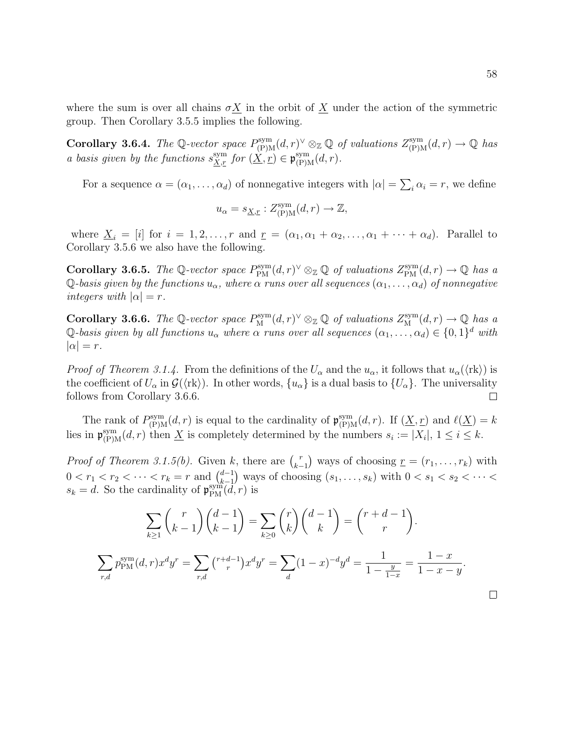where the sum is over all chains $\sigma\underline{X}$ in the orbit of $\underline{X}$ under the action of the symmetric group. Then Corollary 3.5.5 implies the following.

**Corollary 3.6.4.** *The $\mathbb{Q}$-vector space $P^{\mathrm{sym}}_{\mathrm{(P)M}}(d,r)^\vee \otimes_{\mathbb{Z}} \mathbb{Q}$ of valuations $Z^{\mathrm{sym}}_{\mathrm{(P)M}}(d,r) \to \mathbb{Q}$ has a basis given by the functions $s^{\mathrm{sym}}_{\underline{X},\underline{r}}$ for $(\underline{X},\underline{r}) \in \mathfrak{p}^{\mathrm{sym}}_{\mathrm{(P)M}}(d,r)$.*

For a sequence $\alpha = (\alpha_1, \ldots, \alpha_d)$ of nonnegative integers with $|\alpha| = \sum_i \alpha_i = r$, we define

$$u_\alpha = s_{\underline{X},\underline{r}} : Z^{\mathrm{sym}}_{\mathrm{(P)M}}(d,r) \to \mathbb{Z},$$

where $\underline{X}_i = [i]$ for $i = 1, 2, \ldots, r$ and $\underline{r} = (\alpha_1, \alpha_1 + \alpha_2, \ldots, \alpha_1 + \cdots + \alpha_d)$. Parallel to Corollary 3.5.6 we also have the following.

**Corollary 3.6.5.** *The $\mathbb{Q}$-vector space $P^{\mathrm{sym}}_{\mathrm{PM}}(d,r)^\vee \otimes_{\mathbb{Z}} \mathbb{Q}$ of valuations $Z^{\mathrm{sym}}_{\mathrm{PM}}(d,r) \to \mathbb{Q}$ has a $\mathbb{Q}$-basis given by the functions $u_\alpha$, where $\alpha$ runs over all sequences $(\alpha_1, \ldots, \alpha_d)$ of nonnegative integers with $|\alpha| = r$.*

**Corollary 3.6.6.** *The $\mathbb{Q}$-vector space $P^{\mathrm{sym}}_{\mathrm{M}}(d,r)^\vee \otimes_{\mathbb{Z}} \mathbb{Q}$ of valuations $Z^{\mathrm{sym}}_{\mathrm{M}}(d,r) \to \mathbb{Q}$ has a $\mathbb{Q}$-basis given by all functions $u_\alpha$ where $\alpha$ runs over all sequences $(\alpha_1, \ldots, \alpha_d) \in \{0,1\}^d$ with $|\alpha| = r$.*

*Proof of Theorem 3.1.4.* From the definitions of the $U_\alpha$ and the $u_\alpha$, it follows that $u_\alpha(\langle \mathrm{rk} \rangle)$ is the coefficient of $U_\alpha$ in $\mathcal{G}(\langle \mathrm{rk} \rangle)$. In other words, $\{u_\alpha\}$ is a dual basis to $\{U_\alpha\}$. The universality follows from Corollary 3.6.6. □

The rank of $P^{\mathrm{sym}}_{\mathrm{(P)M}}(d,r)$ is equal to the cardinality of $\mathfrak{p}^{\mathrm{sym}}_{\mathrm{(P)M}}(d,r)$. If $(\underline{X},\underline{r})$ and $\ell(\underline{X}) = k$ lies in $\mathfrak{p}^{\mathrm{sym}}_{\mathrm{(P)M}}(d,r)$ then $\underline{X}$ is completely determined by the numbers $s_i := |X_i|$, $1 \le i \le k$.

*Proof of Theorem 3.1.5(b).* Given $k$, there are $\binom{r}{k-1}$ ways of choosing $\underline{r} = (r_1, \ldots, r_k)$ with $0 < r_1 < r_2 < \cdots < r_k = r$ and $\binom{d-1}{k-1}$ ways of choosing $(s_1, \ldots, s_k)$ with $0 < s_1 < s_2 < \cdots < s_k = d$. So the cardinality of $\mathfrak{p}^{\mathrm{sym}}_{\mathrm{PM}}(d,r)$ is

$$\sum_{k \ge 1} \binom{r}{k-1}\binom{d-1}{k-1} = \sum_{k \ge 0} \binom{r}{k}\binom{d-1}{k} = \binom{r+d-1}{r}.$$

$$\sum_{r,d} p^{\mathrm{sym}}_{\mathrm{PM}}(d,r)x^d y^r = \sum_{r,d} \tbinom{r+d-1}{r} x^d y^r = \sum_d (1-x)^{-d} y^d = \frac{1}{1 - \frac{y}{1-x}} = \frac{1-x}{1-x-y}.$$

□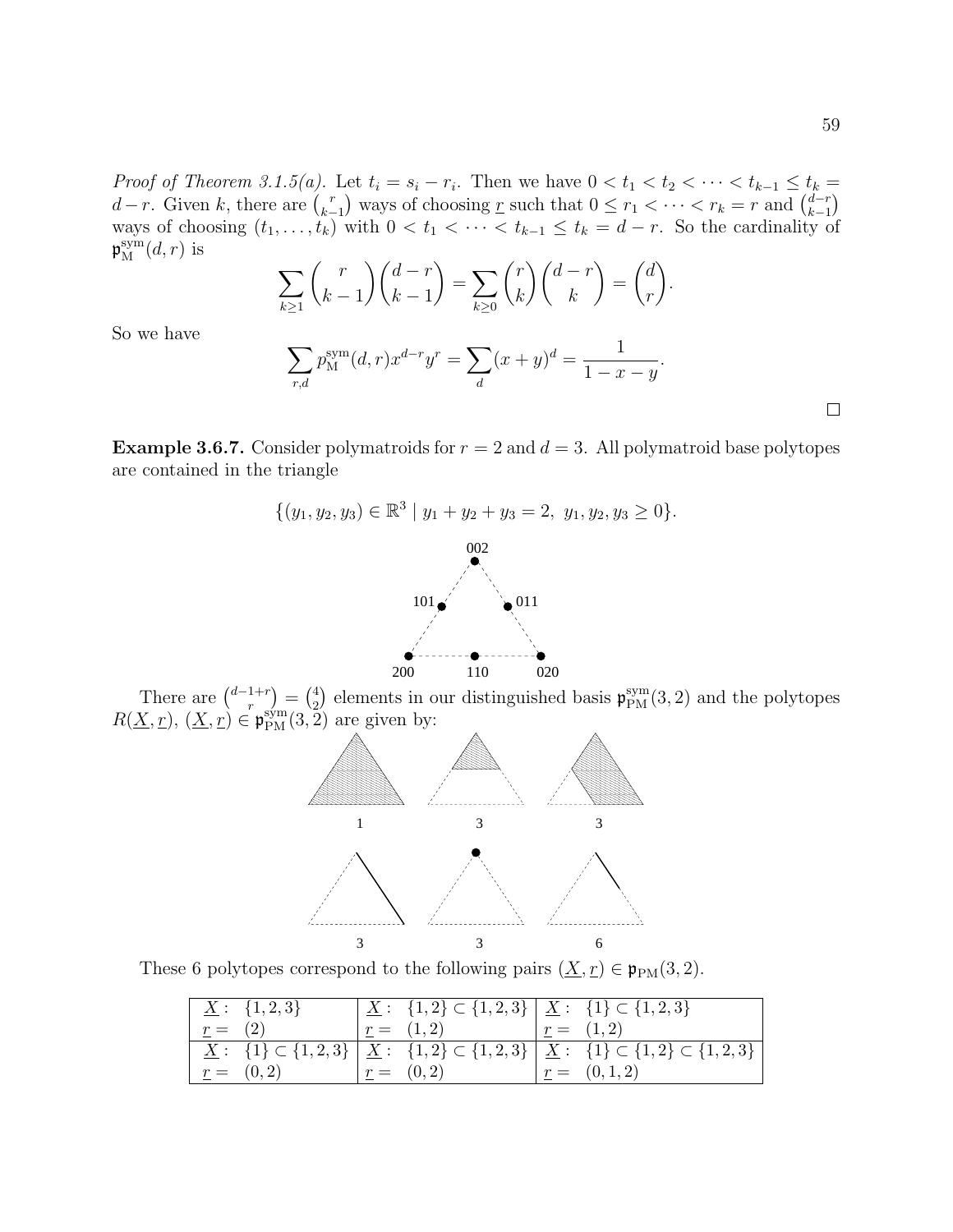*Proof of Theorem 3.1.5(a).* Let $t_i = s_i - r_i$. Then we have $0 < t_1 < t_2 < \cdots < t_{k-1} \leq t_k = d - r$. Given $k$, there are $\binom{r}{k-1}$ ways of choosing $\underline{r}$ such that $0 \leq r_1 < \cdots < r_k = r$ and $\binom{d-r}{k-1}$ ways of choosing $(t_1, \ldots, t_k)$ with $0 < t_1 < \cdots < t_{k-1} \leq t_k = d - r$. So the cardinality of $\mathfrak{p}_{\mathrm{M}}^{\mathrm{sym}}(d, r)$ is

$$\sum_{k \geq 1} \binom{r}{k-1}\binom{d-r}{k-1} = \sum_{k \geq 0} \binom{r}{k}\binom{d-r}{k} = \binom{d}{r}.$$

So we have

$$\sum_{r,d} p_{\mathrm{M}}^{\mathrm{sym}}(d,r) x^{d-r} y^r = \sum_d (x+y)^d = \frac{1}{1-x-y}.$$

□

**Example 3.6.7.** Consider polymatroids for $r = 2$ and $d = 3$. All polymatroid base polytopes are contained in the triangle

$$\{(y_1, y_2, y_3) \in \mathbb{R}^3 \mid y_1 + y_2 + y_3 = 2,\ y_1, y_2, y_3 \geq 0\}.$$

There are $\binom{d-1+r}{r} = \binom{4}{2}$ elements in our distinguished basis $\mathfrak{p}_{\mathrm{PM}}^{\mathrm{sym}}(3, 2)$ and the polytopes $R(\underline{X}, \underline{r})$, $(\underline{X}, \underline{r}) \in \mathfrak{p}_{\mathrm{PM}}^{\mathrm{sym}}(3, 2)$ are given by:

These 6 polytopes correspond to the following pairs $(\underline{X}, \underline{r}) \in \mathfrak{p}_{\mathrm{PM}}(3, 2)$.

| | | |
|---|---|---|
| $\underline{X}$: $\{1,2,3\}$ <br> $\underline{r} =$ $(2)$ | $\underline{X}$: $\{1,2\} \subset \{1,2,3\}$ <br> $\underline{r} =$ $(1,2)$ | $\underline{X}$: $\{1\} \subset \{1,2,3\}$ <br> $\underline{r} =$ $(1,2)$ |
| $\underline{X}$: $\{1\} \subset \{1,2,3\}$ <br> $\underline{r} =$ $(0,2)$ | $\underline{X}$: $\{1,2\} \subset \{1,2,3\}$ <br> $\underline{r} =$ $(0,2)$ | $\underline{X}$: $\{1\} \subset \{1,2\} \subset \{1,2,3\}$ <br> $\underline{r} =$ $(0,1,2)$ |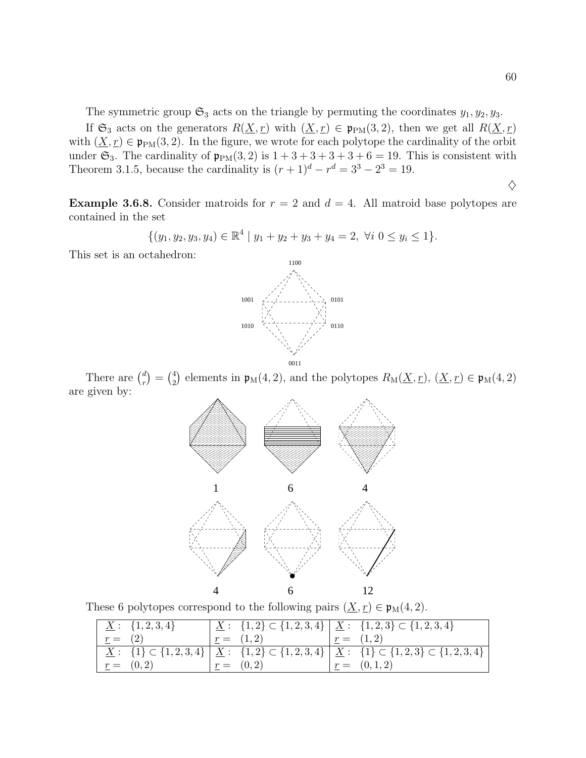The symmetric group $\mathfrak{S}_3$ acts on the triangle by permuting the coordinates $y_1, y_2, y_3$.

If $\mathfrak{S}_3$ acts on the generators $R(\underline{X}, \underline{r})$ with $(\underline{X}, \underline{r}) \in \mathfrak{p}_{\mathrm{PM}}(3, 2)$, then we get all $R(\underline{X}, \underline{r})$ with $(\underline{X}, \underline{r}) \in \mathfrak{p}_{\mathrm{PM}}(3, 2)$. In the figure, we wrote for each polytope the cardinality of the orbit under $\mathfrak{S}_3$. The cardinality of $\mathfrak{p}_{\mathrm{PM}}(3, 2)$ is $1 + 3 + 3 + 3 + 3 + 6 = 19$. This is consistent with Theorem 3.1.5, because the cardinality is $(r + 1)^d - r^d = 3^3 - 2^3 = 19$.

$\diamondsuit$

**Example 3.6.8.** Consider matroids for $r = 2$ and $d = 4$. All matroid base polytopes are contained in the set

$$\{(y_1, y_2, y_3, y_4) \in \mathbb{R}^4 \mid y_1 + y_2 + y_3 + y_4 = 2,\ \forall i\ 0 \leq y_i \leq 1\}.$$

This set is an octahedron:

1100

1001 0101

1010 0110

0011

There are $\binom{d}{r} = \binom{4}{2}$ elements in $\mathfrak{p}_{\mathrm{M}}(4, 2)$, and the polytopes $R_{\mathrm{M}}(\underline{X}, \underline{r})$, $(\underline{X}, \underline{r}) \in \mathfrak{p}_{\mathrm{M}}(4, 2)$ are given by:

1 6 4

4 6 12

These 6 polytopes correspond to the following pairs $(\underline{X}, \underline{r}) \in \mathfrak{p}_{\mathrm{M}}(4, 2)$.

| $\underline{X}$: $\{1, 2, 3, 4\}$ <br> $\underline{r} =$ $(2)$ | $\underline{X}$: $\{1, 2\} \subset \{1, 2, 3, 4\}$ <br> $\underline{r} =$ $(1, 2)$ | $\underline{X}$: $\{1, 2, 3\} \subset \{1, 2, 3, 4\}$ <br> $\underline{r} =$ $(1, 2)$ |
|---|---|---|
| $\underline{X}$: $\{1\} \subset \{1, 2, 3, 4\}$ <br> $\underline{r} =$ $(0, 2)$ | $\underline{X}$: $\{1, 2\} \subset \{1, 2, 3, 4\}$ <br> $\underline{r} =$ $(0, 2)$ | $\underline{X}$: $\{1\} \subset \{1, 2, 3\} \subset \{1, 2, 3, 4\}$ <br> $\underline{r} =$ $(0, 1, 2)$ |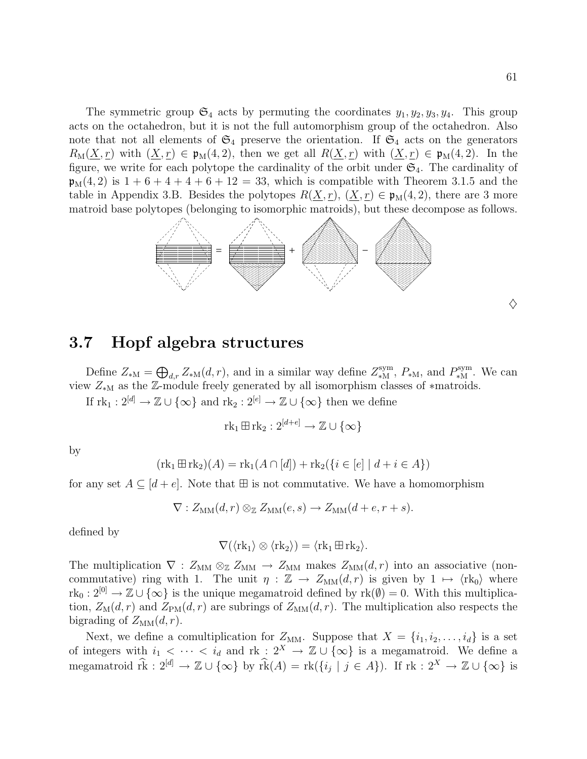The symmetric group $\mathfrak{S}_4$ acts by permuting the coordinates $y_1, y_2, y_3, y_4$. This group acts on the octahedron, but it is not the full automorphism group of the octahedron. Also note that not all elements of $\mathfrak{S}_4$ preserve the orientation. If $\mathfrak{S}_4$ acts on the generators $R_{\mathrm{M}}(\underline{X}, \underline{r})$ with $(\underline{X}, \underline{r}) \in \mathfrak{p}_{\mathrm{M}}(4,2)$, then we get all $R(\underline{X}, \underline{r})$ with $(\underline{X}, \underline{r}) \in \mathfrak{p}_{\mathrm{M}}(4,2)$. In the figure, we write for each polytope the cardinality of the orbit under $\mathfrak{S}_4$. The cardinality of $\mathfrak{p}_{\mathrm{M}}(4,2)$ is $1+6+4+4+6+12 = 33$, which is compatible with Theorem 3.1.5 and the table in Appendix 3.B. Besides the polytopes $R(\underline{X}, \underline{r})$, $(\underline{X}, \underline{r}) \in \mathfrak{p}_{\mathrm{M}}(4,2)$, there are 3 more matroid base polytopes (belonging to isomorphic matroids), but these decompose as follows.

= + −

♢

## 3.7 Hopf algebra structures

Define $Z_{*\mathrm{M}} = \bigoplus_{d,r} Z_{*\mathrm{M}}(d,r)$, and in a similar way define $Z_{*\mathrm{M}}^{\mathrm{sym}}$, $P_{*\mathrm{M}}$, and $P_{*\mathrm{M}}^{\mathrm{sym}}$. We can view $Z_{*\mathrm{M}}$ as the $\mathbb{Z}$-module freely generated by all isomorphism classes of $*$matroids.

If $\mathrm{rk}_1 : 2^{[d]} \to \mathbb{Z} \cup \{\infty\}$ and $\mathrm{rk}_2 : 2^{[e]} \to \mathbb{Z} \cup \{\infty\}$ then we define

$$\mathrm{rk}_1 \boxplus \mathrm{rk}_2 : 2^{[d+e]} \to \mathbb{Z} \cup \{\infty\}$$

by

$$(\mathrm{rk}_1 \boxplus \mathrm{rk}_2)(A) = \mathrm{rk}_1(A \cap [d]) + \mathrm{rk}_2(\{i \in [e] \mid d+i \in A\})$$

for any set $A \subseteq [d+e]$. Note that $\boxplus$ is not commutative. We have a homomorphism

$$\nabla : Z_{\mathrm{MM}}(d,r) \otimes_{\mathbb{Z}} Z_{\mathrm{MM}}(e,s) \to Z_{\mathrm{MM}}(d+e, r+s).$$

defined by

$$\nabla(\langle \mathrm{rk}_1 \rangle \otimes \langle \mathrm{rk}_2 \rangle) = \langle \mathrm{rk}_1 \boxplus \mathrm{rk}_2 \rangle.$$

The multiplication $\nabla : Z_{\mathrm{MM}} \otimes_{\mathbb{Z}} Z_{\mathrm{MM}} \to Z_{\mathrm{MM}}$ makes $Z_{\mathrm{MM}}(d,r)$ into an associative (non-commutative) ring with 1. The unit $\eta : \mathbb{Z} \to Z_{\mathrm{MM}}(d,r)$ is given by $1 \mapsto \langle \mathrm{rk}_0 \rangle$ where $\mathrm{rk}_0 : 2^{[0]} \to \mathbb{Z} \cup \{\infty\}$ is the unique megamatroid defined by $\mathrm{rk}(\emptyset) = 0$. With this multiplication, $Z_{\mathrm{M}}(d,r)$ and $Z_{\mathrm{PM}}(d,r)$ are subrings of $Z_{\mathrm{MM}}(d,r)$. The multiplication also respects the bigrading of $Z_{\mathrm{MM}}(d,r)$.

Next, we define a comultiplication for $Z_{\mathrm{MM}}$. Suppose that $X = \{i_1, i_2, \ldots, i_d\}$ is a set of integers with $i_1 < \cdots < i_d$ and $\mathrm{rk} : 2^X \to \mathbb{Z} \cup \{\infty\}$ is a megamatroid. We define a megamatroid $\widehat{\mathrm{rk}} : 2^{[d]} \to \mathbb{Z} \cup \{\infty\}$ by $\widehat{\mathrm{rk}}(A) = \mathrm{rk}(\{i_j \mid j \in A\})$. If $\mathrm{rk} : 2^X \to \mathbb{Z} \cup \{\infty\}$ is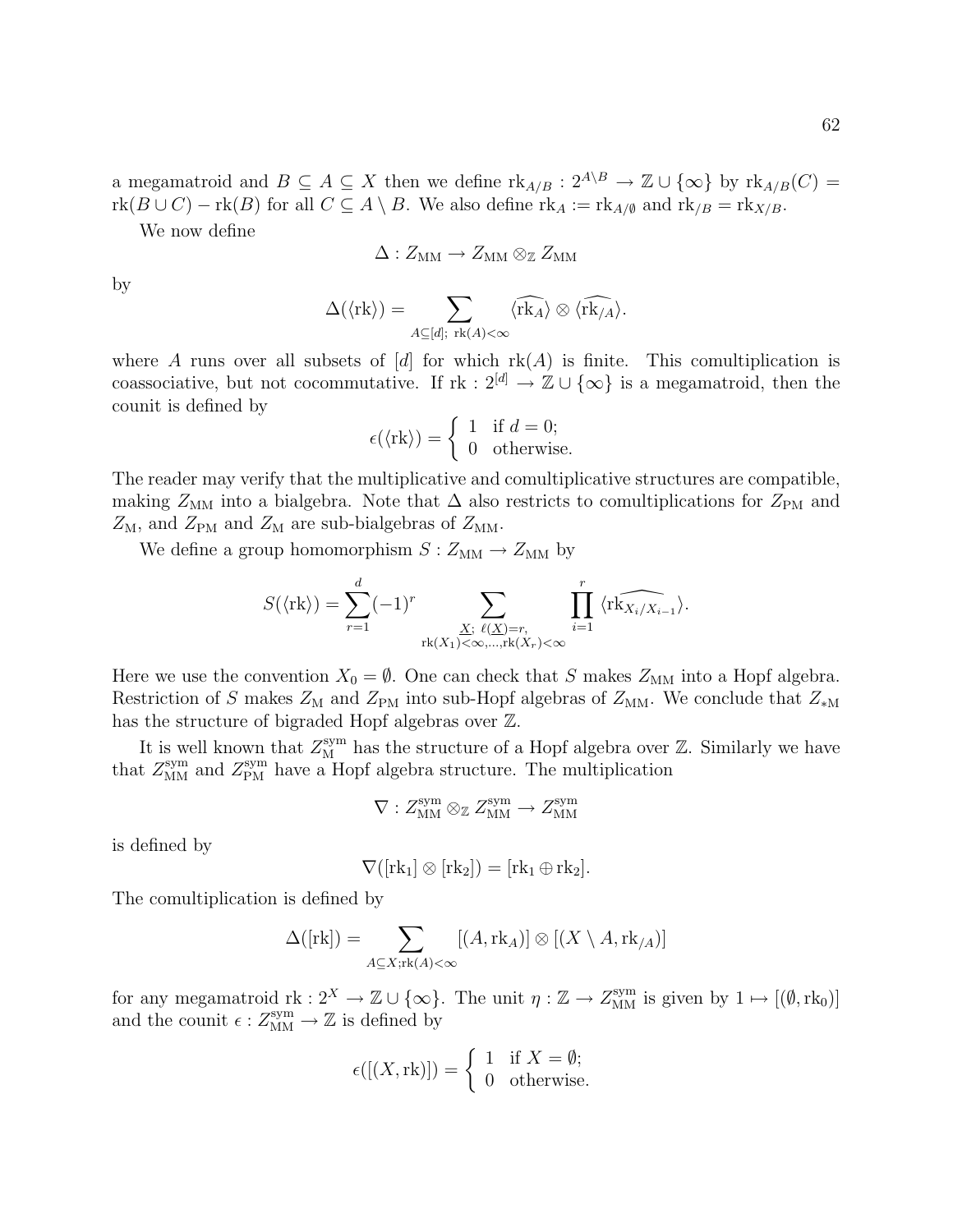a megamatroid and $B \subseteq A \subseteq X$ then we define $\mathrm{rk}_{A/B} : 2^{A \setminus B} \to \mathbb{Z} \cup \{\infty\}$ by $\mathrm{rk}_{A/B}(C) = \mathrm{rk}(B \cup C) - \mathrm{rk}(B)$ for all $C \subseteq A \setminus B$. We also define $\mathrm{rk}_A := \mathrm{rk}_{A/\emptyset}$ and $\mathrm{rk}_{/B} = \mathrm{rk}_{X/B}$.

We now define

$$\Delta : Z_{\mathrm{MM}} \to Z_{\mathrm{MM}} \otimes_{\mathbb{Z}} Z_{\mathrm{MM}}$$

by

$$\Delta(\langle \mathrm{rk} \rangle) = \sum_{A \subseteq [d];\ \mathrm{rk}(A) < \infty} \langle \widehat{\mathrm{rk}_A} \rangle \otimes \langle \widehat{\mathrm{rk}_{/A}} \rangle.$$

where $A$ runs over all subsets of $[d]$ for which $\mathrm{rk}(A)$ is finite. This comultiplication is coassociative, but not cocommutative. If $\mathrm{rk} : 2^{[d]} \to \mathbb{Z} \cup \{\infty\}$ is a megamatroid, then the counit is defined by

$$\epsilon(\langle \mathrm{rk} \rangle) = \begin{cases} 1 & \text{if } d = 0; \\ 0 & \text{otherwise.} \end{cases}$$

The reader may verify that the multiplicative and comultiplicative structures are compatible, making $Z_{\mathrm{MM}}$ into a bialgebra. Note that $\Delta$ also restricts to comultiplications for $Z_{\mathrm{PM}}$ and $Z_{\mathrm{M}}$, and $Z_{\mathrm{PM}}$ and $Z_{\mathrm{M}}$ are sub-bialgebras of $Z_{\mathrm{MM}}$.

We define a group homomorphism $S : Z_{\mathrm{MM}} \to Z_{\mathrm{MM}}$ by

$$S(\langle \mathrm{rk} \rangle) = \sum_{r=1}^{d} (-1)^r \sum_{\substack{\underline{X};\ \ell(\underline{X}) = r, \\ \mathrm{rk}(X_1) < \infty, \ldots, \mathrm{rk}(X_r) < \infty}} \prod_{i=1}^{r} \langle \widehat{\mathrm{rk}_{X_i/X_{i-1}}} \rangle.$$

Here we use the convention $X_0 = \emptyset$. One can check that $S$ makes $Z_{\mathrm{MM}}$ into a Hopf algebra. Restriction of $S$ makes $Z_{\mathrm{M}}$ and $Z_{\mathrm{PM}}$ into sub-Hopf algebras of $Z_{\mathrm{MM}}$. We conclude that $Z_{*\mathrm{M}}$ has the structure of bigraded Hopf algebras over $\mathbb{Z}$.

It is well known that $Z_{\mathrm{M}}^{\mathrm{sym}}$ has the structure of a Hopf algebra over $\mathbb{Z}$. Similarly we have that $Z_{\mathrm{MM}}^{\mathrm{sym}}$ and $Z_{\mathrm{PM}}^{\mathrm{sym}}$ have a Hopf algebra structure. The multiplication

$$\nabla : Z_{\mathrm{MM}}^{\mathrm{sym}} \otimes_{\mathbb{Z}} Z_{\mathrm{MM}}^{\mathrm{sym}} \to Z_{\mathrm{MM}}^{\mathrm{sym}}$$

is defined by

$$\nabla([\mathrm{rk}_1] \otimes [\mathrm{rk}_2]) = [\mathrm{rk}_1 \oplus \mathrm{rk}_2].$$

The comultiplication is defined by

$$\Delta([\mathrm{rk}]) = \sum_{A \subseteq X; \mathrm{rk}(A) < \infty} [(A, \mathrm{rk}_A)] \otimes [(X \setminus A, \mathrm{rk}_{/A})]$$

for any megamatroid $\mathrm{rk} : 2^X \to \mathbb{Z} \cup \{\infty\}$. The unit $\eta : \mathbb{Z} \to Z_{\mathrm{MM}}^{\mathrm{sym}}$ is given by $1 \mapsto [(\emptyset, \mathrm{rk}_0)]$ and the counit $\epsilon : Z_{\mathrm{MM}}^{\mathrm{sym}} \to \mathbb{Z}$ is defined by

$$\epsilon([(X, \mathrm{rk})]) = \begin{cases} 1 & \text{if } X = \emptyset; \\ 0 & \text{otherwise.} \end{cases}$$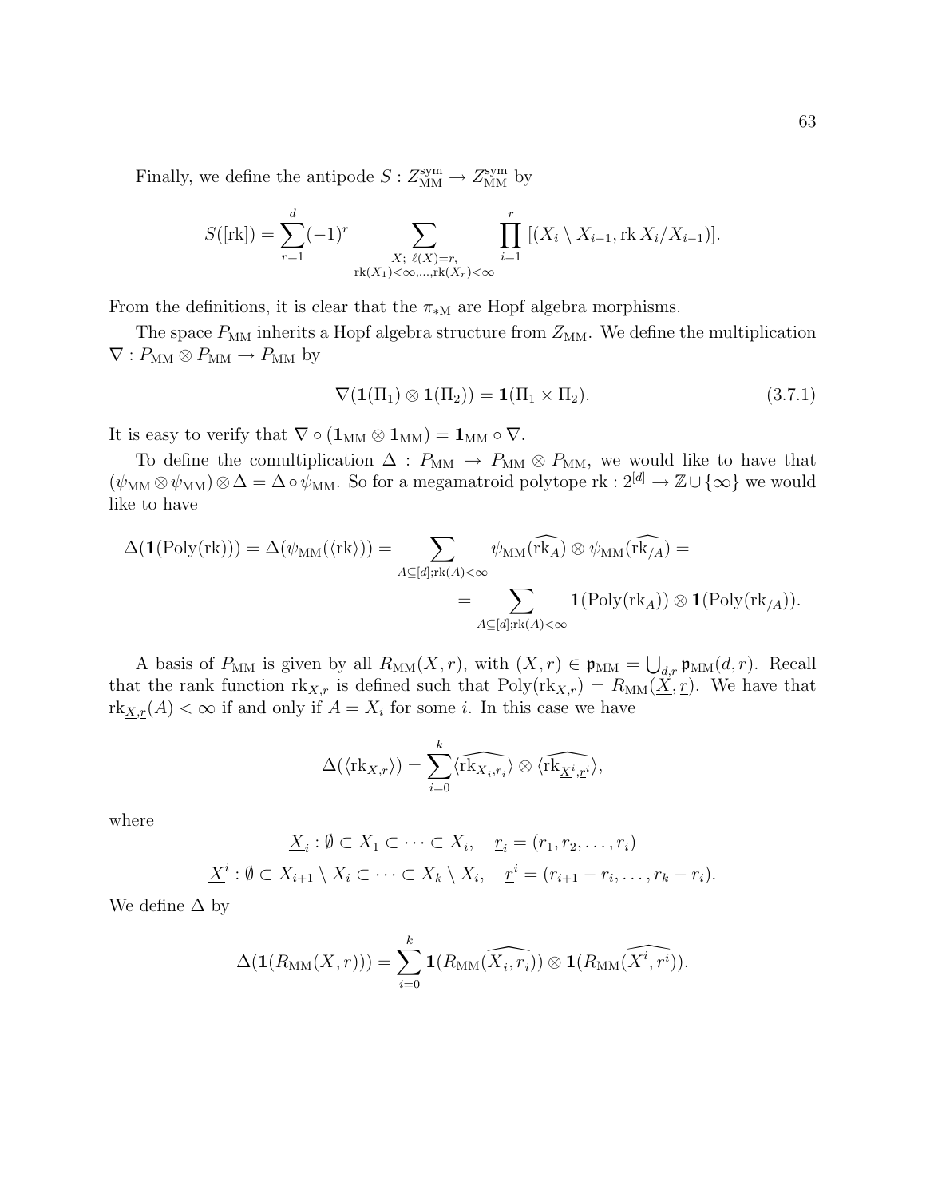Finally, we define the antipode $S : Z_{\mathrm{MM}}^{\mathrm{sym}} \to Z_{\mathrm{MM}}^{\mathrm{sym}}$ by

$$S([\mathrm{rk}]) = \sum_{r=1}^{d} (-1)^r \sum_{\substack{\underline{X};\ \ell(\underline{X})=r, \\ \mathrm{rk}(X_1)<\infty,\dots,\mathrm{rk}(X_r)<\infty}} \prod_{i=1}^{r} [(X_i \setminus X_{i-1}, \mathrm{rk}\, X_i/X_{i-1})].$$

From the definitions, it is clear that the $\pi_{*\mathrm{M}}$ are Hopf algebra morphisms.

The space $P_{\mathrm{MM}}$ inherits a Hopf algebra structure from $Z_{\mathrm{MM}}$. We define the multiplication $\nabla : P_{\mathrm{MM}} \otimes P_{\mathrm{MM}} \to P_{\mathrm{MM}}$ by

$$\nabla(\mathbf{1}(\Pi_1) \otimes \mathbf{1}(\Pi_2)) = \mathbf{1}(\Pi_1 \times \Pi_2). \tag{3.7.1}$$

It is easy to verify that $\nabla \circ (\mathbf{1}_{\mathrm{MM}} \otimes \mathbf{1}_{\mathrm{MM}}) = \mathbf{1}_{\mathrm{MM}} \circ \nabla$.

To define the comultiplication $\Delta : P_{\mathrm{MM}} \to P_{\mathrm{MM}} \otimes P_{\mathrm{MM}}$, we would like to have that $(\psi_{\mathrm{MM}} \otimes \psi_{\mathrm{MM}}) \otimes \Delta = \Delta \circ \psi_{\mathrm{MM}}$. So for a megamatroid polytope $\mathrm{rk} : 2^{[d]} \to \mathbb{Z} \cup \{\infty\}$ we would like to have

$$\Delta(\mathbf{1}(\mathrm{Poly}(\mathrm{rk}))) = \Delta(\psi_{\mathrm{MM}}(\langle \mathrm{rk} \rangle)) = \sum_{A \subseteq [d]; \mathrm{rk}(A)<\infty} \psi_{\mathrm{MM}}(\widehat{\mathrm{rk}_A}) \otimes \psi_{\mathrm{MM}}(\widehat{\mathrm{rk}_{/A}}) =$$
$$= \sum_{A \subseteq [d]; \mathrm{rk}(A)<\infty} \mathbf{1}(\mathrm{Poly}(\mathrm{rk}_A)) \otimes \mathbf{1}(\mathrm{Poly}(\mathrm{rk}_{/A})).$$

A basis of $P_{\mathrm{MM}}$ is given by all $R_{\mathrm{MM}}(\underline{X}, \underline{r})$, with $(\underline{X}, \underline{r}) \in \mathfrak{p}_{\mathrm{MM}} = \bigcup_{d,r} \mathfrak{p}_{\mathrm{MM}}(d, r)$. Recall that the rank function $\mathrm{rk}_{\underline{X},\underline{r}}$ is defined such that $\mathrm{Poly}(\mathrm{rk}_{\underline{X},\underline{r}}) = R_{\mathrm{MM}}(\underline{X}, \underline{r})$. We have that $\mathrm{rk}_{\underline{X},\underline{r}}(A) < \infty$ if and only if $A = X_i$ for some $i$. In this case we have

$$\Delta(\langle \mathrm{rk}_{\underline{X},\underline{r}} \rangle) = \sum_{i=0}^{k} \langle \widehat{\mathrm{rk}_{\underline{X}_i,\underline{r}_i}} \rangle \otimes \langle \widehat{\mathrm{rk}_{\underline{X}^i,\underline{r}^i}} \rangle,$$

where

$$\underline{X}_i : \emptyset \subset X_1 \subset \cdots \subset X_i, \quad \underline{r}_i = (r_1, r_2, \dots, r_i)$$
$$\underline{X}^i : \emptyset \subset X_{i+1} \setminus X_i \subset \cdots \subset X_k \setminus X_i, \quad \underline{r}^i = (r_{i+1} - r_i, \dots, r_k - r_i).$$

We define $\Delta$ by

$$\Delta(\mathbf{1}(R_{\mathrm{MM}}(\underline{X}, \underline{r}))) = \sum_{i=0}^{k} \mathbf{1}(R_{\mathrm{MM}}(\widehat{\underline{X}_i, \underline{r}_i})) \otimes \mathbf{1}(R_{\mathrm{MM}}(\widehat{\underline{X}^i, \underline{r}^i})).$$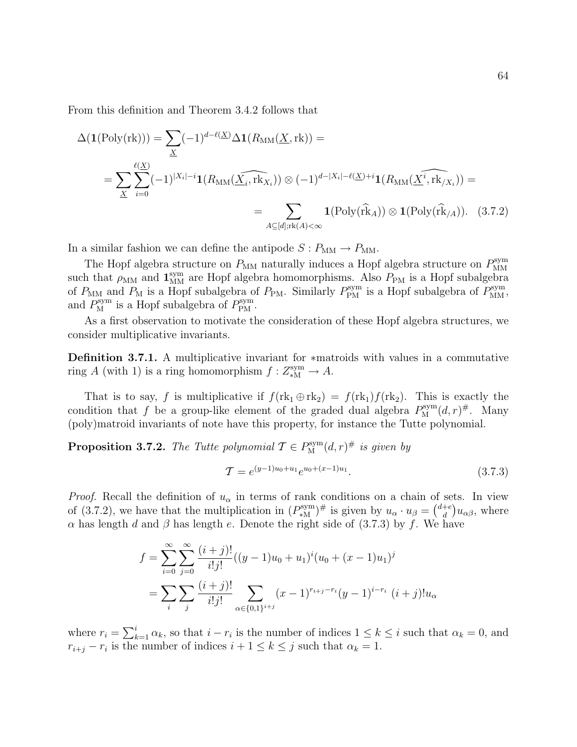From this definition and Theorem 3.4.2 follows that

$$
\begin{aligned}
\Delta(\mathbf{1}(\mathrm{Poly}(\mathrm{rk}))) &= \sum_{\underline{X}} (-1)^{d-\ell(\underline{X})} \Delta \mathbf{1}(R_{\mathrm{MM}}(\underline{X}, \mathrm{rk})) = \\
&= \sum_{\underline{X}} \sum_{i=0}^{\ell(\underline{X})} (-1)^{|X_i|-i} \mathbf{1}(R_{\mathrm{MM}}(\widehat{\underline{X}_i, \mathrm{rk}_{X_i}})) \otimes (-1)^{d-|X_i|-\ell(\underline{X})+i} \mathbf{1}(R_{\mathrm{MM}}(\widehat{\underline{X}^i, \mathrm{rk}_{/X_i}})) = \\
&= \sum_{A \subseteq [d]; \mathrm{rk}(A) < \infty} \mathbf{1}(\mathrm{Poly}(\widehat{\mathrm{rk}}_A)) \otimes \mathbf{1}(\mathrm{Poly}(\widehat{\mathrm{rk}}_{/A})). \quad (3.7.2)
\end{aligned}
$$

In a similar fashion we can define the antipode $S : P_{\mathrm{MM}} \to P_{\mathrm{MM}}$.

The Hopf algebra structure on $P_{\mathrm{MM}}$ naturally induces a Hopf algebra structure on $P_{\mathrm{MM}}^{\mathrm{sym}}$ such that $\rho_{\mathrm{MM}}$ and $\mathbf{1}_{\mathrm{MM}}^{\mathrm{sym}}$ are Hopf algebra homomorphisms. Also $P_{\mathrm{PM}}$ is a Hopf subalgebra of $P_{\mathrm{MM}}$ and $P_{\mathrm{M}}$ is a Hopf subalgebra of $P_{\mathrm{PM}}$. Similarly $P_{\mathrm{PM}}^{\mathrm{sym}}$ is a Hopf subalgebra of $P_{\mathrm{MM}}^{\mathrm{sym}}$, and $P_{\mathrm{M}}^{\mathrm{sym}}$ is a Hopf subalgebra of $P_{\mathrm{PM}}^{\mathrm{sym}}$.

As a first observation to motivate the consideration of these Hopf algebra structures, we consider multiplicative invariants.

**Definition 3.7.1.** A multiplicative invariant for $*$matroids with values in a commutative ring $A$ (with 1) is a ring homomorphism $f : Z_{*\mathrm{M}}^{\mathrm{sym}} \to A$.

That is to say, $f$ is multiplicative if $f(\mathrm{rk}_1 \oplus \mathrm{rk}_2) = f(\mathrm{rk}_1) f(\mathrm{rk}_2)$. This is exactly the condition that $f$ be a group-like element of the graded dual algebra $P_{\mathrm{M}}^{\mathrm{sym}}(d, r)^{\#}$. Many (poly)matroid invariants of note have this property, for instance the Tutte polynomial.

**Proposition 3.7.2.** *The Tutte polynomial $\mathcal{T} \in P_{\mathrm{M}}^{\mathrm{sym}}(d, r)^{\#}$ is given by*

$$
\mathcal{T} = e^{(y-1)u_0 + u_1} e^{u_0 + (x-1)u_1}. \quad (3.7.3)
$$

*Proof.* Recall the definition of $u_\alpha$ in terms of rank conditions on a chain of sets. In view of (3.7.2), we have that the multiplication in $(P_{*\mathrm{M}}^{\mathrm{sym}})^{\#}$ is given by $u_\alpha \cdot u_\beta = \binom{d+e}{d} u_{\alpha\beta}$, where $\alpha$ has length $d$ and $\beta$ has length $e$. Denote the right side of (3.7.3) by $f$. We have

$$
\begin{aligned}
f &= \sum_{i=0}^{\infty} \sum_{j=0}^{\infty} \frac{(i+j)!}{i!j!} ((y-1)u_0 + u_1)^i (u_0 + (x-1)u_1)^j \\
&= \sum_i \sum_j \frac{(i+j)!}{i!j!} \sum_{\alpha \in \{0,1\}^{i+j}} (x-1)^{r_{i+j} - r_i} (y-1)^{i - r_i} \ (i+j)! u_\alpha
\end{aligned}
$$

where $r_i = \sum_{k=1}^{i} \alpha_k$, so that $i - r_i$ is the number of indices $1 \le k \le i$ such that $\alpha_k = 0$, and $r_{i+j} - r_i$ is the number of indices $i + 1 \le k \le j$ such that $\alpha_k = 1$.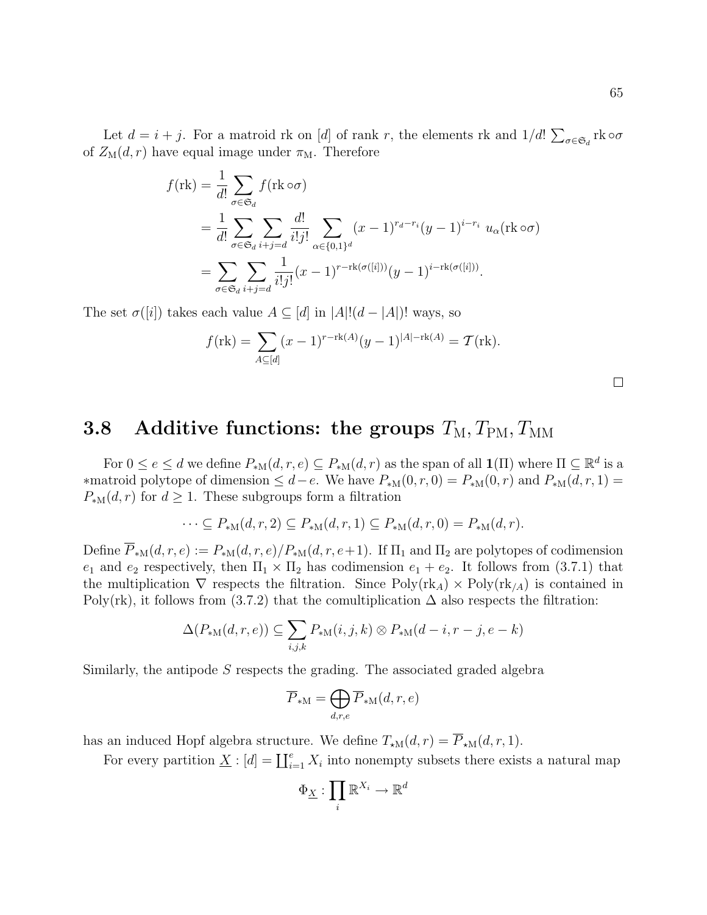Let $d = i + j$. For a matroid rk on $[d]$ of rank $r$, the elements rk and $1/d! \sum_{\sigma \in \mathfrak{S}_d} \mathrm{rk} \circ \sigma$ of $Z_{\mathrm{M}}(d, r)$ have equal image under $\pi_{\mathrm{M}}$. Therefore

$$
\begin{aligned}
f(\mathrm{rk}) &= \frac{1}{d!} \sum_{\sigma \in \mathfrak{S}_d} f(\mathrm{rk} \circ \sigma) \\
&= \frac{1}{d!} \sum_{\sigma \in \mathfrak{S}_d} \sum_{i+j=d} \frac{d!}{i!j!} \sum_{\alpha \in \{0,1\}^d} (x-1)^{r_d - r_i} (y-1)^{i - r_i} \; u_\alpha(\mathrm{rk} \circ \sigma) \\
&= \sum_{\sigma \in \mathfrak{S}_d} \sum_{i+j=d} \frac{1}{i!j!} (x-1)^{r - \mathrm{rk}(\sigma([i]))} (y-1)^{i - \mathrm{rk}(\sigma([i]))}.
\end{aligned}
$$

The set $\sigma([i])$ takes each value $A \subseteq [d]$ in $|A|!(d-|A|)!$ ways, so

$$
f(\mathrm{rk}) = \sum_{A \subseteq [d]} (x-1)^{r - \mathrm{rk}(A)} (y-1)^{|A| - \mathrm{rk}(A)} = \mathcal{T}(\mathrm{rk}).
$$

□

## 3.8 Additive functions: the groups $T_{\mathrm{M}}, T_{\mathrm{PM}}, T_{\mathrm{MM}}$

For $0 \le e \le d$ we define $P_{*\mathrm{M}}(d, r, e) \subseteq P_{*\mathrm{M}}(d, r)$ as the span of all $\mathbf{1}(\Pi)$ where $\Pi \subseteq \mathbb{R}^d$ is a $*$matroid polytope of dimension $\le d - e$. We have $P_{*\mathrm{M}}(0, r, 0) = P_{*\mathrm{M}}(0, r)$ and $P_{*\mathrm{M}}(d, r, 1) = P_{*\mathrm{M}}(d, r)$ for $d \ge 1$. These subgroups form a filtration

$$
\cdots \subseteq P_{*\mathrm{M}}(d, r, 2) \subseteq P_{*\mathrm{M}}(d, r, 1) \subseteq P_{*\mathrm{M}}(d, r, 0) = P_{*\mathrm{M}}(d, r).
$$

Define $\overline{P}_{*\mathrm{M}}(d, r, e) := P_{*\mathrm{M}}(d, r, e)/P_{*\mathrm{M}}(d, r, e+1)$. If $\Pi_1$ and $\Pi_2$ are polytopes of codimension $e_1$ and $e_2$ respectively, then $\Pi_1 \times \Pi_2$ has codimension $e_1 + e_2$. It follows from (3.7.1) that the multiplication $\nabla$ respects the filtration. Since $\mathrm{Poly}(\mathrm{rk}_A) \times \mathrm{Poly}(\mathrm{rk}_{/A})$ is contained in $\mathrm{Poly}(\mathrm{rk})$, it follows from (3.7.2) that the comultiplication $\Delta$ also respects the filtration:

$$
\Delta(P_{*\mathrm{M}}(d, r, e)) \subseteq \sum_{i,j,k} P_{*\mathrm{M}}(i, j, k) \otimes P_{*\mathrm{M}}(d - i, r - j, e - k)
$$

Similarly, the antipode $S$ respects the grading. The associated graded algebra

$$
\overline{P}_{*\mathrm{M}} = \bigoplus_{d,r,e} \overline{P}_{*\mathrm{M}}(d, r, e)
$$

has an induced Hopf algebra structure. We define $T_{\star\mathrm{M}}(d, r) = \overline{P}_{\star\mathrm{M}}(d, r, 1)$.

For every partition $\underline{X} : [d] = \coprod_{i=1}^{e} X_i$ into nonempty subsets there exists a natural map

$$
\Phi_{\underline{X}} : \prod_i \mathbb{R}^{X_i} \to \mathbb{R}^d
$$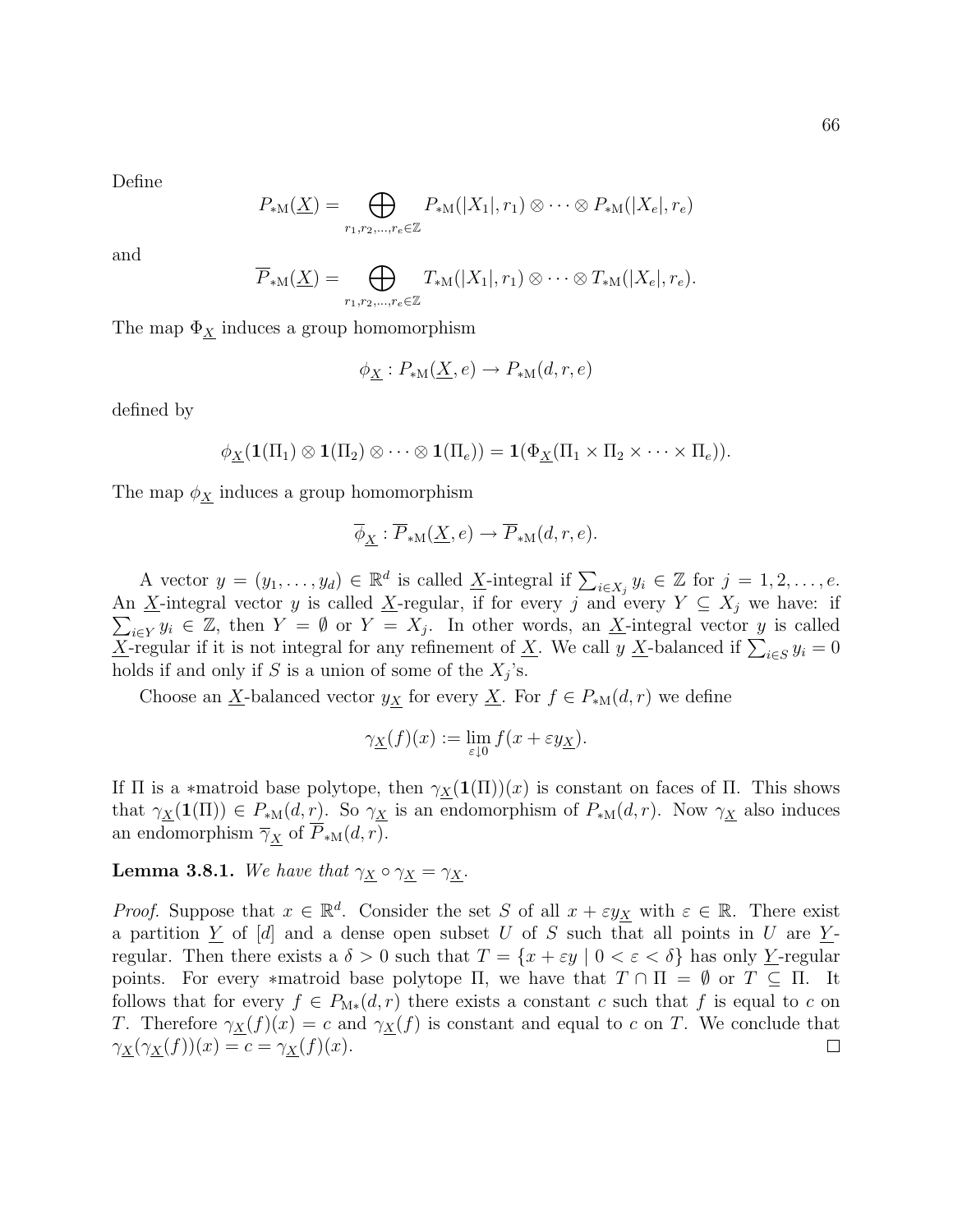Define

$$P_{*\mathrm{M}}(\underline{X}) = \bigoplus_{r_1,r_2,\ldots,r_e\in\mathbb{Z}} P_{*\mathrm{M}}(|X_1|,r_1)\otimes\cdots\otimes P_{*\mathrm{M}}(|X_e|,r_e)$$

and

$$\overline{P}_{*\mathrm{M}}(\underline{X}) = \bigoplus_{r_1,r_2,\ldots,r_e\in\mathbb{Z}} T_{*\mathrm{M}}(|X_1|,r_1)\otimes\cdots\otimes T_{*\mathrm{M}}(|X_e|,r_e).$$

The map $\Phi_{\underline{X}}$ induces a group homomorphism

$$\phi_{\underline{X}} : P_{*\mathrm{M}}(\underline{X},e)\to P_{*\mathrm{M}}(d,r,e)$$

defined by

$$\phi_{\underline{X}}(\mathbf{1}(\Pi_1)\otimes\mathbf{1}(\Pi_2)\otimes\cdots\otimes\mathbf{1}(\Pi_e)) = \mathbf{1}(\Phi_{\underline{X}}(\Pi_1\times\Pi_2\times\cdots\times\Pi_e)).$$

The map $\phi_{\underline{X}}$ induces a group homomorphism

$$\overline{\phi}_{\underline{X}} : \overline{P}_{*\mathrm{M}}(\underline{X},e)\to \overline{P}_{*\mathrm{M}}(d,r,e).$$

A vector $y=(y_1,\ldots,y_d)\in\mathbb{R}^d$ is called $\underline{X}$-integral if $\sum_{i\in X_j} y_i\in\mathbb{Z}$ for $j=1,2,\ldots,e$. An $\underline{X}$-integral vector $y$ is called $\underline{X}$-regular, if for every $j$ and every $Y\subseteq X_j$ we have: if $\sum_{i\in Y} y_i\in\mathbb{Z}$, then $Y=\emptyset$ or $Y=X_j$. In other words, an $\underline{X}$-integral vector $y$ is called $\underline{X}$-regular if it is not integral for any refinement of $\underline{X}$. We call $y$ $\underline{X}$-balanced if $\sum_{i\in S} y_i = 0$ holds if and only if $S$ is a union of some of the $X_j$'s.

Choose an $\underline{X}$-balanced vector $y_{\underline{X}}$ for every $\underline{X}$. For $f\in P_{*\mathrm{M}}(d,r)$ we define

$$\gamma_{\underline{X}}(f)(x) := \lim_{\varepsilon\downarrow 0} f(x+\varepsilon y_{\underline{X}}).$$

If $\Pi$ is a $*$matroid base polytope, then $\gamma_{\underline{X}}(\mathbf{1}(\Pi))(x)$ is constant on faces of $\Pi$. This shows that $\gamma_{\underline{X}}(\mathbf{1}(\Pi))\in P_{*\mathrm{M}}(d,r)$. So $\gamma_{\underline{X}}$ is an endomorphism of $P_{*\mathrm{M}}(d,r)$. Now $\gamma_{\underline{X}}$ also induces an endomorphism $\overline{\gamma}_{\underline{X}}$ of $\overline{P}_{*\mathrm{M}}(d,r)$.

**Lemma 3.8.1.** *We have that $\gamma_{\underline{X}}\circ\gamma_{\underline{X}}=\gamma_{\underline{X}}$.*

*Proof.* Suppose that $x\in\mathbb{R}^d$. Consider the set $S$ of all $x+\varepsilon y_{\underline{X}}$ with $\varepsilon\in\mathbb{R}$. There exist a partition $\underline{Y}$ of $[d]$ and a dense open subset $U$ of $S$ such that all points in $U$ are $\underline{Y}$-regular. Then there exists a $\delta>0$ such that $T=\{x+\varepsilon y\mid 0<\varepsilon<\delta\}$ has only $\underline{Y}$-regular points. For every $*$matroid base polytope $\Pi$, we have that $T\cap\Pi=\emptyset$ or $T\subseteq\Pi$. It follows that for every $f\in P_{\mathrm{M}*}(d,r)$ there exists a constant $c$ such that $f$ is equal to $c$ on $T$. Therefore $\gamma_{\underline{X}}(f)(x)=c$ and $\gamma_{\underline{X}}(f)$ is constant and equal to $c$ on $T$. We conclude that $\gamma_{\underline{X}}(\gamma_{\underline{X}}(f))(x)=c=\gamma_{\underline{X}}(f)(x)$. ◻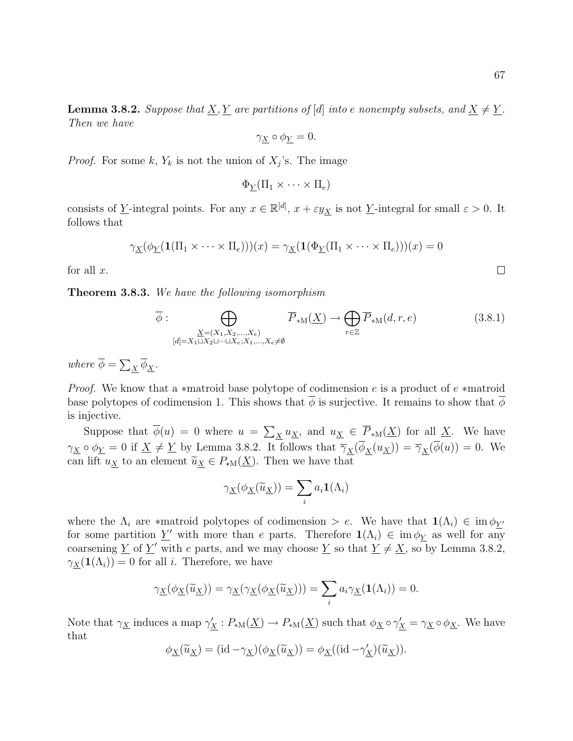**Lemma 3.8.2.** *Suppose that $\underline{X}, \underline{Y}$ are partitions of $[d]$ into $e$ nonempty subsets, and $\underline{X} \neq \underline{Y}$. Then we have*

$$\gamma_{\underline{X}} \circ \phi_{\underline{Y}} = 0.$$

*Proof.* For some $k$, $Y_k$ is not the union of $X_j$'s. The image

$$\Phi_{\underline{Y}}(\Pi_1 \times \cdots \times \Pi_e)$$

consists of $\underline{Y}$-integral points. For any $x \in \mathbb{R}^{[d]}$, $x + \varepsilon y_{\underline{X}}$ is not $\underline{Y}$-integral for small $\varepsilon > 0$. It follows that

$$\gamma_{\underline{X}}(\phi_{\underline{Y}}(\mathbf{1}(\Pi_1 \times \cdots \times \Pi_e)))(x) = \gamma_{\underline{X}}(\mathbf{1}(\Phi_{\underline{Y}}(\Pi_1 \times \cdots \times \Pi_e)))(x) = 0$$

for all $x$. □

**Theorem 3.8.3.** *We have the following isomorphism*

$$\overline{\phi} : \bigoplus_{\substack{\underline{X}=(X_1,X_2,\ldots,X_e) \\ [d]=X_1 \sqcup X_2 \sqcup \cdots \sqcup X_e; X_1,\ldots,X_e \neq \emptyset}} \overline{P}_{*\mathrm{M}}(\underline{X}) \to \bigoplus_{r \in \mathbb{Z}} \overline{P}_{*\mathrm{M}}(d, r, e) \tag{3.8.1}$$

*where $\overline{\phi} = \sum_{\underline{X}} \overline{\phi}_{\underline{X}}$.*

*Proof.* We know that a $*$matroid base polytope of codimension $e$ is a product of $e$ $*$matroid base polytopes of codimension 1. This shows that $\overline{\phi}$ is surjective. It remains to show that $\overline{\phi}$ is injective.

Suppose that $\overline{\phi}(u) = 0$ where $u = \sum_{\underline{X}} u_{\underline{X}}$, and $u_{\underline{X}} \in \overline{P}_{*\mathrm{M}}(\underline{X})$ for all $\underline{X}$. We have $\gamma_{\underline{X}} \circ \phi_{\underline{Y}} = 0$ if $\underline{X} \neq \underline{Y}$ by Lemma 3.8.2. It follows that $\overline{\gamma}_{\underline{X}}(\overline{\phi}_{\underline{X}}(u_{\underline{X}})) = \overline{\gamma}_{\underline{X}}(\overline{\phi}(u)) = 0$. We can lift $u_{\underline{X}}$ to an element $\widetilde{u}_{\underline{X}} \in P_{\star\mathrm{M}}(\underline{X})$. Then we have that

$$\gamma_{\underline{X}}(\phi_{\underline{X}}(\widetilde{u}_{\underline{X}})) = \sum_i a_i \mathbf{1}(\Lambda_i)$$

where the $\Lambda_i$ are $*$matroid polytopes of codimension $> e$. We have that $\mathbf{1}(\Lambda_i) \in \operatorname{im} \phi_{\underline{Y}'}$ for some partition $\underline{Y}'$ with more than $e$ parts. Therefore $\mathbf{1}(\Lambda_i) \in \operatorname{im} \phi_{\underline{Y}}$ as well for any coarsening $\underline{Y}$ of $\underline{Y}'$ with $e$ parts, and we may choose $\underline{Y}$ so that $\underline{Y} \neq \underline{X}$, so by Lemma 3.8.2, $\gamma_{\underline{X}}(\mathbf{1}(\Lambda_i)) = 0$ for all $i$. Therefore, we have

$$\gamma_{\underline{X}}(\phi_{\underline{X}}(\widetilde{u}_{\underline{X}})) = \gamma_{\underline{X}}(\gamma_{\underline{X}}(\phi_{\underline{X}}(\widetilde{u}_{\underline{X}}))) = \sum_i a_i \gamma_{\underline{X}}(\mathbf{1}(\Lambda_i)) = 0.$$

Note that $\gamma_{\underline{X}}$ induces a map $\gamma'_{\underline{X}} : P_{*\mathrm{M}}(\underline{X}) \to P_{*\mathrm{M}}(\underline{X})$ such that $\phi_{\underline{X}} \circ \gamma'_{\underline{X}} = \gamma_{\underline{X}} \circ \phi_{\underline{X}}$. We have that

$$\phi_{\underline{X}}(\widetilde{u}_{\underline{X}}) = (\mathrm{id} - \gamma_{\underline{X}})(\phi_{\underline{X}}(\widetilde{u}_{\underline{X}})) = \phi_{\underline{X}}((\mathrm{id} - \gamma'_{\underline{X}})(\widetilde{u}_{\underline{X}})).$$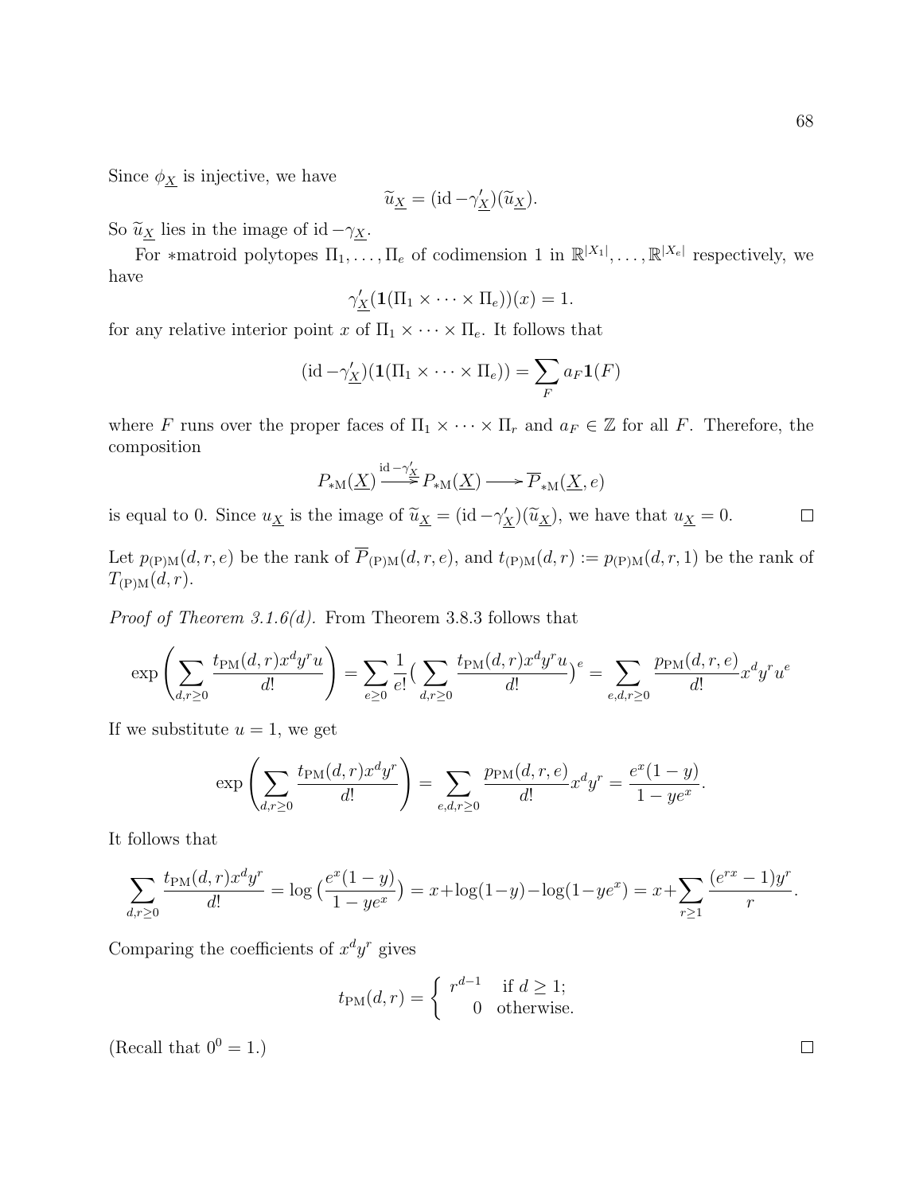Since $\phi_{\underline{X}}$ is injective, we have

$$\widetilde{u}_{\underline{X}} = (\mathrm{id} - \gamma'_{\underline{X}})(\widetilde{u}_{\underline{X}}).$$

So $\widetilde{u}_{\underline{X}}$ lies in the image of $\mathrm{id} - \gamma_{\underline{X}}$.

For $*$matroid polytopes $\Pi_1, \dots, \Pi_e$ of codimension 1 in $\mathbb{R}^{|X_1|}, \dots, \mathbb{R}^{|X_e|}$ respectively, we have

$$\gamma'_{\underline{X}}(\mathbf{1}(\Pi_1 \times \cdots \times \Pi_e))(x) = 1.$$

for any relative interior point $x$ of $\Pi_1 \times \cdots \times \Pi_e$. It follows that

$$(\mathrm{id} - \gamma'_{\underline{X}})(\mathbf{1}(\Pi_1 \times \cdots \times \Pi_e)) = \sum_F a_F \mathbf{1}(F)$$

where $F$ runs over the proper faces of $\Pi_1 \times \cdots \times \Pi_r$ and $a_F \in \mathbb{Z}$ for all $F$. Therefore, the composition

$$P_{*\mathrm{M}}(\underline{X}) \xrightarrow{\mathrm{id} - \gamma'_{\underline{X}}} P_{*\mathrm{M}}(\underline{X}) \longrightarrow \overline{P}_{*\mathrm{M}}(\underline{X}, e)$$

is equal to 0. Since $u_{\underline{X}}$ is the image of $\widetilde{u}_{\underline{X}} = (\mathrm{id} - \gamma'_{\underline{X}})(\widetilde{u}_{\underline{X}})$, we have that $u_{\underline{X}} = 0$. $\square$

Let $p_{\mathrm{(P)M}}(d, r, e)$ be the rank of $\overline{P}_{\mathrm{(P)M}}(d, r, e)$, and $t_{\mathrm{(P)M}}(d, r) := p_{\mathrm{(P)M}}(d, r, 1)$ be the rank of $T_{\mathrm{(P)M}}(d, r)$.

*Proof of Theorem 3.1.6(d).* From Theorem 3.8.3 follows that

$$\exp\left(\sum_{d,r \geq 0} \frac{t_{\mathrm{PM}}(d,r) x^d y^r u}{d!}\right) = \sum_{e \geq 0} \frac{1}{e!}\Big(\sum_{d,r \geq 0} \frac{t_{\mathrm{PM}}(d,r) x^d y^r u}{d!}\Big)^e = \sum_{e,d,r \geq 0} \frac{p_{\mathrm{PM}}(d,r,e)}{d!} x^d y^r u^e$$

If we substitute $u = 1$, we get

$$\exp\left(\sum_{d,r \geq 0} \frac{t_{\mathrm{PM}}(d,r) x^d y^r}{d!}\right) = \sum_{e,d,r \geq 0} \frac{p_{\mathrm{PM}}(d,r,e)}{d!} x^d y^r = \frac{e^x(1-y)}{1-ye^x}.$$

It follows that

$$\sum_{d,r \geq 0} \frac{t_{\mathrm{PM}}(d,r) x^d y^r}{d!} = \log\Big(\frac{e^x(1-y)}{1-ye^x}\Big) = x + \log(1-y) - \log(1-ye^x) = x + \sum_{r \geq 1} \frac{(e^{rx}-1)y^r}{r}.$$

Comparing the coefficients of $x^d y^r$ gives

$$t_{\mathrm{PM}}(d,r) = \begin{cases} r^{d-1} & \text{if } d \geq 1; \\ 0 & \text{otherwise.} \end{cases}$$

(Recall that $0^0 = 1$.) $\square$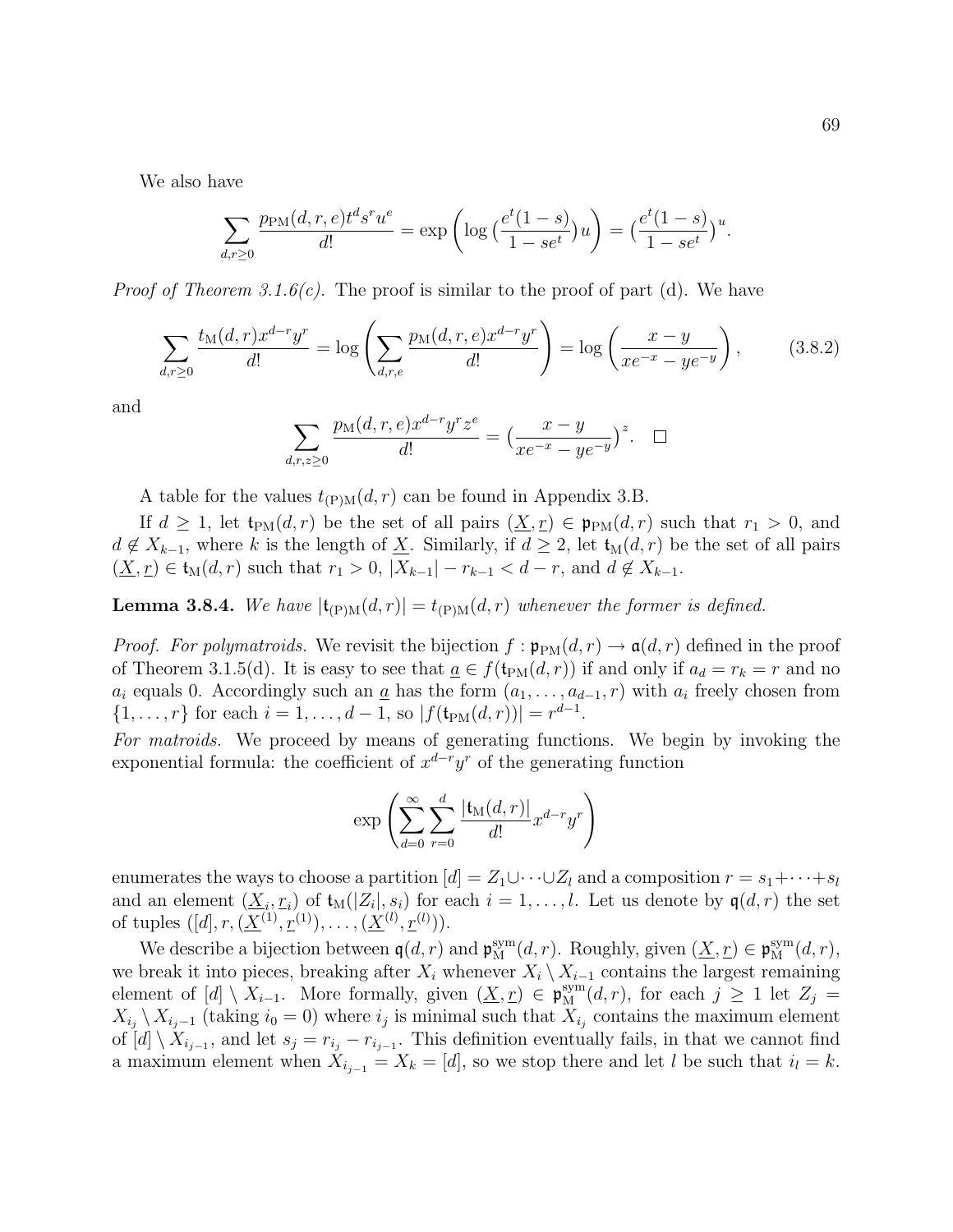We also have

$$\sum_{d,r\geq 0} \frac{p_{\mathrm{PM}}(d,r,e)t^d s^r u^e}{d!} = \exp\left(\log\big(\frac{e^t(1-s)}{1-se^t}\big)u\right) = \big(\frac{e^t(1-s)}{1-se^t}\big)^u.$$

*Proof of Theorem 3.1.6(c).* The proof is similar to the proof of part (d). We have

$$\sum_{d,r\geq 0} \frac{t_{\mathrm{M}}(d,r)x^{d-r}y^r}{d!} = \log\left(\sum_{d,r,e} \frac{p_{\mathrm{M}}(d,r,e)x^{d-r}y^r}{d!}\right) = \log\left(\frac{x-y}{xe^{-x}-ye^{-y}}\right), \tag{3.8.2}$$

and

$$\sum_{d,r,z\geq 0} \frac{p_{\mathrm{M}}(d,r,e)x^{d-r}y^r z^e}{d!} = \big(\frac{x-y}{xe^{-x}-ye^{-y}}\big)^z. \quad \square$$

A table for the values $t_{(\mathrm{P})\mathrm{M}}(d,r)$ can be found in Appendix 3.B.

If $d \geq 1$, let $\mathfrak{t}_{\mathrm{PM}}(d,r)$ be the set of all pairs $(\underline{X},\underline{r}) \in \mathfrak{p}_{\mathrm{PM}}(d,r)$ such that $r_1 > 0$, and $d \notin X_{k-1}$, where $k$ is the length of $\underline{X}$. Similarly, if $d \geq 2$, let $\mathfrak{t}_{\mathrm{M}}(d,r)$ be the set of all pairs $(\underline{X},\underline{r}) \in \mathfrak{t}_{\mathrm{M}}(d,r)$ such that $r_1 > 0$, $|X_{k-1}| - r_{k-1} < d-r$, and $d \notin X_{k-1}$.

**Lemma 3.8.4.** *We have $|\mathfrak{t}_{(\mathrm{P})\mathrm{M}}(d,r)| = t_{(\mathrm{P})\mathrm{M}}(d,r)$ whenever the former is defined.*

*Proof. For polymatroids.* We revisit the bijection $f : \mathfrak{p}_{\mathrm{PM}}(d,r) \to \mathfrak{a}(d,r)$ defined in the proof of Theorem 3.1.5(d). It is easy to see that $\underline{a} \in f(\mathfrak{t}_{\mathrm{PM}}(d,r))$ if and only if $a_d = r_k = r$ and no $a_i$ equals 0. Accordingly such an $\underline{a}$ has the form $(a_1, \ldots, a_{d-1}, r)$ with $a_i$ freely chosen from $\{1, \ldots, r\}$ for each $i = 1, \ldots, d-1$, so $|f(\mathfrak{t}_{\mathrm{PM}}(d,r))| = r^{d-1}$.

*For matroids.* We proceed by means of generating functions. We begin by invoking the exponential formula: the coefficient of $x^{d-r}y^r$ of the generating function

$$\exp\left(\sum_{d=0}^{\infty}\sum_{r=0}^{d} \frac{|\mathfrak{t}_{\mathrm{M}}(d,r)|}{d!}x^{d-r}y^r\right)$$

enumerates the ways to choose a partition $[d] = Z_1 \cup \cdots \cup Z_l$ and a composition $r = s_1 + \cdots + s_l$ and an element $(\underline{X}_i, \underline{r}_i)$ of $\mathfrak{t}_{\mathrm{M}}(|Z_i|, s_i)$ for each $i = 1, \ldots, l$. Let us denote by $\mathfrak{q}(d,r)$ the set of tuples $([d], r, (\underline{X}^{(1)}, \underline{r}^{(1)}), \ldots, (\underline{X}^{(l)}, \underline{r}^{(l)}))$.

We describe a bijection between $\mathfrak{q}(d,r)$ and $\mathfrak{p}^{\mathrm{sym}}_{\mathrm{M}}(d,r)$. Roughly, given $(\underline{X},\underline{r}) \in \mathfrak{p}^{\mathrm{sym}}_{\mathrm{M}}(d,r)$, we break it into pieces, breaking after $X_i$ whenever $X_i \setminus X_{i-1}$ contains the largest remaining element of $[d] \setminus X_{i-1}$. More formally, given $(\underline{X},\underline{r}) \in \mathfrak{p}^{\mathrm{sym}}_{\mathrm{M}}(d,r)$, for each $j \geq 1$ let $Z_j = X_{i_j} \setminus X_{i_{j-1}}$ (taking $i_0 = 0$) where $i_j$ is minimal such that $X_{i_j}$ contains the maximum element of $[d] \setminus X_{i_{j-1}}$, and let $s_j = r_{i_j} - r_{i_{j-1}}$. This definition eventually fails, in that we cannot find a maximum element when $X_{i_{j-1}} = X_k = [d]$, so we stop there and let $l$ be such that $i_l = k$.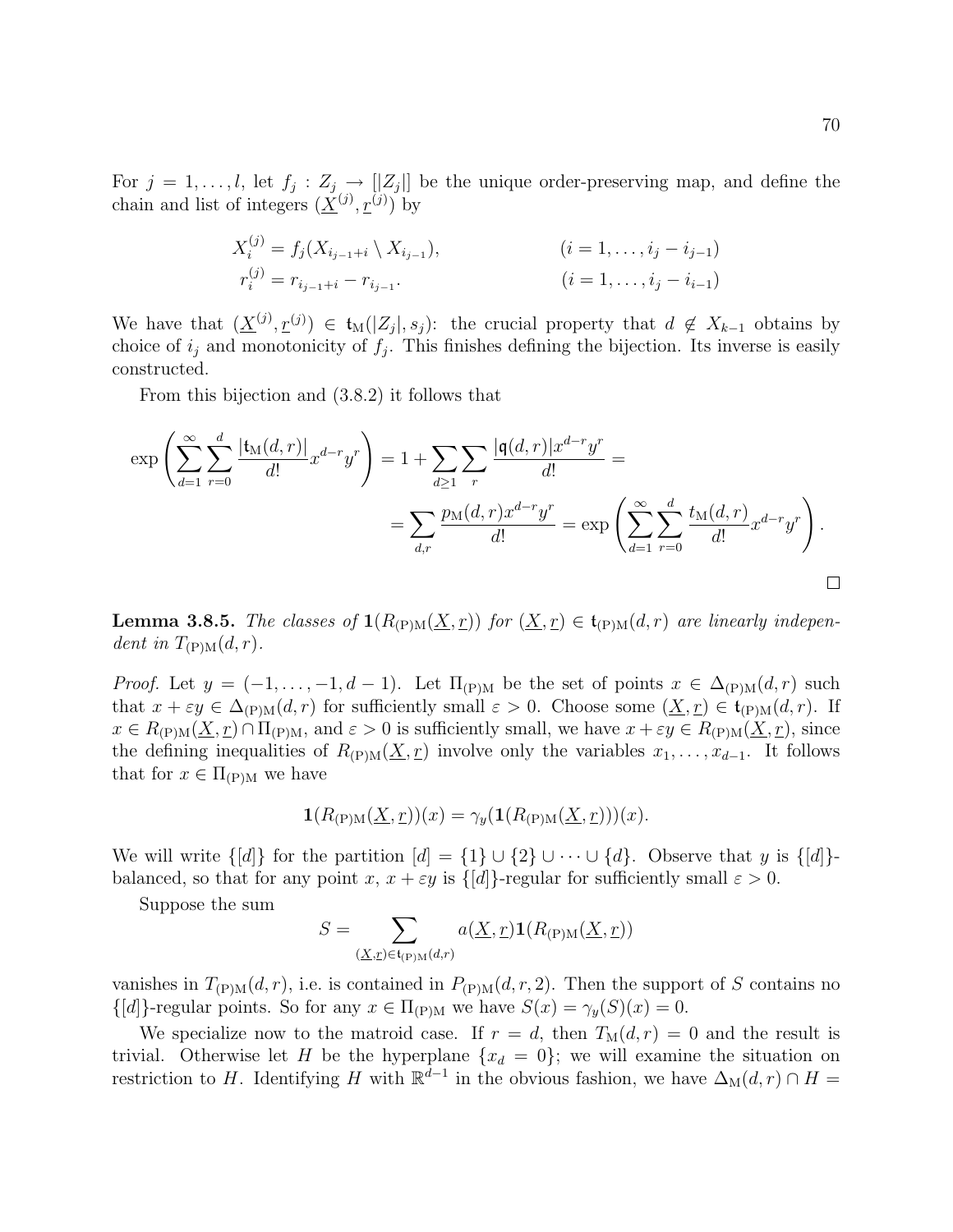For $j = 1, \ldots, l$, let $f_j : Z_j \to [|Z_j|]$ be the unique order-preserving map, and define the chain and list of integers $(\underline{X}^{(j)}, \underline{r}^{(j)})$ by

$$X_i^{(j)} = f_j(X_{i_{j-1}+i} \setminus X_{i_{j-1}}), \qquad\qquad (i = 1, \ldots, i_j - i_{j-1})$$
$$r_i^{(j)} = r_{i_{j-1}+i} - r_{i_{j-1}}. \qquad\qquad (i = 1, \ldots, i_j - i_{i-1})$$

We have that $(\underline{X}^{(j)}, \underline{r}^{(j)}) \in \mathfrak{t}_{\mathrm{M}}(|Z_j|, s_j)$: the crucial property that $d \notin X_{k-1}$ obtains by choice of $i_j$ and monotonicity of $f_j$. This finishes defining the bijection. Its inverse is easily constructed.

From this bijection and (3.8.2) it follows that

$$\exp\left(\sum_{d=1}^{\infty}\sum_{r=0}^{d} \frac{|\mathfrak{t}_{\mathrm{M}}(d,r)|}{d!} x^{d-r} y^r\right) = 1 + \sum_{d\geq 1}\sum_{r} \frac{|\mathfrak{q}(d,r)| x^{d-r} y^r}{d!} =$$
$$= \sum_{d,r} \frac{p_{\mathrm{M}}(d,r) x^{d-r} y^r}{d!} = \exp\left(\sum_{d=1}^{\infty}\sum_{r=0}^{d} \frac{t_{\mathrm{M}}(d,r)}{d!} x^{d-r} y^r\right).$$

$\square$

**Lemma 3.8.5.** *The classes of $\mathbf{1}(R_{(\mathrm{P})\mathrm{M}}(\underline{X}, \underline{r}))$ for $(\underline{X}, \underline{r}) \in \mathfrak{t}_{(\mathrm{P})\mathrm{M}}(d,r)$ are linearly independent in $T_{(\mathrm{P})\mathrm{M}}(d,r)$.*

*Proof.* Let $y = (-1, \ldots, -1, d-1)$. Let $\Pi_{(\mathrm{P})\mathrm{M}}$ be the set of points $x \in \Delta_{(\mathrm{P})\mathrm{M}}(d,r)$ such that $x + \varepsilon y \in \Delta_{(\mathrm{P})\mathrm{M}}(d,r)$ for sufficiently small $\varepsilon > 0$. Choose some $(\underline{X}, \underline{r}) \in \mathfrak{t}_{(\mathrm{P})\mathrm{M}}(d,r)$. If $x \in R_{(\mathrm{P})\mathrm{M}}(\underline{X}, \underline{r}) \cap \Pi_{(\mathrm{P})\mathrm{M}}$, and $\varepsilon > 0$ is sufficiently small, we have $x + \varepsilon y \in R_{(\mathrm{P})\mathrm{M}}(\underline{X}, \underline{r})$, since the defining inequalities of $R_{(\mathrm{P})\mathrm{M}}(\underline{X}, \underline{r})$ involve only the variables $x_1, \ldots, x_{d-1}$. It follows that for $x \in \Pi_{(\mathrm{P})\mathrm{M}}$ we have

$$\mathbf{1}(R_{(\mathrm{P})\mathrm{M}}(\underline{X}, \underline{r}))(x) = \gamma_y(\mathbf{1}(R_{(\mathrm{P})\mathrm{M}}(\underline{X}, \underline{r})))(x).$$

We will write $\{[d]\}$ for the partition $[d] = \{1\} \cup \{2\} \cup \cdots \cup \{d\}$. Observe that $y$ is $\{[d]\}$-balanced, so that for any point $x$, $x + \varepsilon y$ is $\{[d]\}$-regular for sufficiently small $\varepsilon > 0$.

Suppose the sum

$$S = \sum_{(\underline{X}, \underline{r}) \in \mathfrak{t}_{(\mathrm{P})\mathrm{M}}(d,r)} a(\underline{X}, \underline{r}) \mathbf{1}(R_{(\mathrm{P})\mathrm{M}}(\underline{X}, \underline{r}))$$

vanishes in $T_{(\mathrm{P})\mathrm{M}}(d,r)$, i.e. is contained in $P_{(\mathrm{P})\mathrm{M}}(d,r,2)$. Then the support of $S$ contains no $\{[d]\}$-regular points. So for any $x \in \Pi_{(\mathrm{P})\mathrm{M}}$ we have $S(x) = \gamma_y(S)(x) = 0$.

We specialize now to the matroid case. If $r = d$, then $T_{\mathrm{M}}(d,r) = 0$ and the result is trivial. Otherwise let $H$ be the hyperplane $\{x_d = 0\}$; we will examine the situation on restriction to $H$. Identifying $H$ with $\mathbb{R}^{d-1}$ in the obvious fashion, we have $\Delta_{\mathrm{M}}(d,r) \cap H =$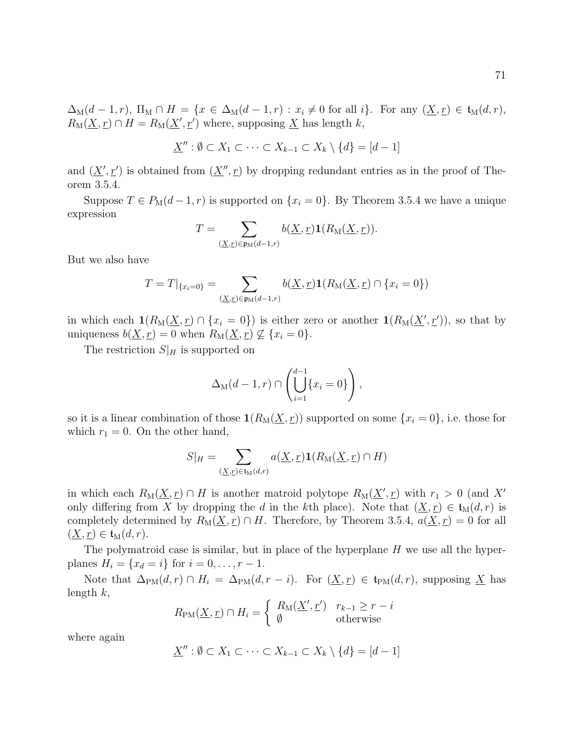$\Delta_{\mathrm{M}}(d-1,r)$, $\Pi_{\mathrm{M}} \cap H = \{x \in \Delta_{\mathrm{M}}(d-1,r) : x_i \neq 0 \text{ for all } i\}$. For any $(\underline{X},\underline{r}) \in \mathfrak{t}_{\mathrm{M}}(d,r)$, $R_{\mathrm{M}}(\underline{X},\underline{r}) \cap H = R_{\mathrm{M}}(\underline{X}',\underline{r}')$ where, supposing $\underline{X}$ has length $k$,

$$\underline{X}'' : \emptyset \subset X_1 \subset \cdots \subset X_{k-1} \subset X_k \setminus \{d\} = [d-1]$$

and $(\underline{X}',\underline{r}')$ is obtained from $(\underline{X}'',\underline{r})$ by dropping redundant entries as in the proof of Theorem 3.5.4.

Suppose $T \in P_{\mathrm{M}}(d-1,r)$ is supported on $\{x_i = 0\}$. By Theorem 3.5.4 we have a unique expression

$$T = \sum_{(\underline{X},\underline{r}) \in \mathfrak{p}_{\mathrm{M}}(d-1,r)} b(\underline{X},\underline{r}) \mathbf{1}(R_{\mathrm{M}}(\underline{X},\underline{r})).$$

But we also have

$$T = T|_{\{x_i=0\}} = \sum_{(\underline{X},\underline{r}) \in \mathfrak{p}_{\mathrm{M}}(d-1,r)} b(\underline{X},\underline{r}) \mathbf{1}(R_{\mathrm{M}}(\underline{X},\underline{r}) \cap \{x_i = 0\})$$

in which each $\mathbf{1}(R_{\mathrm{M}}(\underline{X},\underline{r}) \cap \{x_i = 0\})$ is either zero or another $\mathbf{1}(R_{\mathrm{M}}(\underline{X}',\underline{r}'))$, so that by uniqueness $b(\underline{X},\underline{r}) = 0$ when $R_{\mathrm{M}}(\underline{X},\underline{r}) \not\subseteq \{x_i = 0\}$.

The restriction $S|_H$ is supported on

$$\Delta_{\mathrm{M}}(d-1,r) \cap \left( \bigcup_{i=1}^{d-1} \{x_i = 0\} \right),$$

so it is a linear combination of those $\mathbf{1}(R_{\mathrm{M}}(\underline{X},\underline{r}))$ supported on some $\{x_i = 0\}$, i.e. those for which $r_1 = 0$. On the other hand,

$$S|_H = \sum_{(\underline{X},\underline{r}) \in \mathfrak{t}_{\mathrm{M}}(d,r)} a(\underline{X},\underline{r}) \mathbf{1}(R_{\mathrm{M}}(\underline{X},\underline{r}) \cap H)$$

in which each $R_{\mathrm{M}}(\underline{X},\underline{r}) \cap H$ is another matroid polytope $R_{\mathrm{M}}(\underline{X}',\underline{r})$ with $r_1 > 0$ (and $X'$ only differing from $X$ by dropping the $d$ in the $k$th place). Note that $(\underline{X},\underline{r}) \in \mathfrak{t}_{\mathrm{M}}(d,r)$ is completely determined by $R_{\mathrm{M}}(\underline{X},\underline{r}) \cap H$. Therefore, by Theorem 3.5.4, $a(\underline{X},\underline{r}) = 0$ for all $(\underline{X},\underline{r}) \in \mathfrak{t}_{\mathrm{M}}(d,r)$.

The polymatroid case is similar, but in place of the hyperplane $H$ we use all the hyperplanes $H_i = \{x_d = i\}$ for $i = 0, \ldots, r-1$.

Note that $\Delta_{\mathrm{PM}}(d,r) \cap H_i = \Delta_{\mathrm{PM}}(d, r-i)$. For $(\underline{X},\underline{r}) \in \mathfrak{t}_{\mathrm{PM}}(d,r)$, supposing $\underline{X}$ has length $k$,

$$R_{\mathrm{PM}}(\underline{X},\underline{r}) \cap H_i = \begin{cases} R_{\mathrm{M}}(\underline{X}',\underline{r}') & r_{k-1} \geq r - i \\ \emptyset & \text{otherwise} \end{cases}$$

where again

$$\underline{X}'' : \emptyset \subset X_1 \subset \cdots \subset X_{k-1} \subset X_k \setminus \{d\} = [d-1]$$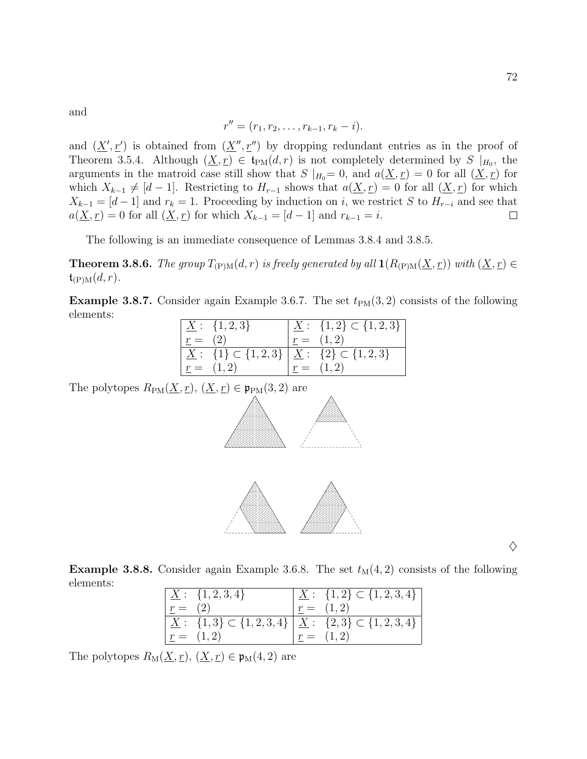and

$$r'' = (r_1, r_2, \dots, r_{k-1}, r_k - i).$$

and $(\underline{X}', \underline{r}')$ is obtained from $(\underline{X}'', \underline{r}'')$ by dropping redundant entries as in the proof of Theorem 3.5.4. Although $(\underline{X}, \underline{r}) \in \mathfrak{t}_{\mathrm{PM}}(d, r)$ is not completely determined by $S \mid_{H_0}$, the arguments in the matroid case still show that $S \mid_{H_0} = 0$, and $a(\underline{X}, \underline{r}) = 0$ for all $(\underline{X}, \underline{r})$ for which $X_{k-1} \neq [d-1]$. Restricting to $H_{r-1}$ shows that $a(\underline{X}, \underline{r}) = 0$ for all $(\underline{X}, \underline{r})$ for which $X_{k-1} = [d-1]$ and $r_k = 1$. Proceeding by induction on $i$, we restrict $S$ to $H_{r-i}$ and see that $a(\underline{X}, \underline{r}) = 0$ for all $(\underline{X}, \underline{r})$ for which $X_{k-1} = [d-1]$ and $r_{k-1} = i$. □

The following is an immediate consequence of Lemmas 3.8.4 and 3.8.5.

**Theorem 3.8.6.** *The group $T_{\mathrm{(P)M}}(d, r)$ is freely generated by all $\mathbf{1}(R_{\mathrm{(P)M}}(\underline{X}, \underline{r}))$ with $(\underline{X}, \underline{r}) \in \mathfrak{t}_{\mathrm{(P)M}}(d, r)$.*

**Example 3.8.7.** Consider again Example 3.6.7. The set $t_{\mathrm{PM}}(3, 2)$ consists of the following elements:

| | |
|---|---|
| $\underline{X}: \ \{1,2,3\}$ <br> $\underline{r} = \ (2)$ | $\underline{X}: \ \{1,2\} \subset \{1,2,3\}$ <br> $\underline{r} = \ (1,2)$ |
| $\underline{X}: \ \{1\} \subset \{1,2,3\}$ <br> $\underline{r} = \ (1,2)$ | $\underline{X}: \ \{2\} \subset \{1,2,3\}$ <br> $\underline{r} = \ (1,2)$ |

The polytopes $R_{\mathrm{PM}}(\underline{X}, \underline{r})$, $(\underline{X}, \underline{r}) \in \mathfrak{p}_{\mathrm{PM}}(3, 2)$ are

♢

**Example 3.8.8.** Consider again Example 3.6.8. The set $t_{\mathrm{M}}(4, 2)$ consists of the following elements:

| | |
|---|---|
| $\underline{X}: \ \{1,2,3,4\}$ <br> $\underline{r} = \ (2)$ | $\underline{X}: \ \{1,2\} \subset \{1,2,3,4\}$ <br> $\underline{r} = \ (1,2)$ |
| $\underline{X}: \ \{1,3\} \subset \{1,2,3,4\}$ <br> $\underline{r} = \ (1,2)$ | $\underline{X}: \ \{2,3\} \subset \{1,2,3,4\}$ <br> $\underline{r} = \ (1,2)$ |

The polytopes $R_{\mathrm{M}}(\underline{X}, \underline{r})$, $(\underline{X}, \underline{r}) \in \mathfrak{p}_{\mathrm{M}}(4, 2)$ are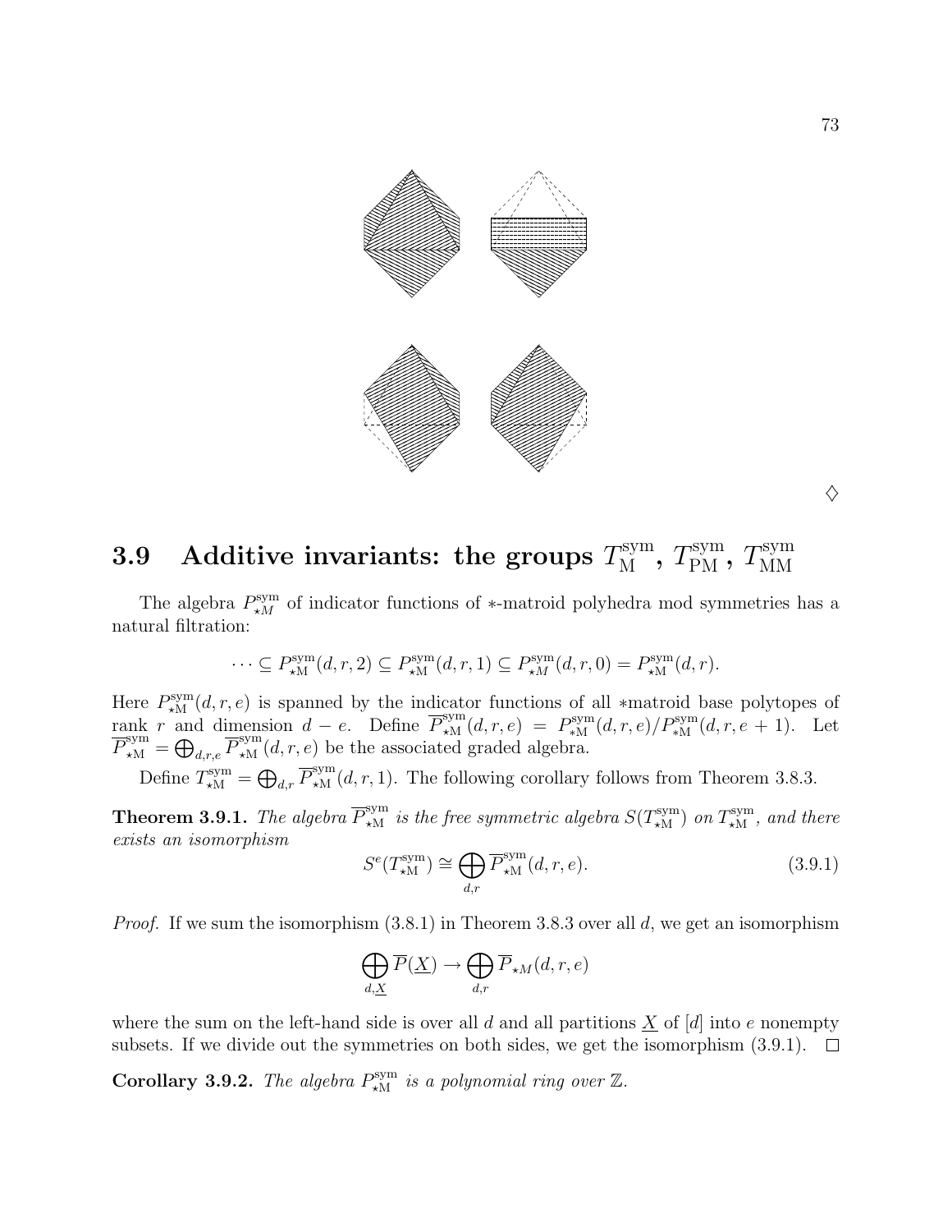$\diamondsuit$

## 3.9 Additive invariants: the groups $T_{\mathrm{M}}^{\mathrm{sym}}$, $T_{\mathrm{PM}}^{\mathrm{sym}}$, $T_{\mathrm{MM}}^{\mathrm{sym}}$

The algebra $P_{\star M}^{\mathrm{sym}}$ of indicator functions of $*$-matroid polyhedra mod symmetries has a natural filtration:

$$\cdots \subseteq P_{\star\mathrm{M}}^{\mathrm{sym}}(d,r,2) \subseteq P_{\star\mathrm{M}}^{\mathrm{sym}}(d,r,1) \subseteq P_{\star M}^{\mathrm{sym}}(d,r,0) = P_{\star\mathrm{M}}^{\mathrm{sym}}(d,r).$$

Here $P_{\star\mathrm{M}}^{\mathrm{sym}}(d,r,e)$ is spanned by the indicator functions of all $*$matroid base polytopes of rank $r$ and dimension $d-e$. Define $\overline{P}_{\star\mathrm{M}}^{\mathrm{sym}}(d,r,e) = P_{*\mathrm{M}}^{\mathrm{sym}}(d,r,e)/P_{*\mathrm{M}}^{\mathrm{sym}}(d,r,e+1)$. Let $\overline{P}_{\star\mathrm{M}}^{\mathrm{sym}} = \bigoplus_{d,r,e} \overline{P}_{\star\mathrm{M}}^{\mathrm{sym}}(d,r,e)$ be the associated graded algebra.

Define $T_{\star\mathrm{M}}^{\mathrm{sym}} = \bigoplus_{d,r} \overline{P}_{\star\mathrm{M}}^{\mathrm{sym}}(d,r,1)$. The following corollary follows from Theorem 3.8.3.

**Theorem 3.9.1.** *The algebra $\overline{P}_{\star\mathrm{M}}^{\mathrm{sym}}$ is the free symmetric algebra $S(T_{\star\mathrm{M}}^{\mathrm{sym}})$ on $T_{\star\mathrm{M}}^{\mathrm{sym}}$, and there exists an isomorphism*

$$S^e(T_{\star\mathrm{M}}^{\mathrm{sym}}) \cong \bigoplus_{d,r} \overline{P}_{\star\mathrm{M}}^{\mathrm{sym}}(d,r,e). \tag{3.9.1}$$

*Proof.* If we sum the isomorphism (3.8.1) in Theorem 3.8.3 over all $d$, we get an isomorphism

$$\bigoplus_{d,\underline{X}} \overline{P}(\underline{X}) \to \bigoplus_{d,r} \overline{P}_{\star M}(d,r,e)$$

where the sum on the left-hand side is over all $d$ and all partitions $\underline{X}$ of $[d]$ into $e$ nonempty subsets. If we divide out the symmetries on both sides, we get the isomorphism (3.9.1). $\square$

**Corollary 3.9.2.** *The algebra $P_{\star\mathrm{M}}^{\mathrm{sym}}$ is a polynomial ring over $\mathbb{Z}$.*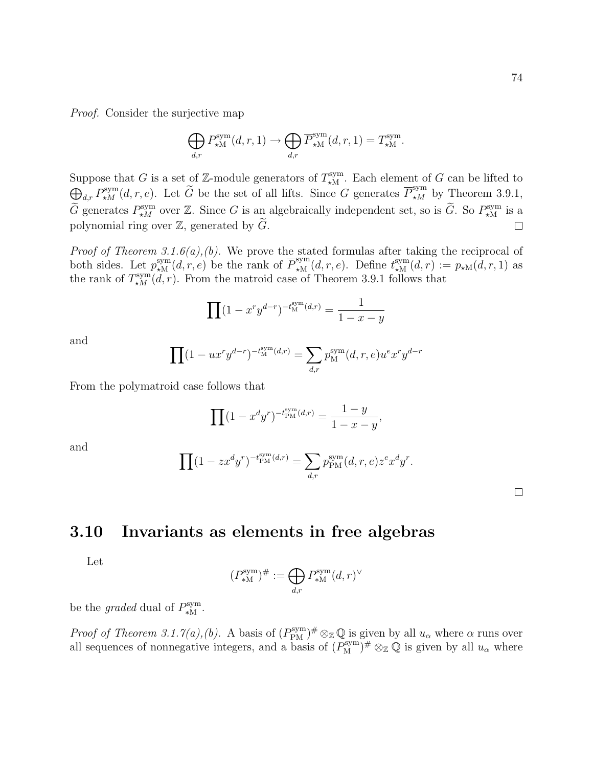*Proof.* Consider the surjective map

$$\bigoplus_{d,r} P^{\mathrm{sym}}_{\star \mathrm{M}}(d,r,1) \to \bigoplus_{d,r} \overline{P}^{\mathrm{sym}}_{\star \mathrm{M}}(d,r,1) = T^{\mathrm{sym}}_{\star \mathrm{M}}.$$

Suppose that $G$ is a set of $\mathbb{Z}$-module generators of $T^{\mathrm{sym}}_{\star \mathrm{M}}$. Each element of $G$ can be lifted to $\bigoplus_{d,r} P^{\mathrm{sym}}_{\star M}(d,r,e)$. Let $\widetilde{G}$ be the set of all lifts. Since $G$ generates $\overline{P}^{\mathrm{sym}}_{\star M}$ by Theorem 3.9.1, $\widetilde{G}$ generates $P^{\mathrm{sym}}_{\star M}$ over $\mathbb{Z}$. Since $G$ is an algebraically independent set, so is $\widetilde{G}$. So $P^{\mathrm{sym}}_{\star \mathrm{M}}$ is a polynomial ring over $\mathbb{Z}$, generated by $\widetilde{G}$. □

*Proof of Theorem 3.1.6(a),(b).* We prove the stated formulas after taking the reciprocal of both sides. Let $p^{\mathrm{sym}}_{\star \mathrm{M}}(d,r,e)$ be the rank of $\overline{P}^{\mathrm{sym}}_{\star \mathrm{M}}(d,r,e)$. Define $t^{\mathrm{sym}}_{\star \mathrm{M}}(d,r) := p_{\star \mathrm{M}}(d,r,1)$ as the rank of $T^{\mathrm{sym}}_{\star M}(d,r)$. From the matroid case of Theorem 3.9.1 follows that

$$\prod (1 - x^r y^{d-r})^{-t^{\mathrm{sym}}_{\mathrm{M}}(d,r)} = \frac{1}{1-x-y}$$

and

$$\prod (1 - u x^r y^{d-r})^{-t^{\mathrm{sym}}_{\mathrm{M}}(d,r)} = \sum_{d,r} p^{\mathrm{sym}}_{\mathrm{M}}(d,r,e) u^e x^r y^{d-r}$$

From the polymatroid case follows that

$$\prod (1 - x^d y^r)^{-t^{\mathrm{sym}}_{\mathrm{PM}}(d,r)} = \frac{1-y}{1-x-y},$$

and

$$\prod (1 - z x^d y^r)^{-t^{\mathrm{sym}}_{\mathrm{PM}}(d,r)} = \sum_{d,r} p^{\mathrm{sym}}_{\mathrm{PM}}(d,r,e) z^e x^d y^r.$$

□

## 3.10 Invariants as elements in free algebras

Let

$$(P^{\mathrm{sym}}_{*\mathrm{M}})^{\#} := \bigoplus_{d,r} P^{\mathrm{sym}}_{*\mathrm{M}}(d,r)^{\vee}$$

be the *graded* dual of $P^{\mathrm{sym}}_{*\mathrm{M}}$.

*Proof of Theorem 3.1.7(a),(b).* A basis of $(P^{\mathrm{sym}}_{\mathrm{PM}})^{\#} \otimes_{\mathbb{Z}} \mathbb{Q}$ is given by all $u_\alpha$ where $\alpha$ runs over all sequences of nonnegative integers, and a basis of $(P^{\mathrm{sym}}_{\mathrm{M}})^{\#} \otimes_{\mathbb{Z}} \mathbb{Q}$ is given by all $u_\alpha$ where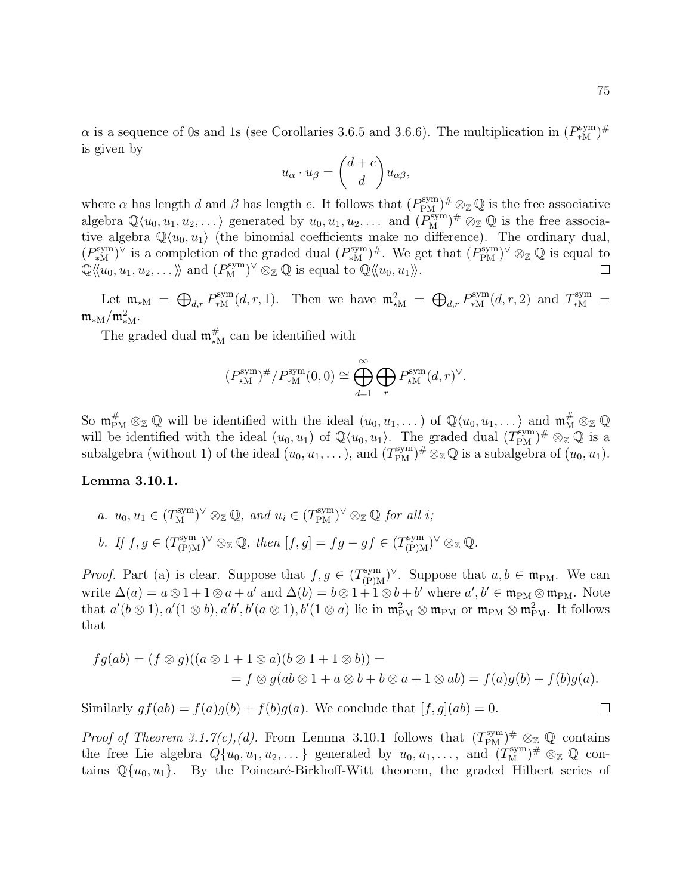$\alpha$ is a sequence of 0s and 1s (see Corollaries 3.6.5 and 3.6.6). The multiplication in $(P^{\rm sym}_{*\rm M})^\#$ is given by

$$u_\alpha \cdot u_\beta = \binom{d+e}{d} u_{\alpha\beta},$$

where $\alpha$ has length $d$ and $\beta$ has length $e$. It follows that $(P^{\rm sym}_{\rm PM})^\# \otimes_{\mathbb{Z}} \mathbb{Q}$ is the free associative algebra $\mathbb{Q}\langle u_0, u_1, u_2, \dots\rangle$ generated by $u_0, u_1, u_2, \dots$ and $(P^{\rm sym}_{\rm M})^\# \otimes_{\mathbb{Z}} \mathbb{Q}$ is the free associative algebra $\mathbb{Q}\langle u_0, u_1\rangle$ (the binomial coefficients make no difference). The ordinary dual, $(P^{\rm sym}_{*\rm M})^\vee$ is a completion of the graded dual $(P^{\rm sym}_{*\rm M})^\#$. We get that $(P^{\rm sym}_{\rm PM})^\vee \otimes_{\mathbb{Z}} \mathbb{Q}$ is equal to $\mathbb{Q}\langle\langle u_0, u_1, u_2, \dots\rangle\rangle$ and $(P^{\rm sym}_{\rm M})^\vee \otimes_{\mathbb{Z}} \mathbb{Q}$ is equal to $\mathbb{Q}\langle\langle u_0, u_1\rangle\rangle$. □

Let $\mathfrak{m}_{\star\rm M} = \bigoplus_{d,r} P^{\rm sym}_{*\rm M}(d,r,1)$. Then we have $\mathfrak{m}^2_{\star\rm M} = \bigoplus_{d,r} P^{\rm sym}_{*\rm M}(d,r,2)$ and $T^{\rm sym}_{*\rm M} = \mathfrak{m}_{*\rm M}/\mathfrak{m}^2_{*\rm M}$.

The graded dual $\mathfrak{m}^\#_{\star\rm M}$ can be identified with

$$(P^{\rm sym}_{\star\rm M})^\#/P^{\rm sym}_{*\rm M}(0,0) \cong \bigoplus_{d=1}^\infty \bigoplus_r P^{\rm sym}_{\star\rm M}(d,r)^\vee.$$

So $\mathfrak{m}^\#_{\rm PM} \otimes_{\mathbb{Z}} \mathbb{Q}$ will be identified with the ideal $(u_0, u_1, \dots)$ of $\mathbb{Q}\langle u_0, u_1, \dots\rangle$ and $\mathfrak{m}^\#_{\rm M} \otimes_{\mathbb{Z}} \mathbb{Q}$ will be identified with the ideal $(u_0, u_1)$ of $\mathbb{Q}\langle u_0, u_1\rangle$. The graded dual $(T^{\rm sym}_{\rm PM})^\# \otimes_{\mathbb{Z}} \mathbb{Q}$ is a subalgebra (without 1) of the ideal $(u_0, u_1, \dots)$, and $(T^{\rm sym}_{\rm PM})^\# \otimes_{\mathbb{Z}} \mathbb{Q}$ is a subalgebra of $(u_0, u_1)$.

**Lemma 3.10.1.**

*a. $u_0, u_1 \in (T^{\rm sym}_{\rm M})^\vee \otimes_{\mathbb{Z}} \mathbb{Q}$, and $u_i \in (T^{\rm sym}_{\rm PM})^\vee \otimes_{\mathbb{Z}} \mathbb{Q}$ for all $i$;*

*b. If $f, g \in (T^{\rm sym}_{\rm (P)M})^\vee \otimes_{\mathbb{Z}} \mathbb{Q}$, then $[f,g] = fg - gf \in (T^{\rm sym}_{\rm (P)M})^\vee \otimes_{\mathbb{Z}} \mathbb{Q}$.*

*Proof.* Part (a) is clear. Suppose that $f, g \in (T^{\rm sym}_{\rm (P)M})^\vee$. Suppose that $a, b \in \mathfrak{m}_{\rm PM}$. We can write $\Delta(a) = a \otimes 1 + 1 \otimes a + a'$ and $\Delta(b) = b \otimes 1 + 1 \otimes b + b'$ where $a', b' \in \mathfrak{m}_{\rm PM} \otimes \mathfrak{m}_{\rm PM}$. Note that $a'(b \otimes 1), a'(1 \otimes b), a'b', b'(a \otimes 1), b'(1 \otimes a)$ lie in $\mathfrak{m}^2_{\rm PM} \otimes \mathfrak{m}_{\rm PM}$ or $\mathfrak{m}_{\rm PM} \otimes \mathfrak{m}^2_{\rm PM}$. It follows that

$$\begin{aligned} fg(ab) = (f \otimes g)((a \otimes 1 + 1 \otimes a)(b \otimes 1 + 1 \otimes b)) &= \\ = f \otimes g(ab \otimes 1 + a \otimes b + b \otimes a + 1 \otimes ab) &= f(a)g(b) + f(b)g(a). \end{aligned}$$

Similarly $gf(ab) = f(a)g(b) + f(b)g(a)$. We conclude that $[f,g](ab) = 0$. □

*Proof of Theorem 3.1.7(c),(d).* From Lemma 3.10.1 follows that $(T^{\rm sym}_{\rm PM})^\# \otimes_{\mathbb{Z}} \mathbb{Q}$ contains the free Lie algebra $Q\{u_0, u_1, u_2, \dots\}$ generated by $u_0, u_1, \dots$, and $(T^{\rm sym}_{\rm M})^\# \otimes_{\mathbb{Z}} \mathbb{Q}$ contains $\mathbb{Q}\{u_0, u_1\}$. By the Poincaré-Birkhoff-Witt theorem, the graded Hilbert series of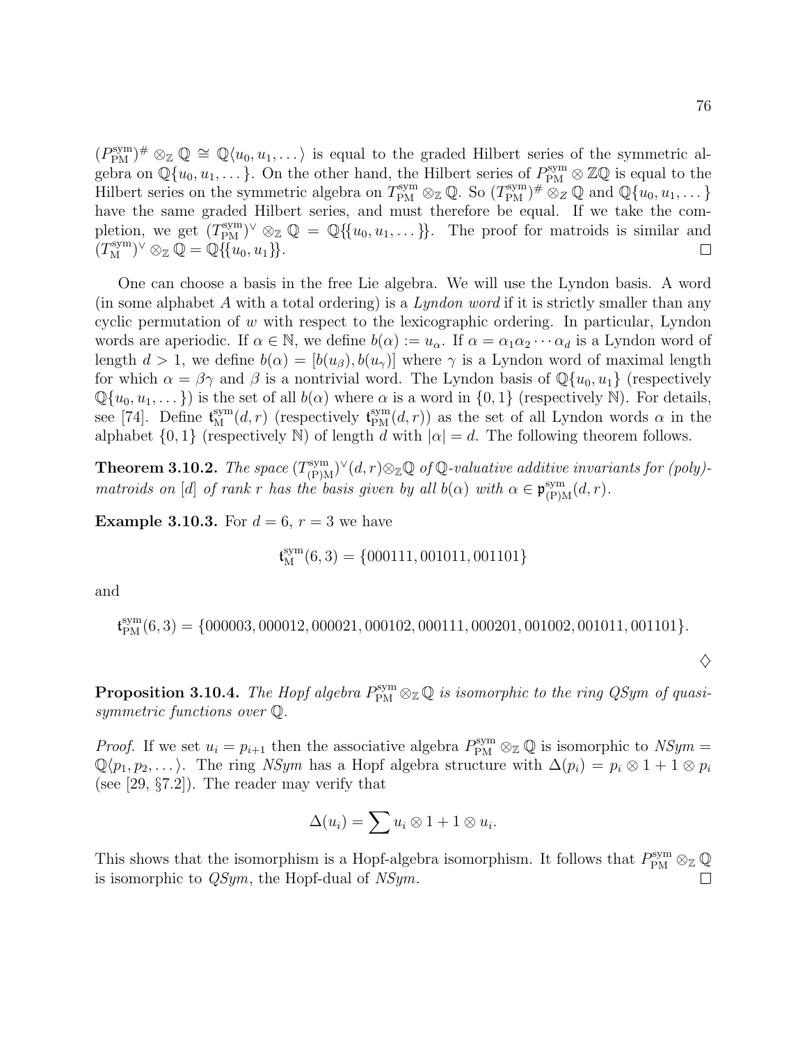$(P^{\mathrm{sym}}_{\mathrm{PM}})^{\#} \otimes_{\mathbb{Z}} \mathbb{Q} \cong \mathbb{Q}\langle u_0, u_1, \dots\rangle$ is equal to the graded Hilbert series of the symmetric algebra on $\mathbb{Q}\{u_0, u_1, \dots\}$. On the other hand, the Hilbert series of $P^{\mathrm{sym}}_{\mathrm{PM}} \otimes \mathbb{Z}\mathbb{Q}$ is equal to the Hilbert series on the symmetric algebra on $T^{\mathrm{sym}}_{\mathrm{PM}} \otimes_{\mathbb{Z}} \mathbb{Q}$. So $(T^{\mathrm{sym}}_{\mathrm{PM}})^{\#} \otimes_{Z} \mathbb{Q}$ and $\mathbb{Q}\{u_0, u_1, \dots\}$ have the same graded Hilbert series, and must therefore be equal. If we take the completion, we get $(T^{\mathrm{sym}}_{\mathrm{PM}})^{\vee} \otimes_{\mathbb{Z}} \mathbb{Q} = \mathbb{Q}\{\{u_0, u_1, \dots\}\}$. The proof for matroids is similar and $(T^{\mathrm{sym}}_{\mathrm{M}})^{\vee} \otimes_{\mathbb{Z}} \mathbb{Q} = \mathbb{Q}\{\{u_0, u_1\}\}$. □

One can choose a basis in the free Lie algebra. We will use the Lyndon basis. A word (in some alphabet $A$ with a total ordering) is a *Lyndon word* if it is strictly smaller than any cyclic permutation of $w$ with respect to the lexicographic ordering. In particular, Lyndon words are aperiodic. If $\alpha \in \mathbb{N}$, we define $b(\alpha) := u_\alpha$. If $\alpha = \alpha_1\alpha_2\cdots\alpha_d$ is a Lyndon word of length $d > 1$, we define $b(\alpha) = [b(u_\beta), b(u_\gamma)]$ where $\gamma$ is a Lyndon word of maximal length for which $\alpha = \beta\gamma$ and $\beta$ is a nontrivial word. The Lyndon basis of $\mathbb{Q}\{u_0, u_1\}$ (respectively $\mathbb{Q}\{u_0, u_1, \dots\}$) is the set of all $b(\alpha)$ where $\alpha$ is a word in $\{0, 1\}$ (respectively $\mathbb{N}$). For details, see [74]. Define $\mathfrak{t}^{\mathrm{sym}}_{\mathrm{M}}(d, r)$ (respectively $\mathfrak{t}^{\mathrm{sym}}_{\mathrm{PM}}(d, r)$) as the set of all Lyndon words $\alpha$ in the alphabet $\{0, 1\}$ (respectively $\mathbb{N}$) of length $d$ with $|\alpha| = d$. The following theorem follows.

**Theorem 3.10.2.** *The space $(T^{\mathrm{sym}}_{\mathrm{(P)M}})^{\vee}(d, r) \otimes_{\mathbb{Z}} \mathbb{Q}$ of $\mathbb{Q}$-valuative additive invariants for (poly)-matroids on $[d]$ of rank $r$ has the basis given by all $b(\alpha)$ with $\alpha \in \mathfrak{p}^{\mathrm{sym}}_{\mathrm{(P)M}}(d, r)$.*

**Example 3.10.3.** For $d = 6$, $r = 3$ we have

$$\mathfrak{t}^{\mathrm{sym}}_{\mathrm{M}}(6, 3) = \{000111, 001011, 001101\}$$

and

$$\mathfrak{t}^{\mathrm{sym}}_{\mathrm{PM}}(6, 3) = \{000003, 000012, 000021, 000102, 000111, 000201, 001002, 001011, 001101\}.$$

♢

**Proposition 3.10.4.** *The Hopf algebra $P^{\mathrm{sym}}_{\mathrm{PM}} \otimes_{\mathbb{Z}} \mathbb{Q}$ is isomorphic to the ring QSym of quasi-symmetric functions over $\mathbb{Q}$.*

*Proof.* If we set $u_i = p_{i+1}$ then the associative algebra $P^{\mathrm{sym}}_{\mathrm{PM}} \otimes_{\mathbb{Z}} \mathbb{Q}$ is isomorphic to $NSym = \mathbb{Q}\langle p_1, p_2, \dots\rangle$. The ring $NSym$ has a Hopf algebra structure with $\Delta(p_i) = p_i \otimes 1 + 1 \otimes p_i$ (see [29, §7.2]). The reader may verify that

$$\Delta(u_i) = \sum u_i \otimes 1 + 1 \otimes u_i.$$

This shows that the isomorphism is a Hopf-algebra isomorphism. It follows that $P^{\mathrm{sym}}_{\mathrm{PM}} \otimes_{\mathbb{Z}} \mathbb{Q}$ is isomorphic to $QSym$, the Hopf-dual of $NSym$. □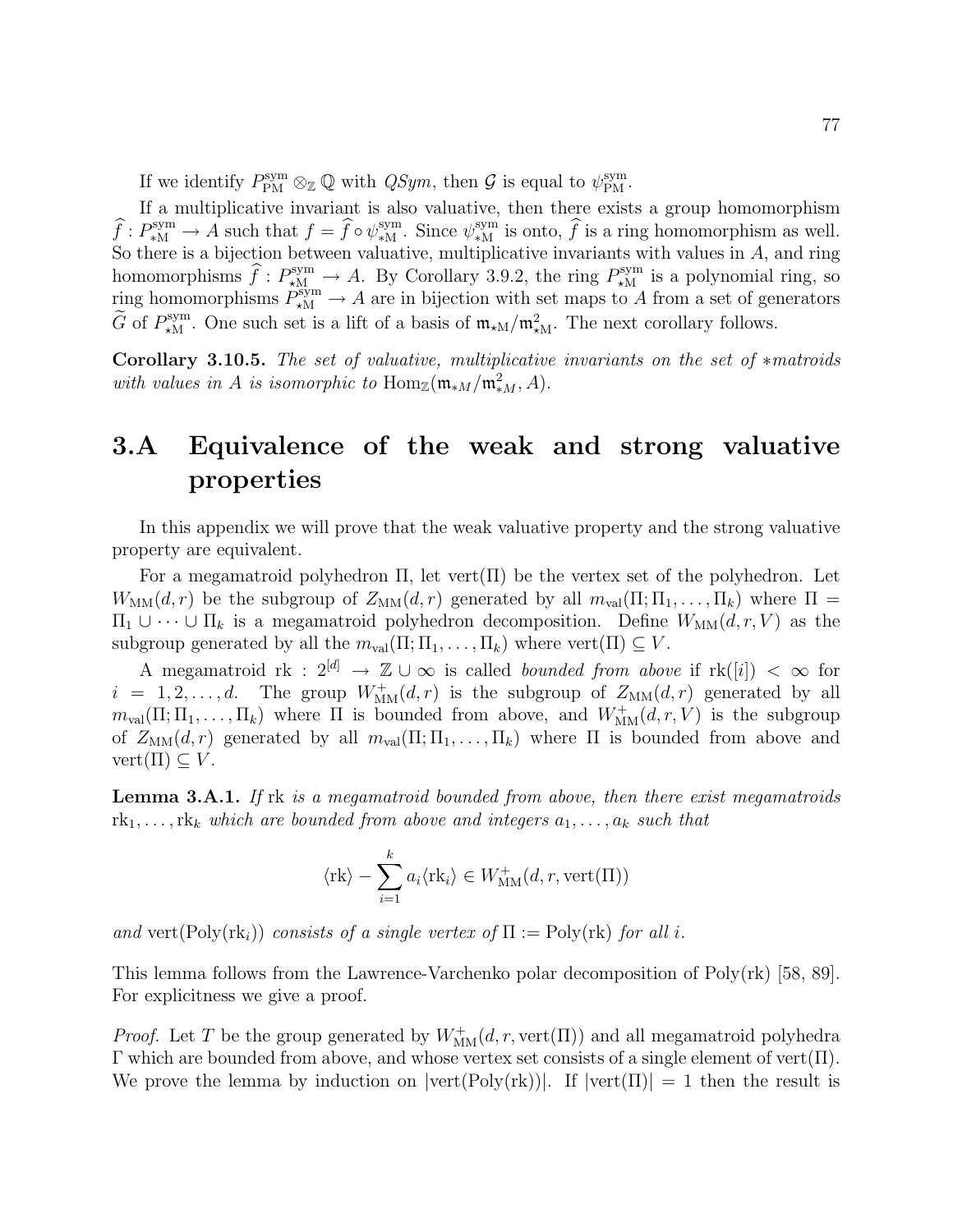If we identify $P^{\rm sym}_{\rm PM} \otimes_{\mathbb{Z}} \mathbb{Q}$ with $QSym$, then $\mathcal{G}$ is equal to $\psi^{\rm sym}_{\rm PM}$.

If a multiplicative invariant is also valuative, then there exists a group homomorphism $\widehat{f} : P^{\rm sym}_{*\rm M} \to A$ such that $f = \widehat{f} \circ \psi^{\rm sym}_{*\rm M}$. Since $\psi^{\rm sym}_{*\rm M}$ is onto, $\widehat{f}$ is a ring homomorphism as well. So there is a bijection between valuative, multiplicative invariants with values in $A$, and ring homomorphisms $\widehat{f} : P^{\rm sym}_{\star\rm M} \to A$. By Corollary 3.9.2, the ring $P^{\rm sym}_{\star\rm M}$ is a polynomial ring, so ring homomorphisms $P^{\rm sym}_{\star\rm M} \to A$ are in bijection with set maps to $A$ from a set of generators $\widetilde{G}$ of $P^{\rm sym}_{\star\rm M}$. One such set is a lift of a basis of $\mathfrak{m}_{\star\rm M}/\mathfrak{m}^2_{\star\rm M}$. The next corollary follows.

**Corollary 3.10.5.** *The set of valuative, multiplicative invariants on the set of $*$matroids with values in $A$ is isomorphic to $\mathrm{Hom}_{\mathbb{Z}}(\mathfrak{m}_{*M}/\mathfrak{m}^2_{*M}, A)$.*

# 3.A Equivalence of the weak and strong valuative properties

In this appendix we will prove that the weak valuative property and the strong valuative property are equivalent.

For a megamatroid polyhedron $\Pi$, let $\mathrm{vert}(\Pi)$ be the vertex set of the polyhedron. Let $W_{\rm MM}(d, r)$ be the subgroup of $Z_{\rm MM}(d, r)$ generated by all $m_{\rm val}(\Pi; \Pi_1, \ldots, \Pi_k)$ where $\Pi = \Pi_1 \cup \cdots \cup \Pi_k$ is a megamatroid polyhedron decomposition. Define $W_{\rm MM}(d, r, V)$ as the subgroup generated by all the $m_{\rm val}(\Pi; \Pi_1, \ldots, \Pi_k)$ where $\mathrm{vert}(\Pi) \subseteq V$.

A megamatroid $\mathrm{rk} : 2^{[d]} \to \mathbb{Z} \cup \infty$ is called *bounded from above* if $\mathrm{rk}([i]) < \infty$ for $i = 1, 2, \ldots, d$. The group $W^+_{\rm MM}(d, r)$ is the subgroup of $Z_{\rm MM}(d, r)$ generated by all $m_{\rm val}(\Pi; \Pi_1, \ldots, \Pi_k)$ where $\Pi$ is bounded from above, and $W^+_{\rm MM}(d, r, V)$ is the subgroup of $Z_{\rm MM}(d, r)$ generated by all $m_{\rm val}(\Pi; \Pi_1, \ldots, \Pi_k)$ where $\Pi$ is bounded from above and $\mathrm{vert}(\Pi) \subseteq V$.

**Lemma 3.A.1.** *If* $\mathrm{rk}$ *is a megamatroid bounded from above, then there exist megamatroids* $\mathrm{rk}_1, \ldots, \mathrm{rk}_k$ *which are bounded from above and integers* $a_1, \ldots, a_k$ *such that*

$$\langle \mathrm{rk} \rangle - \sum_{i=1}^{k} a_i \langle \mathrm{rk}_i \rangle \in W^+_{\rm MM}(d, r, \mathrm{vert}(\Pi))$$

*and* $\mathrm{vert}(\mathrm{Poly}(\mathrm{rk}_i))$ *consists of a single vertex of* $\Pi := \mathrm{Poly}(\mathrm{rk})$ *for all* $i$.

This lemma follows from the Lawrence-Varchenko polar decomposition of $\mathrm{Poly}(\mathrm{rk})$ [58, 89]. For explicitness we give a proof.

*Proof.* Let $T$ be the group generated by $W^+_{\rm MM}(d, r, \mathrm{vert}(\Pi))$ and all megamatroid polyhedra $\Gamma$ which are bounded from above, and whose vertex set consists of a single element of $\mathrm{vert}(\Pi)$. We prove the lemma by induction on $|\mathrm{vert}(\mathrm{Poly}(\mathrm{rk}))|$. If $|\mathrm{vert}(\Pi)| = 1$ then the result is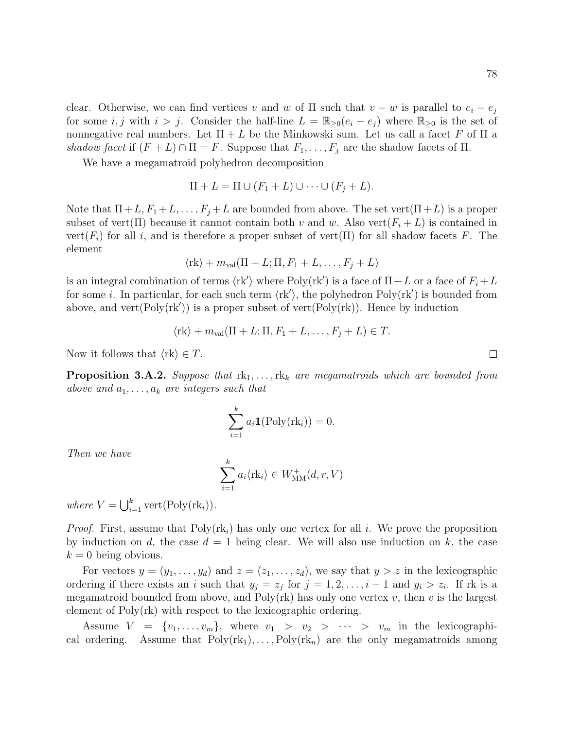clear. Otherwise, we can find vertices $v$ and $w$ of $\Pi$ such that $v - w$ is parallel to $e_i - e_j$ for some $i, j$ with $i > j$. Consider the half-line $L = \mathbb{R}_{\geq 0}(e_i - e_j)$ where $\mathbb{R}_{\geq 0}$ is the set of nonnegative real numbers. Let $\Pi + L$ be the Minkowski sum. Let us call a facet $F$ of $\Pi$ a *shadow facet* if $(F + L) \cap \Pi = F$. Suppose that $F_1, \dots, F_j$ are the shadow facets of $\Pi$.

We have a megamatroid polyhedron decomposition

$$\Pi + L = \Pi \cup (F_1 + L) \cup \cdots \cup (F_j + L).$$

Note that $\Pi + L, F_1 + L, \dots, F_j + L$ are bounded from above. The set $\mathrm{vert}(\Pi + L)$ is a proper subset of $\mathrm{vert}(\Pi)$ because it cannot contain both $v$ and $w$. Also $\mathrm{vert}(F_i + L)$ is contained in $\mathrm{vert}(F_i)$ for all $i$, and is therefore a proper subset of $\mathrm{vert}(\Pi)$ for all shadow facets $F$. The element

$$\langle \mathrm{rk} \rangle + m_{\mathrm{val}}(\Pi + L; \Pi, F_1 + L, \dots, F_j + L)$$

is an integral combination of terms $\langle \mathrm{rk}' \rangle$ where $\mathrm{Poly}(\mathrm{rk}')$ is a face of $\Pi + L$ or a face of $F_i + L$ for some $i$. In particular, for each such term $\langle \mathrm{rk}' \rangle$, the polyhedron $\mathrm{Poly}(\mathrm{rk}')$ is bounded from above, and $\mathrm{vert}(\mathrm{Poly}(\mathrm{rk}'))$ is a proper subset of $\mathrm{vert}(\mathrm{Poly}(\mathrm{rk}))$. Hence by induction

$$\langle \mathrm{rk} \rangle + m_{\mathrm{val}}(\Pi + L; \Pi, F_1 + L, \dots, F_j + L) \in T.$$

Now it follows that $\langle \mathrm{rk} \rangle \in T$. □

**Proposition 3.A.2.** *Suppose that $\mathrm{rk}_1, \dots, \mathrm{rk}_k$ are megamatroids which are bounded from above and $a_1, \dots, a_k$ are integers such that*

$$\sum_{i=1}^{k} a_i \mathbf{1}(\mathrm{Poly}(\mathrm{rk}_i)) = 0.$$

*Then we have*

$$\sum_{i=1}^{k} a_i \langle \mathrm{rk}_i \rangle \in W^{+}_{\mathrm{MM}}(d, r, V)$$

*where $V = \bigcup_{i=1}^{k} \mathrm{vert}(\mathrm{Poly}(\mathrm{rk}_i))$.*

*Proof.* First, assume that $\mathrm{Poly}(\mathrm{rk}_i)$ has only one vertex for all $i$. We prove the proposition by induction on $d$, the case $d = 1$ being clear. We will also use induction on $k$, the case $k = 0$ being obvious.

For vectors $y = (y_1, \dots, y_d)$ and $z = (z_1, \dots, z_d)$, we say that $y > z$ in the lexicographic ordering if there exists an $i$ such that $y_j = z_j$ for $j = 1, 2, \dots, i-1$ and $y_i > z_i$. If rk is a megamatroid bounded from above, and $\mathrm{Poly}(\mathrm{rk})$ has only one vertex $v$, then $v$ is the largest element of $\mathrm{Poly}(\mathrm{rk})$ with respect to the lexicographic ordering.

Assume $V = \{v_1, \dots, v_m\}$, where $v_1 > v_2 > \cdots > v_m$ in the lexicographical ordering. Assume that $\mathrm{Poly}(\mathrm{rk}_1), \dots, \mathrm{Poly}(\mathrm{rk}_n)$ are the only megamatroids among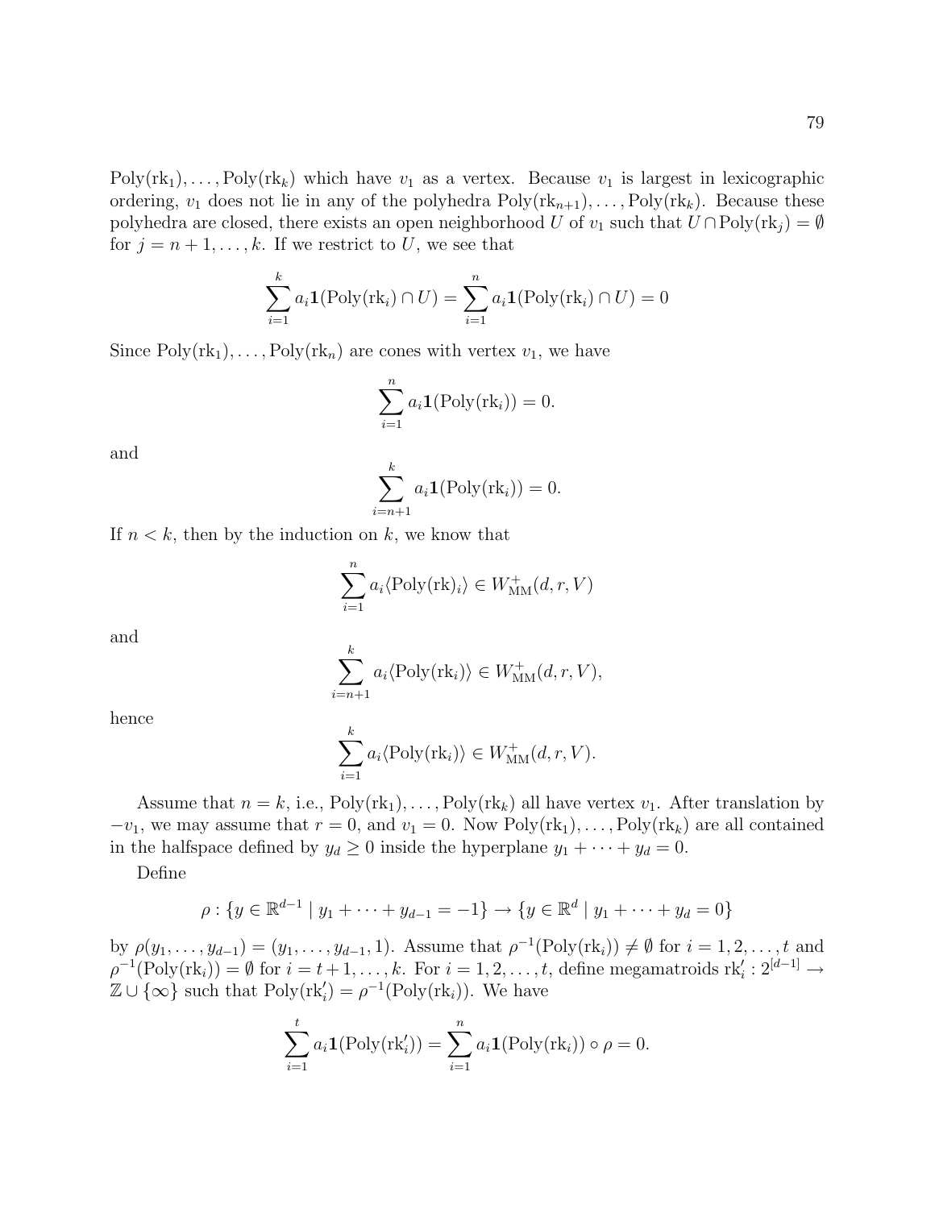$\mathrm{Poly}(\mathrm{rk}_1), \ldots, \mathrm{Poly}(\mathrm{rk}_k)$ which have $v_1$ as a vertex. Because $v_1$ is largest in lexicographic ordering, $v_1$ does not lie in any of the polyhedra $\mathrm{Poly}(\mathrm{rk}_{n+1}), \ldots, \mathrm{Poly}(\mathrm{rk}_k)$. Because these polyhedra are closed, there exists an open neighborhood $U$ of $v_1$ such that $U \cap \mathrm{Poly}(\mathrm{rk}_j) = \emptyset$ for $j = n+1, \ldots, k$. If we restrict to $U$, we see that

$$\sum_{i=1}^{k} a_i \mathbf{1}(\mathrm{Poly}(\mathrm{rk}_i) \cap U) = \sum_{i=1}^{n} a_i \mathbf{1}(\mathrm{Poly}(\mathrm{rk}_i) \cap U) = 0$$

Since $\mathrm{Poly}(\mathrm{rk}_1), \ldots, \mathrm{Poly}(\mathrm{rk}_n)$ are cones with vertex $v_1$, we have

$$\sum_{i=1}^{n} a_i \mathbf{1}(\mathrm{Poly}(\mathrm{rk}_i)) = 0.$$

and

$$\sum_{i=n+1}^{k} a_i \mathbf{1}(\mathrm{Poly}(\mathrm{rk}_i)) = 0.$$

If $n < k$, then by the induction on $k$, we know that

$$\sum_{i=1}^{n} a_i \langle \mathrm{Poly}(\mathrm{rk})_i \rangle \in W^+_{\mathrm{MM}}(d, r, V)$$

and

$$\sum_{i=n+1}^{k} a_i \langle \mathrm{Poly}(\mathrm{rk}_i) \rangle \in W^+_{\mathrm{MM}}(d, r, V),$$

hence

$$\sum_{i=1}^{k} a_i \langle \mathrm{Poly}(\mathrm{rk}_i) \rangle \in W^+_{\mathrm{MM}}(d, r, V).$$

Assume that $n = k$, i.e., $\mathrm{Poly}(\mathrm{rk}_1), \ldots, \mathrm{Poly}(\mathrm{rk}_k)$ all have vertex $v_1$. After translation by $-v_1$, we may assume that $r = 0$, and $v_1 = 0$. Now $\mathrm{Poly}(\mathrm{rk}_1), \ldots, \mathrm{Poly}(\mathrm{rk}_k)$ are all contained in the halfspace defined by $y_d \geq 0$ inside the hyperplane $y_1 + \cdots + y_d = 0$.

Define

$$\rho : \{y \in \mathbb{R}^{d-1} \mid y_1 + \cdots + y_{d-1} = -1\} \to \{y \in \mathbb{R}^d \mid y_1 + \cdots + y_d = 0\}$$

by $\rho(y_1, \ldots, y_{d-1}) = (y_1, \ldots, y_{d-1}, 1)$. Assume that $\rho^{-1}(\mathrm{Poly}(\mathrm{rk}_i)) \neq \emptyset$ for $i = 1, 2, \ldots, t$ and $\rho^{-1}(\mathrm{Poly}(\mathrm{rk}_i)) = \emptyset$ for $i = t+1, \ldots, k$. For $i = 1, 2, \ldots, t$, define megamatroids $\mathrm{rk}'_i : 2^{[d-1]} \to \mathbb{Z} \cup \{\infty\}$ such that $\mathrm{Poly}(\mathrm{rk}'_i) = \rho^{-1}(\mathrm{Poly}(\mathrm{rk}_i))$. We have

$$\sum_{i=1}^{t} a_i \mathbf{1}(\mathrm{Poly}(\mathrm{rk}'_i)) = \sum_{i=1}^{n} a_i \mathbf{1}(\mathrm{Poly}(\mathrm{rk}_i)) \circ \rho = 0.$$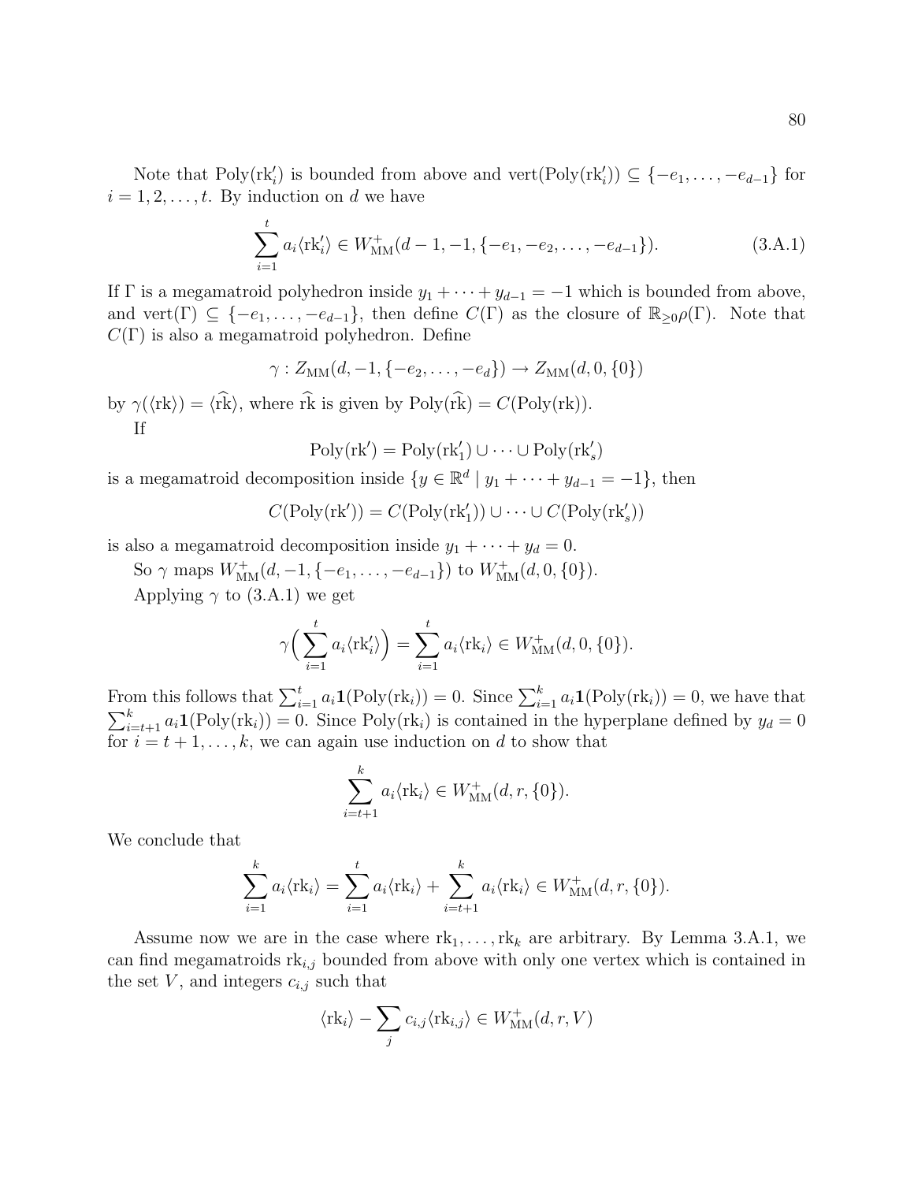Note that $\mathrm{Poly}(\mathrm{rk}'_i)$ is bounded from above and $\mathrm{vert}(\mathrm{Poly}(\mathrm{rk}'_i)) \subseteq \{-e_1, \ldots, -e_{d-1}\}$ for $i = 1, 2, \ldots, t$. By induction on $d$ we have

$$\sum_{i=1}^{t} a_i \langle \mathrm{rk}'_i \rangle \in W^+_{\mathrm{MM}}(d-1, -1, \{-e_1, -e_2, \ldots, -e_{d-1}\}). \tag{3.A.1}$$

If $\Gamma$ is a megamatroid polyhedron inside $y_1 + \cdots + y_{d-1} = -1$ which is bounded from above, and $\mathrm{vert}(\Gamma) \subseteq \{-e_1, \ldots, -e_{d-1}\}$, then define $C(\Gamma)$ as the closure of $\mathbb{R}_{\geq 0}\rho(\Gamma)$. Note that $C(\Gamma)$ is also a megamatroid polyhedron. Define

$$\gamma : Z_{\mathrm{MM}}(d, -1, \{-e_2, \ldots, -e_d\}) \to Z_{\mathrm{MM}}(d, 0, \{0\})$$

by $\gamma(\langle \mathrm{rk} \rangle) = \langle \widehat{\mathrm{rk}} \rangle$, where $\widehat{\mathrm{rk}}$ is given by $\mathrm{Poly}(\widehat{\mathrm{rk}}) = C(\mathrm{Poly}(\mathrm{rk}))$.

If

$$\mathrm{Poly}(\mathrm{rk}') = \mathrm{Poly}(\mathrm{rk}'_1) \cup \cdots \cup \mathrm{Poly}(\mathrm{rk}'_s)$$

is a megamatroid decomposition inside $\{y \in \mathbb{R}^d \mid y_1 + \cdots + y_{d-1} = -1\}$, then

$$C(\mathrm{Poly}(\mathrm{rk}')) = C(\mathrm{Poly}(\mathrm{rk}'_1)) \cup \cdots \cup C(\mathrm{Poly}(\mathrm{rk}'_s))$$

is also a megamatroid decomposition inside $y_1 + \cdots + y_d = 0$.

So $\gamma$ maps $W^+_{\mathrm{MM}}(d, -1, \{-e_1, \ldots, -e_{d-1}\})$ to $W^+_{\mathrm{MM}}(d, 0, \{0\})$.

Applying $\gamma$ to (3.A.1) we get

$$\gamma\Big(\sum_{i=1}^{t} a_i \langle \mathrm{rk}'_i \rangle\Big) = \sum_{i=1}^{t} a_i \langle \mathrm{rk}_i \rangle \in W^+_{\mathrm{MM}}(d, 0, \{0\}).$$

From this follows that $\sum_{i=1}^{t} a_i \mathbf{1}(\mathrm{Poly}(\mathrm{rk}_i)) = 0$. Since $\sum_{i=1}^{k} a_i \mathbf{1}(\mathrm{Poly}(\mathrm{rk}_i)) = 0$, we have that $\sum_{i=t+1}^{k} a_i \mathbf{1}(\mathrm{Poly}(\mathrm{rk}_i)) = 0$. Since $\mathrm{Poly}(\mathrm{rk}_i)$ is contained in the hyperplane defined by $y_d = 0$ for $i = t+1, \ldots, k$, we can again use induction on $d$ to show that

$$\sum_{i=t+1}^{k} a_i \langle \mathrm{rk}_i \rangle \in W^+_{\mathrm{MM}}(d, r, \{0\}).$$

We conclude that

$$\sum_{i=1}^{k} a_i \langle \mathrm{rk}_i \rangle = \sum_{i=1}^{t} a_i \langle \mathrm{rk}_i \rangle + \sum_{i=t+1}^{k} a_i \langle \mathrm{rk}_i \rangle \in W^+_{\mathrm{MM}}(d, r, \{0\}).$$

Assume now we are in the case where $\mathrm{rk}_1, \ldots, \mathrm{rk}_k$ are arbitrary. By Lemma 3.A.1, we can find megamatroids $\mathrm{rk}_{i,j}$ bounded from above with only one vertex which is contained in the set $V$, and integers $c_{i,j}$ such that

$$\langle \mathrm{rk}_i \rangle - \sum_j c_{i,j} \langle \mathrm{rk}_{i,j} \rangle \in W^+_{\mathrm{MM}}(d, r, V)$$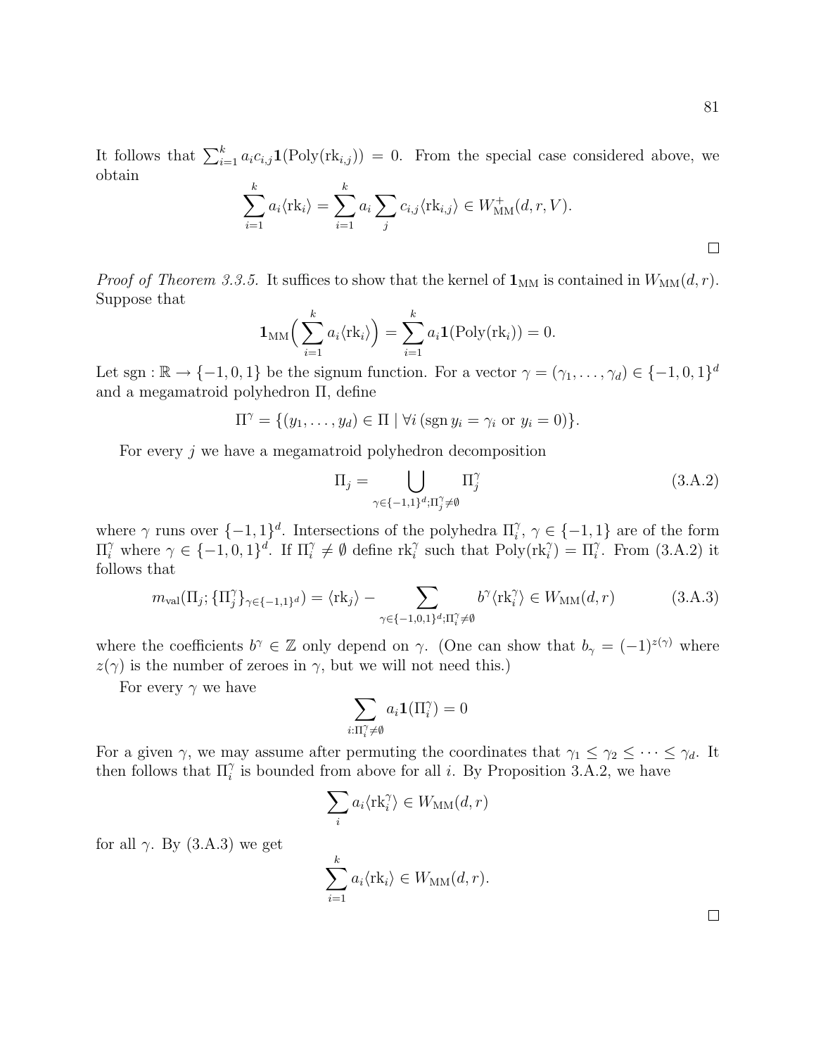It follows that $\sum_{i=1}^{k} a_i c_{i,j} \mathbf{1}(\mathrm{Poly}(\mathrm{rk}_{i,j})) = 0$. From the special case considered above, we obtain

$$\sum_{i=1}^{k} a_i \langle \mathrm{rk}_i \rangle = \sum_{i=1}^{k} a_i \sum_j c_{i,j} \langle \mathrm{rk}_{i,j} \rangle \in W^{+}_{\mathrm{MM}}(d, r, V).$$

$\square$

*Proof of Theorem 3.3.5.* It suffices to show that the kernel of $\mathbf{1}_{\mathrm{MM}}$ is contained in $W_{\mathrm{MM}}(d, r)$. Suppose that

$$\mathbf{1}_{\mathrm{MM}}\Big( \sum_{i=1}^{k} a_i \langle \mathrm{rk}_i \rangle \Big) = \sum_{i=1}^{k} a_i \mathbf{1}(\mathrm{Poly}(\mathrm{rk}_i)) = 0.$$

Let $\mathrm{sgn} : \mathbb{R} \to \{-1, 0, 1\}$ be the signum function. For a vector $\gamma = (\gamma_1, \ldots, \gamma_d) \in \{-1, 0, 1\}^d$ and a megamatroid polyhedron $\Pi$, define

$$\Pi^{\gamma} = \{(y_1, \ldots, y_d) \in \Pi \mid \forall i \,(\mathrm{sgn}\, y_i = \gamma_i \text{ or } y_i = 0)\}.$$

For every $j$ we have a megamatroid polyhedron decomposition

$$\Pi_j = \bigcup_{\gamma \in \{-1,1\}^d; \Pi_j^{\gamma} \neq \emptyset} \Pi_j^{\gamma} \tag{3.A.2}$$

where $\gamma$ runs over $\{-1, 1\}^d$. Intersections of the polyhedra $\Pi_i^{\gamma}$, $\gamma \in \{-1, 1\}$ are of the form $\Pi_i^{\gamma}$ where $\gamma \in \{-1, 0, 1\}^d$. If $\Pi_i^{\gamma} \neq \emptyset$ define $\mathrm{rk}_i^{\gamma}$ such that $\mathrm{Poly}(\mathrm{rk}_i^{\gamma}) = \Pi_i^{\gamma}$. From (3.A.2) it follows that

$$m_{\mathrm{val}}(\Pi_j; \{\Pi_j^{\gamma}\}_{\gamma \in \{-1,1\}^d}) = \langle \mathrm{rk}_j \rangle - \sum_{\gamma \in \{-1,0,1\}^d; \Pi_i^{\gamma} \neq \emptyset} b^{\gamma} \langle \mathrm{rk}_i^{\gamma} \rangle \in W_{\mathrm{MM}}(d, r) \tag{3.A.3}$$

where the coefficients $b^{\gamma} \in \mathbb{Z}$ only depend on $\gamma$. (One can show that $b_{\gamma} = (-1)^{z(\gamma)}$ where $z(\gamma)$ is the number of zeroes in $\gamma$, but we will not need this.)

For every $\gamma$ we have

$$\sum_{i : \Pi_i^{\gamma} \neq \emptyset} a_i \mathbf{1}(\Pi_i^{\gamma}) = 0$$

For a given $\gamma$, we may assume after permuting the coordinates that $\gamma_1 \leq \gamma_2 \leq \cdots \leq \gamma_d$. It then follows that $\Pi_i^{\gamma}$ is bounded from above for all $i$. By Proposition 3.A.2, we have

$$\sum_i a_i \langle \mathrm{rk}_i^{\gamma} \rangle \in W_{\mathrm{MM}}(d, r)$$

for all $\gamma$. By (3.A.3) we get

$$\sum_{i=1}^{k} a_i \langle \mathrm{rk}_i \rangle \in W_{\mathrm{MM}}(d, r).$$

$\square$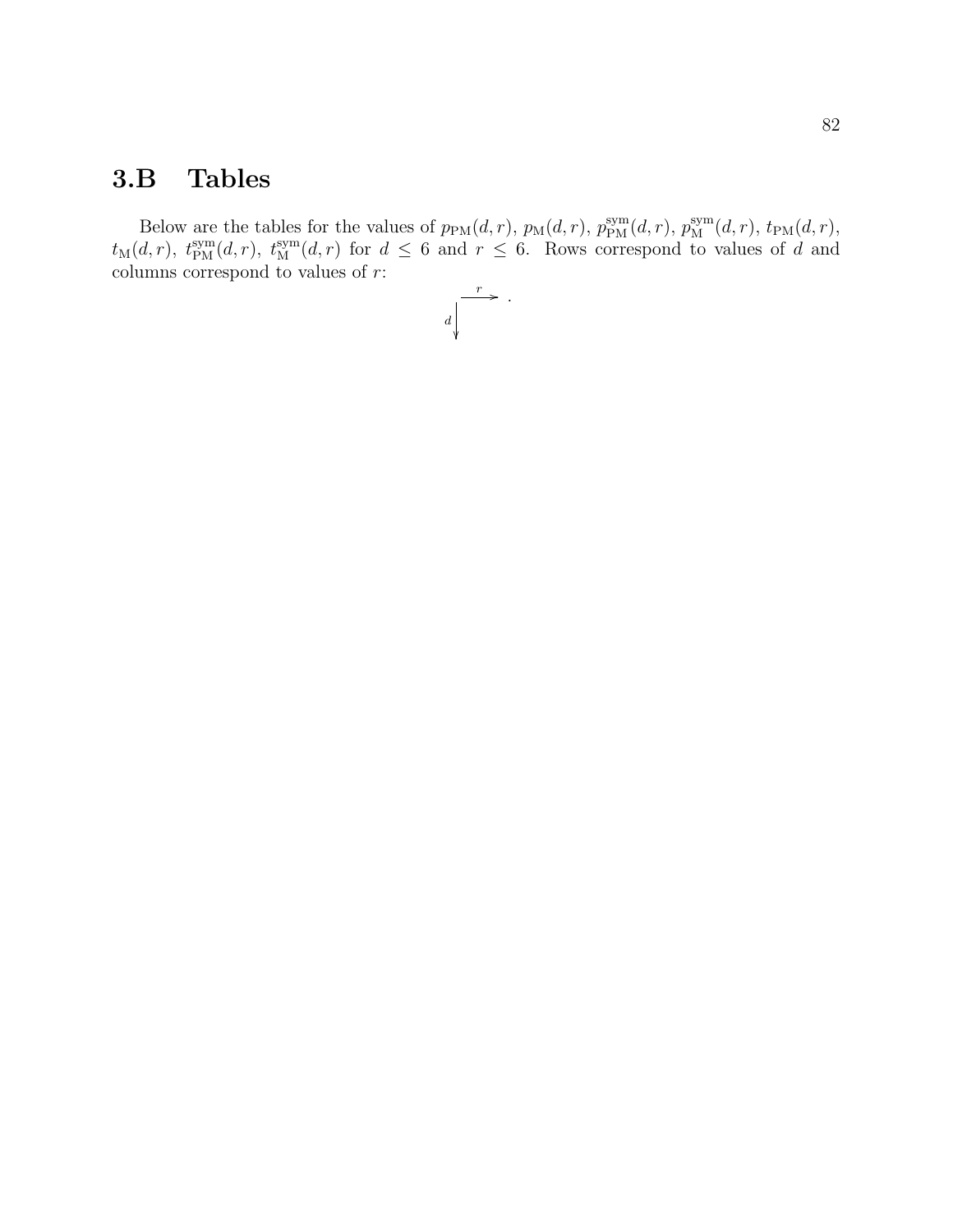## 3.B Tables

Below are the tables for the values of $p_{\mathrm{PM}}(d,r)$, $p_{\mathrm{M}}(d,r)$, $p^{\mathrm{sym}}_{\mathrm{PM}}(d,r)$, $p^{\mathrm{sym}}_{\mathrm{M}}(d,r)$, $t_{\mathrm{PM}}(d,r)$, $t_{\mathrm{M}}(d,r)$, $t^{\mathrm{sym}}_{\mathrm{PM}}(d,r)$, $t^{\mathrm{sym}}_{\mathrm{M}}(d,r)$ for $d \leq 6$ and $r \leq 6$. Rows correspond to values of $d$ and columns correspond to values of $r$:

$$\begin{array}{l} \xrightarrow{\;r\;} \\ d\big\downarrow \end{array} .$$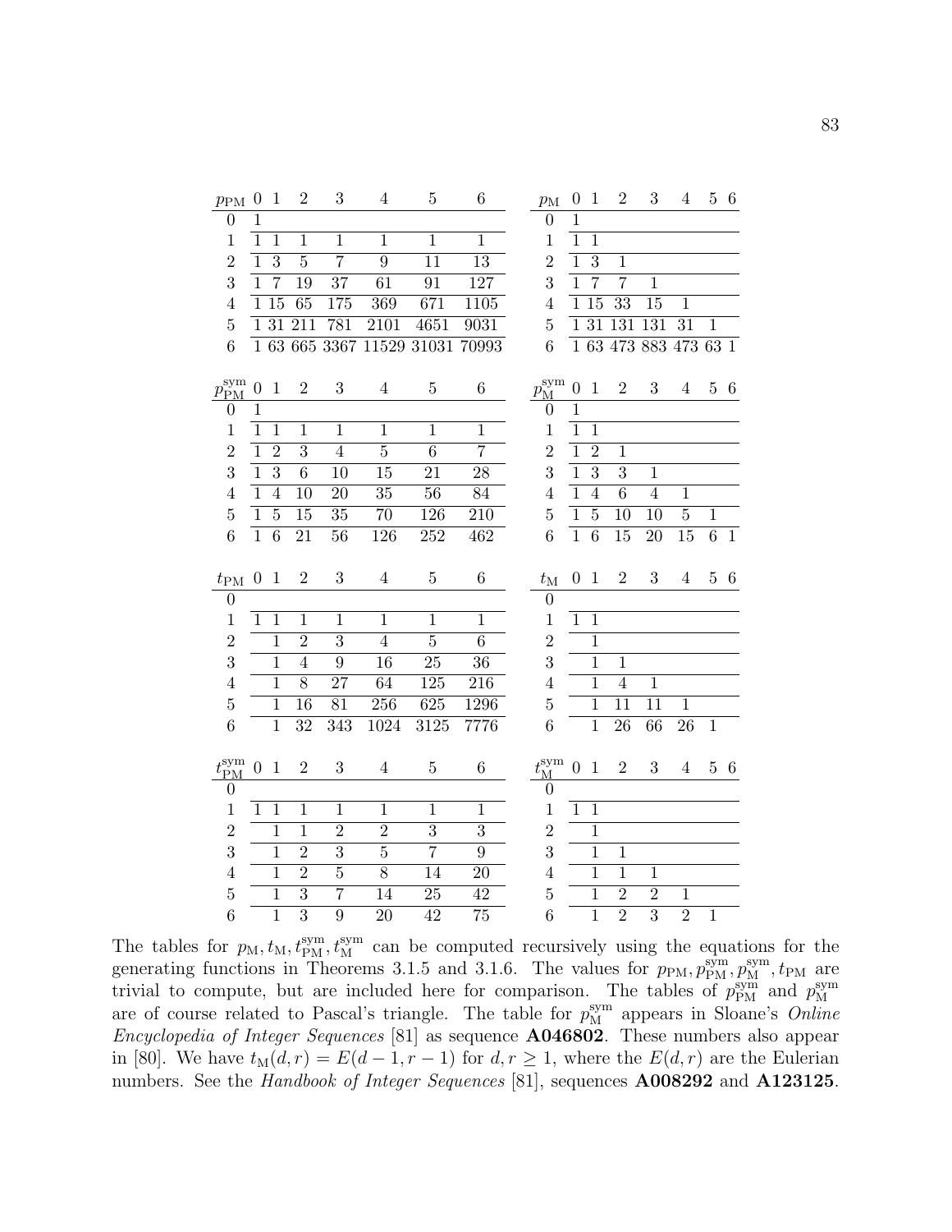| $p_{\mathrm{PM}}$ | 0 | 1 | 2 | 3 | 4 | 5 | 6 |
|---|---|---|---|---|---|---|---|
| 0 | 1 | | | | | | |
| 1 | 1 | 1 | 1 | 1 | 1 | 1 | 1 |
| 2 | 1 | 3 | 5 | 7 | 9 | 11 | 13 |
| 3 | 1 | 7 | 19 | 37 | 61 | 91 | 127 |
| 4 | 1 | 15 | 65 | 175 | 369 | 671 | 1105 |
| 5 | 1 | 31 | 211 | 781 | 2101 | 4651 | 9031 |
| 6 | 1 | 63 | 665 | 3367 | 11529 | 31031 | 70993 |

| $p_{\mathrm{M}}$ | 0 | 1 | 2 | 3 | 4 | 5 | 6 |
|---|---|---|---|---|---|---|---|
| 0 | 1 | | | | | | |
| 1 | 1 | 1 | | | | | |
| 2 | 1 | 3 | 1 | | | | |
| 3 | 1 | 7 | 7 | 1 | | | |
| 4 | 1 | 15 | 33 | 15 | 1 | | |
| 5 | 1 | 31 | 131 | 131 | 31 | 1 | |
| 6 | 1 | 63 | 473 | 883 | 473 | 63 | 1 |

| $p_{\mathrm{PM}}^{\mathrm{sym}}$ | 0 | 1 | 2 | 3 | 4 | 5 | 6 |
|---|---|---|---|---|---|---|---|
| 0 | 1 | | | | | | |
| 1 | 1 | 1 | 1 | 1 | 1 | 1 | 1 |
| 2 | 1 | 2 | 3 | 4 | 5 | 6 | 7 |
| 3 | 1 | 3 | 6 | 10 | 15 | 21 | 28 |
| 4 | 1 | 4 | 10 | 20 | 35 | 56 | 84 |
| 5 | 1 | 5 | 15 | 35 | 70 | 126 | 210 |
| 6 | 1 | 6 | 21 | 56 | 126 | 252 | 462 |

| $p_{\mathrm{M}}^{\mathrm{sym}}$ | 0 | 1 | 2 | 3 | 4 | 5 | 6 |
|---|---|---|---|---|---|---|---|
| 0 | 1 | | | | | | |
| 1 | 1 | 1 | | | | | |
| 2 | 1 | 2 | 1 | | | | |
| 3 | 1 | 3 | 3 | 1 | | | |
| 4 | 1 | 4 | 6 | 4 | 1 | | |
| 5 | 1 | 5 | 10 | 10 | 5 | 1 | |
| 6 | 1 | 6 | 15 | 20 | 15 | 6 | 1 |

| $t_{\mathrm{PM}}$ | 0 | 1 | 2 | 3 | 4 | 5 | 6 |
|---|---|---|---|---|---|---|---|
| 0 | | | | | | | |
| 1 | 1 | 1 | 1 | 1 | 1 | 1 | 1 |
| 2 | | 1 | 2 | 3 | 4 | 5 | 6 |
| 3 | | 1 | 4 | 9 | 16 | 25 | 36 |
| 4 | | 1 | 8 | 27 | 64 | 125 | 216 |
| 5 | | 1 | 16 | 81 | 256 | 625 | 1296 |
| 6 | | 1 | 32 | 343 | 1024 | 3125 | 7776 |

| $t_{\mathrm{M}}$ | 0 | 1 | 2 | 3 | 4 | 5 | 6 |
|---|---|---|---|---|---|---|---|
| 0 | | | | | | | |
| 1 | 1 | 1 | | | | | |
| 2 | | 1 | | | | | |
| 3 | | 1 | 1 | | | | |
| 4 | | 1 | 4 | 1 | | | |
| 5 | | 1 | 11 | 11 | 1 | | |
| 6 | | 1 | 26 | 66 | 26 | 1 | |

| $t_{\mathrm{PM}}^{\mathrm{sym}}$ | 0 | 1 | 2 | 3 | 4 | 5 | 6 |
|---|---|---|---|---|---|---|---|
| 0 | | | | | | | |
| 1 | 1 | 1 | 1 | 1 | 1 | 1 | 1 |
| 2 | | 1 | 1 | 2 | 2 | 3 | 3 |
| 3 | | 1 | 2 | 3 | 5 | 7 | 9 |
| 4 | | 1 | 2 | 5 | 8 | 14 | 20 |
| 5 | | 1 | 3 | 7 | 14 | 25 | 42 |
| 6 | | 1 | 3 | 9 | 20 | 42 | 75 |

| $t_{\mathrm{M}}^{\mathrm{sym}}$ | 0 | 1 | 2 | 3 | 4 | 5 | 6 |
|---|---|---|---|---|---|---|---|
| 0 | | | | | | | |
| 1 | 1 | 1 | | | | | |
| 2 | | 1 | | | | | |
| 3 | | 1 | 1 | | | | |
| 4 | | 1 | 1 | 1 | | | |
| 5 | | 1 | 2 | 2 | 1 | | |
| 6 | | 1 | 2 | 3 | 2 | 1 | |

The tables for $p_{\mathrm{M}}, t_{\mathrm{M}}, t_{\mathrm{PM}}^{\mathrm{sym}}, t_{\mathrm{M}}^{\mathrm{sym}}$ can be computed recursively using the equations for the generating functions in Theorems 3.1.5 and 3.1.6. The values for $p_{\mathrm{PM}}, p_{\mathrm{PM}}^{\mathrm{sym}}, p_{\mathrm{M}}^{\mathrm{sym}}, t_{\mathrm{PM}}$ are trivial to compute, but are included here for comparison. The tables of $p_{\mathrm{PM}}^{\mathrm{sym}}$ and $p_{\mathrm{M}}^{\mathrm{sym}}$ are of course related to Pascal's triangle. The table for $p_{\mathrm{M}}^{\mathrm{sym}}$ appears in Sloane's *Online Encyclopedia of Integer Sequences* [81] as sequence **A046802**. These numbers also appear in [80]. We have $t_{\mathrm{M}}(d, r) = E(d-1, r-1)$ for $d, r \geq 1$, where the $E(d, r)$ are the Eulerian numbers. See the *Handbook of Integer Sequences* [81], sequences **A008292** and **A123125**.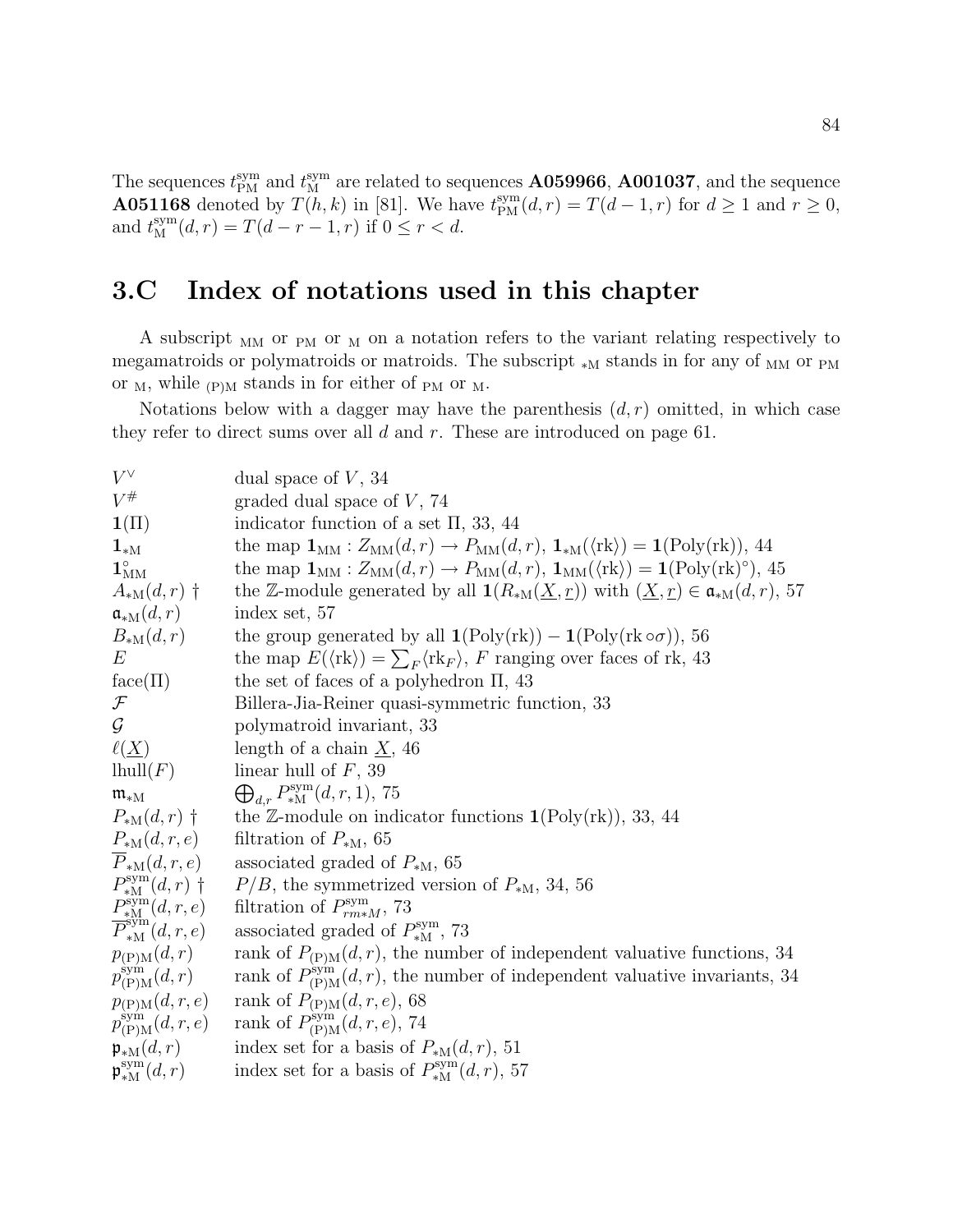The sequences $t_{\mathrm{PM}}^{\mathrm{sym}}$ and $t_{\mathrm{M}}^{\mathrm{sym}}$ are related to sequences **A059966**, **A001037**, and the sequence **A051168** denoted by $T(h,k)$ in [81]. We have $t_{\mathrm{PM}}^{\mathrm{sym}}(d,r) = T(d-1,r)$ for $d \geq 1$ and $r \geq 0$, and $t_{\mathrm{M}}^{\mathrm{sym}}(d,r) = T(d-r-1,r)$ if $0 \leq r < d$.

## 3.C Index of notations used in this chapter

A subscript $_{\mathrm{MM}}$ or $_{\mathrm{PM}}$ or $_{\mathrm{M}}$ on a notation refers to the variant relating respectively to megamatroids or polymatroids or matroids. The subscript $_{*\mathrm{M}}$ stands in for any of $_{\mathrm{MM}}$ or $_{\mathrm{PM}}$ or $_{\mathrm{M}}$, while $_{(\mathrm{P})\mathrm{M}}$ stands in for either of $_{\mathrm{PM}}$ or $_{\mathrm{M}}$.

Notations below with a dagger may have the parenthesis $(d,r)$ omitted, in which case they refer to direct sums over all $d$ and $r$. These are introduced on page 61.

| | |
|---|---|
| $V^\vee$ | dual space of $V$, 34 |
| $V^\#$ | graded dual space of $V$, 74 |
| $\mathbf{1}(\Pi)$ | indicator function of a set $\Pi$, 33, 44 |
| $\mathbf{1}_{*\mathrm{M}}$ | the map $\mathbf{1}_{\mathrm{MM}} : Z_{\mathrm{MM}}(d,r) \to P_{\mathrm{MM}}(d,r)$, $\mathbf{1}_{*\mathrm{M}}(\langle \mathrm{rk} \rangle) = \mathbf{1}(\mathrm{Poly}(\mathrm{rk}))$, 44 |
| $\mathbf{1}_{\mathrm{MM}}^\circ$ | the map $\mathbf{1}_{\mathrm{MM}} : Z_{\mathrm{MM}}(d,r) \to P_{\mathrm{MM}}(d,r)$, $\mathbf{1}_{\mathrm{MM}}(\langle \mathrm{rk} \rangle) = \mathbf{1}(\mathrm{Poly}(\mathrm{rk})^\circ)$, 45 |
| $A_{*\mathrm{M}}(d,r)$ † | the $\mathbb{Z}$-module generated by all $\mathbf{1}(R_{*\mathrm{M}}(\underline{X},\underline{r}))$ with $(\underline{X},\underline{r}) \in \mathfrak{a}_{*\mathrm{M}}(d,r)$, 57 |
| $\mathfrak{a}_{*\mathrm{M}}(d,r)$ | index set, 57 |
| $B_{*\mathrm{M}}(d,r)$ | the group generated by all $\mathbf{1}(\mathrm{Poly}(\mathrm{rk})) - \mathbf{1}(\mathrm{Poly}(\mathrm{rk} \circ \sigma))$, 56 |
| $E$ | the map $E(\langle \mathrm{rk} \rangle) = \sum_F \langle \mathrm{rk}_F \rangle$, $F$ ranging over faces of rk, 43 |
| $\mathrm{face}(\Pi)$ | the set of faces of a polyhedron $\Pi$, 43 |
| $\mathcal{F}$ | Billera-Jia-Reiner quasi-symmetric function, 33 |
| $\mathcal{G}$ | polymatroid invariant, 33 |
| $\ell(\underline{X})$ | length of a chain $\underline{X}$, 46 |
| $\mathrm{lhull}(F)$ | linear hull of $F$, 39 |
| $\mathfrak{m}_{*\mathrm{M}}$ | $\bigoplus_{d,r} P_{*\mathrm{M}}^{\mathrm{sym}}(d,r,1)$, 75 |
| $P_{*\mathrm{M}}(d,r)$ † | the $\mathbb{Z}$-module on indicator functions $\mathbf{1}(\mathrm{Poly}(\mathrm{rk}))$, 33, 44 |
| $\underline{P}_{*\mathrm{M}}(d,r,e)$ | filtration of $P_{*\mathrm{M}}$, 65 |
| $\overline{P}_{*\mathrm{M}}(d,r,e)$ | associated graded of $P_{*\mathrm{M}}$, 65 |
| $P_{*\mathrm{M}}^{\mathrm{sym}}(d,r)$ † | $P/B$, the symmetrized version of $P_{*\mathrm{M}}$, 34, 56 |
| $\underline{P}_{*\mathrm{M}}^{\mathrm{sym}}(d,r,e)$ | filtration of $P_{rm*M}^{\mathrm{sym}}$, 73 |
| $\overline{P}_{*\mathrm{M}}^{\mathrm{sym}}(d,r,e)$ | associated graded of $P_{*\mathrm{M}}^{\mathrm{sym}}$, 73 |
| $p_{(\mathrm{P})\mathrm{M}}(d,r)$ | rank of $P_{(\mathrm{P})\mathrm{M}}(d,r)$, the number of independent valuative functions, 34 |
| $p_{(\mathrm{P})\mathrm{M}}^{\mathrm{sym}}(d,r)$ | rank of $P_{(\mathrm{P})\mathrm{M}}^{\mathrm{sym}}(d,r)$, the number of independent valuative invariants, 34 |
| $p_{(\mathrm{P})\mathrm{M}}(d,r,e)$ | rank of $P_{(\mathrm{P})\mathrm{M}}(d,r,e)$, 68 |
| $p_{(\mathrm{P})\mathrm{M}}^{\mathrm{sym}}(d,r,e)$ | rank of $P_{(\mathrm{P})\mathrm{M}}^{\mathrm{sym}}(d,r,e)$, 74 |
| $\mathfrak{p}_{*\mathrm{M}}(d,r)$ | index set for a basis of $P_{*\mathrm{M}}(d,r)$, 51 |
| $\mathfrak{p}_{*\mathrm{M}}^{\mathrm{sym}}(d,r)$ | index set for a basis of $P_{*\mathrm{M}}^{\mathrm{sym}}(d,r)$, 57 |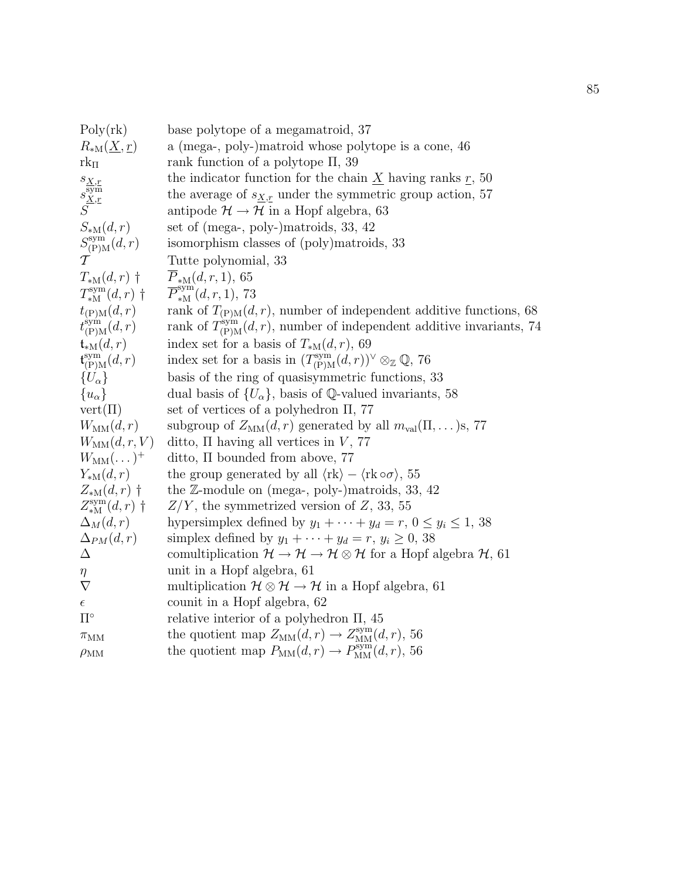| | |
|---|---|
| $\mathrm{Poly}(\mathrm{rk})$ | base polytope of a megamatroid, 37 |
| $R_{*\mathrm{M}}(\underline{X}, \underline{r})$ | a (mega-, poly-)matroid whose polytope is a cone, 46 |
| $\mathrm{rk}_\Pi$ | rank function of a polytope $\Pi$, 39 |
| $s_{\underline{X},\underline{r}}$ | the indicator function for the chain $\underline{X}$ having ranks $\underline{r}$, 50 |
| $s^{\mathrm{sym}}_{\underline{X},\underline{r}}$ | the average of $s_{\underline{X},\underline{r}}$ under the symmetric group action, 57 |
| $S$ | antipode $\mathcal{H} \to \mathcal{H}$ in a Hopf algebra, 63 |
| $S_{*\mathrm{M}}(d, r)$ | set of (mega-, poly-)matroids, 33, 42 |
| $S^{\mathrm{sym}}_{(\mathrm{P})\mathrm{M}}(d, r)$ | isomorphism classes of (poly)matroids, 33 |
| $\mathcal{T}$ | Tutte polynomial, 33 |
| $T_{*\mathrm{M}}(d, r)$ † | $\overline{P}_{*\mathrm{M}}(d, r, 1)$, 65 |
| $T^{\mathrm{sym}}_{*\mathrm{M}}(d, r)$ † | $\overline{P}^{\mathrm{sym}}_{*\mathrm{M}}(d, r, 1)$, 73 |
| $t_{(\mathrm{P})\mathrm{M}}(d, r)$ | rank of $T_{(\mathrm{P})\mathrm{M}}(d, r)$, number of independent additive functions, 68 |
| $t^{\mathrm{sym}}_{(\mathrm{P})\mathrm{M}}(d, r)$ | rank of $T^{\mathrm{sym}}_{(\mathrm{P})\mathrm{M}}(d, r)$, number of independent additive invariants, 74 |
| $\mathsf{t}_{*\mathrm{M}}(d, r)$ | index set for a basis of $T_{*\mathrm{M}}(d, r)$, 69 |
| $\mathsf{t}^{\mathrm{sym}}_{(\mathrm{P})\mathrm{M}}(d, r)$ | index set for a basis in $(T^{\mathrm{sym}}_{(\mathrm{P})\mathrm{M}}(d, r))^\vee \otimes_{\mathbb{Z}} \mathbb{Q}$, 76 |
| $\{U_\alpha\}$ | basis of the ring of quasisymmetric functions, 33 |
| $\{u_\alpha\}$ | dual basis of $\{U_\alpha\}$, basis of $\mathbb{Q}$-valued invariants, 58 |
| $\mathrm{vert}(\Pi)$ | set of vertices of a polyhedron $\Pi$, 77 |
| $W_{\mathrm{MM}}(d, r)$ | subgroup of $Z_{\mathrm{MM}}(d, r)$ generated by all $m_{\mathrm{val}}(\Pi, \dots)$s, 77 |
| $W_{\mathrm{MM}}(d, r, V)$ | ditto, $\Pi$ having all vertices in $V$, 77 |
| $W_{\mathrm{MM}}(\dots)^+$ | ditto, $\Pi$ bounded from above, 77 |
| $Y_{*\mathrm{M}}(d, r)$ | the group generated by all $\langle \mathrm{rk} \rangle - \langle \mathrm{rk} \circ \sigma \rangle$, 55 |
| $Z_{*\mathrm{M}}(d, r)$ † | the $\mathbb{Z}$-module on (mega-, poly-)matroids, 33, 42 |
| $Z^{\mathrm{sym}}_{*\mathrm{M}}(d, r)$ † | $Z/Y$, the symmetrized version of $Z$, 33, 55 |
| $\Delta_M(d, r)$ | hypersimplex defined by $y_1 + \cdots + y_d = r$, $0 \le y_i \le 1$, 38 |
| $\Delta_{PM}(d, r)$ | simplex defined by $y_1 + \cdots + y_d = r$, $y_i \ge 0$, 38 |
| $\Delta$ | comultiplication $\mathcal{H} \to \mathcal{H} \to \mathcal{H} \otimes \mathcal{H}$ for a Hopf algebra $\mathcal{H}$, 61 |
| $\eta$ | unit in a Hopf algebra, 61 |
| $\nabla$ | multiplication $\mathcal{H} \otimes \mathcal{H} \to \mathcal{H}$ in a Hopf algebra, 61 |
| $\epsilon$ | counit in a Hopf algebra, 62 |
| $\Pi^\circ$ | relative interior of a polyhedron $\Pi$, 45 |
| $\pi_{\mathrm{MM}}$ | the quotient map $Z_{\mathrm{MM}}(d, r) \to Z^{\mathrm{sym}}_{\mathrm{MM}}(d, r)$, 56 |
| $\rho_{\mathrm{MM}}$ | the quotient map $P_{\mathrm{MM}}(d, r) \to P^{\mathrm{sym}}_{\mathrm{MM}}(d, r)$, 56 |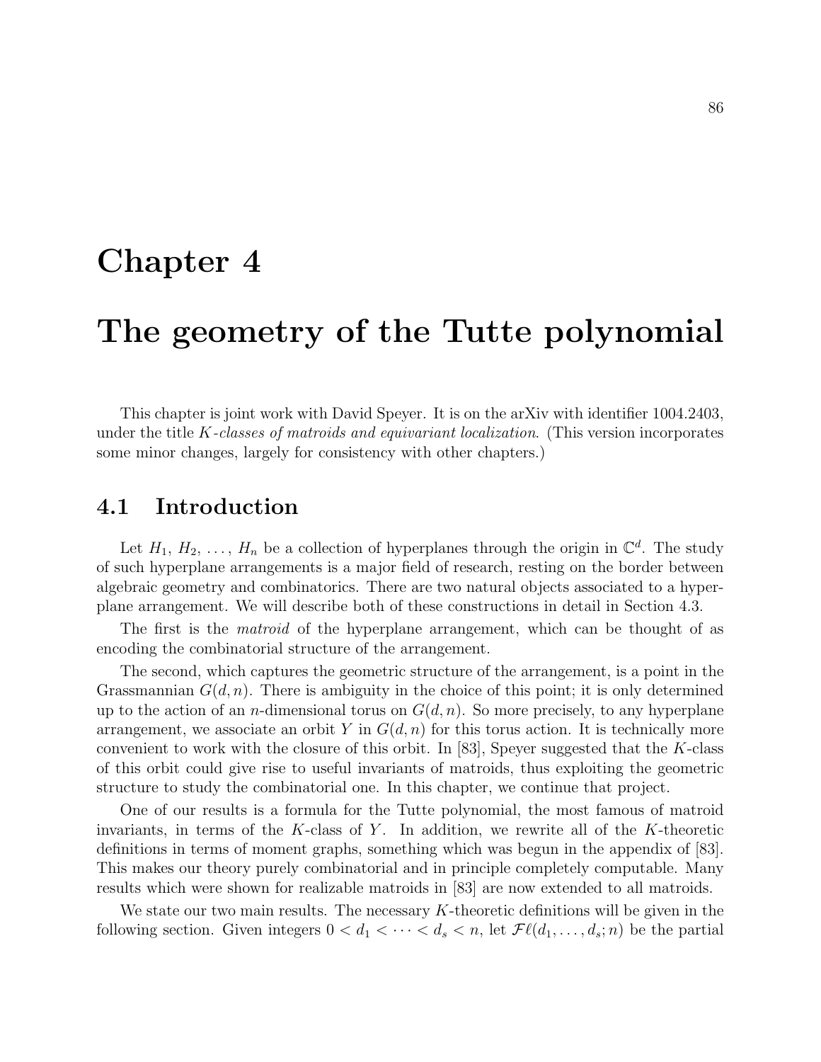# Chapter 4

# The geometry of the Tutte polynomial

This chapter is joint work with David Speyer. It is on the arXiv with identifier 1004.2403, under the title *K-classes of matroids and equivariant localization*. (This version incorporates some minor changes, largely for consistency with other chapters.)

## 4.1 Introduction

Let $H_1$, $H_2$, ..., $H_n$ be a collection of hyperplanes through the origin in $\mathbb{C}^d$. The study of such hyperplane arrangements is a major field of research, resting on the border between algebraic geometry and combinatorics. There are two natural objects associated to a hyperplane arrangement. We will describe both of these constructions in detail in Section 4.3.

The first is the *matroid* of the hyperplane arrangement, which can be thought of as encoding the combinatorial structure of the arrangement.

The second, which captures the geometric structure of the arrangement, is a point in the Grassmannian $G(d, n)$. There is ambiguity in the choice of this point; it is only determined up to the action of an $n$-dimensional torus on $G(d, n)$. So more precisely, to any hyperplane arrangement, we associate an orbit $Y$ in $G(d, n)$ for this torus action. It is technically more convenient to work with the closure of this orbit. In [83], Speyer suggested that the $K$-class of this orbit could give rise to useful invariants of matroids, thus exploiting the geometric structure to study the combinatorial one. In this chapter, we continue that project.

One of our results is a formula for the Tutte polynomial, the most famous of matroid invariants, in terms of the $K$-class of $Y$. In addition, we rewrite all of the $K$-theoretic definitions in terms of moment graphs, something which was begun in the appendix of [83]. This makes our theory purely combinatorial and in principle completely computable. Many results which were shown for realizable matroids in [83] are now extended to all matroids.

We state our two main results. The necessary $K$-theoretic definitions will be given in the following section. Given integers $0 < d_1 < \cdots < d_s < n$, let $\mathcal{F}\ell(d_1, \ldots, d_s; n)$ be the partial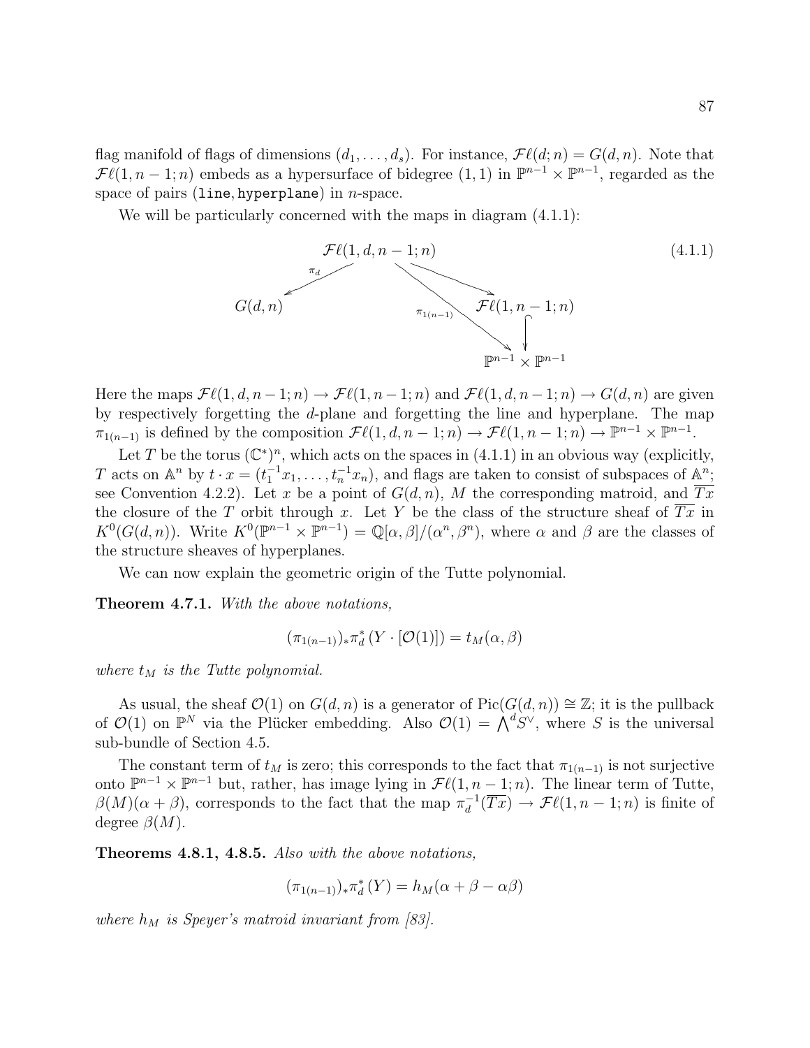flag manifold of flags of dimensions $(d_1, \ldots, d_s)$. For instance, $\mathcal{F}\ell(d; n) = G(d, n)$. Note that $\mathcal{F}\ell(1, n-1; n)$ embeds as a hypersurface of bidegree $(1, 1)$ in $\mathbb{P}^{n-1} \times \mathbb{P}^{n-1}$, regarded as the space of pairs (`line`, `hyperplane`) in $n$-space.

We will be particularly concerned with the maps in diagram (4.1.1):

$$
\begin{array}{ccccc}
 & & \mathcal{F}\ell(1, d, n-1; n) & & \\
 & \swarrow^{\pi_d} & & \searrow & \\
G(d, n) & & \scriptstyle{\pi_{1(n-1)}} & & \mathcal{F}\ell(1, n-1; n) \\
 & & & \searrow & \downarrow \\
 & & & & \mathbb{P}^{n-1} \times \mathbb{P}^{n-1}
\end{array}
\tag{4.1.1}
$$

Here the maps $\mathcal{F}\ell(1, d, n-1; n) \to \mathcal{F}\ell(1, n-1; n)$ and $\mathcal{F}\ell(1, d, n-1; n) \to G(d, n)$ are given by respectively forgetting the $d$-plane and forgetting the line and hyperplane. The map $\pi_{1(n-1)}$ is defined by the composition $\mathcal{F}\ell(1, d, n-1; n) \to \mathcal{F}\ell(1, n-1; n) \to \mathbb{P}^{n-1} \times \mathbb{P}^{n-1}$.

Let $T$ be the torus $(\mathbb{C}^*)^n$, which acts on the spaces in (4.1.1) in an obvious way (explicitly, $T$ acts on $\mathbb{A}^n$ by $t \cdot x = (t_1^{-1}x_1, \ldots, t_n^{-1}x_n)$, and flags are taken to consist of subspaces of $\mathbb{A}^n$; see Convention 4.2.2). Let $x$ be a point of $G(d, n)$, $M$ the corresponding matroid, and $\overline{Tx}$ the closure of the $T$ orbit through $x$. Let $Y$ be the class of the structure sheaf of $\overline{Tx}$ in $K^0(G(d, n))$. Write $K^0(\mathbb{P}^{n-1} \times \mathbb{P}^{n-1}) = \mathbb{Q}[\alpha, \beta]/(\alpha^n, \beta^n)$, where $\alpha$ and $\beta$ are the classes of the structure sheaves of hyperplanes.

We can now explain the geometric origin of the Tutte polynomial.

**Theorem 4.7.1.** *With the above notations,*

$$(\pi_{1(n-1)})_* \pi_d^* \left(Y \cdot [\mathcal{O}(1)]\right) = t_M(\alpha, \beta)$$

*where $t_M$ is the Tutte polynomial.*

As usual, the sheaf $\mathcal{O}(1)$ on $G(d, n)$ is a generator of $\mathrm{Pic}(G(d, n)) \cong \mathbb{Z}$; it is the pullback of $\mathcal{O}(1)$ on $\mathbb{P}^N$ via the Plücker embedding. Also $\mathcal{O}(1) = \bigwedge^d S^\vee$, where $S$ is the universal sub-bundle of Section 4.5.

The constant term of $t_M$ is zero; this corresponds to the fact that $\pi_{1(n-1)}$ is not surjective onto $\mathbb{P}^{n-1} \times \mathbb{P}^{n-1}$ but, rather, has image lying in $\mathcal{F}\ell(1, n-1; n)$. The linear term of Tutte, $\beta(M)(\alpha + \beta)$, corresponds to the fact that the map $\pi_d^{-1}(\overline{Tx}) \to \mathcal{F}\ell(1, n-1; n)$ is finite of degree $\beta(M)$.

**Theorems 4.8.1, 4.8.5.** *Also with the above notations,*

$$(\pi_{1(n-1)})_* \pi_d^* (Y) = h_M(\alpha + \beta - \alpha\beta)$$

*where $h_M$ is Speyer's matroid invariant from [83].*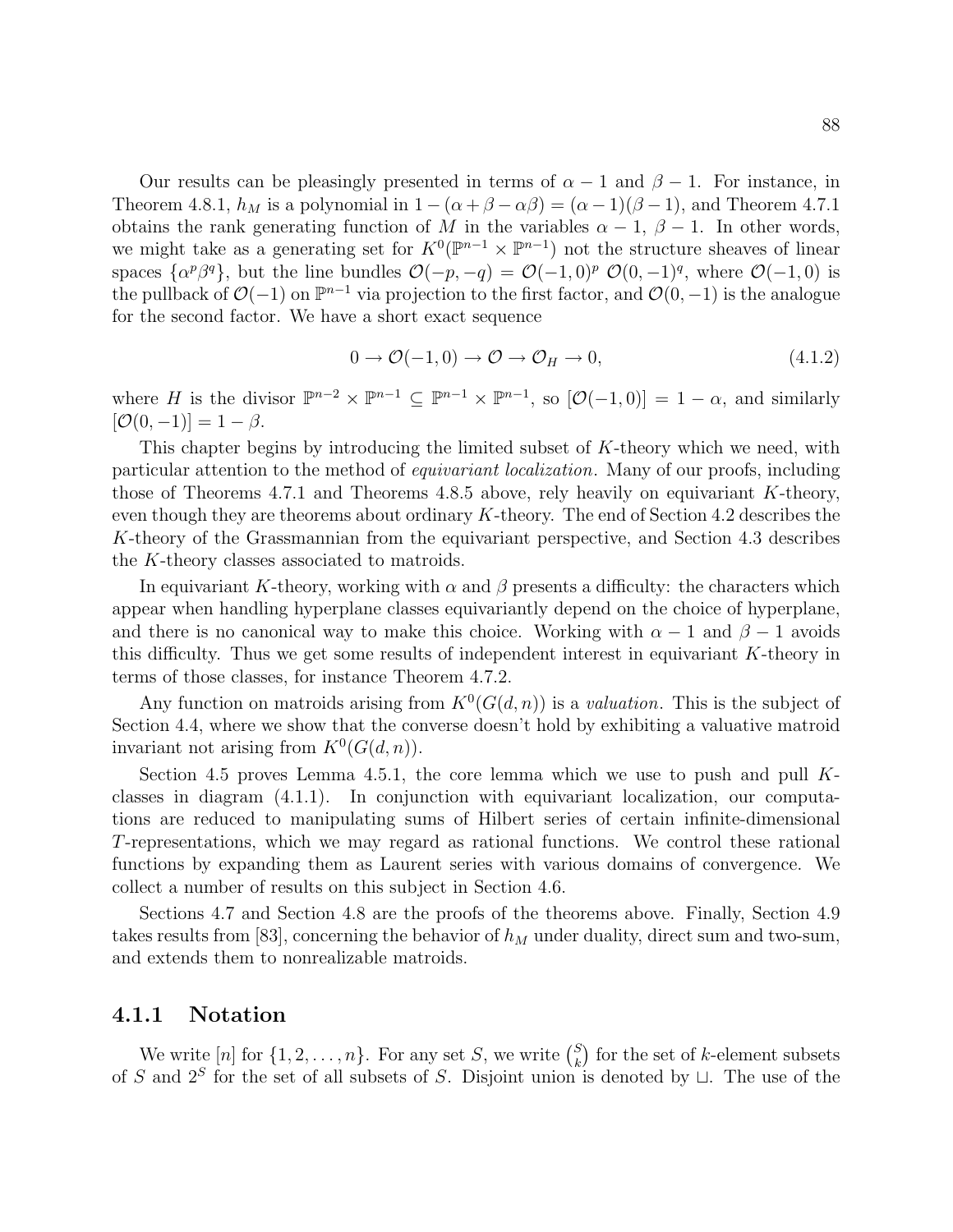Our results can be pleasingly presented in terms of $\alpha - 1$ and $\beta - 1$. For instance, in Theorem 4.8.1, $h_M$ is a polynomial in $1 - (\alpha + \beta - \alpha\beta) = (\alpha - 1)(\beta - 1)$, and Theorem 4.7.1 obtains the rank generating function of $M$ in the variables $\alpha - 1$, $\beta - 1$. In other words, we might take as a generating set for $K^0(\mathbb{P}^{n-1} \times \mathbb{P}^{n-1})$ not the structure sheaves of linear spaces $\{\alpha^p \beta^q\}$, but the line bundles $\mathcal{O}(-p, -q) = \mathcal{O}(-1, 0)^p\ \mathcal{O}(0, -1)^q$, where $\mathcal{O}(-1, 0)$ is the pullback of $\mathcal{O}(-1)$ on $\mathbb{P}^{n-1}$ via projection to the first factor, and $\mathcal{O}(0, -1)$ is the analogue for the second factor. We have a short exact sequence

$$0 \to \mathcal{O}(-1, 0) \to \mathcal{O} \to \mathcal{O}_H \to 0, \tag{4.1.2}$$

where $H$ is the divisor $\mathbb{P}^{n-2} \times \mathbb{P}^{n-1} \subseteq \mathbb{P}^{n-1} \times \mathbb{P}^{n-1}$, so $[\mathcal{O}(-1, 0)] = 1 - \alpha$, and similarly $[\mathcal{O}(0, -1)] = 1 - \beta$.

This chapter begins by introducing the limited subset of $K$-theory which we need, with particular attention to the method of *equivariant localization*. Many of our proofs, including those of Theorems 4.7.1 and Theorems 4.8.5 above, rely heavily on equivariant $K$-theory, even though they are theorems about ordinary $K$-theory. The end of Section 4.2 describes the $K$-theory of the Grassmannian from the equivariant perspective, and Section 4.3 describes the $K$-theory classes associated to matroids.

In equivariant $K$-theory, working with $\alpha$ and $\beta$ presents a difficulty: the characters which appear when handling hyperplane classes equivariantly depend on the choice of hyperplane, and there is no canonical way to make this choice. Working with $\alpha - 1$ and $\beta - 1$ avoids this difficulty. Thus we get some results of independent interest in equivariant $K$-theory in terms of those classes, for instance Theorem 4.7.2.

Any function on matroids arising from $K^0(G(d, n))$ is a *valuation*. This is the subject of Section 4.4, where we show that the converse doesn't hold by exhibiting a valuative matroid invariant not arising from $K^0(G(d, n))$.

Section 4.5 proves Lemma 4.5.1, the core lemma which we use to push and pull $K$-classes in diagram (4.1.1). In conjunction with equivariant localization, our computations are reduced to manipulating sums of Hilbert series of certain infinite-dimensional $T$-representations, which we may regard as rational functions. We control these rational functions by expanding them as Laurent series with various domains of convergence. We collect a number of results on this subject in Section 4.6.

Sections 4.7 and Section 4.8 are the proofs of the theorems above. Finally, Section 4.9 takes results from [83], concerning the behavior of $h_M$ under duality, direct sum and two-sum, and extends them to nonrealizable matroids.

### 4.1.1 Notation

We write $[n]$ for $\{1, 2, \ldots, n\}$. For any set $S$, we write $\binom{S}{k}$ for the set of $k$-element subsets of $S$ and $2^S$ for the set of all subsets of $S$. Disjoint union is denoted by $\sqcup$. The use of the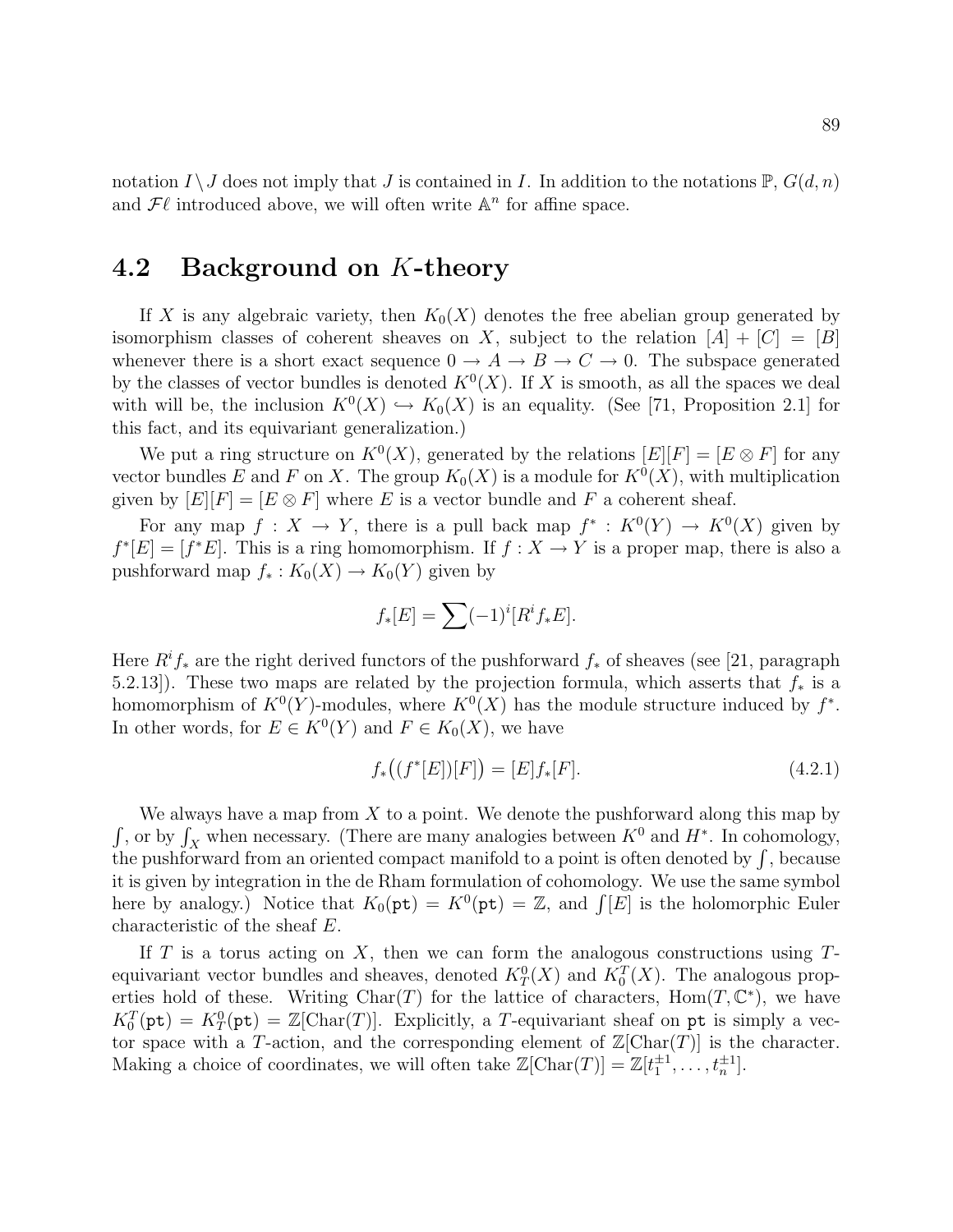notation $I \setminus J$ does not imply that $J$ is contained in $I$. In addition to the notations $\mathbb{P}$, $G(d,n)$ and $\mathcal{F}\ell$ introduced above, we will often write $\mathbb{A}^n$ for affine space.

## 4.2 Background on $K$-theory

If $X$ is any algebraic variety, then $K_0(X)$ denotes the free abelian group generated by isomorphism classes of coherent sheaves on $X$, subject to the relation $[A] + [C] = [B]$ whenever there is a short exact sequence $0 \to A \to B \to C \to 0$. The subspace generated by the classes of vector bundles is denoted $K^0(X)$. If $X$ is smooth, as all the spaces we deal with will be, the inclusion $K^0(X) \hookrightarrow K_0(X)$ is an equality. (See [71, Proposition 2.1] for this fact, and its equivariant generalization.)

We put a ring structure on $K^0(X)$, generated by the relations $[E][F] = [E \otimes F]$ for any vector bundles $E$ and $F$ on $X$. The group $K_0(X)$ is a module for $K^0(X)$, with multiplication given by $[E][F] = [E \otimes F]$ where $E$ is a vector bundle and $F$ a coherent sheaf.

For any map $f : X \to Y$, there is a pull back map $f^* : K^0(Y) \to K^0(X)$ given by $f^*[E] = [f^*E]$. This is a ring homomorphism. If $f : X \to Y$ is a proper map, there is also a pushforward map $f_* : K_0(X) \to K_0(Y)$ given by

$$f_*[E] = \sum (-1)^i [R^i f_* E].$$

Here $R^i f_*$ are the right derived functors of the pushforward $f_*$ of sheaves (see [21, paragraph 5.2.13]). These two maps are related by the projection formula, which asserts that $f_*$ is a homomorphism of $K^0(Y)$-modules, where $K^0(X)$ has the module structure induced by $f^*$. In other words, for $E \in K^0(Y)$ and $F \in K_0(X)$, we have

$$f_*\big((f^*[E])[F]\big) = [E] f_*[F]. \tag{4.2.1}$$

We always have a map from $X$ to a point. We denote the pushforward along this map by $\int$, or by $\int_X$ when necessary. (There are many analogies between $K^0$ and $H^*$. In cohomology, the pushforward from an oriented compact manifold to a point is often denoted by $\int$, because it is given by integration in the de Rham formulation of cohomology. We use the same symbol here by analogy.) Notice that $K_0(\mathtt{pt}) = K^0(\mathtt{pt}) = \mathbb{Z}$, and $\int [E]$ is the holomorphic Euler characteristic of the sheaf $E$.

If $T$ is a torus acting on $X$, then we can form the analogous constructions using $T$-equivariant vector bundles and sheaves, denoted $K_T^0(X)$ and $K_0^T(X)$. The analogous properties hold of these. Writing $\mathrm{Char}(T)$ for the lattice of characters, $\mathrm{Hom}(T, \mathbb{C}^*)$, we have $K_0^T(\mathtt{pt}) = K_T^0(\mathtt{pt}) = \mathbb{Z}[\mathrm{Char}(T)]$. Explicitly, a $T$-equivariant sheaf on $\mathtt{pt}$ is simply a vector space with a $T$-action, and the corresponding element of $\mathbb{Z}[\mathrm{Char}(T)]$ is the character. Making a choice of coordinates, we will often take $\mathbb{Z}[\mathrm{Char}(T)] = \mathbb{Z}[t_1^{\pm 1}, \ldots, t_n^{\pm 1}]$.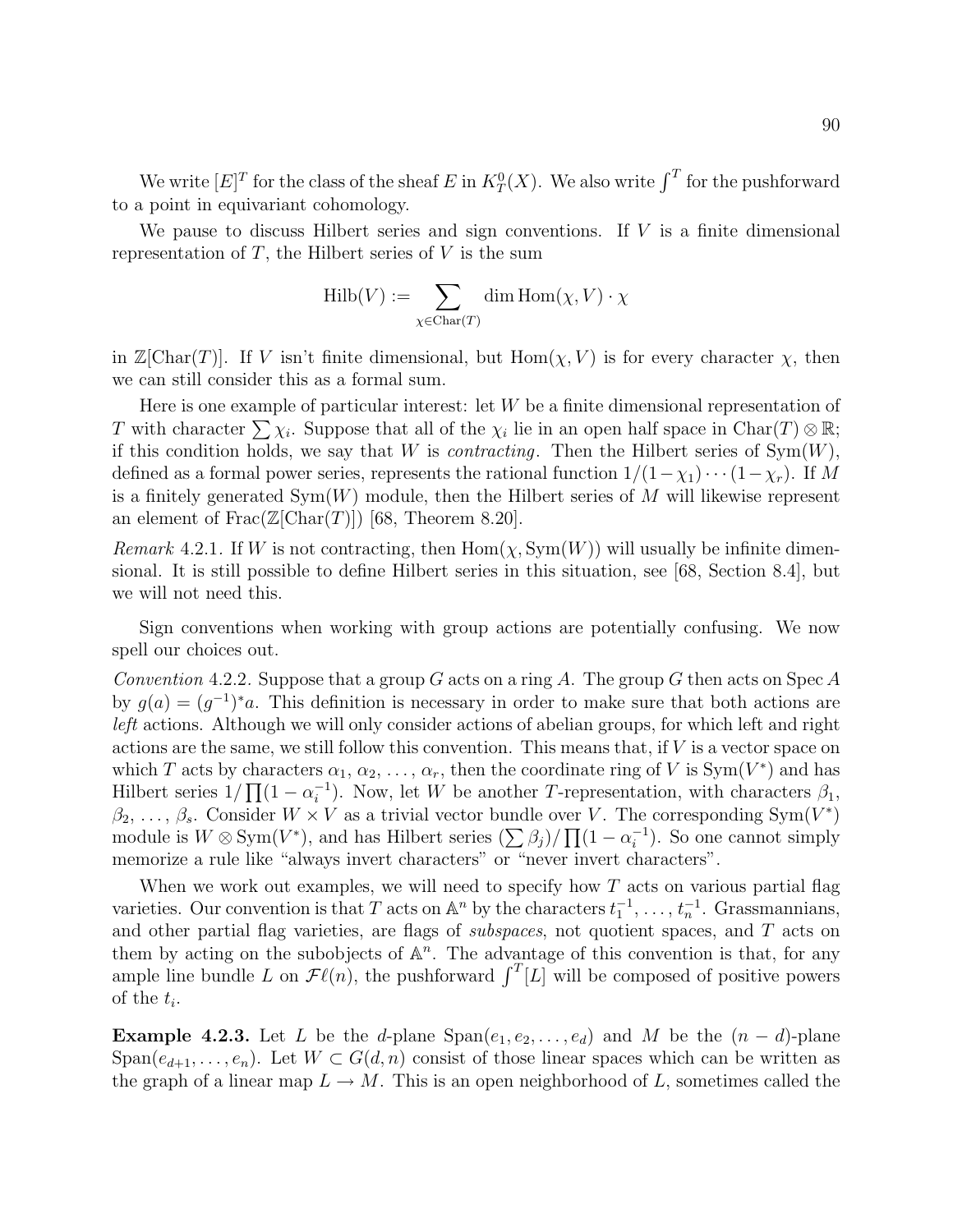We write $[E]^T$ for the class of the sheaf $E$ in $K_T^0(X)$. We also write $\int^T$ for the pushforward to a point in equivariant cohomology.

We pause to discuss Hilbert series and sign conventions. If $V$ is a finite dimensional representation of $T$, the Hilbert series of $V$ is the sum

$$\mathrm{Hilb}(V) := \sum_{\chi \in \mathrm{Char}(T)} \dim \mathrm{Hom}(\chi, V) \cdot \chi$$

in $\mathbb{Z}[\mathrm{Char}(T)]$. If $V$ isn't finite dimensional, but $\mathrm{Hom}(\chi, V)$ is for every character $\chi$, then we can still consider this as a formal sum.

Here is one example of particular interest: let $W$ be a finite dimensional representation of $T$ with character $\sum \chi_i$. Suppose that all of the $\chi_i$ lie in an open half space in $\mathrm{Char}(T) \otimes \mathbb{R}$; if this condition holds, we say that $W$ is *contracting*. Then the Hilbert series of $\mathrm{Sym}(W)$, defined as a formal power series, represents the rational function $1/(1-\chi_1)\cdots(1-\chi_r)$. If $M$ is a finitely generated $\mathrm{Sym}(W)$ module, then the Hilbert series of $M$ will likewise represent an element of $\mathrm{Frac}(\mathbb{Z}[\mathrm{Char}(T)])$ [68, Theorem 8.20].

*Remark* 4.2.1. If $W$ is not contracting, then $\mathrm{Hom}(\chi, \mathrm{Sym}(W))$ will usually be infinite dimensional. It is still possible to define Hilbert series in this situation, see [68, Section 8.4], but we will not need this.

Sign conventions when working with group actions are potentially confusing. We now spell our choices out.

*Convention* 4.2.2. Suppose that a group $G$ acts on a ring $A$. The group $G$ then acts on $\mathrm{Spec}\, A$ by $g(a) = (g^{-1})^* a$. This definition is necessary in order to make sure that both actions are *left* actions. Although we will only consider actions of abelian groups, for which left and right actions are the same, we still follow this convention. This means that, if $V$ is a vector space on which $T$ acts by characters $\alpha_1, \alpha_2, \ldots, \alpha_r$, then the coordinate ring of $V$ is $\mathrm{Sym}(V^*)$ and has Hilbert series $1/\prod(1-\alpha_i^{-1})$. Now, let $W$ be another $T$-representation, with characters $\beta_1, \beta_2, \ldots, \beta_s$. Consider $W \times V$ as a trivial vector bundle over $V$. The corresponding $\mathrm{Sym}(V^*)$ module is $W \otimes \mathrm{Sym}(V^*)$, and has Hilbert series $(\sum \beta_j)/\prod(1-\alpha_i^{-1})$. So one cannot simply memorize a rule like "always invert characters" or "never invert characters".

When we work out examples, we will need to specify how $T$ acts on various partial flag varieties. Our convention is that $T$ acts on $\mathbb{A}^n$ by the characters $t_1^{-1}, \ldots, t_n^{-1}$. Grassmannians, and other partial flag varieties, are flags of *subspaces*, not quotient spaces, and $T$ acts on them by acting on the subobjects of $\mathbb{A}^n$. The advantage of this convention is that, for any ample line bundle $L$ on $\mathcal{F}\ell(n)$, the pushforward $\int^T [L]$ will be composed of positive powers of the $t_i$.

**Example 4.2.3.** Let $L$ be the $d$-plane $\mathrm{Span}(e_1, e_2, \ldots, e_d)$ and $M$ be the $(n-d)$-plane $\mathrm{Span}(e_{d+1}, \ldots, e_n)$. Let $W \subset G(d, n)$ consist of those linear spaces which can be written as the graph of a linear map $L \to M$. This is an open neighborhood of $L$, sometimes called the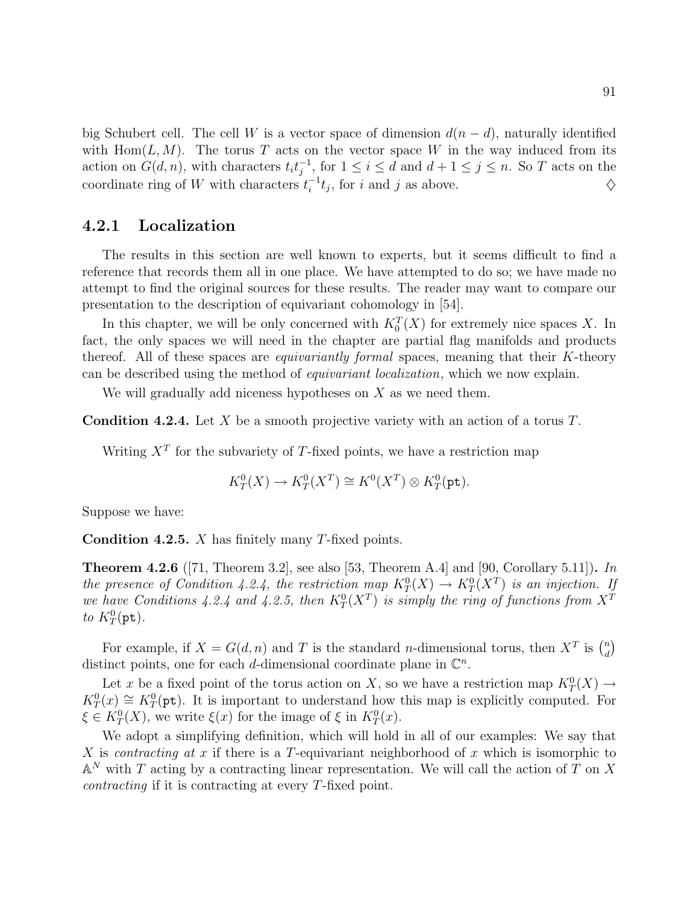big Schubert cell. The cell $W$ is a vector space of dimension $d(n-d)$, naturally identified with $\mathrm{Hom}(L, M)$. The torus $T$ acts on the vector space $W$ in the way induced from its action on $G(d,n)$, with characters $t_i t_j^{-1}$, for $1 \leq i \leq d$ and $d+1 \leq j \leq n$. So $T$ acts on the coordinate ring of $W$ with characters $t_i^{-1} t_j$, for $i$ and $j$ as above. ♢

### 4.2.1 Localization

The results in this section are well known to experts, but it seems difficult to find a reference that records them all in one place. We have attempted to do so; we have made no attempt to find the original sources for these results. The reader may want to compare our presentation to the description of equivariant cohomology in [54].

In this chapter, we will be only concerned with $K_0^T(X)$ for extremely nice spaces $X$. In fact, the only spaces we will need in the chapter are partial flag manifolds and products thereof. All of these spaces are *equivariantly formal* spaces, meaning that their $K$-theory can be described using the method of *equivariant localization*, which we now explain.

We will gradually add niceness hypotheses on $X$ as we need them.

**Condition 4.2.4.** Let $X$ be a smooth projective variety with an action of a torus $T$.

Writing $X^T$ for the subvariety of $T$-fixed points, we have a restriction map

$$K_T^0(X) \to K_T^0(X^T) \cong K^0(X^T) \otimes K_T^0(\mathtt{pt}).$$

Suppose we have:

**Condition 4.2.5.** $X$ has finitely many $T$-fixed points.

**Theorem 4.2.6** ([71, Theorem 3.2], see also [53, Theorem A.4] and [90, Corollary 5.11])**.** *In the presence of Condition 4.2.4, the restriction map $K_T^0(X) \to K_T^0(X^T)$ is an injection. If we have Conditions 4.2.4 and 4.2.5, then $K_T^0(X^T)$ is simply the ring of functions from $X^T$ to $K_T^0(\mathtt{pt})$.*

For example, if $X = G(d,n)$ and $T$ is the standard $n$-dimensional torus, then $X^T$ is $\binom{n}{d}$ distinct points, one for each $d$-dimensional coordinate plane in $\mathbb{C}^n$.

Let $x$ be a fixed point of the torus action on $X$, so we have a restriction map $K_T^0(X) \to K_T^0(x) \cong K_T^0(\mathtt{pt})$. It is important to understand how this map is explicitly computed. For $\xi \in K_T^0(X)$, we write $\xi(x)$ for the image of $\xi$ in $K_T^0(x)$.

We adopt a simplifying definition, which will hold in all of our examples: We say that $X$ is *contracting at $x$* if there is a $T$-equivariant neighborhood of $x$ which is isomorphic to $\mathbb{A}^N$ with $T$ acting by a contracting linear representation. We will call the action of $T$ on $X$ *contracting* if it is contracting at every $T$-fixed point.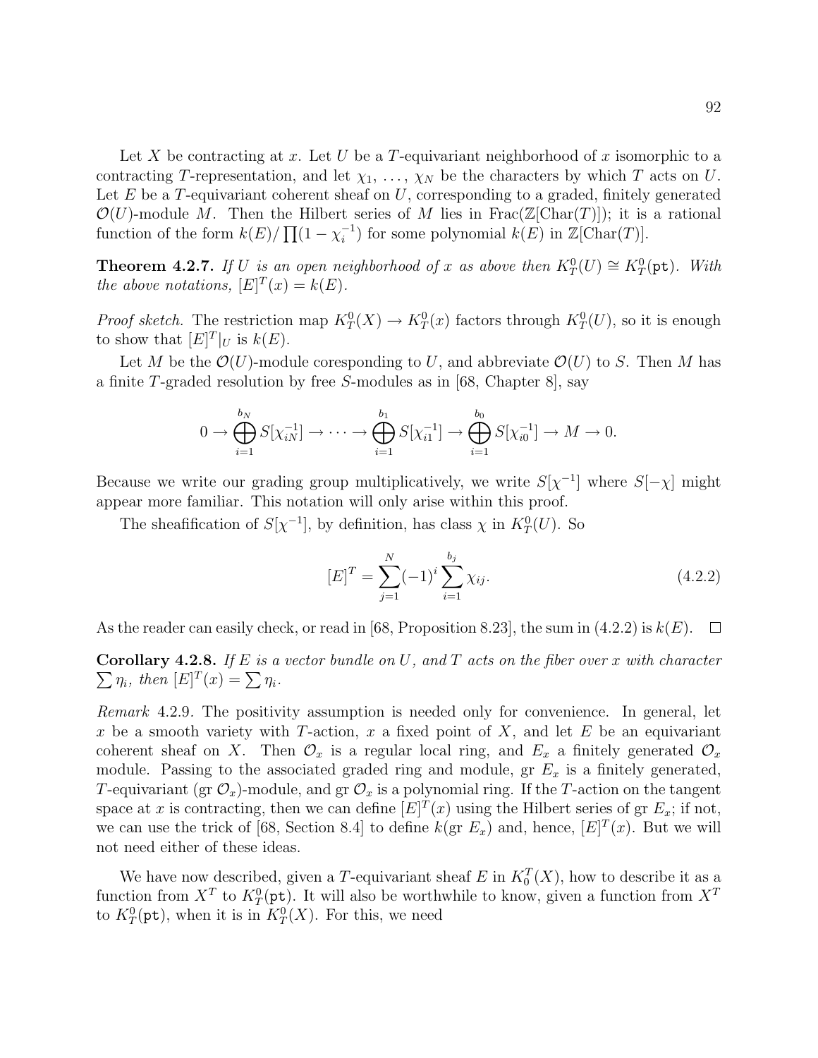Let $X$ be contracting at $x$. Let $U$ be a $T$-equivariant neighborhood of $x$ isomorphic to a contracting $T$-representation, and let $\chi_1, \ldots, \chi_N$ be the characters by which $T$ acts on $U$. Let $E$ be a $T$-equivariant coherent sheaf on $U$, corresponding to a graded, finitely generated $\mathcal{O}(U)$-module $M$. Then the Hilbert series of $M$ lies in $\mathrm{Frac}(\mathbb{Z}[\mathrm{Char}(T)])$; it is a rational function of the form $k(E)/\prod(1-\chi_i^{-1})$ for some polynomial $k(E)$ in $\mathbb{Z}[\mathrm{Char}(T)]$.

**Theorem 4.2.7.** *If $U$ is an open neighborhood of $x$ as above then $K_T^0(U) \cong K_T^0(\mathtt{pt})$. With the above notations, $[E]^T(x) = k(E)$.*

*Proof sketch.* The restriction map $K_T^0(X) \to K_T^0(x)$ factors through $K_T^0(U)$, so it is enough to show that $[E]^T|_U$ is $k(E)$.

Let $M$ be the $\mathcal{O}(U)$-module coresponding to $U$, and abbreviate $\mathcal{O}(U)$ to $S$. Then $M$ has a finite $T$-graded resolution by free $S$-modules as in [68, Chapter 8], say

$$0 \to \bigoplus_{i=1}^{b_N} S[\chi_{iN}^{-1}] \to \cdots \to \bigoplus_{i=1}^{b_1} S[\chi_{i1}^{-1}] \to \bigoplus_{i=1}^{b_0} S[\chi_{i0}^{-1}] \to M \to 0.$$

Because we write our grading group multiplicatively, we write $S[\chi^{-1}]$ where $S[-\chi]$ might appear more familiar. This notation will only arise within this proof.

The sheafification of $S[\chi^{-1}]$, by definition, has class $\chi$ in $K_T^0(U)$. So

$$[E]^T = \sum_{j=1}^{N} (-1)^i \sum_{i=1}^{b_j} \chi_{ij}. \tag{4.2.2}$$

As the reader can easily check, or read in [68, Proposition 8.23], the sum in (4.2.2) is $k(E)$. $\square$

**Corollary 4.2.8.** *If $E$ is a vector bundle on $U$, and $T$ acts on the fiber over $x$ with character $\sum \eta_i$, then $[E]^T(x) = \sum \eta_i$.*

*Remark* 4.2.9. The positivity assumption is needed only for convenience. In general, let $x$ be a smooth variety with $T$-action, $x$ a fixed point of $X$, and let $E$ be an equivariant coherent sheaf on $X$. Then $\mathcal{O}_x$ is a regular local ring, and $E_x$ a finitely generated $\mathcal{O}_x$ module. Passing to the associated graded ring and module, gr $E_x$ is a finitely generated, $T$-equivariant (gr $\mathcal{O}_x$)-module, and gr $\mathcal{O}_x$ is a polynomial ring. If the $T$-action on the tangent space at $x$ is contracting, then we can define $[E]^T(x)$ using the Hilbert series of gr $E_x$; if not, we can use the trick of [68, Section 8.4] to define $k(\text{gr } E_x)$ and, hence, $[E]^T(x)$. But we will not need either of these ideas.

We have now described, given a $T$-equivariant sheaf $E$ in $K_0^T(X)$, how to describe it as a function from $X^T$ to $K_T^0(\mathtt{pt})$. It will also be worthwhile to know, given a function from $X^T$ to $K_T^0(\mathtt{pt})$, when it is in $K_T^0(X)$. For this, we need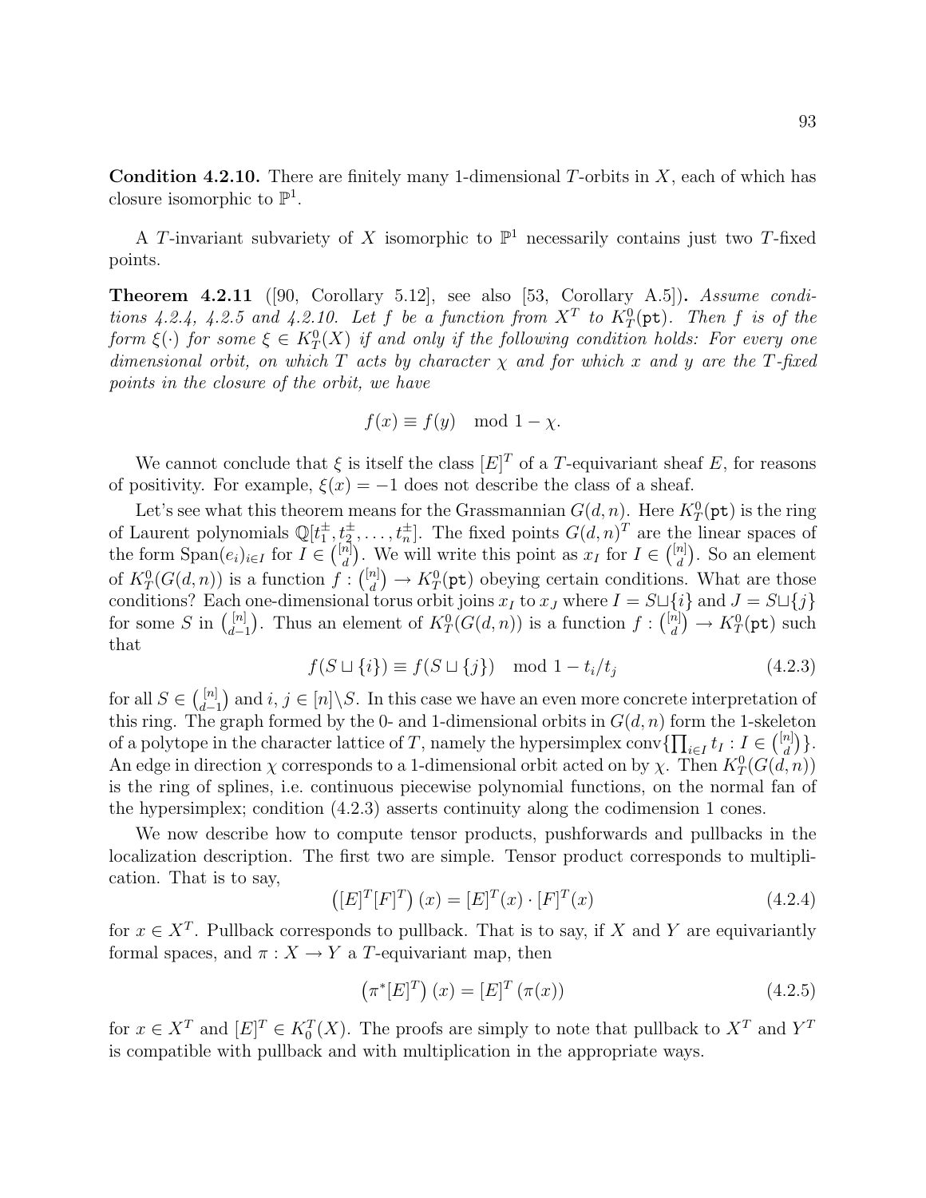**Condition 4.2.10.** There are finitely many 1-dimensional $T$-orbits in $X$, each of which has closure isomorphic to $\mathbb{P}^1$.

A $T$-invariant subvariety of $X$ isomorphic to $\mathbb{P}^1$ necessarily contains just two $T$-fixed points.

**Theorem 4.2.11** ([90, Corollary 5.12], see also [53, Corollary A.5])**.** *Assume conditions 4.2.4, 4.2.5 and 4.2.10. Let $f$ be a function from $X^T$ to $K_T^0(\mathtt{pt})$. Then $f$ is of the form $\xi(\cdot)$ for some $\xi \in K_T^0(X)$ if and only if the following condition holds: For every one dimensional orbit, on which $T$ acts by character $\chi$ and for which $x$ and $y$ are the $T$-fixed points in the closure of the orbit, we have*

$$f(x) \equiv f(y) \mod 1 - \chi.$$

We cannot conclude that $\xi$ is itself the class $[E]^T$ of a $T$-equivariant sheaf $E$, for reasons of positivity. For example, $\xi(x) = -1$ does not describe the class of a sheaf.

Let's see what this theorem means for the Grassmannian $G(d, n)$. Here $K_T^0(\mathtt{pt})$ is the ring of Laurent polynomials $\mathbb{Q}[t_1^{\pm}, t_2^{\pm}, \ldots, t_n^{\pm}]$. The fixed points $G(d, n)^T$ are the linear spaces of the form $\mathrm{Span}(e_i)_{i \in I}$ for $I \in \binom{[n]}{d}$. We will write this point as $x_I$ for $I \in \binom{[n]}{d}$. So an element of $K_T^0(G(d, n))$ is a function $f : \binom{[n]}{d} \to K_T^0(\mathtt{pt})$ obeying certain conditions. What are those conditions? Each one-dimensional torus orbit joins $x_I$ to $x_J$ where $I = S \sqcup \{i\}$ and $J = S \sqcup \{j\}$ for some $S$ in $\binom{[n]}{d-1}$. Thus an element of $K_T^0(G(d, n))$ is a function $f : \binom{[n]}{d} \to K_T^0(\mathtt{pt})$ such that

$$f(S \sqcup \{i\}) \equiv f(S \sqcup \{j\}) \mod 1 - t_i/t_j \tag{4.2.3}$$

for all $S \in \binom{[n]}{d-1}$ and $i, j \in [n] \backslash S$. In this case we have an even more concrete interpretation of this ring. The graph formed by the 0- and 1-dimensional orbits in $G(d, n)$ form the 1-skeleton of a polytope in the character lattice of $T$, namely the hypersimplex $\mathrm{conv}\{\prod_{i \in I} t_I : I \in \binom{[n]}{d}\}$. An edge in direction $\chi$ corresponds to a 1-dimensional orbit acted on by $\chi$. Then $K_T^0(G(d, n))$ is the ring of splines, i.e. continuous piecewise polynomial functions, on the normal fan of the hypersimplex; condition (4.2.3) asserts continuity along the codimension 1 cones.

We now describe how to compute tensor products, pushforwards and pullbacks in the localization description. The first two are simple. Tensor product corresponds to multiplication. That is to say,

$$\left([E]^T [F]^T\right)(x) = [E]^T(x) \cdot [F]^T(x) \tag{4.2.4}$$

for $x \in X^T$. Pullback corresponds to pullback. That is to say, if $X$ and $Y$ are equivariantly formal spaces, and $\pi : X \to Y$ a $T$-equivariant map, then

$$\left(\pi^*[E]^T\right)(x) = [E]^T(\pi(x)) \tag{4.2.5}$$

for $x \in X^T$ and $[E]^T \in K_0^T(X)$. The proofs are simply to note that pullback to $X^T$ and $Y^T$ is compatible with pullback and with multiplication in the appropriate ways.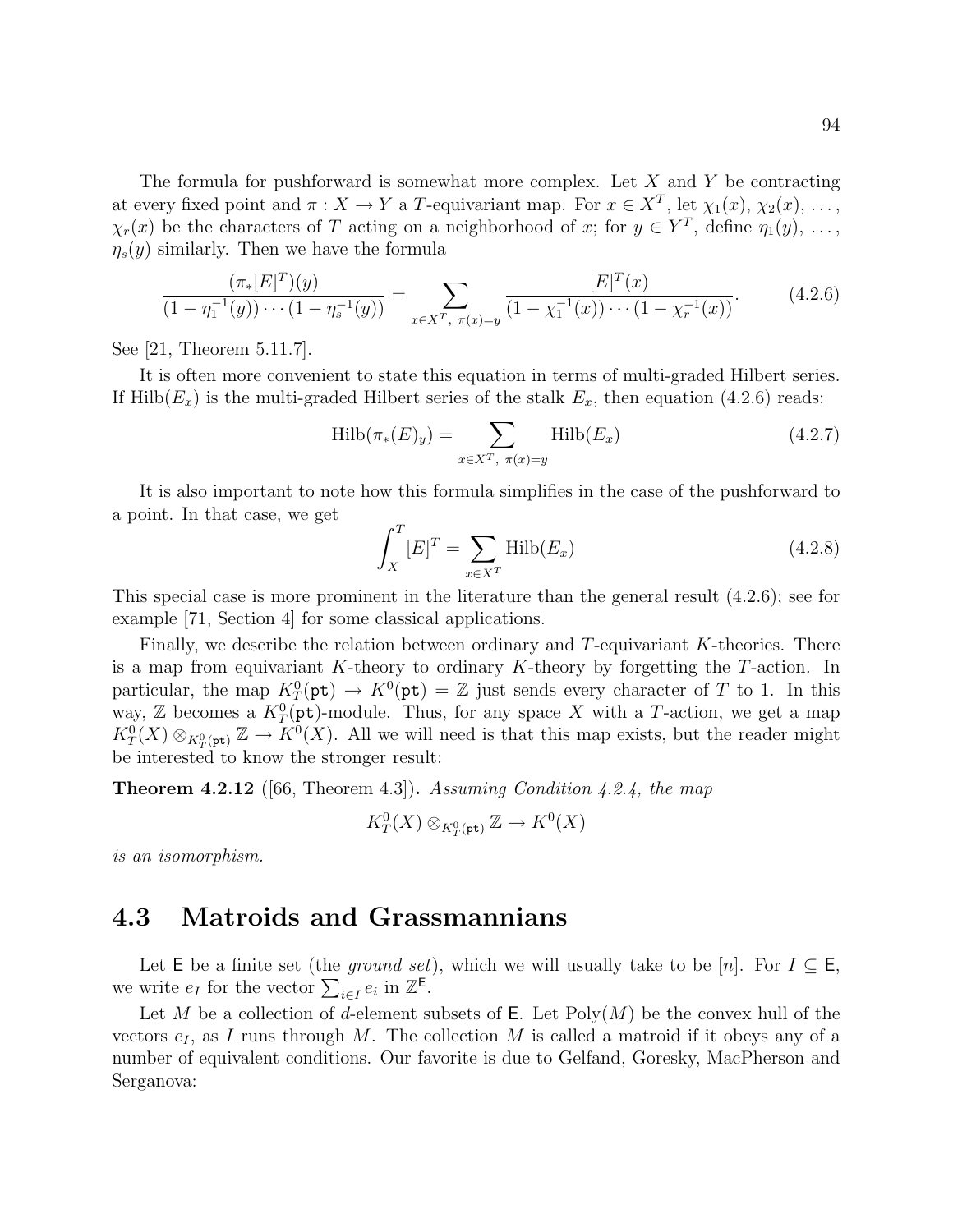The formula for pushforward is somewhat more complex. Let $X$ and $Y$ be contracting at every fixed point and $\pi : X \to Y$ a $T$-equivariant map. For $x \in X^T$, let $\chi_1(x)$, $\chi_2(x)$, ..., $\chi_r(x)$ be the characters of $T$ acting on a neighborhood of $x$; for $y \in Y^T$, define $\eta_1(y)$, ..., $\eta_s(y)$ similarly. Then we have the formula

$$\frac{(\pi_*[E]^T)(y)}{(1-\eta_1^{-1}(y))\cdots(1-\eta_s^{-1}(y))} = \sum_{x \in X^T,\ \pi(x)=y} \frac{[E]^T(x)}{(1-\chi_1^{-1}(x))\cdots(1-\chi_r^{-1}(x))}. \tag{4.2.6}$$

See [21, Theorem 5.11.7].

It is often more convenient to state this equation in terms of multi-graded Hilbert series. If $\mathrm{Hilb}(E_x)$ is the multi-graded Hilbert series of the stalk $E_x$, then equation (4.2.6) reads:

$$\mathrm{Hilb}(\pi_*(E)_y) = \sum_{x \in X^T,\ \pi(x)=y} \mathrm{Hilb}(E_x) \tag{4.2.7}$$

It is also important to note how this formula simplifies in the case of the pushforward to a point. In that case, we get

$$\int_X^T [E]^T = \sum_{x \in X^T} \mathrm{Hilb}(E_x) \tag{4.2.8}$$

This special case is more prominent in the literature than the general result (4.2.6); see for example [71, Section 4] for some classical applications.

Finally, we describe the relation between ordinary and $T$-equivariant $K$-theories. There is a map from equivariant $K$-theory to ordinary $K$-theory by forgetting the $T$-action. In particular, the map $K_T^0(\mathtt{pt}) \to K^0(\mathtt{pt}) = \mathbb{Z}$ just sends every character of $T$ to 1. In this way, $\mathbb{Z}$ becomes a $K_T^0(\mathtt{pt})$-module. Thus, for any space $X$ with a $T$-action, we get a map $K_T^0(X) \otimes_{K_T^0(\mathtt{pt})} \mathbb{Z} \to K^0(X)$. All we will need is that this map exists, but the reader might be interested to know the stronger result:

**Theorem 4.2.12** ([66, Theorem 4.3])**.** *Assuming Condition 4.2.4, the map*

$$K_T^0(X) \otimes_{K_T^0(\mathtt{pt})} \mathbb{Z} \to K^0(X)$$

*is an isomorphism.*

## 4.3 Matroids and Grassmannians

Let $\mathsf{E}$ be a finite set (the *ground set*), which we will usually take to be $[n]$. For $I \subseteq \mathsf{E}$, we write $e_I$ for the vector $\sum_{i \in I} e_i$ in $\mathbb{Z}^{\mathsf{E}}$.

Let $M$ be a collection of $d$-element subsets of $\mathsf{E}$. Let $\mathrm{Poly}(M)$ be the convex hull of the vectors $e_I$, as $I$ runs through $M$. The collection $M$ is called a matroid if it obeys any of a number of equivalent conditions. Our favorite is due to Gelfand, Goresky, MacPherson and Serganova: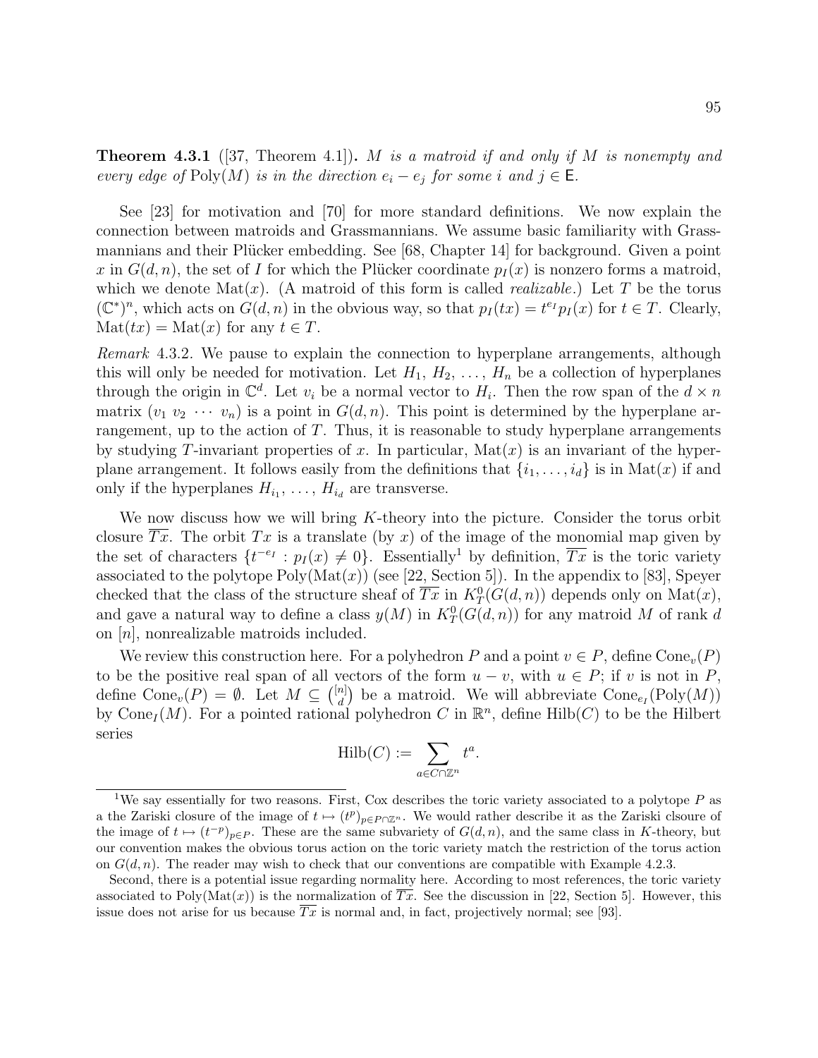**Theorem 4.3.1** ([37, Theorem 4.1])**.** *$M$ is a matroid if and only if $M$ is nonempty and every edge of $\mathrm{Poly}(M)$ is in the direction $e_i - e_j$ for some $i$ and $j \in \mathsf{E}$.*

See [23] for motivation and [70] for more standard definitions. We now explain the connection between matroids and Grassmannians. We assume basic familiarity with Grassmannians and their Plücker embedding. See [68, Chapter 14] for background. Given a point $x$ in $G(d, n)$, the set of $I$ for which the Plücker coordinate $p_I(x)$ is nonzero forms a matroid, which we denote $\mathrm{Mat}(x)$. (A matroid of this form is called *realizable*.) Let $T$ be the torus $(\mathbb{C}^*)^n$, which acts on $G(d, n)$ in the obvious way, so that $p_I(tx) = t^{e_I} p_I(x)$ for $t \in T$. Clearly, $\mathrm{Mat}(tx) = \mathrm{Mat}(x)$ for any $t \in T$.

*Remark* 4.3.2. We pause to explain the connection to hyperplane arrangements, although this will only be needed for motivation. Let $H_1, H_2, \ldots, H_n$ be a collection of hyperplanes through the origin in $\mathbb{C}^d$. Let $v_i$ be a normal vector to $H_i$. Then the row span of the $d \times n$ matrix $(v_1\ v_2\ \cdots\ v_n)$ is a point in $G(d, n)$. This point is determined by the hyperplane arrangement, up to the action of $T$. Thus, it is reasonable to study hyperplane arrangements by studying $T$-invariant properties of $x$. In particular, $\mathrm{Mat}(x)$ is an invariant of the hyperplane arrangement. It follows easily from the definitions that $\{i_1, \ldots, i_d\}$ is in $\mathrm{Mat}(x)$ if and only if the hyperplanes $H_{i_1}, \ldots, H_{i_d}$ are transverse.

We now discuss how we will bring $K$-theory into the picture. Consider the torus orbit closure $\overline{Tx}$. The orbit $Tx$ is a translate (by $x$) of the image of the monomial map given by the set of characters $\{t^{-e_I} : p_I(x) \neq 0\}$. Essentially[1] by definition, $\overline{Tx}$ is the toric variety associated to the polytope $\mathrm{Poly}(\mathrm{Mat}(x))$ (see [22, Section 5]). In the appendix to [83], Speyer checked that the class of the structure sheaf of $\overline{Tx}$ in $K_T^0(G(d, n))$ depends only on $\mathrm{Mat}(x)$, and gave a natural way to define a class $y(M)$ in $K_T^0(G(d, n))$ for any matroid $M$ of rank $d$ on $[n]$, nonrealizable matroids included.

We review this construction here. For a polyhedron $P$ and a point $v \in P$, define $\mathrm{Cone}_v(P)$ to be the positive real span of all vectors of the form $u - v$, with $u \in P$; if $v$ is not in $P$, define $\mathrm{Cone}_v(P) = \emptyset$. Let $M \subseteq \binom{[n]}{d}$ be a matroid. We will abbreviate $\mathrm{Cone}_{e_I}(\mathrm{Poly}(M))$ by $\mathrm{Cone}_I(M)$. For a pointed rational polyhedron $C$ in $\mathbb{R}^n$, define $\mathrm{Hilb}(C)$ to be the Hilbert series

$$\mathrm{Hilb}(C) := \sum_{a \in C \cap \mathbb{Z}^n} t^a.$$

[1]We say essentially for two reasons. First, Cox describes the toric variety associated to a polytope $P$ as a the Zariski closure of the image of $t \mapsto (t^p)_{p \in P \cap \mathbb{Z}^n}$. We would rather describe it as the Zariski clsoure of the image of $t \mapsto (t^{-p})_{p \in P}$. These are the same subvariety of $G(d, n)$, and the same class in $K$-theory, but our convention makes the obvious torus action on the toric variety match the restriction of the torus action on $G(d, n)$. The reader may wish to check that our conventions are compatible with Example 4.2.3.

Second, there is a potential issue regarding normality here. According to most references, the toric variety associated to $\mathrm{Poly}(\mathrm{Mat}(x))$ is the normalization of $\overline{Tx}$. See the discussion in [22, Section 5]. However, this issue does not arise for us because $\overline{Tx}$ is normal and, in fact, projectively normal; see [93].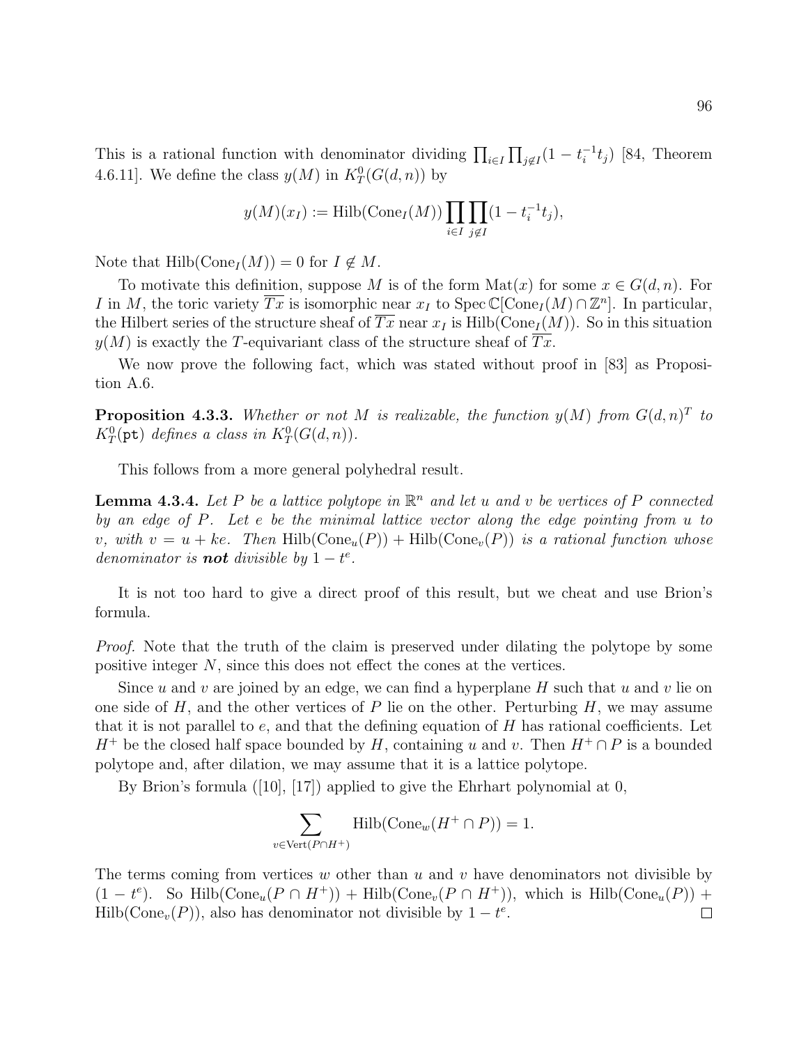This is a rational function with denominator dividing $\prod_{i \in I} \prod_{j \notin I} (1 - t_i^{-1} t_j)$ [84, Theorem 4.6.11]. We define the class $y(M)$ in $K_T^0(G(d,n))$ by

$$y(M)(x_I) := \mathrm{Hilb}(\mathrm{Cone}_I(M)) \prod_{i \in I} \prod_{j \notin I} (1 - t_i^{-1} t_j),$$

Note that $\mathrm{Hilb}(\mathrm{Cone}_I(M)) = 0$ for $I \notin M$.

To motivate this definition, suppose $M$ is of the form $\mathrm{Mat}(x)$ for some $x \in G(d,n)$. For $I$ in $M$, the toric variety $\overline{Tx}$ is isomorphic near $x_I$ to $\mathrm{Spec}\, \mathbb{C}[\mathrm{Cone}_I(M) \cap \mathbb{Z}^n]$. In particular, the Hilbert series of the structure sheaf of $\overline{Tx}$ near $x_I$ is $\mathrm{Hilb}(\mathrm{Cone}_I(M))$. So in this situation $y(M)$ is exactly the $T$-equivariant class of the structure sheaf of $\overline{Tx}$.

We now prove the following fact, which was stated without proof in [83] as Proposition A.6.

**Proposition 4.3.3.** *Whether or not $M$ is realizable, the function $y(M)$ from $G(d,n)^T$ to $K_T^0(\mathtt{pt})$ defines a class in $K_T^0(G(d,n))$.*

This follows from a more general polyhedral result.

**Lemma 4.3.4.** *Let $P$ be a lattice polytope in $\mathbb{R}^n$ and let $u$ and $v$ be vertices of $P$ connected by an edge of $P$. Let $e$ be the minimal lattice vector along the edge pointing from $u$ to $v$, with $v = u + ke$. Then $\mathrm{Hilb}(\mathrm{Cone}_u(P)) + \mathrm{Hilb}(\mathrm{Cone}_v(P))$ is a rational function whose denominator is **not** divisible by $1 - t^e$.*

It is not too hard to give a direct proof of this result, but we cheat and use Brion's formula.

*Proof.* Note that the truth of the claim is preserved under dilating the polytope by some positive integer $N$, since this does not effect the cones at the vertices.

Since $u$ and $v$ are joined by an edge, we can find a hyperplane $H$ such that $u$ and $v$ lie on one side of $H$, and the other vertices of $P$ lie on the other. Perturbing $H$, we may assume that it is not parallel to $e$, and that the defining equation of $H$ has rational coefficients. Let $H^+$ be the closed half space bounded by $H$, containing $u$ and $v$. Then $H^+ \cap P$ is a bounded polytope and, after dilation, we may assume that it is a lattice polytope.

By Brion's formula ([10], [17]) applied to give the Ehrhart polynomial at 0,

$$\sum_{v \in \mathrm{Vert}(P \cap H^+)} \mathrm{Hilb}(\mathrm{Cone}_w(H^+ \cap P)) = 1.$$

The terms coming from vertices $w$ other than $u$ and $v$ have denominators not divisible by $(1 - t^e)$. So $\mathrm{Hilb}(\mathrm{Cone}_u(P \cap H^+)) + \mathrm{Hilb}(\mathrm{Cone}_v(P \cap H^+))$, which is $\mathrm{Hilb}(\mathrm{Cone}_u(P)) + \mathrm{Hilb}(\mathrm{Cone}_v(P))$, also has denominator not divisible by $1 - t^e$. $\square$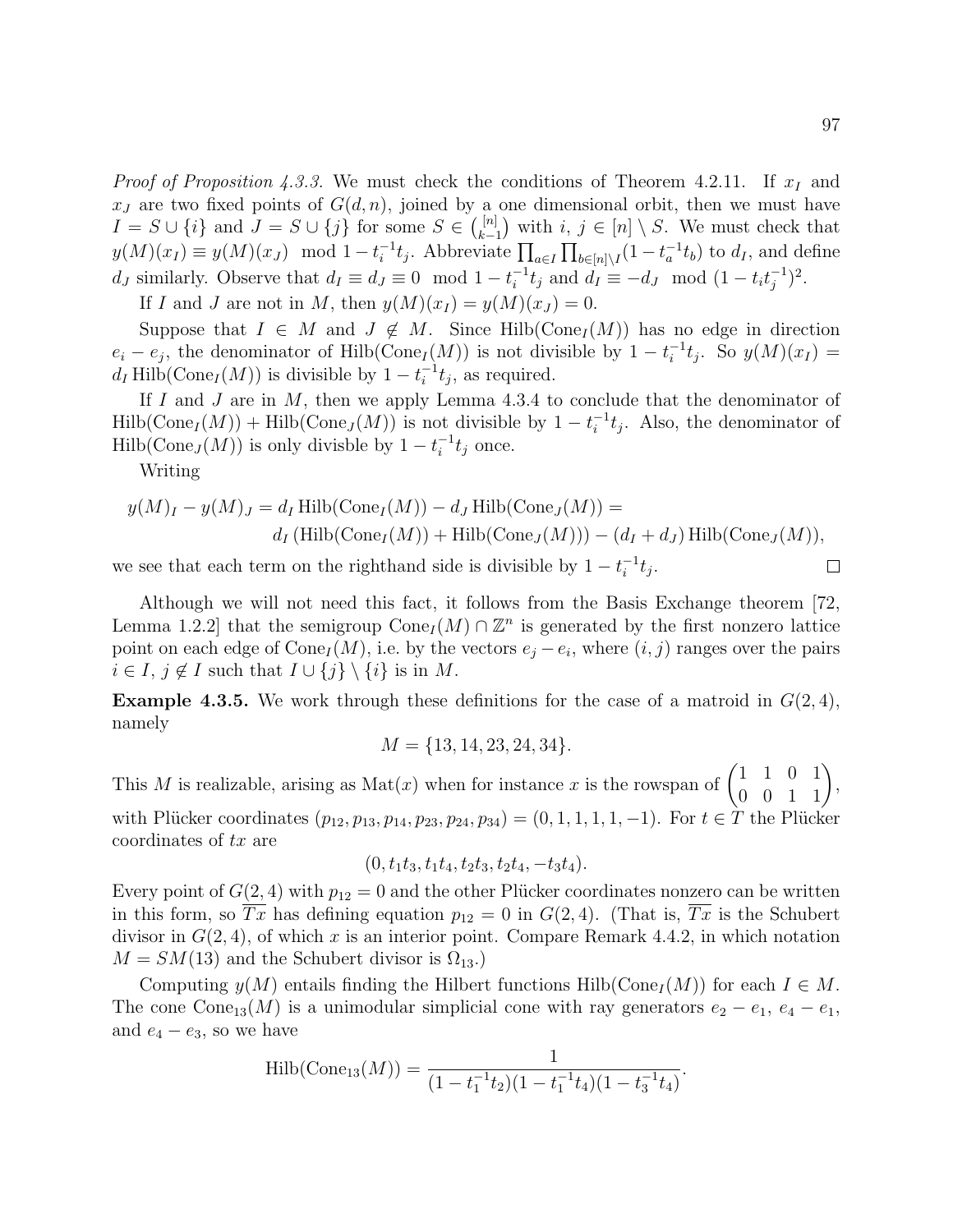*Proof of Proposition 4.3.3.* We must check the conditions of Theorem 4.2.11. If $x_I$ and $x_J$ are two fixed points of $G(d,n)$, joined by a one dimensional orbit, then we must have $I = S \cup \{i\}$ and $J = S \cup \{j\}$ for some $S \in \binom{[n]}{k-1}$ with $i, j \in [n] \setminus S$. We must check that $y(M)(x_I) \equiv y(M)(x_J) \mod 1 - t_i^{-1}t_j$. Abbreviate $\prod_{a \in I} \prod_{b \in [n] \setminus I} (1 - t_a^{-1} t_b)$ to $d_I$, and define $d_J$ similarly. Observe that $d_I \equiv d_J \equiv 0 \mod 1 - t_i^{-1} t_j$ and $d_I \equiv -d_J \mod (1 - t_i t_j^{-1})^2$.

If $I$ and $J$ are not in $M$, then $y(M)(x_I) = y(M)(x_J) = 0$.

Suppose that $I \in M$ and $J \notin M$. Since $\mathrm{Hilb}(\mathrm{Cone}_I(M))$ has no edge in direction $e_i - e_j$, the denominator of $\mathrm{Hilb}(\mathrm{Cone}_I(M))$ is not divisible by $1 - t_i^{-1} t_j$. So $y(M)(x_I) = d_I \, \mathrm{Hilb}(\mathrm{Cone}_I(M))$ is divisible by $1 - t_i^{-1} t_j$, as required.

If $I$ and $J$ are in $M$, then we apply Lemma 4.3.4 to conclude that the denominator of $\mathrm{Hilb}(\mathrm{Cone}_I(M)) + \mathrm{Hilb}(\mathrm{Cone}_J(M))$ is not divisible by $1 - t_i^{-1} t_j$. Also, the denominator of $\mathrm{Hilb}(\mathrm{Cone}_J(M))$ is only divisble by $1 - t_i^{-1} t_j$ once.

Writing

$$y(M)_I - y(M)_J = d_I \, \mathrm{Hilb}(\mathrm{Cone}_I(M)) - d_J \, \mathrm{Hilb}(\mathrm{Cone}_J(M)) = \\ d_I \left( \mathrm{Hilb}(\mathrm{Cone}_I(M)) + \mathrm{Hilb}(\mathrm{Cone}_J(M)) \right) - (d_I + d_J) \, \mathrm{Hilb}(\mathrm{Cone}_J(M)),$$

we see that each term on the righthand side is divisible by $1 - t_i^{-1} t_j$. $\square$

Although we will not need this fact, it follows from the Basis Exchange theorem [72, Lemma 1.2.2] that the semigroup $\mathrm{Cone}_I(M) \cap \mathbb{Z}^n$ is generated by the first nonzero lattice point on each edge of $\mathrm{Cone}_I(M)$, i.e. by the vectors $e_j - e_i$, where $(i,j)$ ranges over the pairs $i \in I$, $j \notin I$ such that $I \cup \{j\} \setminus \{i\}$ is in $M$.

**Example 4.3.5.** We work through these definitions for the case of a matroid in $G(2,4)$, namely

$$M = \{13, 14, 23, 24, 34\}.$$

This $M$ is realizable, arising as $\mathrm{Mat}(x)$ when for instance $x$ is the rowspan of $\begin{pmatrix} 1 & 1 & 0 & 1 \\ 0 & 0 & 1 & 1 \end{pmatrix}$, with Plücker coordinates $(p_{12}, p_{13}, p_{14}, p_{23}, p_{24}, p_{34}) = (0, 1, 1, 1, 1, -1)$. For $t \in T$ the Plücker coordinates of $tx$ are

$$(0, t_1 t_3, t_1 t_4, t_2 t_3, t_2 t_4, -t_3 t_4).$$

Every point of $G(2,4)$ with $p_{12} = 0$ and the other Plücker coordinates nonzero can be written in this form, so $\overline{Tx}$ has defining equation $p_{12} = 0$ in $G(2,4)$. (That is, $\overline{Tx}$ is the Schubert divisor in $G(2,4)$, of which $x$ is an interior point. Compare Remark 4.4.2, in which notation $M = SM(13)$ and the Schubert divisor is $\Omega_{13}$.)

Computing $y(M)$ entails finding the Hilbert functions $\mathrm{Hilb}(\mathrm{Cone}_I(M))$ for each $I \in M$. The cone $\mathrm{Cone}_{13}(M)$ is a unimodular simplicial cone with ray generators $e_2 - e_1$, $e_4 - e_1$, and $e_4 - e_3$, so we have

$$\mathrm{Hilb}(\mathrm{Cone}_{13}(M)) = \frac{1}{(1 - t_1^{-1} t_2)(1 - t_1^{-1} t_4)(1 - t_3^{-1} t_4)}.$$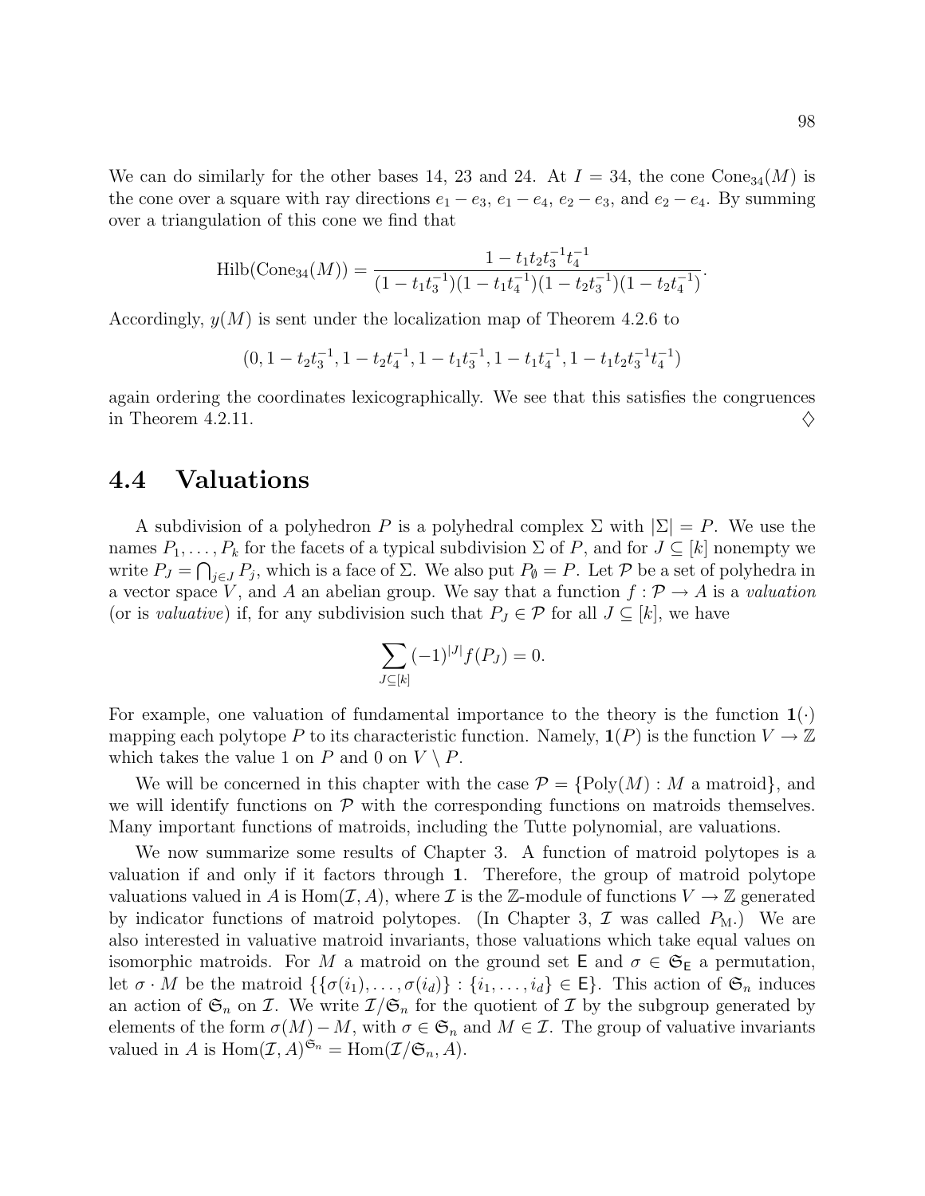We can do similarly for the other bases 14, 23 and 24. At $I = 34$, the cone $\mathrm{Cone}_{34}(M)$ is the cone over a square with ray directions $e_1 - e_3$, $e_1 - e_4$, $e_2 - e_3$, and $e_2 - e_4$. By summing over a triangulation of this cone we find that

$$\mathrm{Hilb}(\mathrm{Cone}_{34}(M)) = \frac{1 - t_1 t_2 t_3^{-1} t_4^{-1}}{(1 - t_1 t_3^{-1})(1 - t_1 t_4^{-1})(1 - t_2 t_3^{-1})(1 - t_2 t_4^{-1})}.$$

Accordingly, $y(M)$ is sent under the localization map of Theorem 4.2.6 to

$$(0, 1 - t_2 t_3^{-1}, 1 - t_2 t_4^{-1}, 1 - t_1 t_3^{-1}, 1 - t_1 t_4^{-1}, 1 - t_1 t_2 t_3^{-1} t_4^{-1})$$

again ordering the coordinates lexicographically. We see that this satisfies the congruences in Theorem 4.2.11. ♢

## 4.4 Valuations

A subdivision of a polyhedron $P$ is a polyhedral complex $\Sigma$ with $|\Sigma| = P$. We use the names $P_1, \ldots, P_k$ for the facets of a typical subdivision $\Sigma$ of $P$, and for $J \subseteq [k]$ nonempty we write $P_J = \bigcap_{j \in J} P_j$, which is a face of $\Sigma$. We also put $P_\emptyset = P$. Let $\mathcal{P}$ be a set of polyhedra in a vector space $V$, and $A$ an abelian group. We say that a function $f : \mathcal{P} \to A$ is a *valuation* (or is *valuative*) if, for any subdivision such that $P_J \in \mathcal{P}$ for all $J \subseteq [k]$, we have

$$\sum_{J \subseteq [k]} (-1)^{|J|} f(P_J) = 0.$$

For example, one valuation of fundamental importance to the theory is the function $\mathbf{1}(\cdot)$ mapping each polytope $P$ to its characteristic function. Namely, $\mathbf{1}(P)$ is the function $V \to \mathbb{Z}$ which takes the value 1 on $P$ and 0 on $V \setminus P$.

We will be concerned in this chapter with the case $\mathcal{P} = \{\mathrm{Poly}(M) : M \text{ a matroid}\}$, and we will identify functions on $\mathcal{P}$ with the corresponding functions on matroids themselves. Many important functions of matroids, including the Tutte polynomial, are valuations.

We now summarize some results of Chapter 3. A function of matroid polytopes is a valuation if and only if it factors through $\mathbf{1}$. Therefore, the group of matroid polytope valuations valued in $A$ is $\mathrm{Hom}(\mathcal{I}, A)$, where $\mathcal{I}$ is the $\mathbb{Z}$-module of functions $V \to \mathbb{Z}$ generated by indicator functions of matroid polytopes. (In Chapter 3, $\mathcal{I}$ was called $P_{\mathrm{M}}$.) We are also interested in valuative matroid invariants, those valuations which take equal values on isomorphic matroids. For $M$ a matroid on the ground set $\mathsf{E}$ and $\sigma \in \mathfrak{S}_{\mathsf{E}}$ a permutation, let $\sigma \cdot M$ be the matroid $\{\{\sigma(i_1), \ldots, \sigma(i_d)\} : \{i_1, \ldots, i_d\} \in \mathsf{E}\}$. This action of $\mathfrak{S}_n$ induces an action of $\mathfrak{S}_n$ on $\mathcal{I}$. We write $\mathcal{I}/\mathfrak{S}_n$ for the quotient of $\mathcal{I}$ by the subgroup generated by elements of the form $\sigma(M) - M$, with $\sigma \in \mathfrak{S}_n$ and $M \in \mathcal{I}$. The group of valuative invariants valued in $A$ is $\mathrm{Hom}(\mathcal{I}, A)^{\mathfrak{S}_n} = \mathrm{Hom}(\mathcal{I}/\mathfrak{S}_n, A)$.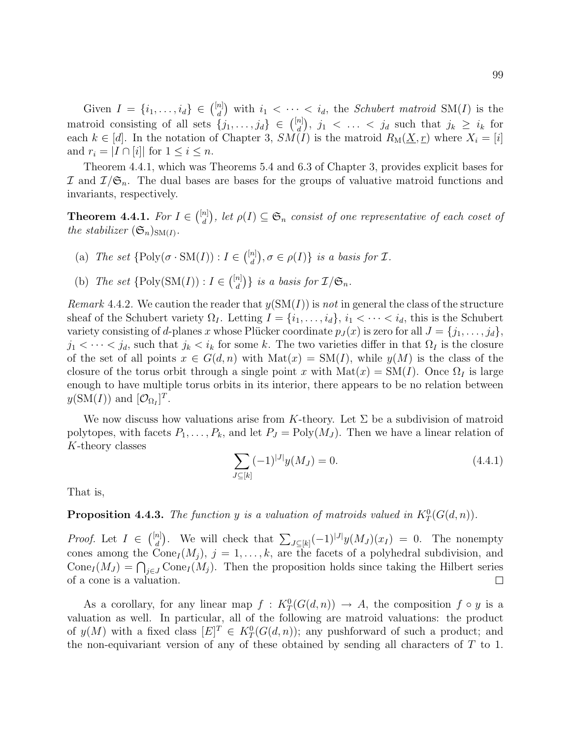Given $I = \{i_1, \ldots, i_d\} \in \binom{[n]}{d}$ with $i_1 < \cdots < i_d$, the *Schubert matroid* $\mathrm{SM}(I)$ is the matroid consisting of all sets $\{j_1, \ldots, j_d\} \in \binom{[n]}{d}$, $j_1 < \ldots < j_d$ such that $j_k \geq i_k$ for each $k \in [d]$. In the notation of Chapter 3, $SM(I)$ is the matroid $R_{\mathrm{M}}(\underline{X}, \underline{r})$ where $X_i = [i]$ and $r_i = |I \cap [i]|$ for $1 \leq i \leq n$.

Theorem 4.4.1, which was Theorems 5.4 and 6.3 of Chapter 3, provides explicit bases for $\mathcal{I}$ and $\mathcal{I}/\mathfrak{S}_n$. The dual bases are bases for the groups of valuative matroid functions and invariants, respectively.

**Theorem 4.4.1.** *For $I \in \binom{[n]}{d}$, let $\rho(I) \subseteq \mathfrak{S}_n$ consist of one representative of each coset of the stabilizer $(\mathfrak{S}_n)_{\mathrm{SM}(I)}$.*

(a) *The set $\{\mathrm{Poly}(\sigma \cdot \mathrm{SM}(I)) : I \in \binom{[n]}{d}, \sigma \in \rho(I)\}$ is a basis for $\mathcal{I}$.*

(b) *The set $\{\mathrm{Poly}(\mathrm{SM}(I)) : I \in \binom{[n]}{d}\}$ is a basis for $\mathcal{I}/\mathfrak{S}_n$.*

*Remark* 4.4.2. We caution the reader that $y(\mathrm{SM}(I))$ is *not* in general the class of the structure sheaf of the Schubert variety $\Omega_I$. Letting $I = \{i_1, \ldots, i_d\}$, $i_1 < \cdots < i_d$, this is the Schubert variety consisting of $d$-planes $x$ whose Plücker coordinate $p_J(x)$ is zero for all $J = \{j_1, \ldots, j_d\}$, $j_1 < \cdots < j_d$, such that $j_k < i_k$ for some $k$. The two varieties differ in that $\Omega_I$ is the closure of the set of all points $x \in G(d, n)$ with $\mathrm{Mat}(x) = \mathrm{SM}(I)$, while $y(M)$ is the class of the closure of the torus orbit through a single point $x$ with $\mathrm{Mat}(x) = \mathrm{SM}(I)$. Once $\Omega_I$ is large enough to have multiple torus orbits in its interior, there appears to be no relation between $y(\mathrm{SM}(I))$ and $[\mathcal{O}_{\Omega_I}]^T$.

We now discuss how valuations arise from $K$-theory. Let $\Sigma$ be a subdivision of matroid polytopes, with facets $P_1, \ldots, P_k$, and let $P_J = \mathrm{Poly}(M_J)$. Then we have a linear relation of $K$-theory classes

$$\sum_{J \subseteq [k]} (-1)^{|J|} y(M_J) = 0. \tag{4.4.1}$$

That is,

**Proposition 4.4.3.** *The function $y$ is a valuation of matroids valued in $K_T^0(G(d, n))$.*

*Proof.* Let $I \in \binom{[n]}{d}$. We will check that $\sum_{J \subseteq [k]} (-1)^{|J|} y(M_J)(x_I) = 0$. The nonempty cones among the $\mathrm{Cone}_I(M_j)$, $j = 1, \ldots, k$, are the facets of a polyhedral subdivision, and $\mathrm{Cone}_I(M_J) = \bigcap_{j \in J} \mathrm{Cone}_I(M_j)$. Then the proposition holds since taking the Hilbert series of a cone is a valuation. □

As a corollary, for any linear map $f : K_T^0(G(d, n)) \to A$, the composition $f \circ y$ is a valuation as well. In particular, all of the following are matroid valuations: the product of $y(M)$ with a fixed class $[E]^T \in K_T^0(G(d, n))$; any pushforward of such a product; and the non-equivariant version of any of these obtained by sending all characters of $T$ to 1.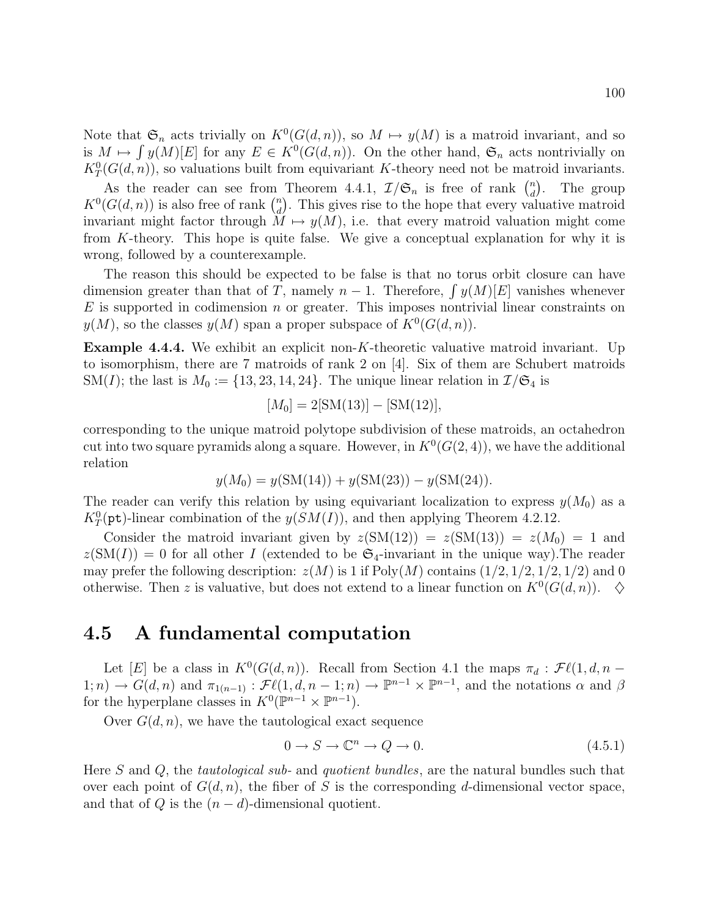Note that $\mathfrak{S}_n$ acts trivially on $K^0(G(d,n))$, so $M \mapsto y(M)$ is a matroid invariant, and so is $M \mapsto \int y(M)[E]$ for any $E \in K^0(G(d,n))$. On the other hand, $\mathfrak{S}_n$ acts nontrivially on $K_T^0(G(d,n))$, so valuations built from equivariant $K$-theory need not be matroid invariants.

As the reader can see from Theorem 4.4.1, $\mathcal{I}/\mathfrak{S}_n$ is free of rank $\binom{n}{d}$. The group $K^0(G(d,n))$ is also free of rank $\binom{n}{d}$. This gives rise to the hope that every valuative matroid invariant might factor through $M \mapsto y(M)$, i.e. that every matroid valuation might come from $K$-theory. This hope is quite false. We give a conceptual explanation for why it is wrong, followed by a counterexample.

The reason this should be expected to be false is that no torus orbit closure can have dimension greater than that of $T$, namely $n-1$. Therefore, $\int y(M)[E]$ vanishes whenever $E$ is supported in codimension $n$ or greater. This imposes nontrivial linear constraints on $y(M)$, so the classes $y(M)$ span a proper subspace of $K^0(G(d,n))$.

**Example 4.4.4.** We exhibit an explicit non-$K$-theoretic valuative matroid invariant. Up to isomorphism, there are 7 matroids of rank 2 on [4]. Six of them are Schubert matroids $\mathrm{SM}(I)$; the last is $M_0 := \{13, 23, 14, 24\}$. The unique linear relation in $\mathcal{I}/\mathfrak{S}_4$ is

$$[M_0] = 2[\mathrm{SM}(13)] - [\mathrm{SM}(12)],$$

corresponding to the unique matroid polytope subdivision of these matroids, an octahedron cut into two square pyramids along a square. However, in $K^0(G(2,4))$, we have the additional relation

$$y(M_0) = y(\mathrm{SM}(14)) + y(\mathrm{SM}(23)) - y(\mathrm{SM}(24)).$$

The reader can verify this relation by using equivariant localization to express $y(M_0)$ as a $K_T^0(\mathtt{pt})$-linear combination of the $y(SM(I))$, and then applying Theorem 4.2.12.

Consider the matroid invariant given by $z(\mathrm{SM}(12)) = z(\mathrm{SM}(13)) = z(M_0) = 1$ and $z(\mathrm{SM}(I)) = 0$ for all other $I$ (extended to be $\mathfrak{S}_4$-invariant in the unique way).The reader may prefer the following description: $z(M)$ is 1 if $\mathrm{Poly}(M)$ contains $(1/2, 1/2, 1/2, 1/2)$ and 0 otherwise. Then $z$ is valuative, but does not extend to a linear function on $K^0(G(d,n))$. $\diamondsuit$

## 4.5 A fundamental computation

Let $[E]$ be a class in $K^0(G(d,n))$. Recall from Section 4.1 the maps $\pi_d : \mathcal{F}\ell(1,d,n-1;n) \to G(d,n)$ and $\pi_{1(n-1)} : \mathcal{F}\ell(1,d,n-1;n) \to \mathbb{P}^{n-1} \times \mathbb{P}^{n-1}$, and the notations $\alpha$ and $\beta$ for the hyperplane classes in $K^0(\mathbb{P}^{n-1} \times \mathbb{P}^{n-1})$.

Over $G(d,n)$, we have the tautological exact sequence

$$0 \to S \to \mathbb{C}^n \to Q \to 0. \tag{4.5.1}$$

Here $S$ and $Q$, the *tautological sub-* and *quotient bundles*, are the natural bundles such that over each point of $G(d,n)$, the fiber of $S$ is the corresponding $d$-dimensional vector space, and that of $Q$ is the $(n-d)$-dimensional quotient.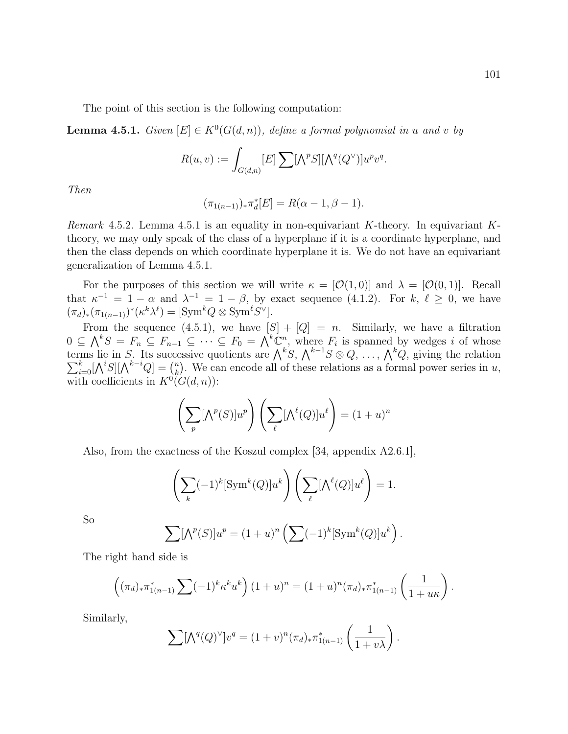The point of this section is the following computation:

**Lemma 4.5.1.** *Given $[E] \in K^0(G(d,n))$, define a formal polynomial in $u$ and $v$ by*

$$R(u,v) := \int_{G(d,n)} [E] \sum [\textstyle\bigwedge^p S][\textstyle\bigwedge^q (Q^\vee)] u^p v^q.$$

*Then*

$$(\pi_{1(n-1)})_* \pi_d^* [E] = R(\alpha - 1, \beta - 1).$$

*Remark* 4.5.2. Lemma 4.5.1 is an equality in non-equivariant $K$-theory. In equivariant $K$-theory, we may only speak of the class of a hyperplane if it is a coordinate hyperplane, and then the class depends on which coordinate hyperplane it is. We do not have an equivariant generalization of Lemma 4.5.1.

For the purposes of this section we will write $\kappa = [\mathcal{O}(1,0)]$ and $\lambda = [\mathcal{O}(0,1)]$. Recall that $\kappa^{-1} = 1 - \alpha$ and $\lambda^{-1} = 1 - \beta$, by exact sequence (4.1.2). For $k,\ \ell \geq 0$, we have $(\pi_d)_*(\pi_{1(n-1)})^*(\kappa^k \lambda^\ell) = [\mathrm{Sym}^k Q \otimes \mathrm{Sym}^\ell S^\vee]$.

From the sequence (4.5.1), we have $[S] + [Q] = n$. Similarly, we have a filtration $0 \subseteq \bigwedge^k S = F_n \subseteq F_{n-1} \subseteq \cdots \subseteq F_0 = \bigwedge^k \mathbb{C}^n$, where $F_i$ is spanned by wedges $i$ of whose terms lie in $S$. Its successive quotients are $\bigwedge^k S$, $\bigwedge^{k-1} S \otimes Q$, ..., $\bigwedge^k Q$, giving the relation $\sum_{i=0}^k [\bigwedge^i S][\bigwedge^{k-i} Q] = \binom{n}{k}$. We can encode all of these relations as a formal power series in $u$, with coefficients in $K^0(G(d,n))$:

$$\left( \sum_p [\textstyle\bigwedge^p(S)] u^p \right) \left( \sum_\ell [\textstyle\bigwedge^\ell(Q)] u^\ell \right) = (1+u)^n$$

Also, from the exactness of the Koszul complex [34, appendix A2.6.1],

$$\left( \sum_k (-1)^k [\mathrm{Sym}^k(Q)] u^k \right) \left( \sum_\ell [\textstyle\bigwedge^\ell(Q)] u^\ell \right) = 1.$$

So

$$\sum [\textstyle\bigwedge^p(S)] u^p = (1+u)^n \left( \sum (-1)^k [\mathrm{Sym}^k(Q)] u^k \right).$$

The right hand side is

$$\left( (\pi_d)_* \pi_{1(n-1)}^* \sum (-1)^k \kappa^k u^k \right) (1+u)^n = (1+u)^n (\pi_d)_* \pi_{1(n-1)}^* \left( \frac{1}{1+u\kappa} \right).$$

Similarly,

$$\sum [\textstyle\bigwedge^q(Q)^\vee] v^q = (1+v)^n (\pi_d)_* \pi_{1(n-1)}^* \left( \frac{1}{1+v\lambda} \right).$$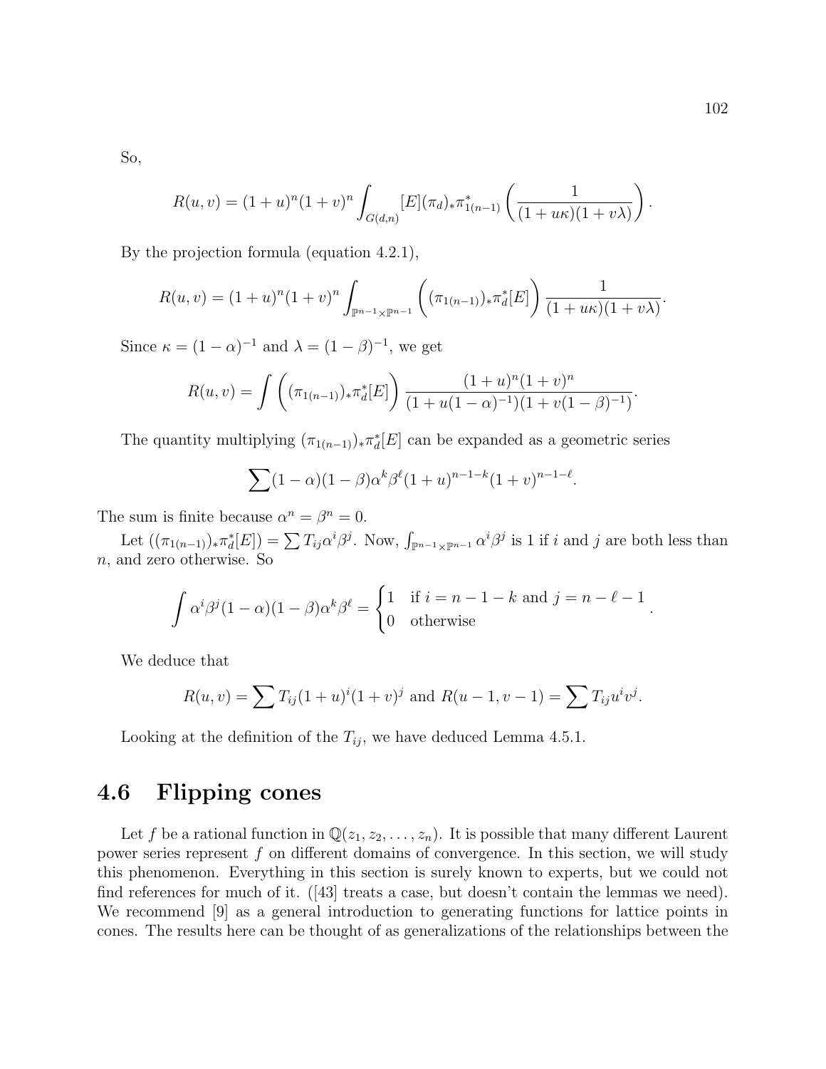So,

$$R(u,v) = (1+u)^n(1+v)^n \int_{G(d,n)} [E](\pi_d)_* \pi_{1(n-1)}^* \left( \frac{1}{(1+u\kappa)(1+v\lambda)} \right).$$

By the projection formula (equation 4.2.1),

$$R(u,v) = (1+u)^n(1+v)^n \int_{\mathbb{P}^{n-1}\times\mathbb{P}^{n-1}} \left( (\pi_{1(n-1)})_* \pi_d^*[E] \right) \frac{1}{(1+u\kappa)(1+v\lambda)}.$$

Since $\kappa = (1-\alpha)^{-1}$ and $\lambda = (1-\beta)^{-1}$, we get

$$R(u,v) = \int \left( (\pi_{1(n-1)})_* \pi_d^*[E] \right) \frac{(1+u)^n(1+v)^n}{(1+u(1-\alpha)^{-1})(1+v(1-\beta)^{-1})}.$$

The quantity multiplying $(\pi_{1(n-1)})_* \pi_d^*[E]$ can be expanded as a geometric series

$$\sum (1-\alpha)(1-\beta)\alpha^k \beta^\ell (1+u)^{n-1-k}(1+v)^{n-1-\ell}.$$

The sum is finite because $\alpha^n = \beta^n = 0$.

Let $((\pi_{1(n-1)})_* \pi_d^*[E]) = \sum T_{ij}\alpha^i \beta^j$. Now, $\int_{\mathbb{P}^{n-1}\times\mathbb{P}^{n-1}} \alpha^i\beta^j$ is 1 if $i$ and $j$ are both less than $n$, and zero otherwise. So

$$\int \alpha^i \beta^j (1-\alpha)(1-\beta)\alpha^k\beta^\ell = \begin{cases} 1 & \text{if } i = n-1-k \text{ and } j = n-\ell-1 \\ 0 & \text{otherwise} \end{cases}.$$

We deduce that

$$R(u,v) = \sum T_{ij}(1+u)^i(1+v)^j \text{ and } R(u-1,v-1) = \sum T_{ij}u^i v^j.$$

Looking at the definition of the $T_{ij}$, we have deduced Lemma 4.5.1.

## 4.6 Flipping cones

Let $f$ be a rational function in $\mathbb{Q}(z_1, z_2, \ldots, z_n)$. It is possible that many different Laurent power series represent $f$ on different domains of convergence. In this section, we will study this phenomenon. Everything in this section is surely known to experts, but we could not find references for much of it. ([43] treats a case, but doesn't contain the lemmas we need). We recommend [9] as a general introduction to generating functions for lattice points in cones. The results here can be thought of as generalizations of the relationships between the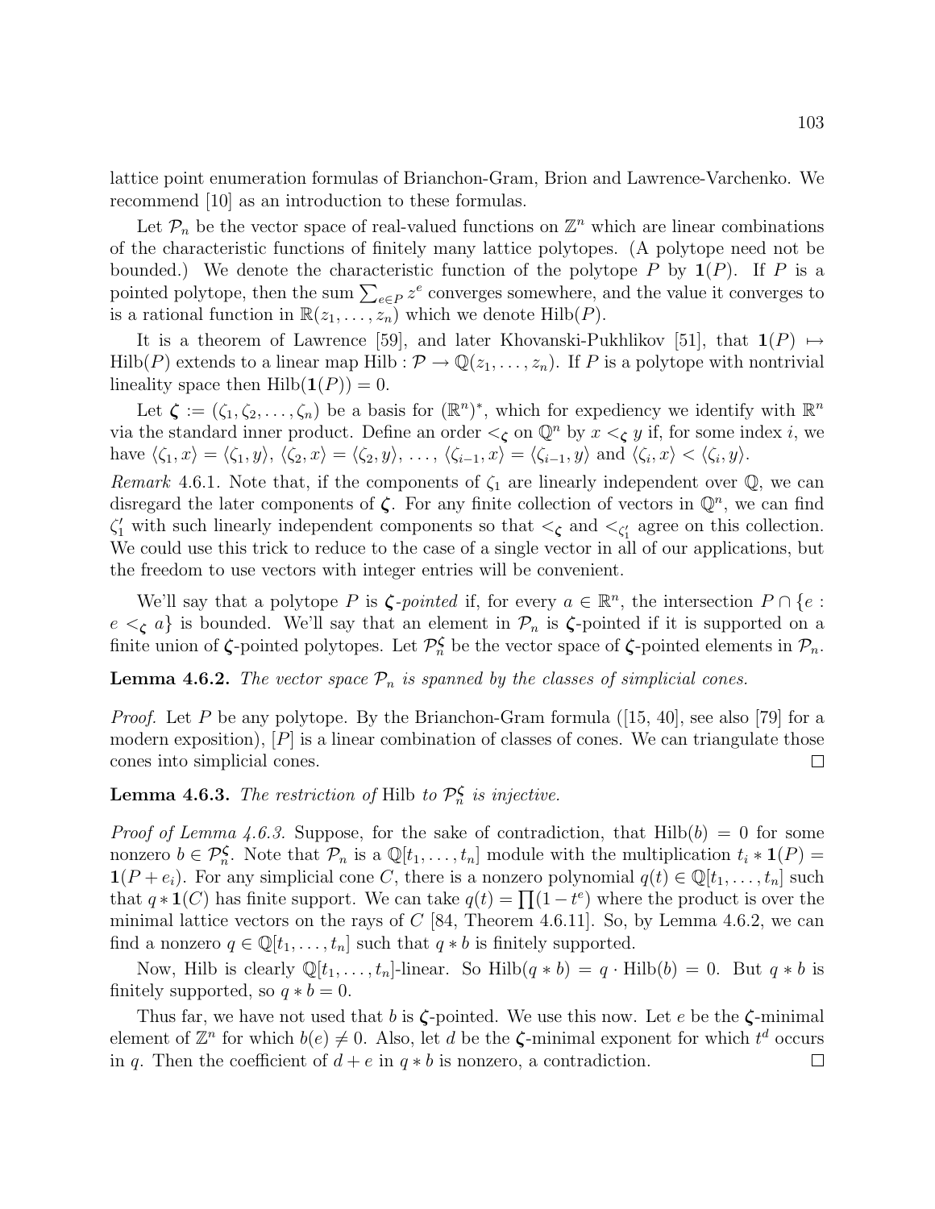lattice point enumeration formulas of Brianchon-Gram, Brion and Lawrence-Varchenko. We recommend [10] as an introduction to these formulas.

Let $\mathcal{P}_n$ be the vector space of real-valued functions on $\mathbb{Z}^n$ which are linear combinations of the characteristic functions of finitely many lattice polytopes. (A polytope need not be bounded.) We denote the characteristic function of the polytope $P$ by $\mathbf{1}(P)$. If $P$ is a pointed polytope, then the sum $\sum_{e \in P} z^e$ converges somewhere, and the value it converges to is a rational function in $\mathbb{R}(z_1, \ldots, z_n)$ which we denote $\mathrm{Hilb}(P)$.

It is a theorem of Lawrence [59], and later Khovanski-Pukhlikov [51], that $\mathbf{1}(P) \mapsto \mathrm{Hilb}(P)$ extends to a linear map $\mathrm{Hilb} : \mathcal{P} \to \mathbb{Q}(z_1, \ldots, z_n)$. If $P$ is a polytope with nontrivial lineality space then $\mathrm{Hilb}(\mathbf{1}(P)) = 0$.

Let $\boldsymbol{\zeta} := (\zeta_1, \zeta_2, \ldots, \zeta_n)$ be a basis for $(\mathbb{R}^n)^*$, which for expediency we identify with $\mathbb{R}^n$ via the standard inner product. Define an order $<_{\boldsymbol{\zeta}}$ on $\mathbb{Q}^n$ by $x <_{\boldsymbol{\zeta}} y$ if, for some index $i$, we have $\langle \zeta_1, x \rangle = \langle \zeta_1, y \rangle$, $\langle \zeta_2, x \rangle = \langle \zeta_2, y \rangle$, $\ldots$, $\langle \zeta_{i-1}, x \rangle = \langle \zeta_{i-1}, y \rangle$ and $\langle \zeta_i, x \rangle < \langle \zeta_i, y \rangle$.

*Remark* 4.6.1. Note that, if the components of $\zeta_1$ are linearly independent over $\mathbb{Q}$, we can disregard the later components of $\boldsymbol{\zeta}$. For any finite collection of vectors in $\mathbb{Q}^n$, we can find $\zeta_1'$ with such linearly independent components so that $<_{\boldsymbol{\zeta}}$ and $<_{\zeta_1'}$ agree on this collection. We could use this trick to reduce to the case of a single vector in all of our applications, but the freedom to use vectors with integer entries will be convenient.

We'll say that a polytope $P$ is *$\boldsymbol{\zeta}$-pointed* if, for every $a \in \mathbb{R}^n$, the intersection $P \cap \{e : e <_{\boldsymbol{\zeta}} a\}$ is bounded. We'll say that an element in $\mathcal{P}_n$ is $\boldsymbol{\zeta}$-pointed if it is supported on a finite union of $\boldsymbol{\zeta}$-pointed polytopes. Let $\mathcal{P}_n^{\boldsymbol{\zeta}}$ be the vector space of $\boldsymbol{\zeta}$-pointed elements in $\mathcal{P}_n$.

**Lemma 4.6.2.** *The vector space $\mathcal{P}_n$ is spanned by the classes of simplicial cones.*

*Proof.* Let $P$ be any polytope. By the Brianchon-Gram formula ([15, 40], see also [79] for a modern exposition), $[P]$ is a linear combination of classes of cones. We can triangulate those cones into simplicial cones. $\square$

**Lemma 4.6.3.** *The restriction of* Hilb *to $\mathcal{P}_n^{\boldsymbol{\zeta}}$ is injective.*

*Proof of Lemma 4.6.3.* Suppose, for the sake of contradiction, that $\mathrm{Hilb}(b) = 0$ for some nonzero $b \in \mathcal{P}_n^{\boldsymbol{\zeta}}$. Note that $\mathcal{P}_n$ is a $\mathbb{Q}[t_1, \ldots, t_n]$ module with the multiplication $t_i * \mathbf{1}(P) = \mathbf{1}(P + e_i)$. For any simplicial cone $C$, there is a nonzero polynomial $q(t) \in \mathbb{Q}[t_1, \ldots, t_n]$ such that $q * \mathbf{1}(C)$ has finite support. We can take $q(t) = \prod (1 - t^e)$ where the product is over the minimal lattice vectors on the rays of $C$ [84, Theorem 4.6.11]. So, by Lemma 4.6.2, we can find a nonzero $q \in \mathbb{Q}[t_1, \ldots, t_n]$ such that $q * b$ is finitely supported.

Now, Hilb is clearly $\mathbb{Q}[t_1, \ldots, t_n]$-linear. So $\mathrm{Hilb}(q * b) = q \cdot \mathrm{Hilb}(b) = 0$. But $q * b$ is finitely supported, so $q * b = 0$.

Thus far, we have not used that $b$ is $\boldsymbol{\zeta}$-pointed. We use this now. Let $e$ be the $\boldsymbol{\zeta}$-minimal element of $\mathbb{Z}^n$ for which $b(e) \neq 0$. Also, let $d$ be the $\boldsymbol{\zeta}$-minimal exponent for which $t^d$ occurs in $q$. Then the coefficient of $d + e$ in $q * b$ is nonzero, a contradiction. $\square$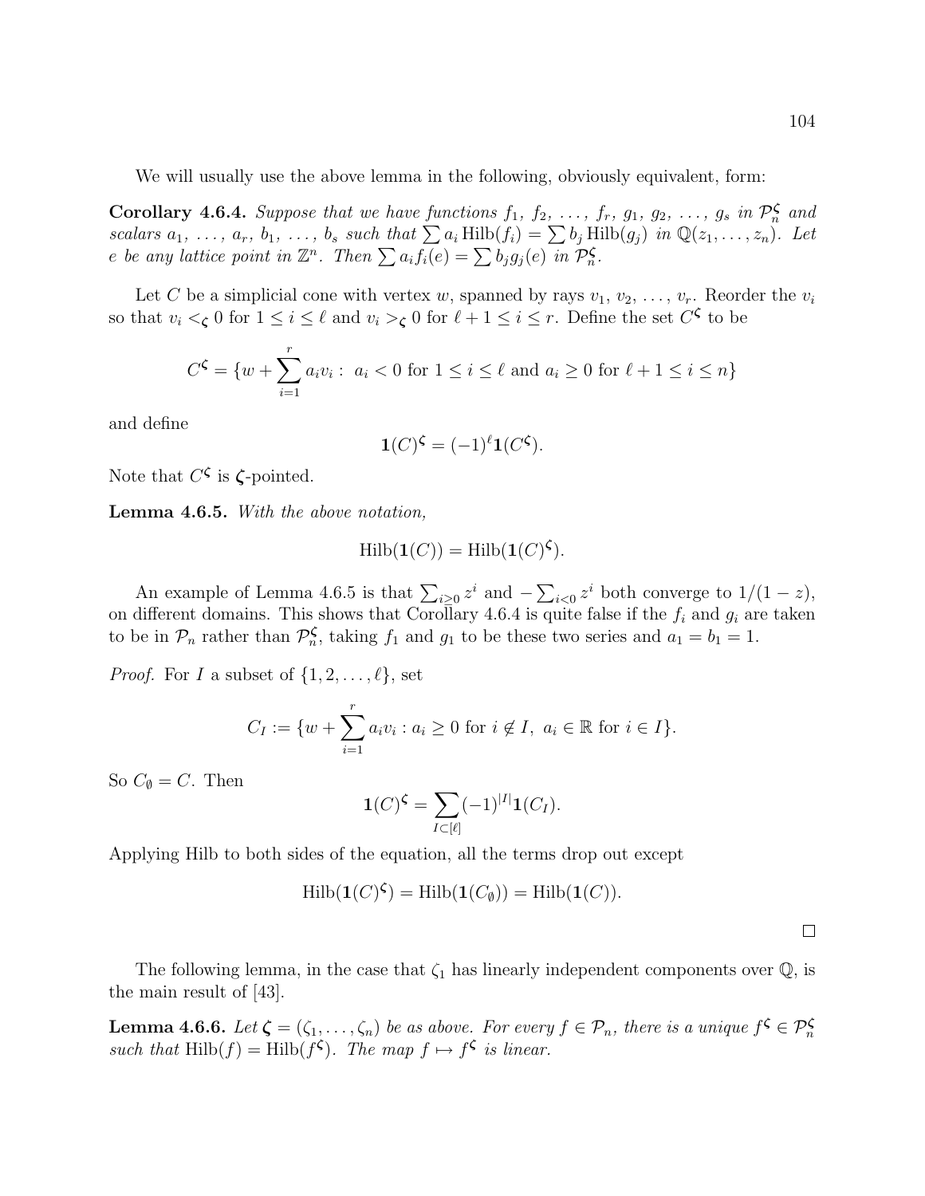We will usually use the above lemma in the following, obviously equivalent, form:

**Corollary 4.6.4.** *Suppose that we have functions $f_1$, $f_2$, ..., $f_r$, $g_1$, $g_2$, ..., $g_s$ in $\mathcal{P}_n^{\boldsymbol{\zeta}}$ and scalars $a_1$, ..., $a_r$, $b_1$, ..., $b_s$ such that $\sum a_i \operatorname{Hilb}(f_i) = \sum b_j \operatorname{Hilb}(g_j)$ in $\mathbb{Q}(z_1, \ldots, z_n)$. Let $e$ be any lattice point in $\mathbb{Z}^n$. Then $\sum a_i f_i(e) = \sum b_j g_j(e)$ in $\mathcal{P}_n^{\boldsymbol{\zeta}}$.*

Let $C$ be a simplicial cone with vertex $w$, spanned by rays $v_1$, $v_2$, ..., $v_r$. Reorder the $v_i$ so that $v_i <_{\boldsymbol{\zeta}} 0$ for $1 \leq i \leq \ell$ and $v_i >_{\boldsymbol{\zeta}} 0$ for $\ell + 1 \leq i \leq r$. Define the set $C^{\boldsymbol{\zeta}}$ to be

$$C^{\boldsymbol{\zeta}} = \{w + \sum_{i=1}^{r} a_i v_i : \ a_i < 0 \text{ for } 1 \leq i \leq \ell \text{ and } a_i \geq 0 \text{ for } \ell + 1 \leq i \leq n\}$$

and define

$$\mathbf{1}(C)^{\boldsymbol{\zeta}} = (-1)^{\ell} \mathbf{1}(C^{\boldsymbol{\zeta}}).$$

Note that $C^{\boldsymbol{\zeta}}$ is $\boldsymbol{\zeta}$-pointed.

**Lemma 4.6.5.** *With the above notation,*

$$\operatorname{Hilb}(\mathbf{1}(C)) = \operatorname{Hilb}(\mathbf{1}(C)^{\boldsymbol{\zeta}}).$$

An example of Lemma 4.6.5 is that $\sum_{i \geq 0} z^i$ and $-\sum_{i<0} z^i$ both converge to $1/(1-z)$, on different domains. This shows that Corollary 4.6.4 is quite false if the $f_i$ and $g_i$ are taken to be in $\mathcal{P}_n$ rather than $\mathcal{P}_n^{\boldsymbol{\zeta}}$, taking $f_1$ and $g_1$ to be these two series and $a_1 = b_1 = 1$.

*Proof.* For $I$ a subset of $\{1, 2, \ldots, \ell\}$, set

$$C_I := \{w + \sum_{i=1}^{r} a_i v_i : a_i \geq 0 \text{ for } i \notin I, \ a_i \in \mathbb{R} \text{ for } i \in I\}.$$

So $C_{\emptyset} = C$. Then

$$\mathbf{1}(C)^{\boldsymbol{\zeta}} = \sum_{I \subset [\ell]} (-1)^{|I|} \mathbf{1}(C_I).$$

Applying Hilb to both sides of the equation, all the terms drop out except

$$\operatorname{Hilb}(\mathbf{1}(C)^{\boldsymbol{\zeta}}) = \operatorname{Hilb}(\mathbf{1}(C_{\emptyset})) = \operatorname{Hilb}(\mathbf{1}(C)).$$

□

The following lemma, in the case that $\zeta_1$ has linearly independent components over $\mathbb{Q}$, is the main result of [43].

**Lemma 4.6.6.** *Let $\boldsymbol{\zeta} = (\zeta_1, \ldots, \zeta_n)$ be as above. For every $f \in \mathcal{P}_n$, there is a unique $f^{\boldsymbol{\zeta}} \in \mathcal{P}_n^{\boldsymbol{\zeta}}$ such that $\operatorname{Hilb}(f) = \operatorname{Hilb}(f^{\boldsymbol{\zeta}})$. The map $f \mapsto f^{\boldsymbol{\zeta}}$ is linear.*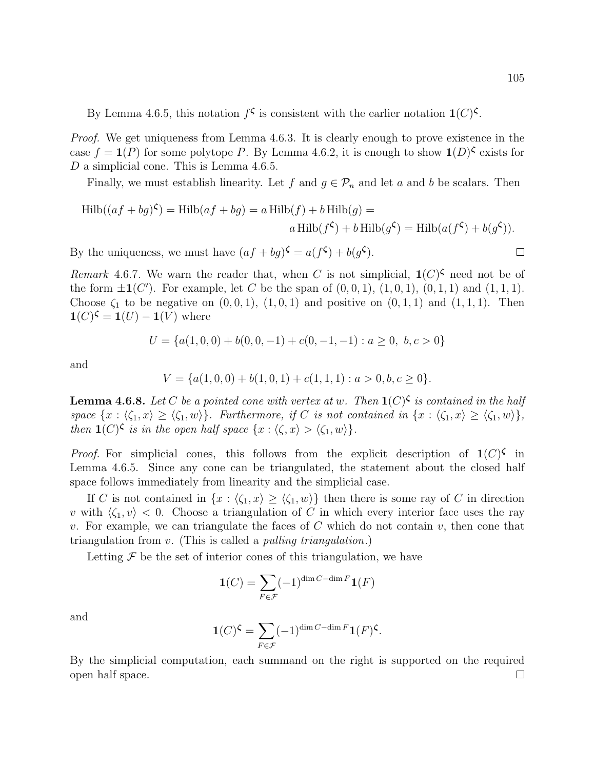By Lemma 4.6.5, this notation $f^{\boldsymbol{\zeta}}$ is consistent with the earlier notation $\mathbf{1}(C)^{\boldsymbol{\zeta}}$.

*Proof.* We get uniqueness from Lemma 4.6.3. It is clearly enough to prove existence in the case $f = \mathbf{1}(P)$ for some polytope $P$. By Lemma 4.6.2, it is enough to show $\mathbf{1}(D)^{\boldsymbol{\zeta}}$ exists for $D$ a simplicial cone. This is Lemma 4.6.5.

Finally, we must establish linearity. Let $f$ and $g \in \mathcal{P}_n$ and let $a$ and $b$ be scalars. Then

$$\operatorname{Hilb}((af+bg)^{\boldsymbol{\zeta}}) = \operatorname{Hilb}(af+bg) = a\operatorname{Hilb}(f) + b\operatorname{Hilb}(g) = a\operatorname{Hilb}(f^{\boldsymbol{\zeta}}) + b\operatorname{Hilb}(g^{\boldsymbol{\zeta}}) = \operatorname{Hilb}(a(f^{\boldsymbol{\zeta}}) + b(g^{\boldsymbol{\zeta}})).$$

By the uniqueness, we must have $(af+bg)^{\boldsymbol{\zeta}} = a(f^{\boldsymbol{\zeta}}) + b(g^{\boldsymbol{\zeta}})$. □

*Remark* 4.6.7. We warn the reader that, when $C$ is not simplicial, $\mathbf{1}(C)^{\boldsymbol{\zeta}}$ need not be of the form $\pm\mathbf{1}(C')$. For example, let $C$ be the span of $(0,0,1)$, $(1,0,1)$, $(0,1,1)$ and $(1,1,1)$. Choose $\zeta_1$ to be negative on $(0,0,1)$, $(1,0,1)$ and positive on $(0,1,1)$ and $(1,1,1)$. Then $\mathbf{1}(C)^{\boldsymbol{\zeta}} = \mathbf{1}(U) - \mathbf{1}(V)$ where

$$U = \{a(1,0,0) + b(0,0,-1) + c(0,-1,-1) : a \geq 0,\ b,c > 0\}$$

and

$$V = \{a(1,0,0) + b(1,0,1) + c(1,1,1) : a > 0, b, c \geq 0\}.$$

**Lemma 4.6.8.** *Let $C$ be a pointed cone with vertex at $w$. Then $\mathbf{1}(C)^{\boldsymbol{\zeta}}$ is contained in the half space $\{x : \langle \zeta_1, x\rangle \geq \langle \zeta_1, w\rangle\}$. Furthermore, if $C$ is not contained in $\{x : \langle \zeta_1, x\rangle \geq \langle \zeta_1, w\rangle\}$, then $\mathbf{1}(C)^{\boldsymbol{\zeta}}$ is in the open half space $\{x : \langle \zeta, x\rangle > \langle \zeta_1, w\rangle\}$.*

*Proof.* For simplicial cones, this follows from the explicit description of $\mathbf{1}(C)^{\boldsymbol{\zeta}}$ in Lemma 4.6.5. Since any cone can be triangulated, the statement about the closed half space follows immediately from linearity and the simplicial case.

If $C$ is not contained in $\{x : \langle \zeta_1, x\rangle \geq \langle \zeta_1, w\rangle\}$ then there is some ray of $C$ in direction $v$ with $\langle \zeta_1, v\rangle < 0$. Choose a triangulation of $C$ in which every interior face uses the ray $v$. For example, we can triangulate the faces of $C$ which do not contain $v$, then cone that triangulation from $v$. (This is called a *pulling triangulation*.)

Letting $\mathcal{F}$ be the set of interior cones of this triangulation, we have

$$\mathbf{1}(C) = \sum_{F \in \mathcal{F}} (-1)^{\dim C - \dim F} \mathbf{1}(F)$$

and

$$\mathbf{1}(C)^{\boldsymbol{\zeta}} = \sum_{F \in \mathcal{F}} (-1)^{\dim C - \dim F} \mathbf{1}(F)^{\boldsymbol{\zeta}}.$$

By the simplicial computation, each summand on the right is supported on the required open half space. □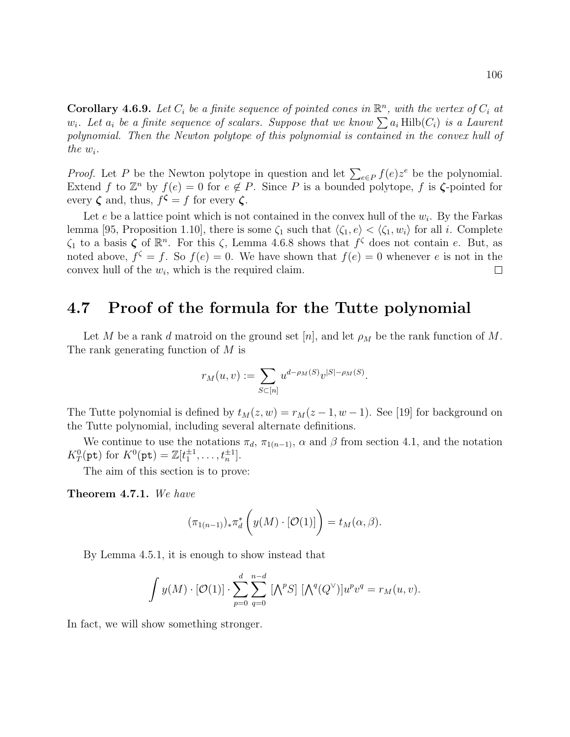**Corollary 4.6.9.** *Let $C_i$ be a finite sequence of pointed cones in $\mathbb{R}^n$, with the vertex of $C_i$ at $w_i$. Let $a_i$ be a finite sequence of scalars. Suppose that we know $\sum a_i \operatorname{Hilb}(C_i)$ is a Laurent polynomial. Then the Newton polytope of this polynomial is contained in the convex hull of the $w_i$.*

*Proof.* Let $P$ be the Newton polytope in question and let $\sum_{e \in P} f(e) z^e$ be the polynomial. Extend $f$ to $\mathbb{Z}^n$ by $f(e) = 0$ for $e \notin P$. Since $P$ is a bounded polytope, $f$ is $\boldsymbol{\zeta}$-pointed for every $\boldsymbol{\zeta}$ and, thus, $f^{\boldsymbol{\zeta}} = f$ for every $\boldsymbol{\zeta}$.

Let $e$ be a lattice point which is not contained in the convex hull of the $w_i$. By the Farkas lemma [95, Proposition 1.10], there is some $\zeta_1$ such that $\langle \zeta_1, e \rangle < \langle \zeta_1, w_i \rangle$ for all $i$. Complete $\zeta_1$ to a basis $\boldsymbol{\zeta}$ of $\mathbb{R}^n$. For this $\zeta$, Lemma 4.6.8 shows that $f^{\zeta}$ does not contain $e$. But, as noted above, $f^{\zeta} = f$. So $f(e) = 0$. We have shown that $f(e) = 0$ whenever $e$ is not in the convex hull of the $w_i$, which is the required claim. □

## 4.7 Proof of the formula for the Tutte polynomial

Let $M$ be a rank $d$ matroid on the ground set $[n]$, and let $\rho_M$ be the rank function of $M$. The rank generating function of $M$ is

$$r_M(u, v) := \sum_{S \subset [n]} u^{d - \rho_M(S)} v^{|S| - \rho_M(S)}.$$

The Tutte polynomial is defined by $t_M(z, w) = r_M(z - 1, w - 1)$. See [19] for background on the Tutte polynomial, including several alternate definitions.

We continue to use the notations $\pi_d$, $\pi_{1(n-1)}$, $\alpha$ and $\beta$ from section 4.1, and the notation $K_T^0(\mathtt{pt})$ for $K^0(\mathtt{pt}) = \mathbb{Z}[t_1^{\pm 1}, \ldots, t_n^{\pm 1}]$.

The aim of this section is to prove:

**Theorem 4.7.1.** *We have*

$$(\pi_{1(n-1)})_* \pi_d^* \Big( y(M) \cdot [\mathcal{O}(1)] \Big) = t_M(\alpha, \beta).$$

By Lemma 4.5.1, it is enough to show instead that

$$\int y(M) \cdot [\mathcal{O}(1)] \cdot \sum_{p=0}^{d} \sum_{q=0}^{n-d} [\textstyle\bigwedge^p S] \; [\textstyle\bigwedge^q (Q^\vee)] u^p v^q = r_M(u, v).$$

In fact, we will show something stronger.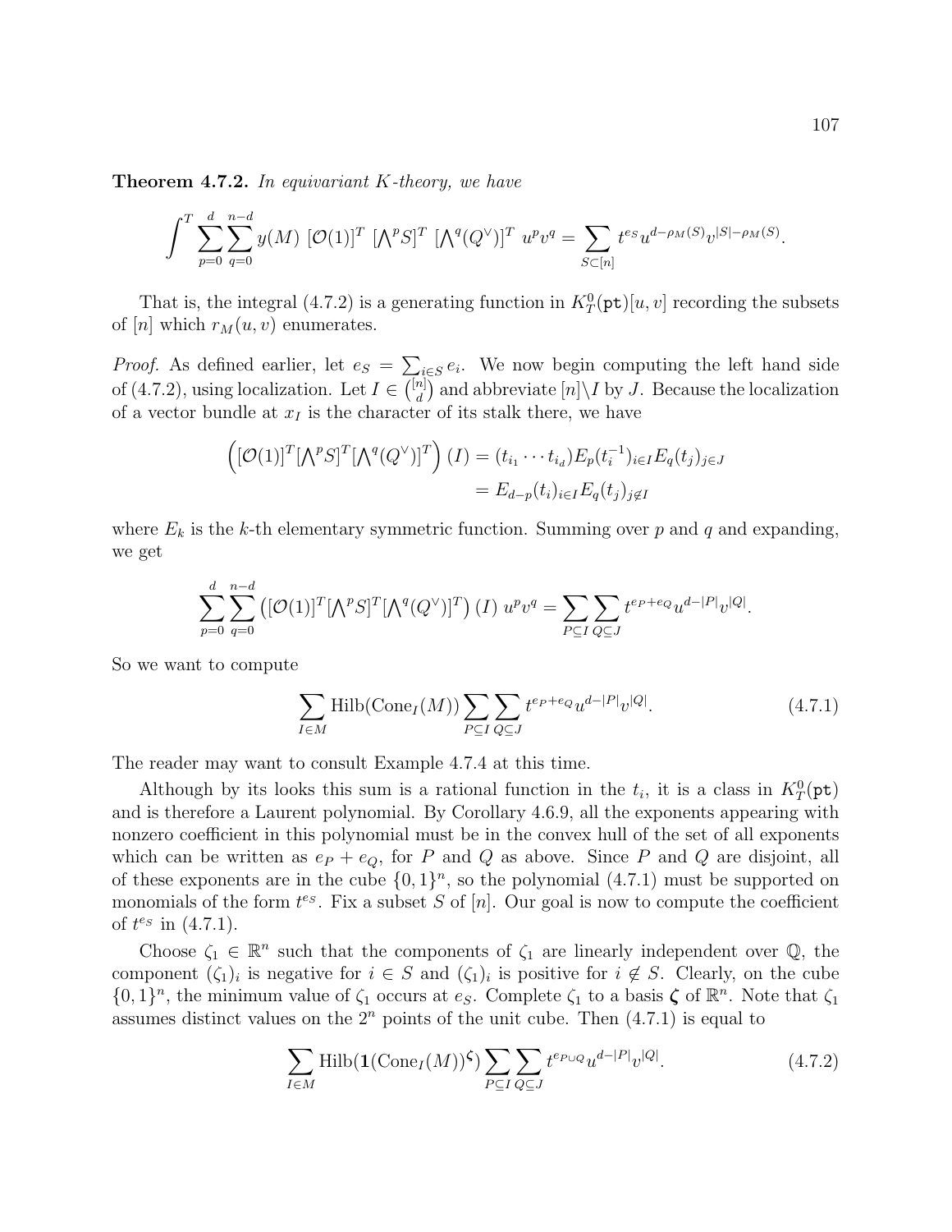**Theorem 4.7.2.** *In equivariant K-theory, we have*

$$\int^T \sum_{p=0}^{d} \sum_{q=0}^{n-d} y(M)\ [\mathcal{O}(1)]^T\ [\textstyle\bigwedge^p S]^T\ [\textstyle\bigwedge^q (Q^\vee)]^T\ u^p v^q = \sum_{S \subset [n]} t^{e_S} u^{d-\rho_M(S)} v^{|S|-\rho_M(S)}.$$

That is, the integral (4.7.2) is a generating function in $K_T^0(\mathtt{pt})[u,v]$ recording the subsets of $[n]$ which $r_M(u,v)$ enumerates.

*Proof.* As defined earlier, let $e_S = \sum_{i \in S} e_i$. We now begin computing the left hand side of (4.7.2), using localization. Let $I \in \binom{[n]}{d}$ and abbreviate $[n] \backslash I$ by $J$. Because the localization of a vector bundle at $x_I$ is the character of its stalk there, we have

$$\begin{aligned}\left([\mathcal{O}(1)]^T[\textstyle\bigwedge^p S]^T[\textstyle\bigwedge^q (Q^\vee)]^T\right)(I) &= (t_{i_1}\cdots t_{i_d}) E_p(t_i^{-1})_{i \in I} E_q(t_j)_{j \in J} \\ &= E_{d-p}(t_i)_{i \in I} E_q(t_j)_{j \notin I}\end{aligned}$$

where $E_k$ is the $k$-th elementary symmetric function. Summing over $p$ and $q$ and expanding, we get

$$\sum_{p=0}^{d}\sum_{q=0}^{n-d} \left([\mathcal{O}(1)]^T[\textstyle\bigwedge^p S]^T[\textstyle\bigwedge^q (Q^\vee)]^T\right)(I)\ u^p v^q = \sum_{P \subseteq I}\sum_{Q \subseteq J} t^{e_P + e_Q} u^{d-|P|} v^{|Q|}.$$

So we want to compute

$$\sum_{I \in M} \mathrm{Hilb}(\mathrm{Cone}_I(M)) \sum_{P \subseteq I}\sum_{Q \subseteq J} t^{e_P + e_Q} u^{d-|P|} v^{|Q|}. \tag{4.7.1}$$

The reader may want to consult Example 4.7.4 at this time.

Although by its looks this sum is a rational function in the $t_i$, it is a class in $K_T^0(\mathtt{pt})$ and is therefore a Laurent polynomial. By Corollary 4.6.9, all the exponents appearing with nonzero coefficient in this polynomial must be in the convex hull of the set of all exponents which can be written as $e_P + e_Q$, for $P$ and $Q$ as above. Since $P$ and $Q$ are disjoint, all of these exponents are in the cube $\{0,1\}^n$, so the polynomial (4.7.1) must be supported on monomials of the form $t^{e_S}$. Fix a subset $S$ of $[n]$. Our goal is now to compute the coefficient of $t^{e_S}$ in (4.7.1).

Choose $\zeta_1 \in \mathbb{R}^n$ such that the components of $\zeta_1$ are linearly independent over $\mathbb{Q}$, the component $(\zeta_1)_i$ is negative for $i \in S$ and $(\zeta_1)_i$ is positive for $i \notin S$. Clearly, on the cube $\{0,1\}^n$, the minimum value of $\zeta_1$ occurs at $e_S$. Complete $\zeta_1$ to a basis $\boldsymbol{\zeta}$ of $\mathbb{R}^n$. Note that $\zeta_1$ assumes distinct values on the $2^n$ points of the unit cube. Then (4.7.1) is equal to

$$\sum_{I \in M} \mathrm{Hilb}(\mathbf{1}(\mathrm{Cone}_I(M))^{\boldsymbol{\zeta}}) \sum_{P \subseteq I}\sum_{Q \subseteq J} t^{e_{P \cup Q}} u^{d-|P|} v^{|Q|}. \tag{4.7.2}$$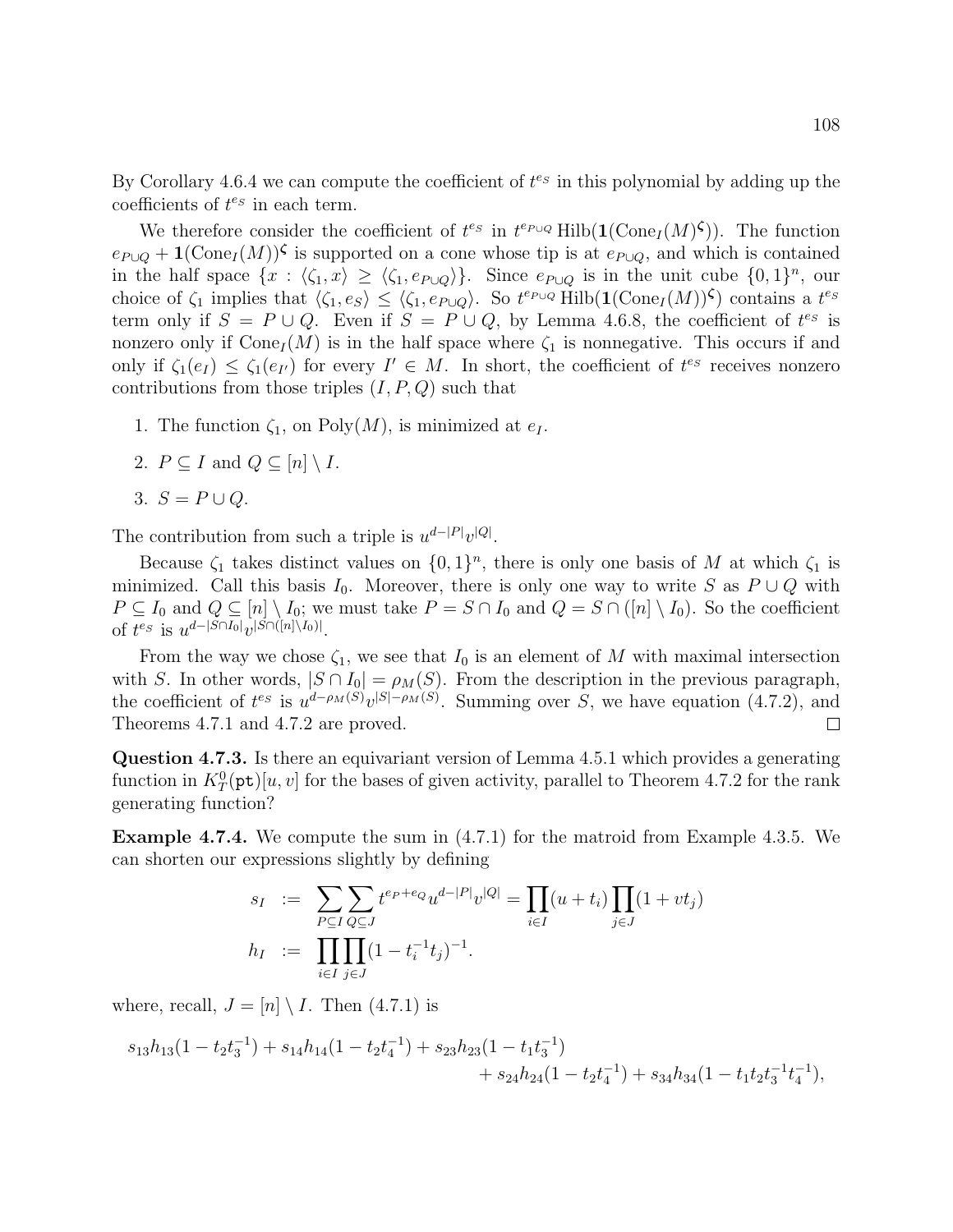By Corollary 4.6.4 we can compute the coefficient of $t^{e_S}$ in this polynomial by adding up the coefficients of $t^{e_S}$ in each term.

We therefore consider the coefficient of $t^{e_S}$ in $t^{e_{P\cup Q}} \operatorname{Hilb}(\mathbf{1}(\operatorname{Cone}_I(M)^{\boldsymbol{\zeta}}))$. The function $e_{P\cup Q} + \mathbf{1}(\operatorname{Cone}_I(M))^{\boldsymbol{\zeta}}$ is supported on a cone whose tip is at $e_{P\cup Q}$, and which is contained in the half space $\{x : \langle \zeta_1, x\rangle \geq \langle \zeta_1, e_{P\cup Q}\rangle\}$. Since $e_{P\cup Q}$ is in the unit cube $\{0,1\}^n$, our choice of $\zeta_1$ implies that $\langle \zeta_1, e_S\rangle \leq \langle \zeta_1, e_{P\cup Q}\rangle$. So $t^{e_{P\cup Q}} \operatorname{Hilb}(\mathbf{1}(\operatorname{Cone}_I(M))^{\boldsymbol{\zeta}})$ contains a $t^{e_S}$ term only if $S = P\cup Q$. Even if $S = P \cup Q$, by Lemma 4.6.8, the coefficient of $t^{e_S}$ is nonzero only if $\operatorname{Cone}_I(M)$ is in the half space where $\zeta_1$ is nonnegative. This occurs if and only if $\zeta_1(e_I) \leq \zeta_1(e_{I'})$ for every $I' \in M$. In short, the coefficient of $t^{e_S}$ receives nonzero contributions from those triples $(I, P, Q)$ such that

1. The function $\zeta_1$, on $\operatorname{Poly}(M)$, is minimized at $e_I$.
2. $P \subseteq I$ and $Q \subseteq [n] \setminus I$.
3. $S = P \cup Q$.

The contribution from such a triple is $u^{d-|P|}v^{|Q|}$.

Because $\zeta_1$ takes distinct values on $\{0,1\}^n$, there is only one basis of $M$ at which $\zeta_1$ is minimized. Call this basis $I_0$. Moreover, there is only one way to write $S$ as $P \cup Q$ with $P \subseteq I_0$ and $Q \subseteq [n] \setminus I_0$; we must take $P = S \cap I_0$ and $Q = S \cap ([n] \setminus I_0)$. So the coefficient of $t^{e_S}$ is $u^{d-|S\cap I_0|}v^{|S\cap([n]\setminus I_0)|}$.

From the way we chose $\zeta_1$, we see that $I_0$ is an element of $M$ with maximal intersection with $S$. In other words, $|S \cap I_0| = \rho_M(S)$. From the description in the previous paragraph, the coefficient of $t^{e_S}$ is $u^{d-\rho_M(S)}v^{|S|-\rho_M(S)}$. Summing over $S$, we have equation (4.7.2), and Theorems 4.7.1 and 4.7.2 are proved. □

**Question 4.7.3.** Is there an equivariant version of Lemma 4.5.1 which provides a generating function in $K^0_T(\mathtt{pt})[u,v]$ for the bases of given activity, parallel to Theorem 4.7.2 for the rank generating function?

**Example 4.7.4.** We compute the sum in (4.7.1) for the matroid from Example 4.3.5. We can shorten our expressions slightly by defining

$$
\begin{aligned}
s_I &:= \sum_{P\subseteq I}\sum_{Q\subseteq J} t^{e_P+e_Q}u^{d-|P|}v^{|Q|} = \prod_{i\in I}(u+t_i)\prod_{j\in J}(1+vt_j)\\
h_I &:= \prod_{i\in I}\prod_{j\in J}(1-t_i^{-1}t_j)^{-1}.
\end{aligned}
$$

where, recall, $J = [n] \setminus I$. Then (4.7.1) is

$$
s_{13}h_{13}(1-t_2t_3^{-1}) + s_{14}h_{14}(1-t_2t_4^{-1}) + s_{23}h_{23}(1-t_1t_3^{-1}) + s_{24}h_{24}(1-t_2t_4^{-1}) + s_{34}h_{34}(1-t_1t_2t_3^{-1}t_4^{-1}),
$$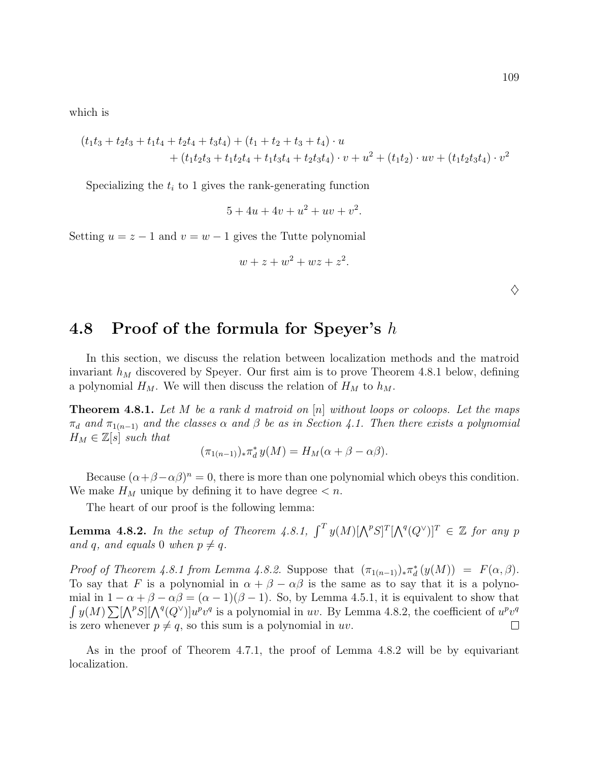which is

$$(t_1t_3 + t_2t_3 + t_1t_4 + t_2t_4 + t_3t_4) + (t_1 + t_2 + t_3 + t_4) \cdot u \\ + (t_1t_2t_3 + t_1t_2t_4 + t_1t_3t_4 + t_2t_3t_4) \cdot v + u^2 + (t_1t_2) \cdot uv + (t_1t_2t_3t_4) \cdot v^2$$

Specializing the $t_i$ to 1 gives the rank-generating function

$$5 + 4u + 4v + u^2 + uv + v^2.$$

Setting $u = z - 1$ and $v = w - 1$ gives the Tutte polynomial

$$w + z + w^2 + wz + z^2.$$

$\diamondsuit$

## 4.8 Proof of the formula for Speyer's $h$

In this section, we discuss the relation between localization methods and the matroid invariant $h_M$ discovered by Speyer. Our first aim is to prove Theorem 4.8.1 below, defining a polynomial $H_M$. We will then discuss the relation of $H_M$ to $h_M$.

**Theorem 4.8.1.** *Let $M$ be a rank $d$ matroid on $[n]$ without loops or coloops. Let the maps $\pi_d$ and $\pi_{1(n-1)}$ and the classes $\alpha$ and $\beta$ be as in Section 4.1. Then there exists a polynomial $H_M \in \mathbb{Z}[s]$ such that*

$$(\pi_{1(n-1)})_* \pi_d^* \, y(M) = H_M(\alpha + \beta - \alpha\beta).$$

Because $(\alpha+\beta-\alpha\beta)^n = 0$, there is more than one polynomial which obeys this condition. We make $H_M$ unique by defining it to have degree $< n$.

The heart of our proof is the following lemma:

**Lemma 4.8.2.** *In the setup of Theorem 4.8.1, $\int^T y(M)[\bigwedge^p S]^T[\bigwedge^q(Q^\vee)]^T \in \mathbb{Z}$ for any $p$ and $q$, and equals 0 when $p \neq q$.*

*Proof of Theorem 4.8.1 from Lemma 4.8.2.* Suppose that $(\pi_{1(n-1)})_* \pi_d^*(y(M)) = F(\alpha, \beta)$. To say that $F$ is a polynomial in $\alpha + \beta - \alpha\beta$ is the same as to say that it is a polynomial in $1 - \alpha + \beta - \alpha\beta = (\alpha - 1)(\beta - 1)$. So, by Lemma 4.5.1, it is equivalent to show that $\int y(M) \sum [\bigwedge^p S][\bigwedge^q(Q^\vee)] u^p v^q$ is a polynomial in $uv$. By Lemma 4.8.2, the coefficient of $u^p v^q$ is zero whenever $p \neq q$, so this sum is a polynomial in $uv$. $\square$

As in the proof of Theorem 4.7.1, the proof of Lemma 4.8.2 will be by equivariant localization.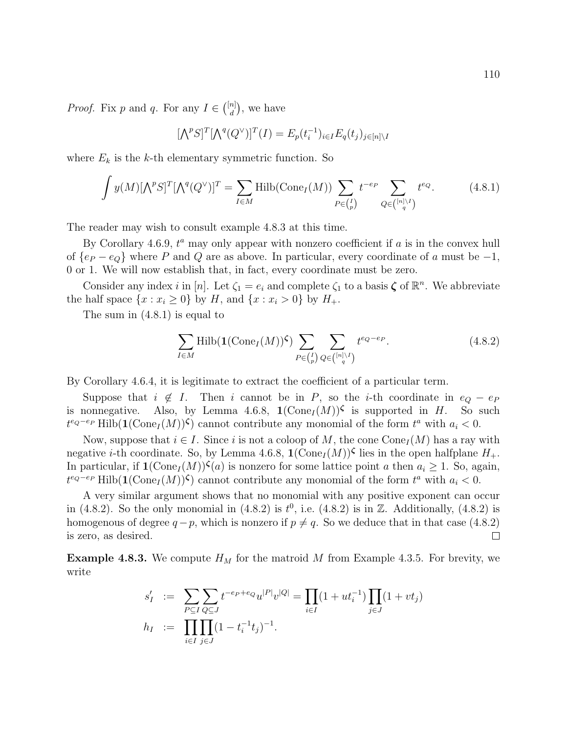*Proof.* Fix $p$ and $q$. For any $I \in \binom{[n]}{d}$, we have

$$[\textstyle\bigwedge^p S]^T [\textstyle\bigwedge^q (Q^\vee)]^T(I) = E_p(t_i^{-1})_{i \in I} E_q(t_j)_{j \in [n]\setminus I}$$

where $E_k$ is the $k$-th elementary symmetric function. So

$$\int y(M)[\textstyle\bigwedge^p S]^T [\textstyle\bigwedge^q (Q^\vee)]^T = \sum_{I \in M} \mathrm{Hilb}(\mathrm{Cone}_I(M)) \sum_{P \in \binom{I}{p}} t^{-e_P} \sum_{Q \in \binom{[n]\setminus I}{q}} t^{e_Q}. \tag{4.8.1}$$

The reader may wish to consult example 4.8.3 at this time.

By Corollary 4.6.9, $t^a$ may only appear with nonzero coefficient if $a$ is in the convex hull of $\{e_P - e_Q\}$ where $P$ and $Q$ are as above. In particular, every coordinate of $a$ must be $-1$, 0 or 1. We will now establish that, in fact, every coordinate must be zero.

Consider any index $i$ in $[n]$. Let $\zeta_1 = e_i$ and complete $\zeta_1$ to a basis $\boldsymbol{\zeta}$ of $\mathbb{R}^n$. We abbreviate the half space $\{x : x_i \geq 0\}$ by $H$, and $\{x : x_i > 0\}$ by $H_+$.

The sum in (4.8.1) is equal to

$$\sum_{I \in M} \mathrm{Hilb}(\mathbf{1}(\mathrm{Cone}_I(M))^{\boldsymbol{\zeta}}) \sum_{P \in \binom{I}{p}} \sum_{Q \in \binom{[n]\setminus I}{q}} t^{e_Q - e_P}. \tag{4.8.2}$$

By Corollary 4.6.4, it is legitimate to extract the coefficient of a particular term.

Suppose that $i \notin I$. Then $i$ cannot be in $P$, so the $i$-th coordinate in $e_Q - e_P$ is nonnegative. Also, by Lemma 4.6.8, $\mathbf{1}(\mathrm{Cone}_I(M))^{\boldsymbol{\zeta}}$ is supported in $H$. So such $t^{e_Q - e_P}\, \mathrm{Hilb}(\mathbf{1}(\mathrm{Cone}_I(M))^{\boldsymbol{\zeta}})$ cannot contribute any monomial of the form $t^a$ with $a_i < 0$.

Now, suppose that $i \in I$. Since $i$ is not a coloop of $M$, the cone $\mathrm{Cone}_I(M)$ has a ray with negative $i$-th coordinate. So, by Lemma 4.6.8, $\mathbf{1}(\mathrm{Cone}_I(M))^{\boldsymbol{\zeta}}$ lies in the open halfplane $H_+$. In particular, if $\mathbf{1}(\mathrm{Cone}_I(M))^{\boldsymbol{\zeta}}(a)$ is nonzero for some lattice point $a$ then $a_i \geq 1$. So, again, $t^{e_Q - e_P}\, \mathrm{Hilb}(\mathbf{1}(\mathrm{Cone}_I(M))^{\boldsymbol{\zeta}})$ cannot contribute any monomial of the form $t^a$ with $a_i < 0$.

A very similar argument shows that no monomial with any positive exponent can occur in (4.8.2). So the only monomial in (4.8.2) is $t^0$, i.e. (4.8.2) is in $\mathbb{Z}$. Additionally, (4.8.2) is homogenous of degree $q - p$, which is nonzero if $p \neq q$. So we deduce that in that case (4.8.2) is zero, as desired. □

**Example 4.8.3.** We compute $H_M$ for the matroid $M$ from Example 4.3.5. For brevity, we write

$$\begin{aligned}
s'_I &:= \sum_{P \subseteq I} \sum_{Q \subseteq J} t^{-e_P + e_Q} u^{|P|} v^{|Q|} = \prod_{i \in I} (1 + u t_i^{-1}) \prod_{j \in J} (1 + v t_j) \\
h_I &:= \prod_{i \in I} \prod_{j \in J} (1 - t_i^{-1} t_j)^{-1}.
\end{aligned}$$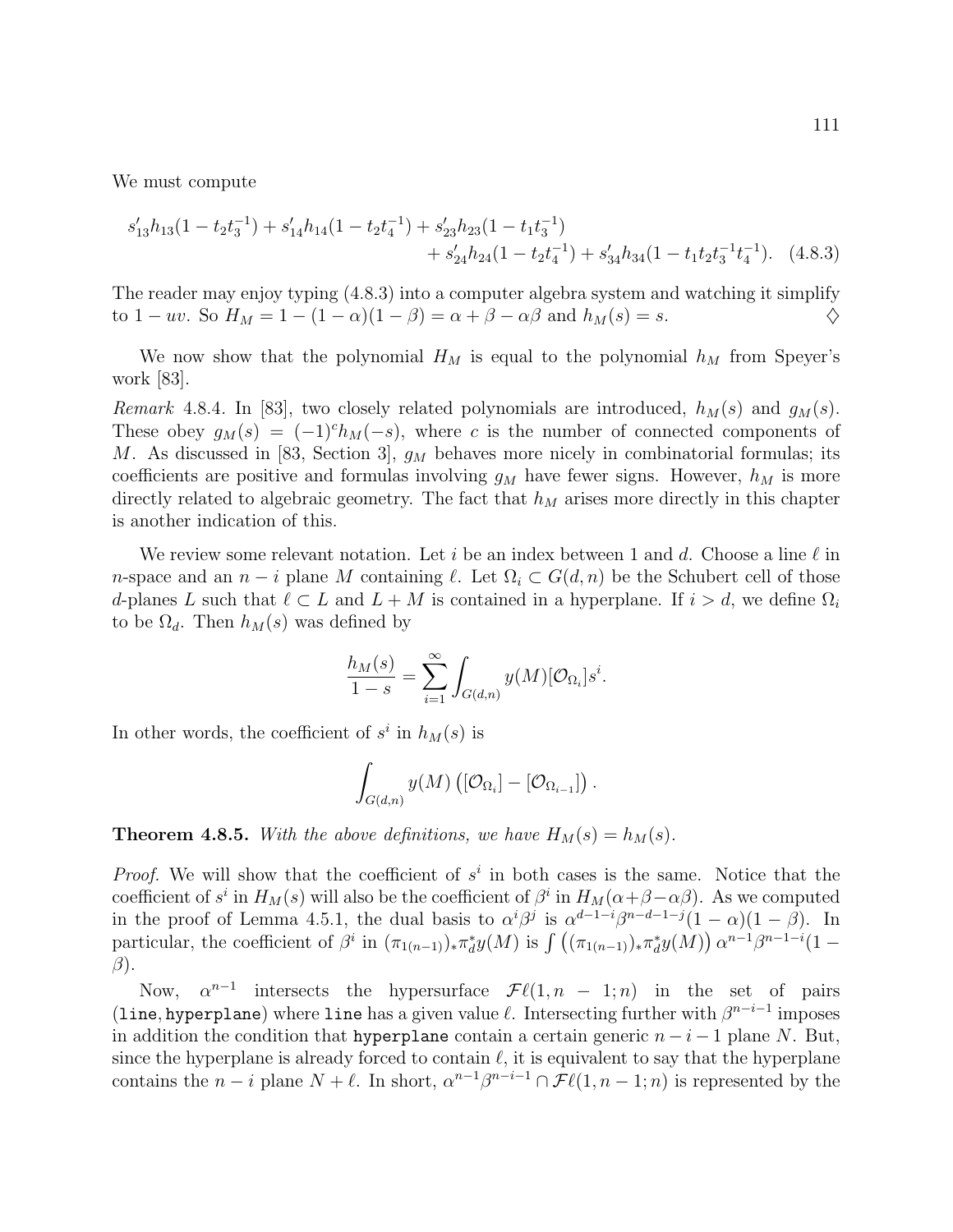We must compute

$$s'_{13}h_{13}(1-t_2t_3^{-1}) + s'_{14}h_{14}(1-t_2t_4^{-1}) + s'_{23}h_{23}(1-t_1t_3^{-1}) + s'_{24}h_{24}(1-t_2t_4^{-1}) + s'_{34}h_{34}(1-t_1t_2t_3^{-1}t_4^{-1}). \quad (4.8.3)$$

The reader may enjoy typing (4.8.3) into a computer algebra system and watching it simplify to $1-uv$. So $H_M = 1-(1-\alpha)(1-\beta) = \alpha+\beta-\alpha\beta$ and $h_M(s) = s$. ♢

We now show that the polynomial $H_M$ is equal to the polynomial $h_M$ from Speyer's work [83].

*Remark* 4.8.4. In [83], two closely related polynomials are introduced, $h_M(s)$ and $g_M(s)$. These obey $g_M(s) = (-1)^c h_M(-s)$, where $c$ is the number of connected components of $M$. As discussed in [83, Section 3], $g_M$ behaves more nicely in combinatorial formulas; its coefficients are positive and formulas involving $g_M$ have fewer signs. However, $h_M$ is more directly related to algebraic geometry. The fact that $h_M$ arises more directly in this chapter is another indication of this.

We review some relevant notation. Let $i$ be an index between 1 and $d$. Choose a line $\ell$ in $n$-space and an $n-i$ plane $M$ containing $\ell$. Let $\Omega_i \subset G(d,n)$ be the Schubert cell of those $d$-planes $L$ such that $\ell \subset L$ and $L+M$ is contained in a hyperplane. If $i > d$, we define $\Omega_i$ to be $\Omega_d$. Then $h_M(s)$ was defined by

$$\frac{h_M(s)}{1-s} = \sum_{i=1}^{\infty} \int_{G(d,n)} y(M)[\mathcal{O}_{\Omega_i}]s^i.$$

In other words, the coefficient of $s^i$ in $h_M(s)$ is

$$\int_{G(d,n)} y(M)\left([\mathcal{O}_{\Omega_i}] - [\mathcal{O}_{\Omega_{i-1}}]\right).$$

**Theorem 4.8.5.** *With the above definitions, we have $H_M(s) = h_M(s)$.*

*Proof.* We will show that the coefficient of $s^i$ in both cases is the same. Notice that the coefficient of $s^i$ in $H_M(s)$ will also be the coefficient of $\beta^i$ in $H_M(\alpha+\beta-\alpha\beta)$. As we computed in the proof of Lemma 4.5.1, the dual basis to $\alpha^i\beta^j$ is $\alpha^{d-1-i}\beta^{n-d-1-j}(1-\alpha)(1-\beta)$. In particular, the coefficient of $\beta^i$ in $(\pi_{1(n-1)})_*\pi_d^* y(M)$ is $\int \left((\pi_{1(n-1)})_*\pi_d^* y(M)\right)\alpha^{n-1}\beta^{n-1-i}(1-\beta)$.

Now, $\alpha^{n-1}$ intersects the hypersurface $\mathcal{F}\ell(1,n-1;n)$ in the set of pairs (`line`, `hyperplane`) where `line` has a given value $\ell$. Intersecting further with $\beta^{n-i-1}$ imposes in addition the condition that `hyperplane` contain a certain generic $n-i-1$ plane $N$. But, since the hyperplane is already forced to contain $\ell$, it is equivalent to say that the hyperplane contains the $n-i$ plane $N+\ell$. In short, $\alpha^{n-1}\beta^{n-i-1} \cap \mathcal{F}\ell(1,n-1;n)$ is represented by the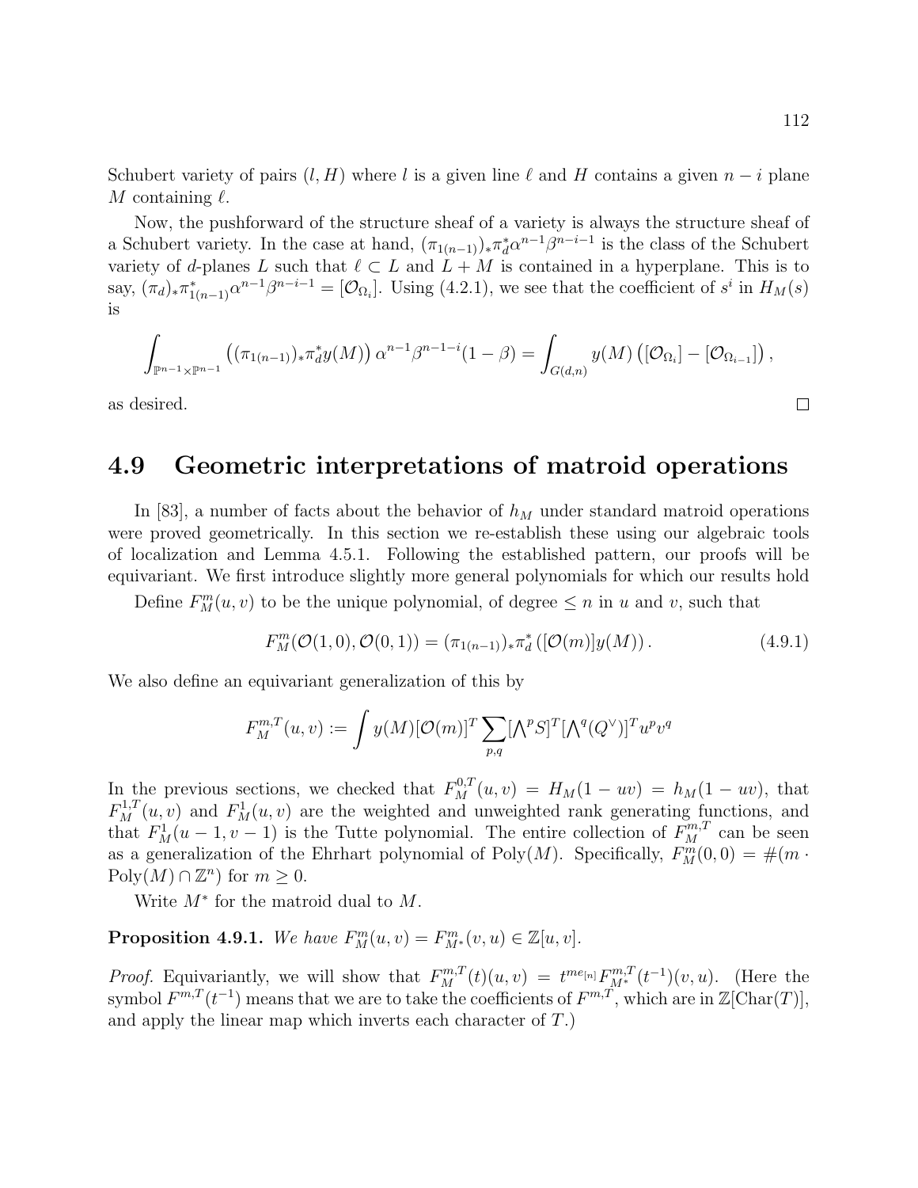Schubert variety of pairs $(l, H)$ where $l$ is a given line $\ell$ and $H$ contains a given $n-i$ plane $M$ containing $\ell$.

Now, the pushforward of the structure sheaf of a variety is always the structure sheaf of a Schubert variety. In the case at hand, $(\pi_{1(n-1)})_* \pi_d^* \alpha^{n-1}\beta^{n-i-1}$ is the class of the Schubert variety of $d$-planes $L$ such that $\ell \subset L$ and $L + M$ is contained in a hyperplane. This is to say, $(\pi_d)_* \pi_{1(n-1)}^* \alpha^{n-1}\beta^{n-i-1} = [\mathcal{O}_{\Omega_i}]$. Using (4.2.1), we see that the coefficient of $s^i$ in $H_M(s)$ is

$$\int_{\mathbb{P}^{n-1}\times\mathbb{P}^{n-1}} \left((\pi_{1(n-1)})_* \pi_d^* y(M)\right) \alpha^{n-1}\beta^{n-1-i}(1-\beta) = \int_{G(d,n)} y(M)\left([\mathcal{O}_{\Omega_i}] - [\mathcal{O}_{\Omega_{i-1}}]\right),$$

as desired. $\square$

## 4.9 Geometric interpretations of matroid operations

In [83], a number of facts about the behavior of $h_M$ under standard matroid operations were proved geometrically. In this section we re-establish these using our algebraic tools of localization and Lemma 4.5.1. Following the established pattern, our proofs will be equivariant. We first introduce slightly more general polynomials for which our results hold

Define $F_M^m(u,v)$ to be the unique polynomial, of degree $\leq n$ in $u$ and $v$, such that

$$F_M^m(\mathcal{O}(1,0), \mathcal{O}(0,1)) = (\pi_{1(n-1)})_* \pi_d^* \left([\mathcal{O}(m)] y(M)\right). \tag{4.9.1}$$

We also define an equivariant generalization of this by

$$F_M^{m,T}(u,v) := \int y(M)[\mathcal{O}(m)]^T \sum_{p,q} [\textstyle\bigwedge^p S]^T [\textstyle\bigwedge^q (Q^\vee)]^T u^p v^q$$

In the previous sections, we checked that $F_M^{0,T}(u,v) = H_M(1-uv) = h_M(1-uv)$, that $F_M^{1,T}(u,v)$ and $F_M^1(u,v)$ are the weighted and unweighted rank generating functions, and that $F_M^1(u-1, v-1)$ is the Tutte polynomial. The entire collection of $F_M^{m,T}$ can be seen as a generalization of the Ehrhart polynomial of $\mathrm{Poly}(M)$. Specifically, $F_M^m(0,0) = \#(m \cdot \mathrm{Poly}(M) \cap \mathbb{Z}^n)$ for $m \geq 0$.

Write $M^*$ for the matroid dual to $M$.

**Proposition 4.9.1.** *We have $F_M^m(u,v) = F_{M^*}^m(v,u) \in \mathbb{Z}[u,v]$.*

*Proof.* Equivariantly, we will show that $F_M^{m,T}(t)(u,v) = t^{me_{[n]}} F_{M^*}^{m,T}(t^{-1})(v,u)$. (Here the symbol $F^{m,T}(t^{-1})$ means that we are to take the coefficients of $F^{m,T}$, which are in $\mathbb{Z}[\mathrm{Char}(T)]$, and apply the linear map which inverts each character of $T$.)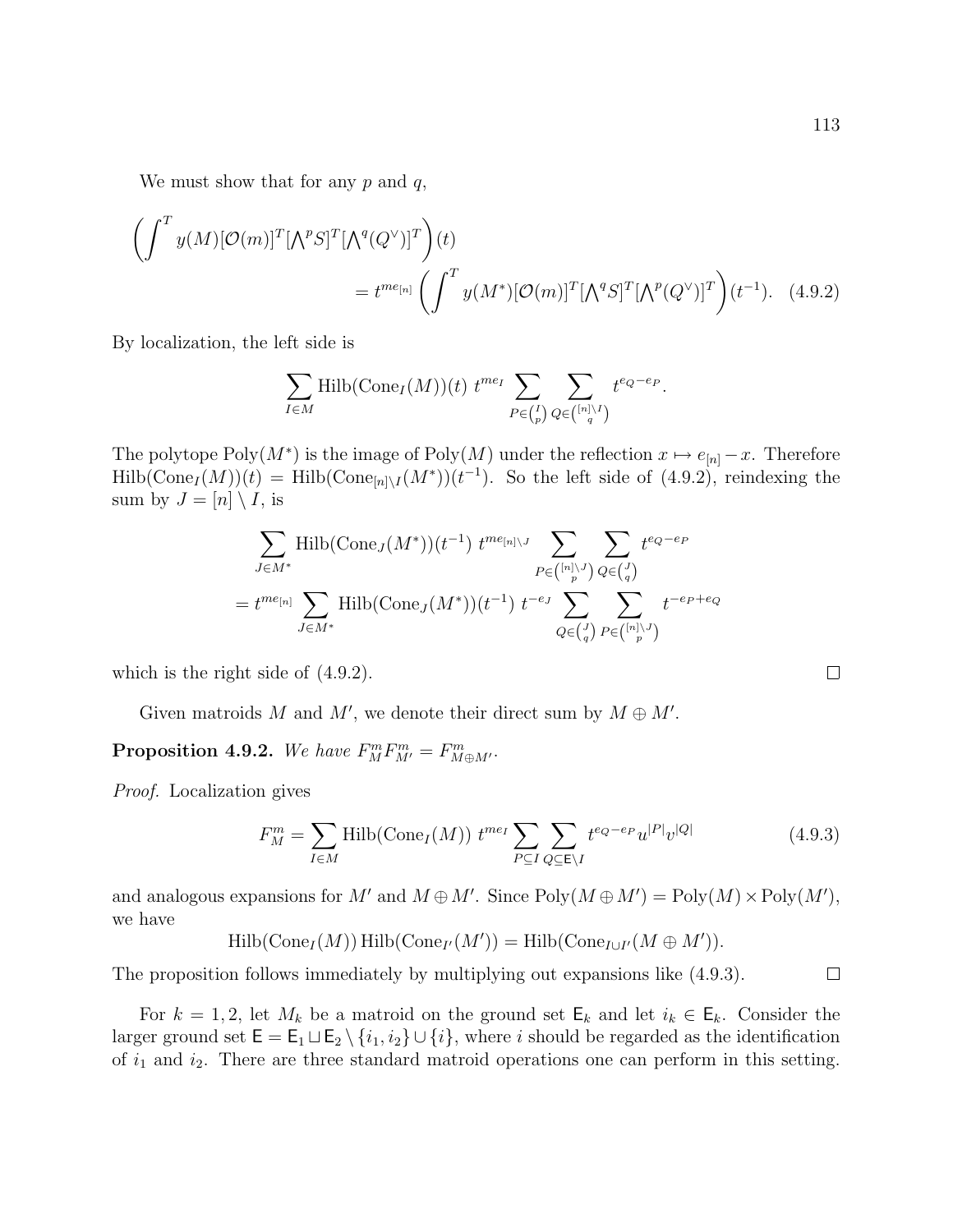We must show that for any $p$ and $q$,

$$\left(\int^T y(M)[\mathcal{O}(m)]^T[\textstyle\bigwedge^p S]^T[\textstyle\bigwedge^q(Q^\vee)]^T\right)(t)$$
$$= t^{me_{[n]}}\left(\int^T y(M^*)[\mathcal{O}(m)]^T[\textstyle\bigwedge^q S]^T[\textstyle\bigwedge^p(Q^\vee)]^T\right)(t^{-1}). \quad (4.9.2)$$

By localization, the left side is

$$\sum_{I\in M}\mathrm{Hilb}(\mathrm{Cone}_I(M))(t)\ t^{me_I}\sum_{P\in\binom{I}{p}}\sum_{Q\in\binom{[n]\setminus I}{q}} t^{e_Q-e_P}.$$

The polytope $\mathrm{Poly}(M^*)$ is the image of $\mathrm{Poly}(M)$ under the reflection $x\mapsto e_{[n]}-x$. Therefore $\mathrm{Hilb}(\mathrm{Cone}_I(M))(t)=\mathrm{Hilb}(\mathrm{Cone}_{[n]\setminus I}(M^*))(t^{-1})$. So the left side of (4.9.2), reindexing the sum by $J=[n]\setminus I$, is

$$\sum_{J\in M^*}\mathrm{Hilb}(\mathrm{Cone}_J(M^*))(t^{-1})\ t^{me_{[n]\setminus J}}\sum_{P\in\binom{[n]\setminus J}{p}}\sum_{Q\in\binom{J}{q}} t^{e_Q-e_P}$$
$$= t^{me_{[n]}}\sum_{J\in M^*}\mathrm{Hilb}(\mathrm{Cone}_J(M^*))(t^{-1})\ t^{-e_J}\sum_{Q\in\binom{J}{q}}\sum_{P\in\binom{[n]\setminus J}{p}} t^{-e_P+e_Q}$$

which is the right side of (4.9.2). ∎

Given matroids $M$ and $M'$, we denote their direct sum by $M\oplus M'$.

**Proposition 4.9.2.** *We have* $F^m_M F^m_{M'} = F^m_{M\oplus M'}$.

*Proof.* Localization gives

$$F^m_M=\sum_{I\in M}\mathrm{Hilb}(\mathrm{Cone}_I(M))\ t^{me_I}\sum_{P\subseteq I}\sum_{Q\subseteq \mathsf{E}\setminus I} t^{e_Q-e_P}u^{|P|}v^{|Q|} \quad (4.9.3)$$

and analogous expansions for $M'$ and $M\oplus M'$. Since $\mathrm{Poly}(M\oplus M')=\mathrm{Poly}(M)\times\mathrm{Poly}(M')$, we have

$$\mathrm{Hilb}(\mathrm{Cone}_I(M))\,\mathrm{Hilb}(\mathrm{Cone}_{I'}(M'))=\mathrm{Hilb}(\mathrm{Cone}_{I\cup I'}(M\oplus M')).$$

The proposition follows immediately by multiplying out expansions like (4.9.3). ∎

For $k=1,2$, let $M_k$ be a matroid on the ground set $\mathsf{E}_k$ and let $i_k\in\mathsf{E}_k$. Consider the larger ground set $\mathsf{E}=\mathsf{E}_1\sqcup\mathsf{E}_2\setminus\{i_1,i_2\}\cup\{i\}$, where $i$ should be regarded as the identification of $i_1$ and $i_2$. There are three standard matroid operations one can perform in this setting.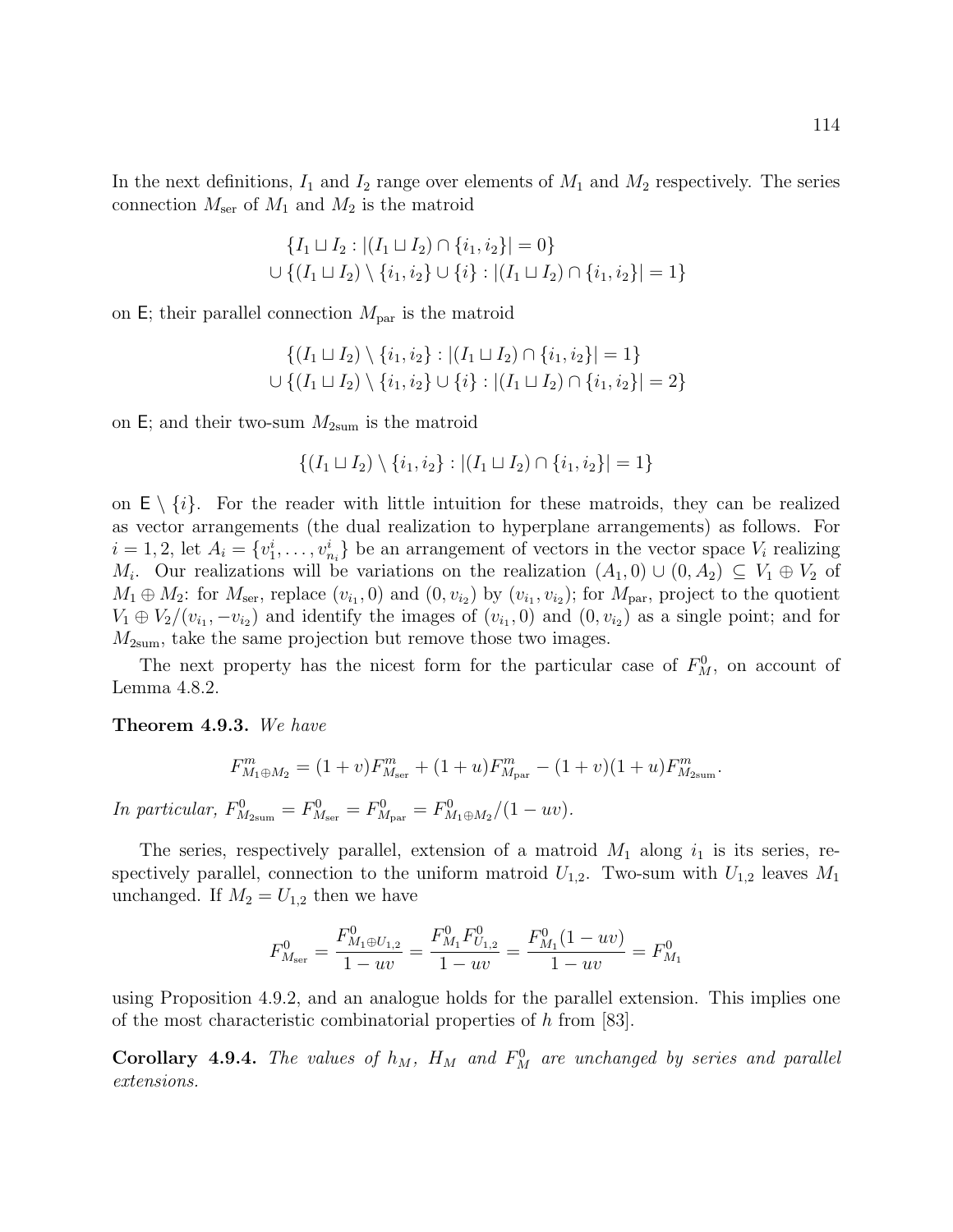In the next definitions, $I_1$ and $I_2$ range over elements of $M_1$ and $M_2$ respectively. The series connection $M_{\text{ser}}$ of $M_1$ and $M_2$ is the matroid

$$\{I_1 \sqcup I_2 : |(I_1 \sqcup I_2) \cap \{i_1, i_2\}| = 0\}$$
$$\cup \{(I_1 \sqcup I_2) \setminus \{i_1, i_2\} \cup \{i\} : |(I_1 \sqcup I_2) \cap \{i_1, i_2\}| = 1\}$$

on $\mathsf{E}$; their parallel connection $M_{\text{par}}$ is the matroid

$$\{(I_1 \sqcup I_2) \setminus \{i_1, i_2\} : |(I_1 \sqcup I_2) \cap \{i_1, i_2\}| = 1\}$$
$$\cup \{(I_1 \sqcup I_2) \setminus \{i_1, i_2\} \cup \{i\} : |(I_1 \sqcup I_2) \cap \{i_1, i_2\}| = 2\}$$

on $\mathsf{E}$; and their two-sum $M_{2\text{sum}}$ is the matroid

$$\{(I_1 \sqcup I_2) \setminus \{i_1, i_2\} : |(I_1 \sqcup I_2) \cap \{i_1, i_2\}| = 1\}$$

on $\mathsf{E} \setminus \{i\}$. For the reader with little intuition for these matroids, they can be realized as vector arrangements (the dual realization to hyperplane arrangements) as follows. For $i = 1, 2$, let $A_i = \{v^i_1, \ldots, v^i_{n_i}\}$ be an arrangement of vectors in the vector space $V_i$ realizing $M_i$. Our realizations will be variations on the realization $(A_1, 0) \cup (0, A_2) \subseteq V_1 \oplus V_2$ of $M_1 \oplus M_2$: for $M_{\text{ser}}$, replace $(v_{i_1}, 0)$ and $(0, v_{i_2})$ by $(v_{i_1}, v_{i_2})$; for $M_{\text{par}}$, project to the quotient $V_1 \oplus V_2/(v_{i_1}, -v_{i_2})$ and identify the images of $(v_{i_1}, 0)$ and $(0, v_{i_2})$ as a single point; and for $M_{2\text{sum}}$, take the same projection but remove those two images.

The next property has the nicest form for the particular case of $F^0_M$, on account of Lemma 4.8.2.

**Theorem 4.9.3.** *We have*

$$F^m_{M_1 \oplus M_2} = (1 + v)F^m_{M_{\text{ser}}} + (1 + u)F^m_{M_{\text{par}}} - (1 + v)(1 + u)F^m_{M_{2\text{sum}}}.$$

*In particular,* $F^0_{M_{2\text{sum}}} = F^0_{M_{\text{ser}}} = F^0_{M_{\text{par}}} = F^0_{M_1 \oplus M_2}/(1 - uv)$.

The series, respectively parallel, extension of a matroid $M_1$ along $i_1$ is its series, respectively parallel, connection to the uniform matroid $U_{1,2}$. Two-sum with $U_{1,2}$ leaves $M_1$ unchanged. If $M_2 = U_{1,2}$ then we have

$$F^0_{M_{\text{ser}}} = \frac{F^0_{M_1 \oplus U_{1,2}}}{1 - uv} = \frac{F^0_{M_1} F^0_{U_{1,2}}}{1 - uv} = \frac{F^0_{M_1}(1 - uv)}{1 - uv} = F^0_{M_1}$$

using Proposition 4.9.2, and an analogue holds for the parallel extension. This implies one of the most characteristic combinatorial properties of $h$ from [83].

**Corollary 4.9.4.** *The values of $h_M$, $H_M$ and $F^0_M$ are unchanged by series and parallel extensions.*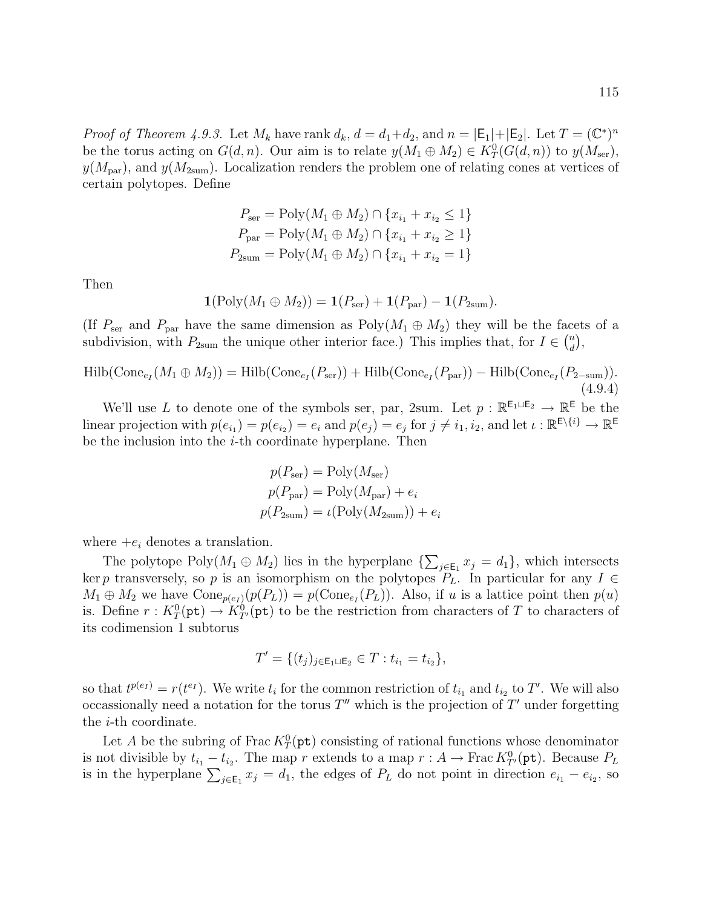*Proof of Theorem 4.9.3.* Let $M_k$ have rank $d_k$, $d = d_1 + d_2$, and $n = |\mathsf{E}_1| + |\mathsf{E}_2|$. Let $T = (\mathbb{C}^*)^n$ be the torus acting on $G(d, n)$. Our aim is to relate $y(M_1 \oplus M_2) \in K_T^0(G(d, n))$ to $y(M_{\text{ser}})$, $y(M_{\text{par}})$, and $y(M_{\text{2sum}})$. Localization renders the problem one of relating cones at vertices of certain polytopes. Define

$$
\begin{aligned}
P_{\text{ser}} &= \text{Poly}(M_1 \oplus M_2) \cap \{x_{i_1} + x_{i_2} \leq 1\} \\
P_{\text{par}} &= \text{Poly}(M_1 \oplus M_2) \cap \{x_{i_1} + x_{i_2} \geq 1\} \\
P_{\text{2sum}} &= \text{Poly}(M_1 \oplus M_2) \cap \{x_{i_1} + x_{i_2} = 1\}
\end{aligned}
$$

Then

$$
\mathbf{1}(\text{Poly}(M_1 \oplus M_2)) = \mathbf{1}(P_{\text{ser}}) + \mathbf{1}(P_{\text{par}}) - \mathbf{1}(P_{\text{2sum}}).
$$

(If $P_{\text{ser}}$ and $P_{\text{par}}$ have the same dimension as $\text{Poly}(M_1 \oplus M_2)$ they will be the facets of a subdivision, with $P_{\text{2sum}}$ the unique other interior face.) This implies that, for $I \in \binom{n}{d}$,

$$
\text{Hilb}(\text{Cone}_{e_I}(M_1 \oplus M_2)) = \text{Hilb}(\text{Cone}_{e_I}(P_{\text{ser}})) + \text{Hilb}(\text{Cone}_{e_I}(P_{\text{par}})) - \text{Hilb}(\text{Cone}_{e_I}(P_{2-\text{sum}})).
\tag{4.9.4}
$$

We'll use $L$ to denote one of the symbols ser, par, 2sum. Let $p : \mathbb{R}^{\mathsf{E}_1 \sqcup \mathsf{E}_2} \to \mathbb{R}^{\mathsf{E}}$ be the linear projection with $p(e_{i_1}) = p(e_{i_2}) = e_i$ and $p(e_j) = e_j$ for $j \neq i_1, i_2$, and let $\iota : \mathbb{R}^{\mathsf{E} \setminus \{i\}} \to \mathbb{R}^{\mathsf{E}}$ be the inclusion into the $i$-th coordinate hyperplane. Then

$$
\begin{aligned}
p(P_{\text{ser}}) &= \text{Poly}(M_{\text{ser}}) \\
p(P_{\text{par}}) &= \text{Poly}(M_{\text{par}}) + e_i \\
p(P_{\text{2sum}}) &= \iota(\text{Poly}(M_{\text{2sum}})) + e_i
\end{aligned}
$$

where $+e_i$ denotes a translation.

The polytope $\text{Poly}(M_1 \oplus M_2)$ lies in the hyperplane $\{\sum_{j \in \mathsf{E}_1} x_j = d_1\}$, which intersects $\ker p$ transversely, so $p$ is an isomorphism on the polytopes $P_L$. In particular for any $I \in M_1 \oplus M_2$ we have $\text{Cone}_{p(e_I)}(p(P_L)) = p(\text{Cone}_{e_I}(P_L))$. Also, if $u$ is a lattice point then $p(u)$ is. Define $r : K_T^0(\texttt{pt}) \to K_{T'}^0(\texttt{pt})$ to be the restriction from characters of $T$ to characters of its codimension 1 subtorus

$$
T' = \{(t_j)_{j \in \mathsf{E}_1 \sqcup \mathsf{E}_2} \in T : t_{i_1} = t_{i_2}\},
$$

so that $t^{p(e_I)} = r(t^{e_I})$. We write $t_i$ for the common restriction of $t_{i_1}$ and $t_{i_2}$ to $T'$. We will also occassionally need a notation for the torus $T''$ which is the projection of $T'$ under forgetting the $i$-th coordinate.

Let $A$ be the subring of $\text{Frac}\, K_T^0(\texttt{pt})$ consisting of rational functions whose denominator is not divisible by $t_{i_1} - t_{i_2}$. The map $r$ extends to a map $r : A \to \text{Frac}\, K_{T'}^0(\texttt{pt})$. Because $P_L$ is in the hyperplane $\sum_{j \in \mathsf{E}_1} x_j = d_1$, the edges of $P_L$ do not point in direction $e_{i_1} - e_{i_2}$, so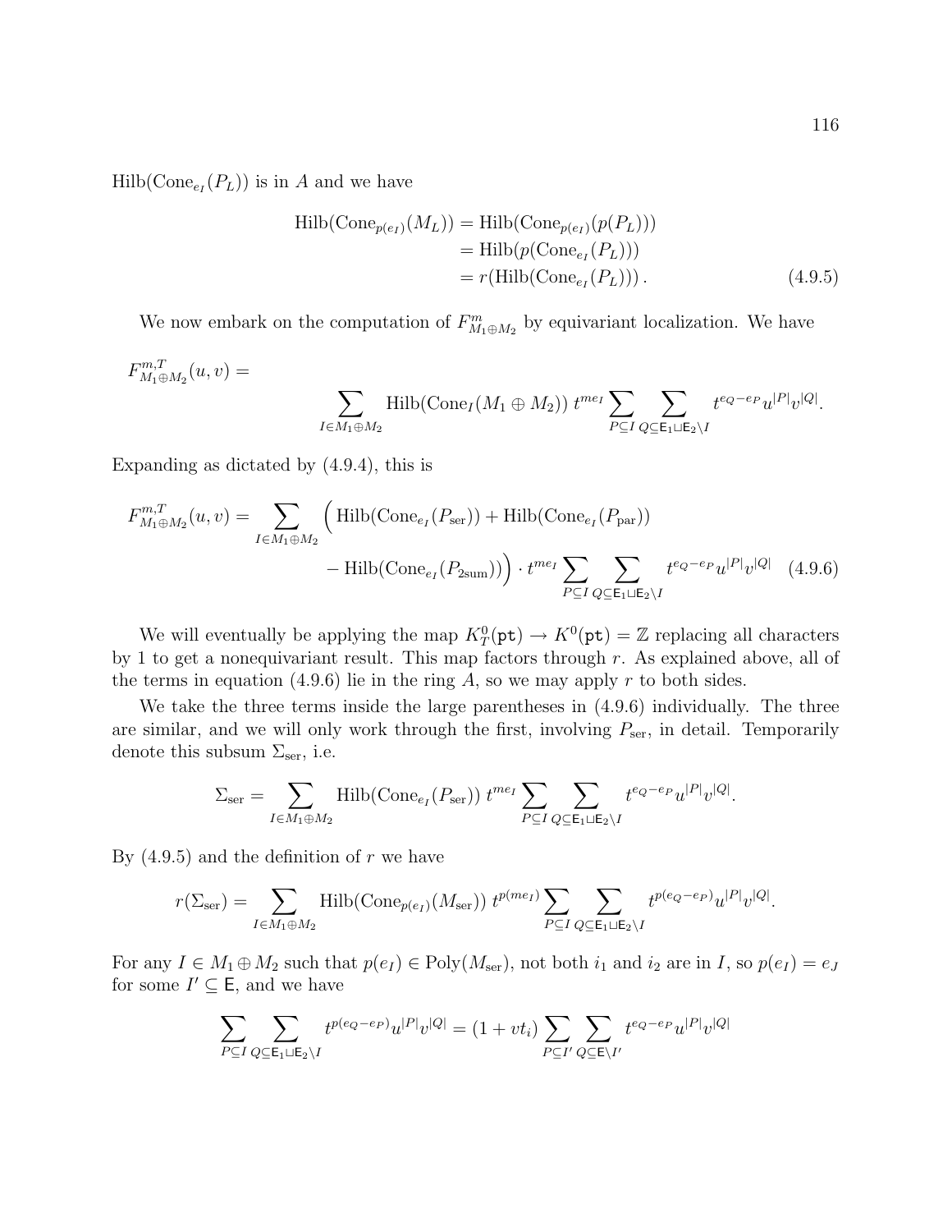$\text{Hilb}(\text{Cone}_{e_I}(P_L))$ is in $A$ and we have

$$
\begin{aligned}
\text{Hilb}(\text{Cone}_{p(e_I)}(M_L)) &= \text{Hilb}(\text{Cone}_{p(e_I)}(p(P_L))) \\
&= \text{Hilb}(p(\text{Cone}_{e_I}(P_L))) \\
&= r(\text{Hilb}(\text{Cone}_{e_I}(P_L)))\,. \qquad (4.9.5)
\end{aligned}
$$

We now embark on the computation of $F^m_{M_1 \oplus M_2}$ by equivariant localization. We have

$$
F^{m,T}_{M_1\oplus M_2}(u,v) = \sum_{I \in M_1 \oplus M_2} \text{Hilb}(\text{Cone}_I(M_1 \oplus M_2))\; t^{me_I} \sum_{P \subseteq I} \sum_{Q \subseteq \mathsf{E}_1 \sqcup \mathsf{E}_2 \setminus I} t^{e_Q - e_P} u^{|P|} v^{|Q|}.
$$

Expanding as dictated by (4.9.4), this is

$$
\begin{aligned}
F^{m,T}_{M_1\oplus M_2}(u,v) = \sum_{I \in M_1 \oplus M_2} \Big(&\text{Hilb}(\text{Cone}_{e_I}(P_{\text{ser}})) + \text{Hilb}(\text{Cone}_{e_I}(P_{\text{par}})) \\
&- \text{Hilb}(\text{Cone}_{e_I}(P_{2\text{sum}}))\Big) \cdot t^{me_I} \sum_{P \subseteq I} \sum_{Q \subseteq \mathsf{E}_1 \sqcup \mathsf{E}_2 \setminus I} t^{e_Q - e_P} u^{|P|} v^{|Q|} \quad (4.9.6)
\end{aligned}
$$

We will eventually be applying the map $K^0_T(\texttt{pt}) \to K^0(\texttt{pt}) = \mathbb{Z}$ replacing all characters by 1 to get a nonequivariant result. This map factors through $r$. As explained above, all of the terms in equation (4.9.6) lie in the ring $A$, so we may apply $r$ to both sides.

We take the three terms inside the large parentheses in (4.9.6) individually. The three are similar, and we will only work through the first, involving $P_{\text{ser}}$, in detail. Temporarily denote this subsum $\Sigma_{\text{ser}}$, i.e.

$$
\Sigma_{\text{ser}} = \sum_{I \in M_1 \oplus M_2} \text{Hilb}(\text{Cone}_{e_I}(P_{\text{ser}}))\; t^{me_I} \sum_{P \subseteq I} \sum_{Q \subseteq \mathsf{E}_1 \sqcup \mathsf{E}_2 \setminus I} t^{e_Q - e_P} u^{|P|} v^{|Q|}.
$$

By (4.9.5) and the definition of $r$ we have

$$
r(\Sigma_{\text{ser}}) = \sum_{I \in M_1 \oplus M_2} \text{Hilb}(\text{Cone}_{p(e_I)}(M_{\text{ser}}))\; t^{p(me_I)} \sum_{P \subseteq I} \sum_{Q \subseteq \mathsf{E}_1 \sqcup \mathsf{E}_2 \setminus I} t^{p(e_Q - e_P)} u^{|P|} v^{|Q|}.
$$

For any $I \in M_1 \oplus M_2$ such that $p(e_I) \in \text{Poly}(M_{\text{ser}})$, not both $i_1$ and $i_2$ are in $I$, so $p(e_I) = e_J$ for some $I' \subseteq \mathsf{E}$, and we have

$$
\sum_{P \subseteq I} \sum_{Q \subseteq \mathsf{E}_1 \sqcup \mathsf{E}_2 \setminus I} t^{p(e_Q - e_P)} u^{|P|} v^{|Q|} = (1 + vt_i) \sum_{P \subseteq I'} \sum_{Q \subseteq \mathsf{E} \setminus I'} t^{e_Q - e_P} u^{|P|} v^{|Q|}
$$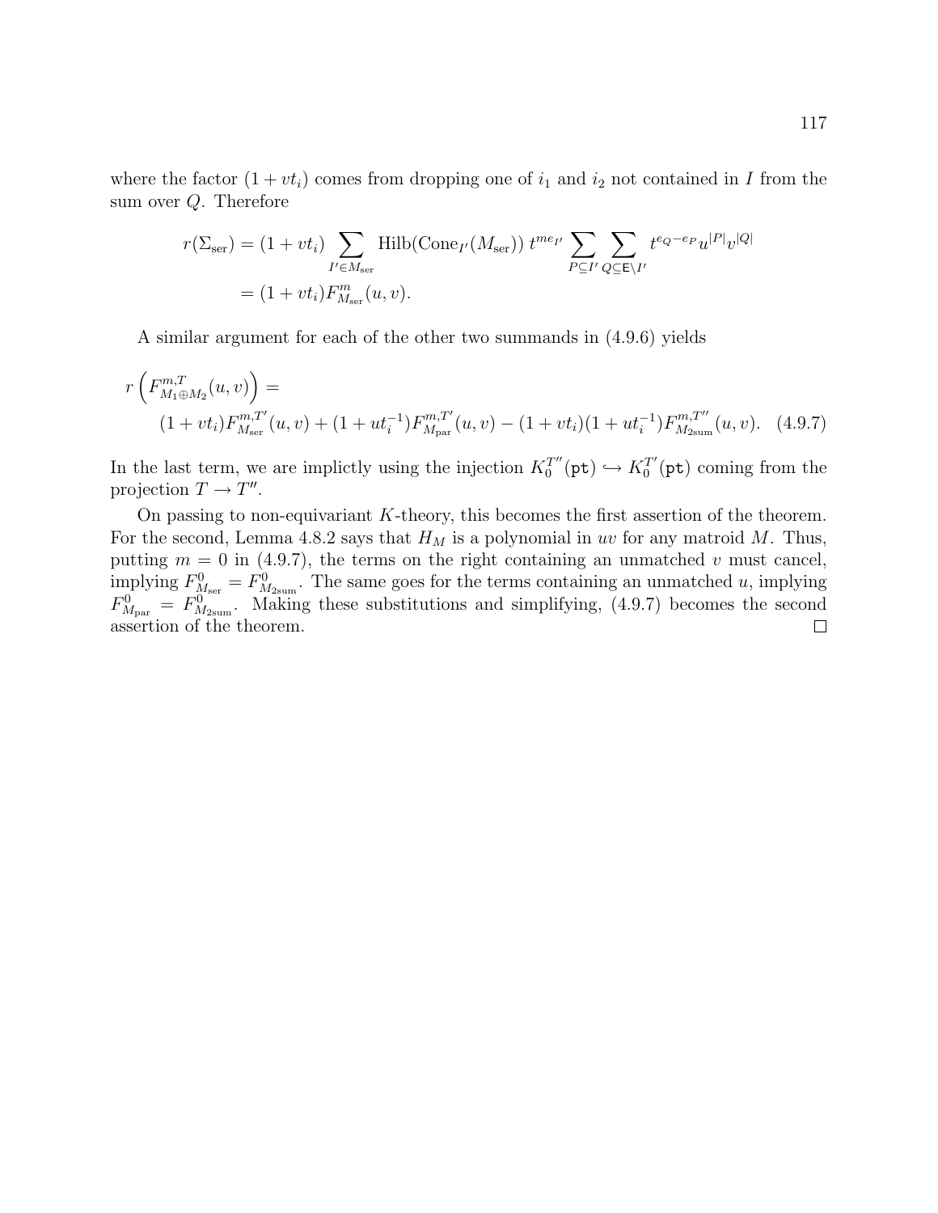where the factor $(1 + vt_i)$ comes from dropping one of $i_1$ and $i_2$ not contained in $I$ from the sum over $Q$. Therefore

$$\begin{aligned} r(\Sigma_{\text{ser}}) &= (1 + vt_i) \sum_{I' \in M_{\text{ser}}} \text{Hilb}(\text{Cone}_{I'}(M_{\text{ser}}))\, t^{me_{I'}} \sum_{P \subseteq I'} \sum_{Q \subseteq \mathsf{E} \setminus I'} t^{e_Q - e_P} u^{|P|} v^{|Q|} \\ &= (1 + vt_i) F^m_{M_{\text{ser}}}(u, v). \end{aligned}$$

A similar argument for each of the other two summands in (4.9.6) yields

$$r\left(F^{m,T}_{M_1 \oplus M_2}(u,v)\right) = \\ (1 + vt_i) F^{m,T'}_{M_{\text{ser}}}(u,v) + (1 + ut_i^{-1}) F^{m,T'}_{M_{\text{par}}}(u,v) - (1 + vt_i)(1 + ut_i^{-1}) F^{m,T''}_{M_{2\text{sum}}}(u,v). \quad (4.9.7)$$

In the last term, we are implictly using the injection $K_0^{T''}(\texttt{pt}) \hookrightarrow K_0^{T'}(\texttt{pt})$ coming from the projection $T \to T''$.

On passing to non-equivariant $K$-theory, this becomes the first assertion of the theorem. For the second, Lemma 4.8.2 says that $H_M$ is a polynomial in $uv$ for any matroid $M$. Thus, putting $m = 0$ in (4.9.7), the terms on the right containing an unmatched $v$ must cancel, implying $F^0_{M_{\text{ser}}} = F^0_{M_{2\text{sum}}}$. The same goes for the terms containing an unmatched $u$, implying $F^0_{M_{\text{par}}} = F^0_{M_{2\text{sum}}}$. Making these substitutions and simplifying, (4.9.7) becomes the second assertion of the theorem. □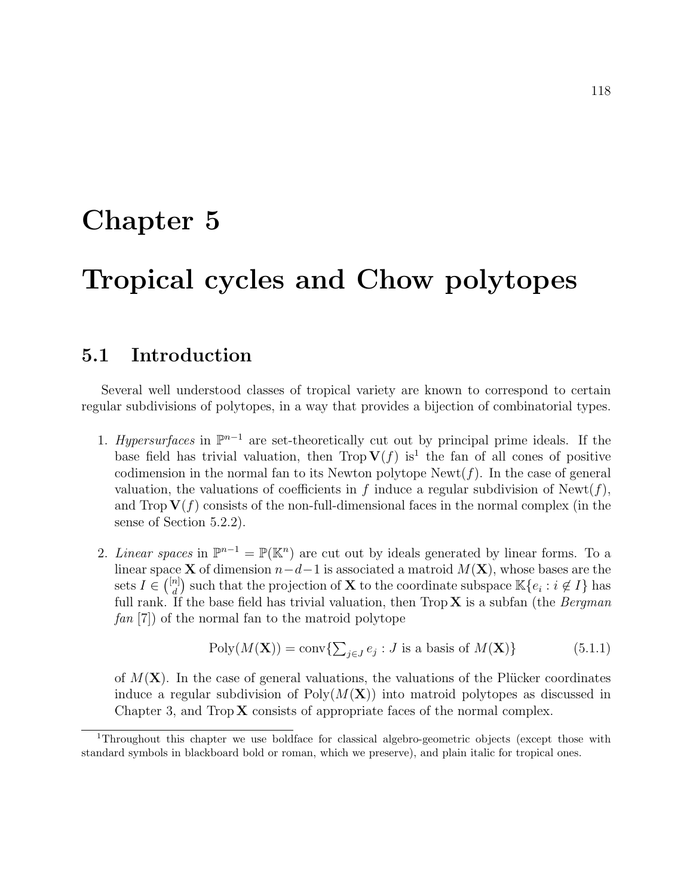# Chapter 5

# Tropical cycles and Chow polytopes

## 5.1 Introduction

Several well understood classes of tropical variety are known to correspond to certain regular subdivisions of polytopes, in a way that provides a bijection of combinatorial types.

1. *Hypersurfaces* in $\mathbb{P}^{n-1}$ are set-theoretically cut out by principal prime ideals. If the base field has trivial valuation, then $\operatorname{Trop}\mathbf{V}(f)$ is[1] the fan of all cones of positive codimension in the normal fan to its Newton polytope $\operatorname{Newt}(f)$. In the case of general valuation, the valuations of coefficients in $f$ induce a regular subdivision of $\operatorname{Newt}(f)$, and $\operatorname{Trop}\mathbf{V}(f)$ consists of the non-full-dimensional faces in the normal complex (in the sense of Section 5.2.2).

2. *Linear spaces* in $\mathbb{P}^{n-1} = \mathbb{P}(\mathbb{K}^n)$ are cut out by ideals generated by linear forms. To a linear space $\mathbf{X}$ of dimension $n-d-1$ is associated a matroid $M(\mathbf{X})$, whose bases are the sets $I \in \binom{[n]}{d}$ such that the projection of $\mathbf{X}$ to the coordinate subspace $\mathbb{K}\{e_i : i \notin I\}$ has full rank. If the base field has trivial valuation, then $\operatorname{Trop}\mathbf{X}$ is a subfan (the *Bergman fan* [7]) of the normal fan to the matroid polytope

$$\operatorname{Poly}(M(\mathbf{X})) = \operatorname{conv}\{\textstyle\sum_{j\in J} e_j : J \text{ is a basis of } M(\mathbf{X})\} \tag{5.1.1}$$

of $M(\mathbf{X})$. In the case of general valuations, the valuations of the Plücker coordinates induce a regular subdivision of $\operatorname{Poly}(M(\mathbf{X}))$ into matroid polytopes as discussed in Chapter 3, and $\operatorname{Trop}\mathbf{X}$ consists of appropriate faces of the normal complex.

[1] Throughout this chapter we use boldface for classical algebro-geometric objects (except those with standard symbols in blackboard bold or roman, which we preserve), and plain italic for tropical ones.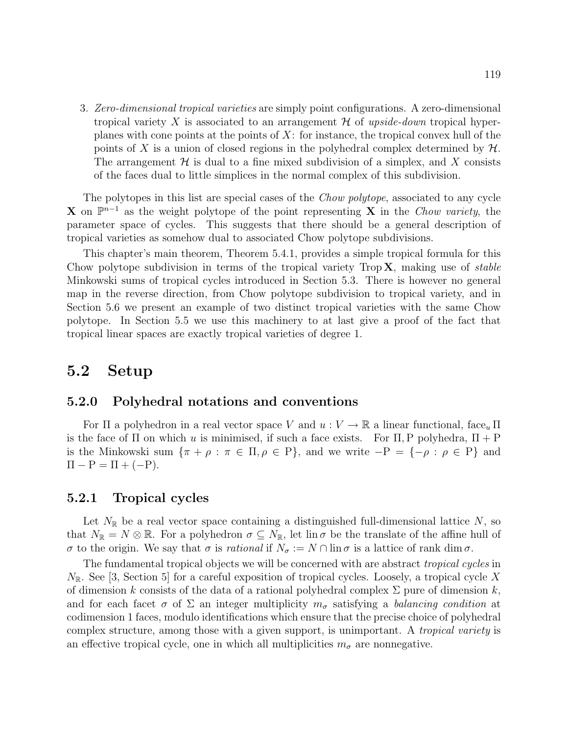3. *Zero-dimensional tropical varieties* are simply point configurations. A zero-dimensional tropical variety $X$ is associated to an arrangement $\mathcal{H}$ of *upside-down* tropical hyperplanes with cone points at the points of $X$: for instance, the tropical convex hull of the points of $X$ is a union of closed regions in the polyhedral complex determined by $\mathcal{H}$. The arrangement $\mathcal{H}$ is dual to a fine mixed subdivision of a simplex, and $X$ consists of the faces dual to little simplices in the normal complex of this subdivision.

The polytopes in this list are special cases of the *Chow polytope*, associated to any cycle $\mathbf{X}$ on $\mathbb{P}^{n-1}$ as the weight polytope of the point representing $\mathbf{X}$ in the *Chow variety*, the parameter space of cycles. This suggests that there should be a general description of tropical varieties as somehow dual to associated Chow polytope subdivisions.

This chapter's main theorem, Theorem 5.4.1, provides a simple tropical formula for this Chow polytope subdivision in terms of the tropical variety $\operatorname{Trop} \mathbf{X}$, making use of *stable* Minkowski sums of tropical cycles introduced in Section 5.3. There is however no general map in the reverse direction, from Chow polytope subdivision to tropical variety, and in Section 5.6 we present an example of two distinct tropical varieties with the same Chow polytope. In Section 5.5 we use this machinery to at last give a proof of the fact that tropical linear spaces are exactly tropical varieties of degree 1.

## 5.2 Setup

### 5.2.0 Polyhedral notations and conventions

For $\Pi$ a polyhedron in a real vector space $V$ and $u : V \to \mathbb{R}$ a linear functional, $\operatorname{face}_u \Pi$ is the face of $\Pi$ on which $u$ is minimised, if such a face exists. For $\Pi, \mathrm{P}$ polyhedra, $\Pi + \mathrm{P}$ is the Minkowski sum $\{\pi + \rho : \pi \in \Pi, \rho \in \mathrm{P}\}$, and we write $-\mathrm{P} = \{-\rho : \rho \in \mathrm{P}\}$ and $\Pi - \mathrm{P} = \Pi + (-\mathrm{P})$.

### 5.2.1 Tropical cycles

Let $N_{\mathbb{R}}$ be a real vector space containing a distinguished full-dimensional lattice $N$, so that $N_{\mathbb{R}} = N \otimes \mathbb{R}$. For a polyhedron $\sigma \subseteq N_{\mathbb{R}}$, let $\operatorname{lin} \sigma$ be the translate of the affine hull of $\sigma$ to the origin. We say that $\sigma$ is *rational* if $N_\sigma := N \cap \operatorname{lin} \sigma$ is a lattice of rank $\dim \sigma$.

The fundamental tropical objects we will be concerned with are abstract *tropical cycles* in $N_{\mathbb{R}}$. See [3, Section 5] for a careful exposition of tropical cycles. Loosely, a tropical cycle $X$ of dimension $k$ consists of the data of a rational polyhedral complex $\Sigma$ pure of dimension $k$, and for each facet $\sigma$ of $\Sigma$ an integer multiplicity $m_\sigma$ satisfying a *balancing condition* at codimension 1 faces, modulo identifications which ensure that the precise choice of polyhedral complex structure, among those with a given support, is unimportant. A *tropical variety* is an effective tropical cycle, one in which all multiplicities $m_\sigma$ are nonnegative.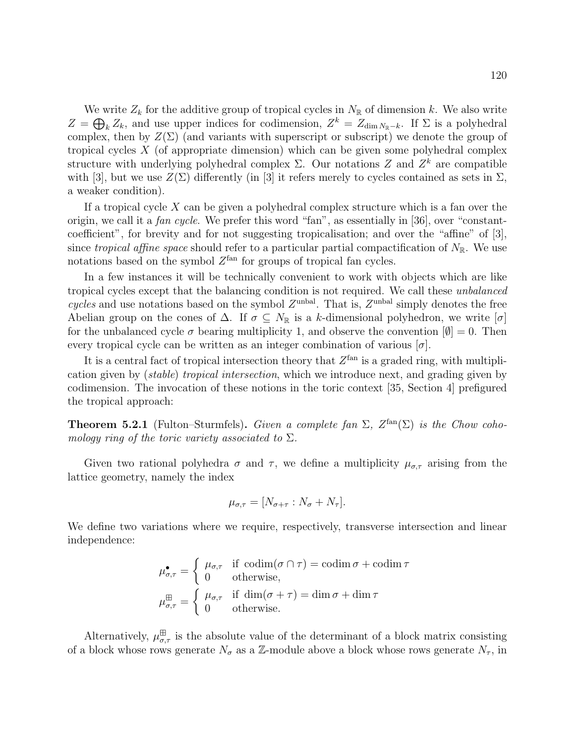We write $Z_k$ for the additive group of tropical cycles in $N_{\mathbb{R}}$ of dimension $k$. We also write $Z = \bigoplus_k Z_k$, and use upper indices for codimension, $Z^k = Z_{\dim N_{\mathbb{R}} - k}$. If $\Sigma$ is a polyhedral complex, then by $Z(\Sigma)$ (and variants with superscript or subscript) we denote the group of tropical cycles $X$ (of appropriate dimension) which can be given some polyhedral complex structure with underlying polyhedral complex $\Sigma$. Our notations $Z$ and $Z^k$ are compatible with [3], but we use $Z(\Sigma)$ differently (in [3] it refers merely to cycles contained as sets in $\Sigma$, a weaker condition).

If a tropical cycle $X$ can be given a polyhedral complex structure which is a fan over the origin, we call it a *fan cycle*. We prefer this word "fan", as essentially in [36], over "constant-coefficient", for brevity and for not suggesting tropicalisation; and over the "affine" of [3], since *tropical affine space* should refer to a particular partial compactification of $N_{\mathbb{R}}$. We use notations based on the symbol $Z^{\text{fan}}$ for groups of tropical fan cycles.

In a few instances it will be technically convenient to work with objects which are like tropical cycles except that the balancing condition is not required. We call these *unbalanced cycles* and use notations based on the symbol $Z^{\text{unbal}}$. That is, $Z^{\text{unbal}}$ simply denotes the free Abelian group on the cones of $\Delta$. If $\sigma \subseteq N_{\mathbb{R}}$ is a $k$-dimensional polyhedron, we write $[\sigma]$ for the unbalanced cycle $\sigma$ bearing multiplicity 1, and observe the convention $[\emptyset] = 0$. Then every tropical cycle can be written as an integer combination of various $[\sigma]$.

It is a central fact of tropical intersection theory that $Z^{\text{fan}}$ is a graded ring, with multiplication given by (*stable*) *tropical intersection*, which we introduce next, and grading given by codimension. The invocation of these notions in the toric context [35, Section 4] prefigured the tropical approach:

**Theorem 5.2.1** (Fulton–Sturmfels)**.** *Given a complete fan $\Sigma$, $Z^{\text{fan}}(\Sigma)$ is the Chow cohomology ring of the toric variety associated to $\Sigma$.*

Given two rational polyhedra $\sigma$ and $\tau$, we define a multiplicity $\mu_{\sigma,\tau}$ arising from the lattice geometry, namely the index

$$\mu_{\sigma,\tau} = [N_{\sigma+\tau} : N_\sigma + N_\tau].$$

We define two variations where we require, respectively, transverse intersection and linear independence:

$$\mu^{\bullet}_{\sigma,\tau} = \begin{cases} \mu_{\sigma,\tau} & \text{if } \operatorname{codim}(\sigma \cap \tau) = \operatorname{codim}\sigma + \operatorname{codim}\tau \\ 0 & \text{otherwise,} \end{cases}$$

$$\mu^{\boxplus}_{\sigma,\tau} = \begin{cases} \mu_{\sigma,\tau} & \text{if } \dim(\sigma + \tau) = \dim\sigma + \dim\tau \\ 0 & \text{otherwise.} \end{cases}$$

Alternatively, $\mu^{\boxplus}_{\sigma,\tau}$ is the absolute value of the determinant of a block matrix consisting of a block whose rows generate $N_\sigma$ as a $\mathbb{Z}$-module above a block whose rows generate $N_\tau$, in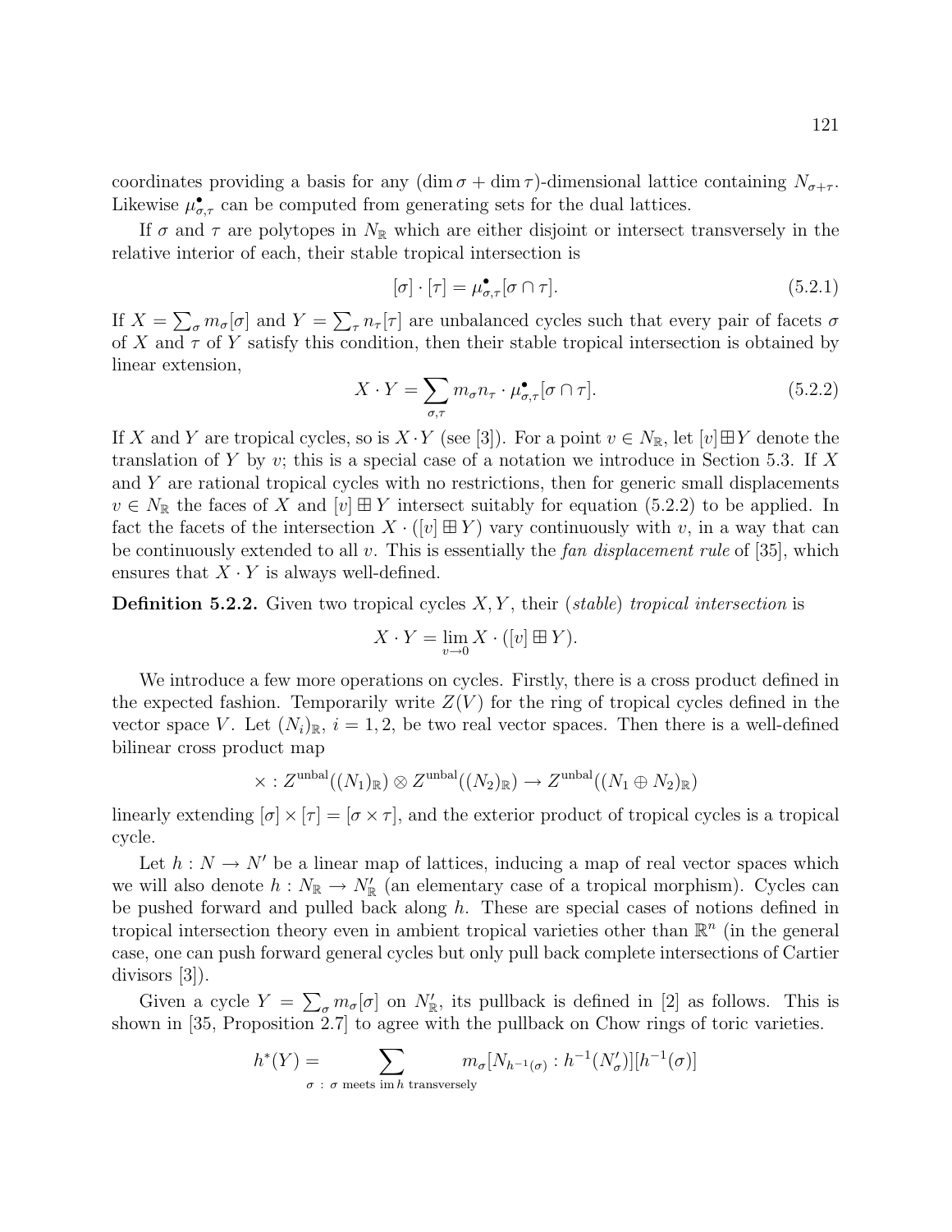coordinates providing a basis for any $(\dim \sigma + \dim \tau)$-dimensional lattice containing $N_{\sigma+\tau}$. Likewise $\mu^{\bullet}_{\sigma,\tau}$ can be computed from generating sets for the dual lattices.

If $\sigma$ and $\tau$ are polytopes in $N_{\mathbb{R}}$ which are either disjoint or intersect transversely in the relative interior of each, their stable tropical intersection is

$$[\sigma] \cdot [\tau] = \mu^{\bullet}_{\sigma,\tau}[\sigma \cap \tau]. \tag{5.2.1}$$

If $X = \sum_\sigma m_\sigma[\sigma]$ and $Y = \sum_\tau n_\tau[\tau]$ are unbalanced cycles such that every pair of facets $\sigma$ of $X$ and $\tau$ of $Y$ satisfy this condition, then their stable tropical intersection is obtained by linear extension,

$$X \cdot Y = \sum_{\sigma,\tau} m_\sigma n_\tau \cdot \mu^{\bullet}_{\sigma,\tau}[\sigma \cap \tau]. \tag{5.2.2}$$

If $X$ and $Y$ are tropical cycles, so is $X \cdot Y$ (see [3]). For a point $v \in N_{\mathbb{R}}$, let $[v] \boxplus Y$ denote the translation of $Y$ by $v$; this is a special case of a notation we introduce in Section 5.3. If $X$ and $Y$ are rational tropical cycles with no restrictions, then for generic small displacements $v \in N_{\mathbb{R}}$ the faces of $X$ and $[v] \boxplus Y$ intersect suitably for equation (5.2.2) to be applied. In fact the facets of the intersection $X \cdot ([v] \boxplus Y)$ vary continuously with $v$, in a way that can be continuously extended to all $v$. This is essentially the *fan displacement rule* of [35], which ensures that $X \cdot Y$ is always well-defined.

**Definition 5.2.2.** Given two tropical cycles $X, Y$, their (*stable*) *tropical intersection* is

$$X \cdot Y = \lim_{v \to 0} X \cdot ([v] \boxplus Y).$$

We introduce a few more operations on cycles. Firstly, there is a cross product defined in the expected fashion. Temporarily write $Z(V)$ for the ring of tropical cycles defined in the vector space $V$. Let $(N_i)_{\mathbb{R}}$, $i = 1, 2$, be two real vector spaces. Then there is a well-defined bilinear cross product map

$$\times : Z^{\mathrm{unbal}}((N_1)_{\mathbb{R}}) \otimes Z^{\mathrm{unbal}}((N_2)_{\mathbb{R}}) \to Z^{\mathrm{unbal}}((N_1 \oplus N_2)_{\mathbb{R}})$$

linearly extending $[\sigma] \times [\tau] = [\sigma \times \tau]$, and the exterior product of tropical cycles is a tropical cycle.

Let $h : N \to N'$ be a linear map of lattices, inducing a map of real vector spaces which we will also denote $h : N_{\mathbb{R}} \to N'_{\mathbb{R}}$ (an elementary case of a tropical morphism). Cycles can be pushed forward and pulled back along $h$. These are special cases of notions defined in tropical intersection theory even in ambient tropical varieties other than $\mathbb{R}^n$ (in the general case, one can push forward general cycles but only pull back complete intersections of Cartier divisors [3]).

Given a cycle $Y = \sum_\sigma m_\sigma[\sigma]$ on $N'_{\mathbb{R}}$, its pullback is defined in [2] as follows. This is shown in [35, Proposition 2.7] to agree with the pullback on Chow rings of toric varieties.

$$h^*(Y) = \sum_{\sigma \,:\, \sigma \text{ meets } \operatorname{im} h \text{ transversely}} m_\sigma [N_{h^{-1}(\sigma)} : h^{-1}(N'_\sigma)][h^{-1}(\sigma)]$$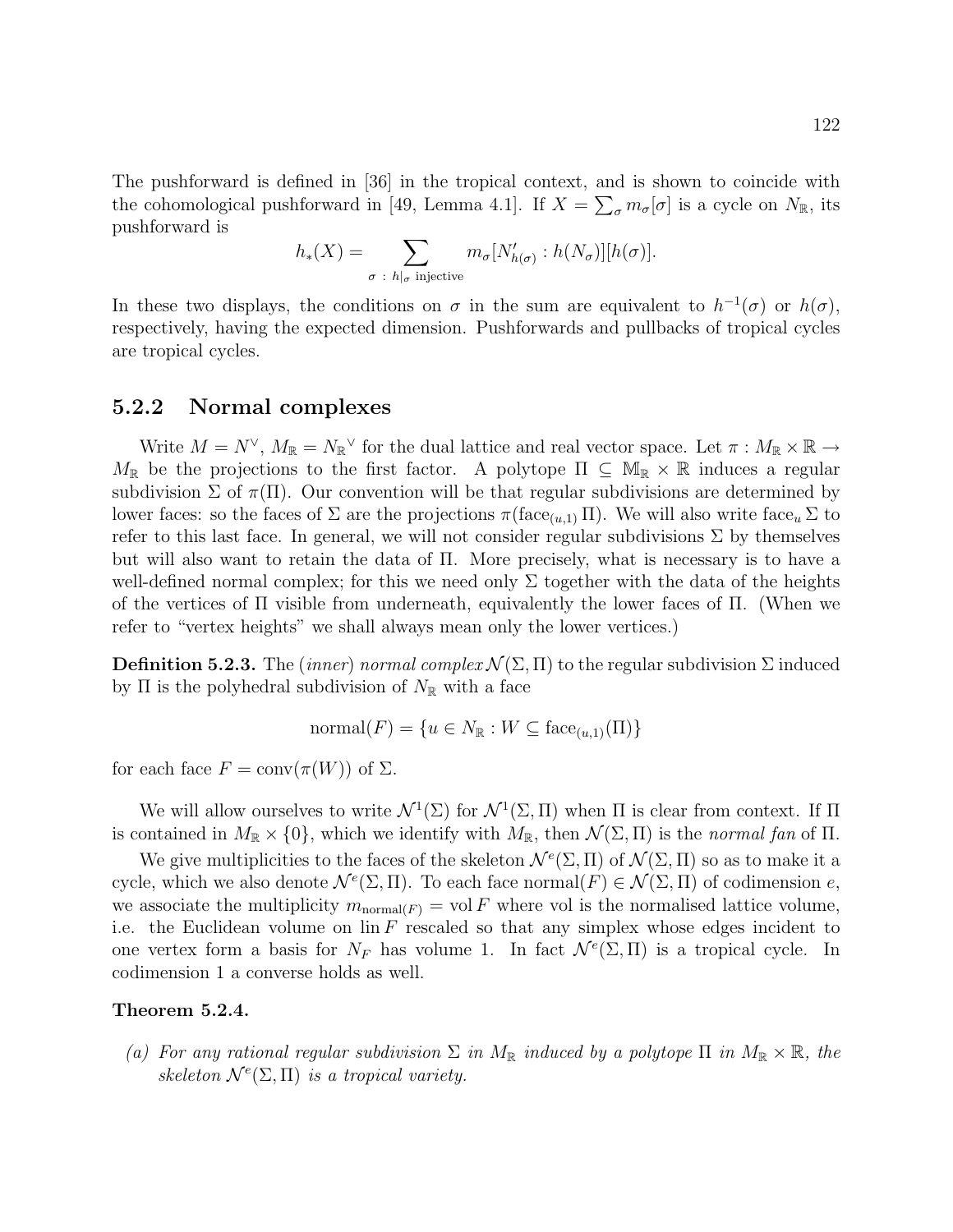The pushforward is defined in [36] in the tropical context, and is shown to coincide with the cohomological pushforward in [49, Lemma 4.1]. If $X = \sum_\sigma m_\sigma[\sigma]$ is a cycle on $N_\mathbb{R}$, its pushforward is

$$h_*(X) = \sum_{\sigma \,:\, h|_\sigma \text{ injective}} m_\sigma[N'_{h(\sigma)} : h(N_\sigma)][h(\sigma)].$$

In these two displays, the conditions on $\sigma$ in the sum are equivalent to $h^{-1}(\sigma)$ or $h(\sigma)$, respectively, having the expected dimension. Pushforwards and pullbacks of tropical cycles are tropical cycles.

### 5.2.2 Normal complexes

Write $M = N^\vee$, $M_\mathbb{R} = N_\mathbb{R}{}^\vee$ for the dual lattice and real vector space. Let $\pi : M_\mathbb{R} \times \mathbb{R} \to M_\mathbb{R}$ be the projections to the first factor. A polytope $\Pi \subseteq \mathbb{M}_\mathbb{R} \times \mathbb{R}$ induces a regular subdivision $\Sigma$ of $\pi(\Pi)$. Our convention will be that regular subdivisions are determined by lower faces: so the faces of $\Sigma$ are the projections $\pi(\mathrm{face}_{(u,1)} \Pi)$. We will also write $\mathrm{face}_u \Sigma$ to refer to this last face. In general, we will not consider regular subdivisions $\Sigma$ by themselves but will also want to retain the data of $\Pi$. More precisely, what is necessary is to have a well-defined normal complex; for this we need only $\Sigma$ together with the data of the heights of the vertices of $\Pi$ visible from underneath, equivalently the lower faces of $\Pi$. (When we refer to "vertex heights" we shall always mean only the lower vertices.)

**Definition 5.2.3.** The (*inner*) *normal complex* $\mathcal{N}(\Sigma, \Pi)$ to the regular subdivision $\Sigma$ induced by $\Pi$ is the polyhedral subdivision of $N_\mathbb{R}$ with a face

$$\mathrm{normal}(F) = \{u \in N_\mathbb{R} : W \subseteq \mathrm{face}_{(u,1)}(\Pi)\}$$

for each face $F = \mathrm{conv}(\pi(W))$ of $\Sigma$.

We will allow ourselves to write $\mathcal{N}^1(\Sigma)$ for $\mathcal{N}^1(\Sigma, \Pi)$ when $\Pi$ is clear from context. If $\Pi$ is contained in $M_\mathbb{R} \times \{0\}$, which we identify with $M_\mathbb{R}$, then $\mathcal{N}(\Sigma, \Pi)$ is the *normal fan* of $\Pi$.

We give multiplicities to the faces of the skeleton $\mathcal{N}^e(\Sigma, \Pi)$ of $\mathcal{N}(\Sigma, \Pi)$ so as to make it a cycle, which we also denote $\mathcal{N}^e(\Sigma, \Pi)$. To each face $\mathrm{normal}(F) \in \mathcal{N}(\Sigma, \Pi)$ of codimension $e$, we associate the multiplicity $m_{\mathrm{normal}(F)} = \mathrm{vol}\, F$ where vol is the normalised lattice volume, i.e. the Euclidean volume on $\mathrm{lin}\, F$ rescaled so that any simplex whose edges incident to one vertex form a basis for $N_F$ has volume 1. In fact $\mathcal{N}^e(\Sigma, \Pi)$ is a tropical cycle. In codimension 1 a converse holds as well.

**Theorem 5.2.4.**

*(a) For any rational regular subdivision $\Sigma$ in $M_\mathbb{R}$ induced by a polytope $\Pi$ in $M_\mathbb{R} \times \mathbb{R}$, the skeleton $\mathcal{N}^e(\Sigma, \Pi)$ is a tropical variety.*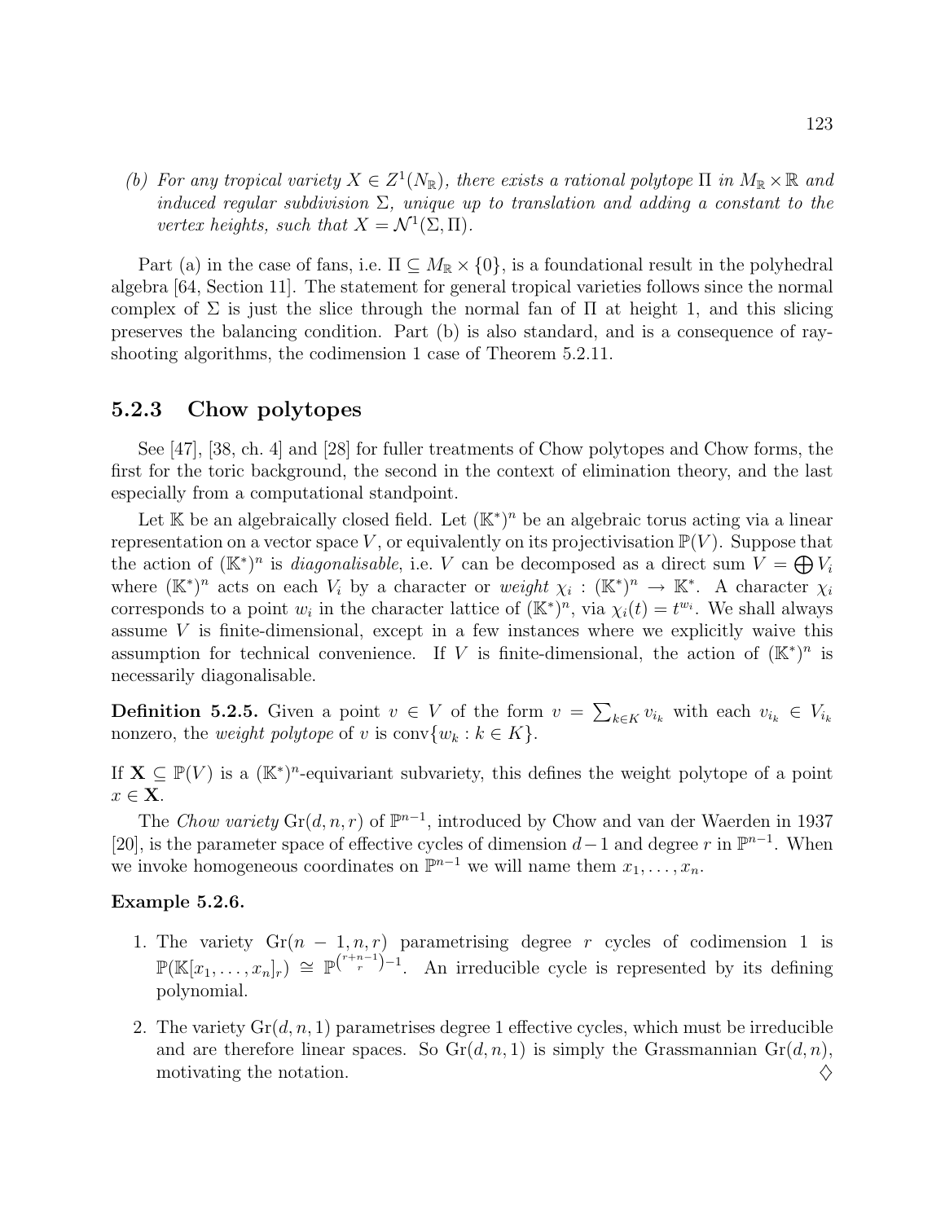*(b) For any tropical variety $X \in Z^1(N_{\mathbb{R}})$, there exists a rational polytope $\Pi$ in $M_{\mathbb{R}} \times \mathbb{R}$ and induced regular subdivision $\Sigma$, unique up to translation and adding a constant to the vertex heights, such that $X = \mathcal{N}^1(\Sigma, \Pi)$.*

Part (a) in the case of fans, i.e. $\Pi \subseteq M_{\mathbb{R}} \times \{0\}$, is a foundational result in the polyhedral algebra [64, Section 11]. The statement for general tropical varieties follows since the normal complex of $\Sigma$ is just the slice through the normal fan of $\Pi$ at height 1, and this slicing preserves the balancing condition. Part (b) is also standard, and is a consequence of ray-shooting algorithms, the codimension 1 case of Theorem 5.2.11.

### 5.2.3 Chow polytopes

See [47], [38, ch. 4] and [28] for fuller treatments of Chow polytopes and Chow forms, the first for the toric background, the second in the context of elimination theory, and the last especially from a computational standpoint.

Let $\mathbb{K}$ be an algebraically closed field. Let $(\mathbb{K}^*)^n$ be an algebraic torus acting via a linear representation on a vector space $V$, or equivalently on its projectivisation $\mathbb{P}(V)$. Suppose that the action of $(\mathbb{K}^*)^n$ is *diagonalisable*, i.e. $V$ can be decomposed as a direct sum $V = \bigoplus V_i$ where $(\mathbb{K}^*)^n$ acts on each $V_i$ by a character or *weight* $\chi_i : (\mathbb{K}^*)^n \to \mathbb{K}^*$. A character $\chi_i$ corresponds to a point $w_i$ in the character lattice of $(\mathbb{K}^*)^n$, via $\chi_i(t) = t^{w_i}$. We shall always assume $V$ is finite-dimensional, except in a few instances where we explicitly waive this assumption for technical convenience. If $V$ is finite-dimensional, the action of $(\mathbb{K}^*)^n$ is necessarily diagonalisable.

**Definition 5.2.5.** Given a point $v \in V$ of the form $v = \sum_{k \in K} v_{i_k}$ with each $v_{i_k} \in V_{i_k}$ nonzero, the *weight polytope* of $v$ is $\operatorname{conv}\{w_k : k \in K\}$.

If $\mathbf{X} \subseteq \mathbb{P}(V)$ is a $(\mathbb{K}^*)^n$-equivariant subvariety, this defines the weight polytope of a point $x \in \mathbf{X}$.

The *Chow variety* $\operatorname{Gr}(d, n, r)$ of $\mathbb{P}^{n-1}$, introduced by Chow and van der Waerden in 1937 [20], is the parameter space of effective cycles of dimension $d-1$ and degree $r$ in $\mathbb{P}^{n-1}$. When we invoke homogeneous coordinates on $\mathbb{P}^{n-1}$ we will name them $x_1, \ldots, x_n$.

**Example 5.2.6.**

1. The variety $\operatorname{Gr}(n-1, n, r)$ parametrising degree $r$ cycles of codimension 1 is $\mathbb{P}(\mathbb{K}[x_1, \ldots, x_n]_r) \cong \mathbb{P}^{\binom{r+n-1}{r}-1}$. An irreducible cycle is represented by its defining polynomial.
2. The variety $\operatorname{Gr}(d, n, 1)$ parametrises degree 1 effective cycles, which must be irreducible and are therefore linear spaces. So $\operatorname{Gr}(d, n, 1)$ is simply the Grassmannian $\operatorname{Gr}(d, n)$, motivating the notation. ♢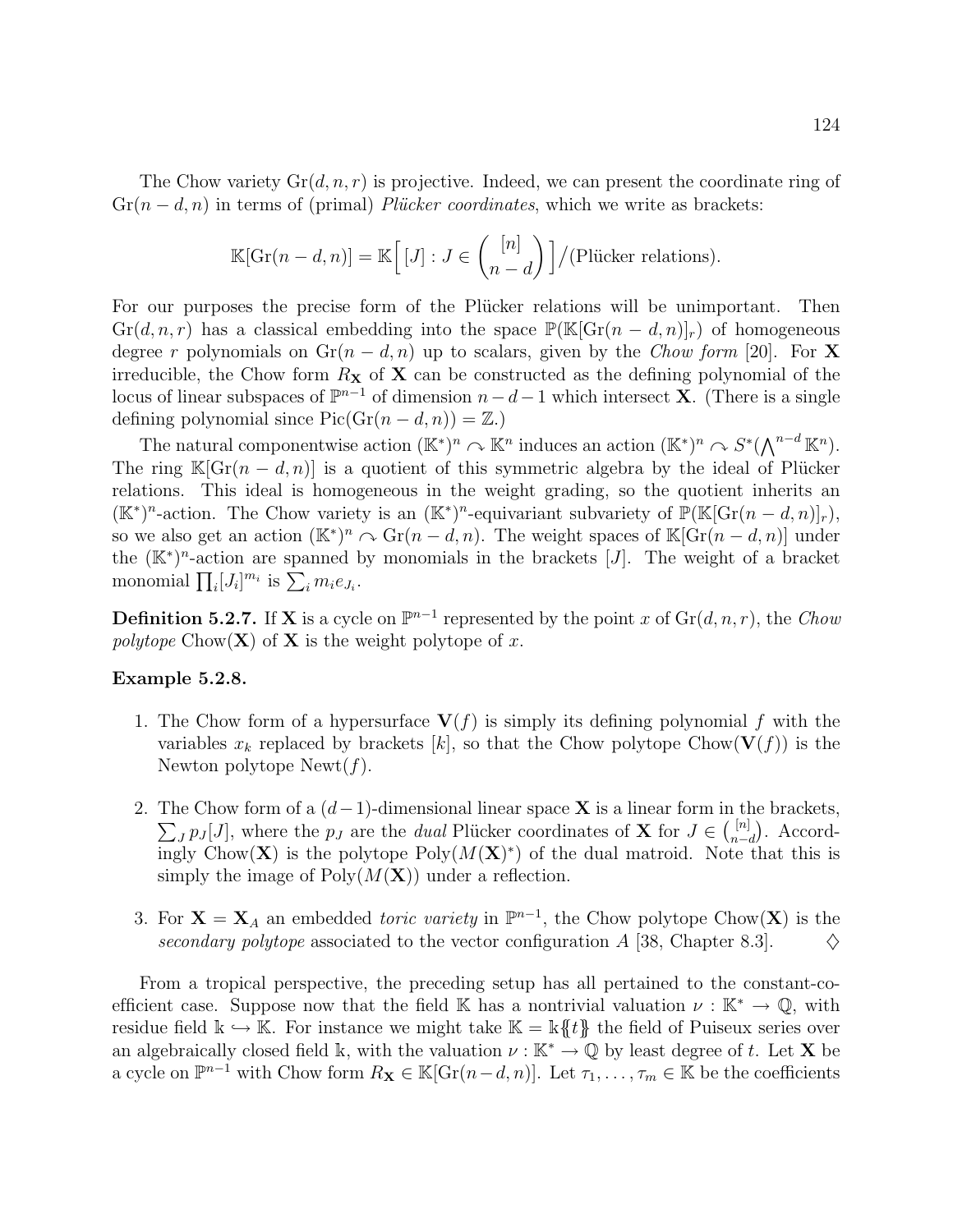The Chow variety $\mathrm{Gr}(d, n, r)$ is projective. Indeed, we can present the coordinate ring of $\mathrm{Gr}(n-d, n)$ in terms of (primal) *Plücker coordinates*, which we write as brackets:

$$\mathbb{K}[\mathrm{Gr}(n-d,n)] = \mathbb{K}\Big[\,[J] : J \in \binom{[n]}{n-d}\Big]\Big/(\text{Plücker relations}).$$

For our purposes the precise form of the Plücker relations will be unimportant. Then $\mathrm{Gr}(d, n, r)$ has a classical embedding into the space $\mathbb{P}(\mathbb{K}[\mathrm{Gr}(n-d, n)]_r)$ of homogeneous degree $r$ polynomials on $\mathrm{Gr}(n-d, n)$ up to scalars, given by the *Chow form* [20]. For $\mathbf{X}$ irreducible, the Chow form $R_{\mathbf{X}}$ of $\mathbf{X}$ can be constructed as the defining polynomial of the locus of linear subspaces of $\mathbb{P}^{n-1}$ of dimension $n-d-1$ which intersect $\mathbf{X}$. (There is a single defining polynomial since $\mathrm{Pic}(\mathrm{Gr}(n-d, n)) = \mathbb{Z}$.)

The natural componentwise action $(\mathbb{K}^*)^n \curvearrowright \mathbb{K}^n$ induces an action $(\mathbb{K}^*)^n \curvearrowright S^*(\bigwedge^{n-d} \mathbb{K}^n)$. The ring $\mathbb{K}[\mathrm{Gr}(n-d, n)]$ is a quotient of this symmetric algebra by the ideal of Plücker relations. This ideal is homogeneous in the weight grading, so the quotient inherits an $(\mathbb{K}^*)^n$-action. The Chow variety is an $(\mathbb{K}^*)^n$-equivariant subvariety of $\mathbb{P}(\mathbb{K}[\mathrm{Gr}(n-d, n)]_r)$, so we also get an action $(\mathbb{K}^*)^n \curvearrowright \mathrm{Gr}(n-d, n)$. The weight spaces of $\mathbb{K}[\mathrm{Gr}(n-d, n)]$ under the $(\mathbb{K}^*)^n$-action are spanned by monomials in the brackets $[J]$. The weight of a bracket monomial $\prod_i [J_i]^{m_i}$ is $\sum_i m_i e_{J_i}$.

**Definition 5.2.7.** If $\mathbf{X}$ is a cycle on $\mathbb{P}^{n-1}$ represented by the point $x$ of $\mathrm{Gr}(d, n, r)$, the *Chow polytope* $\mathrm{Chow}(\mathbf{X})$ of $\mathbf{X}$ is the weight polytope of $x$.

**Example 5.2.8.**

1. The Chow form of a hypersurface $\mathbf{V}(f)$ is simply its defining polynomial $f$ with the variables $x_k$ replaced by brackets $[k]$, so that the Chow polytope $\mathrm{Chow}(\mathbf{V}(f))$ is the Newton polytope $\mathrm{Newt}(f)$.

2. The Chow form of a $(d-1)$-dimensional linear space $\mathbf{X}$ is a linear form in the brackets, $\sum_J p_J[J]$, where the $p_J$ are the *dual* Plücker coordinates of $\mathbf{X}$ for $J \in \binom{[n]}{n-d}$. Accordingly $\mathrm{Chow}(\mathbf{X})$ is the polytope $\mathrm{Poly}(M(\mathbf{X})^*)$ of the dual matroid. Note that this is simply the image of $\mathrm{Poly}(M(\mathbf{X}))$ under a reflection.

3. For $\mathbf{X} = \mathbf{X}_A$ an embedded *toric variety* in $\mathbb{P}^{n-1}$, the Chow polytope $\mathrm{Chow}(\mathbf{X})$ is the *secondary polytope* associated to the vector configuration $A$ [38, Chapter 8.3]. $\diamondsuit$

From a tropical perspective, the preceding setup has all pertained to the constant-coefficient case. Suppose now that the field $\mathbb{K}$ has a nontrivial valuation $\nu : \mathbb{K}^* \to \mathbb{Q}$, with residue field $\Bbbk \hookrightarrow \mathbb{K}$. For instance we might take $\mathbb{K} = \Bbbk\{\!\{t\}\!\}$ the field of Puiseux series over an algebraically closed field $\Bbbk$, with the valuation $\nu : \mathbb{K}^* \to \mathbb{Q}$ by least degree of $t$. Let $\mathbf{X}$ be a cycle on $\mathbb{P}^{n-1}$ with Chow form $R_{\mathbf{X}} \in \mathbb{K}[\mathrm{Gr}(n-d, n)]$. Let $\tau_1, \ldots, \tau_m \in \mathbb{K}$ be the coefficients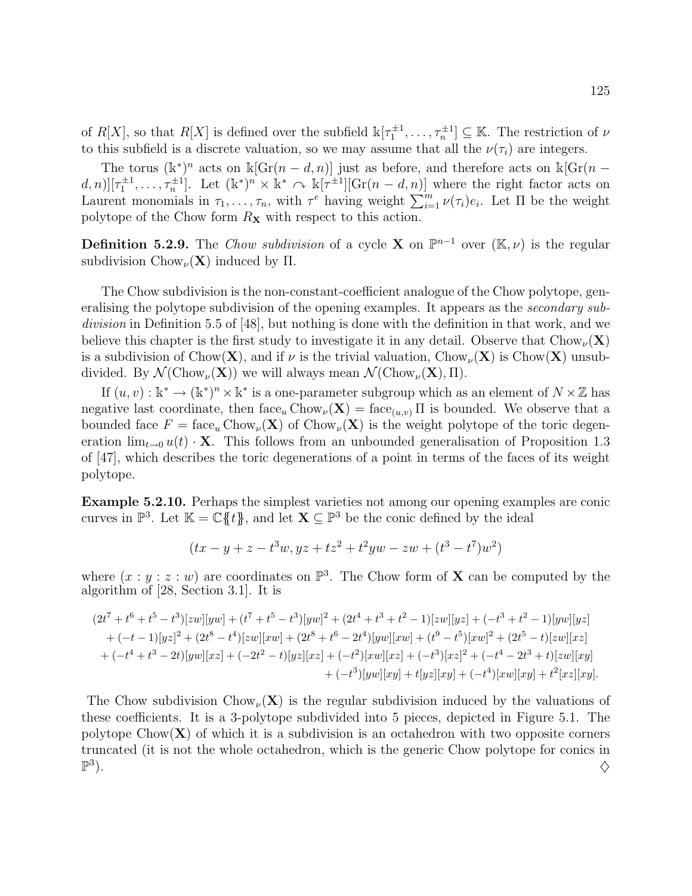of $R[X]$, so that $R[X]$ is defined over the subfield $\Bbbk[\tau_1^{\pm 1}, \ldots, \tau_n^{\pm 1}] \subseteq \mathbb{K}$. The restriction of $\nu$ to this subfield is a discrete valuation, so we may assume that all the $\nu(\tau_i)$ are integers.

The torus $(\Bbbk^*)^n$ acts on $\Bbbk[\mathrm{Gr}(n-d,n)]$ just as before, and therefore acts on $\Bbbk[\mathrm{Gr}(n-d,n)][\tau_1^{\pm 1}, \ldots, \tau_n^{\pm 1}]$. Let $(\Bbbk^*)^n \times \Bbbk^* \curvearrowright \Bbbk[\tau^{\pm 1}][\mathrm{Gr}(n-d,n)]$ where the right factor acts on Laurent monomials in $\tau_1, \ldots, \tau_n$, with $\tau^e$ having weight $\sum_{i=1}^m \nu(\tau_i) e_i$. Let $\Pi$ be the weight polytope of the Chow form $R_{\mathbf{X}}$ with respect to this action.

**Definition 5.2.9.** The *Chow subdivision* of a cycle $\mathbf{X}$ on $\mathbb{P}^{n-1}$ over $(\mathbb{K}, \nu)$ is the regular subdivision $\mathrm{Chow}_\nu(\mathbf{X})$ induced by $\Pi$.

The Chow subdivision is the non-constant-coefficient analogue of the Chow polytope, generalising the polytope subdivision of the opening examples. It appears as the *secondary subdivision* in Definition 5.5 of [48], but nothing is done with the definition in that work, and we believe this chapter is the first study to investigate it in any detail. Observe that $\mathrm{Chow}_\nu(\mathbf{X})$ is a subdivision of $\mathrm{Chow}(\mathbf{X})$, and if $\nu$ is the trivial valuation, $\mathrm{Chow}_\nu(\mathbf{X})$ is $\mathrm{Chow}(\mathbf{X})$ unsubdivided. By $\mathcal{N}(\mathrm{Chow}_\nu(\mathbf{X}))$ we will always mean $\mathcal{N}(\mathrm{Chow}_\nu(\mathbf{X}), \Pi)$.

If $(u, v) : \Bbbk^* \to (\Bbbk^*)^n \times \Bbbk^*$ is a one-parameter subgroup which as an element of $N \times \mathbb{Z}$ has negative last coordinate, then $\mathrm{face}_u \mathrm{Chow}_\nu(\mathbf{X}) = \mathrm{face}_{(u,v)} \Pi$ is bounded. We observe that a bounded face $F = \mathrm{face}_u \mathrm{Chow}_\nu(\mathbf{X})$ of $\mathrm{Chow}_\nu(\mathbf{X})$ is the weight polytope of the toric degeneration $\lim_{t \to 0} u(t) \cdot \mathbf{X}$. This follows from an unbounded generalisation of Proposition 1.3 of [47], which describes the toric degenerations of a point in terms of the faces of its weight polytope.

**Example 5.2.10.** Perhaps the simplest varieties not among our opening examples are conic curves in $\mathbb{P}^3$. Let $\mathbb{K} = \mathbb{C}\{\!\{t\}\!\}$, and let $\mathbf{X} \subseteq \mathbb{P}^3$ be the conic defined by the ideal

$$(tx - y + z - t^3 w, yz + tz^2 + t^2 yw - zw + (t^3 - t^7) w^2)$$

where $(x : y : z : w)$ are coordinates on $\mathbb{P}^3$. The Chow form of $\mathbf{X}$ can be computed by the algorithm of [28, Section 3.1]. It is

$$\begin{aligned}
&(2t^7 + t^6 + t^5 - t^3)[zw][yw] + (t^7 + t^5 - t^3)[yw]^2 + (2t^4 + t^3 + t^2 - 1)[zw][yz] + (-t^3 + t^2 - 1)[yw][yz] \\
&+ (-t-1)[yz]^2 + (2t^8 - t^4)[zw][xw] + (2t^8 + t^6 - 2t^4)[yw][xw] + (t^9 - t^5)[xw]^2 + (2t^5 - t)[zw][xz] \\
&+ (-t^4 + t^3 - 2t)[yw][xz] + (-2t^2 - t)[yz][xz] + (-t^2)[xw][xz] + (-t^3)[xz]^2 + (-t^4 - 2t^3 + t)[zw][xy] \\
&+ (-t^3)[yw][xy] + t[yz][xy] + (-t^4)[xw][xy] + t^2[xz][xy].
\end{aligned}$$

The Chow subdivision $\mathrm{Chow}_\nu(\mathbf{X})$ is the regular subdivision induced by the valuations of these coefficients. It is a 3-polytope subdivided into 5 pieces, depicted in Figure 5.1. The polytope $\mathrm{Chow}(\mathbf{X})$ of which it is a subdivision is an octahedron with two opposite corners truncated (it is not the whole octahedron, which is the generic Chow polytope for conics in $\mathbb{P}^3$). $\diamondsuit$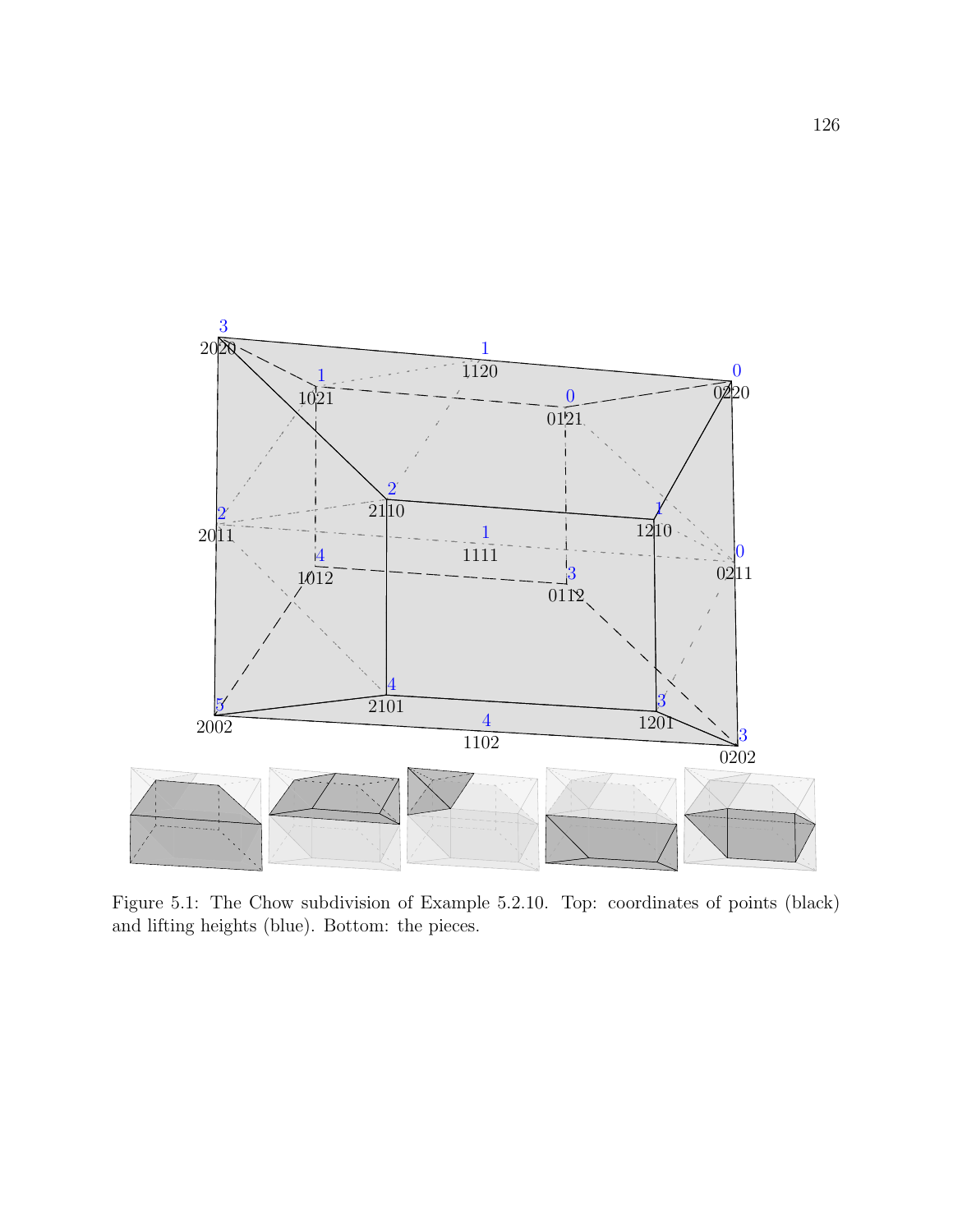Figure 5.1: The Chow subdivision of Example 5.2.10. Top: coordinates of points (black) and lifting heights (blue). Bottom: the pieces.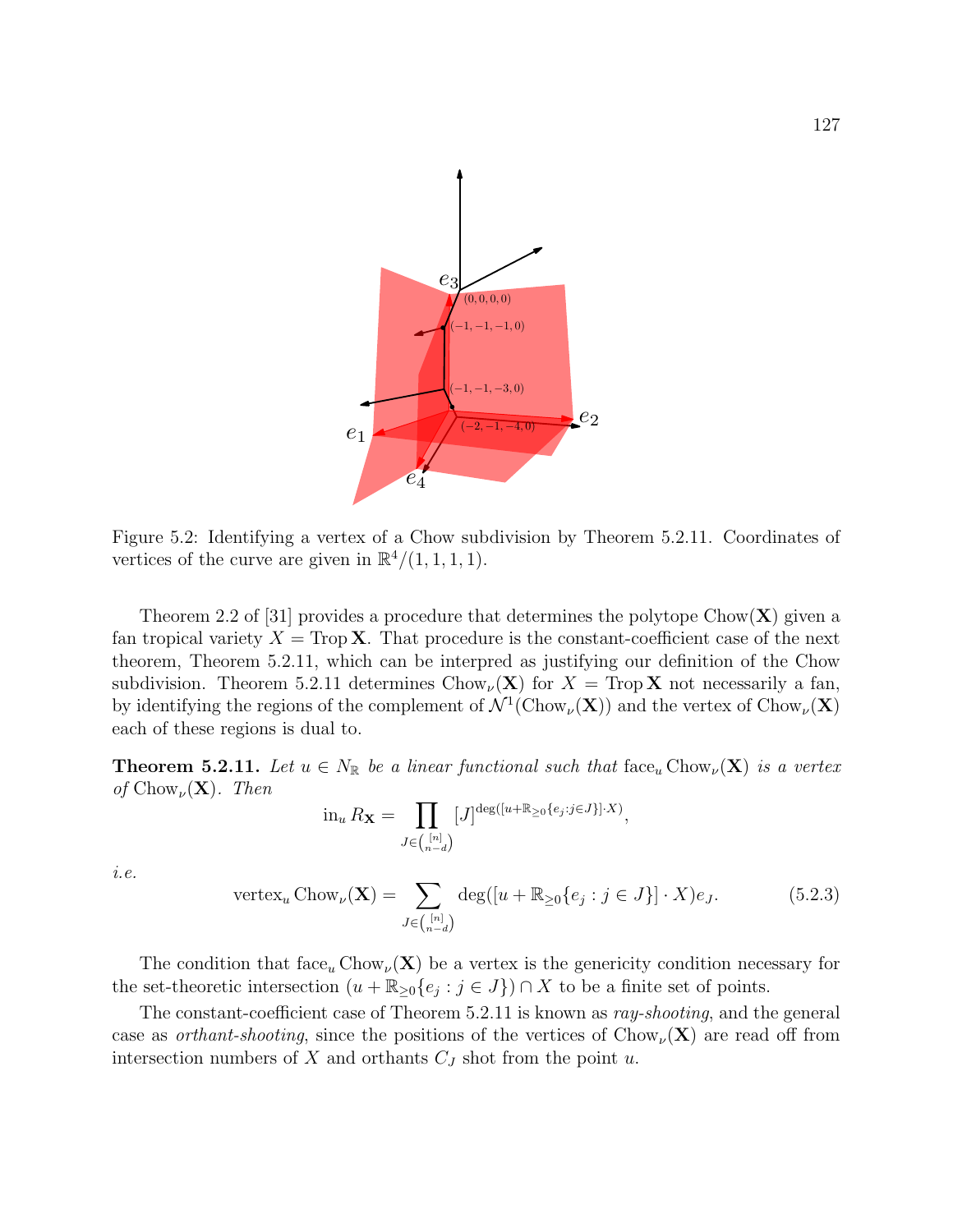Figure 5.2: Identifying a vertex of a Chow subdivision by Theorem 5.2.11. Coordinates of vertices of the curve are given in $\mathbb{R}^4/(1,1,1,1)$.

Theorem 2.2 of [31] provides a procedure that determines the polytope $\operatorname{Chow}(\mathbf{X})$ given a fan tropical variety $X = \operatorname{Trop} \mathbf{X}$. That procedure is the constant-coefficient case of the next theorem, Theorem 5.2.11, which can be interpred as justifying our definition of the Chow subdivision. Theorem 5.2.11 determines $\operatorname{Chow}_\nu(\mathbf{X})$ for $X = \operatorname{Trop} \mathbf{X}$ not necessarily a fan, by identifying the regions of the complement of $\mathcal{N}^1(\operatorname{Chow}_\nu(\mathbf{X}))$ and the vertex of $\operatorname{Chow}_\nu(\mathbf{X})$ each of these regions is dual to.

**Theorem 5.2.11.** *Let $u \in N_\mathbb{R}$ be a linear functional such that $\operatorname{face}_u \operatorname{Chow}_\nu(\mathbf{X})$ is a vertex of $\operatorname{Chow}_\nu(\mathbf{X})$. Then*

$$\operatorname{in}_u R_\mathbf{X} = \prod_{J \in \binom{[n]}{n-d}} [J]^{\deg([u+\mathbb{R}_{\geq 0}\{e_j : j \in J\}]\cdot X)},$$

*i.e.*

$$\operatorname{vertex}_u \operatorname{Chow}_\nu(\mathbf{X}) = \sum_{J \in \binom{[n]}{n-d}} \deg([u + \mathbb{R}_{\geq 0}\{e_j : j \in J\}] \cdot X) e_J. \tag{5.2.3}$$

The condition that $\operatorname{face}_u \operatorname{Chow}_\nu(\mathbf{X})$ be a vertex is the genericity condition necessary for the set-theoretic intersection $(u + \mathbb{R}_{\geq 0}\{e_j : j \in J\}) \cap X$ to be a finite set of points.

The constant-coefficient case of Theorem 5.2.11 is known as *ray-shooting*, and the general case as *orthant-shooting*, since the positions of the vertices of $\operatorname{Chow}_\nu(\mathbf{X})$ are read off from intersection numbers of $X$ and orthants $C_J$ shot from the point $u$.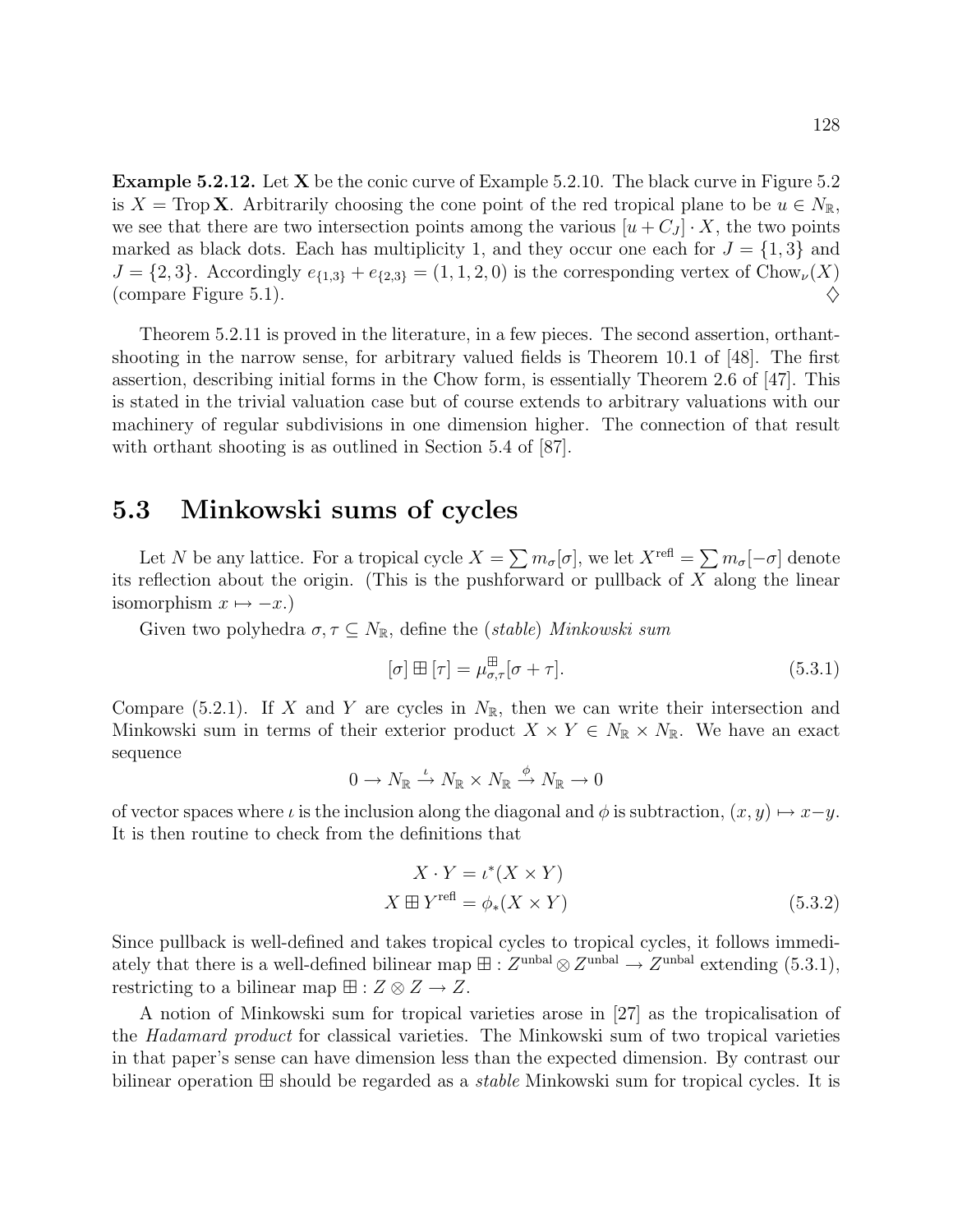**Example 5.2.12.** Let $\mathbf{X}$ be the conic curve of Example 5.2.10. The black curve in Figure 5.2 is $X = \operatorname{Trop} \mathbf{X}$. Arbitrarily choosing the cone point of the red tropical plane to be $u \in N_{\mathbb{R}}$, we see that there are two intersection points among the various $[u + C_J] \cdot X$, the two points marked as black dots. Each has multiplicity 1, and they occur one each for $J = \{1, 3\}$ and $J = \{2, 3\}$. Accordingly $e_{\{1,3\}} + e_{\{2,3\}} = (1, 1, 2, 0)$ is the corresponding vertex of $\operatorname{Chow}_\nu(X)$ (compare Figure 5.1). $\diamondsuit$

Theorem 5.2.11 is proved in the literature, in a few pieces. The second assertion, orthant-shooting in the narrow sense, for arbitrary valued fields is Theorem 10.1 of [48]. The first assertion, describing initial forms in the Chow form, is essentially Theorem 2.6 of [47]. This is stated in the trivial valuation case but of course extends to arbitrary valuations with our machinery of regular subdivisions in one dimension higher. The connection of that result with orthant shooting is as outlined in Section 5.4 of [87].

## 5.3 Minkowski sums of cycles

Let $N$ be any lattice. For a tropical cycle $X = \sum m_\sigma [\sigma]$, we let $X^{\text{refl}} = \sum m_\sigma [-\sigma]$ denote its reflection about the origin. (This is the pushforward or pullback of $X$ along the linear isomorphism $x \mapsto -x$.)

Given two polyhedra $\sigma, \tau \subseteq N_{\mathbb{R}}$, define the (*stable*) *Minkowski sum*

$$[\sigma] \boxplus [\tau] = \mu^{\boxplus}_{\sigma,\tau} [\sigma + \tau]. \tag{5.3.1}$$

Compare (5.2.1). If $X$ and $Y$ are cycles in $N_{\mathbb{R}}$, then we can write their intersection and Minkowski sum in terms of their exterior product $X \times Y \in N_{\mathbb{R}} \times N_{\mathbb{R}}$. We have an exact sequence

$$0 \to N_{\mathbb{R}} \xrightarrow{\iota} N_{\mathbb{R}} \times N_{\mathbb{R}} \xrightarrow{\phi} N_{\mathbb{R}} \to 0$$

of vector spaces where $\iota$ is the inclusion along the diagonal and $\phi$ is subtraction, $(x, y) \mapsto x - y$. It is then routine to check from the definitions that

$$\begin{aligned} X \cdot Y &= \iota^*(X \times Y) \\ X \boxplus Y^{\text{refl}} &= \phi_*(X \times Y) \end{aligned} \tag{5.3.2}$$

Since pullback is well-defined and takes tropical cycles to tropical cycles, it follows immediately that there is a well-defined bilinear map $\boxplus : Z^{\text{unbal}} \otimes Z^{\text{unbal}} \to Z^{\text{unbal}}$ extending (5.3.1), restricting to a bilinear map $\boxplus : Z \otimes Z \to Z$.

A notion of Minkowski sum for tropical varieties arose in [27] as the tropicalisation of the *Hadamard product* for classical varieties. The Minkowski sum of two tropical varieties in that paper's sense can have dimension less than the expected dimension. By contrast our bilinear operation $\boxplus$ should be regarded as a *stable* Minkowski sum for tropical cycles. It is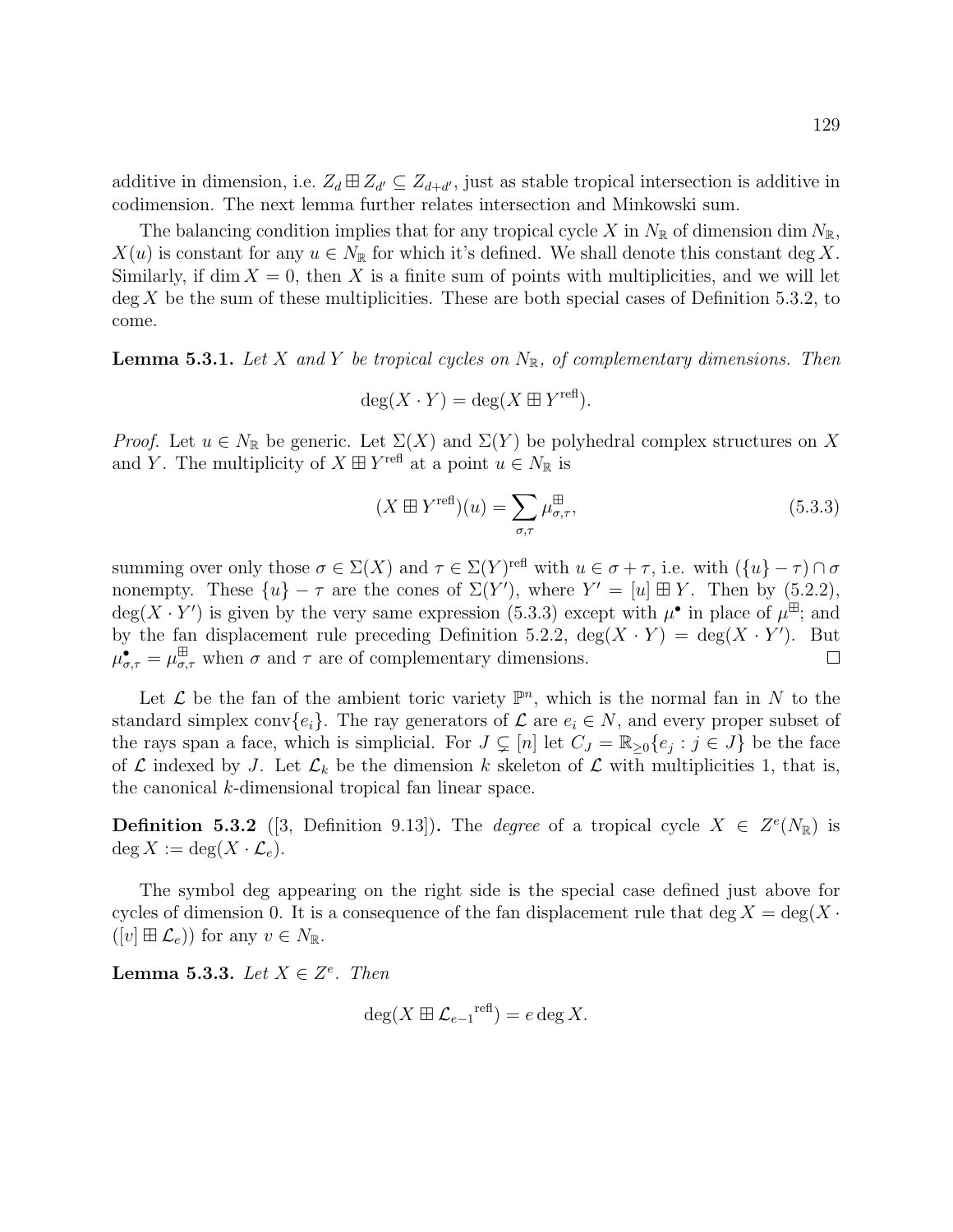additive in dimension, i.e. $Z_d \boxplus Z_{d'} \subseteq Z_{d+d'}$, just as stable tropical intersection is additive in codimension. The next lemma further relates intersection and Minkowski sum.

The balancing condition implies that for any tropical cycle $X$ in $N_\mathbb{R}$ of dimension $\dim N_\mathbb{R}$, $X(u)$ is constant for any $u \in N_\mathbb{R}$ for which it's defined. We shall denote this constant $\deg X$. Similarly, if $\dim X = 0$, then $X$ is a finite sum of points with multiplicities, and we will let $\deg X$ be the sum of these multiplicities. These are both special cases of Definition 5.3.2, to come.

**Lemma 5.3.1.** *Let $X$ and $Y$ be tropical cycles on $N_\mathbb{R}$, of complementary dimensions. Then*

$$\deg(X \cdot Y) = \deg(X \boxplus Y^{\mathrm{refl}}).$$

*Proof.* Let $u \in N_\mathbb{R}$ be generic. Let $\Sigma(X)$ and $\Sigma(Y)$ be polyhedral complex structures on $X$ and $Y$. The multiplicity of $X \boxplus Y^{\mathrm{refl}}$ at a point $u \in N_\mathbb{R}$ is

$$(X \boxplus Y^{\mathrm{refl}})(u) = \sum_{\sigma,\tau} \mu^{\boxplus}_{\sigma,\tau}, \tag{5.3.3}$$

summing over only those $\sigma \in \Sigma(X)$ and $\tau \in \Sigma(Y)^{\mathrm{refl}}$ with $u \in \sigma + \tau$, i.e. with $(\{u\} - \tau) \cap \sigma$ nonempty. These $\{u\} - \tau$ are the cones of $\Sigma(Y')$, where $Y' = [u] \boxplus Y$. Then by (5.2.2), $\deg(X \cdot Y')$ is given by the very same expression (5.3.3) except with $\mu^\bullet$ in place of $\mu^\boxplus$; and by the fan displacement rule preceding Definition 5.2.2, $\deg(X \cdot Y) = \deg(X \cdot Y')$. But $\mu^\bullet_{\sigma,\tau} = \mu^\boxplus_{\sigma,\tau}$ when $\sigma$ and $\tau$ are of complementary dimensions. $\square$

Let $\mathcal{L}$ be the fan of the ambient toric variety $\mathbb{P}^n$, which is the normal fan in $N$ to the standard simplex $\operatorname{conv}\{e_i\}$. The ray generators of $\mathcal{L}$ are $e_i \in N$, and every proper subset of the rays span a face, which is simplicial. For $J \subsetneq [n]$ let $C_J = \mathbb{R}_{\geq 0}\{e_j : j \in J\}$ be the face of $\mathcal{L}$ indexed by $J$. Let $\mathcal{L}_k$ be the dimension $k$ skeleton of $\mathcal{L}$ with multiplicities 1, that is, the canonical $k$-dimensional tropical fan linear space.

**Definition 5.3.2** ([3, Definition 9.13])**.** The *degree* of a tropical cycle $X \in Z^e(N_\mathbb{R})$ is $\deg X := \deg(X \cdot \mathcal{L}_e)$.

The symbol deg appearing on the right side is the special case defined just above for cycles of dimension 0. It is a consequence of the fan displacement rule that $\deg X = \deg(X \cdot ([v] \boxplus \mathcal{L}_e))$ for any $v \in N_\mathbb{R}$.

**Lemma 5.3.3.** *Let $X \in Z^e$. Then*

$$\deg(X \boxplus {\mathcal{L}_{e-1}}^{\mathrm{refl}}) = e \deg X.$$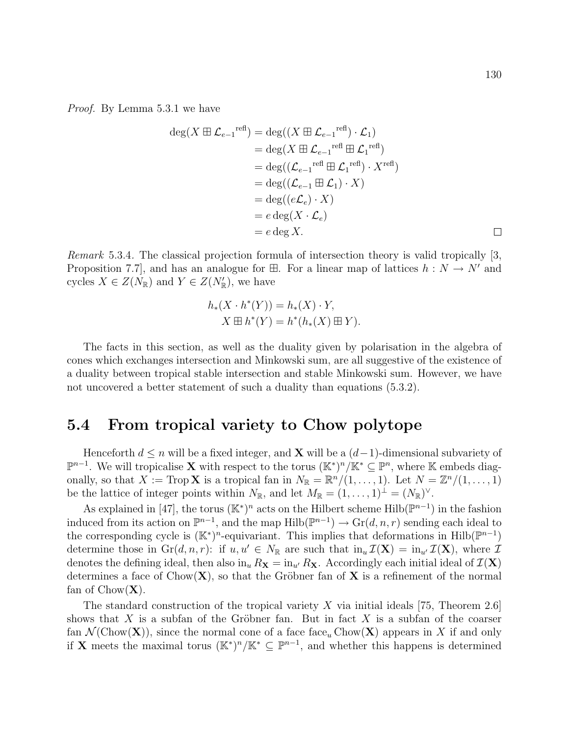*Proof.* By Lemma 5.3.1 we have

$$\begin{aligned}
\deg(X \boxplus {\mathcal{L}_{e-1}}^{\text{refl}}) &= \deg((X \boxplus {\mathcal{L}_{e-1}}^{\text{refl}}) \cdot \mathcal{L}_1) \\
&= \deg(X \boxplus {\mathcal{L}_{e-1}}^{\text{refl}} \boxplus {\mathcal{L}_1}^{\text{refl}}) \\
&= \deg(({\mathcal{L}_{e-1}}^{\text{refl}} \boxplus {\mathcal{L}_1}^{\text{refl}}) \cdot X^{\text{refl}}) \\
&= \deg((\mathcal{L}_{e-1} \boxplus \mathcal{L}_1) \cdot X) \\
&= \deg((e\mathcal{L}_e) \cdot X) \\
&= e \deg(X \cdot \mathcal{L}_e) \\
&= e \deg X.
\end{aligned}$$

□

*Remark* 5.3.4. The classical projection formula of intersection theory is valid tropically [3, Proposition 7.7], and has an analogue for $\boxplus$. For a linear map of lattices $h : N \to N'$ and cycles $X \in Z(N_{\mathbb{R}})$ and $Y \in Z(N'_{\mathbb{R}})$, we have

$$\begin{aligned}
h_*(X \cdot h^*(Y)) &= h_*(X) \cdot Y, \\
X \boxplus h^*(Y) &= h^*(h_*(X) \boxplus Y).
\end{aligned}$$

The facts in this section, as well as the duality given by polarisation in the algebra of cones which exchanges intersection and Minkowski sum, are all suggestive of the existence of a duality between tropical stable intersection and stable Minkowski sum. However, we have not uncovered a better statement of such a duality than equations (5.3.2).

## 5.4 From tropical variety to Chow polytope

Henceforth $d \leq n$ will be a fixed integer, and $\mathbf{X}$ will be a $(d-1)$-dimensional subvariety of $\mathbb{P}^{n-1}$. We will tropicalise $\mathbf{X}$ with respect to the torus $(\mathbb{K}^*)^n/\mathbb{K}^* \subseteq \mathbb{P}^n$, where $\mathbb{K}$ embeds diagonally, so that $X := \operatorname{Trop} \mathbf{X}$ is a tropical fan in $N_{\mathbb{R}} = \mathbb{R}^n/(1, \ldots, 1)$. Let $N = \mathbb{Z}^n/(1, \ldots, 1)$ be the lattice of integer points within $N_{\mathbb{R}}$, and let $M_{\mathbb{R}} = (1, \ldots, 1)^{\perp} = (N_{\mathbb{R}})^{\vee}$.

As explained in [47], the torus $(\mathbb{K}^*)^n$ acts on the Hilbert scheme $\operatorname{Hilb}(\mathbb{P}^{n-1})$ in the fashion induced from its action on $\mathbb{P}^{n-1}$, and the map $\operatorname{Hilb}(\mathbb{P}^{n-1}) \to \operatorname{Gr}(d, n, r)$ sending each ideal to the corresponding cycle is $(\mathbb{K}^*)^n$-equivariant. This implies that deformations in $\operatorname{Hilb}(\mathbb{P}^{n-1})$ determine those in $\operatorname{Gr}(d, n, r)$: if $u, u' \in N_{\mathbb{R}}$ are such that $\operatorname{in}_u \mathcal{I}(\mathbf{X}) = \operatorname{in}_{u'} \mathcal{I}(\mathbf{X})$, where $\mathcal{I}$ denotes the defining ideal, then also $\operatorname{in}_u R_{\mathbf{X}} = \operatorname{in}_{u'} R_{\mathbf{X}}$. Accordingly each initial ideal of $\mathcal{I}(\mathbf{X})$ determines a face of $\operatorname{Chow}(\mathbf{X})$, so that the Gröbner fan of $\mathbf{X}$ is a refinement of the normal fan of $\operatorname{Chow}(\mathbf{X})$.

The standard construction of the tropical variety $X$ via initial ideals [75, Theorem 2.6] shows that $X$ is a subfan of the Gröbner fan. But in fact $X$ is a subfan of the coarser fan $\mathcal{N}(\operatorname{Chow}(\mathbf{X}))$, since the normal cone of a face $\operatorname{face}_u \operatorname{Chow}(\mathbf{X})$ appears in $X$ if and only if $\mathbf{X}$ meets the maximal torus $(\mathbb{K}^*)^n/\mathbb{K}^* \subseteq \mathbb{P}^{n-1}$, and whether this happens is determined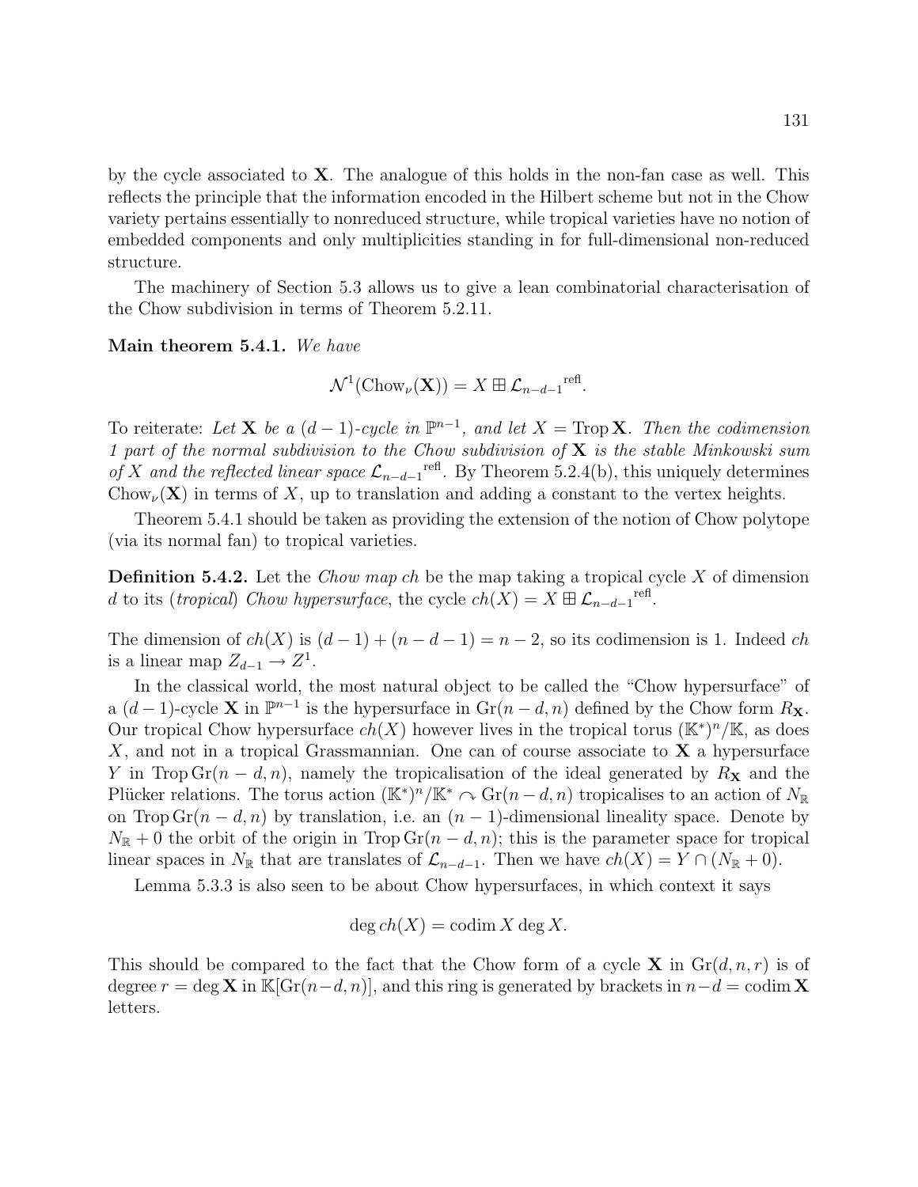by the cycle associated to $\mathbf{X}$. The analogue of this holds in the non-fan case as well. This reflects the principle that the information encoded in the Hilbert scheme but not in the Chow variety pertains essentially to nonreduced structure, while tropical varieties have no notion of embedded components and only multiplicities standing in for full-dimensional non-reduced structure.

The machinery of Section 5.3 allows us to give a lean combinatorial characterisation of the Chow subdivision in terms of Theorem 5.2.11.

**Main theorem 5.4.1.** *We have*

$$\mathcal{N}^1(\mathrm{Chow}_\nu(\mathbf{X})) = X \boxplus {\mathcal{L}_{n-d-1}}^{\mathrm{refl}}.$$

To reiterate: *Let $\mathbf{X}$ be a $(d-1)$-cycle in $\mathbb{P}^{n-1}$, and let $X = \operatorname{Trop}\mathbf{X}$. Then the codimension 1 part of the normal subdivision to the Chow subdivision of $\mathbf{X}$ is the stable Minkowski sum of $X$ and the reflected linear space ${\mathcal{L}_{n-d-1}}^{\mathrm{refl}}$.* By Theorem 5.2.4(b), this uniquely determines $\mathrm{Chow}_\nu(\mathbf{X})$ in terms of $X$, up to translation and adding a constant to the vertex heights.

Theorem 5.4.1 should be taken as providing the extension of the notion of Chow polytope (via its normal fan) to tropical varieties.

**Definition 5.4.2.** Let the *Chow map ch* be the map taking a tropical cycle $X$ of dimension $d$ to its (*tropical*) *Chow hypersurface*, the cycle $ch(X) = X \boxplus {\mathcal{L}_{n-d-1}}^{\mathrm{refl}}$.

The dimension of $ch(X)$ is $(d-1)+(n-d-1) = n-2$, so its codimension is 1. Indeed $ch$ is a linear map $Z_{d-1} \to Z^1$.

In the classical world, the most natural object to be called the "Chow hypersurface" of a $(d-1)$-cycle $\mathbf{X}$ in $\mathbb{P}^{n-1}$ is the hypersurface in $\mathrm{Gr}(n-d,n)$ defined by the Chow form $R_\mathbf{X}$. Our tropical Chow hypersurface $ch(X)$ however lives in the tropical torus $(\mathbb{K}^*)^n/\mathbb{K}$, as does $X$, and not in a tropical Grassmannian. One can of course associate to $\mathbf{X}$ a hypersurface $Y$ in $\operatorname{Trop}\mathrm{Gr}(n-d,n)$, namely the tropicalisation of the ideal generated by $R_\mathbf{X}$ and the Plücker relations. The torus action $(\mathbb{K}^*)^n/\mathbb{K}^* \curvearrowright \mathrm{Gr}(n-d,n)$ tropicalises to an action of $N_\mathbb{R}$ on $\operatorname{Trop}\mathrm{Gr}(n-d,n)$ by translation, i.e. an $(n-1)$-dimensional lineality space. Denote by $N_\mathbb{R}+0$ the orbit of the origin in $\operatorname{Trop}\mathrm{Gr}(n-d,n)$; this is the parameter space for tropical linear spaces in $N_\mathbb{R}$ that are translates of $\mathcal{L}_{n-d-1}$. Then we have $ch(X) = Y \cap (N_\mathbb{R}+0)$.

Lemma 5.3.3 is also seen to be about Chow hypersurfaces, in which context it says

$$\deg ch(X) = \operatorname{codim} X \deg X.$$

This should be compared to the fact that the Chow form of a cycle $\mathbf{X}$ in $\mathrm{Gr}(d,n,r)$ is of degree $r = \deg \mathbf{X}$ in $\mathbb{K}[\mathrm{Gr}(n-d,n)]$, and this ring is generated by brackets in $n-d = \operatorname{codim}\mathbf{X}$ letters.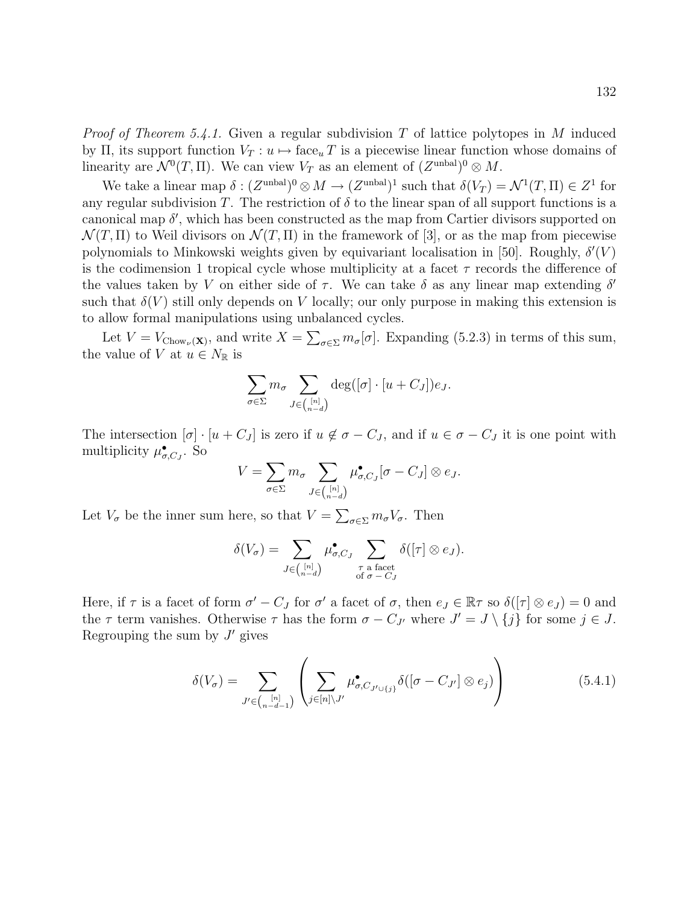*Proof of Theorem 5.4.1.* Given a regular subdivision $T$ of lattice polytopes in $M$ induced by $\Pi$, its support function $V_T : u \mapsto \operatorname{face}_u T$ is a piecewise linear function whose domains of linearity are $\mathcal{N}^0(T, \Pi)$. We can view $V_T$ as an element of $(Z^{\text{unbal}})^0 \otimes M$.

We take a linear map $\delta : (Z^{\text{unbal}})^0 \otimes M \to (Z^{\text{unbal}})^1$ such that $\delta(V_T) = \mathcal{N}^1(T, \Pi) \in Z^1$ for any regular subdivision $T$. The restriction of $\delta$ to the linear span of all support functions is a canonical map $\delta'$, which has been constructed as the map from Cartier divisors supported on $\mathcal{N}(T, \Pi)$ to Weil divisors on $\mathcal{N}(T, \Pi)$ in the framework of [3], or as the map from piecewise polynomials to Minkowski weights given by equivariant localisation in [50]. Roughly, $\delta'(V)$ is the codimension 1 tropical cycle whose multiplicity at a facet $\tau$ records the difference of the values taken by $V$ on either side of $\tau$. We can take $\delta$ as any linear map extending $\delta'$ such that $\delta(V)$ still only depends on $V$ locally; our only purpose in making this extension is to allow formal manipulations using unbalanced cycles.

Let $V = V_{\operatorname{Chow}_\nu(\mathbf{X})}$, and write $X = \sum_{\sigma \in \Sigma} m_\sigma [\sigma]$. Expanding (5.2.3) in terms of this sum, the value of $V$ at $u \in N_\mathbb{R}$ is

$$\sum_{\sigma \in \Sigma} m_\sigma \sum_{J \in \binom{[n]}{n-d}} \deg([\sigma] \cdot [u + C_J]) e_J.$$

The intersection $[\sigma] \cdot [u + C_J]$ is zero if $u \notin \sigma - C_J$, and if $u \in \sigma - C_J$ it is one point with multiplicity $\mu^\bullet_{\sigma, C_J}$. So

$$V = \sum_{\sigma \in \Sigma} m_\sigma \sum_{J \in \binom{[n]}{n-d}} \mu^\bullet_{\sigma, C_J} [\sigma - C_J] \otimes e_J.$$

Let $V_\sigma$ be the inner sum here, so that $V = \sum_{\sigma \in \Sigma} m_\sigma V_\sigma$. Then

$$\delta(V_\sigma) = \sum_{J \in \binom{[n]}{n-d}} \mu^\bullet_{\sigma, C_J} \sum_{\substack{\tau \text{ a facet} \\ \text{of } \sigma - C_J}} \delta([\tau] \otimes e_J).$$

Here, if $\tau$ is a facet of form $\sigma' - C_J$ for $\sigma'$ a facet of $\sigma$, then $e_J \in \mathbb{R}\tau$ so $\delta([\tau] \otimes e_J) = 0$ and the $\tau$ term vanishes. Otherwise $\tau$ has the form $\sigma - C_{J'}$ where $J' = J \setminus \{j\}$ for some $j \in J$. Regrouping the sum by $J'$ gives

$$\delta(V_\sigma) = \sum_{J' \in \binom{[n]}{n-d-1}} \left( \sum_{j \in [n] \setminus J'} \mu^\bullet_{\sigma, C_{J' \cup \{j\}}} \delta([\sigma - C_{J'}] \otimes e_j) \right) \tag{5.4.1}$$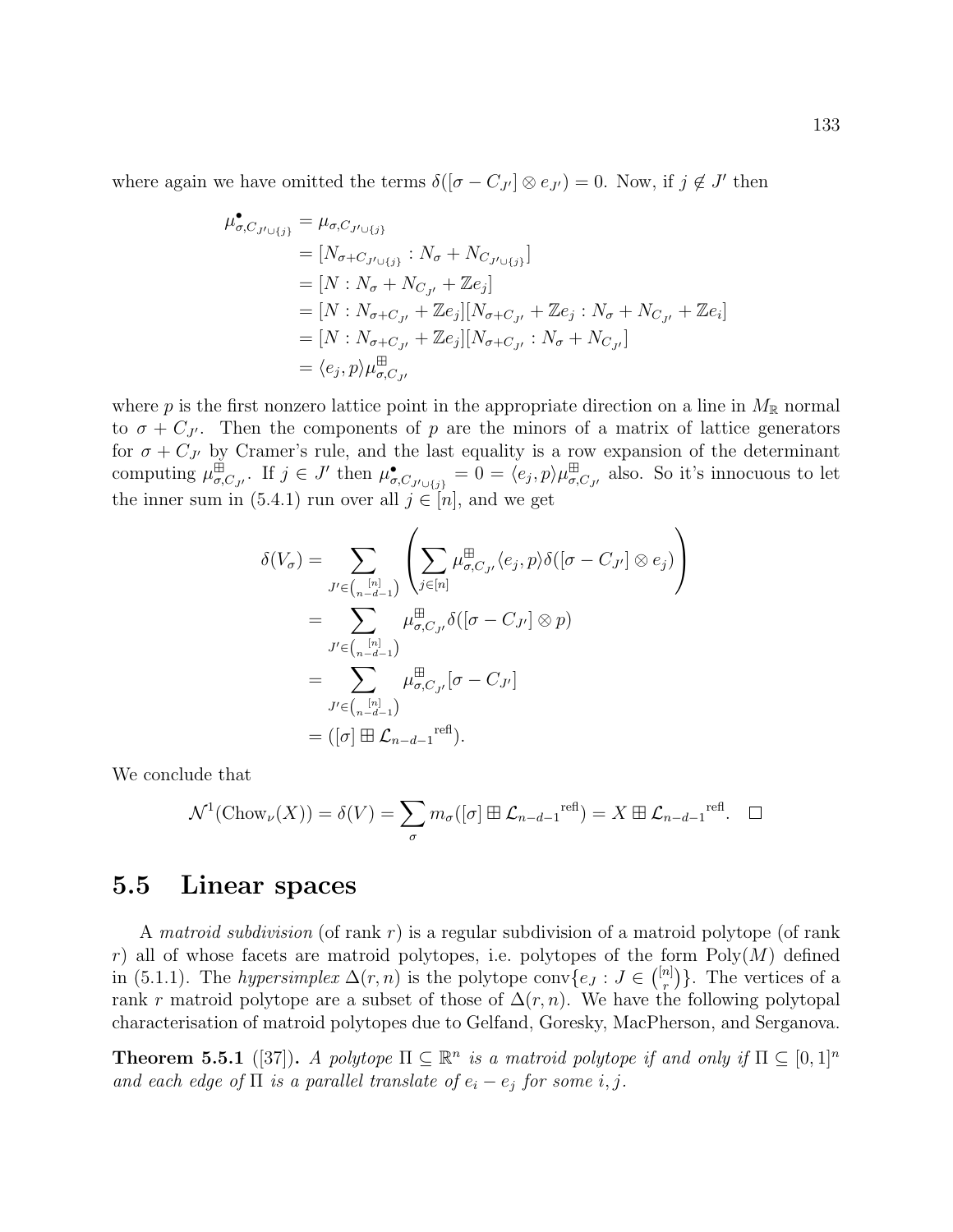where again we have omitted the terms $\delta([\sigma - C_{J'}] \otimes e_{J'}) = 0$. Now, if $j \notin J'$ then

$$\begin{aligned}
\mu^\bullet_{\sigma, C_{J' \cup \{j\}}} &= \mu_{\sigma, C_{J' \cup \{j\}}} \\
&= [N_{\sigma + C_{J' \cup \{j\}}} : N_\sigma + N_{C_{J' \cup \{j\}}}] \\
&= [N : N_\sigma + N_{C_{J'}} + \mathbb{Z}e_j] \\
&= [N : N_{\sigma + C_{J'}} + \mathbb{Z}e_j][N_{\sigma + C_{J'}} + \mathbb{Z}e_j : N_\sigma + N_{C_{J'}} + \mathbb{Z}e_i] \\
&= [N : N_{\sigma + C_{J'}} + \mathbb{Z}e_j][N_{\sigma + C_{J'}} : N_\sigma + N_{C_{J'}}] \\
&= \langle e_j, p \rangle \mu^\boxplus_{\sigma, C_{J'}}
\end{aligned}$$

where $p$ is the first nonzero lattice point in the appropriate direction on a line in $M_\mathbb{R}$ normal to $\sigma + C_{J'}$. Then the components of $p$ are the minors of a matrix of lattice generators for $\sigma + C_{J'}$ by Cramer's rule, and the last equality is a row expansion of the determinant computing $\mu^\boxplus_{\sigma, C_{J'}}$. If $j \in J'$ then $\mu^\bullet_{\sigma, C_{J' \cup \{j\}}} = 0 = \langle e_j, p \rangle \mu^\boxplus_{\sigma, C_{J'}}$ also. So it's innocuous to let the inner sum in (5.4.1) run over all $j \in [n]$, and we get

$$\begin{aligned}
\delta(V_\sigma) &= \sum_{J' \in \binom{[n]}{n-d-1}} \left( \sum_{j \in [n]} \mu^\boxplus_{\sigma, C_{J'}} \langle e_j, p \rangle \delta([\sigma - C_{J'}] \otimes e_j) \right) \\
&= \sum_{J' \in \binom{[n]}{n-d-1}} \mu^\boxplus_{\sigma, C_{J'}} \delta([\sigma - C_{J'}] \otimes p) \\
&= \sum_{J' \in \binom{[n]}{n-d-1}} \mu^\boxplus_{\sigma, C_{J'}} [\sigma - C_{J'}] \\
&= ([\sigma] \boxplus {\mathcal{L}_{n-d-1}}^{\mathrm{refl}}).
\end{aligned}$$

We conclude that

$$\mathcal{N}^1(\mathrm{Chow}_\nu(X)) = \delta(V) = \sum_\sigma m_\sigma([\sigma] \boxplus {\mathcal{L}_{n-d-1}}^{\mathrm{refl}}) = X \boxplus {\mathcal{L}_{n-d-1}}^{\mathrm{refl}}. \quad \square$$

## 5.5 Linear spaces

A *matroid subdivision* (of rank $r$) is a regular subdivision of a matroid polytope (of rank $r$) all of whose facets are matroid polytopes, i.e. polytopes of the form $\mathrm{Poly}(M)$ defined in (5.1.1). The *hypersimplex* $\Delta(r, n)$ is the polytope $\mathrm{conv}\{e_J : J \in \binom{[n]}{r}\}$. The vertices of a rank $r$ matroid polytope are a subset of those of $\Delta(r, n)$. We have the following polytopal characterisation of matroid polytopes due to Gelfand, Goresky, MacPherson, and Serganova.

**Theorem 5.5.1** ([37]). *A polytope $\Pi \subseteq \mathbb{R}^n$ is a matroid polytope if and only if $\Pi \subseteq [0,1]^n$ and each edge of $\Pi$ is a parallel translate of $e_i - e_j$ for some $i, j$.*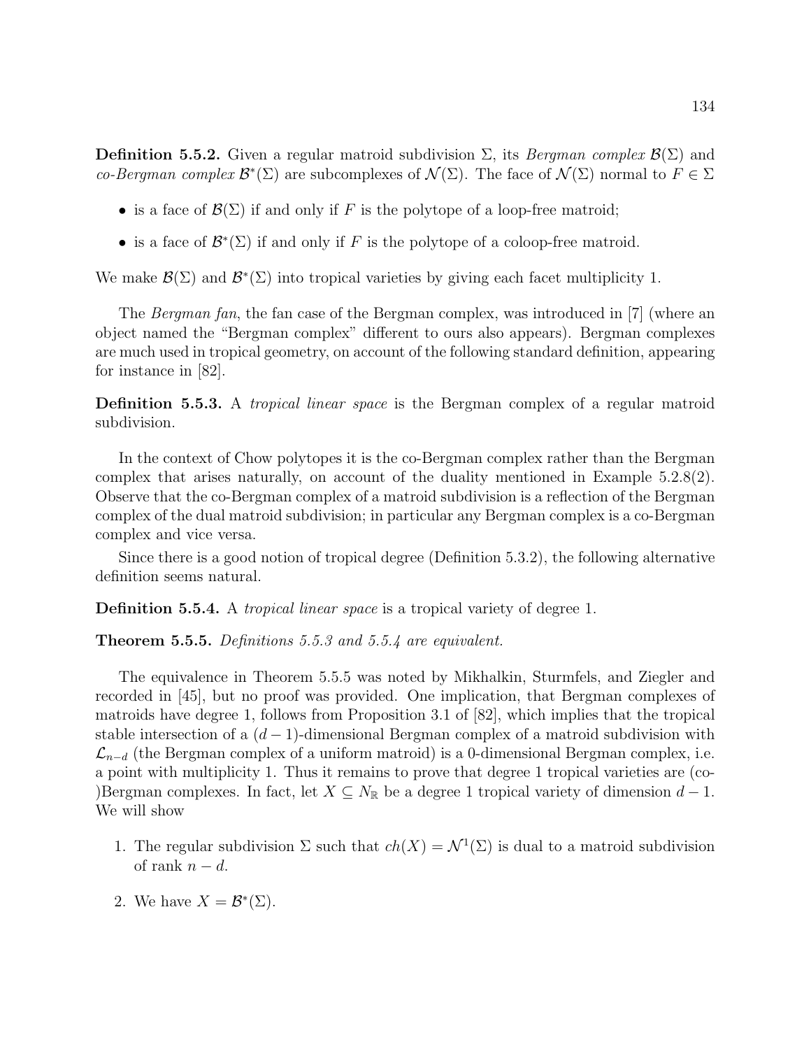**Definition 5.5.2.** Given a regular matroid subdivision $\Sigma$, its *Bergman complex* $\mathcal{B}(\Sigma)$ and *co-Bergman complex* $\mathcal{B}^*(\Sigma)$ are subcomplexes of $\mathcal{N}(\Sigma)$. The face of $\mathcal{N}(\Sigma)$ normal to $F \in \Sigma$

- is a face of $\mathcal{B}(\Sigma)$ if and only if $F$ is the polytope of a loop-free matroid;
- is a face of $\mathcal{B}^*(\Sigma)$ if and only if $F$ is the polytope of a coloop-free matroid.

We make $\mathcal{B}(\Sigma)$ and $\mathcal{B}^*(\Sigma)$ into tropical varieties by giving each facet multiplicity 1.

The *Bergman fan*, the fan case of the Bergman complex, was introduced in [7] (where an object named the "Bergman complex" different to ours also appears). Bergman complexes are much used in tropical geometry, on account of the following standard definition, appearing for instance in [82].

**Definition 5.5.3.** A *tropical linear space* is the Bergman complex of a regular matroid subdivision.

In the context of Chow polytopes it is the co-Bergman complex rather than the Bergman complex that arises naturally, on account of the duality mentioned in Example 5.2.8(2). Observe that the co-Bergman complex of a matroid subdivision is a reflection of the Bergman complex of the dual matroid subdivision; in particular any Bergman complex is a co-Bergman complex and vice versa.

Since there is a good notion of tropical degree (Definition 5.3.2), the following alternative definition seems natural.

**Definition 5.5.4.** A *tropical linear space* is a tropical variety of degree 1.

**Theorem 5.5.5.** *Definitions 5.5.3 and 5.5.4 are equivalent.*

The equivalence in Theorem 5.5.5 was noted by Mikhalkin, Sturmfels, and Ziegler and recorded in [45], but no proof was provided. One implication, that Bergman complexes of matroids have degree 1, follows from Proposition 3.1 of [82], which implies that the tropical stable intersection of a $(d-1)$-dimensional Bergman complex of a matroid subdivision with $\mathcal{L}_{n-d}$ (the Bergman complex of a uniform matroid) is a 0-dimensional Bergman complex, i.e. a point with multiplicity 1. Thus it remains to prove that degree 1 tropical varieties are (co-)Bergman complexes. In fact, let $X \subseteq N_{\mathbb{R}}$ be a degree 1 tropical variety of dimension $d-1$. We will show

1. The regular subdivision $\Sigma$ such that $ch(X) = \mathcal{N}^1(\Sigma)$ is dual to a matroid subdivision of rank $n-d$.
2. We have $X = \mathcal{B}^*(\Sigma)$.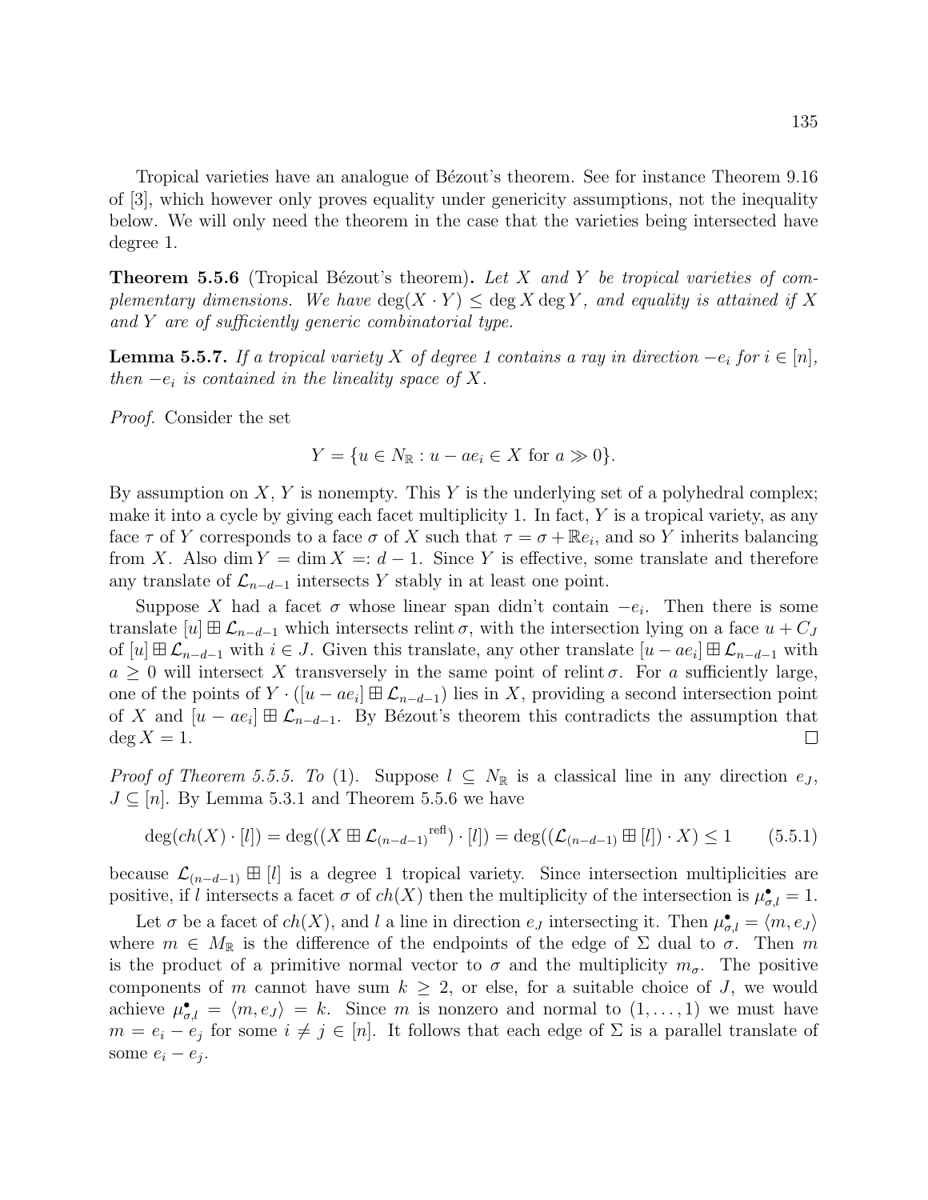Tropical varieties have an analogue of Bézout's theorem. See for instance Theorem 9.16 of [3], which however only proves equality under genericity assumptions, not the inequality below. We will only need the theorem in the case that the varieties being intersected have degree 1.

**Theorem 5.5.6** (Tropical Bézout's theorem)**.** *Let $X$ and $Y$ be tropical varieties of complementary dimensions. We have $\deg(X \cdot Y) \leq \deg X \deg Y$, and equality is attained if $X$ and $Y$ are of sufficiently generic combinatorial type.*

**Lemma 5.5.7.** *If a tropical variety $X$ of degree 1 contains a ray in direction $-e_i$ for $i \in [n]$, then $-e_i$ is contained in the lineality space of $X$.*

*Proof.* Consider the set

$$Y = \{u \in N_{\mathbb{R}} : u - ae_i \in X \text{ for } a \gg 0\}.$$

By assumption on $X$, $Y$ is nonempty. This $Y$ is the underlying set of a polyhedral complex; make it into a cycle by giving each facet multiplicity 1. In fact, $Y$ is a tropical variety, as any face $\tau$ of $Y$ corresponds to a face $\sigma$ of $X$ such that $\tau = \sigma + \mathbb{R}e_i$, and so $Y$ inherits balancing from $X$. Also $\dim Y = \dim X =: d - 1$. Since $Y$ is effective, some translate and therefore any translate of $\mathcal{L}_{n-d-1}$ intersects $Y$ stably in at least one point.

Suppose $X$ had a facet $\sigma$ whose linear span didn't contain $-e_i$. Then there is some translate $[u] \boxplus \mathcal{L}_{n-d-1}$ which intersects $\operatorname{relint} \sigma$, with the intersection lying on a face $u + C_J$ of $[u] \boxplus \mathcal{L}_{n-d-1}$ with $i \in J$. Given this translate, any other translate $[u - ae_i] \boxplus \mathcal{L}_{n-d-1}$ with $a \geq 0$ will intersect $X$ transversely in the same point of $\operatorname{relint} \sigma$. For $a$ sufficiently large, one of the points of $Y \cdot ([u - ae_i] \boxplus \mathcal{L}_{n-d-1})$ lies in $X$, providing a second intersection point of $X$ and $[u - ae_i] \boxplus \mathcal{L}_{n-d-1}$. By Bézout's theorem this contradicts the assumption that $\deg X = 1$. $\square$

*Proof of Theorem 5.5.5. To* (1). Suppose $l \subseteq N_{\mathbb{R}}$ is a classical line in any direction $e_J$, $J \subseteq [n]$. By Lemma 5.3.1 and Theorem 5.5.6 we have

$$\deg(ch(X) \cdot [l]) = \deg((X \boxplus \mathcal{L}_{(n-d-1)}{}^{\text{refl}}) \cdot [l]) = \deg((\mathcal{L}_{(n-d-1)} \boxplus [l]) \cdot X) \leq 1 \qquad (5.5.1)$$

because $\mathcal{L}_{(n-d-1)} \boxplus [l]$ is a degree 1 tropical variety. Since intersection multiplicities are positive, if $l$ intersects a facet $\sigma$ of $ch(X)$ then the multiplicity of the intersection is $\mu^\bullet_{\sigma,l} = 1$.

Let $\sigma$ be a facet of $ch(X)$, and $l$ a line in direction $e_J$ intersecting it. Then $\mu^\bullet_{\sigma,l} = \langle m, e_J \rangle$ where $m \in M_{\mathbb{R}}$ is the difference of the endpoints of the edge of $\Sigma$ dual to $\sigma$. Then $m$ is the product of a primitive normal vector to $\sigma$ and the multiplicity $m_\sigma$. The positive components of $m$ cannot have sum $k \geq 2$, or else, for a suitable choice of $J$, we would achieve $\mu^\bullet_{\sigma,l} = \langle m, e_J \rangle = k$. Since $m$ is nonzero and normal to $(1, \ldots, 1)$ we must have $m = e_i - e_j$ for some $i \neq j \in [n]$. It follows that each edge of $\Sigma$ is a parallel translate of some $e_i - e_j$.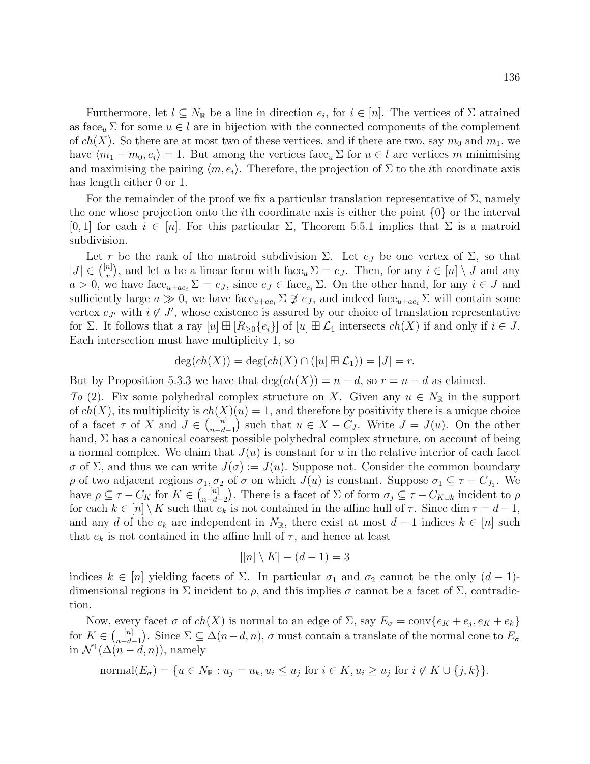Furthermore, let $l \subseteq N_{\mathbb{R}}$ be a line in direction $e_i$, for $i \in [n]$. The vertices of $\Sigma$ attained as $\text{face}_u \Sigma$ for some $u \in l$ are in bijection with the connected components of the complement of $ch(X)$. So there are at most two of these vertices, and if there are two, say $m_0$ and $m_1$, we have $\langle m_1 - m_0, e_i \rangle = 1$. But among the vertices $\text{face}_u \Sigma$ for $u \in l$ are vertices $m$ minimising and maximising the pairing $\langle m, e_i \rangle$. Therefore, the projection of $\Sigma$ to the $i$th coordinate axis has length either 0 or 1.

For the remainder of the proof we fix a particular translation representative of $\Sigma$, namely the one whose projection onto the $i$th coordinate axis is either the point $\{0\}$ or the interval $[0, 1]$ for each $i \in [n]$. For this particular $\Sigma$, Theorem 5.5.1 implies that $\Sigma$ is a matroid subdivision.

Let $r$ be the rank of the matroid subdivision $\Sigma$. Let $e_J$ be one vertex of $\Sigma$, so that $|J| \in \binom{[n]}{r}$, and let $u$ be a linear form with $\text{face}_u \Sigma = e_J$. Then, for any $i \in [n] \setminus J$ and any $a > 0$, we have $\text{face}_{u+ae_i} \Sigma = e_J$, since $e_J \in \text{face}_{e_i} \Sigma$. On the other hand, for any $i \in J$ and sufficiently large $a \gg 0$, we have $\text{face}_{u+ae_i} \Sigma \not\ni e_J$, and indeed $\text{face}_{u+ae_i} \Sigma$ will contain some vertex $e_{J'}$ with $i \notin J'$, whose existence is assured by our choice of translation representative for $\Sigma$. It follows that a ray $[u] \boxplus [R_{\geq 0}\{e_i\}]$ of $[u] \boxplus \mathcal{L}_1$ intersects $ch(X)$ if and only if $i \in J$. Each intersection must have multiplicity 1, so

$$\deg(ch(X)) = \deg(ch(X) \cap ([u] \boxplus \mathcal{L}_1)) = |J| = r.$$

But by Proposition 5.3.3 we have that $\deg(ch(X)) = n - d$, so $r = n - d$ as claimed.

*To* (2). Fix some polyhedral complex structure on $X$. Given any $u \in N_{\mathbb{R}}$ in the support of $ch(X)$, its multiplicity is $ch(X)(u) = 1$, and therefore by positivity there is a unique choice of a facet $\tau$ of $X$ and $J \in \binom{[n]}{n-d-1}$ such that $u \in X - C_J$. Write $J = J(u)$. On the other hand, $\Sigma$ has a canonical coarsest possible polyhedral complex structure, on account of being a normal complex. We claim that $J(u)$ is constant for $u$ in the relative interior of each facet $\sigma$ of $\Sigma$, and thus we can write $J(\sigma) := J(u)$. Suppose not. Consider the common boundary $\rho$ of two adjacent regions $\sigma_1, \sigma_2$ of $\sigma$ on which $J(u)$ is constant. Suppose $\sigma_1 \subseteq \tau - C_{J_1}$. We have $\rho \subseteq \tau - C_K$ for $K \in \binom{[n]}{n-d-2}$. There is a facet of $\Sigma$ of form $\sigma_j \subseteq \tau - C_{K \cup k}$ incident to $\rho$ for each $k \in [n] \setminus K$ such that $e_k$ is not contained in the affine hull of $\tau$. Since $\dim \tau = d - 1$, and any $d$ of the $e_k$ are independent in $N_{\mathbb{R}}$, there exist at most $d - 1$ indices $k \in [n]$ such that $e_k$ is not contained in the affine hull of $\tau$, and hence at least

$$|[n] \setminus K| - (d - 1) = 3$$

indices $k \in [n]$ yielding facets of $\Sigma$. In particular $\sigma_1$ and $\sigma_2$ cannot be the only $(d-1)$-dimensional regions in $\Sigma$ incident to $\rho$, and this implies $\sigma$ cannot be a facet of $\Sigma$, contradiction.

Now, every facet $\sigma$ of $ch(X)$ is normal to an edge of $\Sigma$, say $E_\sigma = \text{conv}\{e_K + e_j, e_K + e_k\}$ for $K \in \binom{[n]}{n-d-1}$. Since $\Sigma \subseteq \Delta(n-d, n)$, $\sigma$ must contain a translate of the normal cone to $E_\sigma$ in $\mathcal{N}^1(\Delta(n-d, n))$, namely

$$\text{normal}(E_\sigma) = \{u \in N_{\mathbb{R}} : u_j = u_k, u_i \leq u_j \text{ for } i \in K, u_i \geq u_j \text{ for } i \notin K \cup \{j, k\}\}.$$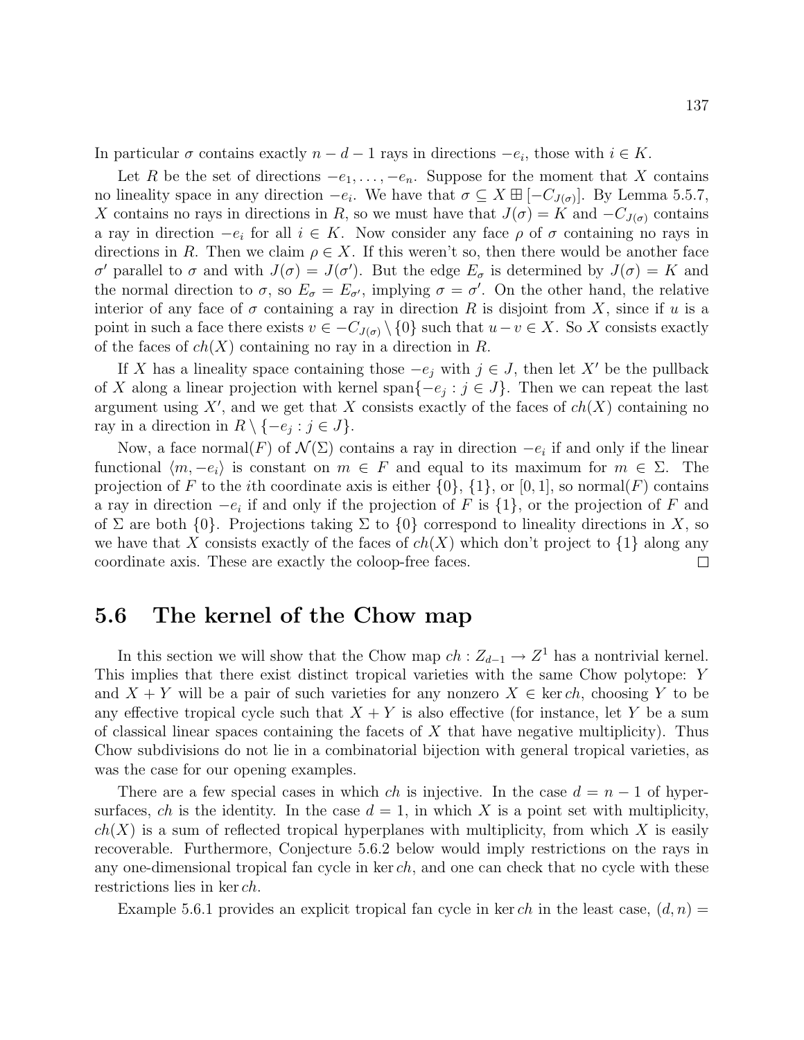In particular $\sigma$ contains exactly $n-d-1$ rays in directions $-e_i$, those with $i \in K$.

Let $R$ be the set of directions $-e_1, \ldots, -e_n$. Suppose for the moment that $X$ contains no lineality space in any direction $-e_i$. We have that $\sigma \subseteq X \boxplus [-C_{J(\sigma)}]$. By Lemma 5.5.7, $X$ contains no rays in directions in $R$, so we must have that $J(\sigma) = K$ and $-C_{J(\sigma)}$ contains a ray in direction $-e_i$ for all $i \in K$. Now consider any face $\rho$ of $\sigma$ containing no rays in directions in $R$. Then we claim $\rho \in X$. If this weren't so, then there would be another face $\sigma'$ parallel to $\sigma$ and with $J(\sigma) = J(\sigma')$. But the edge $E_\sigma$ is determined by $J(\sigma) = K$ and the normal direction to $\sigma$, so $E_\sigma = E_{\sigma'}$, implying $\sigma = \sigma'$. On the other hand, the relative interior of any face of $\sigma$ containing a ray in direction $R$ is disjoint from $X$, since if $u$ is a point in such a face there exists $v \in -C_{J(\sigma)} \setminus \{0\}$ such that $u - v \in X$. So $X$ consists exactly of the faces of $ch(X)$ containing no ray in a direction in $R$.

If $X$ has a lineality space containing those $-e_j$ with $j \in J$, then let $X'$ be the pullback of $X$ along a linear projection with kernel $\operatorname{span}\{-e_j : j \in J\}$. Then we can repeat the last argument using $X'$, and we get that $X$ consists exactly of the faces of $ch(X)$ containing no ray in a direction in $R \setminus \{-e_j : j \in J\}$.

Now, a face $\operatorname{normal}(F)$ of $\mathcal{N}(\Sigma)$ contains a ray in direction $-e_i$ if and only if the linear functional $\langle m, -e_i \rangle$ is constant on $m \in F$ and equal to its maximum for $m \in \Sigma$. The projection of $F$ to the $i$th coordinate axis is either $\{0\}$, $\{1\}$, or $[0,1]$, so $\operatorname{normal}(F)$ contains a ray in direction $-e_i$ if and only if the projection of $F$ is $\{1\}$, or the projection of $F$ and of $\Sigma$ are both $\{0\}$. Projections taking $\Sigma$ to $\{0\}$ correspond to lineality directions in $X$, so we have that $X$ consists exactly of the faces of $ch(X)$ which don't project to $\{1\}$ along any coordinate axis. These are exactly the coloop-free faces. □

## 5.6 The kernel of the Chow map

In this section we will show that the Chow map $ch : Z_{d-1} \to Z^1$ has a nontrivial kernel. This implies that there exist distinct tropical varieties with the same Chow polytope: $Y$ and $X + Y$ will be a pair of such varieties for any nonzero $X \in \ker ch$, choosing $Y$ to be any effective tropical cycle such that $X + Y$ is also effective (for instance, let $Y$ be a sum of classical linear spaces containing the facets of $X$ that have negative multiplicity). Thus Chow subdivisions do not lie in a combinatorial bijection with general tropical varieties, as was the case for our opening examples.

There are a few special cases in which $ch$ is injective. In the case $d = n-1$ of hypersurfaces, $ch$ is the identity. In the case $d = 1$, in which $X$ is a point set with multiplicity, $ch(X)$ is a sum of reflected tropical hyperplanes with multiplicity, from which $X$ is easily recoverable. Furthermore, Conjecture 5.6.2 below would imply restrictions on the rays in any one-dimensional tropical fan cycle in $\ker ch$, and one can check that no cycle with these restrictions lies in $\ker ch$.

Example 5.6.1 provides an explicit tropical fan cycle in $\ker ch$ in the least case, $(d, n) =$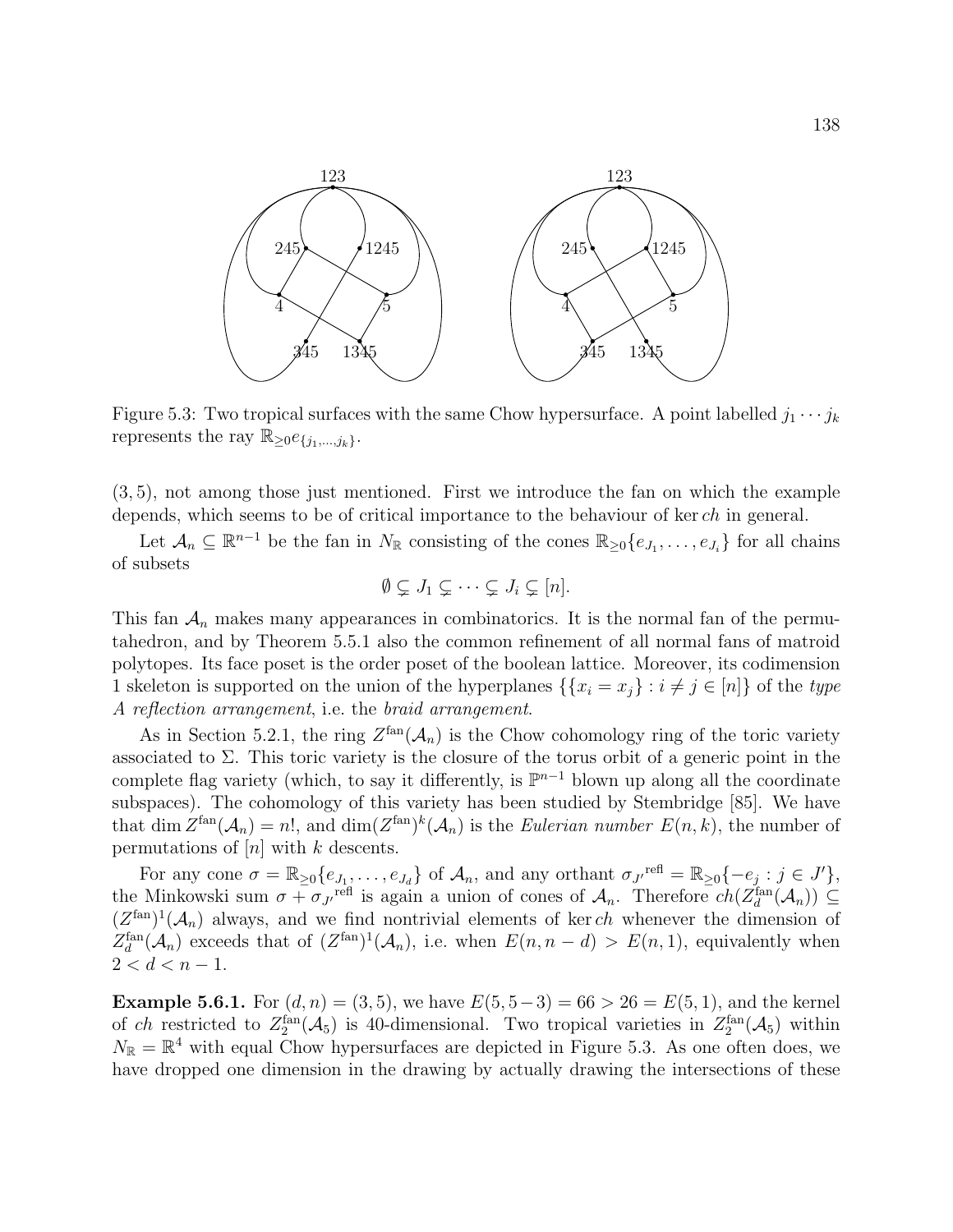Figure 5.3: Two tropical surfaces with the same Chow hypersurface. A point labelled $j_1 \cdots j_k$ represents the ray $\mathbb{R}_{\geq 0} e_{\{j_1,\ldots,j_k\}}$.

$(3,5)$, not among those just mentioned. First we introduce the fan on which the example depends, which seems to be of critical importance to the behaviour of $\ker ch$ in general.

Let $\mathcal{A}_n \subseteq \mathbb{R}^{n-1}$ be the fan in $N_\mathbb{R}$ consisting of the cones $\mathbb{R}_{\geq 0}\{e_{J_1}, \ldots, e_{J_i}\}$ for all chains of subsets

$$\emptyset \subsetneq J_1 \subsetneq \cdots \subsetneq J_i \subsetneq [n].$$

This fan $\mathcal{A}_n$ makes many appearances in combinatorics. It is the normal fan of the permutahedron, and by Theorem 5.5.1 also the common refinement of all normal fans of matroid polytopes. Its face poset is the order poset of the boolean lattice. Moreover, its codimension 1 skeleton is supported on the union of the hyperplanes $\{\{x_i = x_j\} : i \neq j \in [n]\}$ of the *type A reflection arrangement*, i.e. the *braid arrangement*.

As in Section 5.2.1, the ring $Z^{\text{fan}}(\mathcal{A}_n)$ is the Chow cohomology ring of the toric variety associated to $\Sigma$. This toric variety is the closure of the torus orbit of a generic point in the complete flag variety (which, to say it differently, is $\mathbb{P}^{n-1}$ blown up along all the coordinate subspaces). The cohomology of this variety has been studied by Stembridge [85]. We have that $\dim Z^{\text{fan}}(\mathcal{A}_n) = n!$, and $\dim(Z^{\text{fan}})^k(\mathcal{A}_n)$ is the *Eulerian number* $E(n,k)$, the number of permutations of $[n]$ with $k$ descents.

For any cone $\sigma = \mathbb{R}_{\geq 0}\{e_{J_1}, \ldots, e_{J_d}\}$ of $\mathcal{A}_n$, and any orthant $\sigma_{J'}{}^{\text{refl}} = \mathbb{R}_{\geq 0}\{-e_j : j \in J'\}$, the Minkowski sum $\sigma + \sigma_{J'}{}^{\text{refl}}$ is again a union of cones of $\mathcal{A}_n$. Therefore $ch(Z_d^{\text{fan}}(\mathcal{A}_n)) \subseteq (Z^{\text{fan}})^1(\mathcal{A}_n)$ always, and we find nontrivial elements of $\ker ch$ whenever the dimension of $Z_d^{\text{fan}}(\mathcal{A}_n)$ exceeds that of $(Z^{\text{fan}})^1(\mathcal{A}_n)$, i.e. when $E(n, n-d) > E(n,1)$, equivalently when $2 < d < n-1$.

**Example 5.6.1.** For $(d,n) = (3,5)$, we have $E(5, 5-3) = 66 > 26 = E(5,1)$, and the kernel of $ch$ restricted to $Z_2^{\text{fan}}(\mathcal{A}_5)$ is 40-dimensional. Two tropical varieties in $Z_2^{\text{fan}}(\mathcal{A}_5)$ within $N_\mathbb{R} = \mathbb{R}^4$ with equal Chow hypersurfaces are depicted in Figure 5.3. As one often does, we have dropped one dimension in the drawing by actually drawing the intersections of these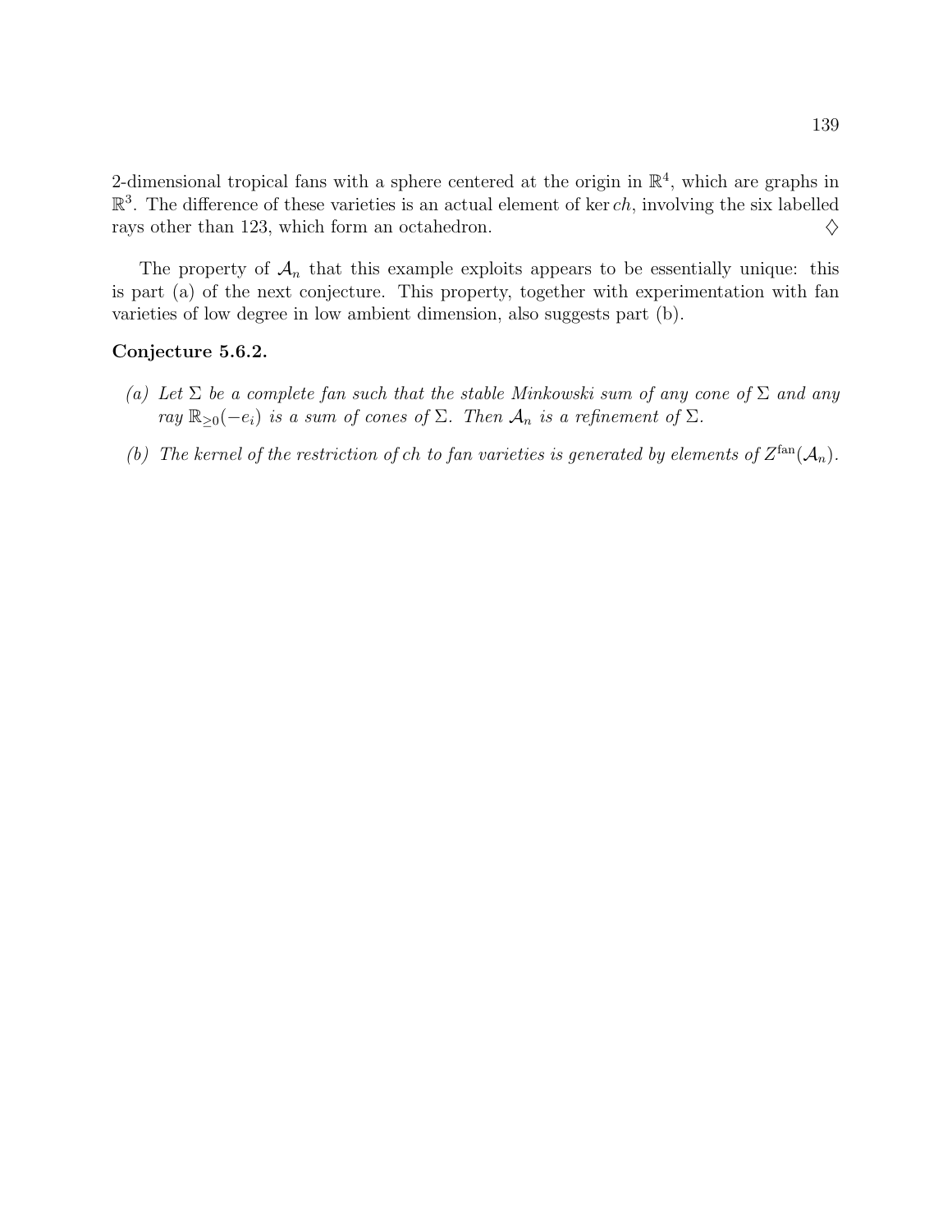2-dimensional tropical fans with a sphere centered at the origin in $\mathbb{R}^4$, which are graphs in $\mathbb{R}^3$. The difference of these varieties is an actual element of $\ker ch$, involving the six labelled rays other than 123, which form an octahedron. $\diamondsuit$

The property of $\mathcal{A}_n$ that this example exploits appears to be essentially unique: this is part (a) of the next conjecture. This property, together with experimentation with fan varieties of low degree in low ambient dimension, also suggests part (b).

**Conjecture 5.6.2.**

*(a) Let $\Sigma$ be a complete fan such that the stable Minkowski sum of any cone of $\Sigma$ and any ray $\mathbb{R}_{\geq 0}(-e_i)$ is a sum of cones of $\Sigma$. Then $\mathcal{A}_n$ is a refinement of $\Sigma$.*

*(b) The kernel of the restriction of $ch$ to fan varieties is generated by elements of $Z^{\text{fan}}(\mathcal{A}_n)$.*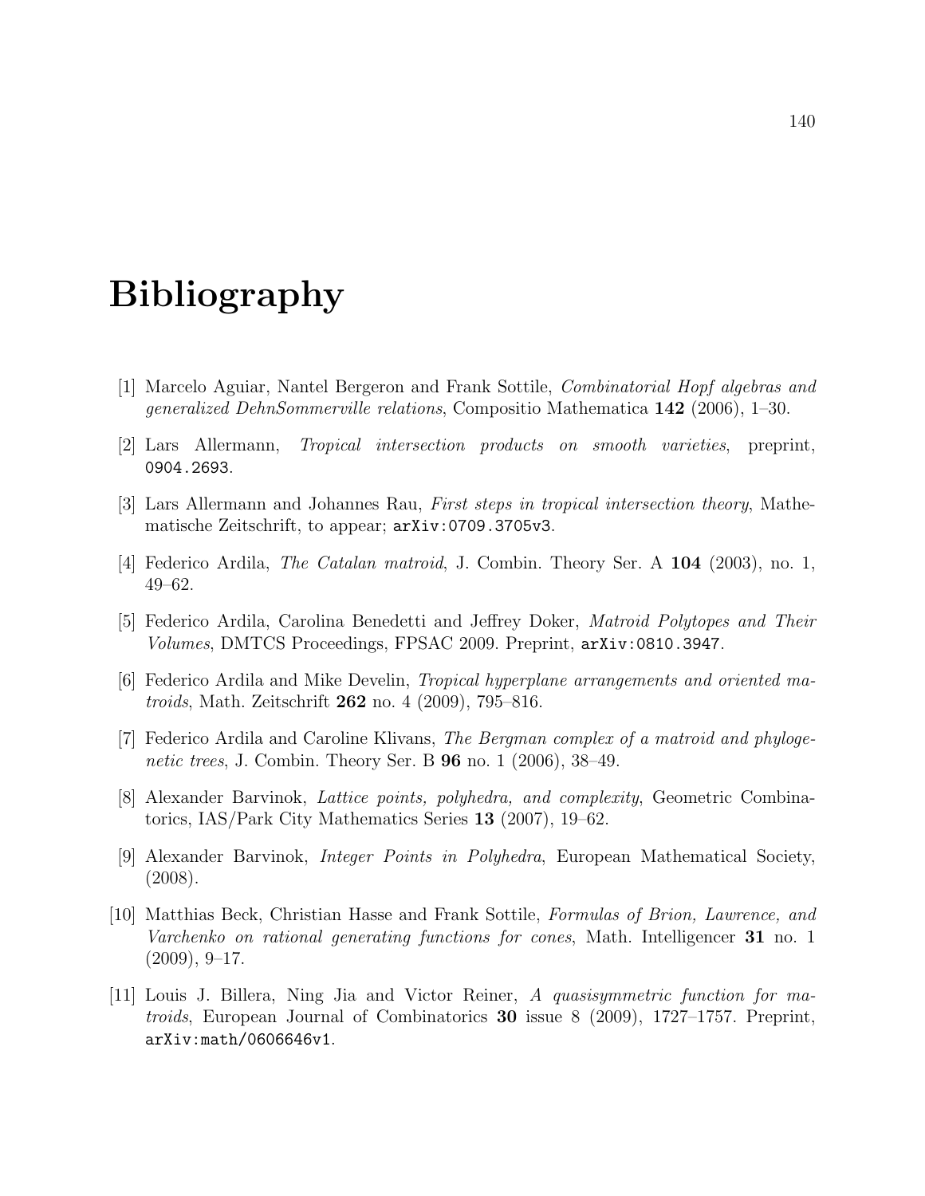# Bibliography

[1] Marcelo Aguiar, Nantel Bergeron and Frank Sottile, *Combinatorial Hopf algebras and generalized DehnSommerville relations*, Compositio Mathematica **142** (2006), 1–30.

[2] Lars Allermann, *Tropical intersection products on smooth varieties*, preprint, `0904.2693`.

[3] Lars Allermann and Johannes Rau, *First steps in tropical intersection theory*, Mathematische Zeitschrift, to appear; `arXiv:0709.3705v3`.

[4] Federico Ardila, *The Catalan matroid*, J. Combin. Theory Ser. A **104** (2003), no. 1, 49–62.

[5] Federico Ardila, Carolina Benedetti and Jeffrey Doker, *Matroid Polytopes and Their Volumes*, DMTCS Proceedings, FPSAC 2009. Preprint, `arXiv:0810.3947`.

[6] Federico Ardila and Mike Develin, *Tropical hyperplane arrangements and oriented matroids*, Math. Zeitschrift **262** no. 4 (2009), 795–816.

[7] Federico Ardila and Caroline Klivans, *The Bergman complex of a matroid and phylogenetic trees*, J. Combin. Theory Ser. B **96** no. 1 (2006), 38–49.

[8] Alexander Barvinok, *Lattice points, polyhedra, and complexity*, Geometric Combinatorics, IAS/Park City Mathematics Series **13** (2007), 19–62.

[9] Alexander Barvinok, *Integer Points in Polyhedra*, European Mathematical Society, (2008).

[10] Matthias Beck, Christian Hasse and Frank Sottile, *Formulas of Brion, Lawrence, and Varchenko on rational generating functions for cones*, Math. Intelligencer **31** no. 1 (2009), 9–17.

[11] Louis J. Billera, Ning Jia and Victor Reiner, *A quasisymmetric function for matroids*, European Journal of Combinatorics **30** issue 8 (2009), 1727–1757. Preprint, `arXiv:math/0606646v1`.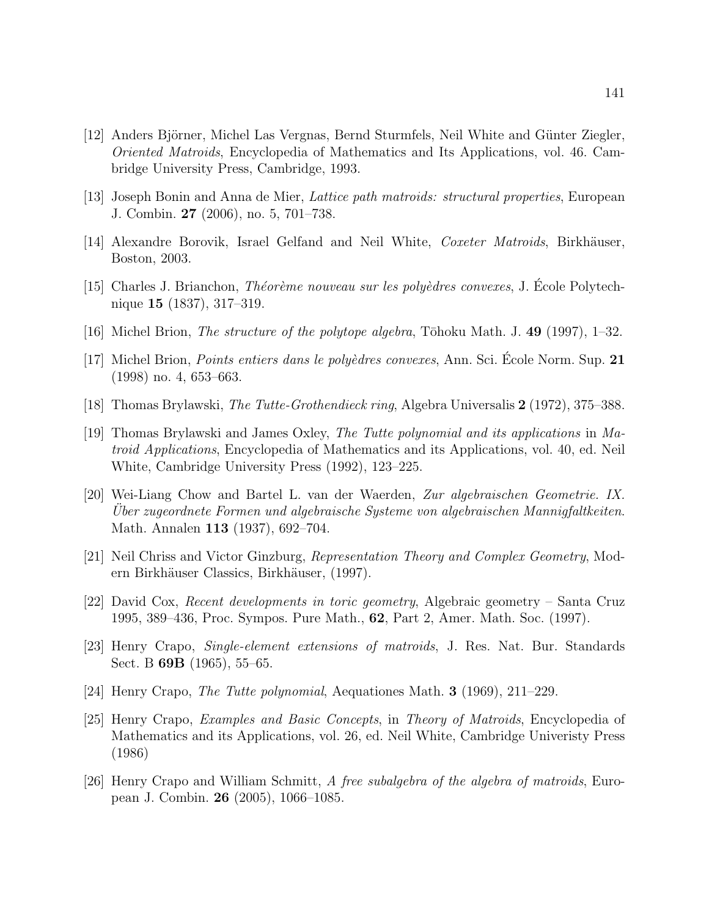[12] Anders Björner, Michel Las Vergnas, Bernd Sturmfels, Neil White and Günter Ziegler, *Oriented Matroids*, Encyclopedia of Mathematics and Its Applications, vol. 46. Cambridge University Press, Cambridge, 1993.

[13] Joseph Bonin and Anna de Mier, *Lattice path matroids: structural properties*, European J. Combin. **27** (2006), no. 5, 701–738.

[14] Alexandre Borovik, Israel Gelfand and Neil White, *Coxeter Matroids*, Birkhäuser, Boston, 2003.

[15] Charles J. Brianchon, *Théorème nouveau sur les polyèdres convexes*, J. École Polytechnique **15** (1837), 317–319.

[16] Michel Brion, *The structure of the polytope algebra*, Tōhoku Math. J. **49** (1997), 1–32.

[17] Michel Brion, *Points entiers dans le polyèdres convexes*, Ann. Sci. École Norm. Sup. **21** (1998) no. 4, 653–663.

[18] Thomas Brylawski, *The Tutte-Grothendieck ring*, Algebra Universalis **2** (1972), 375–388.

[19] Thomas Brylawski and James Oxley, *The Tutte polynomial and its applications* in *Matroid Applications*, Encyclopedia of Mathematics and its Applications, vol. 40, ed. Neil White, Cambridge University Press (1992), 123–225.

[20] Wei-Liang Chow and Bartel L. van der Waerden, *Zur algebraischen Geometrie. IX. Über zugeordnete Formen und algebraische Systeme von algebraischen Mannigfaltkeiten*. Math. Annalen **113** (1937), 692–704.

[21] Neil Chriss and Victor Ginzburg, *Representation Theory and Complex Geometry*, Modern Birkhäuser Classics, Birkhäuser, (1997).

[22] David Cox, *Recent developments in toric geometry*, Algebraic geometry – Santa Cruz 1995, 389–436, Proc. Sympos. Pure Math., **62**, Part 2, Amer. Math. Soc. (1997).

[23] Henry Crapo, *Single-element extensions of matroids*, J. Res. Nat. Bur. Standards Sect. B **69B** (1965), 55–65.

[24] Henry Crapo, *The Tutte polynomial*, Aequationes Math. **3** (1969), 211–229.

[25] Henry Crapo, *Examples and Basic Concepts*, in *Theory of Matroids*, Encyclopedia of Mathematics and its Applications, vol. 26, ed. Neil White, Cambridge Univeristy Press (1986)

[26] Henry Crapo and William Schmitt, *A free subalgebra of the algebra of matroids*, European J. Combin. **26** (2005), 1066–1085.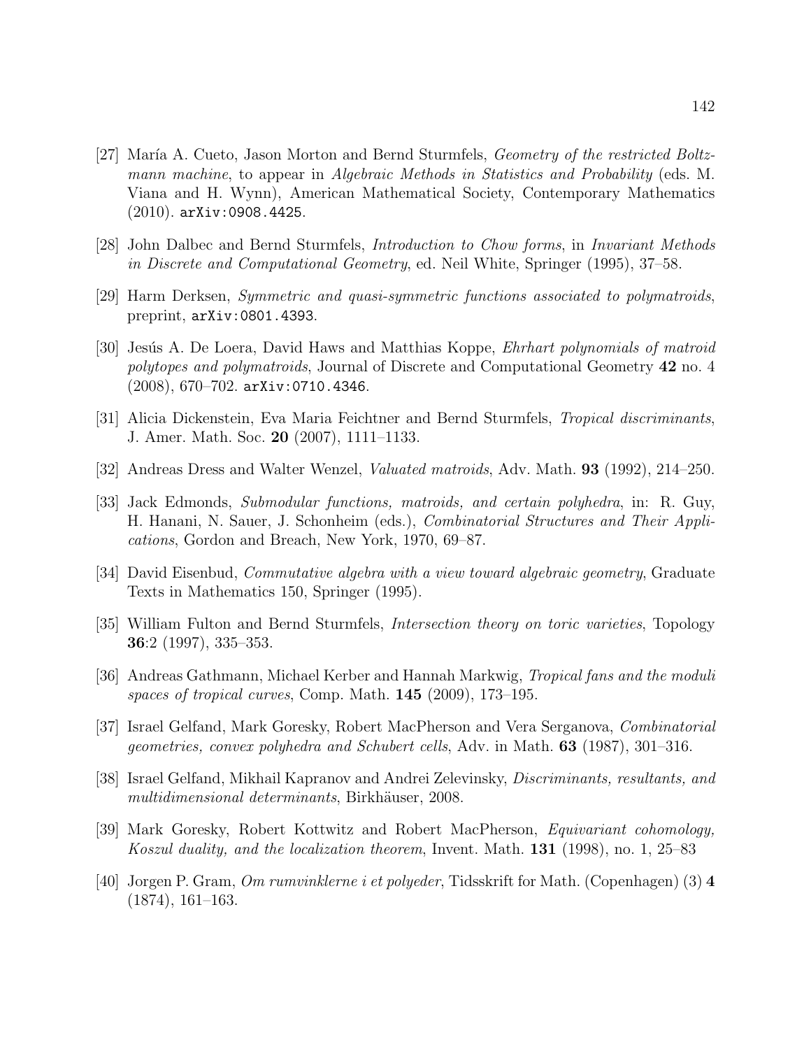[27] María A. Cueto, Jason Morton and Bernd Sturmfels, *Geometry of the restricted Boltzmann machine*, to appear in *Algebraic Methods in Statistics and Probability* (eds. M. Viana and H. Wynn), American Mathematical Society, Contemporary Mathematics (2010). `arXiv:0908.4425`.

[28] John Dalbec and Bernd Sturmfels, *Introduction to Chow forms*, in *Invariant Methods in Discrete and Computational Geometry*, ed. Neil White, Springer (1995), 37–58.

[29] Harm Derksen, *Symmetric and quasi-symmetric functions associated to polymatroids*, preprint, `arXiv:0801.4393`.

[30] Jesús A. De Loera, David Haws and Matthias Koppe, *Ehrhart polynomials of matroid polytopes and polymatroids*, Journal of Discrete and Computational Geometry **42** no. 4 (2008), 670–702. `arXiv:0710.4346`.

[31] Alicia Dickenstein, Eva Maria Feichtner and Bernd Sturmfels, *Tropical discriminants*, J. Amer. Math. Soc. **20** (2007), 1111–1133.

[32] Andreas Dress and Walter Wenzel, *Valuated matroids*, Adv. Math. **93** (1992), 214–250.

[33] Jack Edmonds, *Submodular functions, matroids, and certain polyhedra*, in: R. Guy, H. Hanani, N. Sauer, J. Schonheim (eds.), *Combinatorial Structures and Their Applications*, Gordon and Breach, New York, 1970, 69–87.

[34] David Eisenbud, *Commutative algebra with a view toward algebraic geometry*, Graduate Texts in Mathematics 150, Springer (1995).

[35] William Fulton and Bernd Sturmfels, *Intersection theory on toric varieties*, Topology **36**:2 (1997), 335–353.

[36] Andreas Gathmann, Michael Kerber and Hannah Markwig, *Tropical fans and the moduli spaces of tropical curves*, Comp. Math. **145** (2009), 173–195.

[37] Israel Gelfand, Mark Goresky, Robert MacPherson and Vera Serganova, *Combinatorial geometries, convex polyhedra and Schubert cells*, Adv. in Math. **63** (1987), 301–316.

[38] Israel Gelfand, Mikhail Kapranov and Andrei Zelevinsky, *Discriminants, resultants, and multidimensional determinants*, Birkhäuser, 2008.

[39] Mark Goresky, Robert Kottwitz and Robert MacPherson, *Equivariant cohomology, Koszul duality, and the localization theorem*, Invent. Math. **131** (1998), no. 1, 25–83

[40] Jorgen P. Gram, *Om rumvinklerne i et polyeder*, Tidsskrift for Math. (Copenhagen) (3) **4** (1874), 161–163.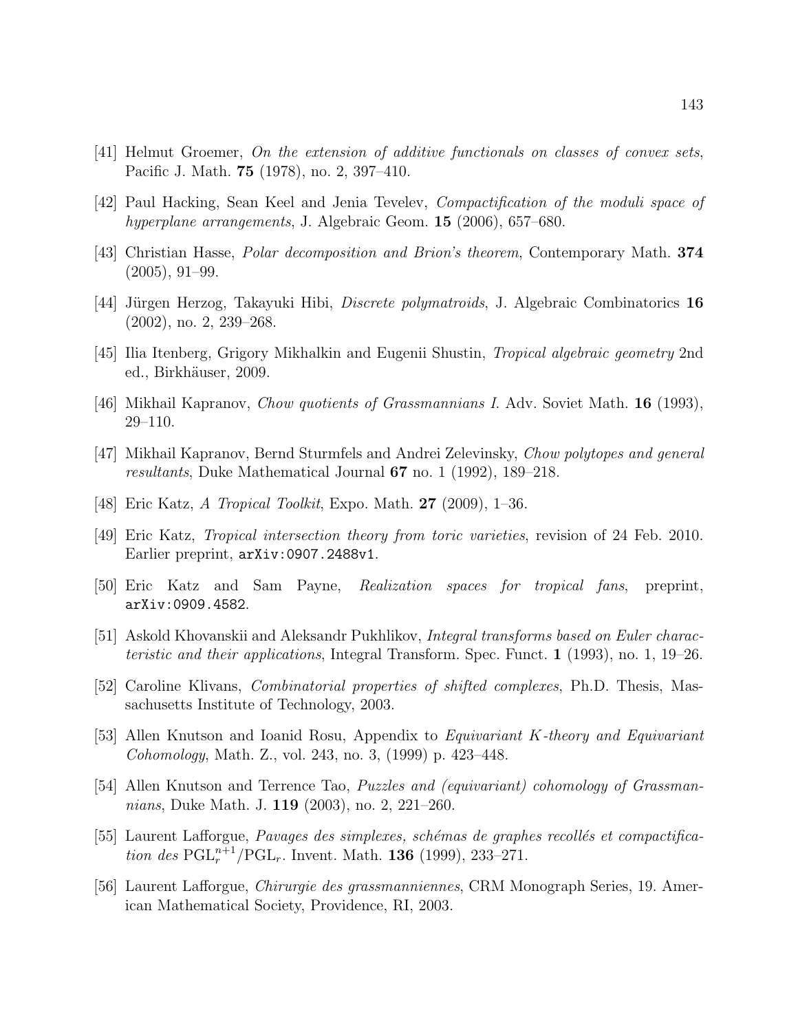[41] Helmut Groemer, *On the extension of additive functionals on classes of convex sets*, Pacific J. Math. **75** (1978), no. 2, 397–410.

[42] Paul Hacking, Sean Keel and Jenia Tevelev, *Compactification of the moduli space of hyperplane arrangements*, J. Algebraic Geom. **15** (2006), 657–680.

[43] Christian Hasse, *Polar decomposition and Brion's theorem*, Contemporary Math. **374** (2005), 91–99.

[44] Jürgen Herzog, Takayuki Hibi, *Discrete polymatroids*, J. Algebraic Combinatorics **16** (2002), no. 2, 239–268.

[45] Ilia Itenberg, Grigory Mikhalkin and Eugenii Shustin, *Tropical algebraic geometry* 2nd ed., Birkhäuser, 2009.

[46] Mikhail Kapranov, *Chow quotients of Grassmannians I*. Adv. Soviet Math. **16** (1993), 29–110.

[47] Mikhail Kapranov, Bernd Sturmfels and Andrei Zelevinsky, *Chow polytopes and general resultants*, Duke Mathematical Journal **67** no. 1 (1992), 189–218.

[48] Eric Katz, *A Tropical Toolkit*, Expo. Math. **27** (2009), 1–36.

[49] Eric Katz, *Tropical intersection theory from toric varieties*, revision of 24 Feb. 2010. Earlier preprint, `arXiv:0907.2488v1`.

[50] Eric Katz and Sam Payne, *Realization spaces for tropical fans*, preprint, `arXiv:0909.4582`.

[51] Askold Khovanskii and Aleksandr Pukhlikov, *Integral transforms based on Euler characteristic and their applications*, Integral Transform. Spec. Funct. **1** (1993), no. 1, 19–26.

[52] Caroline Klivans, *Combinatorial properties of shifted complexes*, Ph.D. Thesis, Massachusetts Institute of Technology, 2003.

[53] Allen Knutson and Ioanid Rosu, Appendix to *Equivariant $K$-theory and Equivariant Cohomology*, Math. Z., vol. 243, no. 3, (1999) p. 423–448.

[54] Allen Knutson and Terrence Tao, *Puzzles and (equivariant) cohomology of Grassmannians*, Duke Math. J. **119** (2003), no. 2, 221–260.

[55] Laurent Lafforgue, *Pavages des simplexes, schémas de graphes recollés et compactification des* $\mathrm{PGL}_r^{n+1}/\mathrm{PGL}_r$. Invent. Math. **136** (1999), 233–271.

[56] Laurent Lafforgue, *Chirurgie des grassmanniennes*, CRM Monograph Series, 19. American Mathematical Society, Providence, RI, 2003.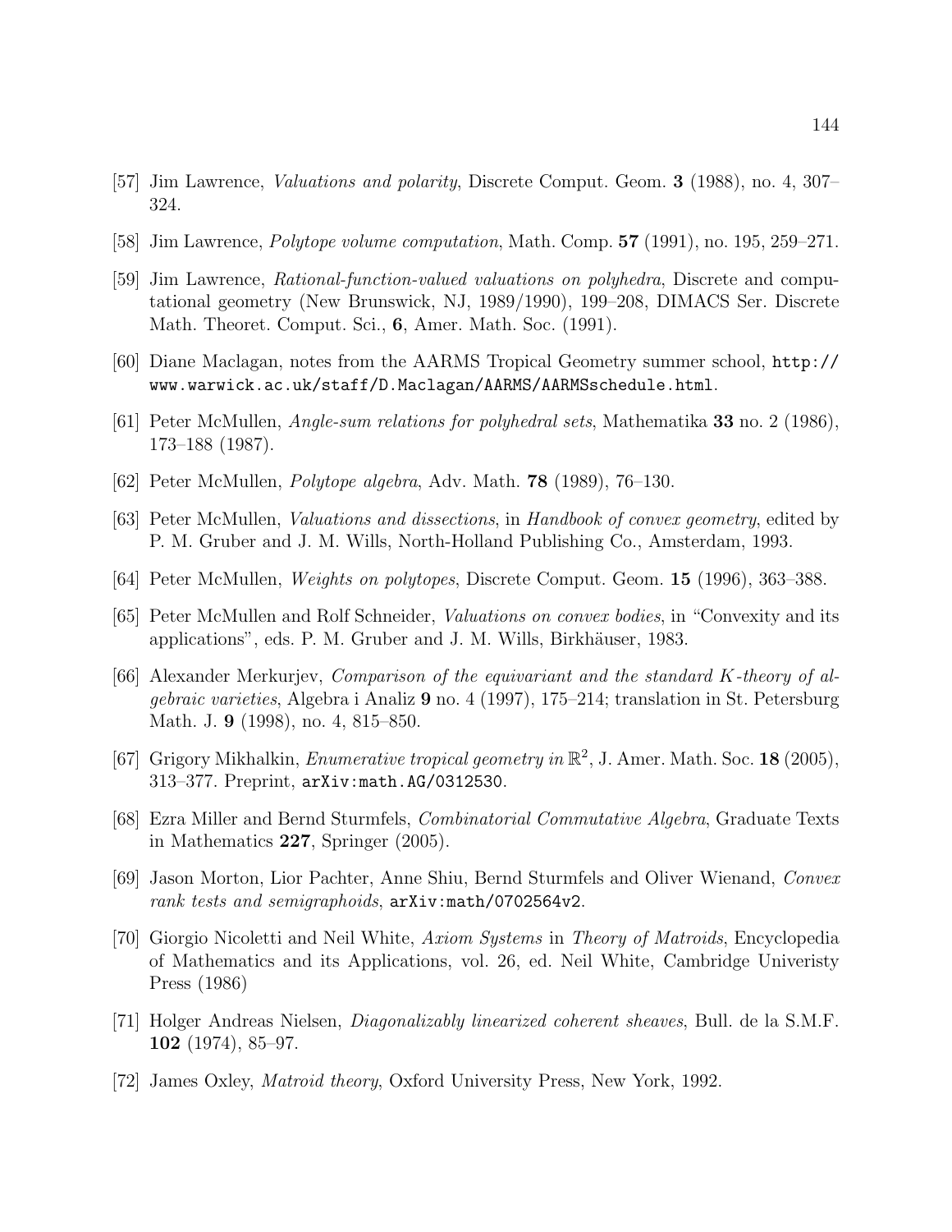[57] Jim Lawrence, *Valuations and polarity*, Discrete Comput. Geom. **3** (1988), no. 4, 307–324.

[58] Jim Lawrence, *Polytope volume computation*, Math. Comp. **57** (1991), no. 195, 259–271.

[59] Jim Lawrence, *Rational-function-valued valuations on polyhedra*, Discrete and computational geometry (New Brunswick, NJ, 1989/1990), 199–208, DIMACS Ser. Discrete Math. Theoret. Comput. Sci., **6**, Amer. Math. Soc. (1991).

[60] Diane Maclagan, notes from the AARMS Tropical Geometry summer school, `http://www.warwick.ac.uk/staff/D.Maclagan/AARMS/AARMSschedule.html`.

[61] Peter McMullen, *Angle-sum relations for polyhedral sets*, Mathematika **33** no. 2 (1986), 173–188 (1987).

[62] Peter McMullen, *Polytope algebra*, Adv. Math. **78** (1989), 76–130.

[63] Peter McMullen, *Valuations and dissections*, in *Handbook of convex geometry*, edited by P. M. Gruber and J. M. Wills, North-Holland Publishing Co., Amsterdam, 1993.

[64] Peter McMullen, *Weights on polytopes*, Discrete Comput. Geom. **15** (1996), 363–388.

[65] Peter McMullen and Rolf Schneider, *Valuations on convex bodies*, in "Convexity and its applications", eds. P. M. Gruber and J. M. Wills, Birkhäuser, 1983.

[66] Alexander Merkurjev, *Comparison of the equivariant and the standard $K$-theory of algebraic varieties*, Algebra i Analiz **9** no. 4 (1997), 175–214; translation in St. Petersburg Math. J. **9** (1998), no. 4, 815–850.

[67] Grigory Mikhalkin, *Enumerative tropical geometry in $\mathbb{R}^2$*, J. Amer. Math. Soc. **18** (2005), 313–377. Preprint, `arXiv:math.AG/0312530`.

[68] Ezra Miller and Bernd Sturmfels, *Combinatorial Commutative Algebra*, Graduate Texts in Mathematics **227**, Springer (2005).

[69] Jason Morton, Lior Pachter, Anne Shiu, Bernd Sturmfels and Oliver Wienand, *Convex rank tests and semigraphoids*, `arXiv:math/0702564v2`.

[70] Giorgio Nicoletti and Neil White, *Axiom Systems* in *Theory of Matroids*, Encyclopedia of Mathematics and its Applications, vol. 26, ed. Neil White, Cambridge Univeristy Press (1986)

[71] Holger Andreas Nielsen, *Diagonalizably linearized coherent sheaves*, Bull. de la S.M.F. **102** (1974), 85–97.

[72] James Oxley, *Matroid theory*, Oxford University Press, New York, 1992.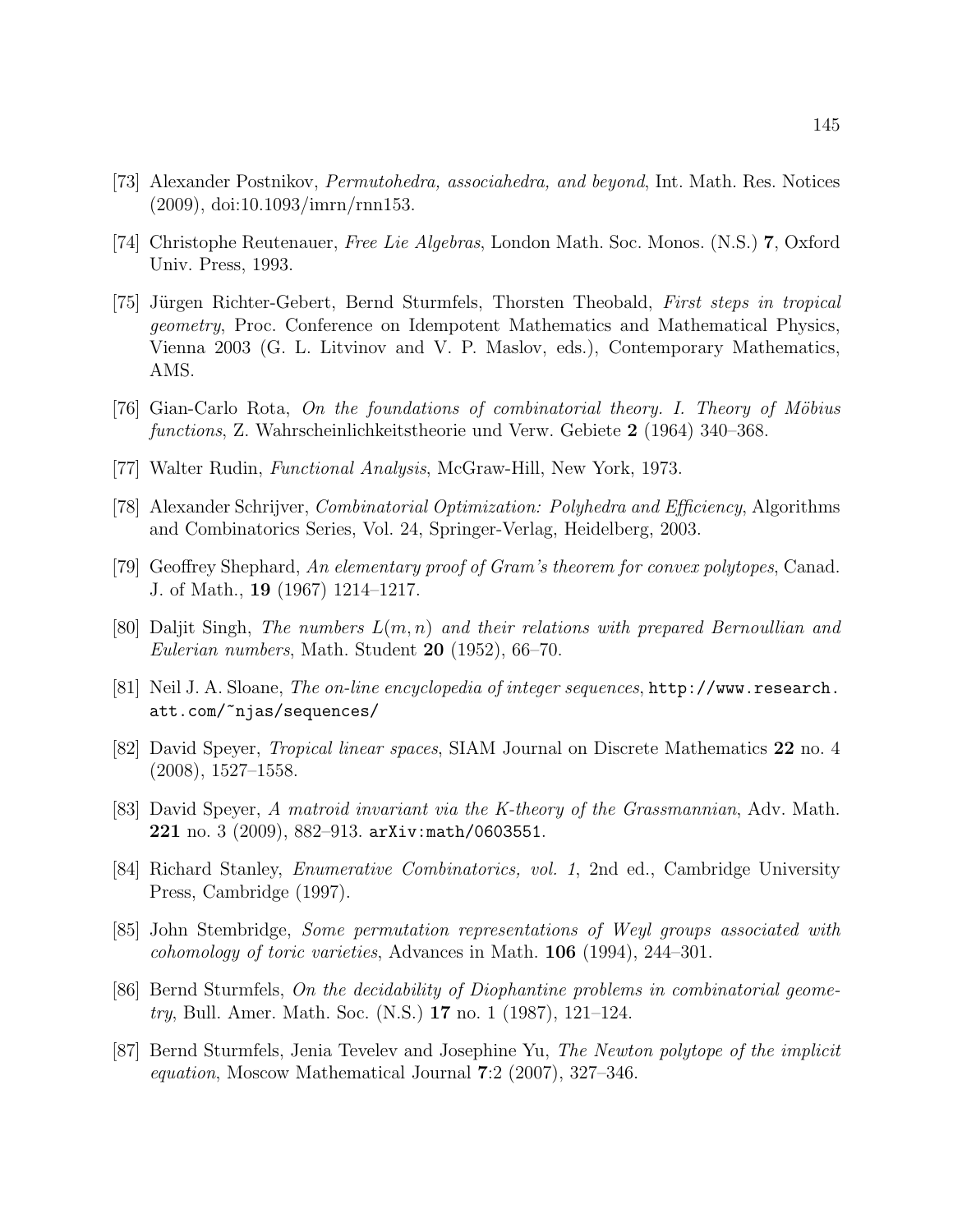[73] Alexander Postnikov, *Permutohedra, associahedra, and beyond*, Int. Math. Res. Notices (2009), doi:10.1093/imrn/rnn153.

[74] Christophe Reutenauer, *Free Lie Algebras*, London Math. Soc. Monos. (N.S.) **7**, Oxford Univ. Press, 1993.

[75] Jürgen Richter-Gebert, Bernd Sturmfels, Thorsten Theobald, *First steps in tropical geometry*, Proc. Conference on Idempotent Mathematics and Mathematical Physics, Vienna 2003 (G. L. Litvinov and V. P. Maslov, eds.), Contemporary Mathematics, AMS.

[76] Gian-Carlo Rota, *On the foundations of combinatorial theory. I. Theory of Möbius functions*, Z. Wahrscheinlichkeitstheorie und Verw. Gebiete **2** (1964) 340–368.

[77] Walter Rudin, *Functional Analysis*, McGraw-Hill, New York, 1973.

[78] Alexander Schrijver, *Combinatorial Optimization: Polyhedra and Efficiency*, Algorithms and Combinatorics Series, Vol. 24, Springer-Verlag, Heidelberg, 2003.

[79] Geoffrey Shephard, *An elementary proof of Gram's theorem for convex polytopes*, Canad. J. of Math., **19** (1967) 1214–1217.

[80] Daljit Singh, *The numbers $L(m, n)$ and their relations with prepared Bernoullian and Eulerian numbers*, Math. Student **20** (1952), 66–70.

[81] Neil J. A. Sloane, *The on-line encyclopedia of integer sequences*, `http://www.research.att.com/~njas/sequences/`

[82] David Speyer, *Tropical linear spaces*, SIAM Journal on Discrete Mathematics **22** no. 4 (2008), 1527–1558.

[83] David Speyer, *A matroid invariant via the K-theory of the Grassmannian*, Adv. Math. **221** no. 3 (2009), 882–913. `arXiv:math/0603551`.

[84] Richard Stanley, *Enumerative Combinatorics, vol. 1*, 2nd ed., Cambridge University Press, Cambridge (1997).

[85] John Stembridge, *Some permutation representations of Weyl groups associated with cohomology of toric varieties*, Advances in Math. **106** (1994), 244–301.

[86] Bernd Sturmfels, *On the decidability of Diophantine problems in combinatorial geometry*, Bull. Amer. Math. Soc. (N.S.) **17** no. 1 (1987), 121–124.

[87] Bernd Sturmfels, Jenia Tevelev and Josephine Yu, *The Newton polytope of the implicit equation*, Moscow Mathematical Journal **7**:2 (2007), 327–346.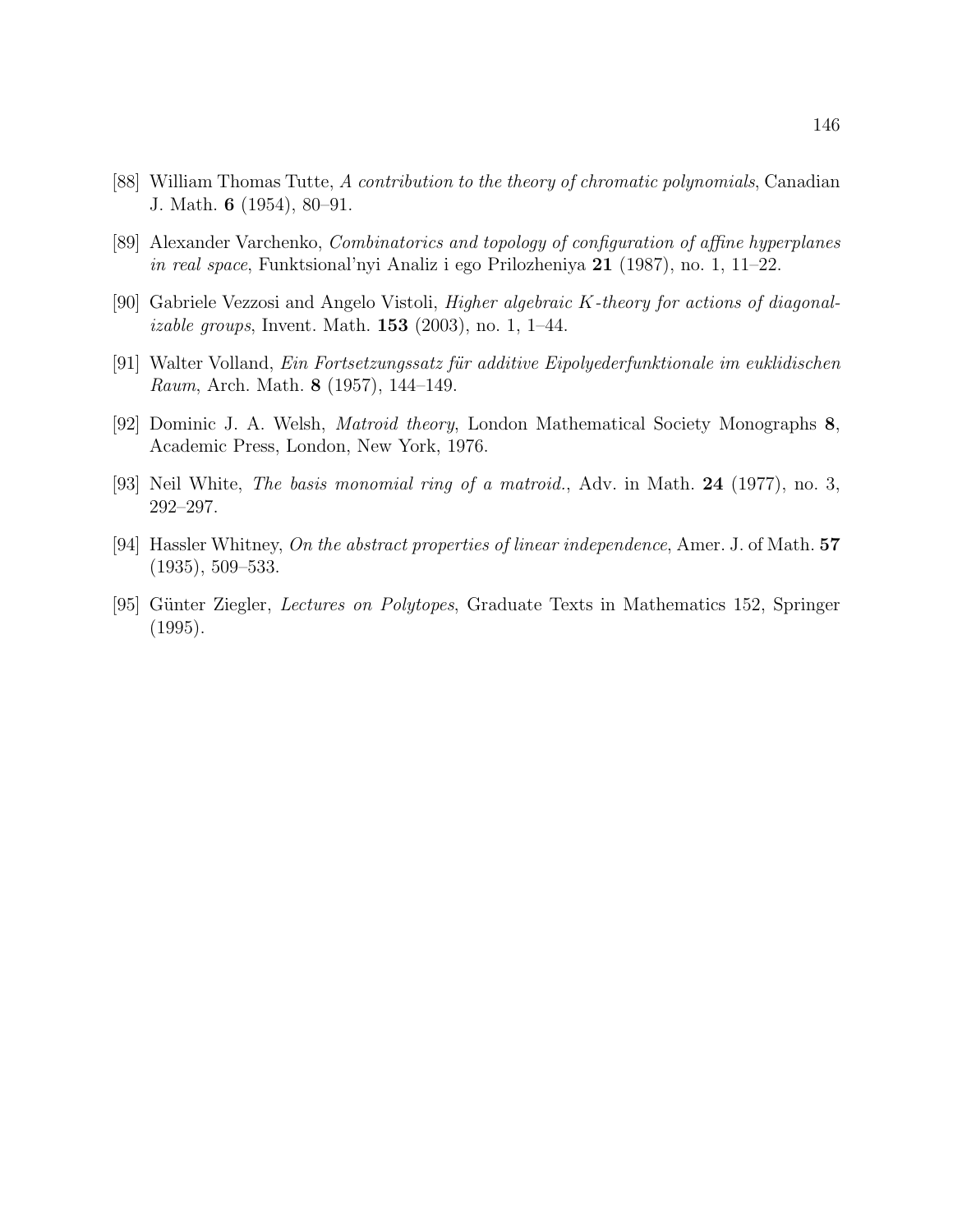[88] William Thomas Tutte, *A contribution to the theory of chromatic polynomials*, Canadian J. Math. **6** (1954), 80–91.

[89] Alexander Varchenko, *Combinatorics and topology of configuration of affine hyperplanes in real space*, Funktsional'nyi Analiz i ego Prilozheniya **21** (1987), no. 1, 11–22.

[90] Gabriele Vezzosi and Angelo Vistoli, *Higher algebraic $K$-theory for actions of diagonalizable groups*, Invent. Math. **153** (2003), no. 1, 1–44.

[91] Walter Volland, *Ein Fortsetzungssatz für additive Eipolyederfunktionale im euklidischen Raum*, Arch. Math. **8** (1957), 144–149.

[92] Dominic J. A. Welsh, *Matroid theory*, London Mathematical Society Monographs **8**, Academic Press, London, New York, 1976.

[93] Neil White, *The basis monomial ring of a matroid.*, Adv. in Math. **24** (1977), no. 3, 292–297.

[94] Hassler Whitney, *On the abstract properties of linear independence*, Amer. J. of Math. **57** (1935), 509–533.

[95] Günter Ziegler, *Lectures on Polytopes*, Graduate Texts in Mathematics 152, Springer (1995).